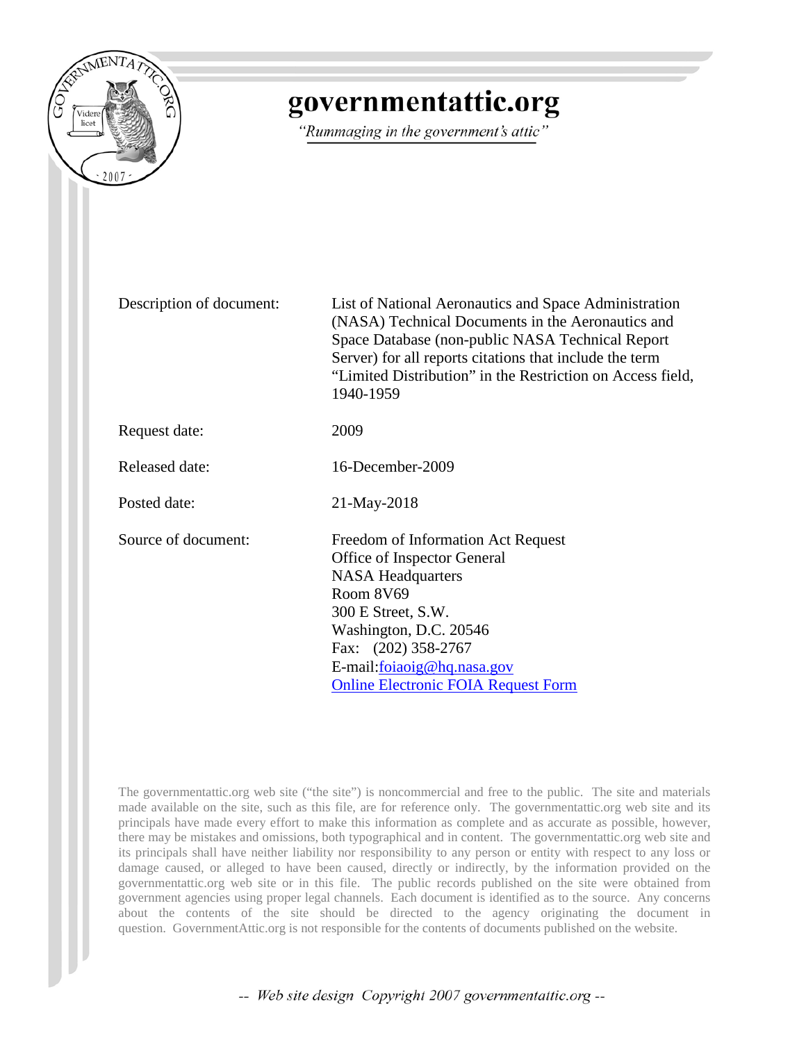# governmentattic.org

*"Rummaging in the government's attic"*

| | |
|---|---|
| Description of document: | List of National Aeronautics and Space Administration (NASA) Technical Documents in the Aeronautics and Space Database (non-public NASA Technical Report Server) for all reports citations that include the term "Limited Distribution" in the Restriction on Access field, 1940-1959 |
| Request date: | 2009 |
| Released date: | 16-December-2009 |
| Posted date: | 21-May-2018 |
| Source of document: | Freedom of Information Act Request<br>Office of Inspector General<br>NASA Headquarters<br>Room 8V69<br>300 E Street, S.W.<br>Washington, D.C. 20546<br>Fax: (202) 358-2767<br>E-mail:foiaoig@hq.nasa.gov<br>Online Electronic FOIA Request Form |

The governmentattic.org web site ("the site") is noncommercial and free to the public. The site and materials made available on the site, such as this file, are for reference only. The governmentattic.org web site and its principals have made every effort to make this information as complete and as accurate as possible, however, there may be mistakes and omissions, both typographical and in content. The governmentattic.org web site and its principals shall have neither liability nor responsibility to any person or entity with respect to any loss or damage caused, or alleged to have been caused, directly or indirectly, by the information provided on the governmentattic.org web site or in this file. The public records published on the site were obtained from government agencies using proper legal channels. Each document is identified as to the source. Any concerns about the contents of the site should be directed to the agency originating the document in question. GovernmentAttic.org is not responsible for the contents of documents published on the website.

*-- Web site design Copyright 2007 governmentattic.org --*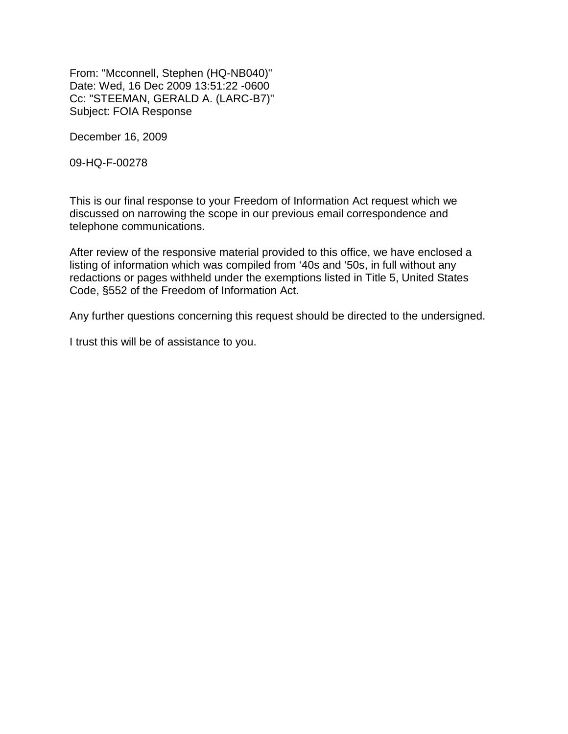From: "Mcconnell, Stephen (HQ-NB040)"
Date: Wed, 16 Dec 2009 13:51:22 -0600
Cc: "STEEMAN, GERALD A. (LARC-B7)"
Subject: FOIA Response

December 16, 2009

09-HQ-F-00278

This is our final response to your Freedom of Information Act request which we discussed on narrowing the scope in our previous email correspondence and telephone communications.

After review of the responsive material provided to this office, we have enclosed a listing of information which was compiled from ‘40s and ‘50s, in full without any redactions or pages withheld under the exemptions listed in Title 5, United States Code, §552 of the Freedom of Information Act.

Any further questions concerning this request should be directed to the undersigned.

I trust this will be of assistance to you.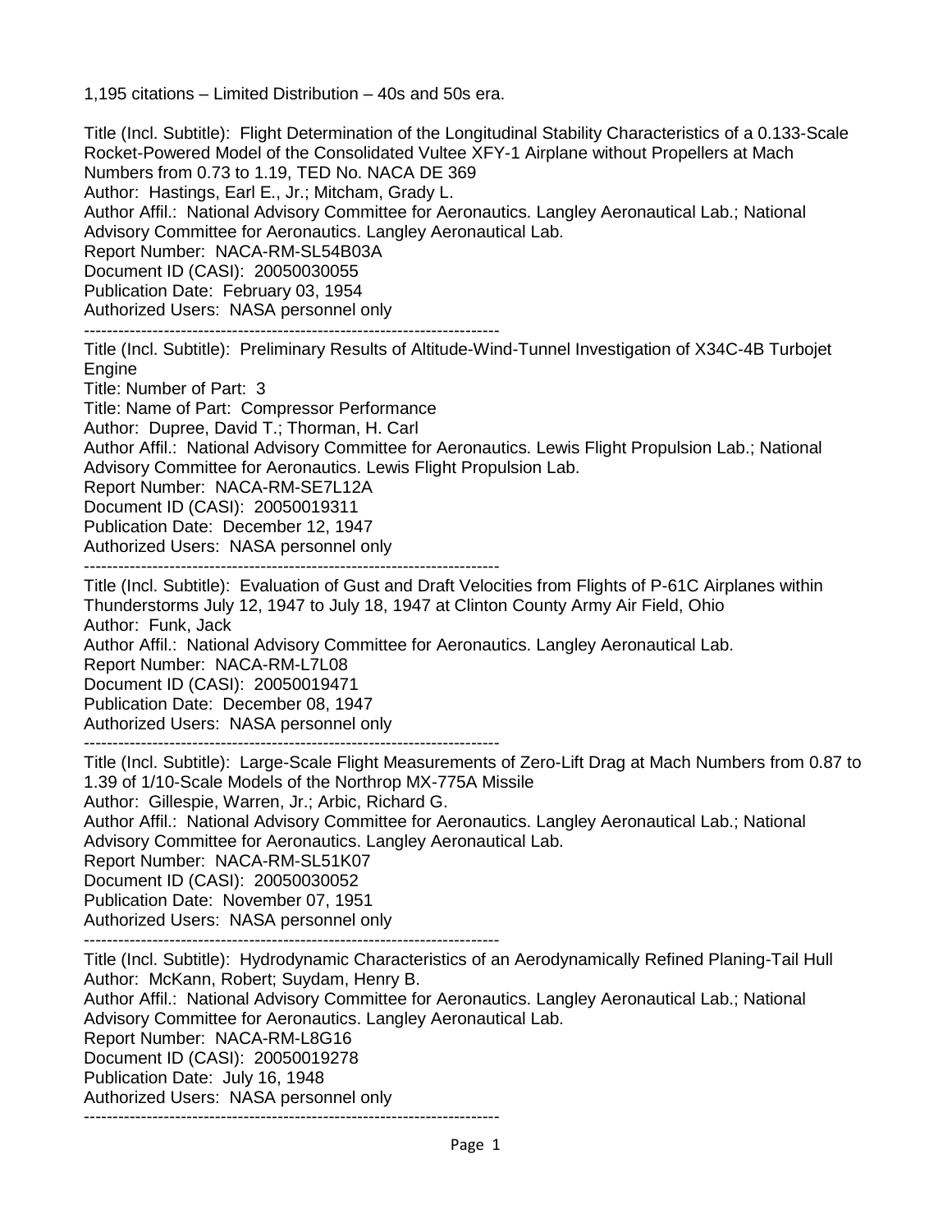1,195 citations – Limited Distribution – 40s and 50s era.

Title (Incl. Subtitle): Flight Determination of the Longitudinal Stability Characteristics of a 0.133-Scale Rocket-Powered Model of the Consolidated Vultee XFY-1 Airplane without Propellers at Mach Numbers from 0.73 to 1.19, TED No. NACA DE 369
Author: Hastings, Earl E., Jr.; Mitcham, Grady L.
Author Affil.: National Advisory Committee for Aeronautics. Langley Aeronautical Lab.; National Advisory Committee for Aeronautics. Langley Aeronautical Lab.
Report Number: NACA-RM-SL54B03A
Document ID (CASI): 20050030055
Publication Date: February 03, 1954
Authorized Users: NASA personnel only

------------------------------------------------------------------------

Title (Incl. Subtitle): Preliminary Results of Altitude-Wind-Tunnel Investigation of X34C-4B Turbojet Engine
Title: Number of Part: 3
Title: Name of Part: Compressor Performance
Author: Dupree, David T.; Thorman, H. Carl
Author Affil.: National Advisory Committee for Aeronautics. Lewis Flight Propulsion Lab.; National Advisory Committee for Aeronautics. Lewis Flight Propulsion Lab.
Report Number: NACA-RM-SE7L12A
Document ID (CASI): 20050019311
Publication Date: December 12, 1947
Authorized Users: NASA personnel only

------------------------------------------------------------------------

Title (Incl. Subtitle): Evaluation of Gust and Draft Velocities from Flights of P-61C Airplanes within Thunderstorms July 12, 1947 to July 18, 1947 at Clinton County Army Air Field, Ohio
Author: Funk, Jack
Author Affil.: National Advisory Committee for Aeronautics. Langley Aeronautical Lab.
Report Number: NACA-RM-L7L08
Document ID (CASI): 20050019471
Publication Date: December 08, 1947
Authorized Users: NASA personnel only

------------------------------------------------------------------------

Title (Incl. Subtitle): Large-Scale Flight Measurements of Zero-Lift Drag at Mach Numbers from 0.87 to 1.39 of 1/10-Scale Models of the Northrop MX-775A Missile
Author: Gillespie, Warren, Jr.; Arbic, Richard G.
Author Affil.: National Advisory Committee for Aeronautics. Langley Aeronautical Lab.; National Advisory Committee for Aeronautics. Langley Aeronautical Lab.
Report Number: NACA-RM-SL51K07
Document ID (CASI): 20050030052
Publication Date: November 07, 1951
Authorized Users: NASA personnel only

------------------------------------------------------------------------

Title (Incl. Subtitle): Hydrodynamic Characteristics of an Aerodynamically Refined Planing-Tail Hull
Author: McKann, Robert; Suydam, Henry B.
Author Affil.: National Advisory Committee for Aeronautics. Langley Aeronautical Lab.; National Advisory Committee for Aeronautics. Langley Aeronautical Lab.
Report Number: NACA-RM-L8G16
Document ID (CASI): 20050019278
Publication Date: July 16, 1948
Authorized Users: NASA personnel only

------------------------------------------------------------------------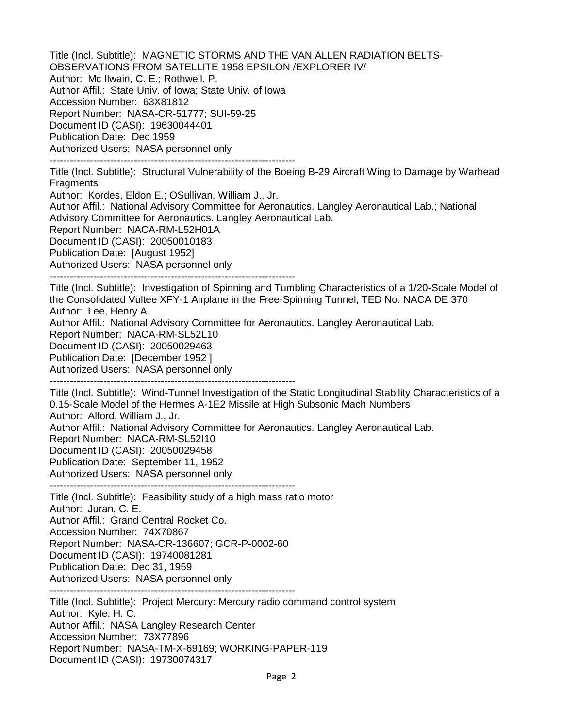Title (Incl. Subtitle): MAGNETIC STORMS AND THE VAN ALLEN RADIATION BELTS- OBSERVATIONS FROM SATELLITE 1958 EPSILON /EXPLORER IV/
Author: Mc Ilwain, C. E.; Rothwell, P.
Author Affil.: State Univ. of Iowa; State Univ. of Iowa
Accession Number: 63X81812
Report Number: NASA-CR-51777; SUI-59-25
Document ID (CASI): 19630044401
Publication Date: Dec 1959
Authorized Users: NASA personnel only

-------------------------------------------------------------------------

Title (Incl. Subtitle): Structural Vulnerability of the Boeing B-29 Aircraft Wing to Damage by Warhead Fragments
Author: Kordes, Eldon E.; OSullivan, William J., Jr.
Author Affil.: National Advisory Committee for Aeronautics. Langley Aeronautical Lab.; National Advisory Committee for Aeronautics. Langley Aeronautical Lab.
Report Number: NACA-RM-L52H01A
Document ID (CASI): 20050010183
Publication Date: [August 1952]
Authorized Users: NASA personnel only

-------------------------------------------------------------------------

Title (Incl. Subtitle): Investigation of Spinning and Tumbling Characteristics of a 1/20-Scale Model of the Consolidated Vultee XFY-1 Airplane in the Free-Spinning Tunnel, TED No. NACA DE 370
Author: Lee, Henry A.
Author Affil.: National Advisory Committee for Aeronautics. Langley Aeronautical Lab.
Report Number: NACA-RM-SL52L10
Document ID (CASI): 20050029463
Publication Date: [December 1952 ]
Authorized Users: NASA personnel only

-------------------------------------------------------------------------

Title (Incl. Subtitle): Wind-Tunnel Investigation of the Static Longitudinal Stability Characteristics of a 0.15-Scale Model of the Hermes A-1E2 Missile at High Subsonic Mach Numbers
Author: Alford, William J., Jr.
Author Affil.: National Advisory Committee for Aeronautics. Langley Aeronautical Lab.
Report Number: NACA-RM-SL52I10
Document ID (CASI): 20050029458
Publication Date: September 11, 1952
Authorized Users: NASA personnel only

-------------------------------------------------------------------------

Title (Incl. Subtitle): Feasibility study of a high mass ratio motor
Author: Juran, C. E.
Author Affil.: Grand Central Rocket Co.
Accession Number: 74X70867
Report Number: NASA-CR-136607; GCR-P-0002-60
Document ID (CASI): 19740081281
Publication Date: Dec 31, 1959
Authorized Users: NASA personnel only

-------------------------------------------------------------------------

Title (Incl. Subtitle): Project Mercury: Mercury radio command control system
Author: Kyle, H. C.
Author Affil.: NASA Langley Research Center
Accession Number: 73X77896
Report Number: NASA-TM-X-69169; WORKING-PAPER-119
Document ID (CASI): 19730074317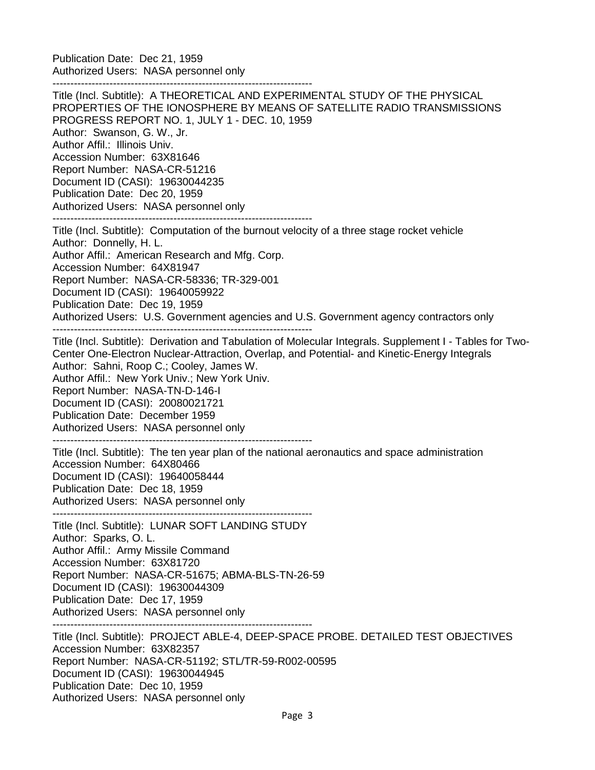Publication Date: Dec 21, 1959
Authorized Users: NASA personnel only

--------------------------------------------------------------------------

Title (Incl. Subtitle): A THEORETICAL AND EXPERIMENTAL STUDY OF THE PHYSICAL PROPERTIES OF THE IONOSPHERE BY MEANS OF SATELLITE RADIO TRANSMISSIONS PROGRESS REPORT NO. 1, JULY 1 - DEC. 10, 1959
Author: Swanson, G. W., Jr.
Author Affil.: Illinois Univ.
Accession Number: 63X81646
Report Number: NASA-CR-51216
Document ID (CASI): 19630044235
Publication Date: Dec 20, 1959
Authorized Users: NASA personnel only

--------------------------------------------------------------------------

Title (Incl. Subtitle): Computation of the burnout velocity of a three stage rocket vehicle
Author: Donnelly, H. L.
Author Affil.: American Research and Mfg. Corp.
Accession Number: 64X81947
Report Number: NASA-CR-58336; TR-329-001
Document ID (CASI): 19640059922
Publication Date: Dec 19, 1959
Authorized Users: U.S. Government agencies and U.S. Government agency contractors only

--------------------------------------------------------------------------

Title (Incl. Subtitle): Derivation and Tabulation of Molecular Integrals. Supplement I - Tables for Two-Center One-Electron Nuclear-Attraction, Overlap, and Potential- and Kinetic-Energy Integrals
Author: Sahni, Roop C.; Cooley, James W.
Author Affil.: New York Univ.; New York Univ.
Report Number: NASA-TN-D-146-I
Document ID (CASI): 20080021721
Publication Date: December 1959
Authorized Users: NASA personnel only

--------------------------------------------------------------------------

Title (Incl. Subtitle): The ten year plan of the national aeronautics and space administration
Accession Number: 64X80466
Document ID (CASI): 19640058444
Publication Date: Dec 18, 1959
Authorized Users: NASA personnel only

--------------------------------------------------------------------------

Title (Incl. Subtitle): LUNAR SOFT LANDING STUDY
Author: Sparks, O. L.
Author Affil.: Army Missile Command
Accession Number: 63X81720
Report Number: NASA-CR-51675; ABMA-BLS-TN-26-59
Document ID (CASI): 19630044309
Publication Date: Dec 17, 1959
Authorized Users: NASA personnel only

--------------------------------------------------------------------------

Title (Incl. Subtitle): PROJECT ABLE-4, DEEP-SPACE PROBE. DETAILED TEST OBJECTIVES
Accession Number: 63X82357
Report Number: NASA-CR-51192; STL/TR-59-R002-00595
Document ID (CASI): 19630044945
Publication Date: Dec 10, 1959
Authorized Users: NASA personnel only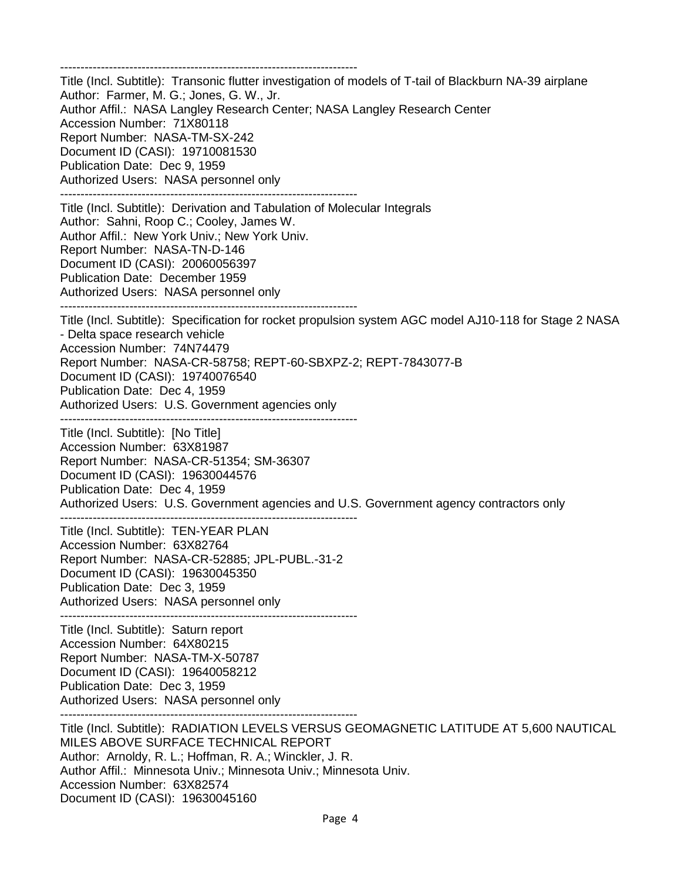------------------------------------------------------------------------
Title (Incl. Subtitle):  Transonic flutter investigation of models of T-tail of Blackburn NA-39 airplane
Author:  Farmer, M. G.; Jones, G. W., Jr.
Author Affil.:  NASA Langley Research Center; NASA Langley Research Center
Accession Number:  71X80118
Report Number:  NASA-TM-SX-242
Document ID (CASI):  19710081530
Publication Date:  Dec 9, 1959
Authorized Users:  NASA personnel only
------------------------------------------------------------------------
Title (Incl. Subtitle):  Derivation and Tabulation of Molecular Integrals
Author:  Sahni, Roop C.; Cooley, James W.
Author Affil.:  New York Univ.; New York Univ.
Report Number:  NASA-TN-D-146
Document ID (CASI):  20060056397
Publication Date:  December 1959
Authorized Users:  NASA personnel only
------------------------------------------------------------------------
Title (Incl. Subtitle):  Specification for rocket propulsion system AGC model AJ10-118 for Stage 2 NASA - Delta space research vehicle
Accession Number:  74N74479
Report Number:  NASA-CR-58758; REPT-60-SBXPZ-2; REPT-7843077-B
Document ID (CASI):  19740076540
Publication Date:  Dec 4, 1959
Authorized Users:  U.S. Government agencies only
------------------------------------------------------------------------
Title (Incl. Subtitle):  [No Title]
Accession Number:  63X81987
Report Number:  NASA-CR-51354; SM-36307
Document ID (CASI):  19630044576
Publication Date:  Dec 4, 1959
Authorized Users:  U.S. Government agencies and U.S. Government agency contractors only
------------------------------------------------------------------------
Title (Incl. Subtitle):  TEN-YEAR PLAN
Accession Number:  63X82764
Report Number:  NASA-CR-52885; JPL-PUBL.-31-2
Document ID (CASI):  19630045350
Publication Date:  Dec 3, 1959
Authorized Users:  NASA personnel only
------------------------------------------------------------------------
Title (Incl. Subtitle):  Saturn report
Accession Number:  64X80215
Report Number:  NASA-TM-X-50787
Document ID (CASI):  19640058212
Publication Date:  Dec 3, 1959
Authorized Users:  NASA personnel only
------------------------------------------------------------------------
Title (Incl. Subtitle):  RADIATION LEVELS VERSUS GEOMAGNETIC LATITUDE AT 5,600 NAUTICAL MILES ABOVE SURFACE TECHNICAL REPORT
Author:  Arnoldy, R. L.; Hoffman, R. A.; Winckler, J. R.
Author Affil.:  Minnesota Univ.; Minnesota Univ.; Minnesota Univ.
Accession Number:  63X82574
Document ID (CASI):  19630045160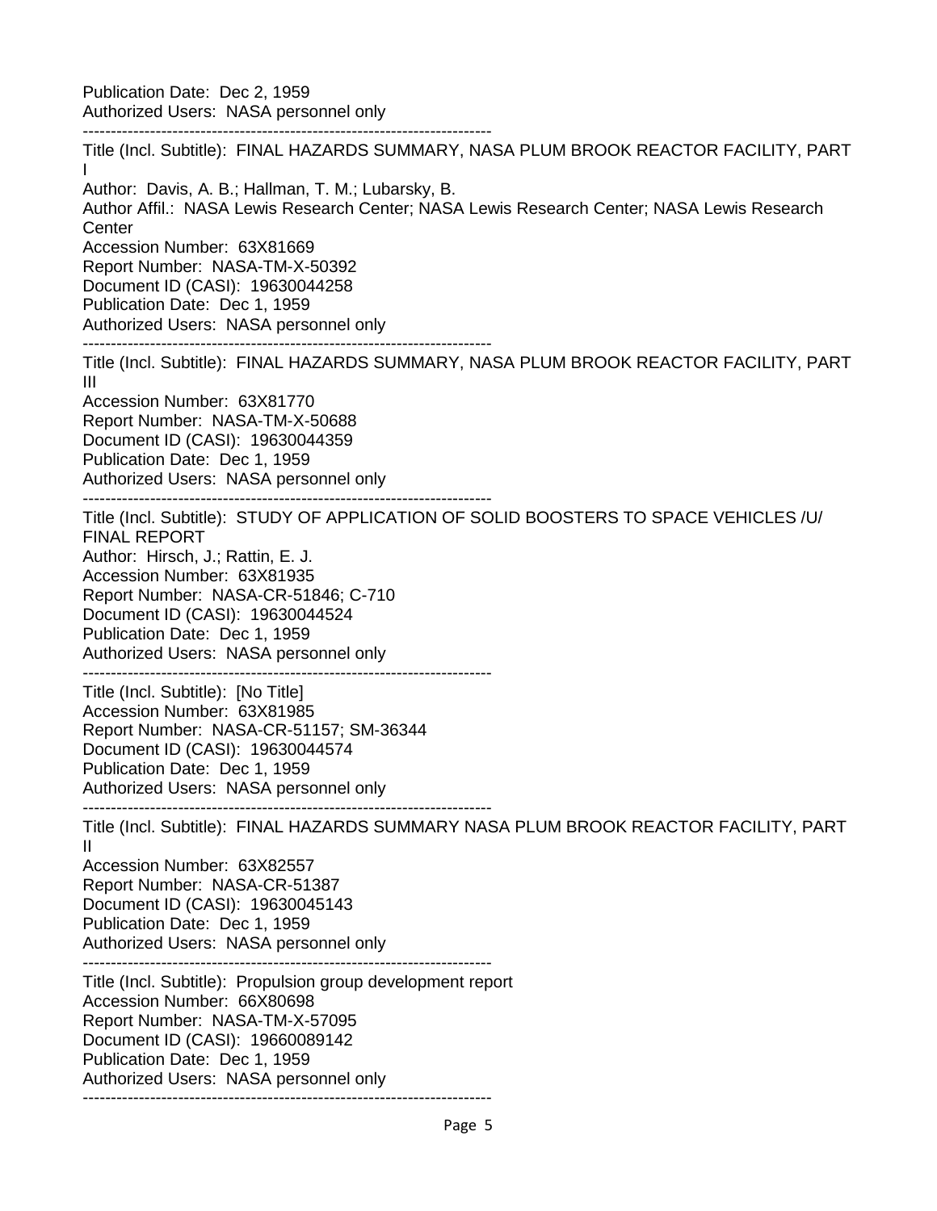Publication Date: Dec 2, 1959
Authorized Users: NASA personnel only

------------------------------------------------------------------------

Title (Incl. Subtitle): FINAL HAZARDS SUMMARY, NASA PLUM BROOK REACTOR FACILITY, PART I
Author: Davis, A. B.; Hallman, T. M.; Lubarsky, B.
Author Affil.: NASA Lewis Research Center; NASA Lewis Research Center; NASA Lewis Research Center
Accession Number: 63X81669
Report Number: NASA-TM-X-50392
Document ID (CASI): 19630044258
Publication Date: Dec 1, 1959
Authorized Users: NASA personnel only

------------------------------------------------------------------------

Title (Incl. Subtitle): FINAL HAZARDS SUMMARY, NASA PLUM BROOK REACTOR FACILITY, PART III
Accession Number: 63X81770
Report Number: NASA-TM-X-50688
Document ID (CASI): 19630044359
Publication Date: Dec 1, 1959
Authorized Users: NASA personnel only

------------------------------------------------------------------------

Title (Incl. Subtitle): STUDY OF APPLICATION OF SOLID BOOSTERS TO SPACE VEHICLES /U/ FINAL REPORT
Author: Hirsch, J.; Rattin, E. J.
Accession Number: 63X81935
Report Number: NASA-CR-51846; C-710
Document ID (CASI): 19630044524
Publication Date: Dec 1, 1959
Authorized Users: NASA personnel only

------------------------------------------------------------------------

Title (Incl. Subtitle): [No Title]
Accession Number: 63X81985
Report Number: NASA-CR-51157; SM-36344
Document ID (CASI): 19630044574
Publication Date: Dec 1, 1959
Authorized Users: NASA personnel only

------------------------------------------------------------------------

Title (Incl. Subtitle): FINAL HAZARDS SUMMARY NASA PLUM BROOK REACTOR FACILITY, PART II
Accession Number: 63X82557
Report Number: NASA-CR-51387
Document ID (CASI): 19630045143
Publication Date: Dec 1, 1959
Authorized Users: NASA personnel only

------------------------------------------------------------------------

Title (Incl. Subtitle): Propulsion group development report
Accession Number: 66X80698
Report Number: NASA-TM-X-57095
Document ID (CASI): 19660089142
Publication Date: Dec 1, 1959
Authorized Users: NASA personnel only

------------------------------------------------------------------------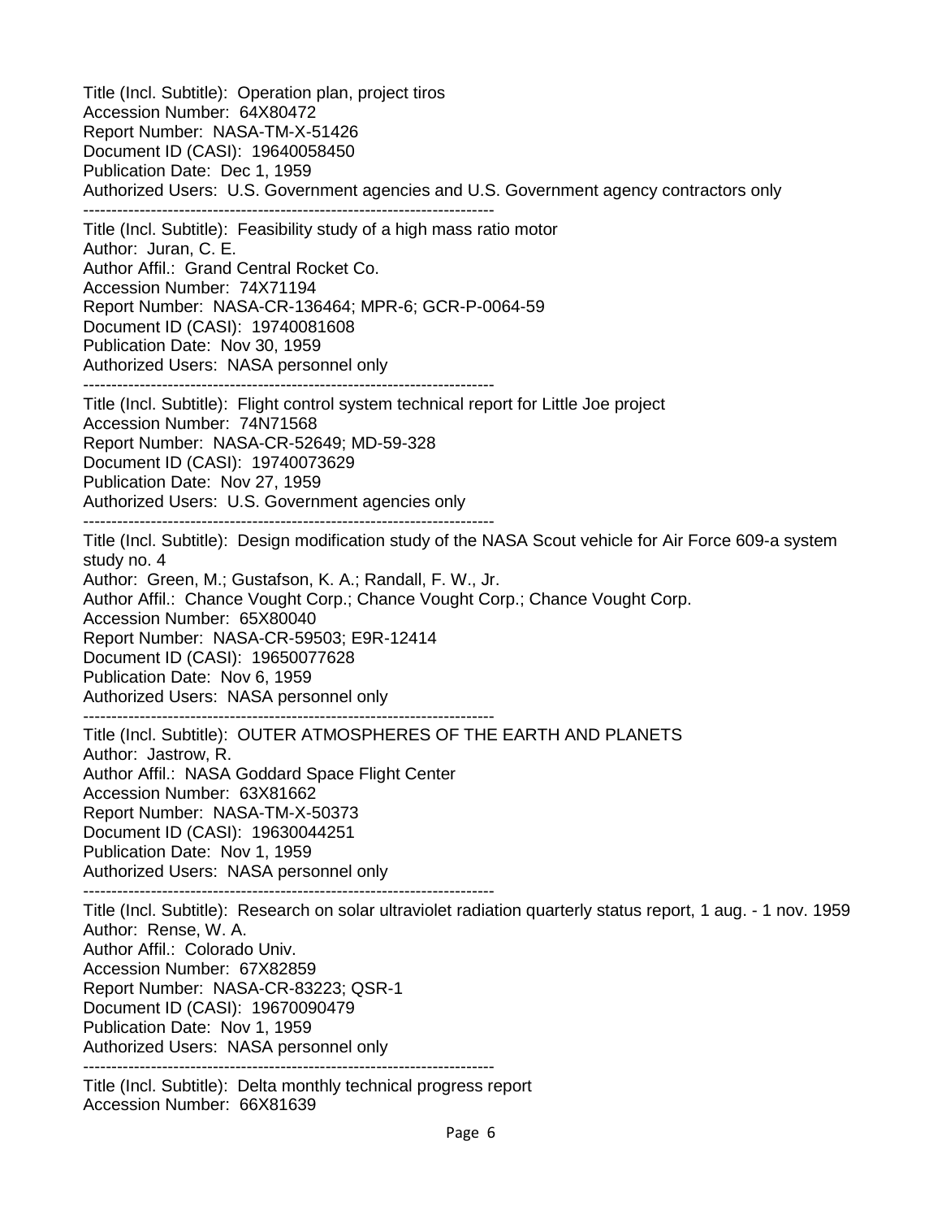Title (Incl. Subtitle): Operation plan, project tiros
Accession Number: 64X80472
Report Number: NASA-TM-X-51426
Document ID (CASI): 19640058450
Publication Date: Dec 1, 1959
Authorized Users: U.S. Government agencies and U.S. Government agency contractors only

-------------------------------------------------------------------------

Title (Incl. Subtitle): Feasibility study of a high mass ratio motor
Author: Juran, C. E.
Author Affil.: Grand Central Rocket Co.
Accession Number: 74X71194
Report Number: NASA-CR-136464; MPR-6; GCR-P-0064-59
Document ID (CASI): 19740081608
Publication Date: Nov 30, 1959
Authorized Users: NASA personnel only

-------------------------------------------------------------------------

Title (Incl. Subtitle): Flight control system technical report for Little Joe project
Accession Number: 74N71568
Report Number: NASA-CR-52649; MD-59-328
Document ID (CASI): 19740073629
Publication Date: Nov 27, 1959
Authorized Users: U.S. Government agencies only

-------------------------------------------------------------------------

Title (Incl. Subtitle): Design modification study of the NASA Scout vehicle for Air Force 609-a system study no. 4
Author: Green, M.; Gustafson, K. A.; Randall, F. W., Jr.
Author Affil.: Chance Vought Corp.; Chance Vought Corp.; Chance Vought Corp.
Accession Number: 65X80040
Report Number: NASA-CR-59503; E9R-12414
Document ID (CASI): 19650077628
Publication Date: Nov 6, 1959
Authorized Users: NASA personnel only

-------------------------------------------------------------------------

Title (Incl. Subtitle): OUTER ATMOSPHERES OF THE EARTH AND PLANETS
Author: Jastrow, R.
Author Affil.: NASA Goddard Space Flight Center
Accession Number: 63X81662
Report Number: NASA-TM-X-50373
Document ID (CASI): 19630044251
Publication Date: Nov 1, 1959
Authorized Users: NASA personnel only

-------------------------------------------------------------------------

Title (Incl. Subtitle): Research on solar ultraviolet radiation quarterly status report, 1 aug. - 1 nov. 1959
Author: Rense, W. A.
Author Affil.: Colorado Univ.
Accession Number: 67X82859
Report Number: NASA-CR-83223; QSR-1
Document ID (CASI): 19670090479
Publication Date: Nov 1, 1959
Authorized Users: NASA personnel only

-------------------------------------------------------------------------

Title (Incl. Subtitle): Delta monthly technical progress report
Accession Number: 66X81639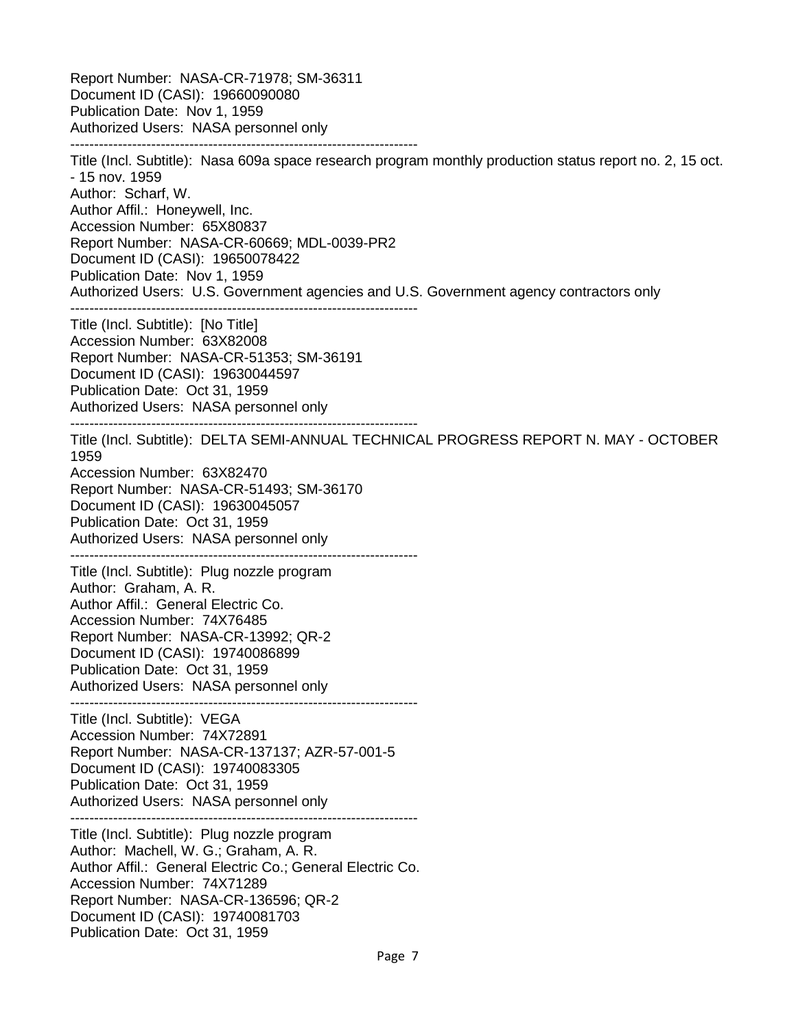Report Number: NASA-CR-71978; SM-36311
Document ID (CASI): 19660090080
Publication Date: Nov 1, 1959
Authorized Users: NASA personnel only

------------------------------------------------------------------------

Title (Incl. Subtitle): Nasa 609a space research program monthly production status report no. 2, 15 oct. - 15 nov. 1959
Author: Scharf, W.
Author Affil.: Honeywell, Inc.
Accession Number: 65X80837
Report Number: NASA-CR-60669; MDL-0039-PR2
Document ID (CASI): 19650078422
Publication Date: Nov 1, 1959
Authorized Users: U.S. Government agencies and U.S. Government agency contractors only

------------------------------------------------------------------------

Title (Incl. Subtitle): [No Title]
Accession Number: 63X82008
Report Number: NASA-CR-51353; SM-36191
Document ID (CASI): 19630044597
Publication Date: Oct 31, 1959
Authorized Users: NASA personnel only

------------------------------------------------------------------------

Title (Incl. Subtitle): DELTA SEMI-ANNUAL TECHNICAL PROGRESS REPORT N. MAY - OCTOBER 1959
Accession Number: 63X82470
Report Number: NASA-CR-51493; SM-36170
Document ID (CASI): 19630045057
Publication Date: Oct 31, 1959
Authorized Users: NASA personnel only

------------------------------------------------------------------------

Title (Incl. Subtitle): Plug nozzle program
Author: Graham, A. R.
Author Affil.: General Electric Co.
Accession Number: 74X76485
Report Number: NASA-CR-13992; QR-2
Document ID (CASI): 19740086899
Publication Date: Oct 31, 1959
Authorized Users: NASA personnel only

------------------------------------------------------------------------

Title (Incl. Subtitle): VEGA
Accession Number: 74X72891
Report Number: NASA-CR-137137; AZR-57-001-5
Document ID (CASI): 19740083305
Publication Date: Oct 31, 1959
Authorized Users: NASA personnel only

------------------------------------------------------------------------

Title (Incl. Subtitle): Plug nozzle program
Author: Machell, W. G.; Graham, A. R.
Author Affil.: General Electric Co.; General Electric Co.
Accession Number: 74X71289
Report Number: NASA-CR-136596; QR-2
Document ID (CASI): 19740081703
Publication Date: Oct 31, 1959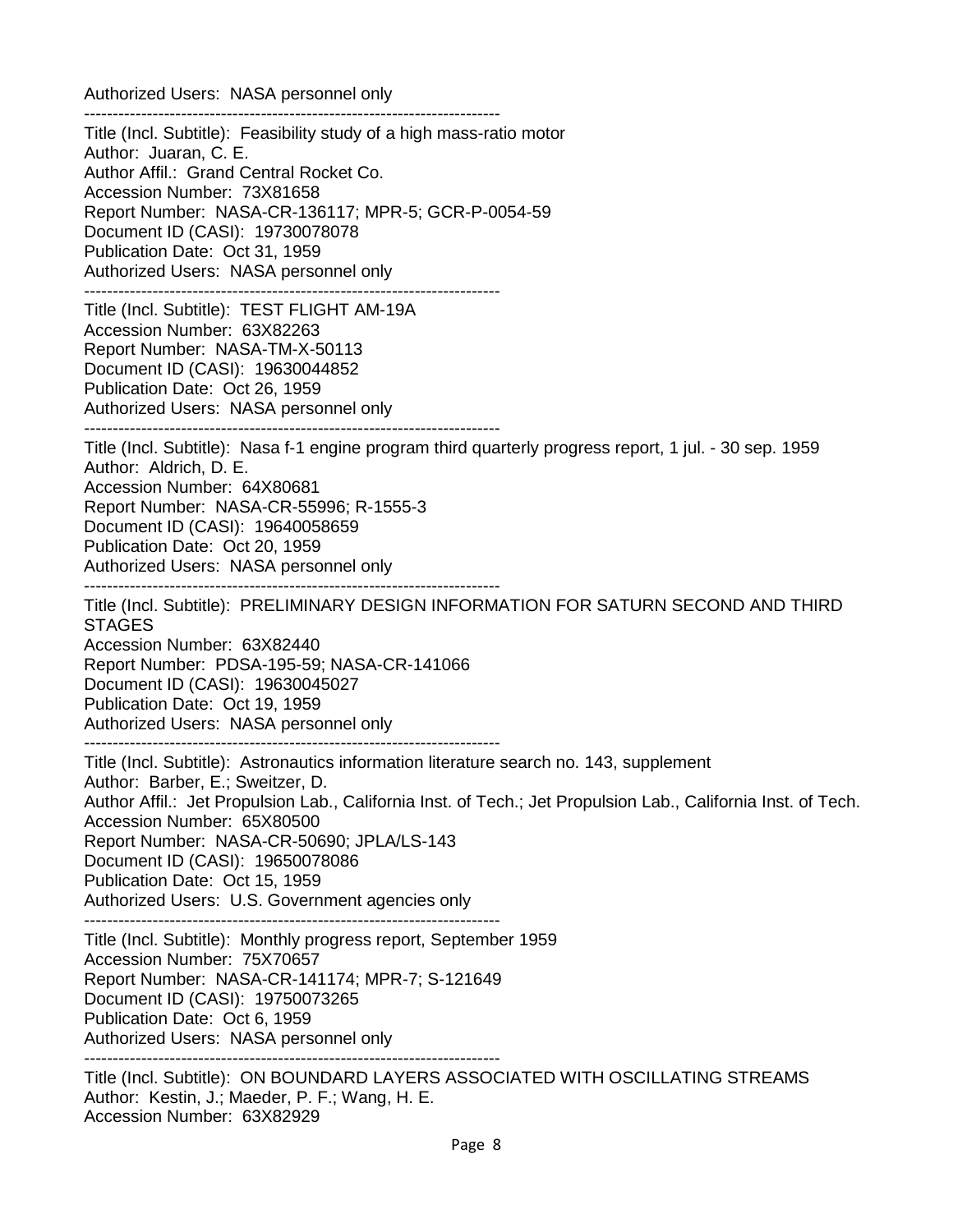Authorized Users: NASA personnel only

------------------------------------------------------------------------

Title (Incl. Subtitle): Feasibility study of a high mass-ratio motor
Author: Juaran, C. E.
Author Affil.: Grand Central Rocket Co.
Accession Number: 73X81658
Report Number: NASA-CR-136117; MPR-5; GCR-P-0054-59
Document ID (CASI): 19730078078
Publication Date: Oct 31, 1959
Authorized Users: NASA personnel only

------------------------------------------------------------------------

Title (Incl. Subtitle): TEST FLIGHT AM-19A
Accession Number: 63X82263
Report Number: NASA-TM-X-50113
Document ID (CASI): 19630044852
Publication Date: Oct 26, 1959
Authorized Users: NASA personnel only

------------------------------------------------------------------------

Title (Incl. Subtitle): Nasa f-1 engine program third quarterly progress report, 1 jul. - 30 sep. 1959
Author: Aldrich, D. E.
Accession Number: 64X80681
Report Number: NASA-CR-55996; R-1555-3
Document ID (CASI): 19640058659
Publication Date: Oct 20, 1959
Authorized Users: NASA personnel only

------------------------------------------------------------------------

Title (Incl. Subtitle): PRELIMINARY DESIGN INFORMATION FOR SATURN SECOND AND THIRD STAGES
Accession Number: 63X82440
Report Number: PDSA-195-59; NASA-CR-141066
Document ID (CASI): 19630045027
Publication Date: Oct 19, 1959
Authorized Users: NASA personnel only

------------------------------------------------------------------------

Title (Incl. Subtitle): Astronautics information literature search no. 143, supplement
Author: Barber, E.; Sweitzer, D.
Author Affil.: Jet Propulsion Lab., California Inst. of Tech.; Jet Propulsion Lab., California Inst. of Tech.
Accession Number: 65X80500
Report Number: NASA-CR-50690; JPLA/LS-143
Document ID (CASI): 19650078086
Publication Date: Oct 15, 1959
Authorized Users: U.S. Government agencies only

------------------------------------------------------------------------

Title (Incl. Subtitle): Monthly progress report, September 1959
Accession Number: 75X70657
Report Number: NASA-CR-141174; MPR-7; S-121649
Document ID (CASI): 19750073265
Publication Date: Oct 6, 1959
Authorized Users: NASA personnel only

------------------------------------------------------------------------

Title (Incl. Subtitle): ON BOUNDARD LAYERS ASSOCIATED WITH OSCILLATING STREAMS
Author: Kestin, J.; Maeder, P. F.; Wang, H. E.
Accession Number: 63X82929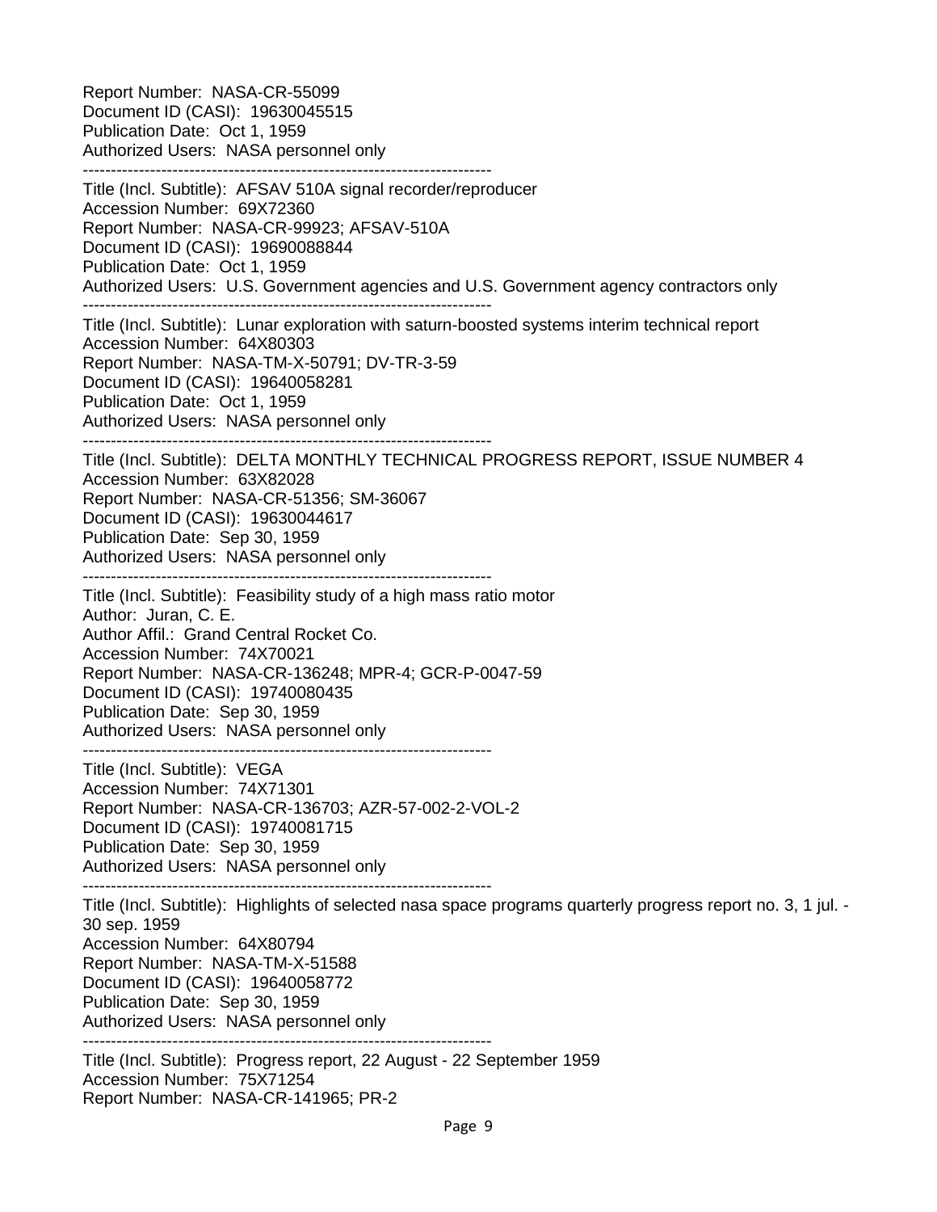Report Number: NASA-CR-55099
Document ID (CASI): 19630045515
Publication Date: Oct 1, 1959
Authorized Users: NASA personnel only

------------------------------------------------------------------------

Title (Incl. Subtitle): AFSAV 510A signal recorder/reproducer
Accession Number: 69X72360
Report Number: NASA-CR-99923; AFSAV-510A
Document ID (CASI): 19690088844
Publication Date: Oct 1, 1959
Authorized Users: U.S. Government agencies and U.S. Government agency contractors only

------------------------------------------------------------------------

Title (Incl. Subtitle): Lunar exploration with saturn-boosted systems interim technical report
Accession Number: 64X80303
Report Number: NASA-TM-X-50791; DV-TR-3-59
Document ID (CASI): 19640058281
Publication Date: Oct 1, 1959
Authorized Users: NASA personnel only

------------------------------------------------------------------------

Title (Incl. Subtitle): DELTA MONTHLY TECHNICAL PROGRESS REPORT, ISSUE NUMBER 4
Accession Number: 63X82028
Report Number: NASA-CR-51356; SM-36067
Document ID (CASI): 19630044617
Publication Date: Sep 30, 1959
Authorized Users: NASA personnel only

------------------------------------------------------------------------

Title (Incl. Subtitle): Feasibility study of a high mass ratio motor
Author: Juran, C. E.
Author Affil.: Grand Central Rocket Co.
Accession Number: 74X70021
Report Number: NASA-CR-136248; MPR-4; GCR-P-0047-59
Document ID (CASI): 19740080435
Publication Date: Sep 30, 1959
Authorized Users: NASA personnel only

------------------------------------------------------------------------

Title (Incl. Subtitle): VEGA
Accession Number: 74X71301
Report Number: NASA-CR-136703; AZR-57-002-2-VOL-2
Document ID (CASI): 19740081715
Publication Date: Sep 30, 1959
Authorized Users: NASA personnel only

------------------------------------------------------------------------

Title (Incl. Subtitle): Highlights of selected nasa space programs quarterly progress report no. 3, 1 jul. - 30 sep. 1959
Accession Number: 64X80794
Report Number: NASA-TM-X-51588
Document ID (CASI): 19640058772
Publication Date: Sep 30, 1959
Authorized Users: NASA personnel only

------------------------------------------------------------------------

Title (Incl. Subtitle): Progress report, 22 August - 22 September 1959
Accession Number: 75X71254
Report Number: NASA-CR-141965; PR-2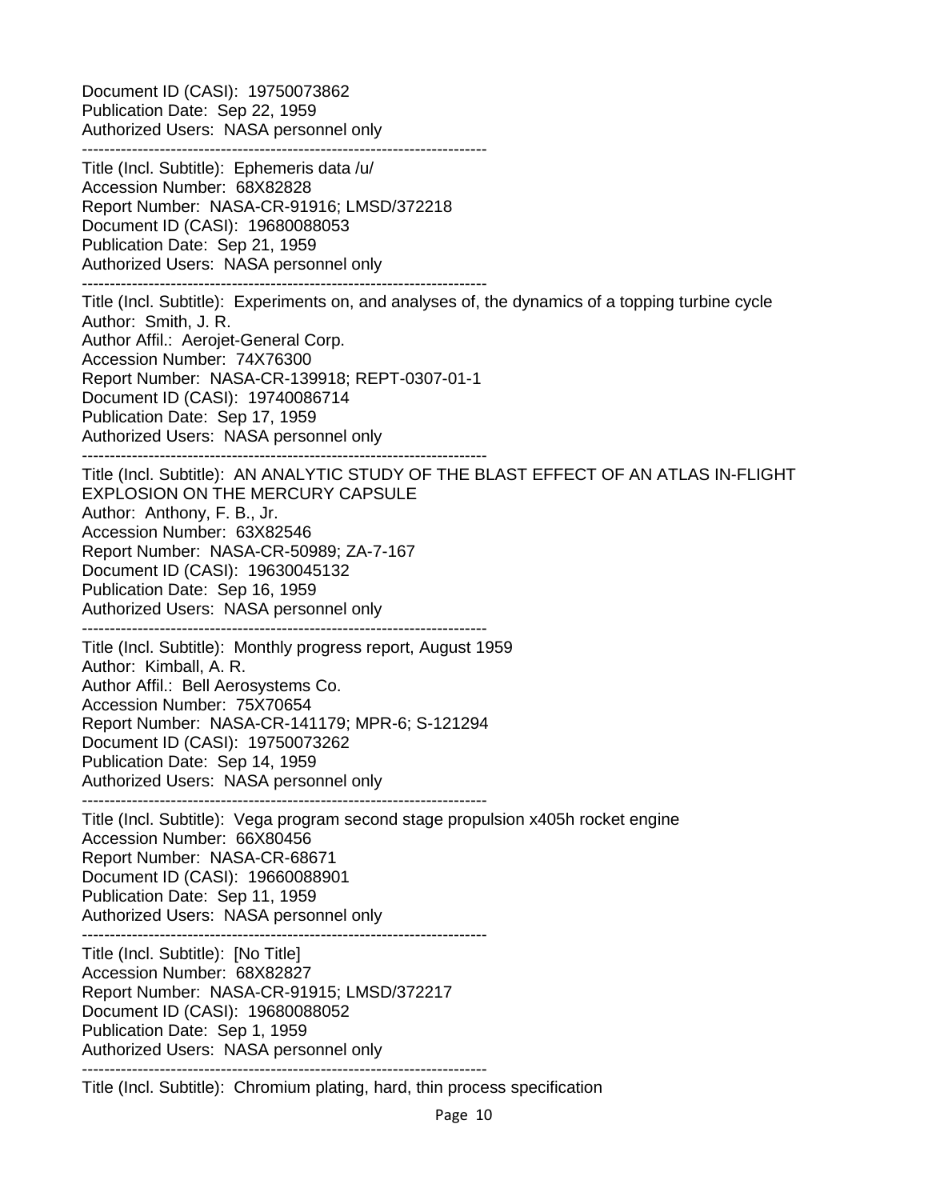Document ID (CASI): 19750073862
Publication Date: Sep 22, 1959
Authorized Users: NASA personnel only

---

Title (Incl. Subtitle): Ephemeris data /u/
Accession Number: 68X82828
Report Number: NASA-CR-91916; LMSD/372218
Document ID (CASI): 19680088053
Publication Date: Sep 21, 1959
Authorized Users: NASA personnel only

---

Title (Incl. Subtitle): Experiments on, and analyses of, the dynamics of a topping turbine cycle
Author: Smith, J. R.
Author Affil.: Aerojet-General Corp.
Accession Number: 74X76300
Report Number: NASA-CR-139918; REPT-0307-01-1
Document ID (CASI): 19740086714
Publication Date: Sep 17, 1959
Authorized Users: NASA personnel only

---

Title (Incl. Subtitle): AN ANALYTIC STUDY OF THE BLAST EFFECT OF AN ATLAS IN-FLIGHT EXPLOSION ON THE MERCURY CAPSULE
Author: Anthony, F. B., Jr.
Accession Number: 63X82546
Report Number: NASA-CR-50989; ZA-7-167
Document ID (CASI): 19630045132
Publication Date: Sep 16, 1959
Authorized Users: NASA personnel only

---

Title (Incl. Subtitle): Monthly progress report, August 1959
Author: Kimball, A. R.
Author Affil.: Bell Aerosystems Co.
Accession Number: 75X70654
Report Number: NASA-CR-141179; MPR-6; S-121294
Document ID (CASI): 19750073262
Publication Date: Sep 14, 1959
Authorized Users: NASA personnel only

---

Title (Incl. Subtitle): Vega program second stage propulsion x405h rocket engine
Accession Number: 66X80456
Report Number: NASA-CR-68671
Document ID (CASI): 19660088901
Publication Date: Sep 11, 1959
Authorized Users: NASA personnel only

---

Title (Incl. Subtitle): [No Title]
Accession Number: 68X82827
Report Number: NASA-CR-91915; LMSD/372217
Document ID (CASI): 19680088052
Publication Date: Sep 1, 1959
Authorized Users: NASA personnel only

---

Title (Incl. Subtitle): Chromium plating, hard, thin process specification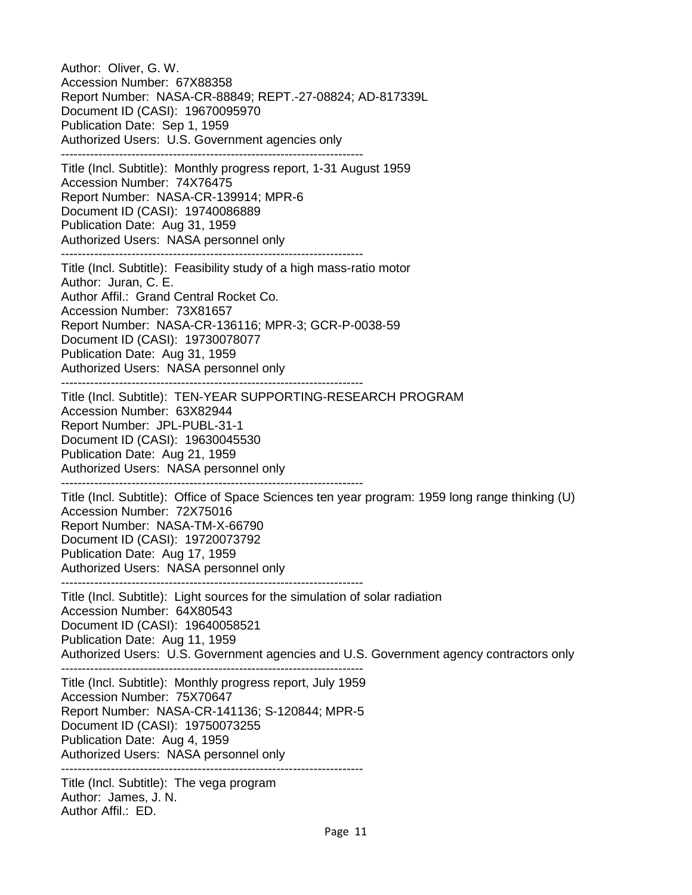Author:  Oliver, G. W.
Accession Number:  67X88358
Report Number:  NASA-CR-88849; REPT.-27-08824; AD-817339L
Document ID (CASI):  19670095970
Publication Date:  Sep 1, 1959
Authorized Users:  U.S. Government agencies only

---

Title (Incl. Subtitle):  Monthly progress report, 1-31 August 1959
Accession Number:  74X76475
Report Number:  NASA-CR-139914; MPR-6
Document ID (CASI):  19740086889
Publication Date:  Aug 31, 1959
Authorized Users:  NASA personnel only

---

Title (Incl. Subtitle):  Feasibility study of a high mass-ratio motor
Author:  Juran, C. E.
Author Affil.:  Grand Central Rocket Co.
Accession Number:  73X81657
Report Number:  NASA-CR-136116; MPR-3; GCR-P-0038-59
Document ID (CASI):  19730078077
Publication Date:  Aug 31, 1959
Authorized Users:  NASA personnel only

---

Title (Incl. Subtitle):  TEN-YEAR SUPPORTING-RESEARCH PROGRAM
Accession Number:  63X82944
Report Number:  JPL-PUBL-31-1
Document ID (CASI):  19630045530
Publication Date:  Aug 21, 1959
Authorized Users:  NASA personnel only

---

Title (Incl. Subtitle):  Office of Space Sciences ten year program: 1959 long range thinking (U)
Accession Number:  72X75016
Report Number:  NASA-TM-X-66790
Document ID (CASI):  19720073792
Publication Date:  Aug 17, 1959
Authorized Users:  NASA personnel only

---

Title (Incl. Subtitle):  Light sources for the simulation of solar radiation
Accession Number:  64X80543
Document ID (CASI):  19640058521
Publication Date:  Aug 11, 1959
Authorized Users:  U.S. Government agencies and U.S. Government agency contractors only

---

Title (Incl. Subtitle):  Monthly progress report, July 1959
Accession Number:  75X70647
Report Number:  NASA-CR-141136; S-120844; MPR-5
Document ID (CASI):  19750073255
Publication Date:  Aug 4, 1959
Authorized Users:  NASA personnel only

---

Title (Incl. Subtitle):  The vega program
Author:  James, J. N.
Author Affil.:  ED.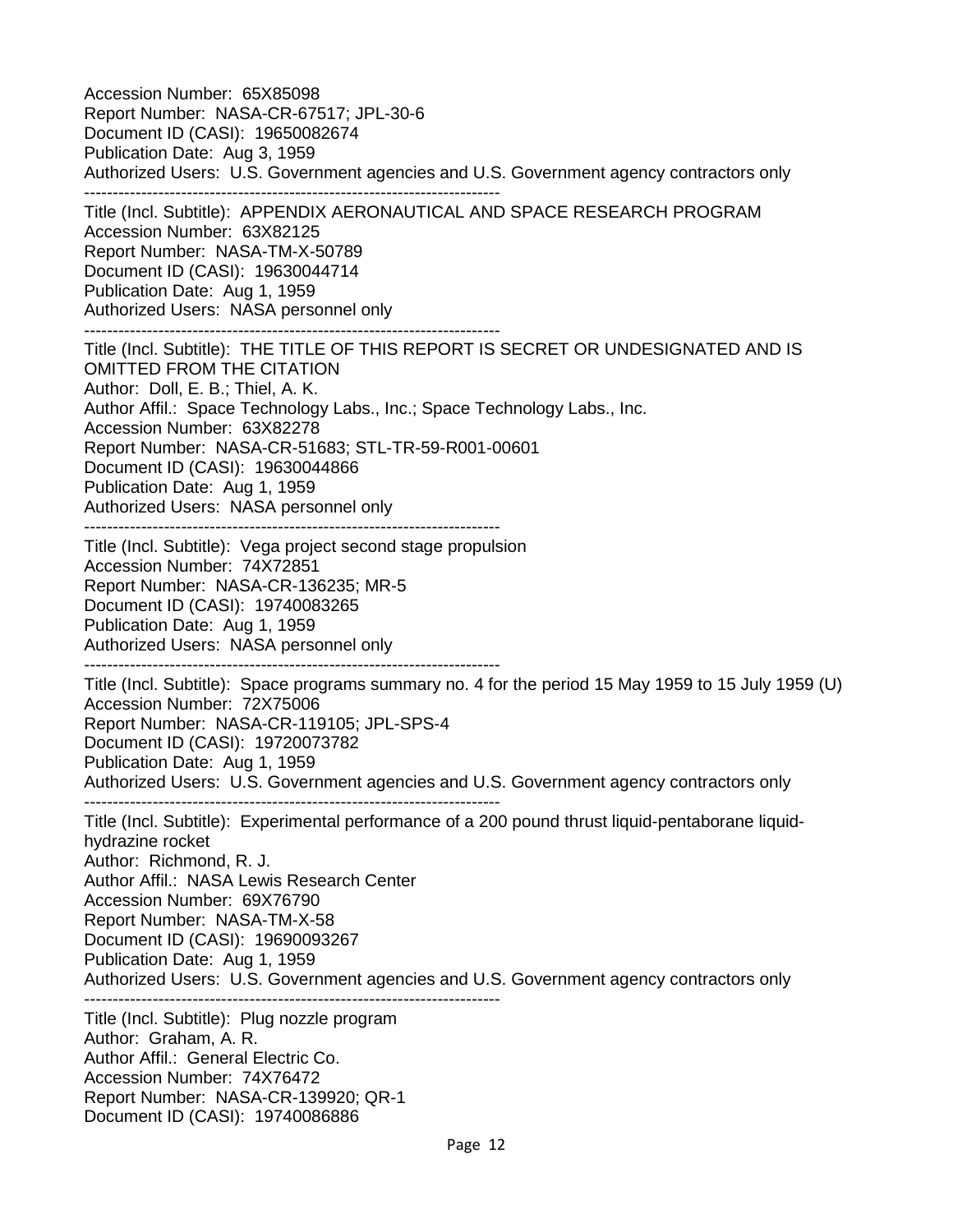Accession Number: 65X85098
Report Number: NASA-CR-67517; JPL-30-6
Document ID (CASI): 19650082674
Publication Date: Aug 3, 1959
Authorized Users: U.S. Government agencies and U.S. Government agency contractors only

--------------------------------------------------------------------------

Title (Incl. Subtitle): APPENDIX AERONAUTICAL AND SPACE RESEARCH PROGRAM
Accession Number: 63X82125
Report Number: NASA-TM-X-50789
Document ID (CASI): 19630044714
Publication Date: Aug 1, 1959
Authorized Users: NASA personnel only

--------------------------------------------------------------------------

Title (Incl. Subtitle): THE TITLE OF THIS REPORT IS SECRET OR UNDESIGNATED AND IS OMITTED FROM THE CITATION
Author: Doll, E. B.; Thiel, A. K.
Author Affil.: Space Technology Labs., Inc.; Space Technology Labs., Inc.
Accession Number: 63X82278
Report Number: NASA-CR-51683; STL-TR-59-R001-00601
Document ID (CASI): 19630044866
Publication Date: Aug 1, 1959
Authorized Users: NASA personnel only

--------------------------------------------------------------------------

Title (Incl. Subtitle): Vega project second stage propulsion
Accession Number: 74X72851
Report Number: NASA-CR-136235; MR-5
Document ID (CASI): 19740083265
Publication Date: Aug 1, 1959
Authorized Users: NASA personnel only

--------------------------------------------------------------------------

Title (Incl. Subtitle): Space programs summary no. 4 for the period 15 May 1959 to 15 July 1959 (U)
Accession Number: 72X75006
Report Number: NASA-CR-119105; JPL-SPS-4
Document ID (CASI): 19720073782
Publication Date: Aug 1, 1959
Authorized Users: U.S. Government agencies and U.S. Government agency contractors only

--------------------------------------------------------------------------

Title (Incl. Subtitle): Experimental performance of a 200 pound thrust liquid-pentaborane liquid-hydrazine rocket
Author: Richmond, R. J.
Author Affil.: NASA Lewis Research Center
Accession Number: 69X76790
Report Number: NASA-TM-X-58
Document ID (CASI): 19690093267
Publication Date: Aug 1, 1959
Authorized Users: U.S. Government agencies and U.S. Government agency contractors only

--------------------------------------------------------------------------

Title (Incl. Subtitle): Plug nozzle program
Author: Graham, A. R.
Author Affil.: General Electric Co.
Accession Number: 74X76472
Report Number: NASA-CR-139920; QR-1
Document ID (CASI): 19740086886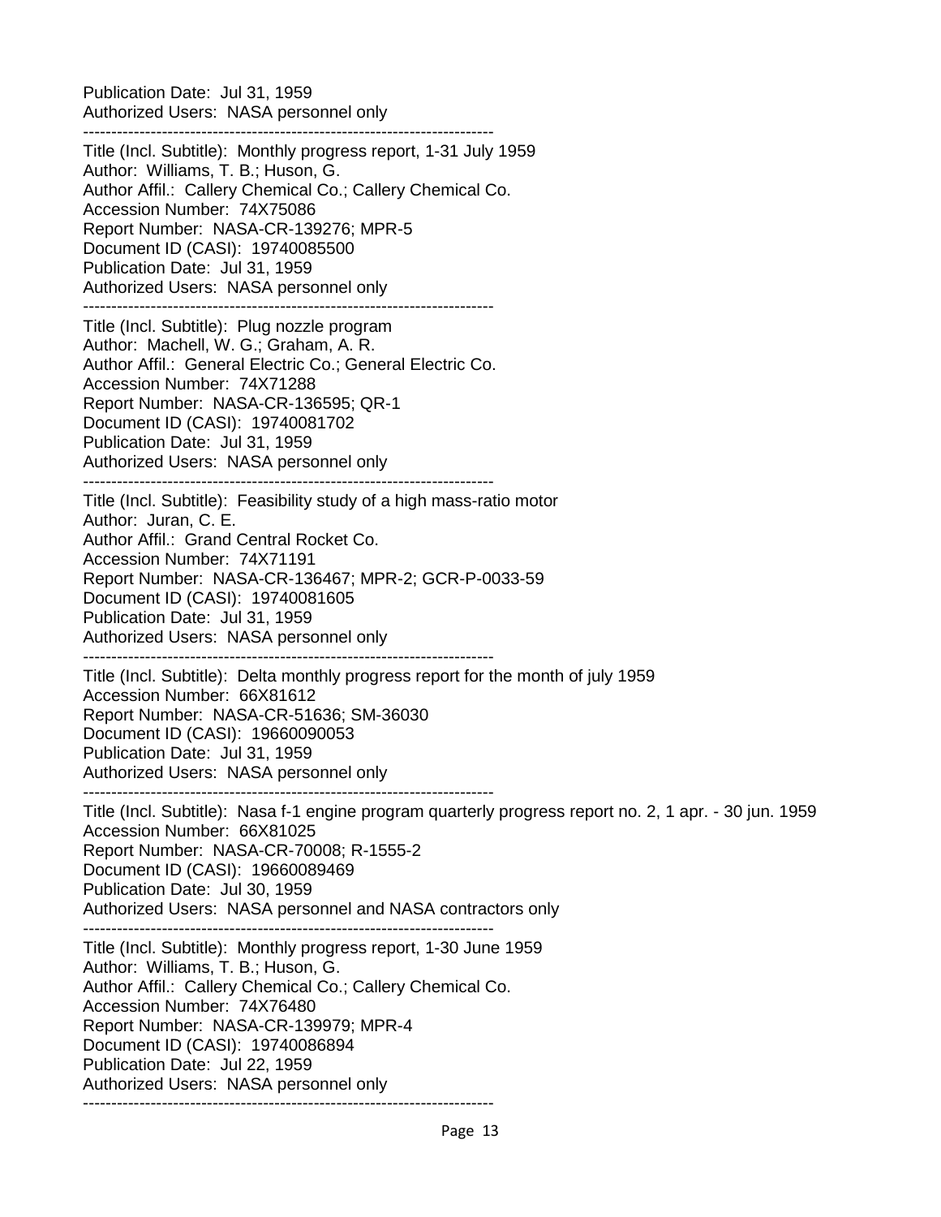Publication Date: Jul 31, 1959
Authorized Users: NASA personnel only

------------------------------------------------------------------------

Title (Incl. Subtitle): Monthly progress report, 1-31 July 1959
Author: Williams, T. B.; Huson, G.
Author Affil.: Callery Chemical Co.; Callery Chemical Co.
Accession Number: 74X75086
Report Number: NASA-CR-139276; MPR-5
Document ID (CASI): 19740085500
Publication Date: Jul 31, 1959
Authorized Users: NASA personnel only

------------------------------------------------------------------------

Title (Incl. Subtitle): Plug nozzle program
Author: Machell, W. G.; Graham, A. R.
Author Affil.: General Electric Co.; General Electric Co.
Accession Number: 74X71288
Report Number: NASA-CR-136595; QR-1
Document ID (CASI): 19740081702
Publication Date: Jul 31, 1959
Authorized Users: NASA personnel only

------------------------------------------------------------------------

Title (Incl. Subtitle): Feasibility study of a high mass-ratio motor
Author: Juran, C. E.
Author Affil.: Grand Central Rocket Co.
Accession Number: 74X71191
Report Number: NASA-CR-136467; MPR-2; GCR-P-0033-59
Document ID (CASI): 19740081605
Publication Date: Jul 31, 1959
Authorized Users: NASA personnel only

------------------------------------------------------------------------

Title (Incl. Subtitle): Delta monthly progress report for the month of july 1959
Accession Number: 66X81612
Report Number: NASA-CR-51636; SM-36030
Document ID (CASI): 19660090053
Publication Date: Jul 31, 1959
Authorized Users: NASA personnel only

------------------------------------------------------------------------

Title (Incl. Subtitle): Nasa f-1 engine program quarterly progress report no. 2, 1 apr. - 30 jun. 1959
Accession Number: 66X81025
Report Number: NASA-CR-70008; R-1555-2
Document ID (CASI): 19660089469
Publication Date: Jul 30, 1959
Authorized Users: NASA personnel and NASA contractors only

------------------------------------------------------------------------

Title (Incl. Subtitle): Monthly progress report, 1-30 June 1959
Author: Williams, T. B.; Huson, G.
Author Affil.: Callery Chemical Co.; Callery Chemical Co.
Accession Number: 74X76480
Report Number: NASA-CR-139979; MPR-4
Document ID (CASI): 19740086894
Publication Date: Jul 22, 1959
Authorized Users: NASA personnel only

------------------------------------------------------------------------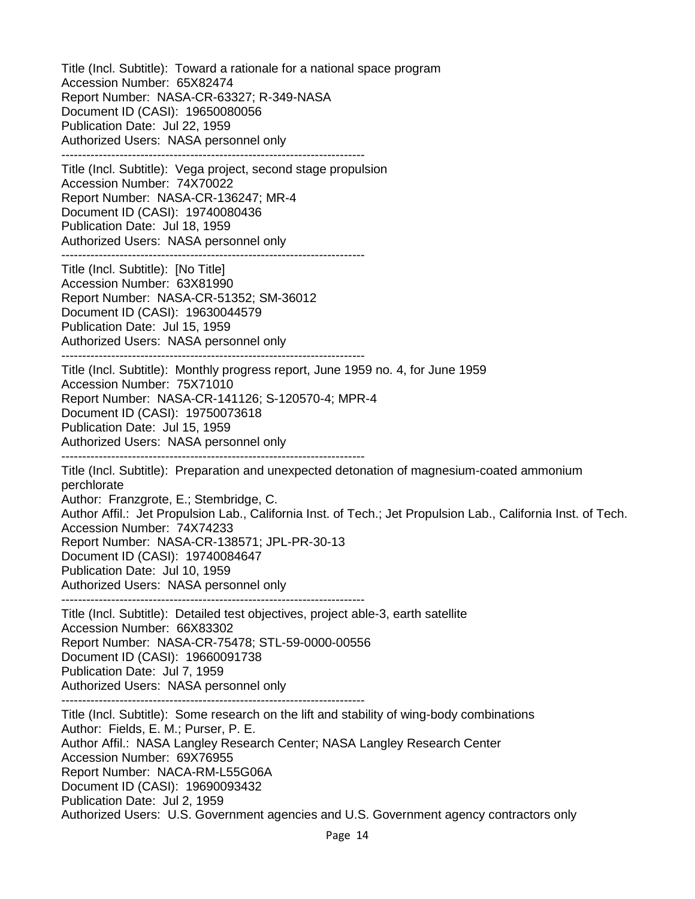Title (Incl. Subtitle):  Toward a rationale for a national space program
Accession Number:  65X82474
Report Number:  NASA-CR-63327; R-349-NASA
Document ID (CASI):  19650080056
Publication Date:  Jul 22, 1959
Authorized Users:  NASA personnel only

------------------------------------------------------------------------

Title (Incl. Subtitle):  Vega project, second stage propulsion
Accession Number:  74X70022
Report Number:  NASA-CR-136247; MR-4
Document ID (CASI):  19740080436
Publication Date:  Jul 18, 1959
Authorized Users:  NASA personnel only

------------------------------------------------------------------------

Title (Incl. Subtitle):  [No Title]
Accession Number:  63X81990
Report Number:  NASA-CR-51352; SM-36012
Document ID (CASI):  19630044579
Publication Date:  Jul 15, 1959
Authorized Users:  NASA personnel only

------------------------------------------------------------------------

Title (Incl. Subtitle):  Monthly progress report, June 1959 no. 4, for June 1959
Accession Number:  75X71010
Report Number:  NASA-CR-141126; S-120570-4; MPR-4
Document ID (CASI):  19750073618
Publication Date:  Jul 15, 1959
Authorized Users:  NASA personnel only

------------------------------------------------------------------------

Title (Incl. Subtitle):  Preparation and unexpected detonation of magnesium-coated ammonium perchlorate
Author:  Franzgrote, E.; Stembridge, C.
Author Affil.:  Jet Propulsion Lab., California Inst. of Tech.; Jet Propulsion Lab., California Inst. of Tech.
Accession Number:  74X74233
Report Number:  NASA-CR-138571; JPL-PR-30-13
Document ID (CASI):  19740084647
Publication Date:  Jul 10, 1959
Authorized Users:  NASA personnel only

------------------------------------------------------------------------

Title (Incl. Subtitle):  Detailed test objectives, project able-3, earth satellite
Accession Number:  66X83302
Report Number:  NASA-CR-75478; STL-59-0000-00556
Document ID (CASI):  19660091738
Publication Date:  Jul 7, 1959
Authorized Users:  NASA personnel only

------------------------------------------------------------------------

Title (Incl. Subtitle):  Some research on the lift and stability of wing-body combinations
Author:  Fields, E. M.; Purser, P. E.
Author Affil.:  NASA Langley Research Center; NASA Langley Research Center
Accession Number:  69X76955
Report Number:  NACA-RM-L55G06A
Document ID (CASI):  19690093432
Publication Date:  Jul 2, 1959
Authorized Users:  U.S. Government agencies and U.S. Government agency contractors only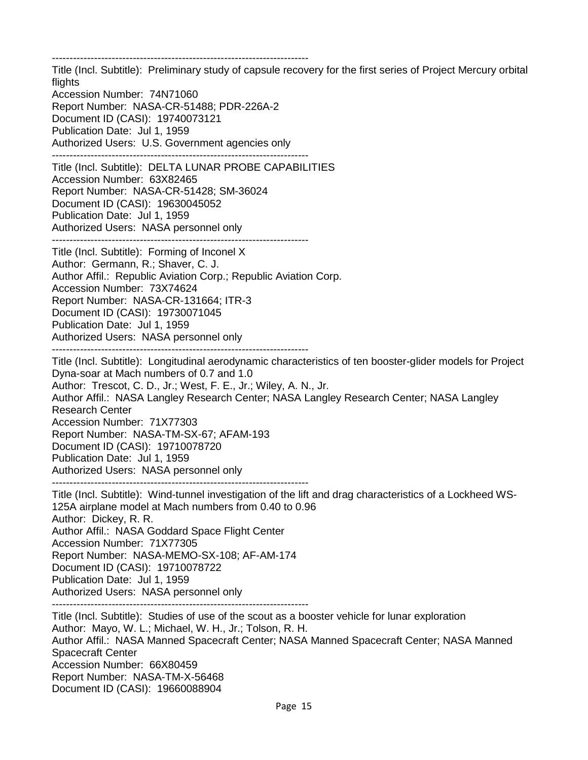------------------------------------------------------------------------
Title (Incl. Subtitle): Preliminary study of capsule recovery for the first series of Project Mercury orbital flights
Accession Number: 74N71060
Report Number: NASA-CR-51488; PDR-226A-2
Document ID (CASI): 19740073121
Publication Date: Jul 1, 1959
Authorized Users: U.S. Government agencies only
------------------------------------------------------------------------
Title (Incl. Subtitle): DELTA LUNAR PROBE CAPABILITIES
Accession Number: 63X82465
Report Number: NASA-CR-51428; SM-36024
Document ID (CASI): 19630045052
Publication Date: Jul 1, 1959
Authorized Users: NASA personnel only
------------------------------------------------------------------------
Title (Incl. Subtitle): Forming of Inconel X
Author: Germann, R.; Shaver, C. J.
Author Affil.: Republic Aviation Corp.; Republic Aviation Corp.
Accession Number: 73X74624
Report Number: NASA-CR-131664; ITR-3
Document ID (CASI): 19730071045
Publication Date: Jul 1, 1959
Authorized Users: NASA personnel only
------------------------------------------------------------------------
Title (Incl. Subtitle): Longitudinal aerodynamic characteristics of ten booster-glider models for Project Dyna-soar at Mach numbers of 0.7 and 1.0
Author: Trescot, C. D., Jr.; West, F. E., Jr.; Wiley, A. N., Jr.
Author Affil.: NASA Langley Research Center; NASA Langley Research Center; NASA Langley Research Center
Accession Number: 71X77303
Report Number: NASA-TM-SX-67; AFAM-193
Document ID (CASI): 19710078720
Publication Date: Jul 1, 1959
Authorized Users: NASA personnel only
------------------------------------------------------------------------
Title (Incl. Subtitle): Wind-tunnel investigation of the lift and drag characteristics of a Lockheed WS-125A airplane model at Mach numbers from 0.40 to 0.96
Author: Dickey, R. R.
Author Affil.: NASA Goddard Space Flight Center
Accession Number: 71X77305
Report Number: NASA-MEMO-SX-108; AF-AM-174
Document ID (CASI): 19710078722
Publication Date: Jul 1, 1959
Authorized Users: NASA personnel only
------------------------------------------------------------------------
Title (Incl. Subtitle): Studies of use of the scout as a booster vehicle for lunar exploration
Author: Mayo, W. L.; Michael, W. H., Jr.; Tolson, R. H.
Author Affil.: NASA Manned Spacecraft Center; NASA Manned Spacecraft Center; NASA Manned Spacecraft Center
Accession Number: 66X80459
Report Number: NASA-TM-X-56468
Document ID (CASI): 19660088904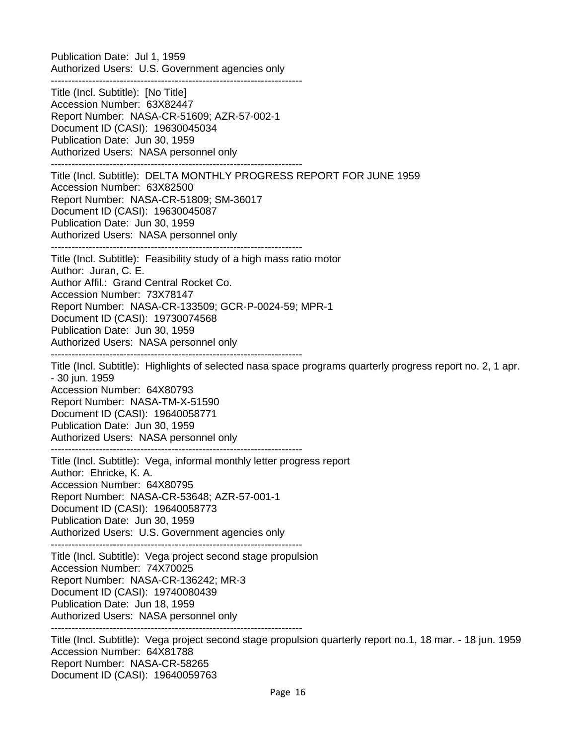Publication Date:  Jul 1, 1959
Authorized Users:  U.S. Government agencies only

--------------------------------------------------------------------------

Title (Incl. Subtitle):  [No Title]
Accession Number:  63X82447
Report Number:  NASA-CR-51609; AZR-57-002-1
Document ID (CASI):  19630045034
Publication Date:  Jun 30, 1959
Authorized Users:  NASA personnel only

--------------------------------------------------------------------------

Title (Incl. Subtitle):  DELTA MONTHLY PROGRESS REPORT FOR JUNE 1959
Accession Number:  63X82500
Report Number:  NASA-CR-51809; SM-36017
Document ID (CASI):  19630045087
Publication Date:  Jun 30, 1959
Authorized Users:  NASA personnel only

--------------------------------------------------------------------------

Title (Incl. Subtitle):  Feasibility study of a high mass ratio motor
Author:  Juran, C. E.
Author Affil.:  Grand Central Rocket Co.
Accession Number:  73X78147
Report Number:  NASA-CR-133509; GCR-P-0024-59; MPR-1
Document ID (CASI):  19730074568
Publication Date:  Jun 30, 1959
Authorized Users:  NASA personnel only

--------------------------------------------------------------------------

Title (Incl. Subtitle):  Highlights of selected nasa space programs quarterly progress report no. 2, 1 apr. - 30 jun. 1959
Accession Number:  64X80793
Report Number:  NASA-TM-X-51590
Document ID (CASI):  19640058771
Publication Date:  Jun 30, 1959
Authorized Users:  NASA personnel only

--------------------------------------------------------------------------

Title (Incl. Subtitle):  Vega, informal monthly letter progress report
Author:  Ehricke, K. A.
Accession Number:  64X80795
Report Number:  NASA-CR-53648; AZR-57-001-1
Document ID (CASI):  19640058773
Publication Date:  Jun 30, 1959
Authorized Users:  U.S. Government agencies only

--------------------------------------------------------------------------

Title (Incl. Subtitle):  Vega project second stage propulsion
Accession Number:  74X70025
Report Number:  NASA-CR-136242; MR-3
Document ID (CASI):  19740080439
Publication Date:  Jun 18, 1959
Authorized Users:  NASA personnel only

--------------------------------------------------------------------------

Title (Incl. Subtitle):  Vega project second stage propulsion quarterly report no.1, 18 mar. - 18 jun. 1959
Accession Number:  64X81788
Report Number:  NASA-CR-58265
Document ID (CASI):  19640059763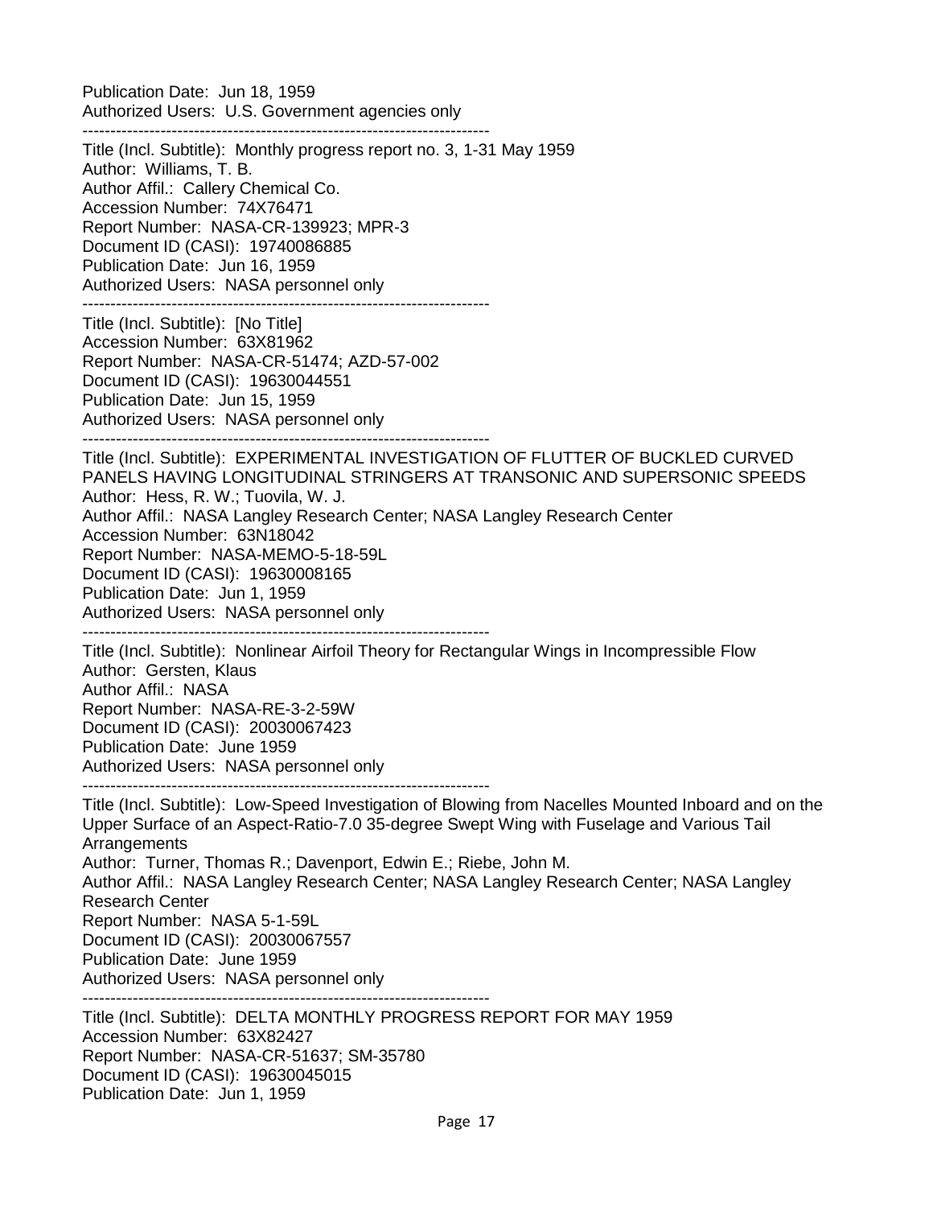Publication Date: Jun 18, 1959
Authorized Users: U.S. Government agencies only

------------------------------------------------------------------------

Title (Incl. Subtitle): Monthly progress report no. 3, 1-31 May 1959
Author: Williams, T. B.
Author Affil.: Callery Chemical Co.
Accession Number: 74X76471
Report Number: NASA-CR-139923; MPR-3
Document ID (CASI): 19740086885
Publication Date: Jun 16, 1959
Authorized Users: NASA personnel only

------------------------------------------------------------------------

Title (Incl. Subtitle): [No Title]
Accession Number: 63X81962
Report Number: NASA-CR-51474; AZD-57-002
Document ID (CASI): 19630044551
Publication Date: Jun 15, 1959
Authorized Users: NASA personnel only

------------------------------------------------------------------------

Title (Incl. Subtitle): EXPERIMENTAL INVESTIGATION OF FLUTTER OF BUCKLED CURVED PANELS HAVING LONGITUDINAL STRINGERS AT TRANSONIC AND SUPERSONIC SPEEDS
Author: Hess, R. W.; Tuovila, W. J.
Author Affil.: NASA Langley Research Center; NASA Langley Research Center
Accession Number: 63N18042
Report Number: NASA-MEMO-5-18-59L
Document ID (CASI): 19630008165
Publication Date: Jun 1, 1959
Authorized Users: NASA personnel only

------------------------------------------------------------------------

Title (Incl. Subtitle): Nonlinear Airfoil Theory for Rectangular Wings in Incompressible Flow
Author: Gersten, Klaus
Author Affil.: NASA
Report Number: NASA-RE-3-2-59W
Document ID (CASI): 20030067423
Publication Date: June 1959
Authorized Users: NASA personnel only

------------------------------------------------------------------------

Title (Incl. Subtitle): Low-Speed Investigation of Blowing from Nacelles Mounted Inboard and on the Upper Surface of an Aspect-Ratio-7.0 35-degree Swept Wing with Fuselage and Various Tail Arrangements
Author: Turner, Thomas R.; Davenport, Edwin E.; Riebe, John M.
Author Affil.: NASA Langley Research Center; NASA Langley Research Center; NASA Langley Research Center
Report Number: NASA 5-1-59L
Document ID (CASI): 20030067557
Publication Date: June 1959
Authorized Users: NASA personnel only

------------------------------------------------------------------------

Title (Incl. Subtitle): DELTA MONTHLY PROGRESS REPORT FOR MAY 1959
Accession Number: 63X82427
Report Number: NASA-CR-51637; SM-35780
Document ID (CASI): 19630045015
Publication Date: Jun 1, 1959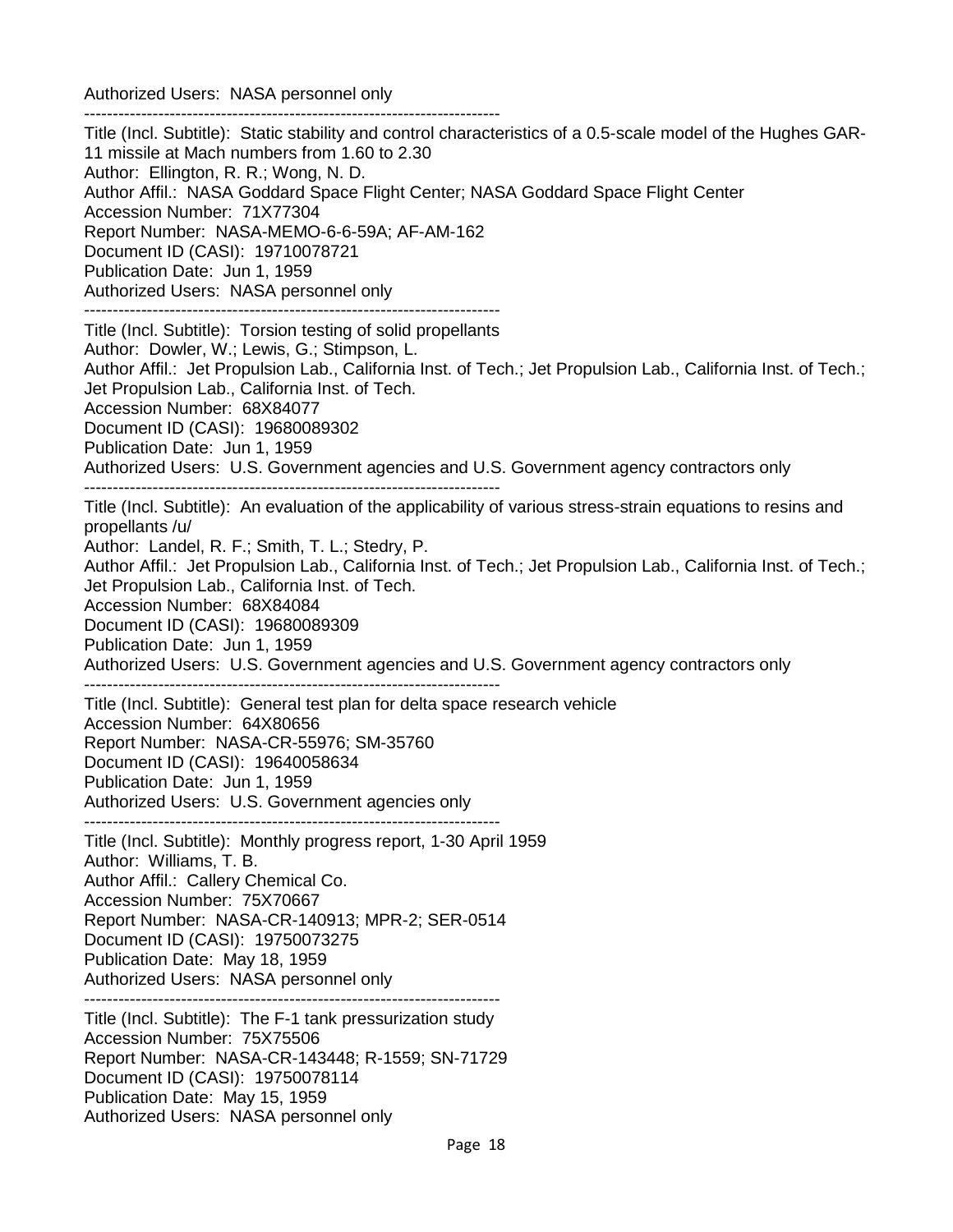Authorized Users: NASA personnel only

------------------------------------------------------------------------

Title (Incl. Subtitle): Static stability and control characteristics of a 0.5-scale model of the Hughes GAR-11 missile at Mach numbers from 1.60 to 2.30
Author: Ellington, R. R.; Wong, N. D.
Author Affil.: NASA Goddard Space Flight Center; NASA Goddard Space Flight Center
Accession Number: 71X77304
Report Number: NASA-MEMO-6-6-59A; AF-AM-162
Document ID (CASI): 19710078721
Publication Date: Jun 1, 1959
Authorized Users: NASA personnel only

------------------------------------------------------------------------

Title (Incl. Subtitle): Torsion testing of solid propellants
Author: Dowler, W.; Lewis, G.; Stimpson, L.
Author Affil.: Jet Propulsion Lab., California Inst. of Tech.; Jet Propulsion Lab., California Inst. of Tech.; Jet Propulsion Lab., California Inst. of Tech.
Accession Number: 68X84077
Document ID (CASI): 19680089302
Publication Date: Jun 1, 1959
Authorized Users: U.S. Government agencies and U.S. Government agency contractors only

------------------------------------------------------------------------

Title (Incl. Subtitle): An evaluation of the applicability of various stress-strain equations to resins and propellants /u/
Author: Landel, R. F.; Smith, T. L.; Stedry, P.
Author Affil.: Jet Propulsion Lab., California Inst. of Tech.; Jet Propulsion Lab., California Inst. of Tech.; Jet Propulsion Lab., California Inst. of Tech.
Accession Number: 68X84084
Document ID (CASI): 19680089309
Publication Date: Jun 1, 1959
Authorized Users: U.S. Government agencies and U.S. Government agency contractors only

------------------------------------------------------------------------

Title (Incl. Subtitle): General test plan for delta space research vehicle
Accession Number: 64X80656
Report Number: NASA-CR-55976; SM-35760
Document ID (CASI): 19640058634
Publication Date: Jun 1, 1959
Authorized Users: U.S. Government agencies only

------------------------------------------------------------------------

Title (Incl. Subtitle): Monthly progress report, 1-30 April 1959
Author: Williams, T. B.
Author Affil.: Callery Chemical Co.
Accession Number: 75X70667
Report Number: NASA-CR-140913; MPR-2; SER-0514
Document ID (CASI): 19750073275
Publication Date: May 18, 1959
Authorized Users: NASA personnel only

------------------------------------------------------------------------

Title (Incl. Subtitle): The F-1 tank pressurization study
Accession Number: 75X75506
Report Number: NASA-CR-143448; R-1559; SN-71729
Document ID (CASI): 19750078114
Publication Date: May 15, 1959
Authorized Users: NASA personnel only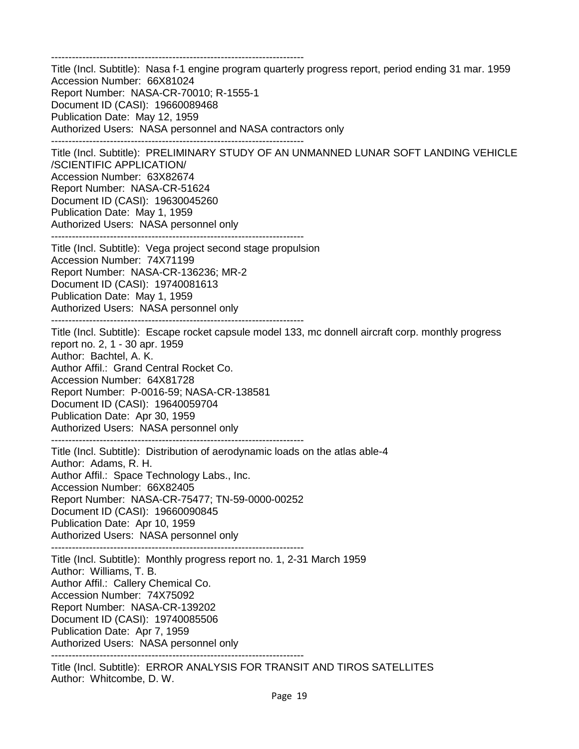------------------------------------------------------------------------
Title (Incl. Subtitle): Nasa f-1 engine program quarterly progress report, period ending 31 mar. 1959
Accession Number: 66X81024
Report Number: NASA-CR-70010; R-1555-1
Document ID (CASI): 19660089468
Publication Date: May 12, 1959
Authorized Users: NASA personnel and NASA contractors only
------------------------------------------------------------------------
Title (Incl. Subtitle): PRELIMINARY STUDY OF AN UNMANNED LUNAR SOFT LANDING VEHICLE /SCIENTIFIC APPLICATION/
Accession Number: 63X82674
Report Number: NASA-CR-51624
Document ID (CASI): 19630045260
Publication Date: May 1, 1959
Authorized Users: NASA personnel only
------------------------------------------------------------------------
Title (Incl. Subtitle): Vega project second stage propulsion
Accession Number: 74X71199
Report Number: NASA-CR-136236; MR-2
Document ID (CASI): 19740081613
Publication Date: May 1, 1959
Authorized Users: NASA personnel only
------------------------------------------------------------------------
Title (Incl. Subtitle): Escape rocket capsule model 133, mc donnell aircraft corp. monthly progress report no. 2, 1 - 30 apr. 1959
Author: Bachtel, A. K.
Author Affil.: Grand Central Rocket Co.
Accession Number: 64X81728
Report Number: P-0016-59; NASA-CR-138581
Document ID (CASI): 19640059704
Publication Date: Apr 30, 1959
Authorized Users: NASA personnel only
------------------------------------------------------------------------
Title (Incl. Subtitle): Distribution of aerodynamic loads on the atlas able-4
Author: Adams, R. H.
Author Affil.: Space Technology Labs., Inc.
Accession Number: 66X82405
Report Number: NASA-CR-75477; TN-59-0000-00252
Document ID (CASI): 19660090845
Publication Date: Apr 10, 1959
Authorized Users: NASA personnel only
------------------------------------------------------------------------
Title (Incl. Subtitle): Monthly progress report no. 1, 2-31 March 1959
Author: Williams, T. B.
Author Affil.: Callery Chemical Co.
Accession Number: 74X75092
Report Number: NASA-CR-139202
Document ID (CASI): 19740085506
Publication Date: Apr 7, 1959
Authorized Users: NASA personnel only
------------------------------------------------------------------------
Title (Incl. Subtitle): ERROR ANALYSIS FOR TRANSIT AND TIROS SATELLITES
Author: Whitcombe, D. W.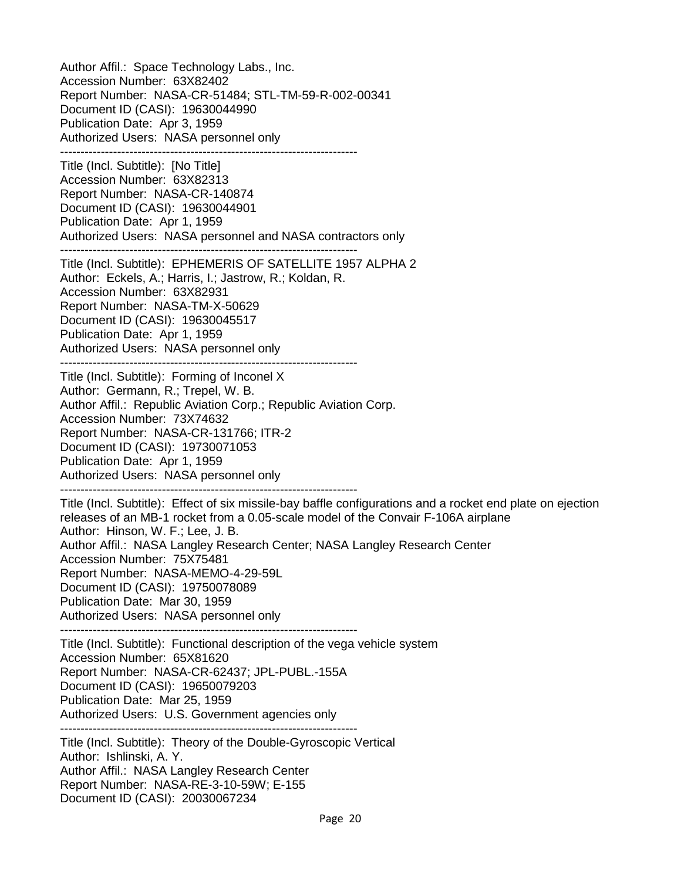Author Affil.:  Space Technology Labs., Inc.
Accession Number:  63X82402
Report Number:  NASA-CR-51484; STL-TM-59-R-002-00341
Document ID (CASI):  19630044990
Publication Date:  Apr 3, 1959
Authorized Users:  NASA personnel only

---

Title (Incl. Subtitle):  [No Title]
Accession Number:  63X82313
Report Number:  NASA-CR-140874
Document ID (CASI):  19630044901
Publication Date:  Apr 1, 1959
Authorized Users:  NASA personnel and NASA contractors only

---

Title (Incl. Subtitle):  EPHEMERIS OF SATELLITE 1957 ALPHA 2
Author:  Eckels, A.; Harris, I.; Jastrow, R.; Koldan, R.
Accession Number:  63X82931
Report Number:  NASA-TM-X-50629
Document ID (CASI):  19630045517
Publication Date:  Apr 1, 1959
Authorized Users:  NASA personnel only

---

Title (Incl. Subtitle):  Forming of Inconel X
Author:  Germann, R.; Trepel, W. B.
Author Affil.:  Republic Aviation Corp.; Republic Aviation Corp.
Accession Number:  73X74632
Report Number:  NASA-CR-131766; ITR-2
Document ID (CASI):  19730071053
Publication Date:  Apr 1, 1959
Authorized Users:  NASA personnel only

---

Title (Incl. Subtitle):  Effect of six missile-bay baffle configurations and a rocket end plate on ejection releases of an MB-1 rocket from a 0.05-scale model of the Convair F-106A airplane
Author:  Hinson, W. F.; Lee, J. B.
Author Affil.:  NASA Langley Research Center; NASA Langley Research Center
Accession Number:  75X75481
Report Number:  NASA-MEMO-4-29-59L
Document ID (CASI):  19750078089
Publication Date:  Mar 30, 1959
Authorized Users:  NASA personnel only

---

Title (Incl. Subtitle):  Functional description of the vega vehicle system
Accession Number:  65X81620
Report Number:  NASA-CR-62437; JPL-PUBL.-155A
Document ID (CASI):  19650079203
Publication Date:  Mar 25, 1959
Authorized Users:  U.S. Government agencies only

---

Title (Incl. Subtitle):  Theory of the Double-Gyroscopic Vertical
Author:  Ishlinski, A. Y.
Author Affil.:  NASA Langley Research Center
Report Number:  NASA-RE-3-10-59W; E-155
Document ID (CASI):  20030067234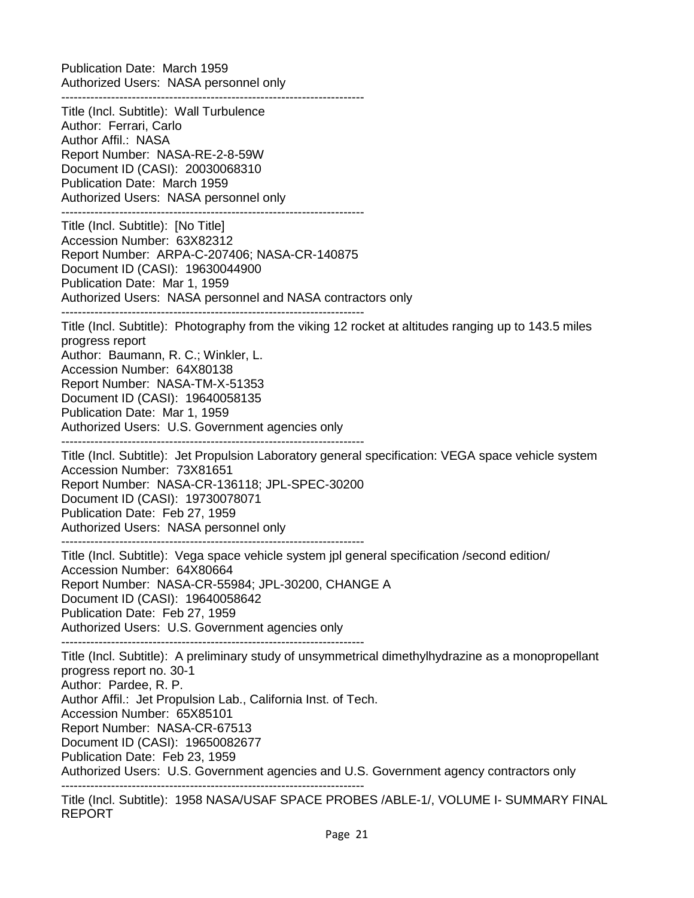Publication Date: March 1959
Authorized Users: NASA personnel only

------------------------------------------------------------------------

Title (Incl. Subtitle): Wall Turbulence
Author: Ferrari, Carlo
Author Affil.: NASA
Report Number: NASA-RE-2-8-59W
Document ID (CASI): 20030068310
Publication Date: March 1959
Authorized Users: NASA personnel only

------------------------------------------------------------------------

Title (Incl. Subtitle): [No Title]
Accession Number: 63X82312
Report Number: ARPA-C-207406; NASA-CR-140875
Document ID (CASI): 19630044900
Publication Date: Mar 1, 1959
Authorized Users: NASA personnel and NASA contractors only

------------------------------------------------------------------------

Title (Incl. Subtitle): Photography from the viking 12 rocket at altitudes ranging up to 143.5 miles progress report
Author: Baumann, R. C.; Winkler, L.
Accession Number: 64X80138
Report Number: NASA-TM-X-51353
Document ID (CASI): 19640058135
Publication Date: Mar 1, 1959
Authorized Users: U.S. Government agencies only

------------------------------------------------------------------------

Title (Incl. Subtitle): Jet Propulsion Laboratory general specification: VEGA space vehicle system
Accession Number: 73X81651
Report Number: NASA-CR-136118; JPL-SPEC-30200
Document ID (CASI): 19730078071
Publication Date: Feb 27, 1959
Authorized Users: NASA personnel only

------------------------------------------------------------------------

Title (Incl. Subtitle): Vega space vehicle system jpl general specification /second edition/
Accession Number: 64X80664
Report Number: NASA-CR-55984; JPL-30200, CHANGE A
Document ID (CASI): 19640058642
Publication Date: Feb 27, 1959
Authorized Users: U.S. Government agencies only

------------------------------------------------------------------------

Title (Incl. Subtitle): A preliminary study of unsymmetrical dimethylhydrazine as a monopropellant progress report no. 30-1
Author: Pardee, R. P.
Author Affil.: Jet Propulsion Lab., California Inst. of Tech.
Accession Number: 65X85101
Report Number: NASA-CR-67513
Document ID (CASI): 19650082677
Publication Date: Feb 23, 1959
Authorized Users: U.S. Government agencies and U.S. Government agency contractors only

------------------------------------------------------------------------

Title (Incl. Subtitle): 1958 NASA/USAF SPACE PROBES /ABLE-1/, VOLUME I- SUMMARY FINAL REPORT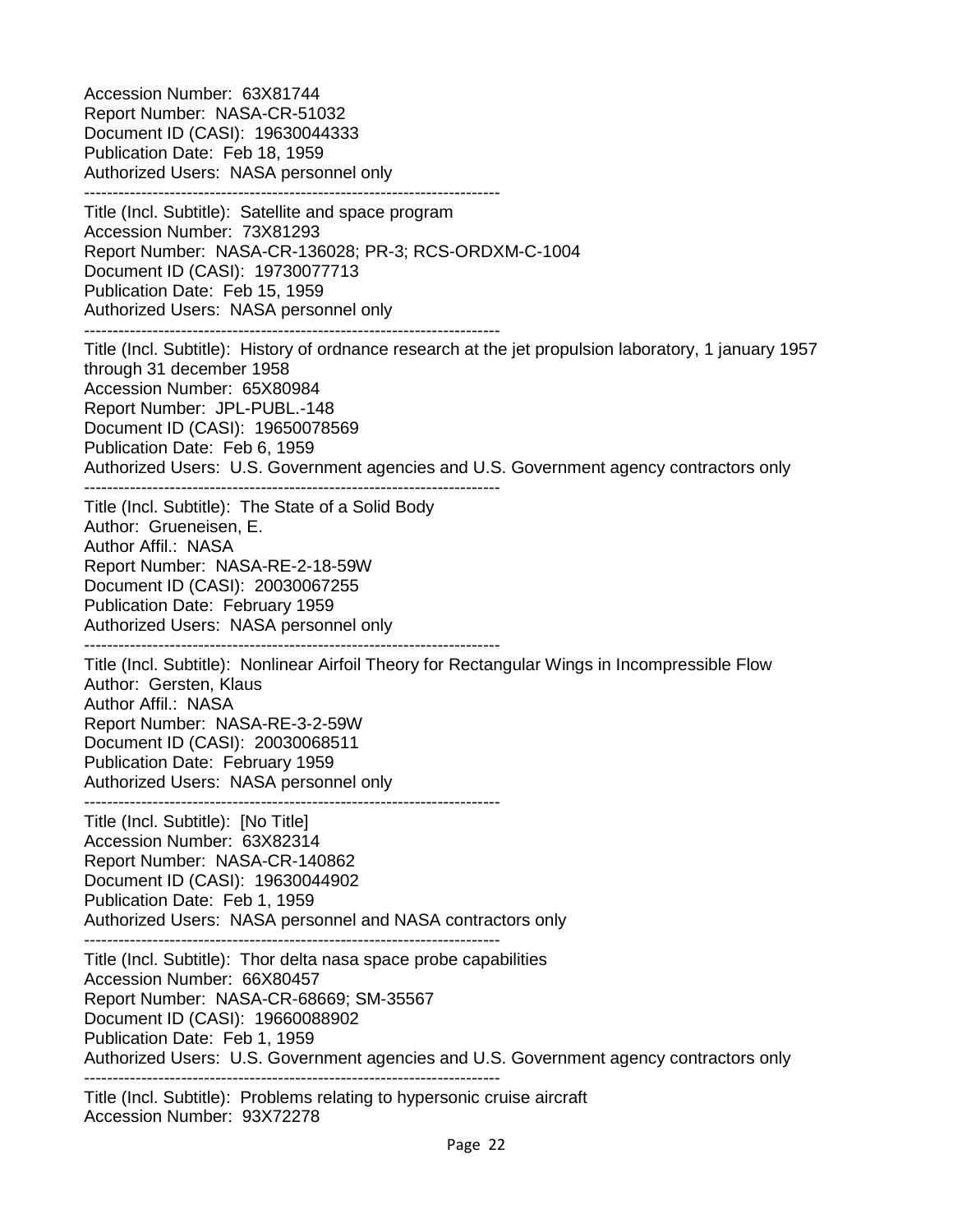Accession Number: 63X81744
Report Number: NASA-CR-51032
Document ID (CASI): 19630044333
Publication Date: Feb 18, 1959
Authorized Users: NASA personnel only

------------------------------------------------------------------------

Title (Incl. Subtitle): Satellite and space program
Accession Number: 73X81293
Report Number: NASA-CR-136028; PR-3; RCS-ORDXM-C-1004
Document ID (CASI): 19730077713
Publication Date: Feb 15, 1959
Authorized Users: NASA personnel only

------------------------------------------------------------------------

Title (Incl. Subtitle): History of ordnance research at the jet propulsion laboratory, 1 january 1957 through 31 december 1958
Accession Number: 65X80984
Report Number: JPL-PUBL.-148
Document ID (CASI): 19650078569
Publication Date: Feb 6, 1959
Authorized Users: U.S. Government agencies and U.S. Government agency contractors only

------------------------------------------------------------------------

Title (Incl. Subtitle): The State of a Solid Body
Author: Grueneisen, E.
Author Affil.: NASA
Report Number: NASA-RE-2-18-59W
Document ID (CASI): 20030067255
Publication Date: February 1959
Authorized Users: NASA personnel only

------------------------------------------------------------------------

Title (Incl. Subtitle): Nonlinear Airfoil Theory for Rectangular Wings in Incompressible Flow
Author: Gersten, Klaus
Author Affil.: NASA
Report Number: NASA-RE-3-2-59W
Document ID (CASI): 20030068511
Publication Date: February 1959
Authorized Users: NASA personnel only

------------------------------------------------------------------------

Title (Incl. Subtitle): [No Title]
Accession Number: 63X82314
Report Number: NASA-CR-140862
Document ID (CASI): 19630044902
Publication Date: Feb 1, 1959
Authorized Users: NASA personnel and NASA contractors only

------------------------------------------------------------------------

Title (Incl. Subtitle): Thor delta nasa space probe capabilities
Accession Number: 66X80457
Report Number: NASA-CR-68669; SM-35567
Document ID (CASI): 19660088902
Publication Date: Feb 1, 1959
Authorized Users: U.S. Government agencies and U.S. Government agency contractors only

------------------------------------------------------------------------

Title (Incl. Subtitle): Problems relating to hypersonic cruise aircraft
Accession Number: 93X72278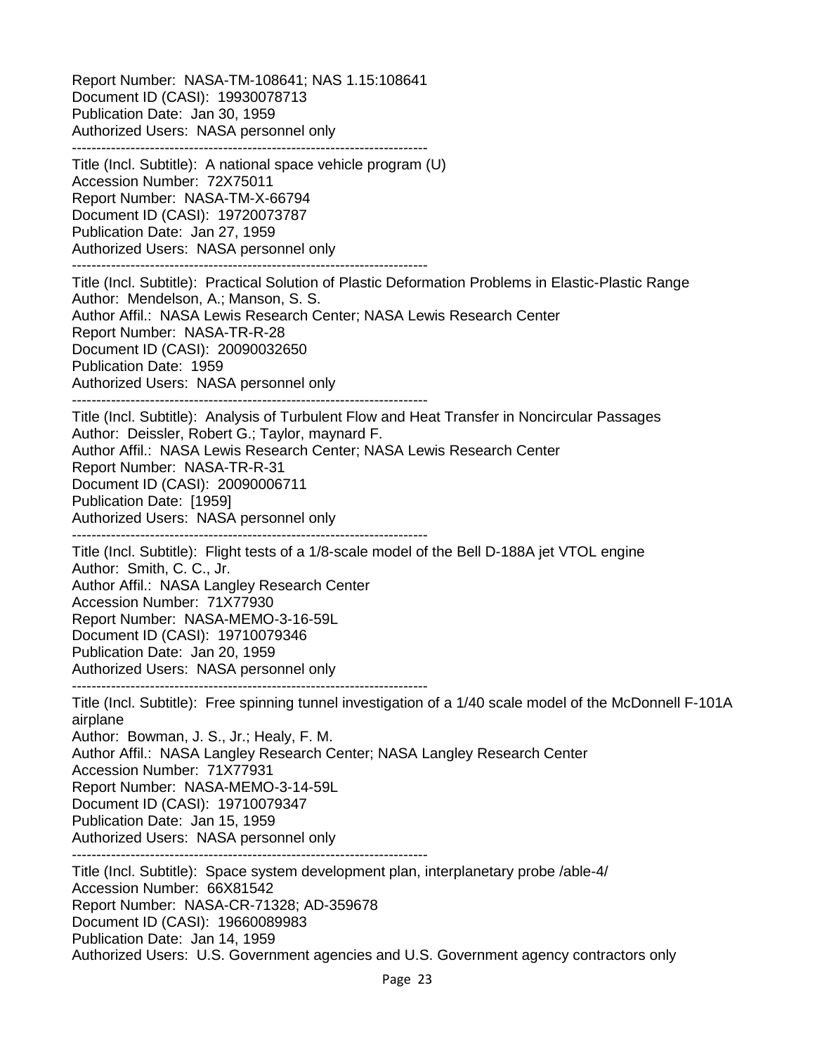Report Number: NASA-TM-108641; NAS 1.15:108641
Document ID (CASI): 19930078713
Publication Date: Jan 30, 1959
Authorized Users: NASA personnel only

------------------------------------------------------------------------

Title (Incl. Subtitle): A national space vehicle program (U)
Accession Number: 72X75011
Report Number: NASA-TM-X-66794
Document ID (CASI): 19720073787
Publication Date: Jan 27, 1959
Authorized Users: NASA personnel only

------------------------------------------------------------------------

Title (Incl. Subtitle): Practical Solution of Plastic Deformation Problems in Elastic-Plastic Range
Author: Mendelson, A.; Manson, S. S.
Author Affil.: NASA Lewis Research Center; NASA Lewis Research Center
Report Number: NASA-TR-R-28
Document ID (CASI): 20090032650
Publication Date: 1959
Authorized Users: NASA personnel only

------------------------------------------------------------------------

Title (Incl. Subtitle): Analysis of Turbulent Flow and Heat Transfer in Noncircular Passages
Author: Deissler, Robert G.; Taylor, maynard F.
Author Affil.: NASA Lewis Research Center; NASA Lewis Research Center
Report Number: NASA-TR-R-31
Document ID (CASI): 20090006711
Publication Date: [1959]
Authorized Users: NASA personnel only

------------------------------------------------------------------------

Title (Incl. Subtitle): Flight tests of a 1/8-scale model of the Bell D-188A jet VTOL engine
Author: Smith, C. C., Jr.
Author Affil.: NASA Langley Research Center
Accession Number: 71X77930
Report Number: NASA-MEMO-3-16-59L
Document ID (CASI): 19710079346
Publication Date: Jan 20, 1959
Authorized Users: NASA personnel only

------------------------------------------------------------------------

Title (Incl. Subtitle): Free spinning tunnel investigation of a 1/40 scale model of the McDonnell F-101A airplane
Author: Bowman, J. S., Jr.; Healy, F. M.
Author Affil.: NASA Langley Research Center; NASA Langley Research Center
Accession Number: 71X77931
Report Number: NASA-MEMO-3-14-59L
Document ID (CASI): 19710079347
Publication Date: Jan 15, 1959
Authorized Users: NASA personnel only

------------------------------------------------------------------------

Title (Incl. Subtitle): Space system development plan, interplanetary probe /able-4/
Accession Number: 66X81542
Report Number: NASA-CR-71328; AD-359678
Document ID (CASI): 19660089983
Publication Date: Jan 14, 1959
Authorized Users: U.S. Government agencies and U.S. Government agency contractors only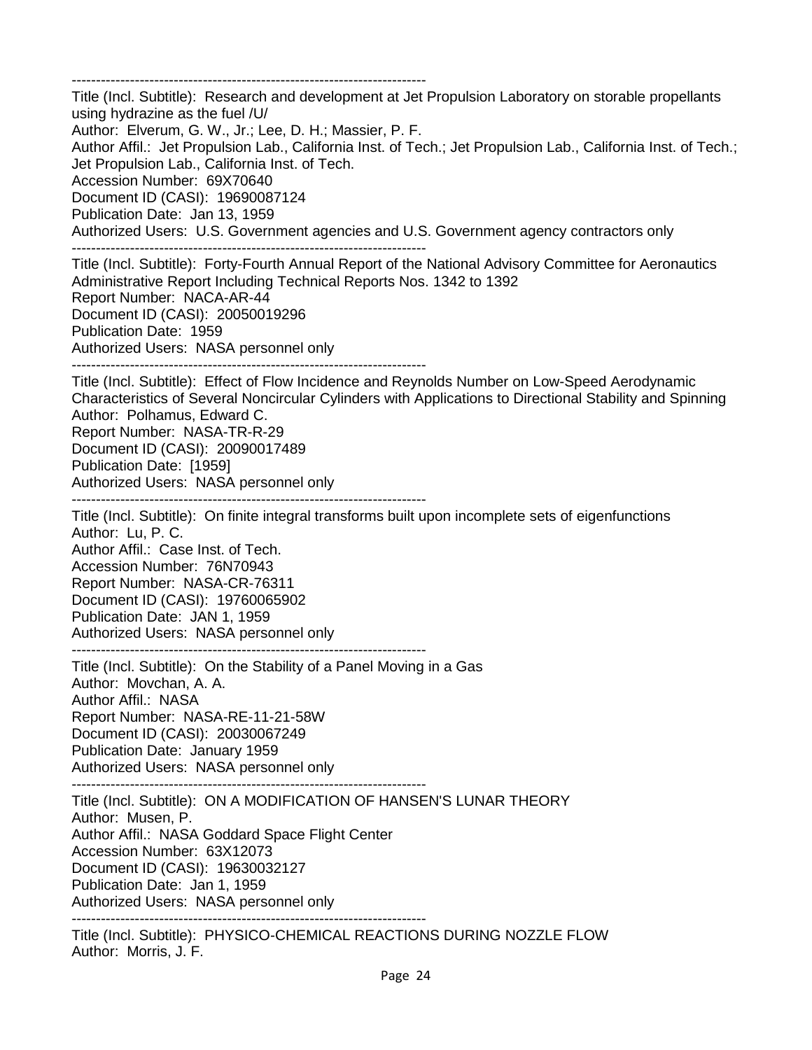------------------------------------------------------------------------

Title (Incl. Subtitle): Research and development at Jet Propulsion Laboratory on storable propellants using hydrazine as the fuel /U/
Author: Elverum, G. W., Jr.; Lee, D. H.; Massier, P. F.
Author Affil.: Jet Propulsion Lab., California Inst. of Tech.; Jet Propulsion Lab., California Inst. of Tech.; Jet Propulsion Lab., California Inst. of Tech.
Accession Number: 69X70640
Document ID (CASI): 19690087124
Publication Date: Jan 13, 1959
Authorized Users: U.S. Government agencies and U.S. Government agency contractors only

------------------------------------------------------------------------

Title (Incl. Subtitle): Forty-Fourth Annual Report of the National Advisory Committee for Aeronautics Administrative Report Including Technical Reports Nos. 1342 to 1392
Report Number: NACA-AR-44
Document ID (CASI): 20050019296
Publication Date: 1959
Authorized Users: NASA personnel only

------------------------------------------------------------------------

Title (Incl. Subtitle): Effect of Flow Incidence and Reynolds Number on Low-Speed Aerodynamic Characteristics of Several Noncircular Cylinders with Applications to Directional Stability and Spinning
Author: Polhamus, Edward C.
Report Number: NASA-TR-R-29
Document ID (CASI): 20090017489
Publication Date: [1959]
Authorized Users: NASA personnel only

------------------------------------------------------------------------

Title (Incl. Subtitle): On finite integral transforms built upon incomplete sets of eigenfunctions
Author: Lu, P. C.
Author Affil.: Case Inst. of Tech.
Accession Number: 76N70943
Report Number: NASA-CR-76311
Document ID (CASI): 19760065902
Publication Date: JAN 1, 1959
Authorized Users: NASA personnel only

------------------------------------------------------------------------

Title (Incl. Subtitle): On the Stability of a Panel Moving in a Gas
Author: Movchan, A. A.
Author Affil.: NASA
Report Number: NASA-RE-11-21-58W
Document ID (CASI): 20030067249
Publication Date: January 1959
Authorized Users: NASA personnel only

------------------------------------------------------------------------

Title (Incl. Subtitle): ON A MODIFICATION OF HANSEN'S LUNAR THEORY
Author: Musen, P.
Author Affil.: NASA Goddard Space Flight Center
Accession Number: 63X12073
Document ID (CASI): 19630032127
Publication Date: Jan 1, 1959
Authorized Users: NASA personnel only

------------------------------------------------------------------------

Title (Incl. Subtitle): PHYSICO-CHEMICAL REACTIONS DURING NOZZLE FLOW
Author: Morris, J. F.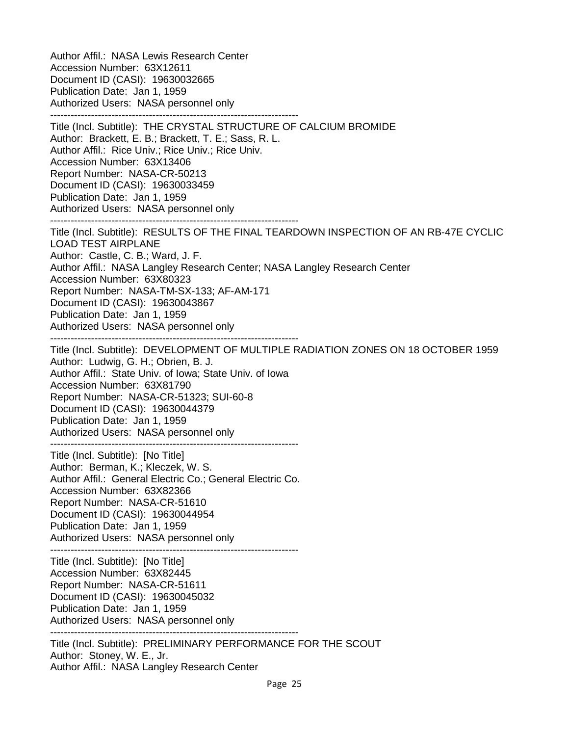Author Affil.: NASA Lewis Research Center
Accession Number: 63X12611
Document ID (CASI): 19630032665
Publication Date: Jan 1, 1959
Authorized Users: NASA personnel only

---

Title (Incl. Subtitle): THE CRYSTAL STRUCTURE OF CALCIUM BROMIDE
Author: Brackett, E. B.; Brackett, T. E.; Sass, R. L.
Author Affil.: Rice Univ.; Rice Univ.; Rice Univ.
Accession Number: 63X13406
Report Number: NASA-CR-50213
Document ID (CASI): 19630033459
Publication Date: Jan 1, 1959
Authorized Users: NASA personnel only

---

Title (Incl. Subtitle): RESULTS OF THE FINAL TEARDOWN INSPECTION OF AN RB-47E CYCLIC LOAD TEST AIRPLANE
Author: Castle, C. B.; Ward, J. F.
Author Affil.: NASA Langley Research Center; NASA Langley Research Center
Accession Number: 63X80323
Report Number: NASA-TM-SX-133; AF-AM-171
Document ID (CASI): 19630043867
Publication Date: Jan 1, 1959
Authorized Users: NASA personnel only

---

Title (Incl. Subtitle): DEVELOPMENT OF MULTIPLE RADIATION ZONES ON 18 OCTOBER 1959
Author: Ludwig, G. H.; Obrien, B. J.
Author Affil.: State Univ. of Iowa; State Univ. of Iowa
Accession Number: 63X81790
Report Number: NASA-CR-51323; SUI-60-8
Document ID (CASI): 19630044379
Publication Date: Jan 1, 1959
Authorized Users: NASA personnel only

---

Title (Incl. Subtitle): [No Title]
Author: Berman, K.; Kleczek, W. S.
Author Affil.: General Electric Co.; General Electric Co.
Accession Number: 63X82366
Report Number: NASA-CR-51610
Document ID (CASI): 19630044954
Publication Date: Jan 1, 1959
Authorized Users: NASA personnel only

---

Title (Incl. Subtitle): [No Title]
Accession Number: 63X82445
Report Number: NASA-CR-51611
Document ID (CASI): 19630045032
Publication Date: Jan 1, 1959
Authorized Users: NASA personnel only

---

Title (Incl. Subtitle): PRELIMINARY PERFORMANCE FOR THE SCOUT
Author: Stoney, W. E., Jr.
Author Affil.: NASA Langley Research Center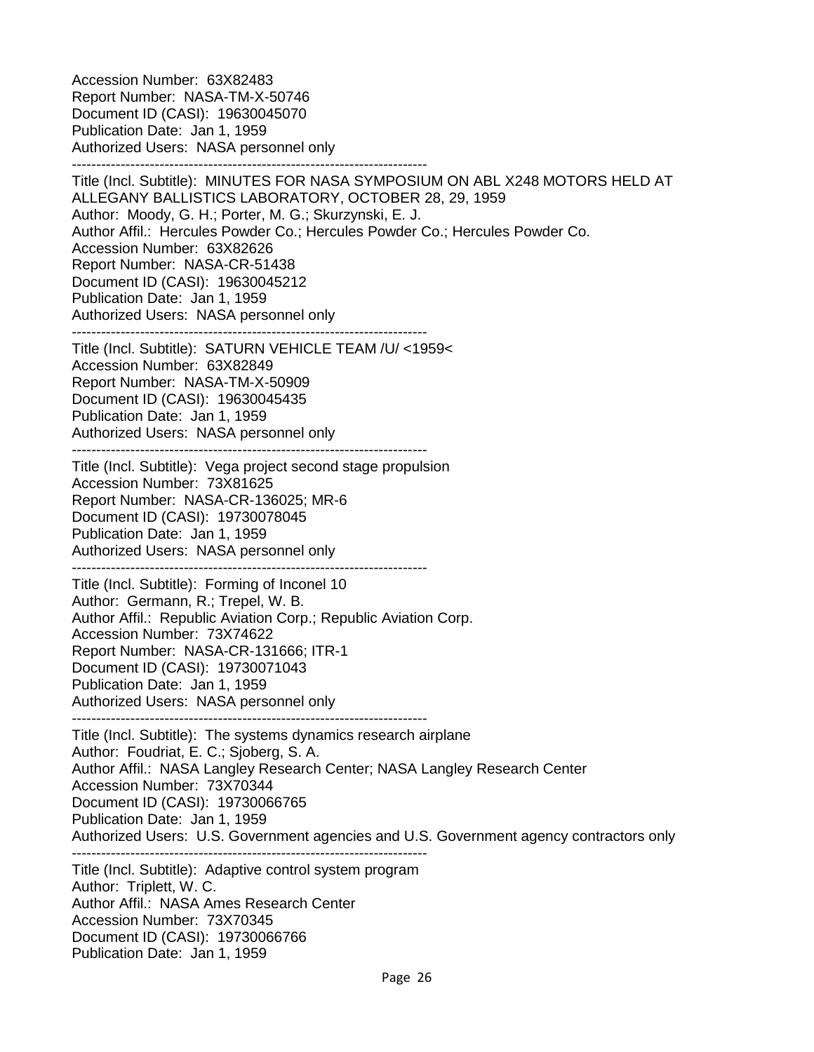Accession Number: 63X82483
Report Number: NASA-TM-X-50746
Document ID (CASI): 19630045070
Publication Date: Jan 1, 1959
Authorized Users: NASA personnel only

--------------------------------------------------------------------------

Title (Incl. Subtitle): MINUTES FOR NASA SYMPOSIUM ON ABL X248 MOTORS HELD AT ALLEGANY BALLISTICS LABORATORY, OCTOBER 28, 29, 1959
Author: Moody, G. H.; Porter, M. G.; Skurzynski, E. J.
Author Affil.: Hercules Powder Co.; Hercules Powder Co.; Hercules Powder Co.
Accession Number: 63X82626
Report Number: NASA-CR-51438
Document ID (CASI): 19630045212
Publication Date: Jan 1, 1959
Authorized Users: NASA personnel only

--------------------------------------------------------------------------

Title (Incl. Subtitle): SATURN VEHICLE TEAM /U/ <1959<
Accession Number: 63X82849
Report Number: NASA-TM-X-50909
Document ID (CASI): 19630045435
Publication Date: Jan 1, 1959
Authorized Users: NASA personnel only

--------------------------------------------------------------------------

Title (Incl. Subtitle): Vega project second stage propulsion
Accession Number: 73X81625
Report Number: NASA-CR-136025; MR-6
Document ID (CASI): 19730078045
Publication Date: Jan 1, 1959
Authorized Users: NASA personnel only

--------------------------------------------------------------------------

Title (Incl. Subtitle): Forming of Inconel 10
Author: Germann, R.; Trepel, W. B.
Author Affil.: Republic Aviation Corp.; Republic Aviation Corp.
Accession Number: 73X74622
Report Number: NASA-CR-131666; ITR-1
Document ID (CASI): 19730071043
Publication Date: Jan 1, 1959
Authorized Users: NASA personnel only

--------------------------------------------------------------------------

Title (Incl. Subtitle): The systems dynamics research airplane
Author: Foudriat, E. C.; Sjoberg, S. A.
Author Affil.: NASA Langley Research Center; NASA Langley Research Center
Accession Number: 73X70344
Document ID (CASI): 19730066765
Publication Date: Jan 1, 1959
Authorized Users: U.S. Government agencies and U.S. Government agency contractors only

--------------------------------------------------------------------------

Title (Incl. Subtitle): Adaptive control system program
Author: Triplett, W. C.
Author Affil.: NASA Ames Research Center
Accession Number: 73X70345
Document ID (CASI): 19730066766
Publication Date: Jan 1, 1959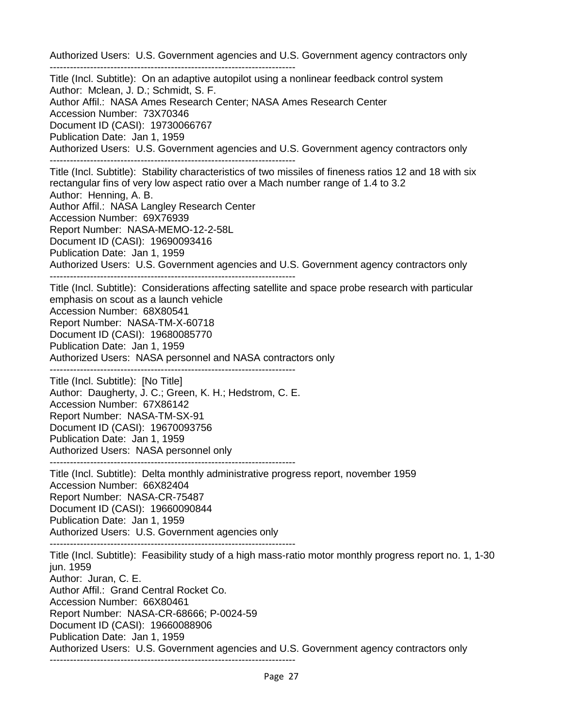Authorized Users:  U.S. Government agencies and U.S. Government agency contractors only

--------------------------------------------------------------------------

Title (Incl. Subtitle):  On an adaptive autopilot using a nonlinear feedback control system
Author:  Mclean, J. D.; Schmidt, S. F.
Author Affil.:  NASA Ames Research Center; NASA Ames Research Center
Accession Number:  73X70346
Document ID (CASI):  19730066767
Publication Date:  Jan 1, 1959
Authorized Users:  U.S. Government agencies and U.S. Government agency contractors only

--------------------------------------------------------------------------

Title (Incl. Subtitle):  Stability characteristics of two missiles of fineness ratios 12 and 18 with six rectangular fins of very low aspect ratio over a Mach number range of 1.4 to 3.2
Author:  Henning, A. B.
Author Affil.:  NASA Langley Research Center
Accession Number:  69X76939
Report Number:  NASA-MEMO-12-2-58L
Document ID (CASI):  19690093416
Publication Date:  Jan 1, 1959
Authorized Users:  U.S. Government agencies and U.S. Government agency contractors only

--------------------------------------------------------------------------

Title (Incl. Subtitle):  Considerations affecting satellite and space probe research with particular emphasis on scout as a launch vehicle
Accession Number:  68X80541
Report Number:  NASA-TM-X-60718
Document ID (CASI):  19680085770
Publication Date:  Jan 1, 1959
Authorized Users:  NASA personnel and NASA contractors only

--------------------------------------------------------------------------

Title (Incl. Subtitle):  [No Title]
Author:  Daugherty, J. C.; Green, K. H.; Hedstrom, C. E.
Accession Number:  67X86142
Report Number:  NASA-TM-SX-91
Document ID (CASI):  19670093756
Publication Date:  Jan 1, 1959
Authorized Users:  NASA personnel only

--------------------------------------------------------------------------

Title (Incl. Subtitle):  Delta monthly administrative progress report, november 1959
Accession Number:  66X82404
Report Number:  NASA-CR-75487
Document ID (CASI):  19660090844
Publication Date:  Jan 1, 1959
Authorized Users:  U.S. Government agencies only

--------------------------------------------------------------------------

Title (Incl. Subtitle):  Feasibility study of a high mass-ratio motor monthly progress report no. 1, 1-30 jun. 1959
Author:  Juran, C. E.
Author Affil.:  Grand Central Rocket Co.
Accession Number:  66X80461
Report Number:  NASA-CR-68666; P-0024-59
Document ID (CASI):  19660088906
Publication Date:  Jan 1, 1959
Authorized Users:  U.S. Government agencies and U.S. Government agency contractors only

--------------------------------------------------------------------------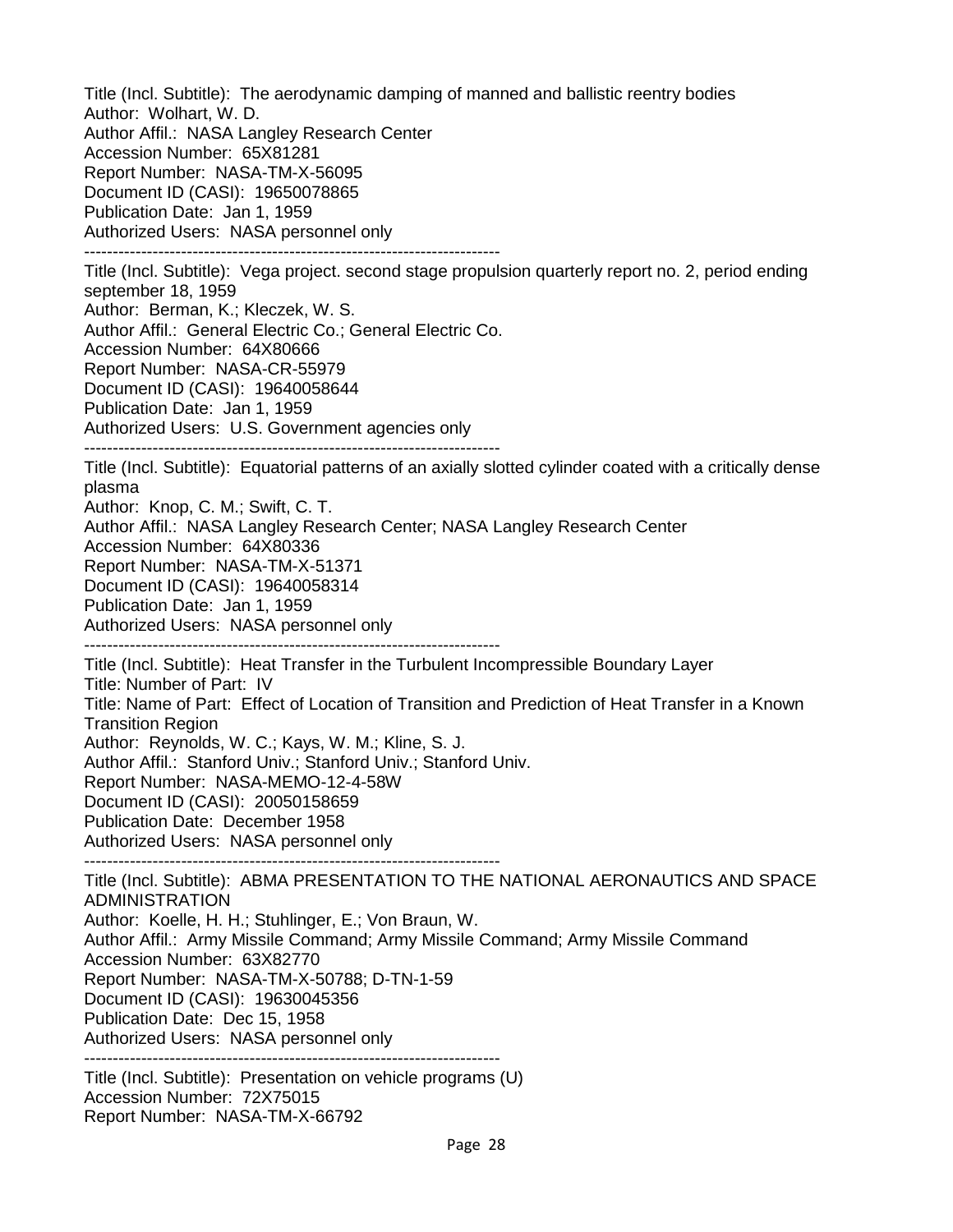Title (Incl. Subtitle): The aerodynamic damping of manned and ballistic reentry bodies
Author: Wolhart, W. D.
Author Affil.: NASA Langley Research Center
Accession Number: 65X81281
Report Number: NASA-TM-X-56095
Document ID (CASI): 19650078865
Publication Date: Jan 1, 1959
Authorized Users: NASA personnel only

------------------------------------------------------------------------

Title (Incl. Subtitle): Vega project. second stage propulsion quarterly report no. 2, period ending september 18, 1959
Author: Berman, K.; Kleczek, W. S.
Author Affil.: General Electric Co.; General Electric Co.
Accession Number: 64X80666
Report Number: NASA-CR-55979
Document ID (CASI): 19640058644
Publication Date: Jan 1, 1959
Authorized Users: U.S. Government agencies only

------------------------------------------------------------------------

Title (Incl. Subtitle): Equatorial patterns of an axially slotted cylinder coated with a critically dense plasma
Author: Knop, C. M.; Swift, C. T.
Author Affil.: NASA Langley Research Center; NASA Langley Research Center
Accession Number: 64X80336
Report Number: NASA-TM-X-51371
Document ID (CASI): 19640058314
Publication Date: Jan 1, 1959
Authorized Users: NASA personnel only

------------------------------------------------------------------------

Title (Incl. Subtitle): Heat Transfer in the Turbulent Incompressible Boundary Layer
Title: Number of Part: IV
Title: Name of Part: Effect of Location of Transition and Prediction of Heat Transfer in a Known Transition Region
Author: Reynolds, W. C.; Kays, W. M.; Kline, S. J.
Author Affil.: Stanford Univ.; Stanford Univ.; Stanford Univ.
Report Number: NASA-MEMO-12-4-58W
Document ID (CASI): 20050158659
Publication Date: December 1958
Authorized Users: NASA personnel only

------------------------------------------------------------------------

Title (Incl. Subtitle): ABMA PRESENTATION TO THE NATIONAL AERONAUTICS AND SPACE ADMINISTRATION
Author: Koelle, H. H.; Stuhlinger, E.; Von Braun, W.
Author Affil.: Army Missile Command; Army Missile Command; Army Missile Command
Accession Number: 63X82770
Report Number: NASA-TM-X-50788; D-TN-1-59
Document ID (CASI): 19630045356
Publication Date: Dec 15, 1958
Authorized Users: NASA personnel only

------------------------------------------------------------------------

Title (Incl. Subtitle): Presentation on vehicle programs (U)
Accession Number: 72X75015
Report Number: NASA-TM-X-66792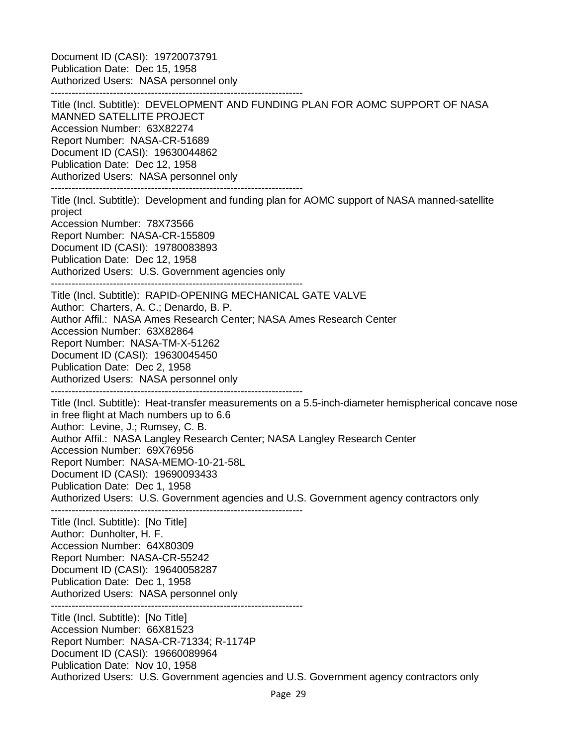Document ID (CASI): 19720073791
Publication Date: Dec 15, 1958
Authorized Users: NASA personnel only

------------------------------------------------------------------------

Title (Incl. Subtitle): DEVELOPMENT AND FUNDING PLAN FOR AOMC SUPPORT OF NASA MANNED SATELLITE PROJECT
Accession Number: 63X82274
Report Number: NASA-CR-51689
Document ID (CASI): 19630044862
Publication Date: Dec 12, 1958
Authorized Users: NASA personnel only

------------------------------------------------------------------------

Title (Incl. Subtitle): Development and funding plan for AOMC support of NASA manned-satellite project
Accession Number: 78X73566
Report Number: NASA-CR-155809
Document ID (CASI): 19780083893
Publication Date: Dec 12, 1958
Authorized Users: U.S. Government agencies only

------------------------------------------------------------------------

Title (Incl. Subtitle): RAPID-OPENING MECHANICAL GATE VALVE
Author: Charters, A. C.; Denardo, B. P.
Author Affil.: NASA Ames Research Center; NASA Ames Research Center
Accession Number: 63X82864
Report Number: NASA-TM-X-51262
Document ID (CASI): 19630045450
Publication Date: Dec 2, 1958
Authorized Users: NASA personnel only

------------------------------------------------------------------------

Title (Incl. Subtitle): Heat-transfer measurements on a 5.5-inch-diameter hemispherical concave nose in free flight at Mach numbers up to 6.6
Author: Levine, J.; Rumsey, C. B.
Author Affil.: NASA Langley Research Center; NASA Langley Research Center
Accession Number: 69X76956
Report Number: NASA-MEMO-10-21-58L
Document ID (CASI): 19690093433
Publication Date: Dec 1, 1958
Authorized Users: U.S. Government agencies and U.S. Government agency contractors only

------------------------------------------------------------------------

Title (Incl. Subtitle): [No Title]
Author: Dunholter, H. F.
Accession Number: 64X80309
Report Number: NASA-CR-55242
Document ID (CASI): 19640058287
Publication Date: Dec 1, 1958
Authorized Users: NASA personnel only

------------------------------------------------------------------------

Title (Incl. Subtitle): [No Title]
Accession Number: 66X81523
Report Number: NASA-CR-71334; R-1174P
Document ID (CASI): 19660089964
Publication Date: Nov 10, 1958
Authorized Users: U.S. Government agencies and U.S. Government agency contractors only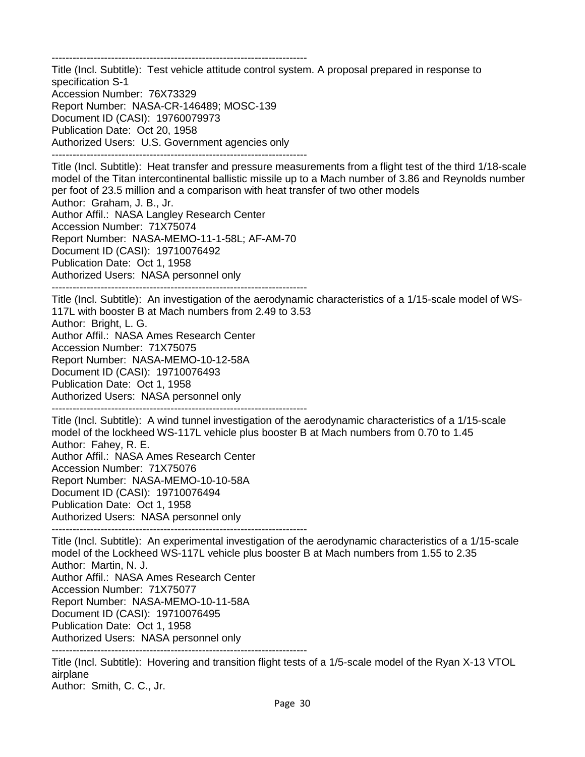------------------------------------------------------------------------
Title (Incl. Subtitle): Test vehicle attitude control system. A proposal prepared in response to specification S-1
Accession Number: 76X73329
Report Number: NASA-CR-146489; MOSC-139
Document ID (CASI): 19760079973
Publication Date: Oct 20, 1958
Authorized Users: U.S. Government agencies only
------------------------------------------------------------------------
Title (Incl. Subtitle): Heat transfer and pressure measurements from a flight test of the third 1/18-scale model of the Titan intercontinental ballistic missile up to a Mach number of 3.86 and Reynolds number per foot of 23.5 million and a comparison with heat transfer of two other models
Author: Graham, J. B., Jr.
Author Affil.: NASA Langley Research Center
Accession Number: 71X75074
Report Number: NASA-MEMO-11-1-58L; AF-AM-70
Document ID (CASI): 19710076492
Publication Date: Oct 1, 1958
Authorized Users: NASA personnel only
------------------------------------------------------------------------
Title (Incl. Subtitle): An investigation of the aerodynamic characteristics of a 1/15-scale model of WS-117L with booster B at Mach numbers from 2.49 to 3.53
Author: Bright, L. G.
Author Affil.: NASA Ames Research Center
Accession Number: 71X75075
Report Number: NASA-MEMO-10-12-58A
Document ID (CASI): 19710076493
Publication Date: Oct 1, 1958
Authorized Users: NASA personnel only
------------------------------------------------------------------------
Title (Incl. Subtitle): A wind tunnel investigation of the aerodynamic characteristics of a 1/15-scale model of the lockheed WS-117L vehicle plus booster B at Mach numbers from 0.70 to 1.45
Author: Fahey, R. E.
Author Affil.: NASA Ames Research Center
Accession Number: 71X75076
Report Number: NASA-MEMO-10-10-58A
Document ID (CASI): 19710076494
Publication Date: Oct 1, 1958
Authorized Users: NASA personnel only
------------------------------------------------------------------------
Title (Incl. Subtitle): An experimental investigation of the aerodynamic characteristics of a 1/15-scale model of the Lockheed WS-117L vehicle plus booster B at Mach numbers from 1.55 to 2.35
Author: Martin, N. J.
Author Affil.: NASA Ames Research Center
Accession Number: 71X75077
Report Number: NASA-MEMO-10-11-58A
Document ID (CASI): 19710076495
Publication Date: Oct 1, 1958
Authorized Users: NASA personnel only
------------------------------------------------------------------------
Title (Incl. Subtitle): Hovering and transition flight tests of a 1/5-scale model of the Ryan X-13 VTOL airplane
Author: Smith, C. C., Jr.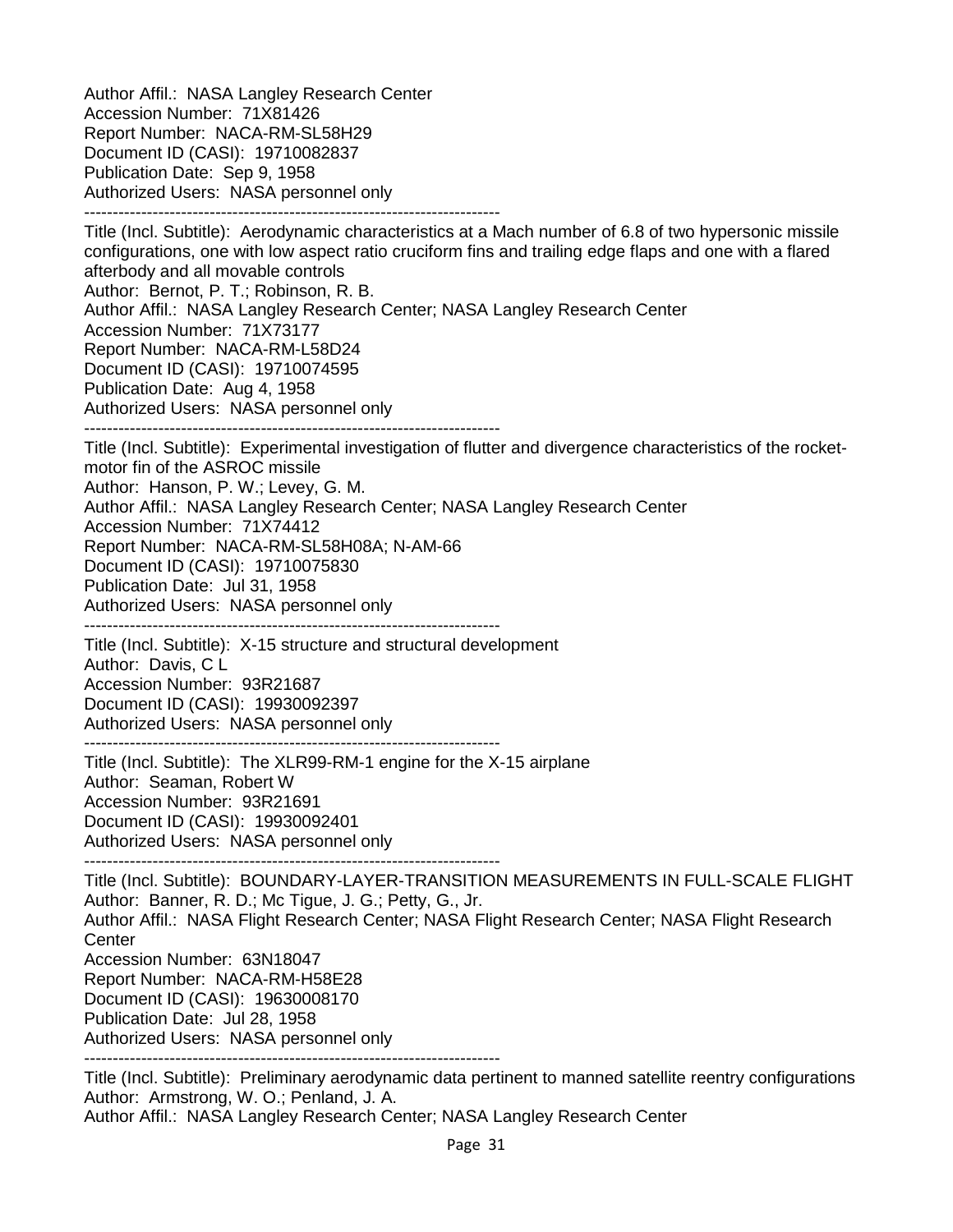Author Affil.: NASA Langley Research Center
Accession Number: 71X81426
Report Number: NACA-RM-SL58H29
Document ID (CASI): 19710082837
Publication Date: Sep 9, 1958
Authorized Users: NASA personnel only

--------------------------------------------------------------------------

Title (Incl. Subtitle): Aerodynamic characteristics at a Mach number of 6.8 of two hypersonic missile configurations, one with low aspect ratio cruciform fins and trailing edge flaps and one with a flared afterbody and all movable controls
Author: Bernot, P. T.; Robinson, R. B.
Author Affil.: NASA Langley Research Center; NASA Langley Research Center
Accession Number: 71X73177
Report Number: NACA-RM-L58D24
Document ID (CASI): 19710074595
Publication Date: Aug 4, 1958
Authorized Users: NASA personnel only

--------------------------------------------------------------------------

Title (Incl. Subtitle): Experimental investigation of flutter and divergence characteristics of the rocket-motor fin of the ASROC missile
Author: Hanson, P. W.; Levey, G. M.
Author Affil.: NASA Langley Research Center; NASA Langley Research Center
Accession Number: 71X74412
Report Number: NACA-RM-SL58H08A; N-AM-66
Document ID (CASI): 19710075830
Publication Date: Jul 31, 1958
Authorized Users: NASA personnel only

--------------------------------------------------------------------------

Title (Incl. Subtitle): X-15 structure and structural development
Author: Davis, C L
Accession Number: 93R21687
Document ID (CASI): 19930092397
Authorized Users: NASA personnel only

--------------------------------------------------------------------------

Title (Incl. Subtitle): The XLR99-RM-1 engine for the X-15 airplane
Author: Seaman, Robert W
Accession Number: 93R21691
Document ID (CASI): 19930092401
Authorized Users: NASA personnel only

--------------------------------------------------------------------------

Title (Incl. Subtitle): BOUNDARY-LAYER-TRANSITION MEASUREMENTS IN FULL-SCALE FLIGHT
Author: Banner, R. D.; Mc Tigue, J. G.; Petty, G., Jr.
Author Affil.: NASA Flight Research Center; NASA Flight Research Center; NASA Flight Research Center
Accession Number: 63N18047
Report Number: NACA-RM-H58E28
Document ID (CASI): 19630008170
Publication Date: Jul 28, 1958
Authorized Users: NASA personnel only

--------------------------------------------------------------------------

Title (Incl. Subtitle): Preliminary aerodynamic data pertinent to manned satellite reentry configurations
Author: Armstrong, W. O.; Penland, J. A.
Author Affil.: NASA Langley Research Center; NASA Langley Research Center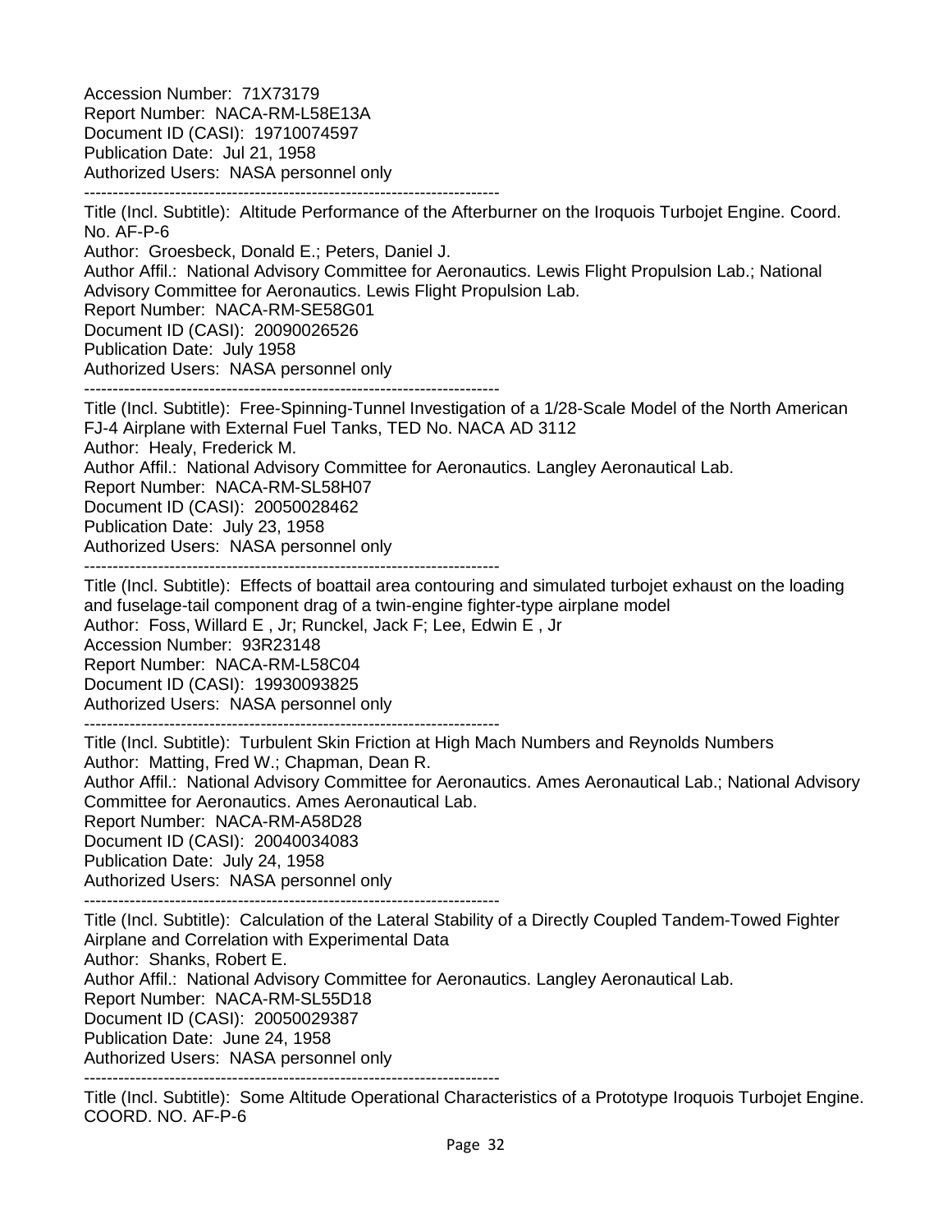Accession Number: 71X73179
Report Number: NACA-RM-L58E13A
Document ID (CASI): 19710074597
Publication Date: Jul 21, 1958
Authorized Users: NASA personnel only

--------------------------------------------------------------------------

Title (Incl. Subtitle): Altitude Performance of the Afterburner on the Iroquois Turbojet Engine. Coord. No. AF-P-6
Author: Groesbeck, Donald E.; Peters, Daniel J.
Author Affil.: National Advisory Committee for Aeronautics. Lewis Flight Propulsion Lab.; National Advisory Committee for Aeronautics. Lewis Flight Propulsion Lab.
Report Number: NACA-RM-SE58G01
Document ID (CASI): 20090026526
Publication Date: July 1958
Authorized Users: NASA personnel only

--------------------------------------------------------------------------

Title (Incl. Subtitle): Free-Spinning-Tunnel Investigation of a 1/28-Scale Model of the North American FJ-4 Airplane with External Fuel Tanks, TED No. NACA AD 3112
Author: Healy, Frederick M.
Author Affil.: National Advisory Committee for Aeronautics. Langley Aeronautical Lab.
Report Number: NACA-RM-SL58H07
Document ID (CASI): 20050028462
Publication Date: July 23, 1958
Authorized Users: NASA personnel only

--------------------------------------------------------------------------

Title (Incl. Subtitle): Effects of boattail area contouring and simulated turbojet exhaust on the loading and fuselage-tail component drag of a twin-engine fighter-type airplane model
Author: Foss, Willard E , Jr; Runckel, Jack F; Lee, Edwin E , Jr
Accession Number: 93R23148
Report Number: NACA-RM-L58C04
Document ID (CASI): 19930093825
Authorized Users: NASA personnel only

--------------------------------------------------------------------------

Title (Incl. Subtitle): Turbulent Skin Friction at High Mach Numbers and Reynolds Numbers
Author: Matting, Fred W.; Chapman, Dean R.
Author Affil.: National Advisory Committee for Aeronautics. Ames Aeronautical Lab.; National Advisory Committee for Aeronautics. Ames Aeronautical Lab.
Report Number: NACA-RM-A58D28
Document ID (CASI): 20040034083
Publication Date: July 24, 1958
Authorized Users: NASA personnel only

--------------------------------------------------------------------------

Title (Incl. Subtitle): Calculation of the Lateral Stability of a Directly Coupled Tandem-Towed Fighter Airplane and Correlation with Experimental Data
Author: Shanks, Robert E.
Author Affil.: National Advisory Committee for Aeronautics. Langley Aeronautical Lab.
Report Number: NACA-RM-SL55D18
Document ID (CASI): 20050029387
Publication Date: June 24, 1958
Authorized Users: NASA personnel only

--------------------------------------------------------------------------

Title (Incl. Subtitle): Some Altitude Operational Characteristics of a Prototype Iroquois Turbojet Engine. COORD. NO. AF-P-6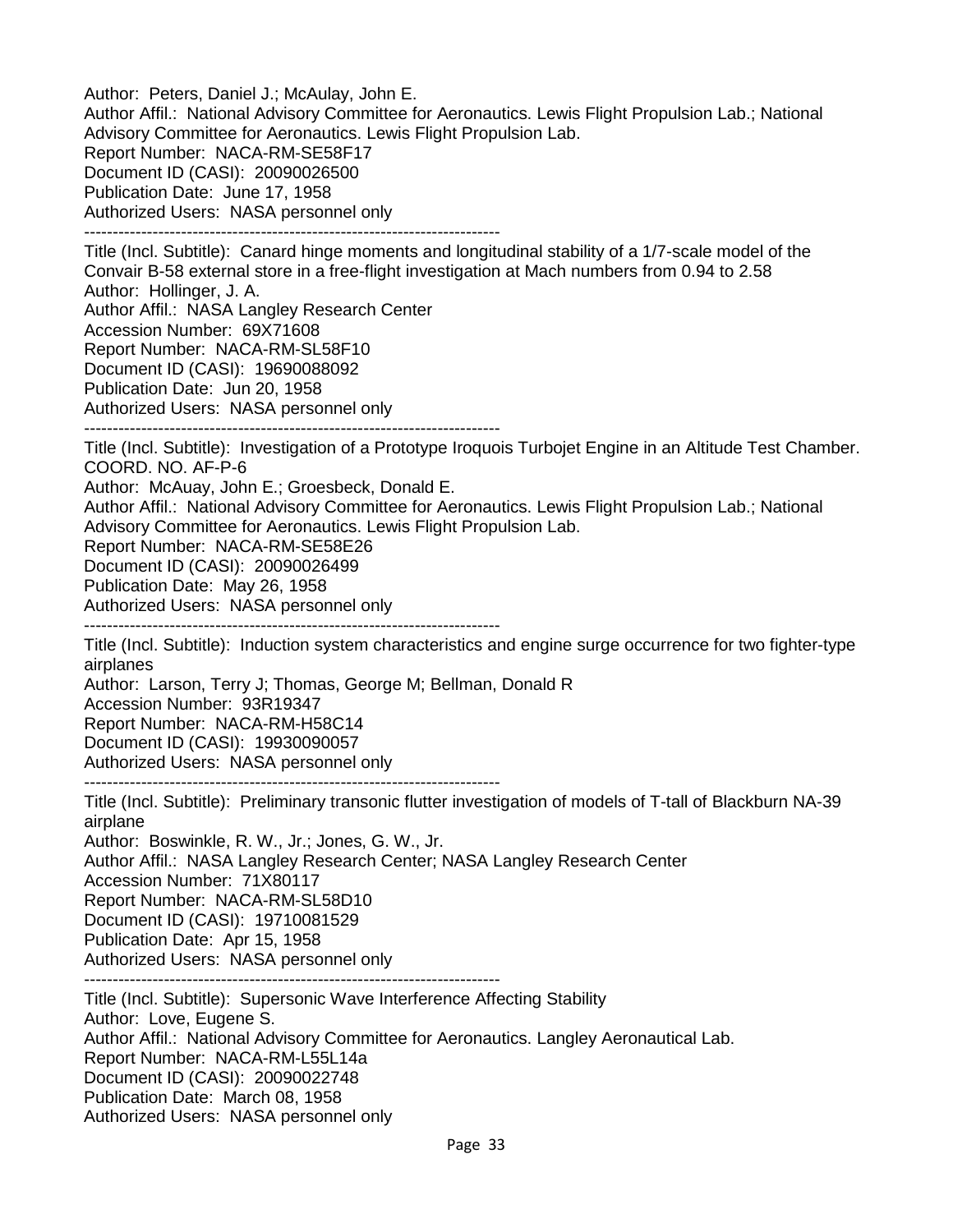Author: Peters, Daniel J.; McAulay, John E.
Author Affil.: National Advisory Committee for Aeronautics. Lewis Flight Propulsion Lab.; National Advisory Committee for Aeronautics. Lewis Flight Propulsion Lab.
Report Number: NACA-RM-SE58F17
Document ID (CASI): 20090026500
Publication Date: June 17, 1958
Authorized Users: NASA personnel only

---

Title (Incl. Subtitle): Canard hinge moments and longitudinal stability of a 1/7-scale model of the Convair B-58 external store in a free-flight investigation at Mach numbers from 0.94 to 2.58
Author: Hollinger, J. A.
Author Affil.: NASA Langley Research Center
Accession Number: 69X71608
Report Number: NACA-RM-SL58F10
Document ID (CASI): 19690088092
Publication Date: Jun 20, 1958
Authorized Users: NASA personnel only

---

Title (Incl. Subtitle): Investigation of a Prototype Iroquois Turbojet Engine in an Altitude Test Chamber. COORD. NO. AF-P-6
Author: McAuay, John E.; Groesbeck, Donald E.
Author Affil.: National Advisory Committee for Aeronautics. Lewis Flight Propulsion Lab.; National Advisory Committee for Aeronautics. Lewis Flight Propulsion Lab.
Report Number: NACA-RM-SE58E26
Document ID (CASI): 20090026499
Publication Date: May 26, 1958
Authorized Users: NASA personnel only

---

Title (Incl. Subtitle): Induction system characteristics and engine surge occurrence for two fighter-type airplanes
Author: Larson, Terry J; Thomas, George M; Bellman, Donald R
Accession Number: 93R19347
Report Number: NACA-RM-H58C14
Document ID (CASI): 19930090057
Authorized Users: NASA personnel only

---

Title (Incl. Subtitle): Preliminary transonic flutter investigation of models of T-tall of Blackburn NA-39 airplane
Author: Boswinkle, R. W., Jr.; Jones, G. W., Jr.
Author Affil.: NASA Langley Research Center; NASA Langley Research Center
Accession Number: 71X80117
Report Number: NACA-RM-SL58D10
Document ID (CASI): 19710081529
Publication Date: Apr 15, 1958
Authorized Users: NASA personnel only

---

Title (Incl. Subtitle): Supersonic Wave Interference Affecting Stability
Author: Love, Eugene S.
Author Affil.: National Advisory Committee for Aeronautics. Langley Aeronautical Lab.
Report Number: NACA-RM-L55L14a
Document ID (CASI): 20090022748
Publication Date: March 08, 1958
Authorized Users: NASA personnel only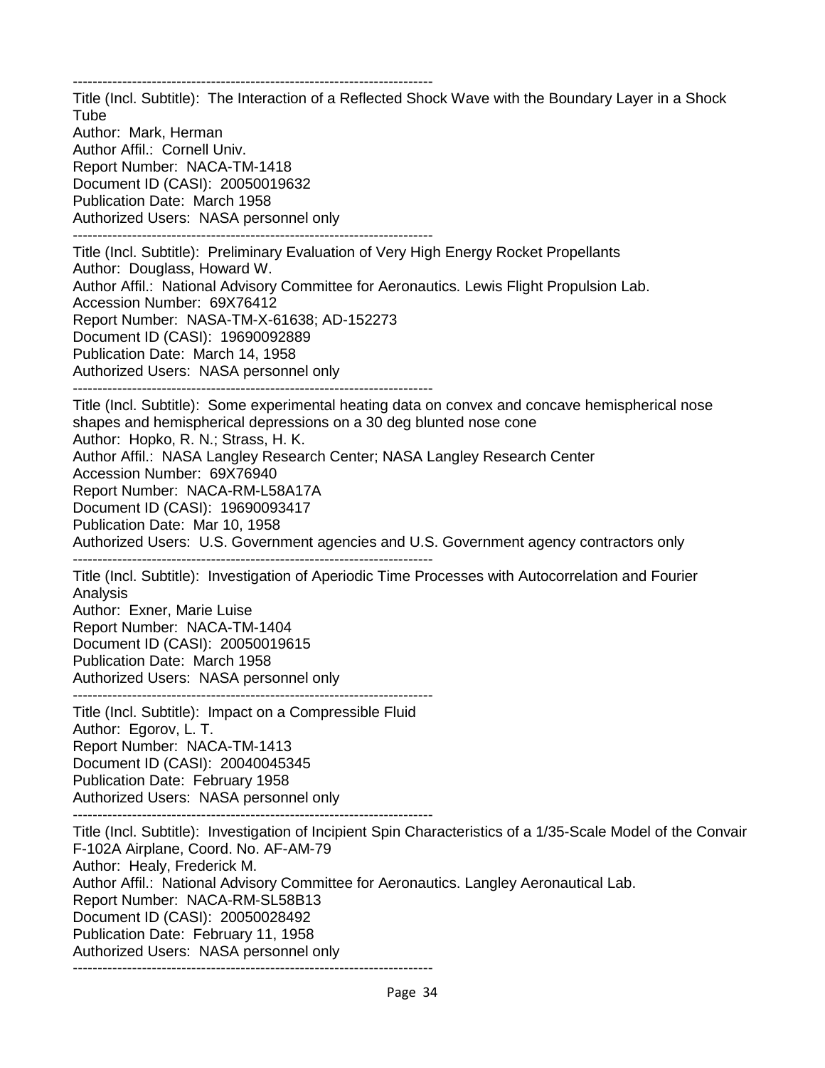------------------------------------------------------------------------
Title (Incl. Subtitle): The Interaction of a Reflected Shock Wave with the Boundary Layer in a Shock Tube
Author: Mark, Herman
Author Affil.: Cornell Univ.
Report Number: NACA-TM-1418
Document ID (CASI): 20050019632
Publication Date: March 1958
Authorized Users: NASA personnel only
------------------------------------------------------------------------
Title (Incl. Subtitle): Preliminary Evaluation of Very High Energy Rocket Propellants
Author: Douglass, Howard W.
Author Affil.: National Advisory Committee for Aeronautics. Lewis Flight Propulsion Lab.
Accession Number: 69X76412
Report Number: NASA-TM-X-61638; AD-152273
Document ID (CASI): 19690092889
Publication Date: March 14, 1958
Authorized Users: NASA personnel only
------------------------------------------------------------------------
Title (Incl. Subtitle): Some experimental heating data on convex and concave hemispherical nose shapes and hemispherical depressions on a 30 deg blunted nose cone
Author: Hopko, R. N.; Strass, H. K.
Author Affil.: NASA Langley Research Center; NASA Langley Research Center
Accession Number: 69X76940
Report Number: NACA-RM-L58A17A
Document ID (CASI): 19690093417
Publication Date: Mar 10, 1958
Authorized Users: U.S. Government agencies and U.S. Government agency contractors only
------------------------------------------------------------------------
Title (Incl. Subtitle): Investigation of Aperiodic Time Processes with Autocorrelation and Fourier Analysis
Author: Exner, Marie Luise
Report Number: NACA-TM-1404
Document ID (CASI): 20050019615
Publication Date: March 1958
Authorized Users: NASA personnel only
------------------------------------------------------------------------
Title (Incl. Subtitle): Impact on a Compressible Fluid
Author: Egorov, L. T.
Report Number: NACA-TM-1413
Document ID (CASI): 20040045345
Publication Date: February 1958
Authorized Users: NASA personnel only
------------------------------------------------------------------------
Title (Incl. Subtitle): Investigation of Incipient Spin Characteristics of a 1/35-Scale Model of the Convair F-102A Airplane, Coord. No. AF-AM-79
Author: Healy, Frederick M.
Author Affil.: National Advisory Committee for Aeronautics. Langley Aeronautical Lab.
Report Number: NACA-RM-SL58B13
Document ID (CASI): 20050028492
Publication Date: February 11, 1958
Authorized Users: NASA personnel only
------------------------------------------------------------------------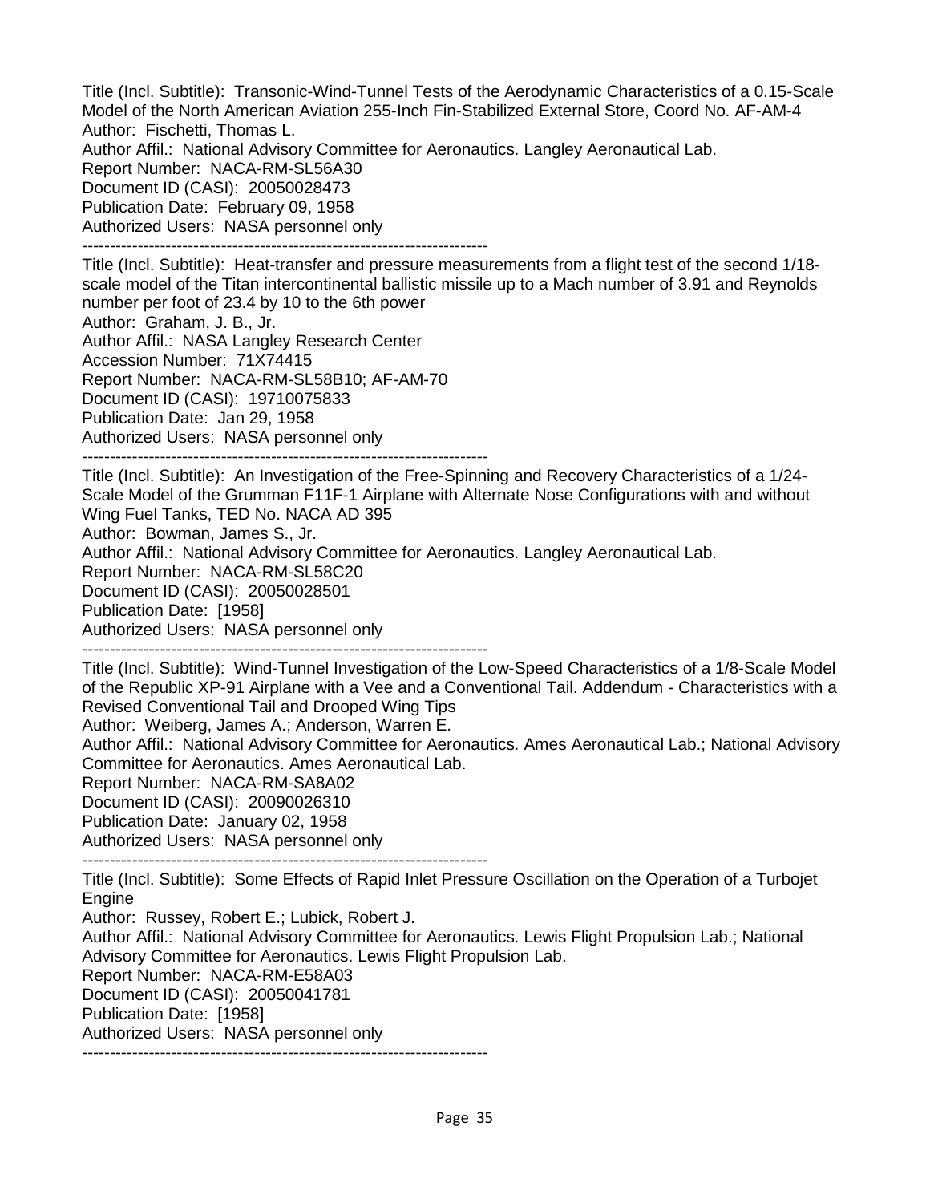Title (Incl. Subtitle): Transonic-Wind-Tunnel Tests of the Aerodynamic Characteristics of a 0.15-Scale Model of the North American Aviation 255-Inch Fin-Stabilized External Store, Coord No. AF-AM-4
Author: Fischetti, Thomas L.
Author Affil.: National Advisory Committee for Aeronautics. Langley Aeronautical Lab.
Report Number: NACA-RM-SL56A30
Document ID (CASI): 20050028473
Publication Date: February 09, 1958
Authorized Users: NASA personnel only

---

Title (Incl. Subtitle): Heat-transfer and pressure measurements from a flight test of the second 1/18-scale model of the Titan intercontinental ballistic missile up to a Mach number of 3.91 and Reynolds number per foot of 23.4 by 10 to the 6th power
Author: Graham, J. B., Jr.
Author Affil.: NASA Langley Research Center
Accession Number: 71X74415
Report Number: NACA-RM-SL58B10; AF-AM-70
Document ID (CASI): 19710075833
Publication Date: Jan 29, 1958
Authorized Users: NASA personnel only

---

Title (Incl. Subtitle): An Investigation of the Free-Spinning and Recovery Characteristics of a 1/24-Scale Model of the Grumman F11F-1 Airplane with Alternate Nose Configurations with and without Wing Fuel Tanks, TED No. NACA AD 395
Author: Bowman, James S., Jr.
Author Affil.: National Advisory Committee for Aeronautics. Langley Aeronautical Lab.
Report Number: NACA-RM-SL58C20
Document ID (CASI): 20050028501
Publication Date: [1958]
Authorized Users: NASA personnel only

---

Title (Incl. Subtitle): Wind-Tunnel Investigation of the Low-Speed Characteristics of a 1/8-Scale Model of the Republic XP-91 Airplane with a Vee and a Conventional Tail. Addendum - Characteristics with a Revised Conventional Tail and Drooped Wing Tips
Author: Weiberg, James A.; Anderson, Warren E.
Author Affil.: National Advisory Committee for Aeronautics. Ames Aeronautical Lab.; National Advisory Committee for Aeronautics. Ames Aeronautical Lab.
Report Number: NACA-RM-SA8A02
Document ID (CASI): 20090026310
Publication Date: January 02, 1958
Authorized Users: NASA personnel only

---

Title (Incl. Subtitle): Some Effects of Rapid Inlet Pressure Oscillation on the Operation of a Turbojet Engine
Author: Russey, Robert E.; Lubick, Robert J.
Author Affil.: National Advisory Committee for Aeronautics. Lewis Flight Propulsion Lab.; National Advisory Committee for Aeronautics. Lewis Flight Propulsion Lab.
Report Number: NACA-RM-E58A03
Document ID (CASI): 20050041781
Publication Date: [1958]
Authorized Users: NASA personnel only

---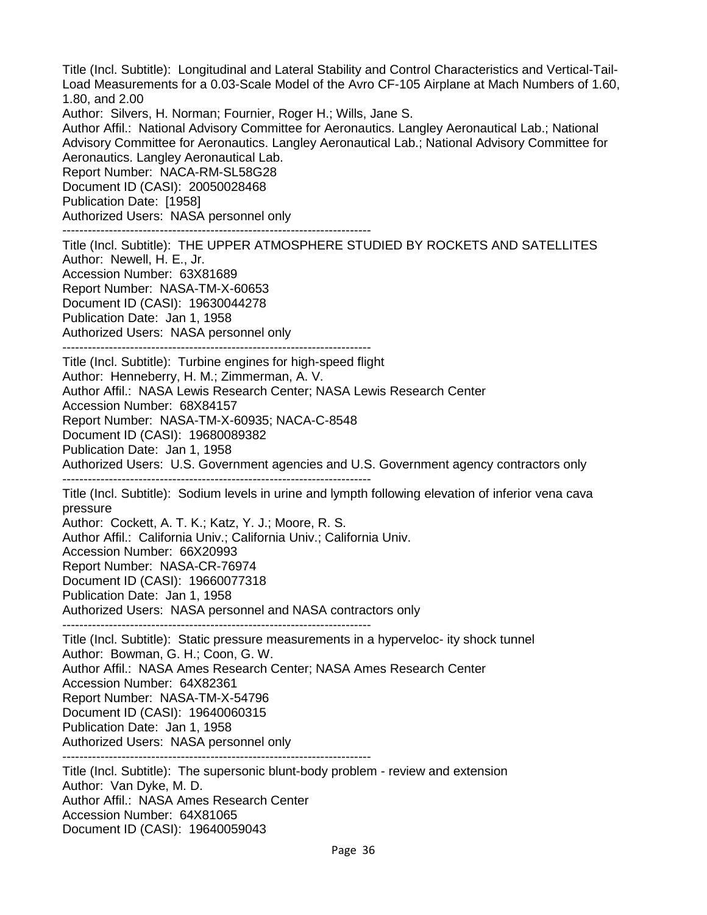Title (Incl. Subtitle): Longitudinal and Lateral Stability and Control Characteristics and Vertical-Tail-Load Measurements for a 0.03-Scale Model of the Avro CF-105 Airplane at Mach Numbers of 1.60, 1.80, and 2.00
Author: Silvers, H. Norman; Fournier, Roger H.; Wills, Jane S.
Author Affil.: National Advisory Committee for Aeronautics. Langley Aeronautical Lab.; National Advisory Committee for Aeronautics. Langley Aeronautical Lab.; National Advisory Committee for Aeronautics. Langley Aeronautical Lab.
Report Number: NACA-RM-SL58G28
Document ID (CASI): 20050028468
Publication Date: [1958]
Authorized Users: NASA personnel only

---

Title (Incl. Subtitle): THE UPPER ATMOSPHERE STUDIED BY ROCKETS AND SATELLITES
Author: Newell, H. E., Jr.
Accession Number: 63X81689
Report Number: NASA-TM-X-60653
Document ID (CASI): 19630044278
Publication Date: Jan 1, 1958
Authorized Users: NASA personnel only

---

Title (Incl. Subtitle): Turbine engines for high-speed flight
Author: Henneberry, H. M.; Zimmerman, A. V.
Author Affil.: NASA Lewis Research Center; NASA Lewis Research Center
Accession Number: 68X84157
Report Number: NASA-TM-X-60935; NACA-C-8548
Document ID (CASI): 19680089382
Publication Date: Jan 1, 1958
Authorized Users: U.S. Government agencies and U.S. Government agency contractors only

---

Title (Incl. Subtitle): Sodium levels in urine and lympth following elevation of inferior vena cava pressure
Author: Cockett, A. T. K.; Katz, Y. J.; Moore, R. S.
Author Affil.: California Univ.; California Univ.; California Univ.
Accession Number: 66X20993
Report Number: NASA-CR-76974
Document ID (CASI): 19660077318
Publication Date: Jan 1, 1958
Authorized Users: NASA personnel and NASA contractors only

---

Title (Incl. Subtitle): Static pressure measurements in a hyperveloc- ity shock tunnel
Author: Bowman, G. H.; Coon, G. W.
Author Affil.: NASA Ames Research Center; NASA Ames Research Center
Accession Number: 64X82361
Report Number: NASA-TM-X-54796
Document ID (CASI): 19640060315
Publication Date: Jan 1, 1958
Authorized Users: NASA personnel only

---

Title (Incl. Subtitle): The supersonic blunt-body problem - review and extension
Author: Van Dyke, M. D.
Author Affil.: NASA Ames Research Center
Accession Number: 64X81065
Document ID (CASI): 19640059043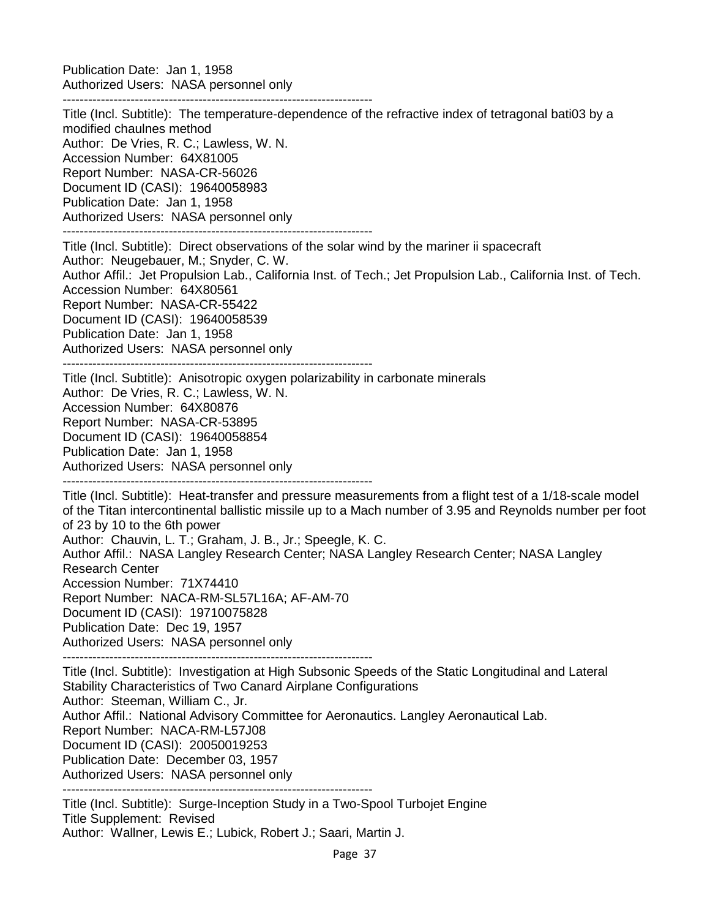Publication Date: Jan 1, 1958
Authorized Users: NASA personnel only

------------------------------------------------------------------------

Title (Incl. Subtitle): The temperature-dependence of the refractive index of tetragonal bati03 by a modified chaulnes method
Author: De Vries, R. C.; Lawless, W. N.
Accession Number: 64X81005
Report Number: NASA-CR-56026
Document ID (CASI): 19640058983
Publication Date: Jan 1, 1958
Authorized Users: NASA personnel only

------------------------------------------------------------------------

Title (Incl. Subtitle): Direct observations of the solar wind by the mariner ii spacecraft
Author: Neugebauer, M.; Snyder, C. W.
Author Affil.: Jet Propulsion Lab., California Inst. of Tech.; Jet Propulsion Lab., California Inst. of Tech.
Accession Number: 64X80561
Report Number: NASA-CR-55422
Document ID (CASI): 19640058539
Publication Date: Jan 1, 1958
Authorized Users: NASA personnel only

------------------------------------------------------------------------

Title (Incl. Subtitle): Anisotropic oxygen polarizability in carbonate minerals
Author: De Vries, R. C.; Lawless, W. N.
Accession Number: 64X80876
Report Number: NASA-CR-53895
Document ID (CASI): 19640058854
Publication Date: Jan 1, 1958
Authorized Users: NASA personnel only

------------------------------------------------------------------------

Title (Incl. Subtitle): Heat-transfer and pressure measurements from a flight test of a 1/18-scale model of the Titan intercontinental ballistic missile up to a Mach number of 3.95 and Reynolds number per foot of 23 by 10 to the 6th power
Author: Chauvin, L. T.; Graham, J. B., Jr.; Speegle, K. C.
Author Affil.: NASA Langley Research Center; NASA Langley Research Center; NASA Langley Research Center
Accession Number: 71X74410
Report Number: NACA-RM-SL57L16A; AF-AM-70
Document ID (CASI): 19710075828
Publication Date: Dec 19, 1957
Authorized Users: NASA personnel only

------------------------------------------------------------------------

Title (Incl. Subtitle): Investigation at High Subsonic Speeds of the Static Longitudinal and Lateral Stability Characteristics of Two Canard Airplane Configurations
Author: Steeman, William C., Jr.
Author Affil.: National Advisory Committee for Aeronautics. Langley Aeronautical Lab.
Report Number: NACA-RM-L57J08
Document ID (CASI): 20050019253
Publication Date: December 03, 1957
Authorized Users: NASA personnel only

------------------------------------------------------------------------

Title (Incl. Subtitle): Surge-Inception Study in a Two-Spool Turbojet Engine
Title Supplement: Revised
Author: Wallner, Lewis E.; Lubick, Robert J.; Saari, Martin J.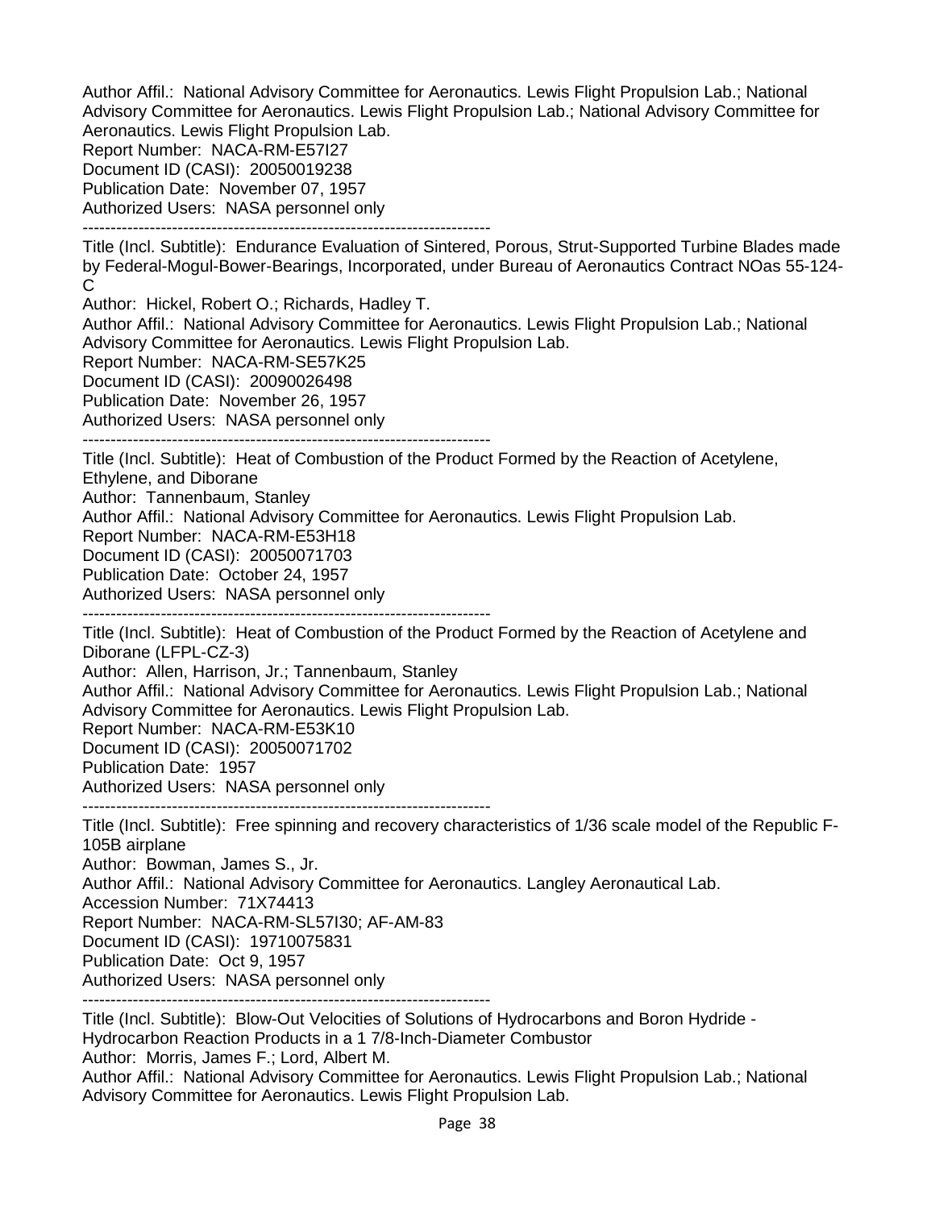Author Affil.: National Advisory Committee for Aeronautics. Lewis Flight Propulsion Lab.; National Advisory Committee for Aeronautics. Lewis Flight Propulsion Lab.; National Advisory Committee for Aeronautics. Lewis Flight Propulsion Lab.
Report Number: NACA-RM-E57I27
Document ID (CASI): 20050019238
Publication Date: November 07, 1957
Authorized Users: NASA personnel only

---

Title (Incl. Subtitle): Endurance Evaluation of Sintered, Porous, Strut-Supported Turbine Blades made by Federal-Mogul-Bower-Bearings, Incorporated, under Bureau of Aeronautics Contract NOas 55-124-C
Author: Hickel, Robert O.; Richards, Hadley T.
Author Affil.: National Advisory Committee for Aeronautics. Lewis Flight Propulsion Lab.; National Advisory Committee for Aeronautics. Lewis Flight Propulsion Lab.
Report Number: NACA-RM-SE57K25
Document ID (CASI): 20090026498
Publication Date: November 26, 1957
Authorized Users: NASA personnel only

---

Title (Incl. Subtitle): Heat of Combustion of the Product Formed by the Reaction of Acetylene, Ethylene, and Diborane
Author: Tannenbaum, Stanley
Author Affil.: National Advisory Committee for Aeronautics. Lewis Flight Propulsion Lab.
Report Number: NACA-RM-E53H18
Document ID (CASI): 20050071703
Publication Date: October 24, 1957
Authorized Users: NASA personnel only

---

Title (Incl. Subtitle): Heat of Combustion of the Product Formed by the Reaction of Acetylene and Diborane (LFPL-CZ-3)
Author: Allen, Harrison, Jr.; Tannenbaum, Stanley
Author Affil.: National Advisory Committee for Aeronautics. Lewis Flight Propulsion Lab.; National Advisory Committee for Aeronautics. Lewis Flight Propulsion Lab.
Report Number: NACA-RM-E53K10
Document ID (CASI): 20050071702
Publication Date: 1957
Authorized Users: NASA personnel only

---

Title (Incl. Subtitle): Free spinning and recovery characteristics of 1/36 scale model of the Republic F-105B airplane
Author: Bowman, James S., Jr.
Author Affil.: National Advisory Committee for Aeronautics. Langley Aeronautical Lab.
Accession Number: 71X74413
Report Number: NACA-RM-SL57I30; AF-AM-83
Document ID (CASI): 19710075831
Publication Date: Oct 9, 1957
Authorized Users: NASA personnel only

---

Title (Incl. Subtitle): Blow-Out Velocities of Solutions of Hydrocarbons and Boron Hydride - Hydrocarbon Reaction Products in a 1 7/8-Inch-Diameter Combustor
Author: Morris, James F.; Lord, Albert M.
Author Affil.: National Advisory Committee for Aeronautics. Lewis Flight Propulsion Lab.; National Advisory Committee for Aeronautics. Lewis Flight Propulsion Lab.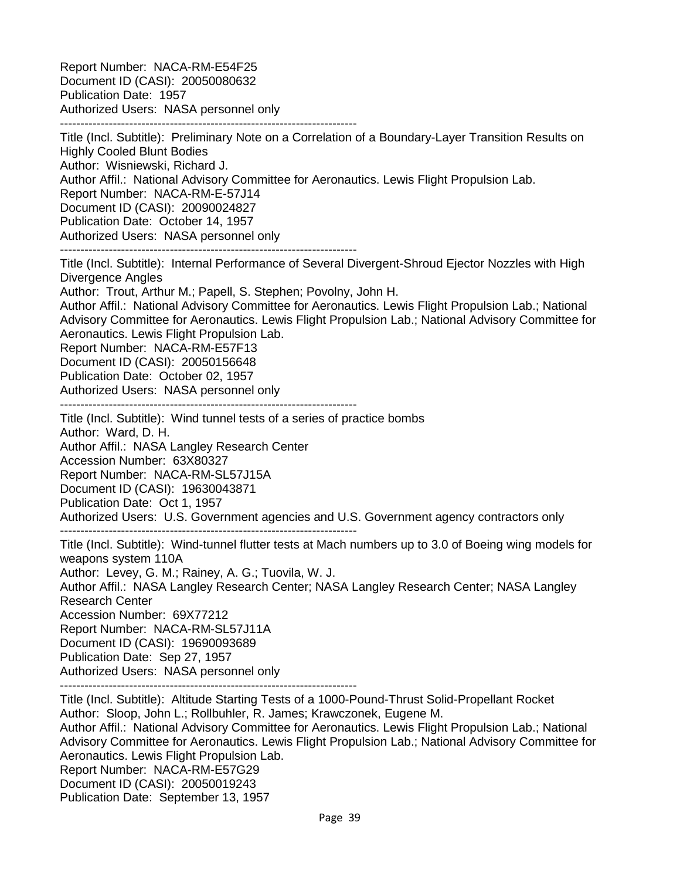Report Number: NACA-RM-E54F25
Document ID (CASI): 20050080632
Publication Date: 1957
Authorized Users: NASA personnel only

------------------------------------------------------------------------

Title (Incl. Subtitle): Preliminary Note on a Correlation of a Boundary-Layer Transition Results on Highly Cooled Blunt Bodies
Author: Wisniewski, Richard J.
Author Affil.: National Advisory Committee for Aeronautics. Lewis Flight Propulsion Lab.
Report Number: NACA-RM-E-57J14
Document ID (CASI): 20090024827
Publication Date: October 14, 1957
Authorized Users: NASA personnel only

------------------------------------------------------------------------

Title (Incl. Subtitle): Internal Performance of Several Divergent-Shroud Ejector Nozzles with High Divergence Angles
Author: Trout, Arthur M.; Papell, S. Stephen; Povolny, John H.
Author Affil.: National Advisory Committee for Aeronautics. Lewis Flight Propulsion Lab.; National Advisory Committee for Aeronautics. Lewis Flight Propulsion Lab.; National Advisory Committee for Aeronautics. Lewis Flight Propulsion Lab.
Report Number: NACA-RM-E57F13
Document ID (CASI): 20050156648
Publication Date: October 02, 1957
Authorized Users: NASA personnel only

------------------------------------------------------------------------

Title (Incl. Subtitle): Wind tunnel tests of a series of practice bombs
Author: Ward, D. H.
Author Affil.: NASA Langley Research Center
Accession Number: 63X80327
Report Number: NACA-RM-SL57J15A
Document ID (CASI): 19630043871
Publication Date: Oct 1, 1957
Authorized Users: U.S. Government agencies and U.S. Government agency contractors only

------------------------------------------------------------------------

Title (Incl. Subtitle): Wind-tunnel flutter tests at Mach numbers up to 3.0 of Boeing wing models for weapons system 110A
Author: Levey, G. M.; Rainey, A. G.; Tuovila, W. J.
Author Affil.: NASA Langley Research Center; NASA Langley Research Center; NASA Langley Research Center
Accession Number: 69X77212
Report Number: NACA-RM-SL57J11A
Document ID (CASI): 19690093689
Publication Date: Sep 27, 1957
Authorized Users: NASA personnel only

------------------------------------------------------------------------

Title (Incl. Subtitle): Altitude Starting Tests of a 1000-Pound-Thrust Solid-Propellant Rocket
Author: Sloop, John L.; Rollbuhler, R. James; Krawczonek, Eugene M.
Author Affil.: National Advisory Committee for Aeronautics. Lewis Flight Propulsion Lab.; National Advisory Committee for Aeronautics. Lewis Flight Propulsion Lab.; National Advisory Committee for Aeronautics. Lewis Flight Propulsion Lab.
Report Number: NACA-RM-E57G29
Document ID (CASI): 20050019243
Publication Date: September 13, 1957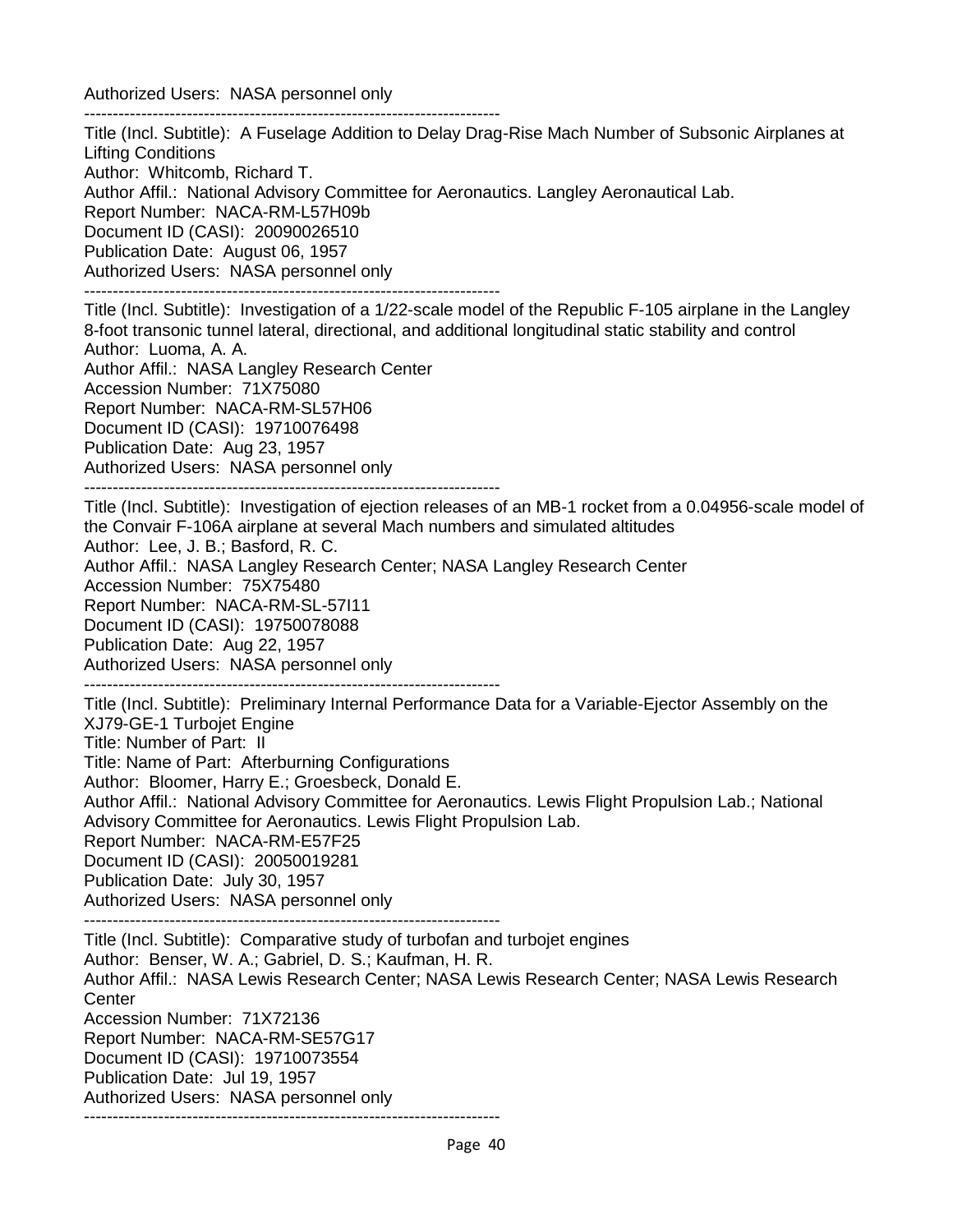Authorized Users:  NASA personnel only

------------------------------------------------------------------------

Title (Incl. Subtitle):  A Fuselage Addition to Delay Drag-Rise Mach Number of Subsonic Airplanes at Lifting Conditions
Author:  Whitcomb, Richard T.
Author Affil.:  National Advisory Committee for Aeronautics. Langley Aeronautical Lab.
Report Number:  NACA-RM-L57H09b
Document ID (CASI):  20090026510
Publication Date:  August 06, 1957
Authorized Users:  NASA personnel only

------------------------------------------------------------------------

Title (Incl. Subtitle):  Investigation of a 1/22-scale model of the Republic F-105 airplane in the Langley 8-foot transonic tunnel lateral, directional, and additional longitudinal static stability and control
Author:  Luoma, A. A.
Author Affil.:  NASA Langley Research Center
Accession Number:  71X75080
Report Number:  NACA-RM-SL57H06
Document ID (CASI):  19710076498
Publication Date:  Aug 23, 1957
Authorized Users:  NASA personnel only

------------------------------------------------------------------------

Title (Incl. Subtitle):  Investigation of ejection releases of an MB-1 rocket from a 0.04956-scale model of the Convair F-106A airplane at several Mach numbers and simulated altitudes
Author:  Lee, J. B.; Basford, R. C.
Author Affil.:  NASA Langley Research Center; NASA Langley Research Center
Accession Number:  75X75480
Report Number:  NACA-RM-SL-57I11
Document ID (CASI):  19750078088
Publication Date:  Aug 22, 1957
Authorized Users:  NASA personnel only

------------------------------------------------------------------------

Title (Incl. Subtitle):  Preliminary Internal Performance Data for a Variable-Ejector Assembly on the XJ79-GE-1 Turbojet Engine
Title: Number of Part:  II
Title: Name of Part:  Afterburning Configurations
Author:  Bloomer, Harry E.; Groesbeck, Donald E.
Author Affil.:  National Advisory Committee for Aeronautics. Lewis Flight Propulsion Lab.; National Advisory Committee for Aeronautics. Lewis Flight Propulsion Lab.
Report Number:  NACA-RM-E57F25
Document ID (CASI):  20050019281
Publication Date:  July 30, 1957
Authorized Users:  NASA personnel only

------------------------------------------------------------------------

Title (Incl. Subtitle):  Comparative study of turbofan and turbojet engines
Author:  Benser, W. A.; Gabriel, D. S.; Kaufman, H. R.
Author Affil.:  NASA Lewis Research Center; NASA Lewis Research Center; NASA Lewis Research Center
Accession Number:  71X72136
Report Number:  NACA-RM-SE57G17
Document ID (CASI):  19710073554
Publication Date:  Jul 19, 1957
Authorized Users:  NASA personnel only

------------------------------------------------------------------------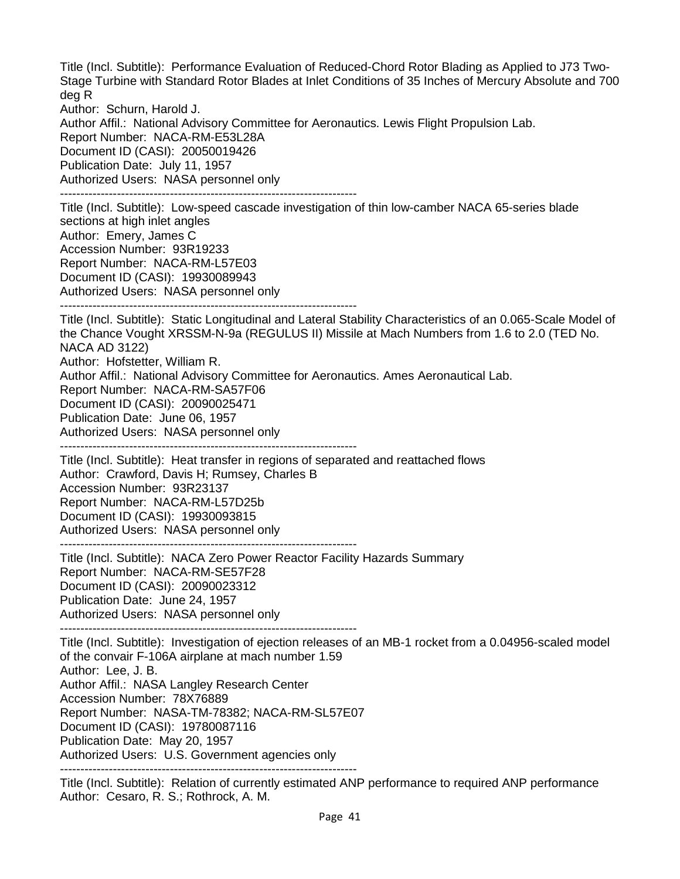Title (Incl. Subtitle): Performance Evaluation of Reduced-Chord Rotor Blading as Applied to J73 Two-Stage Turbine with Standard Rotor Blades at Inlet Conditions of 35 Inches of Mercury Absolute and 700 deg R
Author: Schurn, Harold J.
Author Affil.: National Advisory Committee for Aeronautics. Lewis Flight Propulsion Lab.
Report Number: NACA-RM-E53L28A
Document ID (CASI): 20050019426
Publication Date: July 11, 1957
Authorized Users: NASA personnel only

---

Title (Incl. Subtitle): Low-speed cascade investigation of thin low-camber NACA 65-series blade sections at high inlet angles
Author: Emery, James C
Accession Number: 93R19233
Report Number: NACA-RM-L57E03
Document ID (CASI): 19930089943
Authorized Users: NASA personnel only

---

Title (Incl. Subtitle): Static Longitudinal and Lateral Stability Characteristics of an 0.065-Scale Model of the Chance Vought XRSSM-N-9a (REGULUS II) Missile at Mach Numbers from 1.6 to 2.0 (TED No. NACA AD 3122)
Author: Hofstetter, William R.
Author Affil.: National Advisory Committee for Aeronautics. Ames Aeronautical Lab.
Report Number: NACA-RM-SA57F06
Document ID (CASI): 20090025471
Publication Date: June 06, 1957
Authorized Users: NASA personnel only

---

Title (Incl. Subtitle): Heat transfer in regions of separated and reattached flows
Author: Crawford, Davis H; Rumsey, Charles B
Accession Number: 93R23137
Report Number: NACA-RM-L57D25b
Document ID (CASI): 19930093815
Authorized Users: NASA personnel only

---

Title (Incl. Subtitle): NACA Zero Power Reactor Facility Hazards Summary
Report Number: NACA-RM-SE57F28
Document ID (CASI): 20090023312
Publication Date: June 24, 1957
Authorized Users: NASA personnel only

---

Title (Incl. Subtitle): Investigation of ejection releases of an MB-1 rocket from a 0.04956-scaled model of the convair F-106A airplane at mach number 1.59
Author: Lee, J. B.
Author Affil.: NASA Langley Research Center
Accession Number: 78X76889
Report Number: NASA-TM-78382; NACA-RM-SL57E07
Document ID (CASI): 19780087116
Publication Date: May 20, 1957
Authorized Users: U.S. Government agencies only

---

Title (Incl. Subtitle): Relation of currently estimated ANP performance to required ANP performance
Author: Cesaro, R. S.; Rothrock, A. M.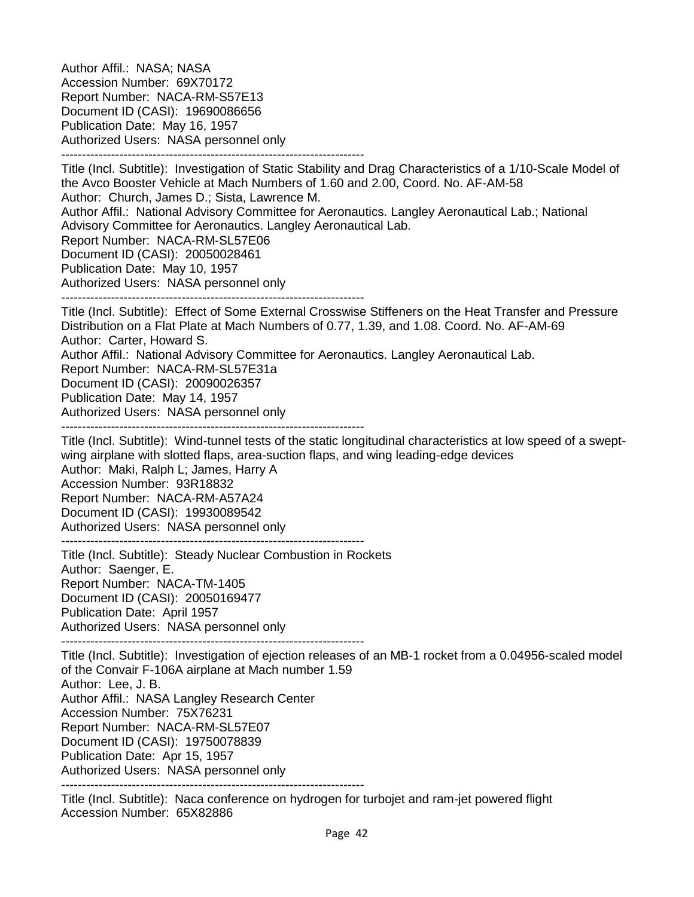Author Affil.:  NASA; NASA
Accession Number:  69X70172
Report Number:  NACA-RM-S57E13
Document ID (CASI):  19690086656
Publication Date:  May 16, 1957
Authorized Users:  NASA personnel only

--------------------------------------------------------------------------

Title (Incl. Subtitle):  Investigation of Static Stability and Drag Characteristics of a 1/10-Scale Model of the Avco Booster Vehicle at Mach Numbers of 1.60 and 2.00, Coord. No. AF-AM-58
Author:  Church, James D.; Sista, Lawrence M.
Author Affil.:  National Advisory Committee for Aeronautics. Langley Aeronautical Lab.; National Advisory Committee for Aeronautics. Langley Aeronautical Lab.
Report Number:  NACA-RM-SL57E06
Document ID (CASI):  20050028461
Publication Date:  May 10, 1957
Authorized Users:  NASA personnel only

--------------------------------------------------------------------------

Title (Incl. Subtitle):  Effect of Some External Crosswise Stiffeners on the Heat Transfer and Pressure Distribution on a Flat Plate at Mach Numbers of 0.77, 1.39, and 1.08. Coord. No. AF-AM-69
Author:  Carter, Howard S.
Author Affil.:  National Advisory Committee for Aeronautics. Langley Aeronautical Lab.
Report Number:  NACA-RM-SL57E31a
Document ID (CASI):  20090026357
Publication Date:  May 14, 1957
Authorized Users:  NASA personnel only

--------------------------------------------------------------------------

Title (Incl. Subtitle):  Wind-tunnel tests of the static longitudinal characteristics at low speed of a swept-wing airplane with slotted flaps, area-suction flaps, and wing leading-edge devices
Author:  Maki, Ralph L; James, Harry A
Accession Number:  93R18832
Report Number:  NACA-RM-A57A24
Document ID (CASI):  19930089542
Authorized Users:  NASA personnel only

--------------------------------------------------------------------------

Title (Incl. Subtitle):  Steady Nuclear Combustion in Rockets
Author:  Saenger, E.
Report Number:  NACA-TM-1405
Document ID (CASI):  20050169477
Publication Date:  April 1957
Authorized Users:  NASA personnel only

--------------------------------------------------------------------------

Title (Incl. Subtitle):  Investigation of ejection releases of an MB-1 rocket from a 0.04956-scaled model of the Convair F-106A airplane at Mach number 1.59
Author:  Lee, J. B.
Author Affil.:  NASA Langley Research Center
Accession Number:  75X76231
Report Number:  NACA-RM-SL57E07
Document ID (CASI):  19750078839
Publication Date:  Apr 15, 1957
Authorized Users:  NASA personnel only

--------------------------------------------------------------------------

Title (Incl. Subtitle):  Naca conference on hydrogen for turbojet and ram-jet powered flight
Accession Number:  65X82886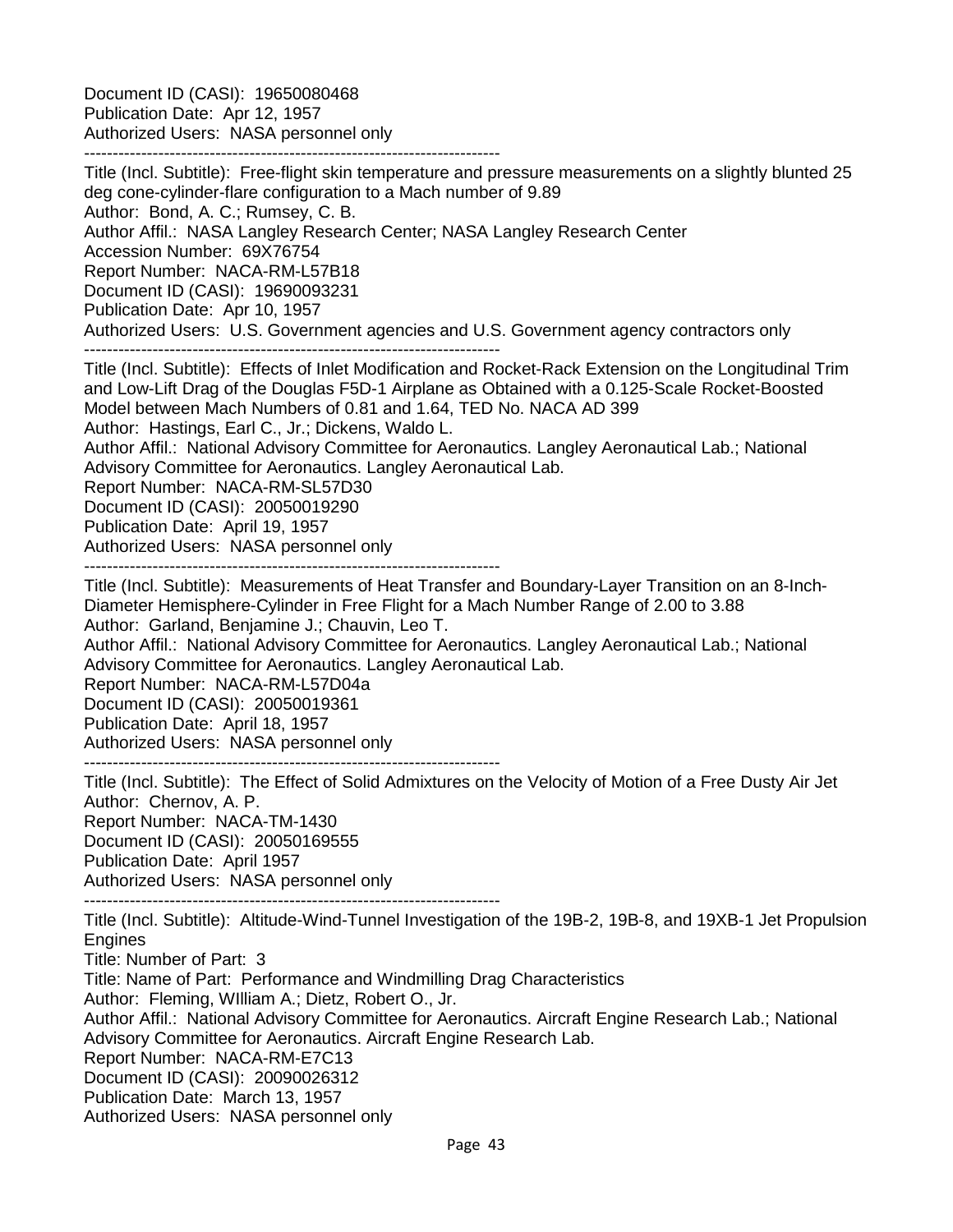Document ID (CASI): 19650080468
Publication Date: Apr 12, 1957
Authorized Users: NASA personnel only

--------------------------------------------------------------------------

Title (Incl. Subtitle): Free-flight skin temperature and pressure measurements on a slightly blunted 25 deg cone-cylinder-flare configuration to a Mach number of 9.89
Author: Bond, A. C.; Rumsey, C. B.
Author Affil.: NASA Langley Research Center; NASA Langley Research Center
Accession Number: 69X76754
Report Number: NACA-RM-L57B18
Document ID (CASI): 19690093231
Publication Date: Apr 10, 1957
Authorized Users: U.S. Government agencies and U.S. Government agency contractors only

--------------------------------------------------------------------------

Title (Incl. Subtitle): Effects of Inlet Modification and Rocket-Rack Extension on the Longitudinal Trim and Low-Lift Drag of the Douglas F5D-1 Airplane as Obtained with a 0.125-Scale Rocket-Boosted Model between Mach Numbers of 0.81 and 1.64, TED No. NACA AD 399
Author: Hastings, Earl C., Jr.; Dickens, Waldo L.
Author Affil.: National Advisory Committee for Aeronautics. Langley Aeronautical Lab.; National Advisory Committee for Aeronautics. Langley Aeronautical Lab.
Report Number: NACA-RM-SL57D30
Document ID (CASI): 20050019290
Publication Date: April 19, 1957
Authorized Users: NASA personnel only

--------------------------------------------------------------------------

Title (Incl. Subtitle): Measurements of Heat Transfer and Boundary-Layer Transition on an 8-Inch-Diameter Hemisphere-Cylinder in Free Flight for a Mach Number Range of 2.00 to 3.88
Author: Garland, Benjamine J.; Chauvin, Leo T.
Author Affil.: National Advisory Committee for Aeronautics. Langley Aeronautical Lab.; National Advisory Committee for Aeronautics. Langley Aeronautical Lab.
Report Number: NACA-RM-L57D04a
Document ID (CASI): 20050019361
Publication Date: April 18, 1957
Authorized Users: NASA personnel only

--------------------------------------------------------------------------

Title (Incl. Subtitle): The Effect of Solid Admixtures on the Velocity of Motion of a Free Dusty Air Jet
Author: Chernov, A. P.
Report Number: NACA-TM-1430
Document ID (CASI): 20050169555
Publication Date: April 1957
Authorized Users: NASA personnel only

--------------------------------------------------------------------------

Title (Incl. Subtitle): Altitude-Wind-Tunnel Investigation of the 19B-2, 19B-8, and 19XB-1 Jet Propulsion Engines
Title: Number of Part: 3
Title: Name of Part: Performance and Windmilling Drag Characteristics
Author: Fleming, WIlliam A.; Dietz, Robert O., Jr.
Author Affil.: National Advisory Committee for Aeronautics. Aircraft Engine Research Lab.; National Advisory Committee for Aeronautics. Aircraft Engine Research Lab.
Report Number: NACA-RM-E7C13
Document ID (CASI): 20090026312
Publication Date: March 13, 1957
Authorized Users: NASA personnel only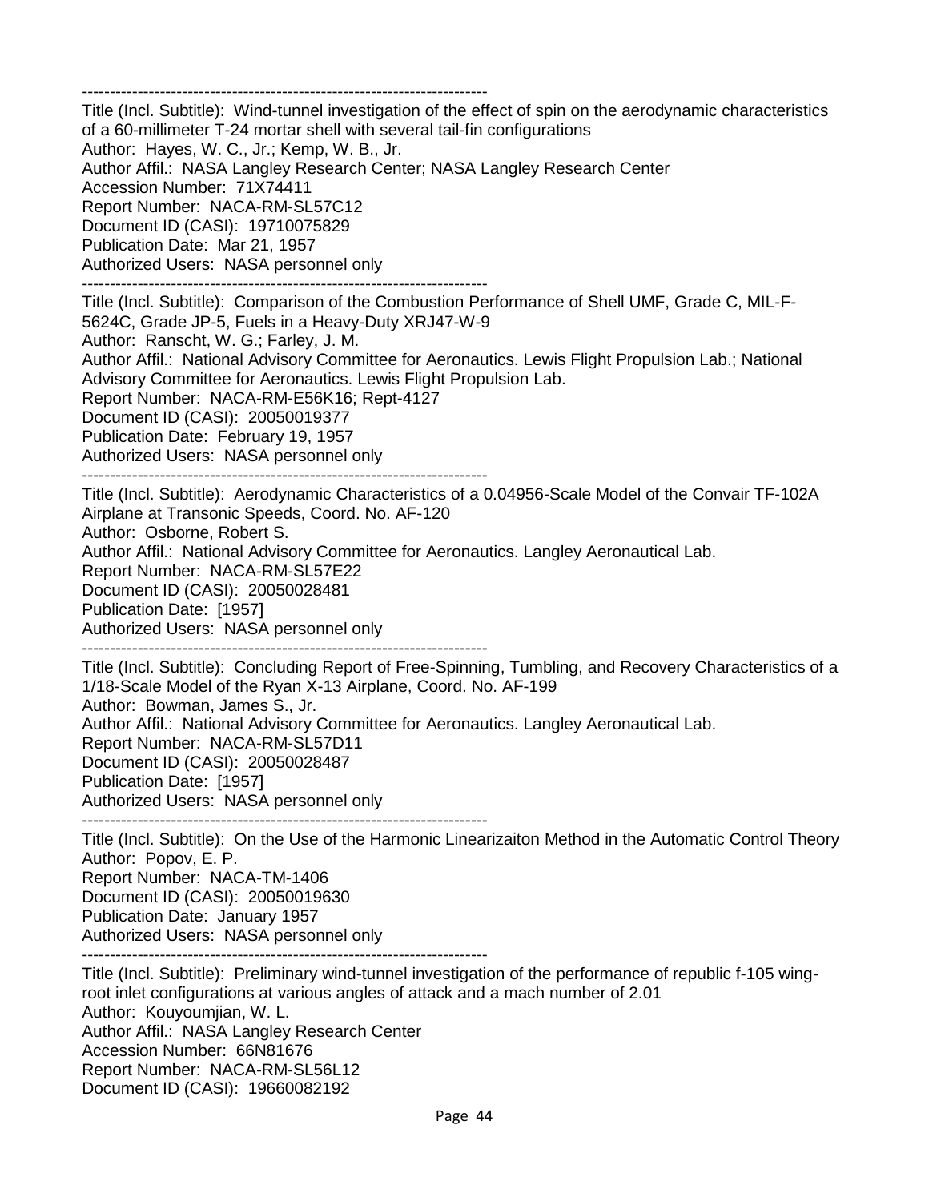-------------------------------------------------------------------------

Title (Incl. Subtitle): Wind-tunnel investigation of the effect of spin on the aerodynamic characteristics of a 60-millimeter T-24 mortar shell with several tail-fin configurations
Author: Hayes, W. C., Jr.; Kemp, W. B., Jr.
Author Affil.: NASA Langley Research Center; NASA Langley Research Center
Accession Number: 71X74411
Report Number: NACA-RM-SL57C12
Document ID (CASI): 19710075829
Publication Date: Mar 21, 1957
Authorized Users: NASA personnel only

-------------------------------------------------------------------------

Title (Incl. Subtitle): Comparison of the Combustion Performance of Shell UMF, Grade C, MIL-F-5624C, Grade JP-5, Fuels in a Heavy-Duty XRJ47-W-9
Author: Ranscht, W. G.; Farley, J. M.
Author Affil.: National Advisory Committee for Aeronautics. Lewis Flight Propulsion Lab.; National Advisory Committee for Aeronautics. Lewis Flight Propulsion Lab.
Report Number: NACA-RM-E56K16; Rept-4127
Document ID (CASI): 20050019377
Publication Date: February 19, 1957
Authorized Users: NASA personnel only

-------------------------------------------------------------------------

Title (Incl. Subtitle): Aerodynamic Characteristics of a 0.04956-Scale Model of the Convair TF-102A Airplane at Transonic Speeds, Coord. No. AF-120
Author: Osborne, Robert S.
Author Affil.: National Advisory Committee for Aeronautics. Langley Aeronautical Lab.
Report Number: NACA-RM-SL57E22
Document ID (CASI): 20050028481
Publication Date: [1957]
Authorized Users: NASA personnel only

-------------------------------------------------------------------------

Title (Incl. Subtitle): Concluding Report of Free-Spinning, Tumbling, and Recovery Characteristics of a 1/18-Scale Model of the Ryan X-13 Airplane, Coord. No. AF-199
Author: Bowman, James S., Jr.
Author Affil.: National Advisory Committee for Aeronautics. Langley Aeronautical Lab.
Report Number: NACA-RM-SL57D11
Document ID (CASI): 20050028487
Publication Date: [1957]
Authorized Users: NASA personnel only

-------------------------------------------------------------------------

Title (Incl. Subtitle): On the Use of the Harmonic Linearizaiton Method in the Automatic Control Theory
Author: Popov, E. P.
Report Number: NACA-TM-1406
Document ID (CASI): 20050019630
Publication Date: January 1957
Authorized Users: NASA personnel only

-------------------------------------------------------------------------

Title (Incl. Subtitle): Preliminary wind-tunnel investigation of the performance of republic f-105 wing-root inlet configurations at various angles of attack and a mach number of 2.01
Author: Kouyoumjian, W. L.
Author Affil.: NASA Langley Research Center
Accession Number: 66N81676
Report Number: NACA-RM-SL56L12
Document ID (CASI): 19660082192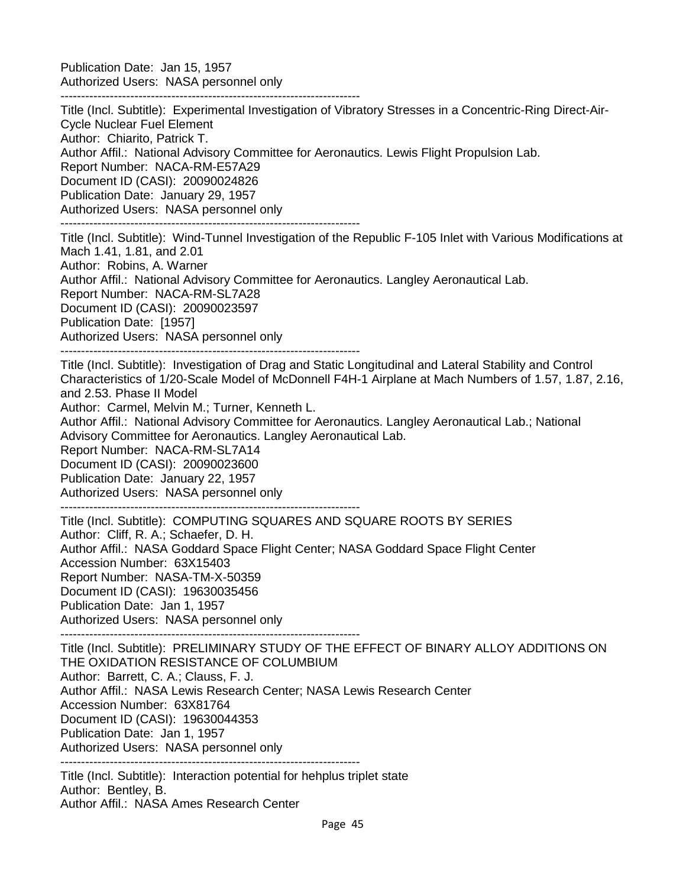Publication Date: Jan 15, 1957
Authorized Users: NASA personnel only

--------------------------------------------------------------------------

Title (Incl. Subtitle): Experimental Investigation of Vibratory Stresses in a Concentric-Ring Direct-Air-Cycle Nuclear Fuel Element
Author: Chiarito, Patrick T.
Author Affil.: National Advisory Committee for Aeronautics. Lewis Flight Propulsion Lab.
Report Number: NACA-RM-E57A29
Document ID (CASI): 20090024826
Publication Date: January 29, 1957
Authorized Users: NASA personnel only

--------------------------------------------------------------------------

Title (Incl. Subtitle): Wind-Tunnel Investigation of the Republic F-105 Inlet with Various Modifications at Mach 1.41, 1.81, and 2.01
Author: Robins, A. Warner
Author Affil.: National Advisory Committee for Aeronautics. Langley Aeronautical Lab.
Report Number: NACA-RM-SL7A28
Document ID (CASI): 20090023597
Publication Date: [1957]
Authorized Users: NASA personnel only

--------------------------------------------------------------------------

Title (Incl. Subtitle): Investigation of Drag and Static Longitudinal and Lateral Stability and Control Characteristics of 1/20-Scale Model of McDonnell F4H-1 Airplane at Mach Numbers of 1.57, 1.87, 2.16, and 2.53. Phase II Model
Author: Carmel, Melvin M.; Turner, Kenneth L.
Author Affil.: National Advisory Committee for Aeronautics. Langley Aeronautical Lab.; National Advisory Committee for Aeronautics. Langley Aeronautical Lab.
Report Number: NACA-RM-SL7A14
Document ID (CASI): 20090023600
Publication Date: January 22, 1957
Authorized Users: NASA personnel only

--------------------------------------------------------------------------

Title (Incl. Subtitle): COMPUTING SQUARES AND SQUARE ROOTS BY SERIES
Author: Cliff, R. A.; Schaefer, D. H.
Author Affil.: NASA Goddard Space Flight Center; NASA Goddard Space Flight Center
Accession Number: 63X15403
Report Number: NASA-TM-X-50359
Document ID (CASI): 19630035456
Publication Date: Jan 1, 1957
Authorized Users: NASA personnel only

--------------------------------------------------------------------------

Title (Incl. Subtitle): PRELIMINARY STUDY OF THE EFFECT OF BINARY ALLOY ADDITIONS ON THE OXIDATION RESISTANCE OF COLUMBIUM
Author: Barrett, C. A.; Clauss, F. J.
Author Affil.: NASA Lewis Research Center; NASA Lewis Research Center
Accession Number: 63X81764
Document ID (CASI): 19630044353
Publication Date: Jan 1, 1957
Authorized Users: NASA personnel only

--------------------------------------------------------------------------

Title (Incl. Subtitle): Interaction potential for hehplus triplet state
Author: Bentley, B.
Author Affil.: NASA Ames Research Center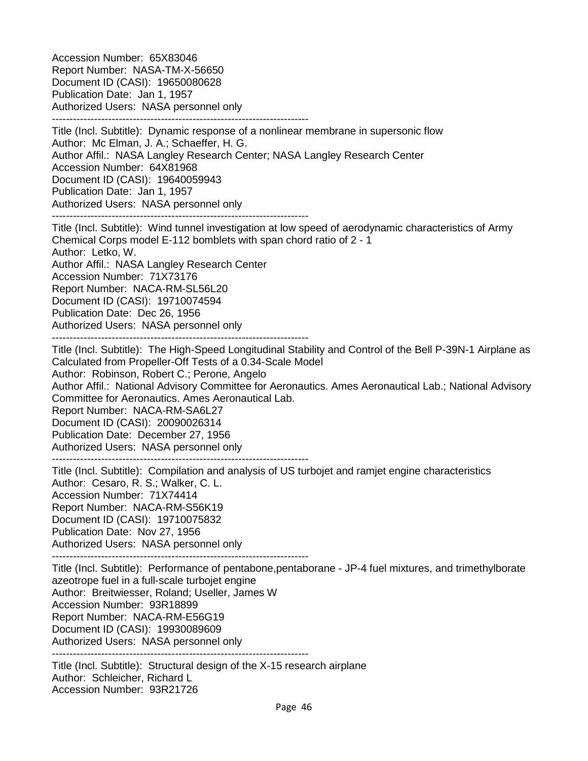Accession Number: 65X83046
Report Number: NASA-TM-X-56650
Document ID (CASI): 19650080628
Publication Date: Jan 1, 1957
Authorized Users: NASA personnel only

--------------------------------------------------------------------------

Title (Incl. Subtitle): Dynamic response of a nonlinear membrane in supersonic flow
Author: Mc Elman, J. A.; Schaeffer, H. G.
Author Affil.: NASA Langley Research Center; NASA Langley Research Center
Accession Number: 64X81968
Document ID (CASI): 19640059943
Publication Date: Jan 1, 1957
Authorized Users: NASA personnel only

--------------------------------------------------------------------------

Title (Incl. Subtitle): Wind tunnel investigation at low speed of aerodynamic characteristics of Army Chemical Corps model E-112 bomblets with span chord ratio of 2 - 1
Author: Letko, W.
Author Affil.: NASA Langley Research Center
Accession Number: 71X73176
Report Number: NACA-RM-SL56L20
Document ID (CASI): 19710074594
Publication Date: Dec 26, 1956
Authorized Users: NASA personnel only

--------------------------------------------------------------------------

Title (Incl. Subtitle): The High-Speed Longitudinal Stability and Control of the Bell P-39N-1 Airplane as Calculated from Propeller-Off Tests of a 0.34-Scale Model
Author: Robinson, Robert C.; Perone, Angelo
Author Affil.: National Advisory Committee for Aeronautics. Ames Aeronautical Lab.; National Advisory Committee for Aeronautics. Ames Aeronautical Lab.
Report Number: NACA-RM-SA6L27
Document ID (CASI): 20090026314
Publication Date: December 27, 1956
Authorized Users: NASA personnel only

--------------------------------------------------------------------------

Title (Incl. Subtitle): Compilation and analysis of US turbojet and ramjet engine characteristics
Author: Cesaro, R. S.; Walker, C. L.
Accession Number: 71X74414
Report Number: NACA-RM-S56K19
Document ID (CASI): 19710075832
Publication Date: Nov 27, 1956
Authorized Users: NASA personnel only

--------------------------------------------------------------------------

Title (Incl. Subtitle): Performance of pentabone,pentaborane - JP-4 fuel mixtures, and trimethylborate azeotrope fuel in a full-scale turbojet engine
Author: Breitwiesser, Roland; Useller, James W
Accession Number: 93R18899
Report Number: NACA-RM-E56G19
Document ID (CASI): 19930089609
Authorized Users: NASA personnel only

--------------------------------------------------------------------------

Title (Incl. Subtitle): Structural design of the X-15 research airplane
Author: Schleicher, Richard L
Accession Number: 93R21726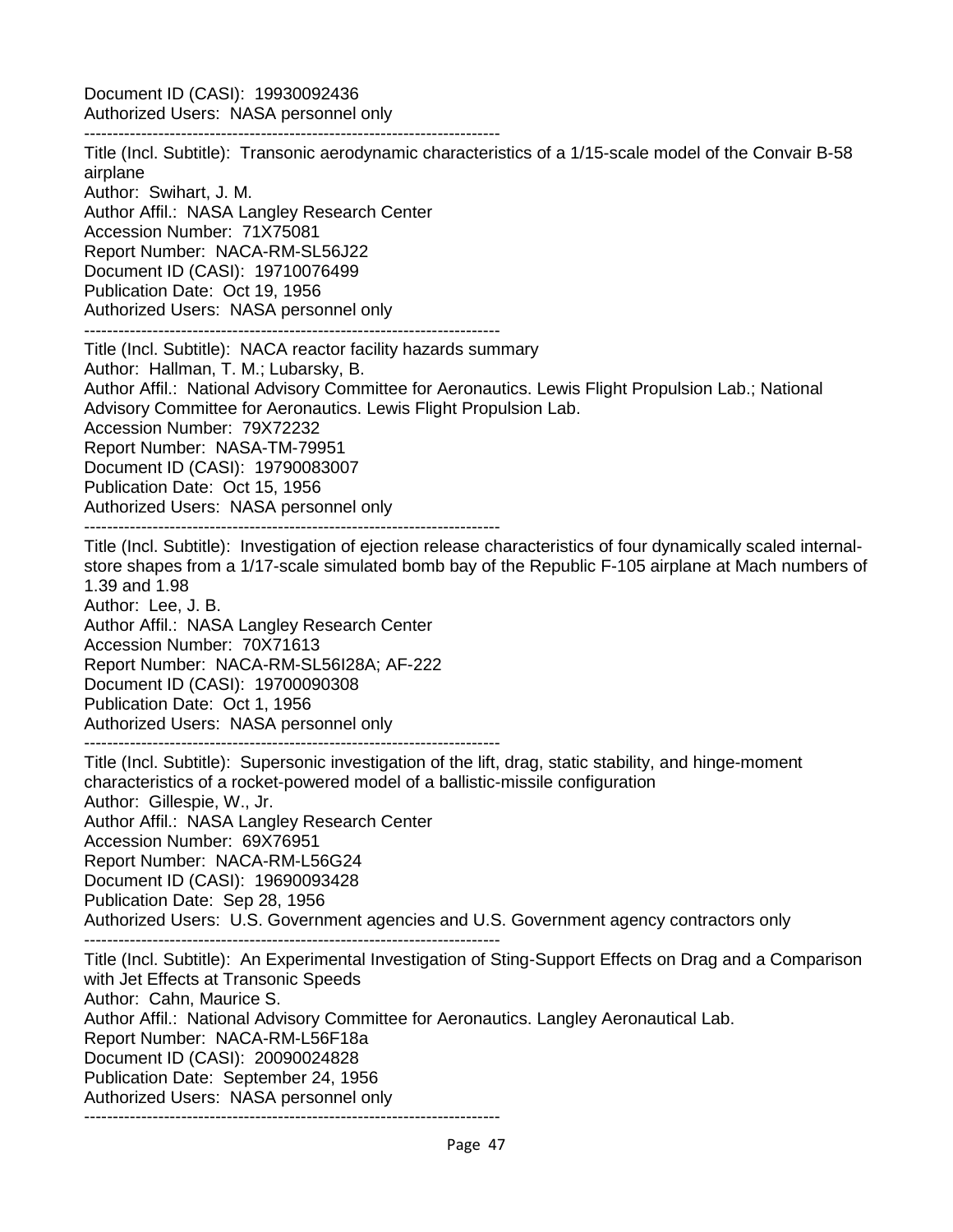Document ID (CASI): 19930092436
Authorized Users: NASA personnel only

------------------------------------------------------------------------

Title (Incl. Subtitle): Transonic aerodynamic characteristics of a 1/15-scale model of the Convair B-58 airplane
Author: Swihart, J. M.
Author Affil.: NASA Langley Research Center
Accession Number: 71X75081
Report Number: NACA-RM-SL56J22
Document ID (CASI): 19710076499
Publication Date: Oct 19, 1956
Authorized Users: NASA personnel only

------------------------------------------------------------------------

Title (Incl. Subtitle): NACA reactor facility hazards summary
Author: Hallman, T. M.; Lubarsky, B.
Author Affil.: National Advisory Committee for Aeronautics. Lewis Flight Propulsion Lab.; National Advisory Committee for Aeronautics. Lewis Flight Propulsion Lab.
Accession Number: 79X72232
Report Number: NASA-TM-79951
Document ID (CASI): 19790083007
Publication Date: Oct 15, 1956
Authorized Users: NASA personnel only

------------------------------------------------------------------------

Title (Incl. Subtitle): Investigation of ejection release characteristics of four dynamically scaled internal-store shapes from a 1/17-scale simulated bomb bay of the Republic F-105 airplane at Mach numbers of 1.39 and 1.98
Author: Lee, J. B.
Author Affil.: NASA Langley Research Center
Accession Number: 70X71613
Report Number: NACA-RM-SL56I28A; AF-222
Document ID (CASI): 19700090308
Publication Date: Oct 1, 1956
Authorized Users: NASA personnel only

------------------------------------------------------------------------

Title (Incl. Subtitle): Supersonic investigation of the lift, drag, static stability, and hinge-moment characteristics of a rocket-powered model of a ballistic-missile configuration
Author: Gillespie, W., Jr.
Author Affil.: NASA Langley Research Center
Accession Number: 69X76951
Report Number: NACA-RM-L56G24
Document ID (CASI): 19690093428
Publication Date: Sep 28, 1956
Authorized Users: U.S. Government agencies and U.S. Government agency contractors only

------------------------------------------------------------------------

Title (Incl. Subtitle): An Experimental Investigation of Sting-Support Effects on Drag and a Comparison with Jet Effects at Transonic Speeds
Author: Cahn, Maurice S.
Author Affil.: National Advisory Committee for Aeronautics. Langley Aeronautical Lab.
Report Number: NACA-RM-L56F18a
Document ID (CASI): 20090024828
Publication Date: September 24, 1956
Authorized Users: NASA personnel only

------------------------------------------------------------------------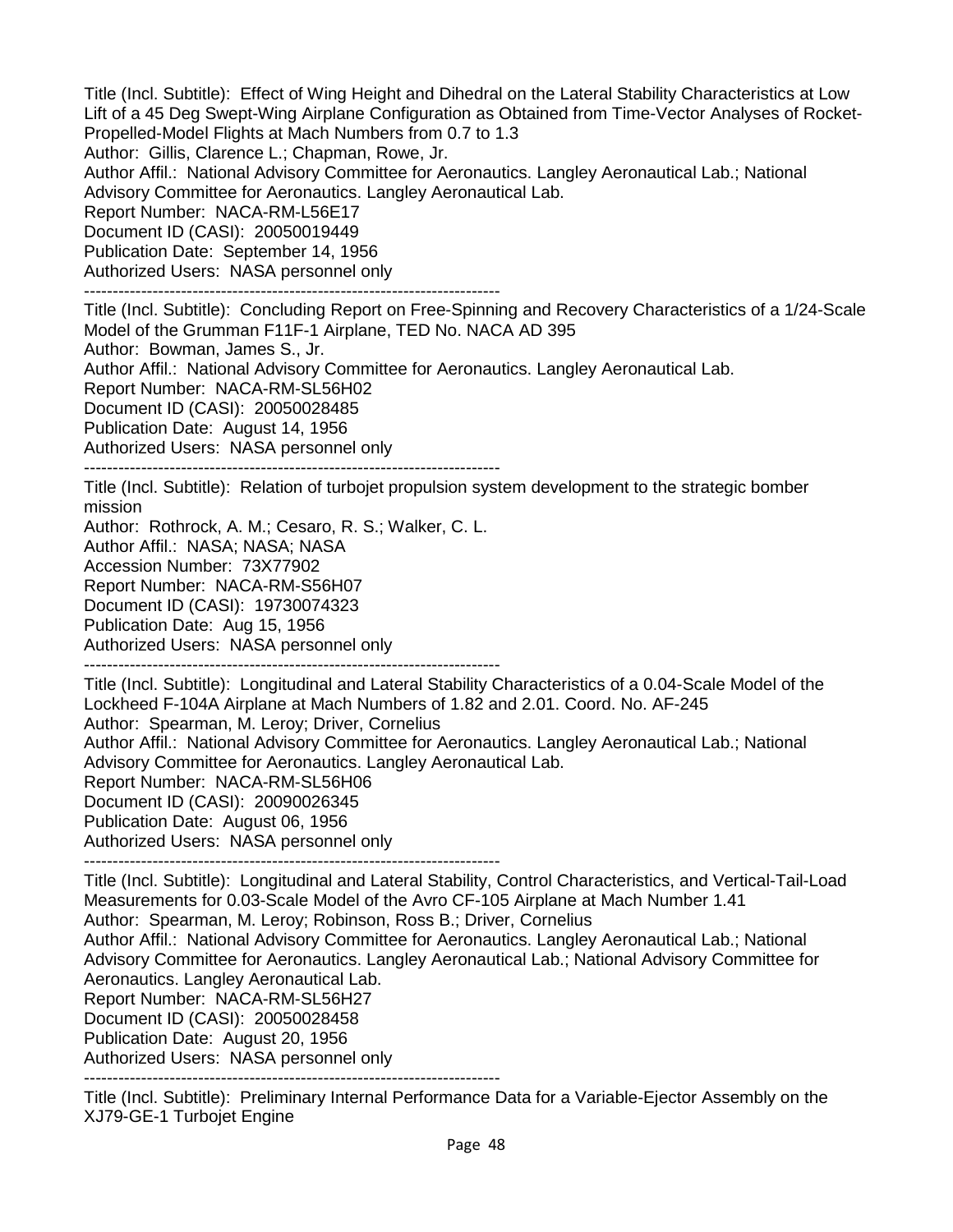Title (Incl. Subtitle): Effect of Wing Height and Dihedral on the Lateral Stability Characteristics at Low Lift of a 45 Deg Swept-Wing Airplane Configuration as Obtained from Time-Vector Analyses of Rocket-Propelled-Model Flights at Mach Numbers from 0.7 to 1.3
Author: Gillis, Clarence L.; Chapman, Rowe, Jr.
Author Affil.: National Advisory Committee for Aeronautics. Langley Aeronautical Lab.; National Advisory Committee for Aeronautics. Langley Aeronautical Lab.
Report Number: NACA-RM-L56E17
Document ID (CASI): 20050019449
Publication Date: September 14, 1956
Authorized Users: NASA personnel only

--------------------------------------------------------------------------

Title (Incl. Subtitle): Concluding Report on Free-Spinning and Recovery Characteristics of a 1/24-Scale Model of the Grumman F11F-1 Airplane, TED No. NACA AD 395
Author: Bowman, James S., Jr.
Author Affil.: National Advisory Committee for Aeronautics. Langley Aeronautical Lab.
Report Number: NACA-RM-SL56H02
Document ID (CASI): 20050028485
Publication Date: August 14, 1956
Authorized Users: NASA personnel only

--------------------------------------------------------------------------

Title (Incl. Subtitle): Relation of turbojet propulsion system development to the strategic bomber mission
Author: Rothrock, A. M.; Cesaro, R. S.; Walker, C. L.
Author Affil.: NASA; NASA; NASA
Accession Number: 73X77902
Report Number: NACA-RM-S56H07
Document ID (CASI): 19730074323
Publication Date: Aug 15, 1956
Authorized Users: NASA personnel only

--------------------------------------------------------------------------

Title (Incl. Subtitle): Longitudinal and Lateral Stability Characteristics of a 0.04-Scale Model of the Lockheed F-104A Airplane at Mach Numbers of 1.82 and 2.01. Coord. No. AF-245
Author: Spearman, M. Leroy; Driver, Cornelius
Author Affil.: National Advisory Committee for Aeronautics. Langley Aeronautical Lab.; National Advisory Committee for Aeronautics. Langley Aeronautical Lab.
Report Number: NACA-RM-SL56H06
Document ID (CASI): 20090026345
Publication Date: August 06, 1956
Authorized Users: NASA personnel only

--------------------------------------------------------------------------

Title (Incl. Subtitle): Longitudinal and Lateral Stability, Control Characteristics, and Vertical-Tail-Load Measurements for 0.03-Scale Model of the Avro CF-105 Airplane at Mach Number 1.41
Author: Spearman, M. Leroy; Robinson, Ross B.; Driver, Cornelius
Author Affil.: National Advisory Committee for Aeronautics. Langley Aeronautical Lab.; National Advisory Committee for Aeronautics. Langley Aeronautical Lab.; National Advisory Committee for Aeronautics. Langley Aeronautical Lab.
Report Number: NACA-RM-SL56H27
Document ID (CASI): 20050028458
Publication Date: August 20, 1956
Authorized Users: NASA personnel only

--------------------------------------------------------------------------

Title (Incl. Subtitle): Preliminary Internal Performance Data for a Variable-Ejector Assembly on the XJ79-GE-1 Turbojet Engine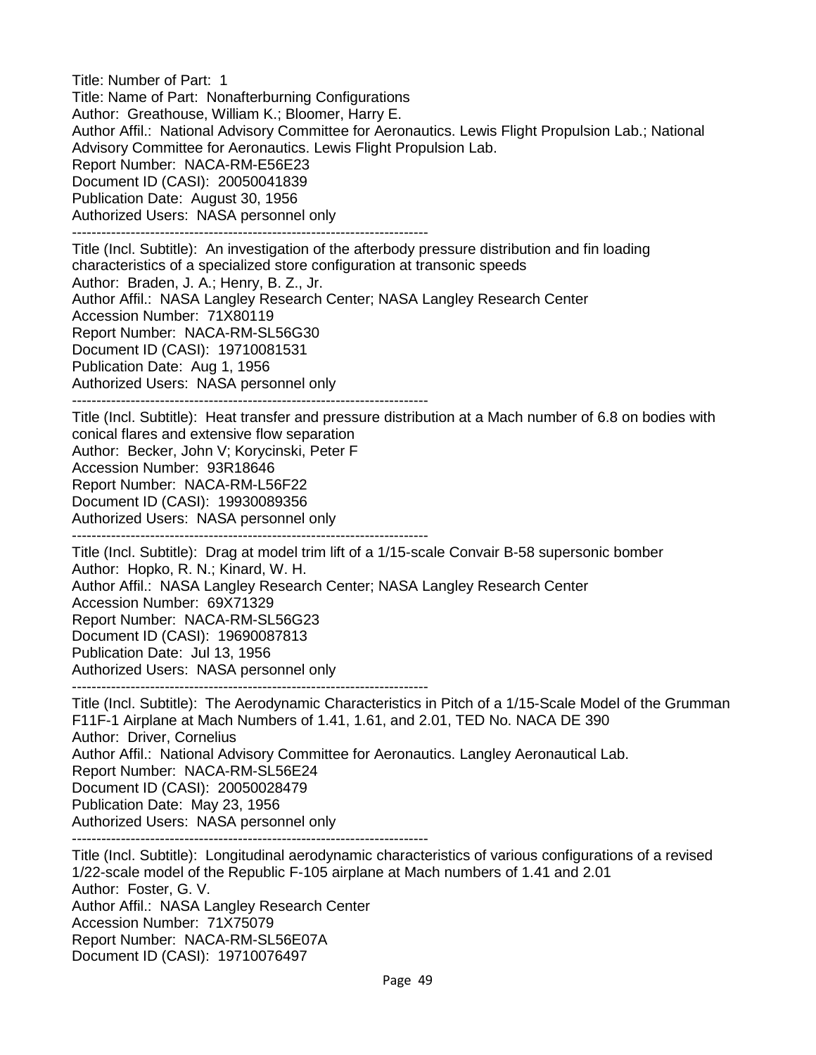Title: Number of Part: 1
Title: Name of Part: Nonafterburning Configurations
Author: Greathouse, William K.; Bloomer, Harry E.
Author Affil.: National Advisory Committee for Aeronautics. Lewis Flight Propulsion Lab.; National Advisory Committee for Aeronautics. Lewis Flight Propulsion Lab.
Report Number: NACA-RM-E56E23
Document ID (CASI): 20050041839
Publication Date: August 30, 1956
Authorized Users: NASA personnel only

--------------------------------------------------------------------------

Title (Incl. Subtitle): An investigation of the afterbody pressure distribution and fin loading characteristics of a specialized store configuration at transonic speeds
Author: Braden, J. A.; Henry, B. Z., Jr.
Author Affil.: NASA Langley Research Center; NASA Langley Research Center
Accession Number: 71X80119
Report Number: NACA-RM-SL56G30
Document ID (CASI): 19710081531
Publication Date: Aug 1, 1956
Authorized Users: NASA personnel only

--------------------------------------------------------------------------

Title (Incl. Subtitle): Heat transfer and pressure distribution at a Mach number of 6.8 on bodies with conical flares and extensive flow separation
Author: Becker, John V; Korycinski, Peter F
Accession Number: 93R18646
Report Number: NACA-RM-L56F22
Document ID (CASI): 19930089356
Authorized Users: NASA personnel only

--------------------------------------------------------------------------

Title (Incl. Subtitle): Drag at model trim lift of a 1/15-scale Convair B-58 supersonic bomber
Author: Hopko, R. N.; Kinard, W. H.
Author Affil.: NASA Langley Research Center; NASA Langley Research Center
Accession Number: 69X71329
Report Number: NACA-RM-SL56G23
Document ID (CASI): 19690087813
Publication Date: Jul 13, 1956
Authorized Users: NASA personnel only

--------------------------------------------------------------------------

Title (Incl. Subtitle): The Aerodynamic Characteristics in Pitch of a 1/15-Scale Model of the Grumman F11F-1 Airplane at Mach Numbers of 1.41, 1.61, and 2.01, TED No. NACA DE 390
Author: Driver, Cornelius
Author Affil.: National Advisory Committee for Aeronautics. Langley Aeronautical Lab.
Report Number: NACA-RM-SL56E24
Document ID (CASI): 20050028479
Publication Date: May 23, 1956
Authorized Users: NASA personnel only

--------------------------------------------------------------------------

Title (Incl. Subtitle): Longitudinal aerodynamic characteristics of various configurations of a revised 1/22-scale model of the Republic F-105 airplane at Mach numbers of 1.41 and 2.01
Author: Foster, G. V.
Author Affil.: NASA Langley Research Center
Accession Number: 71X75079
Report Number: NACA-RM-SL56E07A
Document ID (CASI): 19710076497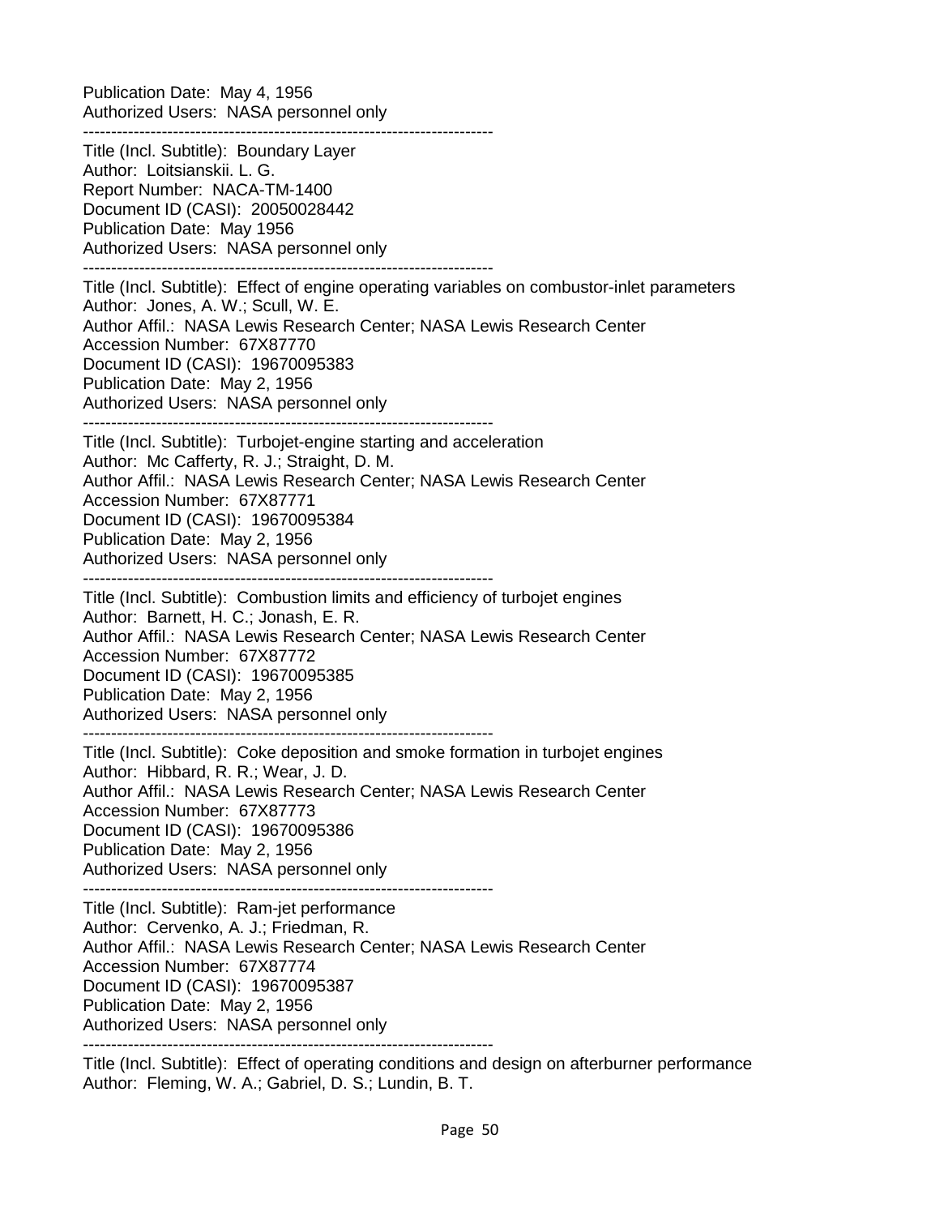Publication Date: May 4, 1956
Authorized Users: NASA personnel only

------------------------------------------------------------------------

Title (Incl. Subtitle): Boundary Layer
Author: Loitsianskii. L. G.
Report Number: NACA-TM-1400
Document ID (CASI): 20050028442
Publication Date: May 1956
Authorized Users: NASA personnel only

------------------------------------------------------------------------

Title (Incl. Subtitle): Effect of engine operating variables on combustor-inlet parameters
Author: Jones, A. W.; Scull, W. E.
Author Affil.: NASA Lewis Research Center; NASA Lewis Research Center
Accession Number: 67X87770
Document ID (CASI): 19670095383
Publication Date: May 2, 1956
Authorized Users: NASA personnel only

------------------------------------------------------------------------

Title (Incl. Subtitle): Turbojet-engine starting and acceleration
Author: Mc Cafferty, R. J.; Straight, D. M.
Author Affil.: NASA Lewis Research Center; NASA Lewis Research Center
Accession Number: 67X87771
Document ID (CASI): 19670095384
Publication Date: May 2, 1956
Authorized Users: NASA personnel only

------------------------------------------------------------------------

Title (Incl. Subtitle): Combustion limits and efficiency of turbojet engines
Author: Barnett, H. C.; Jonash, E. R.
Author Affil.: NASA Lewis Research Center; NASA Lewis Research Center
Accession Number: 67X87772
Document ID (CASI): 19670095385
Publication Date: May 2, 1956
Authorized Users: NASA personnel only

------------------------------------------------------------------------

Title (Incl. Subtitle): Coke deposition and smoke formation in turbojet engines
Author: Hibbard, R. R.; Wear, J. D.
Author Affil.: NASA Lewis Research Center; NASA Lewis Research Center
Accession Number: 67X87773
Document ID (CASI): 19670095386
Publication Date: May 2, 1956
Authorized Users: NASA personnel only

------------------------------------------------------------------------

Title (Incl. Subtitle): Ram-jet performance
Author: Cervenko, A. J.; Friedman, R.
Author Affil.: NASA Lewis Research Center; NASA Lewis Research Center
Accession Number: 67X87774
Document ID (CASI): 19670095387
Publication Date: May 2, 1956
Authorized Users: NASA personnel only

------------------------------------------------------------------------

Title (Incl. Subtitle): Effect of operating conditions and design on afterburner performance
Author: Fleming, W. A.; Gabriel, D. S.; Lundin, B. T.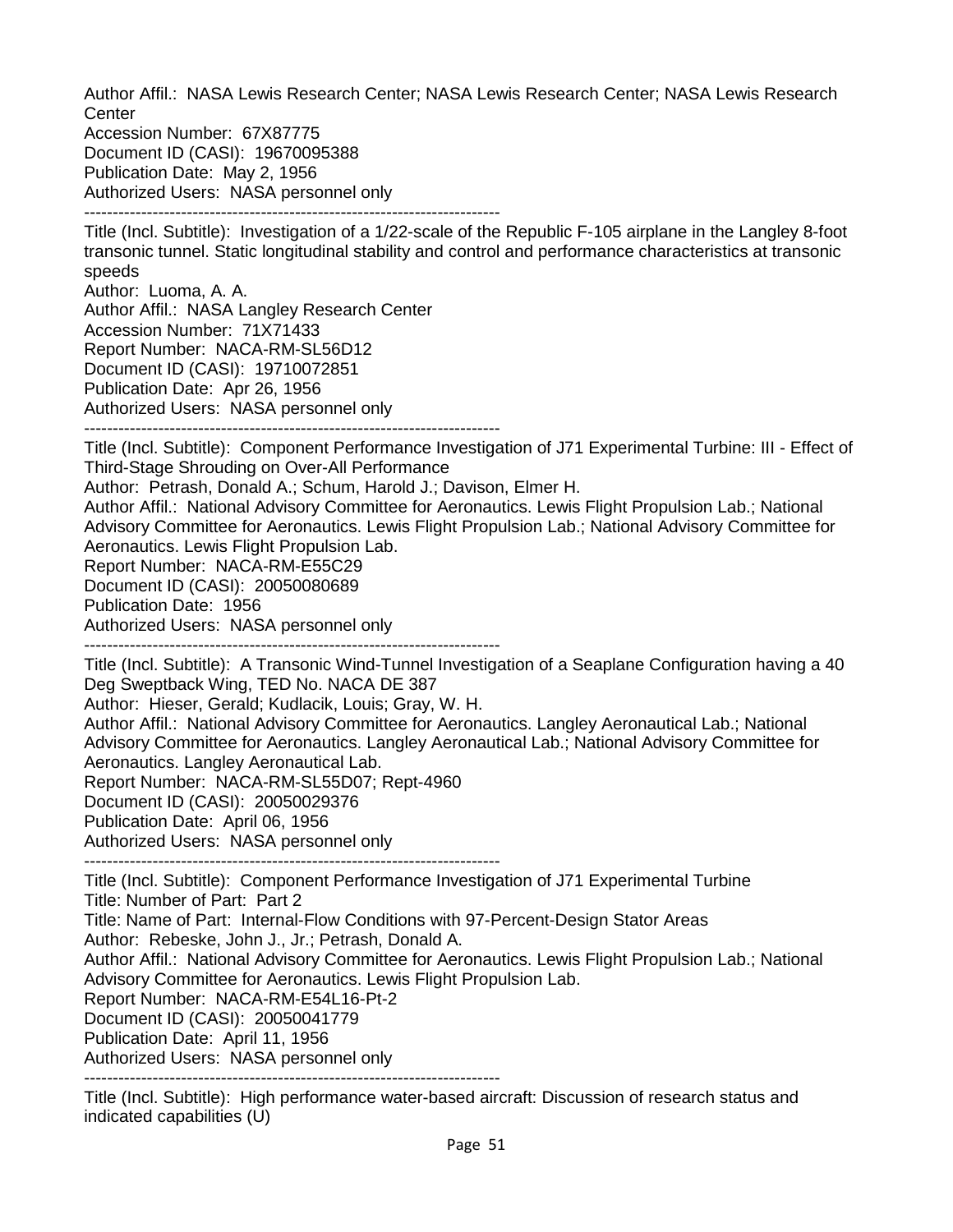Author Affil.: NASA Lewis Research Center; NASA Lewis Research Center; NASA Lewis Research Center
Accession Number: 67X87775
Document ID (CASI): 19670095388
Publication Date: May 2, 1956
Authorized Users: NASA personnel only

--------------------------------------------------------------------------

Title (Incl. Subtitle): Investigation of a 1/22-scale of the Republic F-105 airplane in the Langley 8-foot transonic tunnel. Static longitudinal stability and control and performance characteristics at transonic speeds
Author: Luoma, A. A.
Author Affil.: NASA Langley Research Center
Accession Number: 71X71433
Report Number: NACA-RM-SL56D12
Document ID (CASI): 19710072851
Publication Date: Apr 26, 1956
Authorized Users: NASA personnel only

--------------------------------------------------------------------------

Title (Incl. Subtitle): Component Performance Investigation of J71 Experimental Turbine: III - Effect of Third-Stage Shrouding on Over-All Performance
Author: Petrash, Donald A.; Schum, Harold J.; Davison, Elmer H.
Author Affil.: National Advisory Committee for Aeronautics. Lewis Flight Propulsion Lab.; National Advisory Committee for Aeronautics. Lewis Flight Propulsion Lab.; National Advisory Committee for Aeronautics. Lewis Flight Propulsion Lab.
Report Number: NACA-RM-E55C29
Document ID (CASI): 20050080689
Publication Date: 1956
Authorized Users: NASA personnel only

--------------------------------------------------------------------------

Title (Incl. Subtitle): A Transonic Wind-Tunnel Investigation of a Seaplane Configuration having a 40 Deg Sweptback Wing, TED No. NACA DE 387
Author: Hieser, Gerald; Kudlacik, Louis; Gray, W. H.
Author Affil.: National Advisory Committee for Aeronautics. Langley Aeronautical Lab.; National Advisory Committee for Aeronautics. Langley Aeronautical Lab.; National Advisory Committee for Aeronautics. Langley Aeronautical Lab.
Report Number: NACA-RM-SL55D07; Rept-4960
Document ID (CASI): 20050029376
Publication Date: April 06, 1956
Authorized Users: NASA personnel only

--------------------------------------------------------------------------

Title (Incl. Subtitle): Component Performance Investigation of J71 Experimental Turbine
Title: Number of Part: Part 2
Title: Name of Part: Internal-Flow Conditions with 97-Percent-Design Stator Areas
Author: Rebeske, John J., Jr.; Petrash, Donald A.
Author Affil.: National Advisory Committee for Aeronautics. Lewis Flight Propulsion Lab.; National Advisory Committee for Aeronautics. Lewis Flight Propulsion Lab.
Report Number: NACA-RM-E54L16-Pt-2
Document ID (CASI): 20050041779
Publication Date: April 11, 1956
Authorized Users: NASA personnel only

--------------------------------------------------------------------------

Title (Incl. Subtitle): High performance water-based aircraft: Discussion of research status and indicated capabilities (U)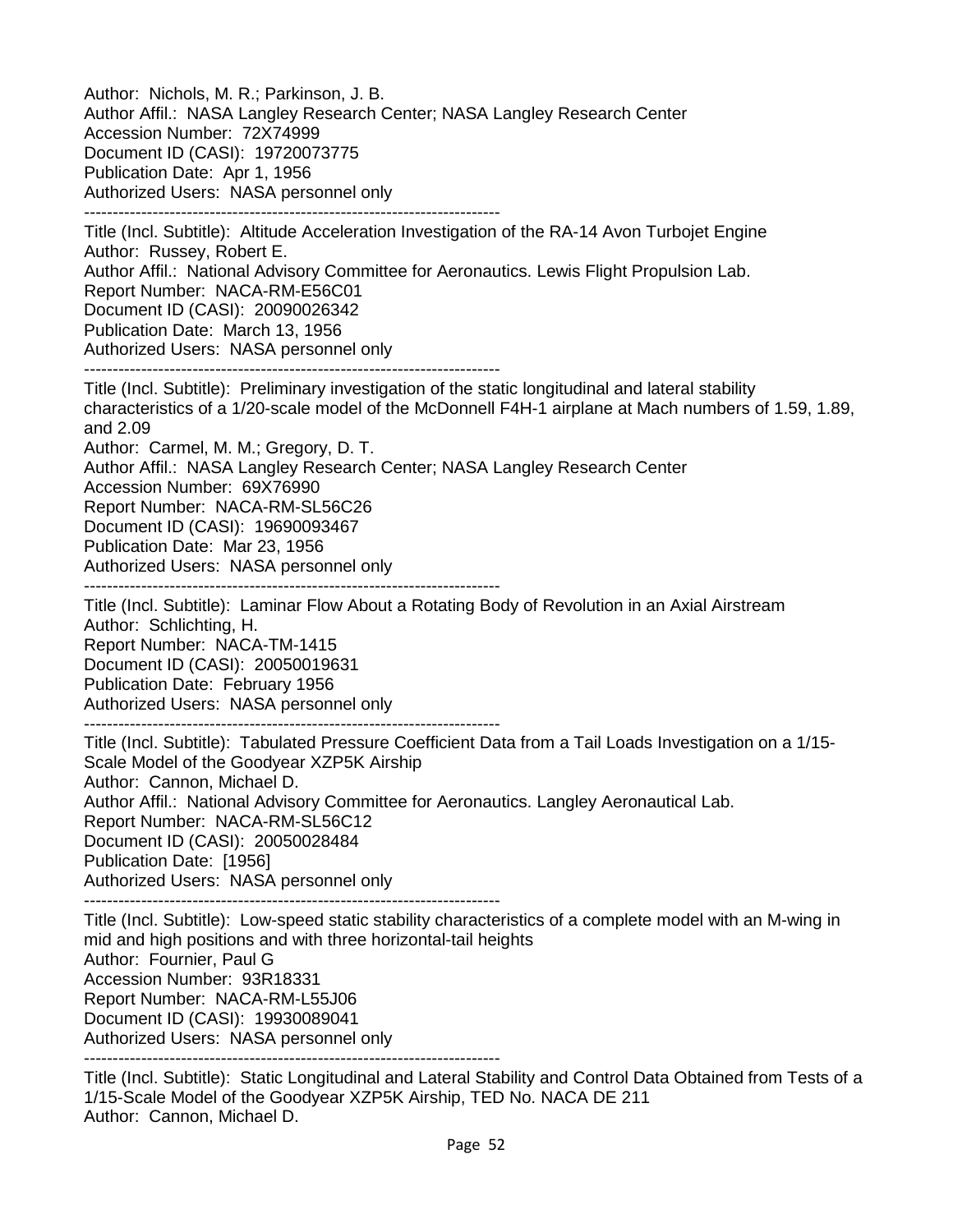Author: Nichols, M. R.; Parkinson, J. B.
Author Affil.: NASA Langley Research Center; NASA Langley Research Center
Accession Number: 72X74999
Document ID (CASI): 19720073775
Publication Date: Apr 1, 1956
Authorized Users: NASA personnel only

--------------------------------------------------------------------------

Title (Incl. Subtitle): Altitude Acceleration Investigation of the RA-14 Avon Turbojet Engine
Author: Russey, Robert E.
Author Affil.: National Advisory Committee for Aeronautics. Lewis Flight Propulsion Lab.
Report Number: NACA-RM-E56C01
Document ID (CASI): 20090026342
Publication Date: March 13, 1956
Authorized Users: NASA personnel only

--------------------------------------------------------------------------

Title (Incl. Subtitle): Preliminary investigation of the static longitudinal and lateral stability characteristics of a 1/20-scale model of the McDonnell F4H-1 airplane at Mach numbers of 1.59, 1.89, and 2.09
Author: Carmel, M. M.; Gregory, D. T.
Author Affil.: NASA Langley Research Center; NASA Langley Research Center
Accession Number: 69X76990
Report Number: NACA-RM-SL56C26
Document ID (CASI): 19690093467
Publication Date: Mar 23, 1956
Authorized Users: NASA personnel only

--------------------------------------------------------------------------

Title (Incl. Subtitle): Laminar Flow About a Rotating Body of Revolution in an Axial Airstream
Author: Schlichting, H.
Report Number: NACA-TM-1415
Document ID (CASI): 20050019631
Publication Date: February 1956
Authorized Users: NASA personnel only

--------------------------------------------------------------------------

Title (Incl. Subtitle): Tabulated Pressure Coefficient Data from a Tail Loads Investigation on a 1/15-Scale Model of the Goodyear XZP5K Airship
Author: Cannon, Michael D.
Author Affil.: National Advisory Committee for Aeronautics. Langley Aeronautical Lab.
Report Number: NACA-RM-SL56C12
Document ID (CASI): 20050028484
Publication Date: [1956]
Authorized Users: NASA personnel only

--------------------------------------------------------------------------

Title (Incl. Subtitle): Low-speed static stability characteristics of a complete model with an M-wing in mid and high positions and with three horizontal-tail heights
Author: Fournier, Paul G
Accession Number: 93R18331
Report Number: NACA-RM-L55J06
Document ID (CASI): 19930089041
Authorized Users: NASA personnel only

--------------------------------------------------------------------------

Title (Incl. Subtitle): Static Longitudinal and Lateral Stability and Control Data Obtained from Tests of a 1/15-Scale Model of the Goodyear XZP5K Airship, TED No. NACA DE 211
Author: Cannon, Michael D.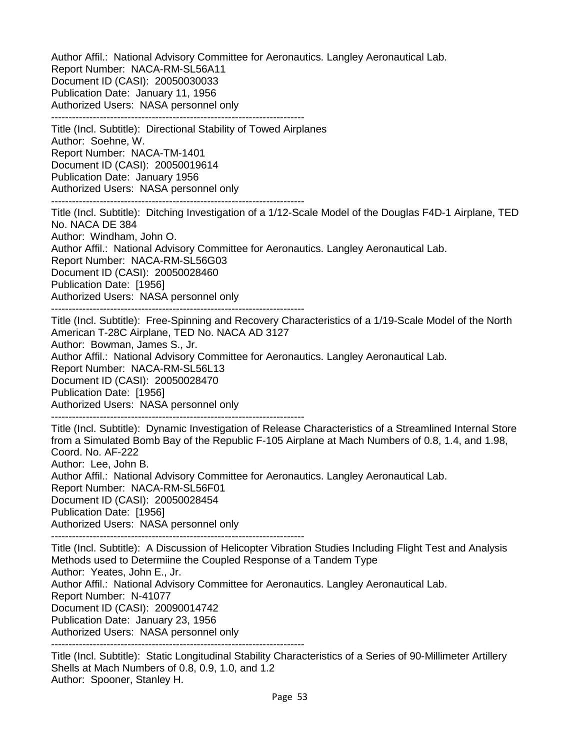Author Affil.: National Advisory Committee for Aeronautics. Langley Aeronautical Lab.
Report Number: NACA-RM-SL56A11
Document ID (CASI): 20050030033
Publication Date: January 11, 1956
Authorized Users: NASA personnel only

---

Title (Incl. Subtitle): Directional Stability of Towed Airplanes
Author: Soehne, W.
Report Number: NACA-TM-1401
Document ID (CASI): 20050019614
Publication Date: January 1956
Authorized Users: NASA personnel only

---

Title (Incl. Subtitle): Ditching Investigation of a 1/12-Scale Model of the Douglas F4D-1 Airplane, TED No. NACA DE 384
Author: Windham, John O.
Author Affil.: National Advisory Committee for Aeronautics. Langley Aeronautical Lab.
Report Number: NACA-RM-SL56G03
Document ID (CASI): 20050028460
Publication Date: [1956]
Authorized Users: NASA personnel only

---

Title (Incl. Subtitle): Free-Spinning and Recovery Characteristics of a 1/19-Scale Model of the North American T-28C Airplane, TED No. NACA AD 3127
Author: Bowman, James S., Jr.
Author Affil.: National Advisory Committee for Aeronautics. Langley Aeronautical Lab.
Report Number: NACA-RM-SL56L13
Document ID (CASI): 20050028470
Publication Date: [1956]
Authorized Users: NASA personnel only

---

Title (Incl. Subtitle): Dynamic Investigation of Release Characteristics of a Streamlined Internal Store from a Simulated Bomb Bay of the Republic F-105 Airplane at Mach Numbers of 0.8, 1.4, and 1.98, Coord. No. AF-222
Author: Lee, John B.
Author Affil.: National Advisory Committee for Aeronautics. Langley Aeronautical Lab.
Report Number: NACA-RM-SL56F01
Document ID (CASI): 20050028454
Publication Date: [1956]
Authorized Users: NASA personnel only

---

Title (Incl. Subtitle): A Discussion of Helicopter Vibration Studies Including Flight Test and Analysis Methods used to Determiine the Coupled Response of a Tandem Type
Author: Yeates, John E., Jr.
Author Affil.: National Advisory Committee for Aeronautics. Langley Aeronautical Lab.
Report Number: N-41077
Document ID (CASI): 20090014742
Publication Date: January 23, 1956
Authorized Users: NASA personnel only

---

Title (Incl. Subtitle): Static Longitudinal Stability Characteristics of a Series of 90-Millimeter Artillery Shells at Mach Numbers of 0.8, 0.9, 1.0, and 1.2
Author: Spooner, Stanley H.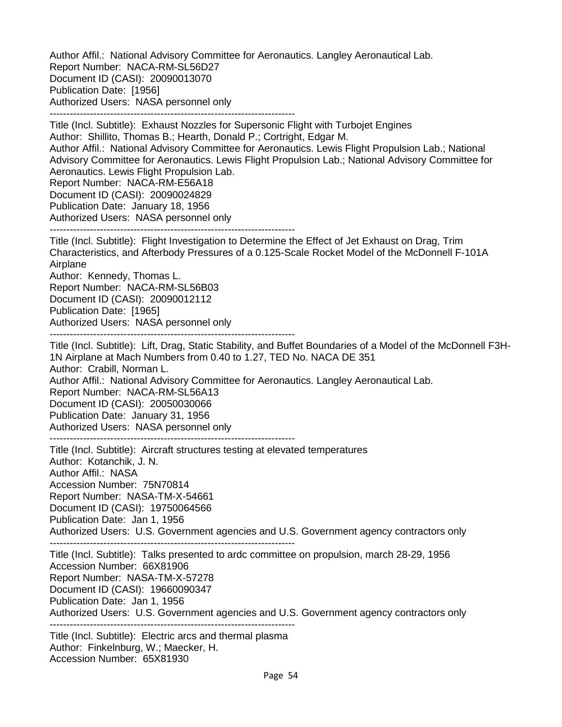Author Affil.: National Advisory Committee for Aeronautics. Langley Aeronautical Lab.
Report Number: NACA-RM-SL56D27
Document ID (CASI): 20090013070
Publication Date: [1956]
Authorized Users: NASA personnel only

---

Title (Incl. Subtitle): Exhaust Nozzles for Supersonic Flight with Turbojet Engines
Author: Shillito, Thomas B.; Hearth, Donald P.; Cortright, Edgar M.
Author Affil.: National Advisory Committee for Aeronautics. Lewis Flight Propulsion Lab.; National Advisory Committee for Aeronautics. Lewis Flight Propulsion Lab.; National Advisory Committee for Aeronautics. Lewis Flight Propulsion Lab.
Report Number: NACA-RM-E56A18
Document ID (CASI): 20090024829
Publication Date: January 18, 1956
Authorized Users: NASA personnel only

---

Title (Incl. Subtitle): Flight Investigation to Determine the Effect of Jet Exhaust on Drag, Trim Characteristics, and Afterbody Pressures of a 0.125-Scale Rocket Model of the McDonnell F-101A Airplane
Author: Kennedy, Thomas L.
Report Number: NACA-RM-SL56B03
Document ID (CASI): 20090012112
Publication Date: [1965]
Authorized Users: NASA personnel only

---

Title (Incl. Subtitle): Lift, Drag, Static Stability, and Buffet Boundaries of a Model of the McDonnell F3H-1N Airplane at Mach Numbers from 0.40 to 1.27, TED No. NACA DE 351
Author: Crabill, Norman L.
Author Affil.: National Advisory Committee for Aeronautics. Langley Aeronautical Lab.
Report Number: NACA-RM-SL56A13
Document ID (CASI): 20050030066
Publication Date: January 31, 1956
Authorized Users: NASA personnel only

---

Title (Incl. Subtitle): Aircraft structures testing at elevated temperatures
Author: Kotanchik, J. N.
Author Affil.: NASA
Accession Number: 75N70814
Report Number: NASA-TM-X-54661
Document ID (CASI): 19750064566
Publication Date: Jan 1, 1956
Authorized Users: U.S. Government agencies and U.S. Government agency contractors only

---

Title (Incl. Subtitle): Talks presented to ardc committee on propulsion, march 28-29, 1956
Accession Number: 66X81906
Report Number: NASA-TM-X-57278
Document ID (CASI): 19660090347
Publication Date: Jan 1, 1956
Authorized Users: U.S. Government agencies and U.S. Government agency contractors only

---

Title (Incl. Subtitle): Electric arcs and thermal plasma
Author: Finkelnburg, W.; Maecker, H.
Accession Number: 65X81930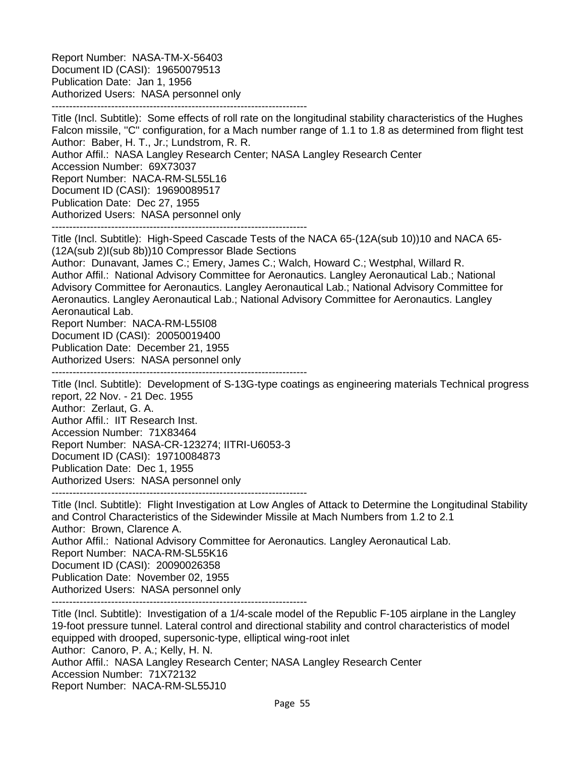Report Number: NASA-TM-X-56403
Document ID (CASI): 19650079513
Publication Date: Jan 1, 1956
Authorized Users: NASA personnel only

--------------------------------------------------------------------------

Title (Incl. Subtitle): Some effects of roll rate on the longitudinal stability characteristics of the Hughes Falcon missile, "C" configuration, for a Mach number range of 1.1 to 1.8 as determined from flight test
Author: Baber, H. T., Jr.; Lundstrom, R. R.
Author Affil.: NASA Langley Research Center; NASA Langley Research Center
Accession Number: 69X73037
Report Number: NACA-RM-SL55L16
Document ID (CASI): 19690089517
Publication Date: Dec 27, 1955
Authorized Users: NASA personnel only

--------------------------------------------------------------------------

Title (Incl. Subtitle): High-Speed Cascade Tests of the NACA 65-(12A(sub 10))10 and NACA 65-(12A(sub 2)I(sub 8b))10 Compressor Blade Sections
Author: Dunavant, James C.; Emery, James C.; Walch, Howard C.; Westphal, Willard R.
Author Affil.: National Advisory Committee for Aeronautics. Langley Aeronautical Lab.; National Advisory Committee for Aeronautics. Langley Aeronautical Lab.; National Advisory Committee for Aeronautics. Langley Aeronautical Lab.; National Advisory Committee for Aeronautics. Langley Aeronautical Lab.
Report Number: NACA-RM-L55I08
Document ID (CASI): 20050019400
Publication Date: December 21, 1955
Authorized Users: NASA personnel only

--------------------------------------------------------------------------

Title (Incl. Subtitle): Development of S-13G-type coatings as engineering materials Technical progress report, 22 Nov. - 21 Dec. 1955
Author: Zerlaut, G. A.
Author Affil.: IIT Research Inst.
Accession Number: 71X83464
Report Number: NASA-CR-123274; IITRI-U6053-3
Document ID (CASI): 19710084873
Publication Date: Dec 1, 1955
Authorized Users: NASA personnel only

--------------------------------------------------------------------------

Title (Incl. Subtitle): Flight Investigation at Low Angles of Attack to Determine the Longitudinal Stability and Control Characteristics of the Sidewinder Missile at Mach Numbers from 1.2 to 2.1
Author: Brown, Clarence A.
Author Affil.: National Advisory Committee for Aeronautics. Langley Aeronautical Lab.
Report Number: NACA-RM-SL55K16
Document ID (CASI): 20090026358
Publication Date: November 02, 1955
Authorized Users: NASA personnel only

--------------------------------------------------------------------------

Title (Incl. Subtitle): Investigation of a 1/4-scale model of the Republic F-105 airplane in the Langley 19-foot pressure tunnel. Lateral control and directional stability and control characteristics of model equipped with drooped, supersonic-type, elliptical wing-root inlet
Author: Canoro, P. A.; Kelly, H. N.
Author Affil.: NASA Langley Research Center; NASA Langley Research Center
Accession Number: 71X72132
Report Number: NACA-RM-SL55J10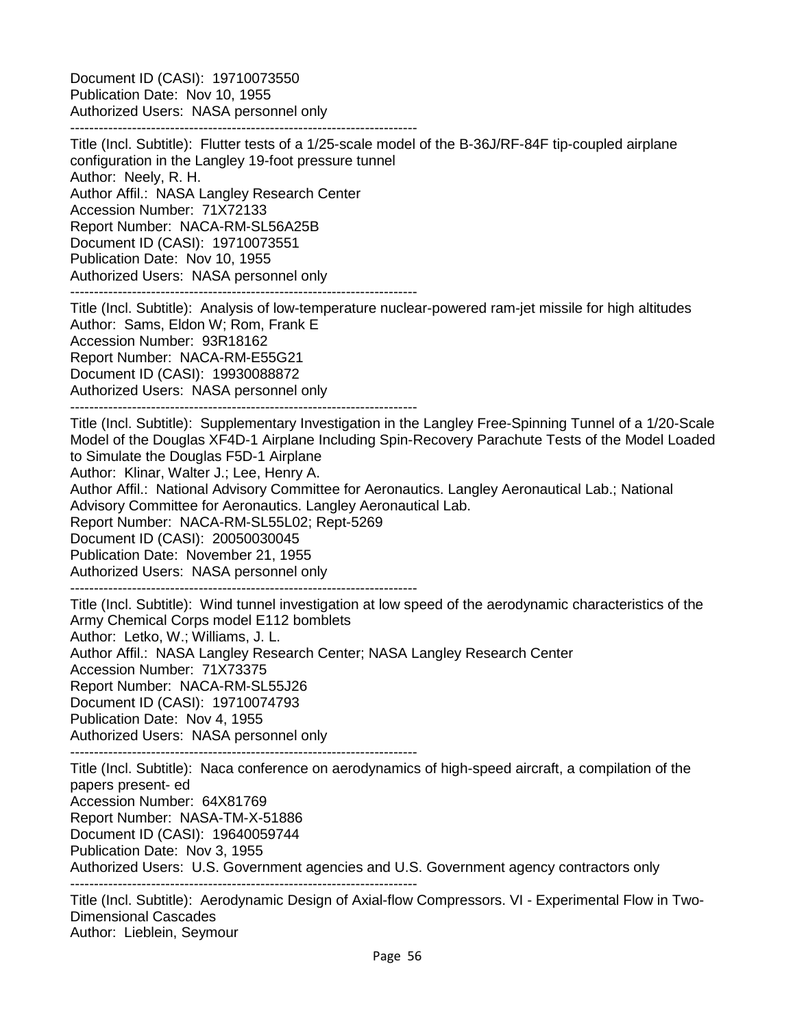Document ID (CASI): 19710073550
Publication Date: Nov 10, 1955
Authorized Users: NASA personnel only

--------------------------------------------------------------------------

Title (Incl. Subtitle): Flutter tests of a 1/25-scale model of the B-36J/RF-84F tip-coupled airplane configuration in the Langley 19-foot pressure tunnel
Author: Neely, R. H.
Author Affil.: NASA Langley Research Center
Accession Number: 71X72133
Report Number: NACA-RM-SL56A25B
Document ID (CASI): 19710073551
Publication Date: Nov 10, 1955
Authorized Users: NASA personnel only

--------------------------------------------------------------------------

Title (Incl. Subtitle): Analysis of low-temperature nuclear-powered ram-jet missile for high altitudes
Author: Sams, Eldon W; Rom, Frank E
Accession Number: 93R18162
Report Number: NACA-RM-E55G21
Document ID (CASI): 19930088872
Authorized Users: NASA personnel only

--------------------------------------------------------------------------

Title (Incl. Subtitle): Supplementary Investigation in the Langley Free-Spinning Tunnel of a 1/20-Scale Model of the Douglas XF4D-1 Airplane Including Spin-Recovery Parachute Tests of the Model Loaded to Simulate the Douglas F5D-1 Airplane
Author: Klinar, Walter J.; Lee, Henry A.
Author Affil.: National Advisory Committee for Aeronautics. Langley Aeronautical Lab.; National Advisory Committee for Aeronautics. Langley Aeronautical Lab.
Report Number: NACA-RM-SL55L02; Rept-5269
Document ID (CASI): 20050030045
Publication Date: November 21, 1955
Authorized Users: NASA personnel only

--------------------------------------------------------------------------

Title (Incl. Subtitle): Wind tunnel investigation at low speed of the aerodynamic characteristics of the Army Chemical Corps model E112 bomblets
Author: Letko, W.; Williams, J. L.
Author Affil.: NASA Langley Research Center; NASA Langley Research Center
Accession Number: 71X73375
Report Number: NACA-RM-SL55J26
Document ID (CASI): 19710074793
Publication Date: Nov 4, 1955
Authorized Users: NASA personnel only

--------------------------------------------------------------------------

Title (Incl. Subtitle): Naca conference on aerodynamics of high-speed aircraft, a compilation of the papers present- ed
Accession Number: 64X81769
Report Number: NASA-TM-X-51886
Document ID (CASI): 19640059744
Publication Date: Nov 3, 1955
Authorized Users: U.S. Government agencies and U.S. Government agency contractors only

--------------------------------------------------------------------------

Title (Incl. Subtitle): Aerodynamic Design of Axial-flow Compressors. VI - Experimental Flow in Two-Dimensional Cascades
Author: Lieblein, Seymour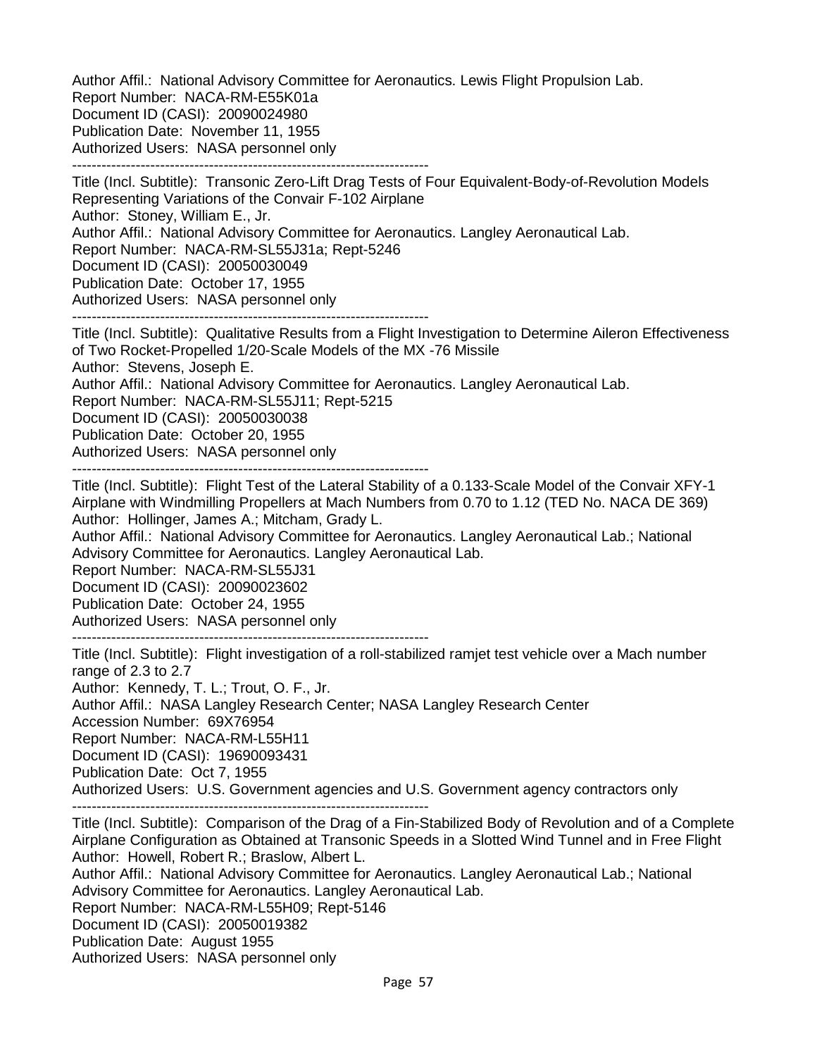Author Affil.: National Advisory Committee for Aeronautics. Lewis Flight Propulsion Lab.
Report Number: NACA-RM-E55K01a
Document ID (CASI): 20090024980
Publication Date: November 11, 1955
Authorized Users: NASA personnel only

--------------------------------------------------------------------------

Title (Incl. Subtitle): Transonic Zero-Lift Drag Tests of Four Equivalent-Body-of-Revolution Models Representing Variations of the Convair F-102 Airplane
Author: Stoney, William E., Jr.
Author Affil.: National Advisory Committee for Aeronautics. Langley Aeronautical Lab.
Report Number: NACA-RM-SL55J31a; Rept-5246
Document ID (CASI): 20050030049
Publication Date: October 17, 1955
Authorized Users: NASA personnel only

--------------------------------------------------------------------------

Title (Incl. Subtitle): Qualitative Results from a Flight Investigation to Determine Aileron Effectiveness of Two Rocket-Propelled 1/20-Scale Models of the MX -76 Missile
Author: Stevens, Joseph E.
Author Affil.: National Advisory Committee for Aeronautics. Langley Aeronautical Lab.
Report Number: NACA-RM-SL55J11; Rept-5215
Document ID (CASI): 20050030038
Publication Date: October 20, 1955
Authorized Users: NASA personnel only

--------------------------------------------------------------------------

Title (Incl. Subtitle): Flight Test of the Lateral Stability of a 0.133-Scale Model of the Convair XFY-1 Airplane with Windmilling Propellers at Mach Numbers from 0.70 to 1.12 (TED No. NACA DE 369)
Author: Hollinger, James A.; Mitcham, Grady L.
Author Affil.: National Advisory Committee for Aeronautics. Langley Aeronautical Lab.; National Advisory Committee for Aeronautics. Langley Aeronautical Lab.
Report Number: NACA-RM-SL55J31
Document ID (CASI): 20090023602
Publication Date: October 24, 1955
Authorized Users: NASA personnel only

--------------------------------------------------------------------------

Title (Incl. Subtitle): Flight investigation of a roll-stabilized ramjet test vehicle over a Mach number range of 2.3 to 2.7
Author: Kennedy, T. L.; Trout, O. F., Jr.
Author Affil.: NASA Langley Research Center; NASA Langley Research Center
Accession Number: 69X76954
Report Number: NACA-RM-L55H11
Document ID (CASI): 19690093431
Publication Date: Oct 7, 1955
Authorized Users: U.S. Government agencies and U.S. Government agency contractors only

--------------------------------------------------------------------------

Title (Incl. Subtitle): Comparison of the Drag of a Fin-Stabilized Body of Revolution and of a Complete Airplane Configuration as Obtained at Transonic Speeds in a Slotted Wind Tunnel and in Free Flight
Author: Howell, Robert R.; Braslow, Albert L.
Author Affil.: National Advisory Committee for Aeronautics. Langley Aeronautical Lab.; National Advisory Committee for Aeronautics. Langley Aeronautical Lab.
Report Number: NACA-RM-L55H09; Rept-5146
Document ID (CASI): 20050019382
Publication Date: August 1955
Authorized Users: NASA personnel only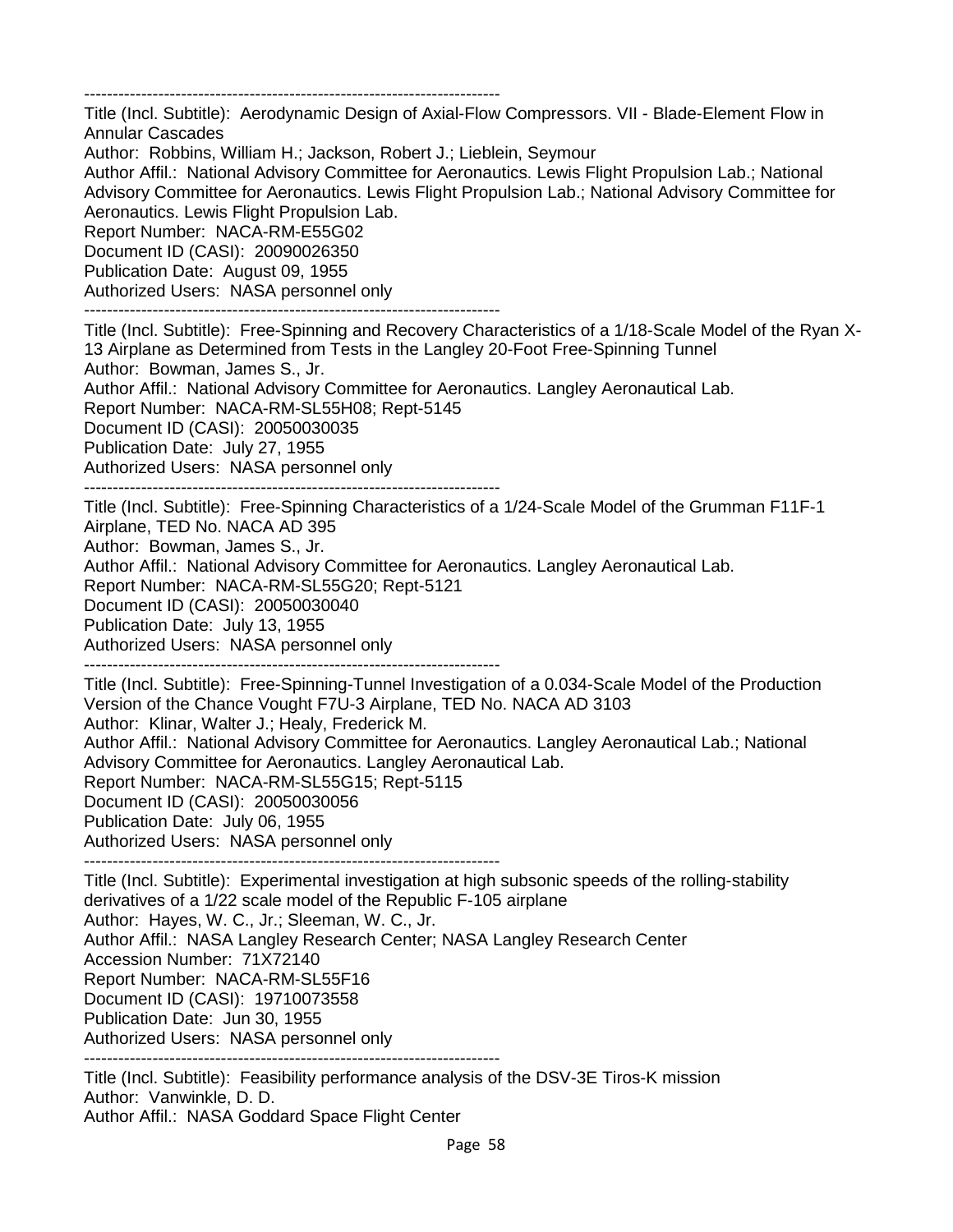------------------------------------------------------------------------
Title (Incl. Subtitle): Aerodynamic Design of Axial-Flow Compressors. VII - Blade-Element Flow in Annular Cascades
Author: Robbins, William H.; Jackson, Robert J.; Lieblein, Seymour
Author Affil.: National Advisory Committee for Aeronautics. Lewis Flight Propulsion Lab.; National Advisory Committee for Aeronautics. Lewis Flight Propulsion Lab.; National Advisory Committee for Aeronautics. Lewis Flight Propulsion Lab.
Report Number: NACA-RM-E55G02
Document ID (CASI): 20090026350
Publication Date: August 09, 1955
Authorized Users: NASA personnel only
------------------------------------------------------------------------
Title (Incl. Subtitle): Free-Spinning and Recovery Characteristics of a 1/18-Scale Model of the Ryan X-13 Airplane as Determined from Tests in the Langley 20-Foot Free-Spinning Tunnel
Author: Bowman, James S., Jr.
Author Affil.: National Advisory Committee for Aeronautics. Langley Aeronautical Lab.
Report Number: NACA-RM-SL55H08; Rept-5145
Document ID (CASI): 20050030035
Publication Date: July 27, 1955
Authorized Users: NASA personnel only
------------------------------------------------------------------------
Title (Incl. Subtitle): Free-Spinning Characteristics of a 1/24-Scale Model of the Grumman F11F-1 Airplane, TED No. NACA AD 395
Author: Bowman, James S., Jr.
Author Affil.: National Advisory Committee for Aeronautics. Langley Aeronautical Lab.
Report Number: NACA-RM-SL55G20; Rept-5121
Document ID (CASI): 20050030040
Publication Date: July 13, 1955
Authorized Users: NASA personnel only
------------------------------------------------------------------------
Title (Incl. Subtitle): Free-Spinning-Tunnel Investigation of a 0.034-Scale Model of the Production Version of the Chance Vought F7U-3 Airplane, TED No. NACA AD 3103
Author: Klinar, Walter J.; Healy, Frederick M.
Author Affil.: National Advisory Committee for Aeronautics. Langley Aeronautical Lab.; National Advisory Committee for Aeronautics. Langley Aeronautical Lab.
Report Number: NACA-RM-SL55G15; Rept-5115
Document ID (CASI): 20050030056
Publication Date: July 06, 1955
Authorized Users: NASA personnel only
------------------------------------------------------------------------
Title (Incl. Subtitle): Experimental investigation at high subsonic speeds of the rolling-stability derivatives of a 1/22 scale model of the Republic F-105 airplane
Author: Hayes, W. C., Jr.; Sleeman, W. C., Jr.
Author Affil.: NASA Langley Research Center; NASA Langley Research Center
Accession Number: 71X72140
Report Number: NACA-RM-SL55F16
Document ID (CASI): 19710073558
Publication Date: Jun 30, 1955
Authorized Users: NASA personnel only
------------------------------------------------------------------------
Title (Incl. Subtitle): Feasibility performance analysis of the DSV-3E Tiros-K mission
Author: Vanwinkle, D. D.
Author Affil.: NASA Goddard Space Flight Center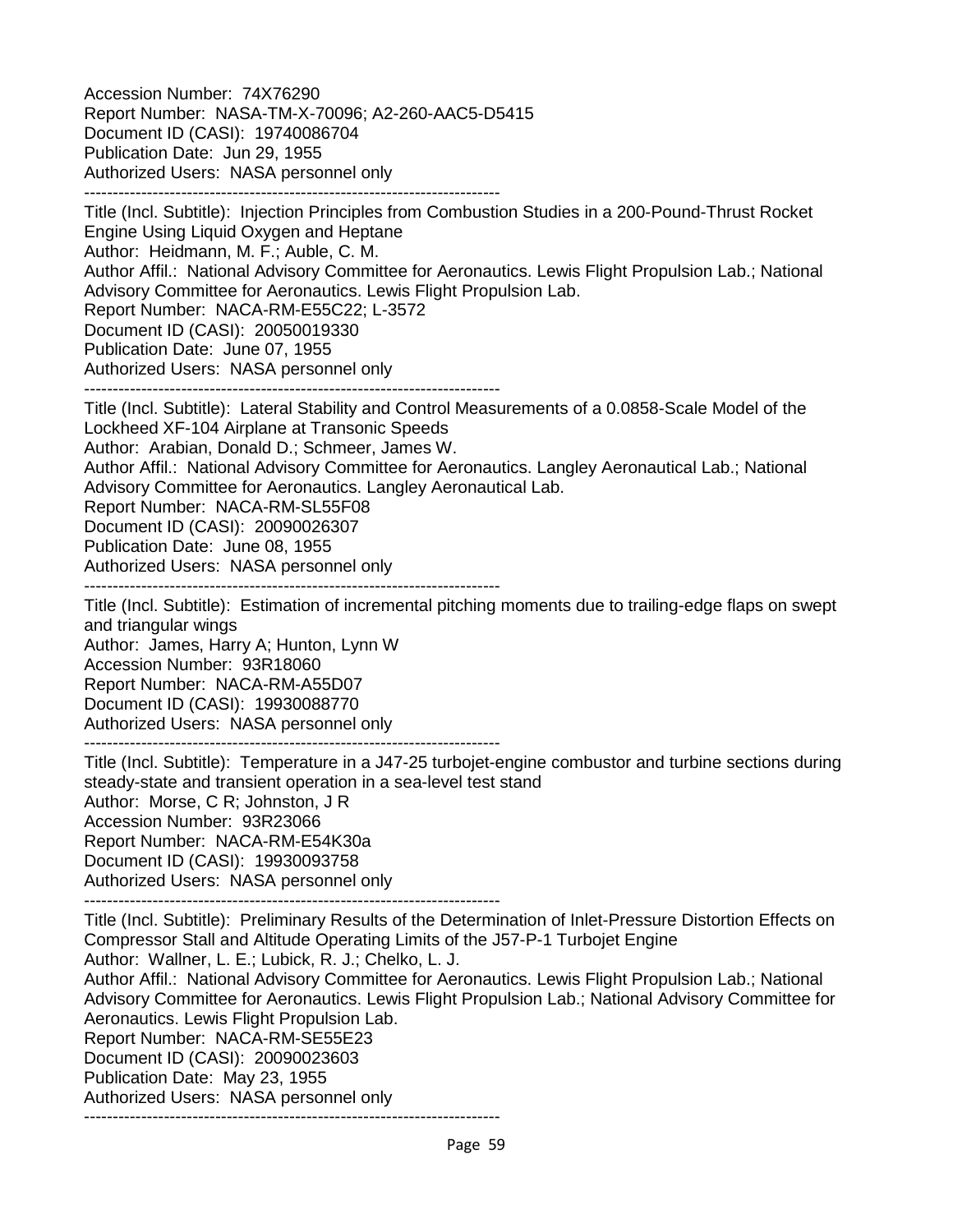Accession Number: 74X76290
Report Number: NASA-TM-X-70096; A2-260-AAC5-D5415
Document ID (CASI): 19740086704
Publication Date: Jun 29, 1955
Authorized Users: NASA personnel only

---

Title (Incl. Subtitle): Injection Principles from Combustion Studies in a 200-Pound-Thrust Rocket Engine Using Liquid Oxygen and Heptane
Author: Heidmann, M. F.; Auble, C. M.
Author Affil.: National Advisory Committee for Aeronautics. Lewis Flight Propulsion Lab.; National Advisory Committee for Aeronautics. Lewis Flight Propulsion Lab.
Report Number: NACA-RM-E55C22; L-3572
Document ID (CASI): 20050019330
Publication Date: June 07, 1955
Authorized Users: NASA personnel only

---

Title (Incl. Subtitle): Lateral Stability and Control Measurements of a 0.0858-Scale Model of the Lockheed XF-104 Airplane at Transonic Speeds
Author: Arabian, Donald D.; Schmeer, James W.
Author Affil.: National Advisory Committee for Aeronautics. Langley Aeronautical Lab.; National Advisory Committee for Aeronautics. Langley Aeronautical Lab.
Report Number: NACA-RM-SL55F08
Document ID (CASI): 20090026307
Publication Date: June 08, 1955
Authorized Users: NASA personnel only

---

Title (Incl. Subtitle): Estimation of incremental pitching moments due to trailing-edge flaps on swept and triangular wings
Author: James, Harry A; Hunton, Lynn W
Accession Number: 93R18060
Report Number: NACA-RM-A55D07
Document ID (CASI): 19930088770
Authorized Users: NASA personnel only

---

Title (Incl. Subtitle): Temperature in a J47-25 turbojet-engine combustor and turbine sections during steady-state and transient operation in a sea-level test stand
Author: Morse, C R; Johnston, J R
Accession Number: 93R23066
Report Number: NACA-RM-E54K30a
Document ID (CASI): 19930093758
Authorized Users: NASA personnel only

---

Title (Incl. Subtitle): Preliminary Results of the Determination of Inlet-Pressure Distortion Effects on Compressor Stall and Altitude Operating Limits of the J57-P-1 Turbojet Engine
Author: Wallner, L. E.; Lubick, R. J.; Chelko, L. J.
Author Affil.: National Advisory Committee for Aeronautics. Lewis Flight Propulsion Lab.; National Advisory Committee for Aeronautics. Lewis Flight Propulsion Lab.; National Advisory Committee for Aeronautics. Lewis Flight Propulsion Lab.
Report Number: NACA-RM-SE55E23
Document ID (CASI): 20090023603
Publication Date: May 23, 1955
Authorized Users: NASA personnel only

---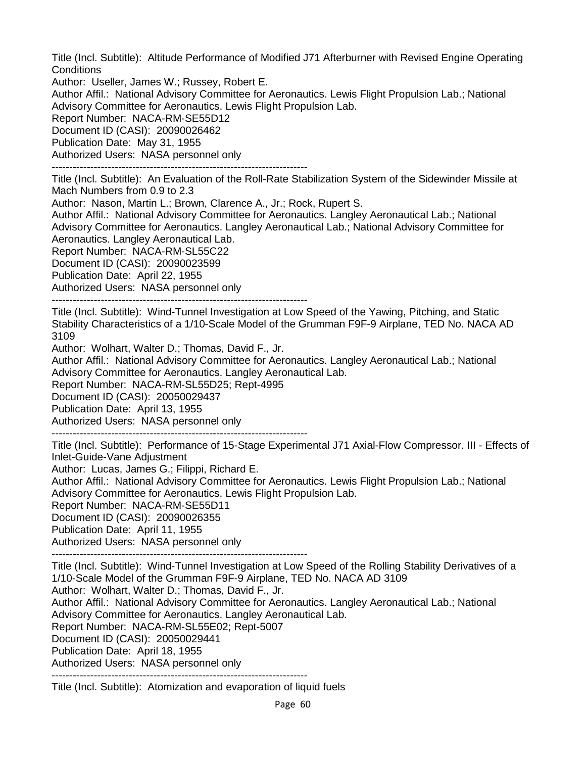Title (Incl. Subtitle):  Altitude Performance of Modified J71 Afterburner with Revised Engine Operating Conditions
Author:  Useller, James W.; Russey, Robert E.
Author Affil.:  National Advisory Committee for Aeronautics. Lewis Flight Propulsion Lab.; National Advisory Committee for Aeronautics. Lewis Flight Propulsion Lab.
Report Number:  NACA-RM-SE55D12
Document ID (CASI):  20090026462
Publication Date:  May 31, 1955
Authorized Users:  NASA personnel only

---

Title (Incl. Subtitle):  An Evaluation of the Roll-Rate Stabilization System of the Sidewinder Missile at Mach Numbers from 0.9 to 2.3
Author:  Nason, Martin L.; Brown, Clarence A., Jr.; Rock, Rupert S.
Author Affil.:  National Advisory Committee for Aeronautics. Langley Aeronautical Lab.; National Advisory Committee for Aeronautics. Langley Aeronautical Lab.; National Advisory Committee for Aeronautics. Langley Aeronautical Lab.
Report Number:  NACA-RM-SL55C22
Document ID (CASI):  20090023599
Publication Date:  April 22, 1955
Authorized Users:  NASA personnel only

---

Title (Incl. Subtitle):  Wind-Tunnel Investigation at Low Speed of the Yawing, Pitching, and Static Stability Characteristics of a 1/10-Scale Model of the Grumman F9F-9 Airplane, TED No. NACA AD 3109
Author:  Wolhart, Walter D.; Thomas, David F., Jr.
Author Affil.:  National Advisory Committee for Aeronautics. Langley Aeronautical Lab.; National Advisory Committee for Aeronautics. Langley Aeronautical Lab.
Report Number:  NACA-RM-SL55D25; Rept-4995
Document ID (CASI):  20050029437
Publication Date:  April 13, 1955
Authorized Users:  NASA personnel only

---

Title (Incl. Subtitle):  Performance of 15-Stage Experimental J71 Axial-Flow Compressor. III - Effects of Inlet-Guide-Vane Adjustment
Author:  Lucas, James G.; Filippi, Richard E.
Author Affil.:  National Advisory Committee for Aeronautics. Lewis Flight Propulsion Lab.; National Advisory Committee for Aeronautics. Lewis Flight Propulsion Lab.
Report Number:  NACA-RM-SE55D11
Document ID (CASI):  20090026355
Publication Date:  April 11, 1955
Authorized Users:  NASA personnel only

---

Title (Incl. Subtitle):  Wind-Tunnel Investigation at Low Speed of the Rolling Stability Derivatives of a 1/10-Scale Model of the Grumman F9F-9 Airplane, TED No. NACA AD 3109
Author:  Wolhart, Walter D.; Thomas, David F., Jr.
Author Affil.:  National Advisory Committee for Aeronautics. Langley Aeronautical Lab.; National Advisory Committee for Aeronautics. Langley Aeronautical Lab.
Report Number:  NACA-RM-SL55E02; Rept-5007
Document ID (CASI):  20050029441
Publication Date:  April 18, 1955
Authorized Users:  NASA personnel only

---

Title (Incl. Subtitle):  Atomization and evaporation of liquid fuels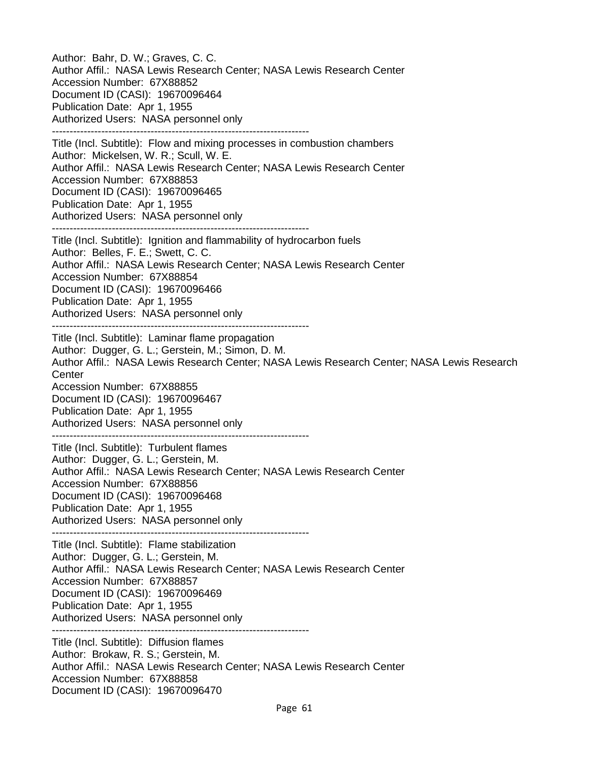Author:  Bahr, D. W.; Graves, C. C.
Author Affil.:  NASA Lewis Research Center; NASA Lewis Research Center
Accession Number:  67X88852
Document ID (CASI):  19670096464
Publication Date:  Apr 1, 1955
Authorized Users:  NASA personnel only

--------------------------------------------------------------------------

Title (Incl. Subtitle):  Flow and mixing processes in combustion chambers
Author:  Mickelsen, W. R.; Scull, W. E.
Author Affil.:  NASA Lewis Research Center; NASA Lewis Research Center
Accession Number:  67X88853
Document ID (CASI):  19670096465
Publication Date:  Apr 1, 1955
Authorized Users:  NASA personnel only

--------------------------------------------------------------------------

Title (Incl. Subtitle):  Ignition and flammability of hydrocarbon fuels
Author:  Belles, F. E.; Swett, C. C.
Author Affil.:  NASA Lewis Research Center; NASA Lewis Research Center
Accession Number:  67X88854
Document ID (CASI):  19670096466
Publication Date:  Apr 1, 1955
Authorized Users:  NASA personnel only

--------------------------------------------------------------------------

Title (Incl. Subtitle):  Laminar flame propagation
Author:  Dugger, G. L.; Gerstein, M.; Simon, D. M.
Author Affil.:  NASA Lewis Research Center; NASA Lewis Research Center; NASA Lewis Research Center
Accession Number:  67X88855
Document ID (CASI):  19670096467
Publication Date:  Apr 1, 1955
Authorized Users:  NASA personnel only

--------------------------------------------------------------------------

Title (Incl. Subtitle):  Turbulent flames
Author:  Dugger, G. L.; Gerstein, M.
Author Affil.:  NASA Lewis Research Center; NASA Lewis Research Center
Accession Number:  67X88856
Document ID (CASI):  19670096468
Publication Date:  Apr 1, 1955
Authorized Users:  NASA personnel only

--------------------------------------------------------------------------

Title (Incl. Subtitle):  Flame stabilization
Author:  Dugger, G. L.; Gerstein, M.
Author Affil.:  NASA Lewis Research Center; NASA Lewis Research Center
Accession Number:  67X88857
Document ID (CASI):  19670096469
Publication Date:  Apr 1, 1955
Authorized Users:  NASA personnel only

--------------------------------------------------------------------------

Title (Incl. Subtitle):  Diffusion flames
Author:  Brokaw, R. S.; Gerstein, M.
Author Affil.:  NASA Lewis Research Center; NASA Lewis Research Center
Accession Number:  67X88858
Document ID (CASI):  19670096470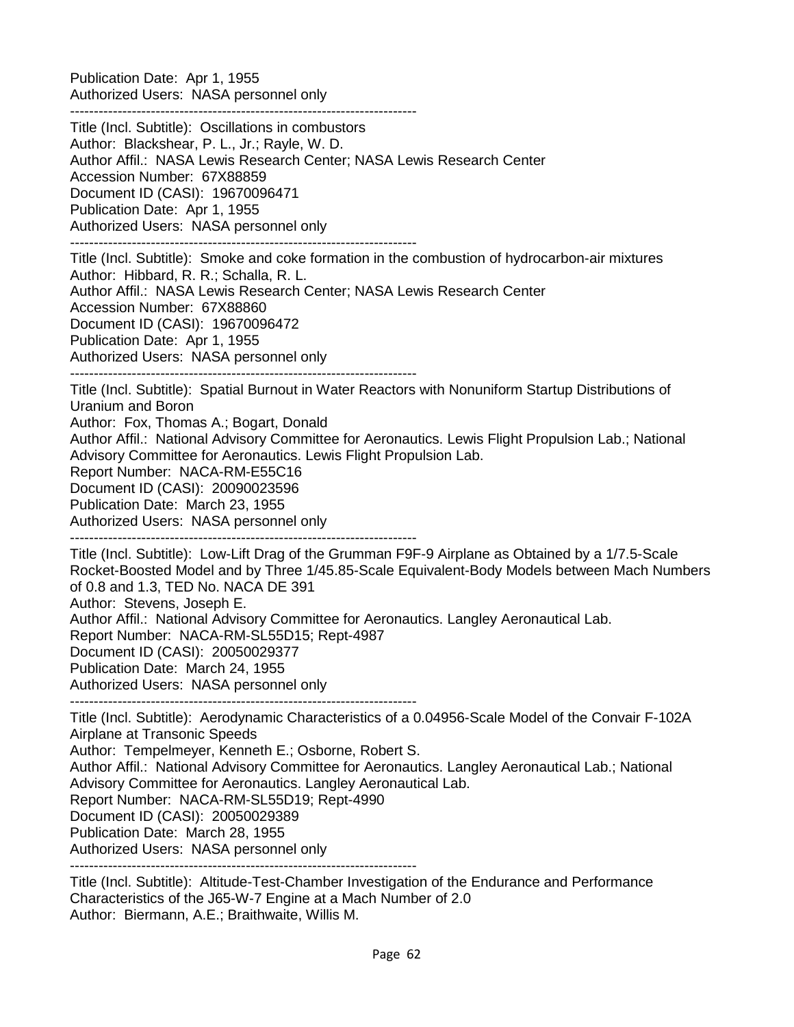Publication Date: Apr 1, 1955
Authorized Users: NASA personnel only

------------------------------------------------------------------------

Title (Incl. Subtitle): Oscillations in combustors
Author: Blackshear, P. L., Jr.; Rayle, W. D.
Author Affil.: NASA Lewis Research Center; NASA Lewis Research Center
Accession Number: 67X88859
Document ID (CASI): 19670096471
Publication Date: Apr 1, 1955
Authorized Users: NASA personnel only

------------------------------------------------------------------------

Title (Incl. Subtitle): Smoke and coke formation in the combustion of hydrocarbon-air mixtures
Author: Hibbard, R. R.; Schalla, R. L.
Author Affil.: NASA Lewis Research Center; NASA Lewis Research Center
Accession Number: 67X88860
Document ID (CASI): 19670096472
Publication Date: Apr 1, 1955
Authorized Users: NASA personnel only

------------------------------------------------------------------------

Title (Incl. Subtitle): Spatial Burnout in Water Reactors with Nonuniform Startup Distributions of Uranium and Boron
Author: Fox, Thomas A.; Bogart, Donald
Author Affil.: National Advisory Committee for Aeronautics. Lewis Flight Propulsion Lab.; National Advisory Committee for Aeronautics. Lewis Flight Propulsion Lab.
Report Number: NACA-RM-E55C16
Document ID (CASI): 20090023596
Publication Date: March 23, 1955
Authorized Users: NASA personnel only

------------------------------------------------------------------------

Title (Incl. Subtitle): Low-Lift Drag of the Grumman F9F-9 Airplane as Obtained by a 1/7.5-Scale Rocket-Boosted Model and by Three 1/45.85-Scale Equivalent-Body Models between Mach Numbers of 0.8 and 1.3, TED No. NACA DE 391
Author: Stevens, Joseph E.
Author Affil.: National Advisory Committee for Aeronautics. Langley Aeronautical Lab.
Report Number: NACA-RM-SL55D15; Rept-4987
Document ID (CASI): 20050029377
Publication Date: March 24, 1955
Authorized Users: NASA personnel only

------------------------------------------------------------------------

Title (Incl. Subtitle): Aerodynamic Characteristics of a 0.04956-Scale Model of the Convair F-102A Airplane at Transonic Speeds
Author: Tempelmeyer, Kenneth E.; Osborne, Robert S.
Author Affil.: National Advisory Committee for Aeronautics. Langley Aeronautical Lab.; National Advisory Committee for Aeronautics. Langley Aeronautical Lab.
Report Number: NACA-RM-SL55D19; Rept-4990
Document ID (CASI): 20050029389
Publication Date: March 28, 1955
Authorized Users: NASA personnel only

------------------------------------------------------------------------

Title (Incl. Subtitle): Altitude-Test-Chamber Investigation of the Endurance and Performance Characteristics of the J65-W-7 Engine at a Mach Number of 2.0
Author: Biermann, A.E.; Braithwaite, Willis M.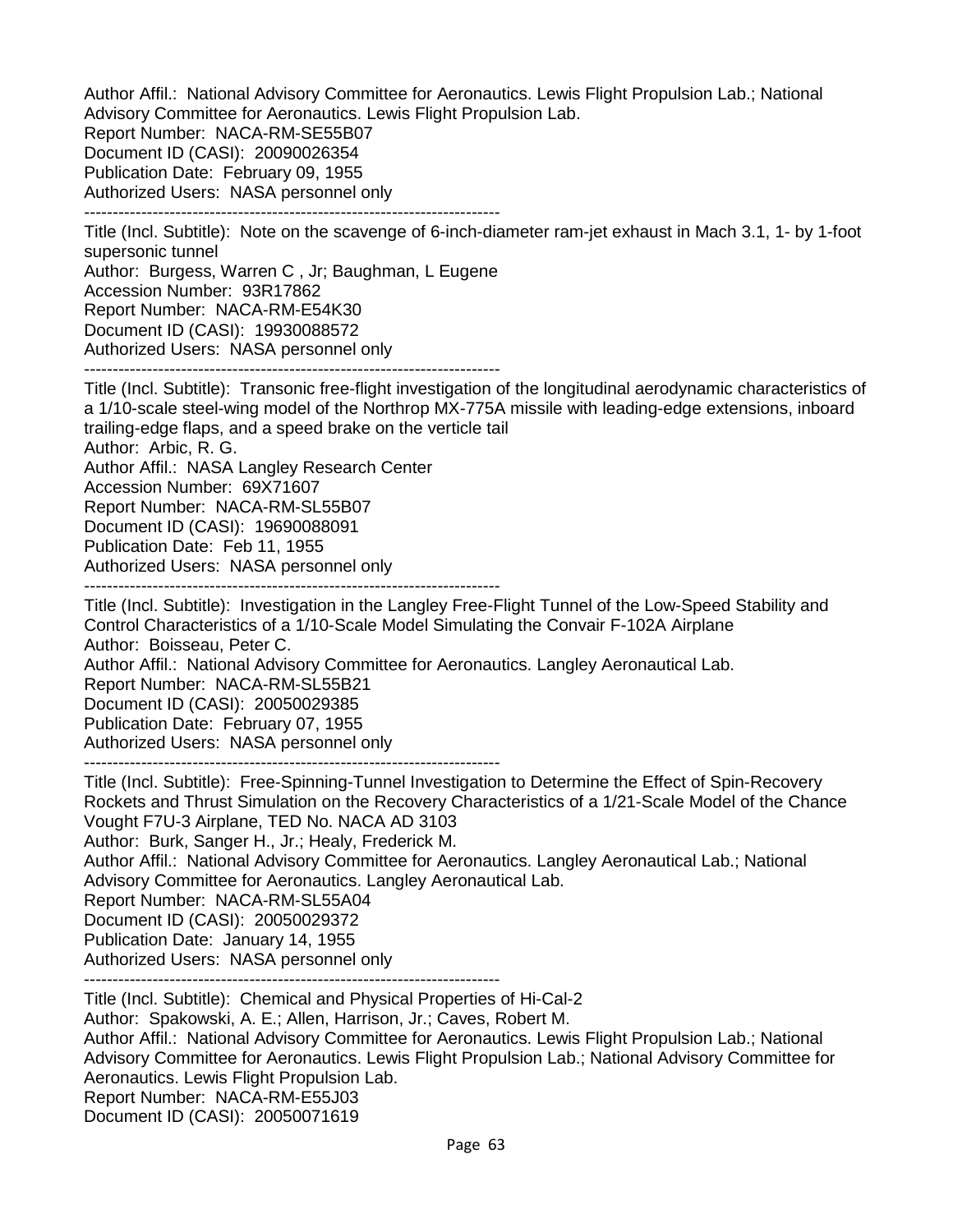Author Affil.: National Advisory Committee for Aeronautics. Lewis Flight Propulsion Lab.; National Advisory Committee for Aeronautics. Lewis Flight Propulsion Lab.
Report Number: NACA-RM-SE55B07
Document ID (CASI): 20090026354
Publication Date: February 09, 1955
Authorized Users: NASA personnel only

--------------------------------------------------------------------------

Title (Incl. Subtitle): Note on the scavenge of 6-inch-diameter ram-jet exhaust in Mach 3.1, 1- by 1-foot supersonic tunnel
Author: Burgess, Warren C , Jr; Baughman, L Eugene
Accession Number: 93R17862
Report Number: NACA-RM-E54K30
Document ID (CASI): 19930088572
Authorized Users: NASA personnel only

--------------------------------------------------------------------------

Title (Incl. Subtitle): Transonic free-flight investigation of the longitudinal aerodynamic characteristics of a 1/10-scale steel-wing model of the Northrop MX-775A missile with leading-edge extensions, inboard trailing-edge flaps, and a speed brake on the verticle tail
Author: Arbic, R. G.
Author Affil.: NASA Langley Research Center
Accession Number: 69X71607
Report Number: NACA-RM-SL55B07
Document ID (CASI): 19690088091
Publication Date: Feb 11, 1955
Authorized Users: NASA personnel only

--------------------------------------------------------------------------

Title (Incl. Subtitle): Investigation in the Langley Free-Flight Tunnel of the Low-Speed Stability and Control Characteristics of a 1/10-Scale Model Simulating the Convair F-102A Airplane
Author: Boisseau, Peter C.
Author Affil.: National Advisory Committee for Aeronautics. Langley Aeronautical Lab.
Report Number: NACA-RM-SL55B21
Document ID (CASI): 20050029385
Publication Date: February 07, 1955
Authorized Users: NASA personnel only

--------------------------------------------------------------------------

Title (Incl. Subtitle): Free-Spinning-Tunnel Investigation to Determine the Effect of Spin-Recovery Rockets and Thrust Simulation on the Recovery Characteristics of a 1/21-Scale Model of the Chance Vought F7U-3 Airplane, TED No. NACA AD 3103
Author: Burk, Sanger H., Jr.; Healy, Frederick M.
Author Affil.: National Advisory Committee for Aeronautics. Langley Aeronautical Lab.; National Advisory Committee for Aeronautics. Langley Aeronautical Lab.
Report Number: NACA-RM-SL55A04
Document ID (CASI): 20050029372
Publication Date: January 14, 1955
Authorized Users: NASA personnel only

--------------------------------------------------------------------------

Title (Incl. Subtitle): Chemical and Physical Properties of Hi-Cal-2
Author: Spakowski, A. E.; Allen, Harrison, Jr.; Caves, Robert M.
Author Affil.: National Advisory Committee for Aeronautics. Lewis Flight Propulsion Lab.; National Advisory Committee for Aeronautics. Lewis Flight Propulsion Lab.; National Advisory Committee for Aeronautics. Lewis Flight Propulsion Lab.
Report Number: NACA-RM-E55J03
Document ID (CASI): 20050071619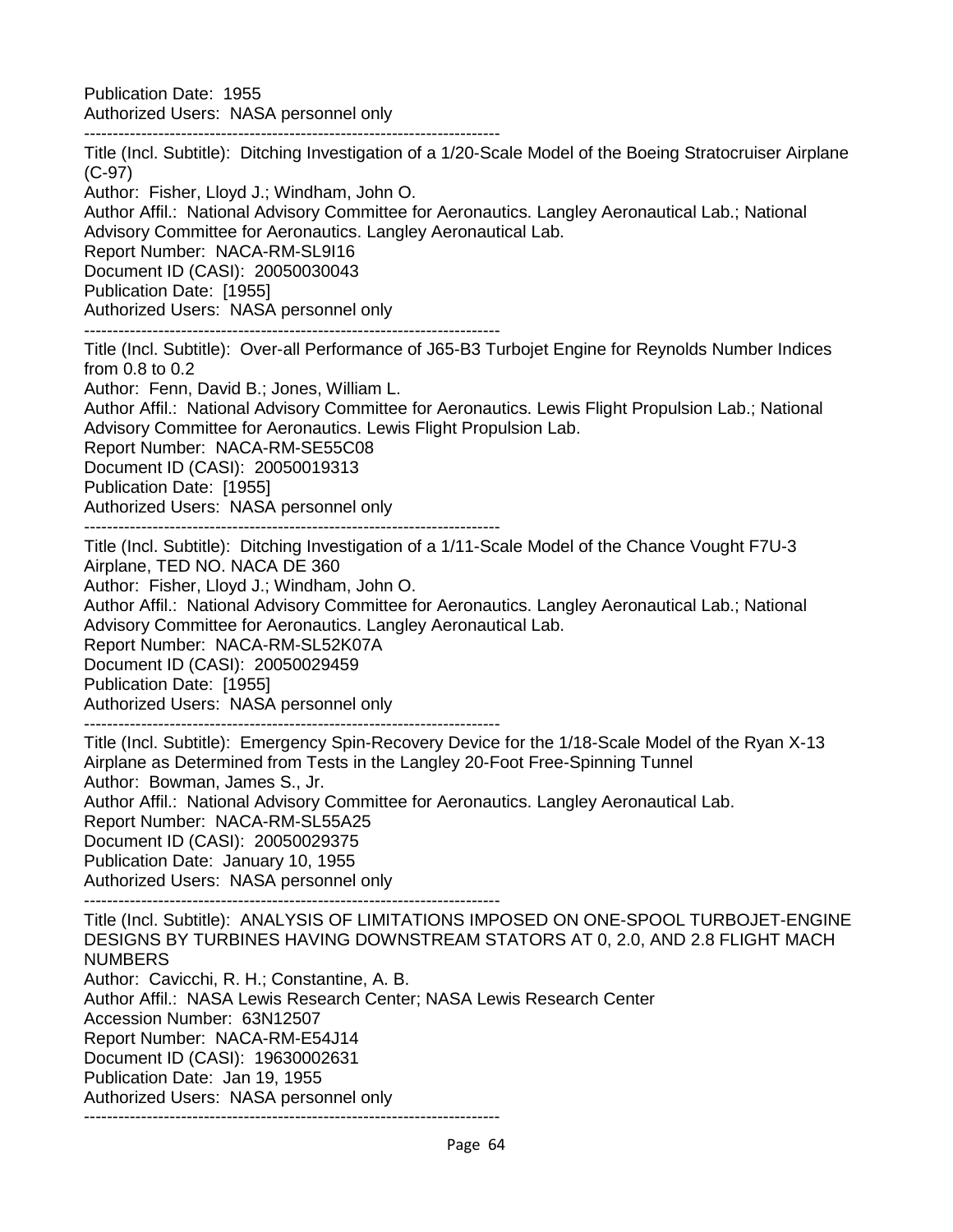Publication Date: 1955
Authorized Users: NASA personnel only

------------------------------------------------------------------------

Title (Incl. Subtitle): Ditching Investigation of a 1/20-Scale Model of the Boeing Stratocruiser Airplane (C-97)
Author: Fisher, Lloyd J.; Windham, John O.
Author Affil.: National Advisory Committee for Aeronautics. Langley Aeronautical Lab.; National Advisory Committee for Aeronautics. Langley Aeronautical Lab.
Report Number: NACA-RM-SL9I16
Document ID (CASI): 20050030043
Publication Date: [1955]
Authorized Users: NASA personnel only

------------------------------------------------------------------------

Title (Incl. Subtitle): Over-all Performance of J65-B3 Turbojet Engine for Reynolds Number Indices from 0.8 to 0.2
Author: Fenn, David B.; Jones, William L.
Author Affil.: National Advisory Committee for Aeronautics. Lewis Flight Propulsion Lab.; National Advisory Committee for Aeronautics. Lewis Flight Propulsion Lab.
Report Number: NACA-RM-SE55C08
Document ID (CASI): 20050019313
Publication Date: [1955]
Authorized Users: NASA personnel only

------------------------------------------------------------------------

Title (Incl. Subtitle): Ditching Investigation of a 1/11-Scale Model of the Chance Vought F7U-3 Airplane, TED NO. NACA DE 360
Author: Fisher, Lloyd J.; Windham, John O.
Author Affil.: National Advisory Committee for Aeronautics. Langley Aeronautical Lab.; National Advisory Committee for Aeronautics. Langley Aeronautical Lab.
Report Number: NACA-RM-SL52K07A
Document ID (CASI): 20050029459
Publication Date: [1955]
Authorized Users: NASA personnel only

------------------------------------------------------------------------

Title (Incl. Subtitle): Emergency Spin-Recovery Device for the 1/18-Scale Model of the Ryan X-13 Airplane as Determined from Tests in the Langley 20-Foot Free-Spinning Tunnel
Author: Bowman, James S., Jr.
Author Affil.: National Advisory Committee for Aeronautics. Langley Aeronautical Lab.
Report Number: NACA-RM-SL55A25
Document ID (CASI): 20050029375
Publication Date: January 10, 1955
Authorized Users: NASA personnel only

------------------------------------------------------------------------

Title (Incl. Subtitle): ANALYSIS OF LIMITATIONS IMPOSED ON ONE-SPOOL TURBOJET-ENGINE DESIGNS BY TURBINES HAVING DOWNSTREAM STATORS AT 0, 2.0, AND 2.8 FLIGHT MACH NUMBERS
Author: Cavicchi, R. H.; Constantine, A. B.
Author Affil.: NASA Lewis Research Center; NASA Lewis Research Center
Accession Number: 63N12507
Report Number: NACA-RM-E54J14
Document ID (CASI): 19630002631
Publication Date: Jan 19, 1955
Authorized Users: NASA personnel only

------------------------------------------------------------------------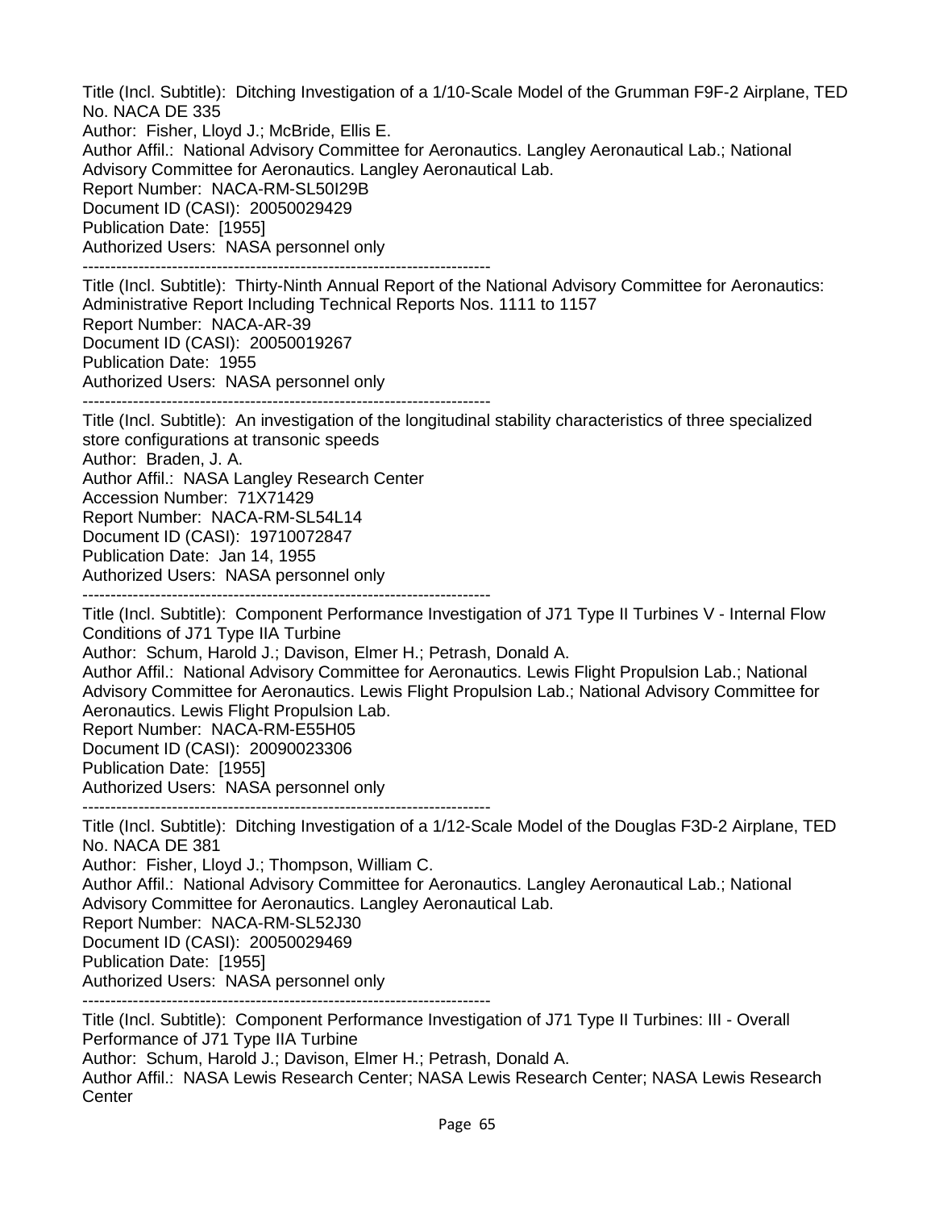Title (Incl. Subtitle): Ditching Investigation of a 1/10-Scale Model of the Grumman F9F-2 Airplane, TED No. NACA DE 335
Author: Fisher, Lloyd J.; McBride, Ellis E.
Author Affil.: National Advisory Committee for Aeronautics. Langley Aeronautical Lab.; National Advisory Committee for Aeronautics. Langley Aeronautical Lab.
Report Number: NACA-RM-SL50I29B
Document ID (CASI): 20050029429
Publication Date: [1955]
Authorized Users: NASA personnel only

---

Title (Incl. Subtitle): Thirty-Ninth Annual Report of the National Advisory Committee for Aeronautics: Administrative Report Including Technical Reports Nos. 1111 to 1157
Report Number: NACA-AR-39
Document ID (CASI): 20050019267
Publication Date: 1955
Authorized Users: NASA personnel only

---

Title (Incl. Subtitle): An investigation of the longitudinal stability characteristics of three specialized store configurations at transonic speeds
Author: Braden, J. A.
Author Affil.: NASA Langley Research Center
Accession Number: 71X71429
Report Number: NACA-RM-SL54L14
Document ID (CASI): 19710072847
Publication Date: Jan 14, 1955
Authorized Users: NASA personnel only

---

Title (Incl. Subtitle): Component Performance Investigation of J71 Type II Turbines V - Internal Flow Conditions of J71 Type IIA Turbine
Author: Schum, Harold J.; Davison, Elmer H.; Petrash, Donald A.
Author Affil.: National Advisory Committee for Aeronautics. Lewis Flight Propulsion Lab.; National Advisory Committee for Aeronautics. Lewis Flight Propulsion Lab.; National Advisory Committee for Aeronautics. Lewis Flight Propulsion Lab.
Report Number: NACA-RM-E55H05
Document ID (CASI): 20090023306
Publication Date: [1955]
Authorized Users: NASA personnel only

---

Title (Incl. Subtitle): Ditching Investigation of a 1/12-Scale Model of the Douglas F3D-2 Airplane, TED No. NACA DE 381
Author: Fisher, Lloyd J.; Thompson, William C.
Author Affil.: National Advisory Committee for Aeronautics. Langley Aeronautical Lab.; National Advisory Committee for Aeronautics. Langley Aeronautical Lab.
Report Number: NACA-RM-SL52J30
Document ID (CASI): 20050029469
Publication Date: [1955]
Authorized Users: NASA personnel only

---

Title (Incl. Subtitle): Component Performance Investigation of J71 Type II Turbines: III - Overall Performance of J71 Type IIA Turbine
Author: Schum, Harold J.; Davison, Elmer H.; Petrash, Donald A.
Author Affil.: NASA Lewis Research Center; NASA Lewis Research Center; NASA Lewis Research Center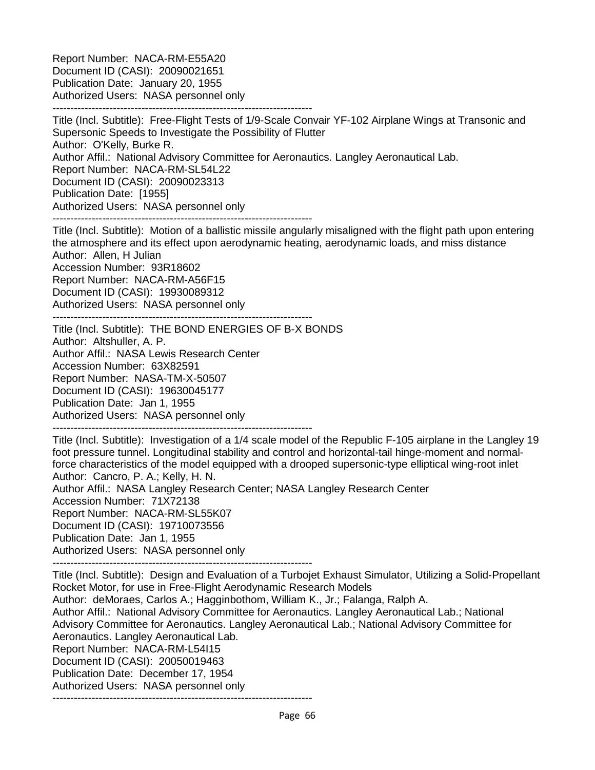Report Number: NACA-RM-E55A20
Document ID (CASI): 20090021651
Publication Date: January 20, 1955
Authorized Users: NASA personnel only

------------------------------------------------------------------------

Title (Incl. Subtitle): Free-Flight Tests of 1/9-Scale Convair YF-102 Airplane Wings at Transonic and Supersonic Speeds to Investigate the Possibility of Flutter
Author: O'Kelly, Burke R.
Author Affil.: National Advisory Committee for Aeronautics. Langley Aeronautical Lab.
Report Number: NACA-RM-SL54L22
Document ID (CASI): 20090023313
Publication Date: [1955]
Authorized Users: NASA personnel only

------------------------------------------------------------------------

Title (Incl. Subtitle): Motion of a ballistic missile angularly misaligned with the flight path upon entering the atmosphere and its effect upon aerodynamic heating, aerodynamic loads, and miss distance
Author: Allen, H Julian
Accession Number: 93R18602
Report Number: NACA-RM-A56F15
Document ID (CASI): 19930089312
Authorized Users: NASA personnel only

------------------------------------------------------------------------

Title (Incl. Subtitle): THE BOND ENERGIES OF B-X BONDS
Author: Altshuller, A. P.
Author Affil.: NASA Lewis Research Center
Accession Number: 63X82591
Report Number: NASA-TM-X-50507
Document ID (CASI): 19630045177
Publication Date: Jan 1, 1955
Authorized Users: NASA personnel only

------------------------------------------------------------------------

Title (Incl. Subtitle): Investigation of a 1/4 scale model of the Republic F-105 airplane in the Langley 19 foot pressure tunnel. Longitudinal stability and control and horizontal-tail hinge-moment and normal-force characteristics of the model equipped with a drooped supersonic-type elliptical wing-root inlet
Author: Cancro, P. A.; Kelly, H. N.
Author Affil.: NASA Langley Research Center; NASA Langley Research Center
Accession Number: 71X72138
Report Number: NACA-RM-SL55K07
Document ID (CASI): 19710073556
Publication Date: Jan 1, 1955
Authorized Users: NASA personnel only

------------------------------------------------------------------------

Title (Incl. Subtitle): Design and Evaluation of a Turbojet Exhaust Simulator, Utilizing a Solid-Propellant Rocket Motor, for use in Free-Flight Aerodynamic Research Models
Author: deMoraes, Carlos A.; Hagginbothom, William K., Jr.; Falanga, Ralph A.
Author Affil.: National Advisory Committee for Aeronautics. Langley Aeronautical Lab.; National Advisory Committee for Aeronautics. Langley Aeronautical Lab.; National Advisory Committee for Aeronautics. Langley Aeronautical Lab.
Report Number: NACA-RM-L54I15
Document ID (CASI): 20050019463
Publication Date: December 17, 1954
Authorized Users: NASA personnel only

------------------------------------------------------------------------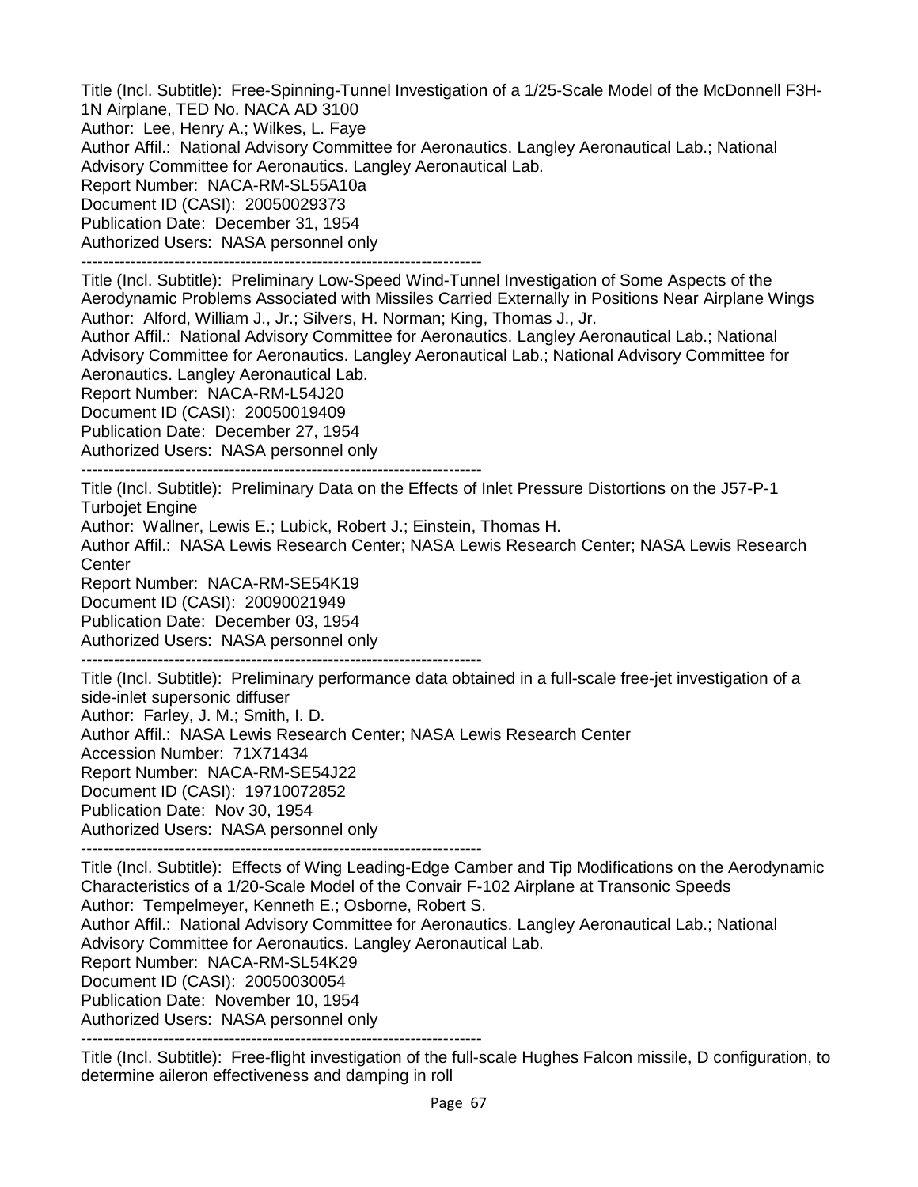Title (Incl. Subtitle): Free-Spinning-Tunnel Investigation of a 1/25-Scale Model of the McDonnell F3H-1N Airplane, TED No. NACA AD 3100
Author: Lee, Henry A.; Wilkes, L. Faye
Author Affil.: National Advisory Committee for Aeronautics. Langley Aeronautical Lab.; National Advisory Committee for Aeronautics. Langley Aeronautical Lab.
Report Number: NACA-RM-SL55A10a
Document ID (CASI): 20050029373
Publication Date: December 31, 1954
Authorized Users: NASA personnel only

---

Title (Incl. Subtitle): Preliminary Low-Speed Wind-Tunnel Investigation of Some Aspects of the Aerodynamic Problems Associated with Missiles Carried Externally in Positions Near Airplane Wings
Author: Alford, William J., Jr.; Silvers, H. Norman; King, Thomas J., Jr.
Author Affil.: National Advisory Committee for Aeronautics. Langley Aeronautical Lab.; National Advisory Committee for Aeronautics. Langley Aeronautical Lab.; National Advisory Committee for Aeronautics. Langley Aeronautical Lab.
Report Number: NACA-RM-L54J20
Document ID (CASI): 20050019409
Publication Date: December 27, 1954
Authorized Users: NASA personnel only

---

Title (Incl. Subtitle): Preliminary Data on the Effects of Inlet Pressure Distortions on the J57-P-1 Turbojet Engine
Author: Wallner, Lewis E.; Lubick, Robert J.; Einstein, Thomas H.
Author Affil.: NASA Lewis Research Center; NASA Lewis Research Center; NASA Lewis Research Center
Report Number: NACA-RM-SE54K19
Document ID (CASI): 20090021949
Publication Date: December 03, 1954
Authorized Users: NASA personnel only

---

Title (Incl. Subtitle): Preliminary performance data obtained in a full-scale free-jet investigation of a side-inlet supersonic diffuser
Author: Farley, J. M.; Smith, I. D.
Author Affil.: NASA Lewis Research Center; NASA Lewis Research Center
Accession Number: 71X71434
Report Number: NACA-RM-SE54J22
Document ID (CASI): 19710072852
Publication Date: Nov 30, 1954
Authorized Users: NASA personnel only

---

Title (Incl. Subtitle): Effects of Wing Leading-Edge Camber and Tip Modifications on the Aerodynamic Characteristics of a 1/20-Scale Model of the Convair F-102 Airplane at Transonic Speeds
Author: Tempelmeyer, Kenneth E.; Osborne, Robert S.
Author Affil.: National Advisory Committee for Aeronautics. Langley Aeronautical Lab.; National Advisory Committee for Aeronautics. Langley Aeronautical Lab.
Report Number: NACA-RM-SL54K29
Document ID (CASI): 20050030054
Publication Date: November 10, 1954
Authorized Users: NASA personnel only

---

Title (Incl. Subtitle): Free-flight investigation of the full-scale Hughes Falcon missile, D configuration, to determine aileron effectiveness and damping in roll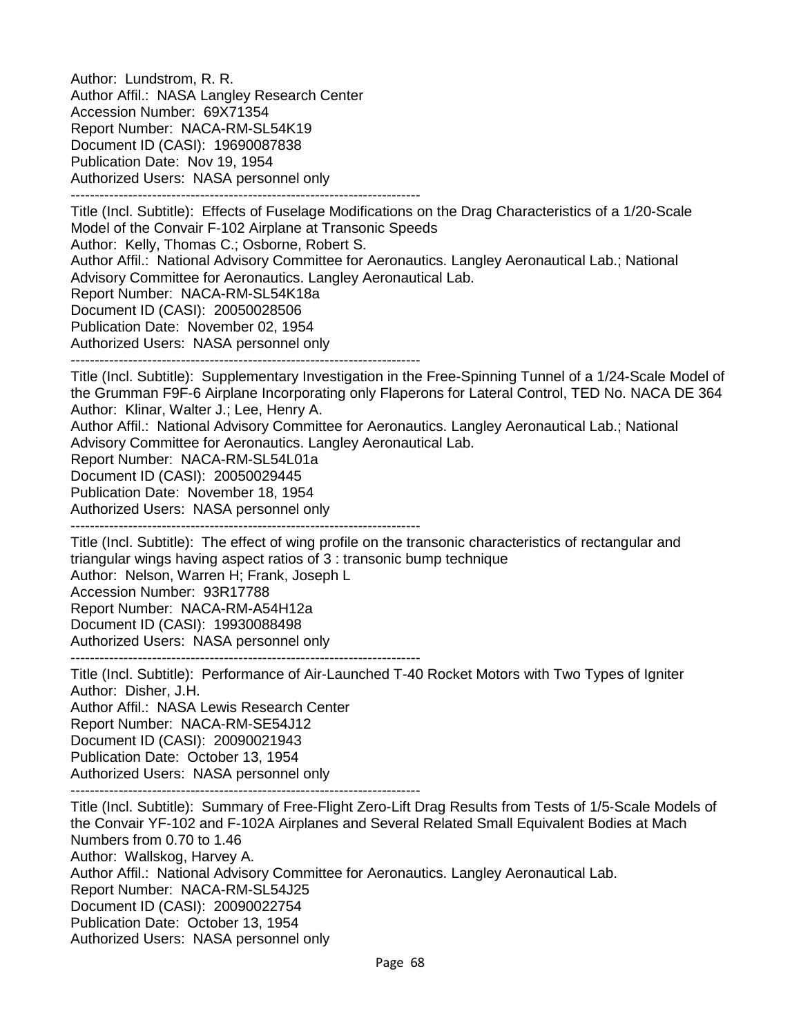Author: Lundstrom, R. R.
Author Affil.: NASA Langley Research Center
Accession Number: 69X71354
Report Number: NACA-RM-SL54K19
Document ID (CASI): 19690087838
Publication Date: Nov 19, 1954
Authorized Users: NASA personnel only

------------------------------------------------------------------------

Title (Incl. Subtitle): Effects of Fuselage Modifications on the Drag Characteristics of a 1/20-Scale Model of the Convair F-102 Airplane at Transonic Speeds
Author: Kelly, Thomas C.; Osborne, Robert S.
Author Affil.: National Advisory Committee for Aeronautics. Langley Aeronautical Lab.; National Advisory Committee for Aeronautics. Langley Aeronautical Lab.
Report Number: NACA-RM-SL54K18a
Document ID (CASI): 20050028506
Publication Date: November 02, 1954
Authorized Users: NASA personnel only

------------------------------------------------------------------------

Title (Incl. Subtitle): Supplementary Investigation in the Free-Spinning Tunnel of a 1/24-Scale Model of the Grumman F9F-6 Airplane Incorporating only Flaperons for Lateral Control, TED No. NACA DE 364
Author: Klinar, Walter J.; Lee, Henry A.
Author Affil.: National Advisory Committee for Aeronautics. Langley Aeronautical Lab.; National Advisory Committee for Aeronautics. Langley Aeronautical Lab.
Report Number: NACA-RM-SL54L01a
Document ID (CASI): 20050029445
Publication Date: November 18, 1954
Authorized Users: NASA personnel only

------------------------------------------------------------------------

Title (Incl. Subtitle): The effect of wing profile on the transonic characteristics of rectangular and triangular wings having aspect ratios of 3 : transonic bump technique
Author: Nelson, Warren H; Frank, Joseph L
Accession Number: 93R17788
Report Number: NACA-RM-A54H12a
Document ID (CASI): 19930088498
Authorized Users: NASA personnel only

------------------------------------------------------------------------

Title (Incl. Subtitle): Performance of Air-Launched T-40 Rocket Motors with Two Types of Igniter
Author: Disher, J.H.
Author Affil.: NASA Lewis Research Center
Report Number: NACA-RM-SE54J12
Document ID (CASI): 20090021943
Publication Date: October 13, 1954
Authorized Users: NASA personnel only

------------------------------------------------------------------------

Title (Incl. Subtitle): Summary of Free-Flight Zero-Lift Drag Results from Tests of 1/5-Scale Models of the Convair YF-102 and F-102A Airplanes and Several Related Small Equivalent Bodies at Mach Numbers from 0.70 to 1.46
Author: Wallskog, Harvey A.
Author Affil.: National Advisory Committee for Aeronautics. Langley Aeronautical Lab.
Report Number: NACA-RM-SL54J25
Document ID (CASI): 20090022754
Publication Date: October 13, 1954
Authorized Users: NASA personnel only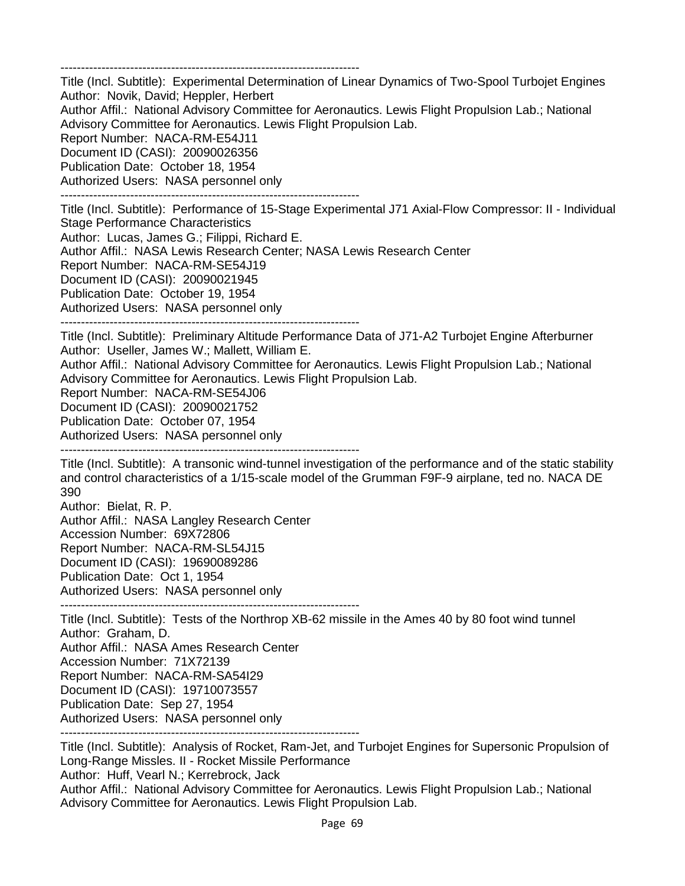------------------------------------------------------------------------
Title (Incl. Subtitle): Experimental Determination of Linear Dynamics of Two-Spool Turbojet Engines
Author: Novik, David; Heppler, Herbert
Author Affil.: National Advisory Committee for Aeronautics. Lewis Flight Propulsion Lab.; National Advisory Committee for Aeronautics. Lewis Flight Propulsion Lab.
Report Number: NACA-RM-E54J11
Document ID (CASI): 20090026356
Publication Date: October 18, 1954
Authorized Users: NASA personnel only
------------------------------------------------------------------------
Title (Incl. Subtitle): Performance of 15-Stage Experimental J71 Axial-Flow Compressor: II - Individual Stage Performance Characteristics
Author: Lucas, James G.; Filippi, Richard E.
Author Affil.: NASA Lewis Research Center; NASA Lewis Research Center
Report Number: NACA-RM-SE54J19
Document ID (CASI): 20090021945
Publication Date: October 19, 1954
Authorized Users: NASA personnel only
------------------------------------------------------------------------
Title (Incl. Subtitle): Preliminary Altitude Performance Data of J71-A2 Turbojet Engine Afterburner
Author: Useller, James W.; Mallett, William E.
Author Affil.: National Advisory Committee for Aeronautics. Lewis Flight Propulsion Lab.; National Advisory Committee for Aeronautics. Lewis Flight Propulsion Lab.
Report Number: NACA-RM-SE54J06
Document ID (CASI): 20090021752
Publication Date: October 07, 1954
Authorized Users: NASA personnel only
------------------------------------------------------------------------
Title (Incl. Subtitle): A transonic wind-tunnel investigation of the performance and of the static stability and control characteristics of a 1/15-scale model of the Grumman F9F-9 airplane, ted no. NACA DE 390
Author: Bielat, R. P.
Author Affil.: NASA Langley Research Center
Accession Number: 69X72806
Report Number: NACA-RM-SL54J15
Document ID (CASI): 19690089286
Publication Date: Oct 1, 1954
Authorized Users: NASA personnel only
------------------------------------------------------------------------
Title (Incl. Subtitle): Tests of the Northrop XB-62 missile in the Ames 40 by 80 foot wind tunnel
Author: Graham, D.
Author Affil.: NASA Ames Research Center
Accession Number: 71X72139
Report Number: NACA-RM-SA54I29
Document ID (CASI): 19710073557
Publication Date: Sep 27, 1954
Authorized Users: NASA personnel only
------------------------------------------------------------------------
Title (Incl. Subtitle): Analysis of Rocket, Ram-Jet, and Turbojet Engines for Supersonic Propulsion of Long-Range Missles. II - Rocket Missile Performance
Author: Huff, Vearl N.; Kerrebrock, Jack
Author Affil.: National Advisory Committee for Aeronautics. Lewis Flight Propulsion Lab.; National Advisory Committee for Aeronautics. Lewis Flight Propulsion Lab.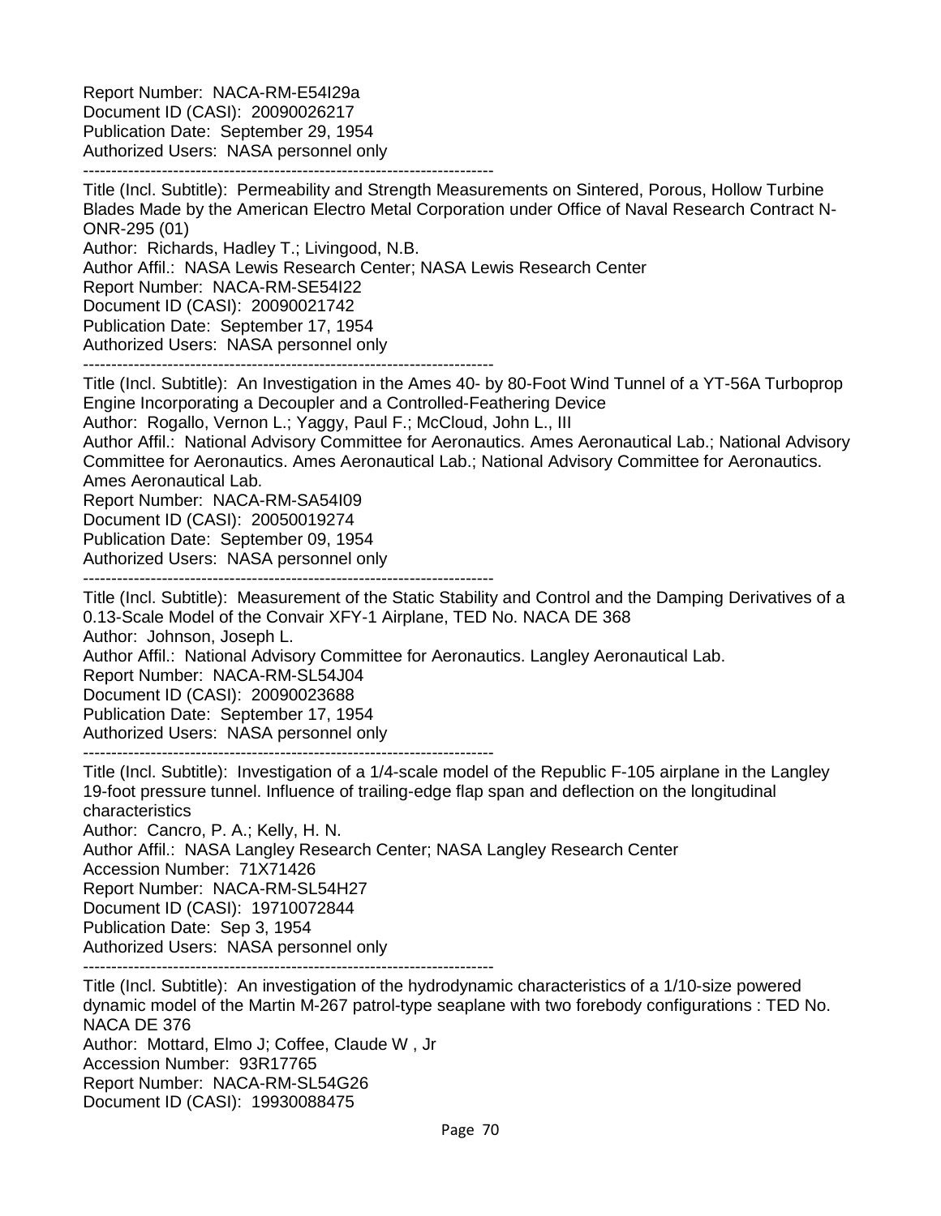Report Number: NACA-RM-E54I29a
Document ID (CASI): 20090026217
Publication Date: September 29, 1954
Authorized Users: NASA personnel only

------------------------------------------------------------------------

Title (Incl. Subtitle): Permeability and Strength Measurements on Sintered, Porous, Hollow Turbine Blades Made by the American Electro Metal Corporation under Office of Naval Research Contract N-ONR-295 (01)
Author: Richards, Hadley T.; Livingood, N.B.
Author Affil.: NASA Lewis Research Center; NASA Lewis Research Center
Report Number: NACA-RM-SE54I22
Document ID (CASI): 20090021742
Publication Date: September 17, 1954
Authorized Users: NASA personnel only

------------------------------------------------------------------------

Title (Incl. Subtitle): An Investigation in the Ames 40- by 80-Foot Wind Tunnel of a YT-56A Turboprop Engine Incorporating a Decoupler and a Controlled-Feathering Device
Author: Rogallo, Vernon L.; Yaggy, Paul F.; McCloud, John L., III
Author Affil.: National Advisory Committee for Aeronautics. Ames Aeronautical Lab.; National Advisory Committee for Aeronautics. Ames Aeronautical Lab.; National Advisory Committee for Aeronautics. Ames Aeronautical Lab.
Report Number: NACA-RM-SA54I09
Document ID (CASI): 20050019274
Publication Date: September 09, 1954
Authorized Users: NASA personnel only

------------------------------------------------------------------------

Title (Incl. Subtitle): Measurement of the Static Stability and Control and the Damping Derivatives of a 0.13-Scale Model of the Convair XFY-1 Airplane, TED No. NACA DE 368
Author: Johnson, Joseph L.
Author Affil.: National Advisory Committee for Aeronautics. Langley Aeronautical Lab.
Report Number: NACA-RM-SL54J04
Document ID (CASI): 20090023688
Publication Date: September 17, 1954
Authorized Users: NASA personnel only

------------------------------------------------------------------------

Title (Incl. Subtitle): Investigation of a 1/4-scale model of the Republic F-105 airplane in the Langley 19-foot pressure tunnel. Influence of trailing-edge flap span and deflection on the longitudinal characteristics
Author: Cancro, P. A.; Kelly, H. N.
Author Affil.: NASA Langley Research Center; NASA Langley Research Center
Accession Number: 71X71426
Report Number: NACA-RM-SL54H27
Document ID (CASI): 19710072844
Publication Date: Sep 3, 1954
Authorized Users: NASA personnel only

------------------------------------------------------------------------

Title (Incl. Subtitle): An investigation of the hydrodynamic characteristics of a 1/10-size powered dynamic model of the Martin M-267 patrol-type seaplane with two forebody configurations : TED No. NACA DE 376
Author: Mottard, Elmo J; Coffee, Claude W , Jr
Accession Number: 93R17765
Report Number: NACA-RM-SL54G26
Document ID (CASI): 19930088475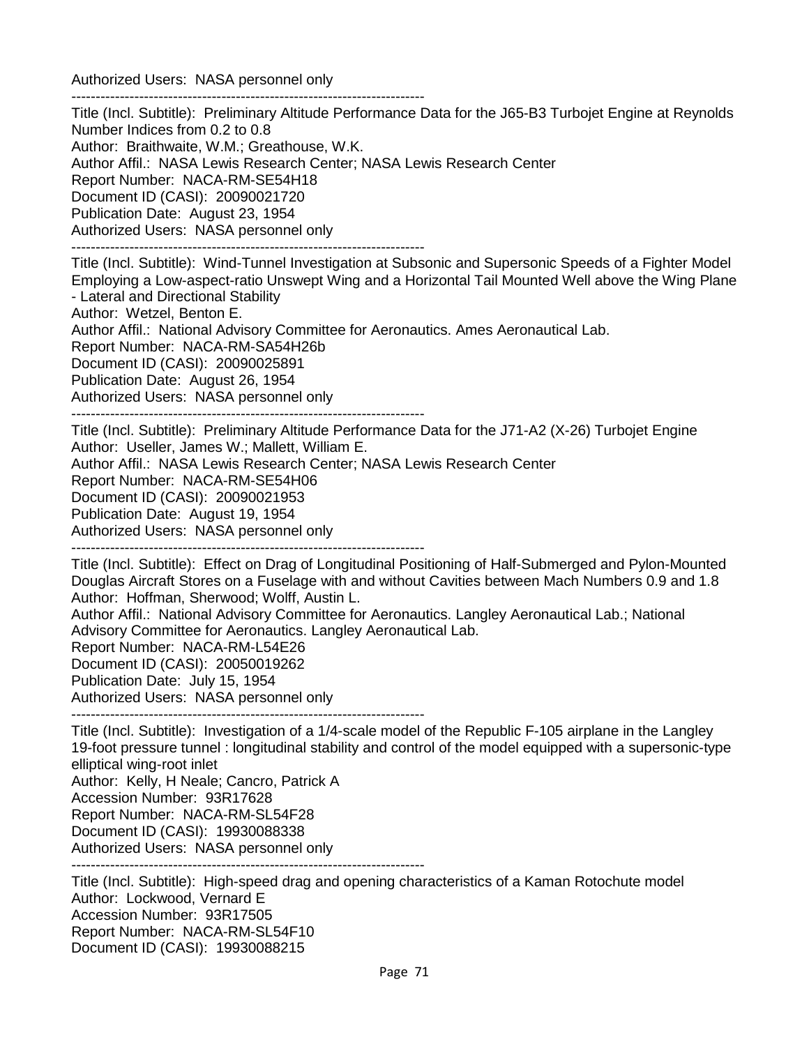Authorized Users: NASA personnel only

------------------------------------------------------------------------

Title (Incl. Subtitle): Preliminary Altitude Performance Data for the J65-B3 Turbojet Engine at Reynolds Number Indices from 0.2 to 0.8
Author: Braithwaite, W.M.; Greathouse, W.K.
Author Affil.: NASA Lewis Research Center; NASA Lewis Research Center
Report Number: NACA-RM-SE54H18
Document ID (CASI): 20090021720
Publication Date: August 23, 1954
Authorized Users: NASA personnel only

------------------------------------------------------------------------

Title (Incl. Subtitle): Wind-Tunnel Investigation at Subsonic and Supersonic Speeds of a Fighter Model Employing a Low-aspect-ratio Unswept Wing and a Horizontal Tail Mounted Well above the Wing Plane - Lateral and Directional Stability
Author: Wetzel, Benton E.
Author Affil.: National Advisory Committee for Aeronautics. Ames Aeronautical Lab.
Report Number: NACA-RM-SA54H26b
Document ID (CASI): 20090025891
Publication Date: August 26, 1954
Authorized Users: NASA personnel only

------------------------------------------------------------------------

Title (Incl. Subtitle): Preliminary Altitude Performance Data for the J71-A2 (X-26) Turbojet Engine
Author: Useller, James W.; Mallett, William E.
Author Affil.: NASA Lewis Research Center; NASA Lewis Research Center
Report Number: NACA-RM-SE54H06
Document ID (CASI): 20090021953
Publication Date: August 19, 1954
Authorized Users: NASA personnel only

------------------------------------------------------------------------

Title (Incl. Subtitle): Effect on Drag of Longitudinal Positioning of Half-Submerged and Pylon-Mounted Douglas Aircraft Stores on a Fuselage with and without Cavities between Mach Numbers 0.9 and 1.8
Author: Hoffman, Sherwood; Wolff, Austin L.
Author Affil.: National Advisory Committee for Aeronautics. Langley Aeronautical Lab.; National Advisory Committee for Aeronautics. Langley Aeronautical Lab.
Report Number: NACA-RM-L54E26
Document ID (CASI): 20050019262
Publication Date: July 15, 1954
Authorized Users: NASA personnel only

------------------------------------------------------------------------

Title (Incl. Subtitle): Investigation of a 1/4-scale model of the Republic F-105 airplane in the Langley 19-foot pressure tunnel : longitudinal stability and control of the model equipped with a supersonic-type elliptical wing-root inlet
Author: Kelly, H Neale; Cancro, Patrick A
Accession Number: 93R17628
Report Number: NACA-RM-SL54F28
Document ID (CASI): 19930088338
Authorized Users: NASA personnel only

------------------------------------------------------------------------

Title (Incl. Subtitle): High-speed drag and opening characteristics of a Kaman Rotochute model
Author: Lockwood, Vernard E
Accession Number: 93R17505
Report Number: NACA-RM-SL54F10
Document ID (CASI): 19930088215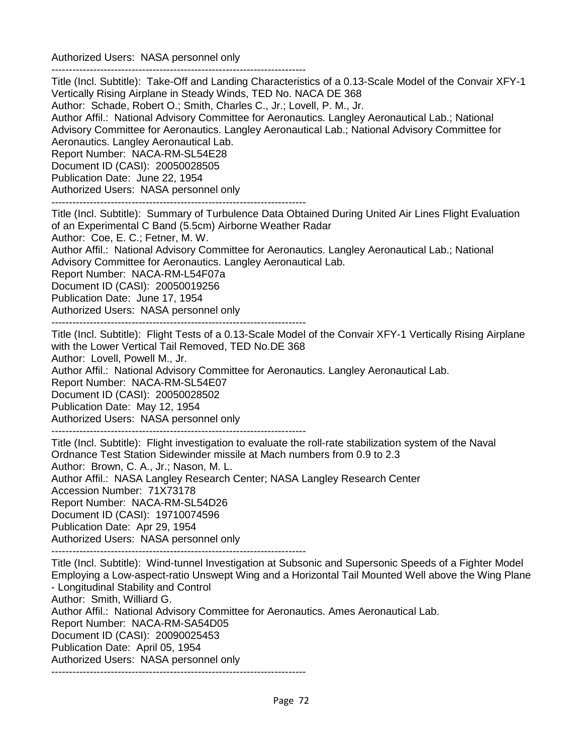Authorized Users: NASA personnel only

--------------------------------------------------------------------------

Title (Incl. Subtitle): Take-Off and Landing Characteristics of a 0.13-Scale Model of the Convair XFY-1 Vertically Rising Airplane in Steady Winds, TED No. NACA DE 368
Author: Schade, Robert O.; Smith, Charles C., Jr.; Lovell, P. M., Jr.
Author Affil.: National Advisory Committee for Aeronautics. Langley Aeronautical Lab.; National Advisory Committee for Aeronautics. Langley Aeronautical Lab.; National Advisory Committee for Aeronautics. Langley Aeronautical Lab.
Report Number: NACA-RM-SL54E28
Document ID (CASI): 20050028505
Publication Date: June 22, 1954
Authorized Users: NASA personnel only

--------------------------------------------------------------------------

Title (Incl. Subtitle): Summary of Turbulence Data Obtained During United Air Lines Flight Evaluation of an Experimental C Band (5.5cm) Airborne Weather Radar
Author: Coe, E. C.; Fetner, M. W.
Author Affil.: National Advisory Committee for Aeronautics. Langley Aeronautical Lab.; National Advisory Committee for Aeronautics. Langley Aeronautical Lab.
Report Number: NACA-RM-L54F07a
Document ID (CASI): 20050019256
Publication Date: June 17, 1954
Authorized Users: NASA personnel only

--------------------------------------------------------------------------

Title (Incl. Subtitle): Flight Tests of a 0.13-Scale Model of the Convair XFY-1 Vertically Rising Airplane with the Lower Vertical Tail Removed, TED No.DE 368
Author: Lovell, Powell M., Jr.
Author Affil.: National Advisory Committee for Aeronautics. Langley Aeronautical Lab.
Report Number: NACA-RM-SL54E07
Document ID (CASI): 20050028502
Publication Date: May 12, 1954
Authorized Users: NASA personnel only

--------------------------------------------------------------------------

Title (Incl. Subtitle): Flight investigation to evaluate the roll-rate stabilization system of the Naval Ordnance Test Station Sidewinder missile at Mach numbers from 0.9 to 2.3
Author: Brown, C. A., Jr.; Nason, M. L.
Author Affil.: NASA Langley Research Center; NASA Langley Research Center
Accession Number: 71X73178
Report Number: NACA-RM-SL54D26
Document ID (CASI): 19710074596
Publication Date: Apr 29, 1954
Authorized Users: NASA personnel only

--------------------------------------------------------------------------

Title (Incl. Subtitle): Wind-tunnel Investigation at Subsonic and Supersonic Speeds of a Fighter Model Employing a Low-aspect-ratio Unswept Wing and a Horizontal Tail Mounted Well above the Wing Plane - Longitudinal Stability and Control
Author: Smith, Williard G.
Author Affil.: National Advisory Committee for Aeronautics. Ames Aeronautical Lab.
Report Number: NACA-RM-SA54D05
Document ID (CASI): 20090025453
Publication Date: April 05, 1954
Authorized Users: NASA personnel only

--------------------------------------------------------------------------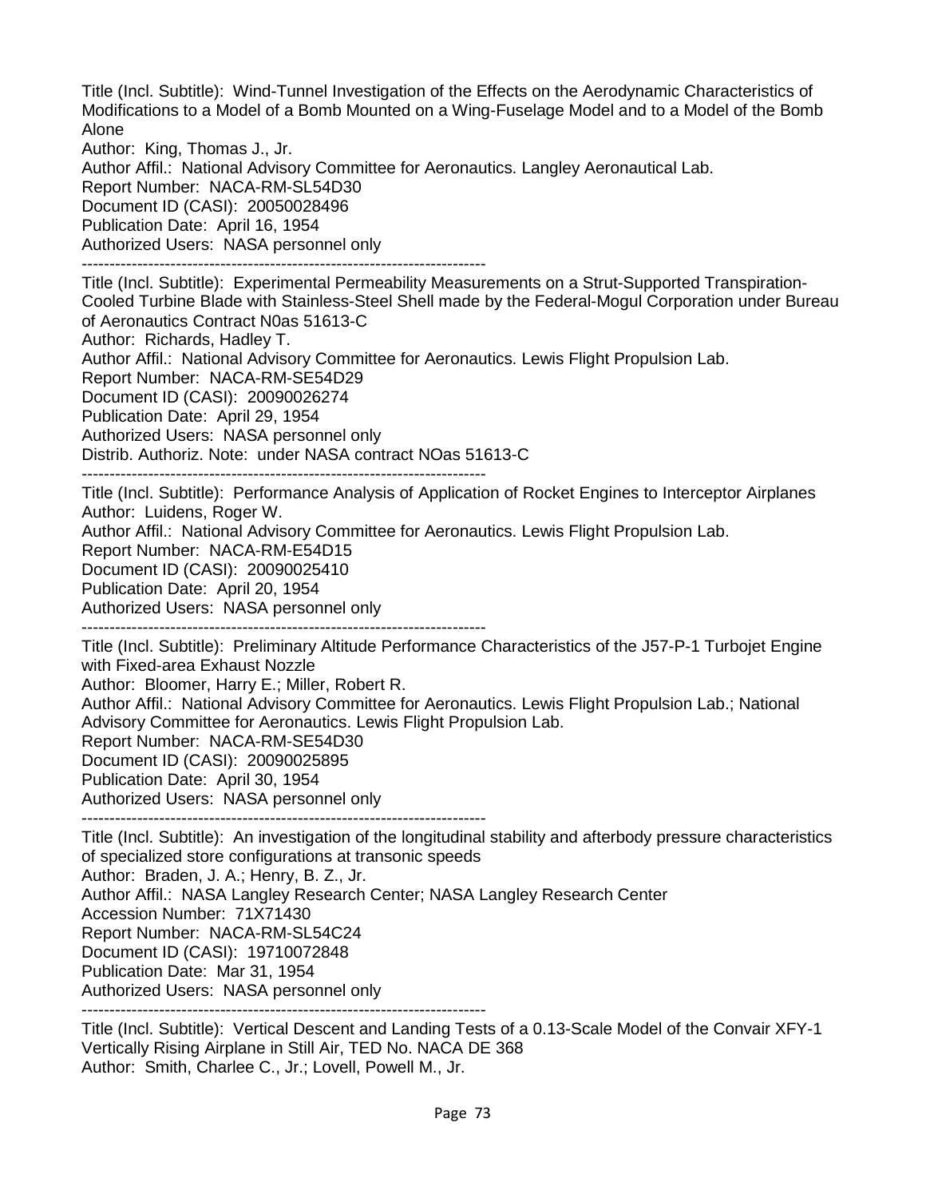Title (Incl. Subtitle): Wind-Tunnel Investigation of the Effects on the Aerodynamic Characteristics of Modifications to a Model of a Bomb Mounted on a Wing-Fuselage Model and to a Model of the Bomb Alone
Author: King, Thomas J., Jr.
Author Affil.: National Advisory Committee for Aeronautics. Langley Aeronautical Lab.
Report Number: NACA-RM-SL54D30
Document ID (CASI): 20050028496
Publication Date: April 16, 1954
Authorized Users: NASA personnel only

-------------------------------------------------------------------------

Title (Incl. Subtitle): Experimental Permeability Measurements on a Strut-Supported Transpiration-Cooled Turbine Blade with Stainless-Steel Shell made by the Federal-Mogul Corporation under Bureau of Aeronautics Contract N0as 51613-C
Author: Richards, Hadley T.
Author Affil.: National Advisory Committee for Aeronautics. Lewis Flight Propulsion Lab.
Report Number: NACA-RM-SE54D29
Document ID (CASI): 20090026274
Publication Date: April 29, 1954
Authorized Users: NASA personnel only
Distrib. Authoriz. Note: under NASA contract NOas 51613-C

-------------------------------------------------------------------------

Title (Incl. Subtitle): Performance Analysis of Application of Rocket Engines to Interceptor Airplanes
Author: Luidens, Roger W.
Author Affil.: National Advisory Committee for Aeronautics. Lewis Flight Propulsion Lab.
Report Number: NACA-RM-E54D15
Document ID (CASI): 20090025410
Publication Date: April 20, 1954
Authorized Users: NASA personnel only

-------------------------------------------------------------------------

Title (Incl. Subtitle): Preliminary Altitude Performance Characteristics of the J57-P-1 Turbojet Engine with Fixed-area Exhaust Nozzle
Author: Bloomer, Harry E.; Miller, Robert R.
Author Affil.: National Advisory Committee for Aeronautics. Lewis Flight Propulsion Lab.; National Advisory Committee for Aeronautics. Lewis Flight Propulsion Lab.
Report Number: NACA-RM-SE54D30
Document ID (CASI): 20090025895
Publication Date: April 30, 1954
Authorized Users: NASA personnel only

-------------------------------------------------------------------------

Title (Incl. Subtitle): An investigation of the longitudinal stability and afterbody pressure characteristics of specialized store configurations at transonic speeds
Author: Braden, J. A.; Henry, B. Z., Jr.
Author Affil.: NASA Langley Research Center; NASA Langley Research Center
Accession Number: 71X71430
Report Number: NACA-RM-SL54C24
Document ID (CASI): 19710072848
Publication Date: Mar 31, 1954
Authorized Users: NASA personnel only

-------------------------------------------------------------------------

Title (Incl. Subtitle): Vertical Descent and Landing Tests of a 0.13-Scale Model of the Convair XFY-1 Vertically Rising Airplane in Still Air, TED No. NACA DE 368
Author: Smith, Charlee C., Jr.; Lovell, Powell M., Jr.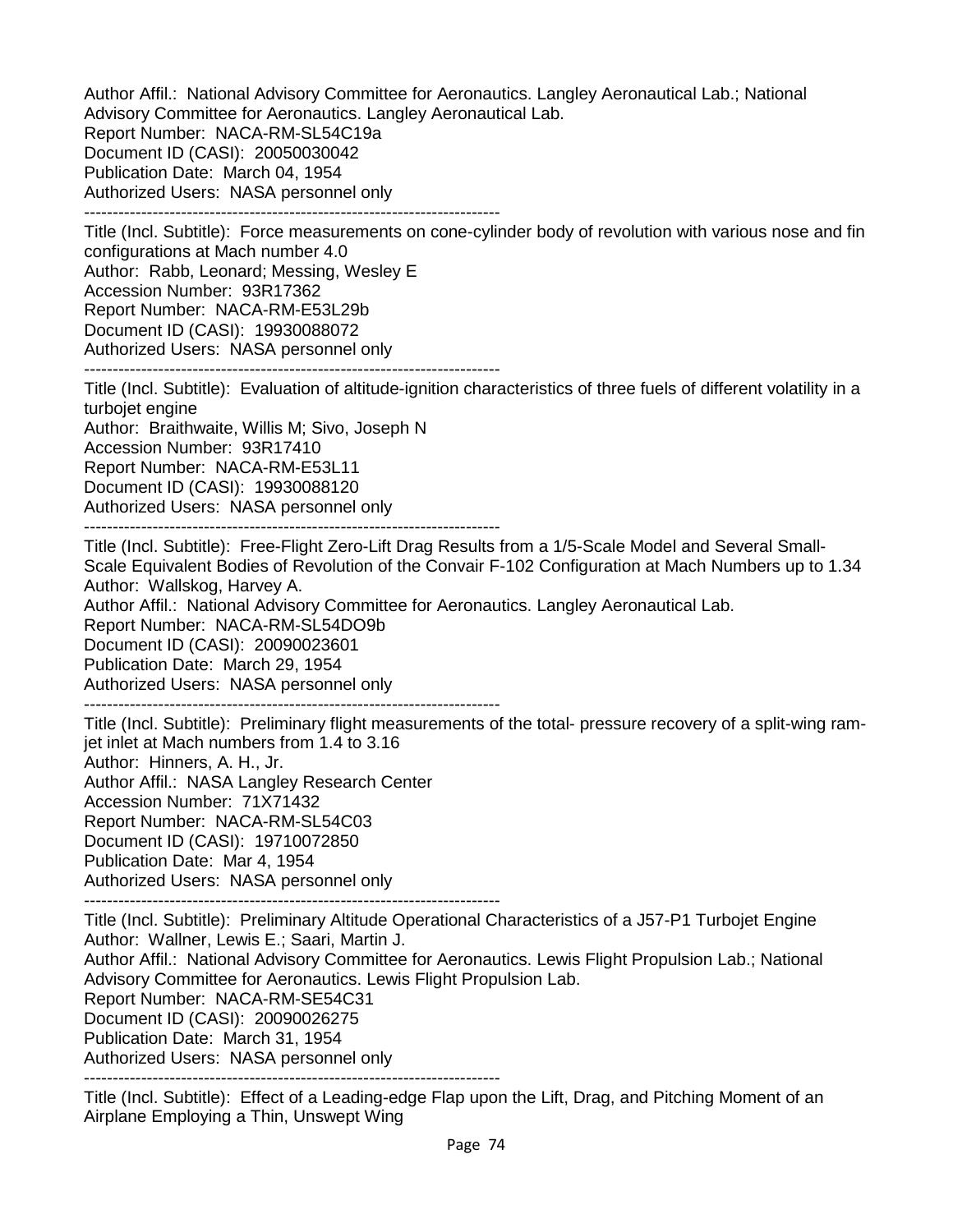Author Affil.: National Advisory Committee for Aeronautics. Langley Aeronautical Lab.; National Advisory Committee for Aeronautics. Langley Aeronautical Lab.
Report Number: NACA-RM-SL54C19a
Document ID (CASI): 20050030042
Publication Date: March 04, 1954
Authorized Users: NASA personnel only

-------------------------------------------------------------------------

Title (Incl. Subtitle): Force measurements on cone-cylinder body of revolution with various nose and fin configurations at Mach number 4.0
Author: Rabb, Leonard; Messing, Wesley E
Accession Number: 93R17362
Report Number: NACA-RM-E53L29b
Document ID (CASI): 19930088072
Authorized Users: NASA personnel only

-------------------------------------------------------------------------

Title (Incl. Subtitle): Evaluation of altitude-ignition characteristics of three fuels of different volatility in a turbojet engine
Author: Braithwaite, Willis M; Sivo, Joseph N
Accession Number: 93R17410
Report Number: NACA-RM-E53L11
Document ID (CASI): 19930088120
Authorized Users: NASA personnel only

-------------------------------------------------------------------------

Title (Incl. Subtitle): Free-Flight Zero-Lift Drag Results from a 1/5-Scale Model and Several Small-Scale Equivalent Bodies of Revolution of the Convair F-102 Configuration at Mach Numbers up to 1.34
Author: Wallskog, Harvey A.
Author Affil.: National Advisory Committee for Aeronautics. Langley Aeronautical Lab.
Report Number: NACA-RM-SL54DO9b
Document ID (CASI): 20090023601
Publication Date: March 29, 1954
Authorized Users: NASA personnel only

-------------------------------------------------------------------------

Title (Incl. Subtitle): Preliminary flight measurements of the total- pressure recovery of a split-wing ram-jet inlet at Mach numbers from 1.4 to 3.16
Author: Hinners, A. H., Jr.
Author Affil.: NASA Langley Research Center
Accession Number: 71X71432
Report Number: NACA-RM-SL54C03
Document ID (CASI): 19710072850
Publication Date: Mar 4, 1954
Authorized Users: NASA personnel only

-------------------------------------------------------------------------

Title (Incl. Subtitle): Preliminary Altitude Operational Characteristics of a J57-P1 Turbojet Engine
Author: Wallner, Lewis E.; Saari, Martin J.
Author Affil.: National Advisory Committee for Aeronautics. Lewis Flight Propulsion Lab.; National Advisory Committee for Aeronautics. Lewis Flight Propulsion Lab.
Report Number: NACA-RM-SE54C31
Document ID (CASI): 20090026275
Publication Date: March 31, 1954
Authorized Users: NASA personnel only

-------------------------------------------------------------------------

Title (Incl. Subtitle): Effect of a Leading-edge Flap upon the Lift, Drag, and Pitching Moment of an Airplane Employing a Thin, Unswept Wing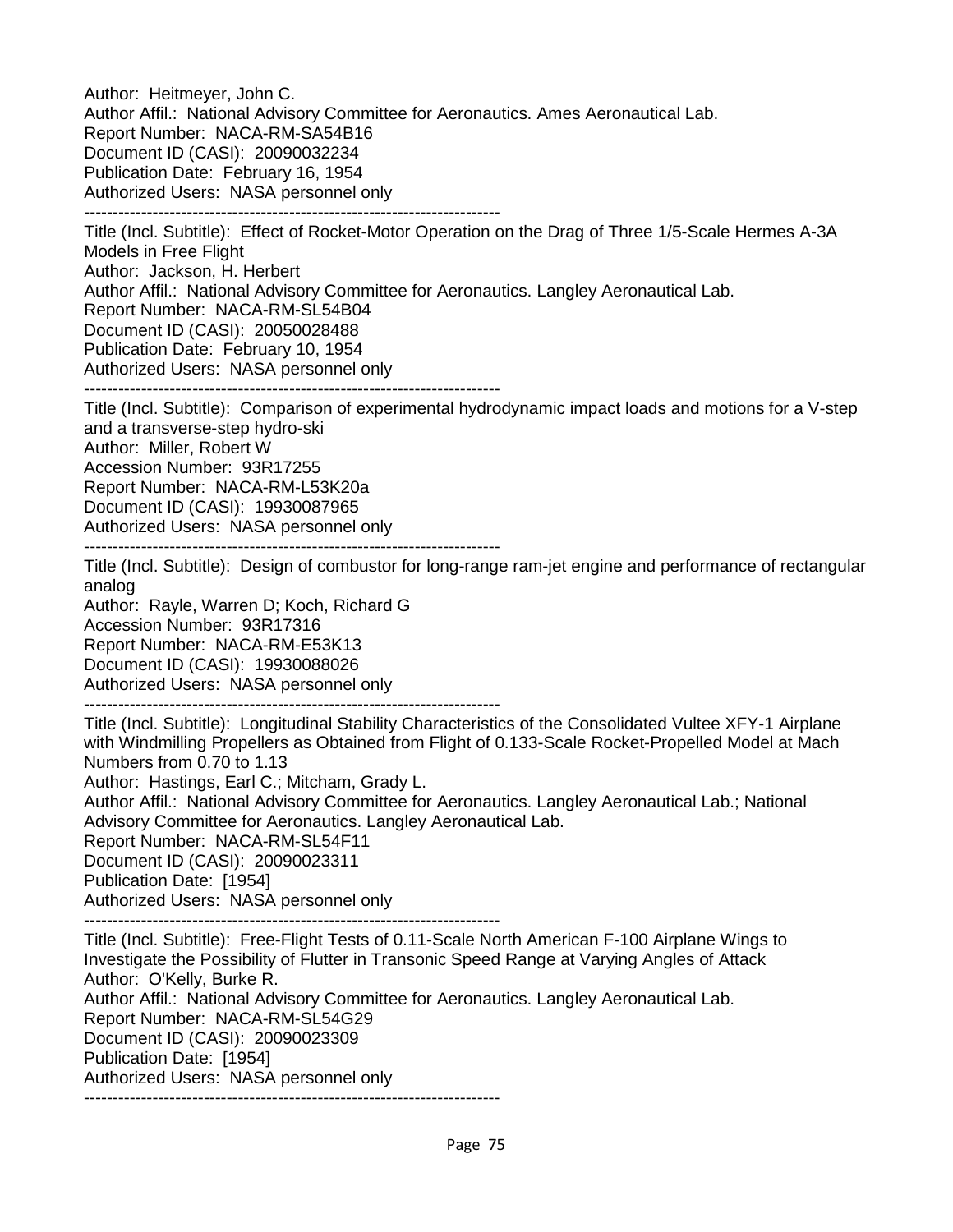Author: Heitmeyer, John C.
Author Affil.: National Advisory Committee for Aeronautics. Ames Aeronautical Lab.
Report Number: NACA-RM-SA54B16
Document ID (CASI): 20090032234
Publication Date: February 16, 1954
Authorized Users: NASA personnel only

--------------------------------------------------------------------------

Title (Incl. Subtitle): Effect of Rocket-Motor Operation on the Drag of Three 1/5-Scale Hermes A-3A Models in Free Flight
Author: Jackson, H. Herbert
Author Affil.: National Advisory Committee for Aeronautics. Langley Aeronautical Lab.
Report Number: NACA-RM-SL54B04
Document ID (CASI): 20050028488
Publication Date: February 10, 1954
Authorized Users: NASA personnel only

--------------------------------------------------------------------------

Title (Incl. Subtitle): Comparison of experimental hydrodynamic impact loads and motions for a V-step and a transverse-step hydro-ski
Author: Miller, Robert W
Accession Number: 93R17255
Report Number: NACA-RM-L53K20a
Document ID (CASI): 19930087965
Authorized Users: NASA personnel only

--------------------------------------------------------------------------

Title (Incl. Subtitle): Design of combustor for long-range ram-jet engine and performance of rectangular analog
Author: Rayle, Warren D; Koch, Richard G
Accession Number: 93R17316
Report Number: NACA-RM-E53K13
Document ID (CASI): 19930088026
Authorized Users: NASA personnel only

--------------------------------------------------------------------------

Title (Incl. Subtitle): Longitudinal Stability Characteristics of the Consolidated Vultee XFY-1 Airplane with Windmilling Propellers as Obtained from Flight of 0.133-Scale Rocket-Propelled Model at Mach Numbers from 0.70 to 1.13
Author: Hastings, Earl C.; Mitcham, Grady L.
Author Affil.: National Advisory Committee for Aeronautics. Langley Aeronautical Lab.; National Advisory Committee for Aeronautics. Langley Aeronautical Lab.
Report Number: NACA-RM-SL54F11
Document ID (CASI): 20090023311
Publication Date: [1954]
Authorized Users: NASA personnel only

--------------------------------------------------------------------------

Title (Incl. Subtitle): Free-Flight Tests of 0.11-Scale North American F-100 Airplane Wings to Investigate the Possibility of Flutter in Transonic Speed Range at Varying Angles of Attack
Author: O'Kelly, Burke R.
Author Affil.: National Advisory Committee for Aeronautics. Langley Aeronautical Lab.
Report Number: NACA-RM-SL54G29
Document ID (CASI): 20090023309
Publication Date: [1954]
Authorized Users: NASA personnel only

--------------------------------------------------------------------------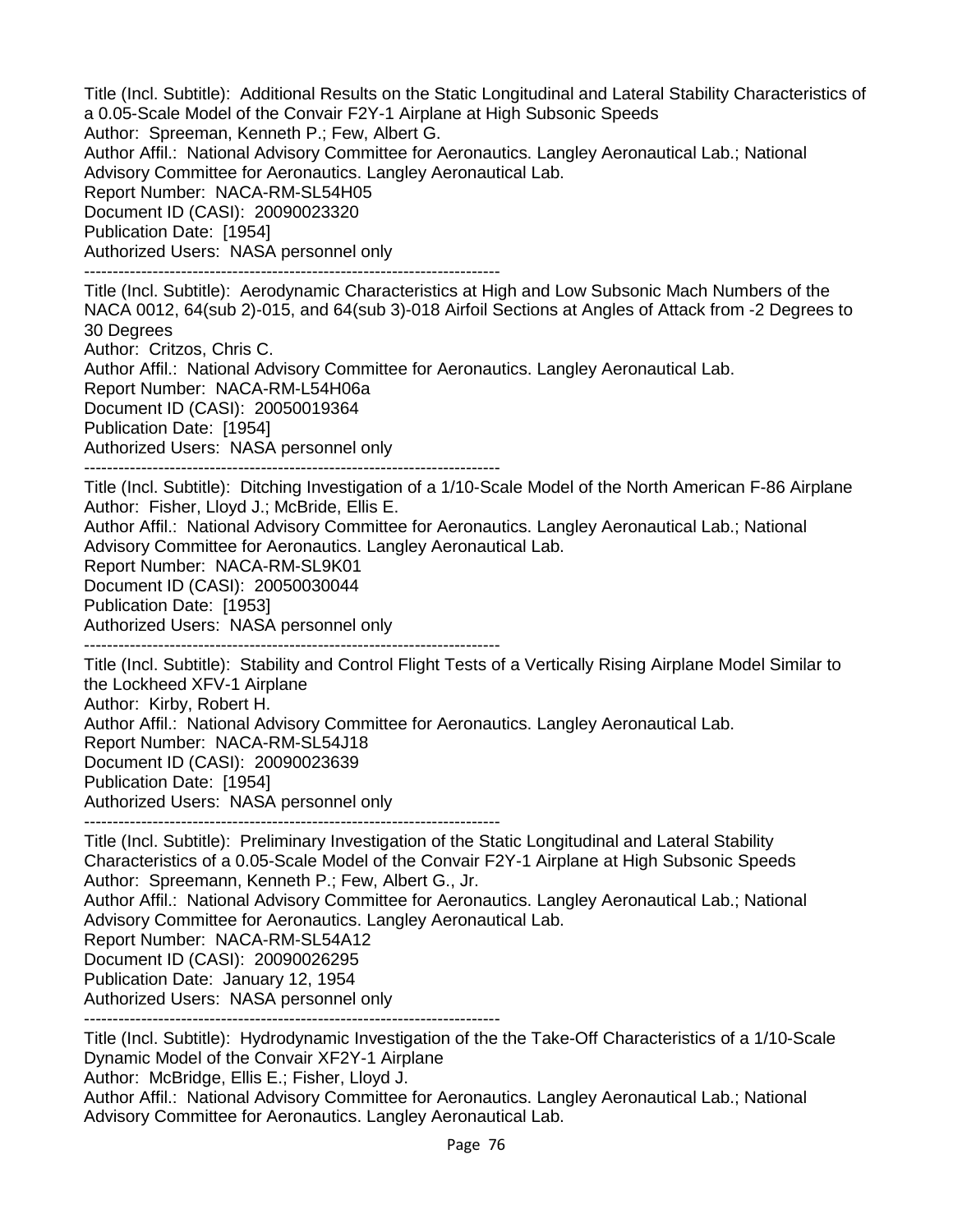Title (Incl. Subtitle): Additional Results on the Static Longitudinal and Lateral Stability Characteristics of a 0.05-Scale Model of the Convair F2Y-1 Airplane at High Subsonic Speeds
Author: Spreeman, Kenneth P.; Few, Albert G.
Author Affil.: National Advisory Committee for Aeronautics. Langley Aeronautical Lab.; National Advisory Committee for Aeronautics. Langley Aeronautical Lab.
Report Number: NACA-RM-SL54H05
Document ID (CASI): 20090023320
Publication Date: [1954]
Authorized Users: NASA personnel only

---

Title (Incl. Subtitle): Aerodynamic Characteristics at High and Low Subsonic Mach Numbers of the NACA 0012, 64(sub 2)-015, and 64(sub 3)-018 Airfoil Sections at Angles of Attack from -2 Degrees to 30 Degrees
Author: Critzos, Chris C.
Author Affil.: National Advisory Committee for Aeronautics. Langley Aeronautical Lab.
Report Number: NACA-RM-L54H06a
Document ID (CASI): 20050019364
Publication Date: [1954]
Authorized Users: NASA personnel only

---

Title (Incl. Subtitle): Ditching Investigation of a 1/10-Scale Model of the North American F-86 Airplane
Author: Fisher, Lloyd J.; McBride, Ellis E.
Author Affil.: National Advisory Committee for Aeronautics. Langley Aeronautical Lab.; National Advisory Committee for Aeronautics. Langley Aeronautical Lab.
Report Number: NACA-RM-SL9K01
Document ID (CASI): 20050030044
Publication Date: [1953]
Authorized Users: NASA personnel only

---

Title (Incl. Subtitle): Stability and Control Flight Tests of a Vertically Rising Airplane Model Similar to the Lockheed XFV-1 Airplane
Author: Kirby, Robert H.
Author Affil.: National Advisory Committee for Aeronautics. Langley Aeronautical Lab.
Report Number: NACA-RM-SL54J18
Document ID (CASI): 20090023639
Publication Date: [1954]
Authorized Users: NASA personnel only

---

Title (Incl. Subtitle): Preliminary Investigation of the Static Longitudinal and Lateral Stability Characteristics of a 0.05-Scale Model of the Convair F2Y-1 Airplane at High Subsonic Speeds
Author: Spreemann, Kenneth P.; Few, Albert G., Jr.
Author Affil.: National Advisory Committee for Aeronautics. Langley Aeronautical Lab.; National Advisory Committee for Aeronautics. Langley Aeronautical Lab.
Report Number: NACA-RM-SL54A12
Document ID (CASI): 20090026295
Publication Date: January 12, 1954
Authorized Users: NASA personnel only

---

Title (Incl. Subtitle): Hydrodynamic Investigation of the the Take-Off Characteristics of a 1/10-Scale Dynamic Model of the Convair XF2Y-1 Airplane
Author: McBridge, Ellis E.; Fisher, Lloyd J.
Author Affil.: National Advisory Committee for Aeronautics. Langley Aeronautical Lab.; National Advisory Committee for Aeronautics. Langley Aeronautical Lab.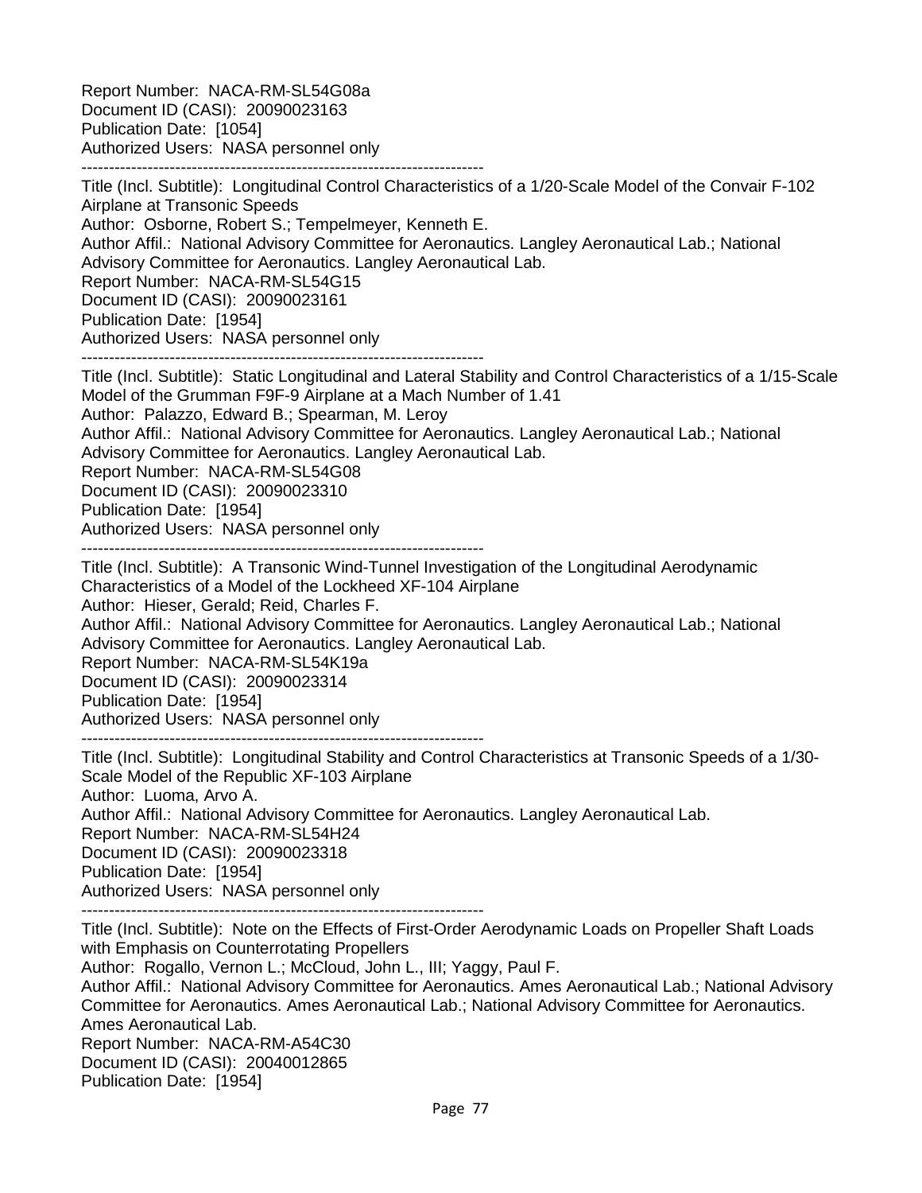Report Number: NACA-RM-SL54G08a
Document ID (CASI): 20090023163
Publication Date: [1054]
Authorized Users: NASA personnel only

------------------------------------------------------------------------

Title (Incl. Subtitle): Longitudinal Control Characteristics of a 1/20-Scale Model of the Convair F-102 Airplane at Transonic Speeds
Author: Osborne, Robert S.; Tempelmeyer, Kenneth E.
Author Affil.: National Advisory Committee for Aeronautics. Langley Aeronautical Lab.; National Advisory Committee for Aeronautics. Langley Aeronautical Lab.
Report Number: NACA-RM-SL54G15
Document ID (CASI): 20090023161
Publication Date: [1954]
Authorized Users: NASA personnel only

------------------------------------------------------------------------

Title (Incl. Subtitle): Static Longitudinal and Lateral Stability and Control Characteristics of a 1/15-Scale Model of the Grumman F9F-9 Airplane at a Mach Number of 1.41
Author: Palazzo, Edward B.; Spearman, M. Leroy
Author Affil.: National Advisory Committee for Aeronautics. Langley Aeronautical Lab.; National Advisory Committee for Aeronautics. Langley Aeronautical Lab.
Report Number: NACA-RM-SL54G08
Document ID (CASI): 20090023310
Publication Date: [1954]
Authorized Users: NASA personnel only

------------------------------------------------------------------------

Title (Incl. Subtitle): A Transonic Wind-Tunnel Investigation of the Longitudinal Aerodynamic Characteristics of a Model of the Lockheed XF-104 Airplane
Author: Hieser, Gerald; Reid, Charles F.
Author Affil.: National Advisory Committee for Aeronautics. Langley Aeronautical Lab.; National Advisory Committee for Aeronautics. Langley Aeronautical Lab.
Report Number: NACA-RM-SL54K19a
Document ID (CASI): 20090023314
Publication Date: [1954]
Authorized Users: NASA personnel only

------------------------------------------------------------------------

Title (Incl. Subtitle): Longitudinal Stability and Control Characteristics at Transonic Speeds of a 1/30-Scale Model of the Republic XF-103 Airplane
Author: Luoma, Arvo A.
Author Affil.: National Advisory Committee for Aeronautics. Langley Aeronautical Lab.
Report Number: NACA-RM-SL54H24
Document ID (CASI): 20090023318
Publication Date: [1954]
Authorized Users: NASA personnel only

------------------------------------------------------------------------

Title (Incl. Subtitle): Note on the Effects of First-Order Aerodynamic Loads on Propeller Shaft Loads with Emphasis on Counterrotating Propellers
Author: Rogallo, Vernon L.; McCloud, John L., III; Yaggy, Paul F.
Author Affil.: National Advisory Committee for Aeronautics. Ames Aeronautical Lab.; National Advisory Committee for Aeronautics. Ames Aeronautical Lab.; National Advisory Committee for Aeronautics. Ames Aeronautical Lab.
Report Number: NACA-RM-A54C30
Document ID (CASI): 20040012865
Publication Date: [1954]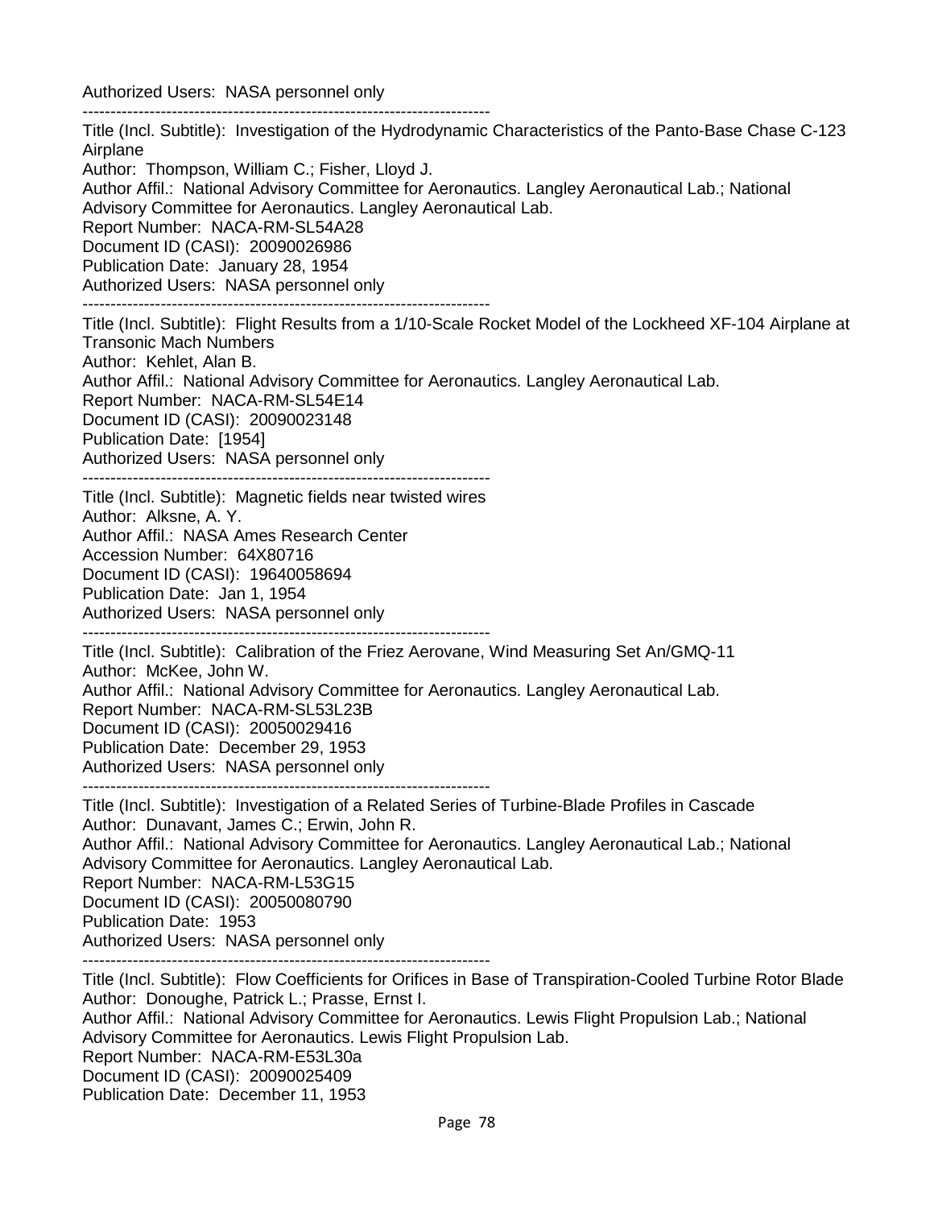Authorized Users:  NASA personnel only

------------------------------------------------------------------------

Title (Incl. Subtitle):  Investigation of the Hydrodynamic Characteristics of the Panto-Base Chase C-123 Airplane
Author:  Thompson, William C.; Fisher, Lloyd J.
Author Affil.:  National Advisory Committee for Aeronautics. Langley Aeronautical Lab.; National Advisory Committee for Aeronautics. Langley Aeronautical Lab.
Report Number:  NACA-RM-SL54A28
Document ID (CASI):  20090026986
Publication Date:  January 28, 1954
Authorized Users:  NASA personnel only

------------------------------------------------------------------------

Title (Incl. Subtitle):  Flight Results from a 1/10-Scale Rocket Model of the Lockheed XF-104 Airplane at Transonic Mach Numbers
Author:  Kehlet, Alan B.
Author Affil.:  National Advisory Committee for Aeronautics. Langley Aeronautical Lab.
Report Number:  NACA-RM-SL54E14
Document ID (CASI):  20090023148
Publication Date:  [1954]
Authorized Users:  NASA personnel only

------------------------------------------------------------------------

Title (Incl. Subtitle):  Magnetic fields near twisted wires
Author:  Alksne, A. Y.
Author Affil.:  NASA Ames Research Center
Accession Number:  64X80716
Document ID (CASI):  19640058694
Publication Date:  Jan 1, 1954
Authorized Users:  NASA personnel only

------------------------------------------------------------------------

Title (Incl. Subtitle):  Calibration of the Friez Aerovane, Wind Measuring Set An/GMQ-11
Author:  McKee, John W.
Author Affil.:  National Advisory Committee for Aeronautics. Langley Aeronautical Lab.
Report Number:  NACA-RM-SL53L23B
Document ID (CASI):  20050029416
Publication Date:  December 29, 1953
Authorized Users:  NASA personnel only

------------------------------------------------------------------------

Title (Incl. Subtitle):  Investigation of a Related Series of Turbine-Blade Profiles in Cascade
Author:  Dunavant, James C.; Erwin, John R.
Author Affil.:  National Advisory Committee for Aeronautics. Langley Aeronautical Lab.; National Advisory Committee for Aeronautics. Langley Aeronautical Lab.
Report Number:  NACA-RM-L53G15
Document ID (CASI):  20050080790
Publication Date:  1953
Authorized Users:  NASA personnel only

------------------------------------------------------------------------

Title (Incl. Subtitle):  Flow Coefficients for Orifices in Base of Transpiration-Cooled Turbine Rotor Blade
Author:  Donoughe, Patrick L.; Prasse, Ernst I.
Author Affil.:  National Advisory Committee for Aeronautics. Lewis Flight Propulsion Lab.; National Advisory Committee for Aeronautics. Lewis Flight Propulsion Lab.
Report Number:  NACA-RM-E53L30a
Document ID (CASI):  20090025409
Publication Date:  December 11, 1953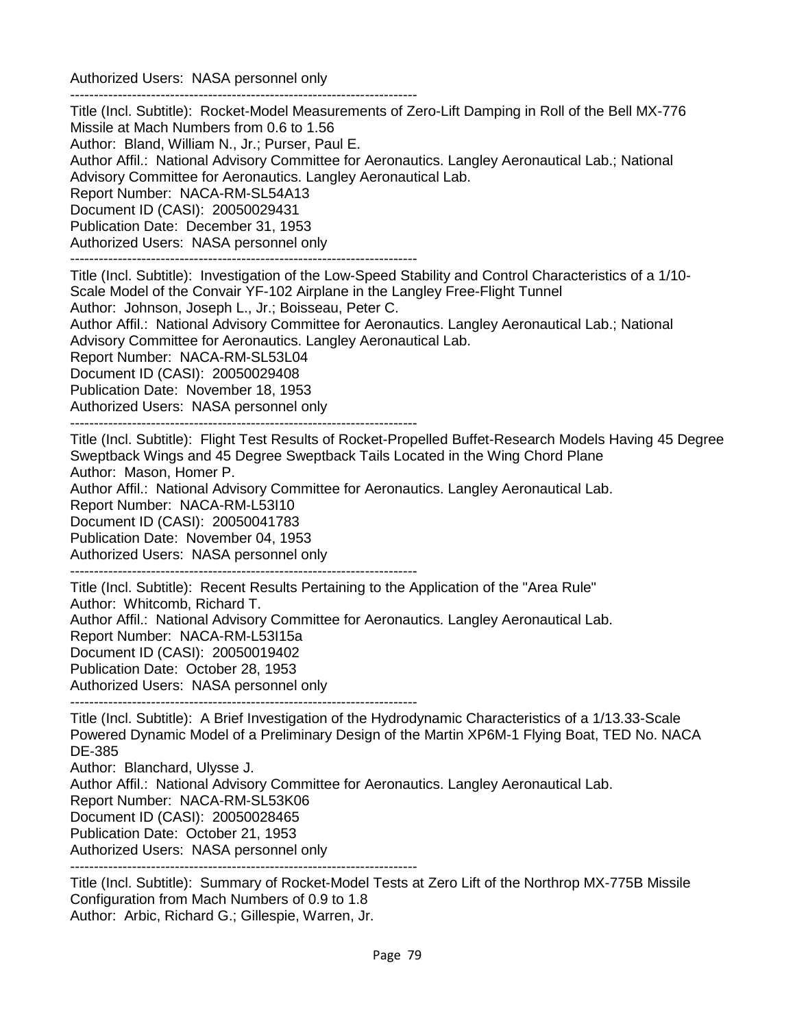Authorized Users: NASA personnel only

------------------------------------------------------------------------

Title (Incl. Subtitle): Rocket-Model Measurements of Zero-Lift Damping in Roll of the Bell MX-776 Missile at Mach Numbers from 0.6 to 1.56
Author: Bland, William N., Jr.; Purser, Paul E.
Author Affil.: National Advisory Committee for Aeronautics. Langley Aeronautical Lab.; National Advisory Committee for Aeronautics. Langley Aeronautical Lab.
Report Number: NACA-RM-SL54A13
Document ID (CASI): 20050029431
Publication Date: December 31, 1953
Authorized Users: NASA personnel only

------------------------------------------------------------------------

Title (Incl. Subtitle): Investigation of the Low-Speed Stability and Control Characteristics of a 1/10-Scale Model of the Convair YF-102 Airplane in the Langley Free-Flight Tunnel
Author: Johnson, Joseph L., Jr.; Boisseau, Peter C.
Author Affil.: National Advisory Committee for Aeronautics. Langley Aeronautical Lab.; National Advisory Committee for Aeronautics. Langley Aeronautical Lab.
Report Number: NACA-RM-SL53L04
Document ID (CASI): 20050029408
Publication Date: November 18, 1953
Authorized Users: NASA personnel only

------------------------------------------------------------------------

Title (Incl. Subtitle): Flight Test Results of Rocket-Propelled Buffet-Research Models Having 45 Degree Sweptback Wings and 45 Degree Sweptback Tails Located in the Wing Chord Plane
Author: Mason, Homer P.
Author Affil.: National Advisory Committee for Aeronautics. Langley Aeronautical Lab.
Report Number: NACA-RM-L53I10
Document ID (CASI): 20050041783
Publication Date: November 04, 1953
Authorized Users: NASA personnel only

------------------------------------------------------------------------

Title (Incl. Subtitle): Recent Results Pertaining to the Application of the "Area Rule"
Author: Whitcomb, Richard T.
Author Affil.: National Advisory Committee for Aeronautics. Langley Aeronautical Lab.
Report Number: NACA-RM-L53I15a
Document ID (CASI): 20050019402
Publication Date: October 28, 1953
Authorized Users: NASA personnel only

------------------------------------------------------------------------

Title (Incl. Subtitle): A Brief Investigation of the Hydrodynamic Characteristics of a 1/13.33-Scale Powered Dynamic Model of a Preliminary Design of the Martin XP6M-1 Flying Boat, TED No. NACA DE-385
Author: Blanchard, Ulysse J.
Author Affil.: National Advisory Committee for Aeronautics. Langley Aeronautical Lab.
Report Number: NACA-RM-SL53K06
Document ID (CASI): 20050028465
Publication Date: October 21, 1953
Authorized Users: NASA personnel only

------------------------------------------------------------------------

Title (Incl. Subtitle): Summary of Rocket-Model Tests at Zero Lift of the Northrop MX-775B Missile Configuration from Mach Numbers of 0.9 to 1.8
Author: Arbic, Richard G.; Gillespie, Warren, Jr.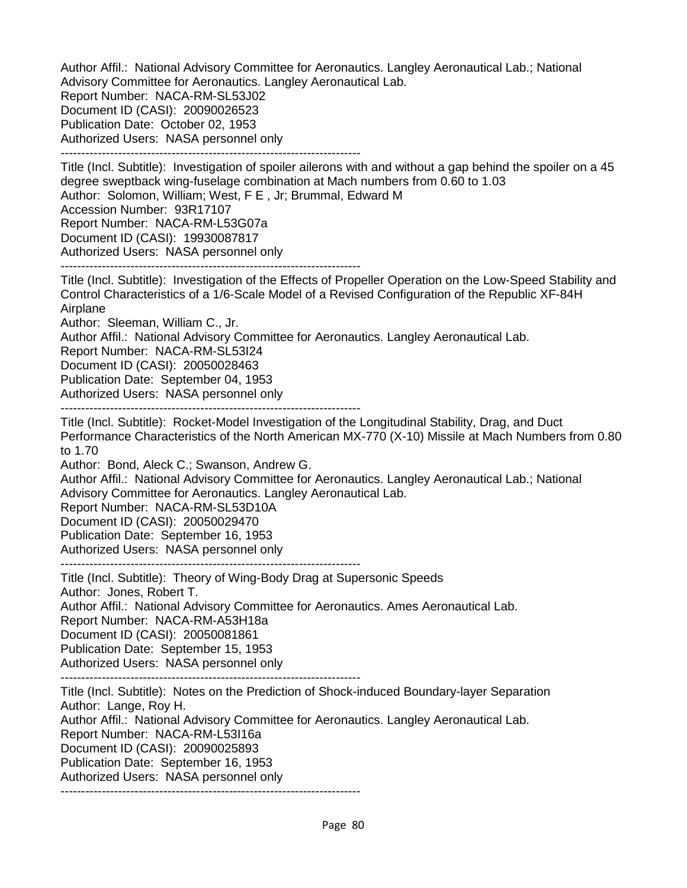Author Affil.: National Advisory Committee for Aeronautics. Langley Aeronautical Lab.; National Advisory Committee for Aeronautics. Langley Aeronautical Lab.
Report Number: NACA-RM-SL53J02
Document ID (CASI): 20090026523
Publication Date: October 02, 1953
Authorized Users: NASA personnel only

--------------------------------------------------------------------------

Title (Incl. Subtitle): Investigation of spoiler ailerons with and without a gap behind the spoiler on a 45 degree sweptback wing-fuselage combination at Mach numbers from 0.60 to 1.03
Author: Solomon, William; West, F E , Jr; Brummal, Edward M
Accession Number: 93R17107
Report Number: NACA-RM-L53G07a
Document ID (CASI): 19930087817
Authorized Users: NASA personnel only

--------------------------------------------------------------------------

Title (Incl. Subtitle): Investigation of the Effects of Propeller Operation on the Low-Speed Stability and Control Characteristics of a 1/6-Scale Model of a Revised Configuration of the Republic XF-84H Airplane
Author: Sleeman, William C., Jr.
Author Affil.: National Advisory Committee for Aeronautics. Langley Aeronautical Lab.
Report Number: NACA-RM-SL53I24
Document ID (CASI): 20050028463
Publication Date: September 04, 1953
Authorized Users: NASA personnel only

--------------------------------------------------------------------------

Title (Incl. Subtitle): Rocket-Model Investigation of the Longitudinal Stability, Drag, and Duct Performance Characteristics of the North American MX-770 (X-10) Missile at Mach Numbers from 0.80 to 1.70
Author: Bond, Aleck C.; Swanson, Andrew G.
Author Affil.: National Advisory Committee for Aeronautics. Langley Aeronautical Lab.; National Advisory Committee for Aeronautics. Langley Aeronautical Lab.
Report Number: NACA-RM-SL53D10A
Document ID (CASI): 20050029470
Publication Date: September 16, 1953
Authorized Users: NASA personnel only

--------------------------------------------------------------------------

Title (Incl. Subtitle): Theory of Wing-Body Drag at Supersonic Speeds
Author: Jones, Robert T.
Author Affil.: National Advisory Committee for Aeronautics. Ames Aeronautical Lab.
Report Number: NACA-RM-A53H18a
Document ID (CASI): 20050081861
Publication Date: September 15, 1953
Authorized Users: NASA personnel only

--------------------------------------------------------------------------

Title (Incl. Subtitle): Notes on the Prediction of Shock-induced Boundary-layer Separation
Author: Lange, Roy H.
Author Affil.: National Advisory Committee for Aeronautics. Langley Aeronautical Lab.
Report Number: NACA-RM-L53I16a
Document ID (CASI): 20090025893
Publication Date: September 16, 1953
Authorized Users: NASA personnel only

--------------------------------------------------------------------------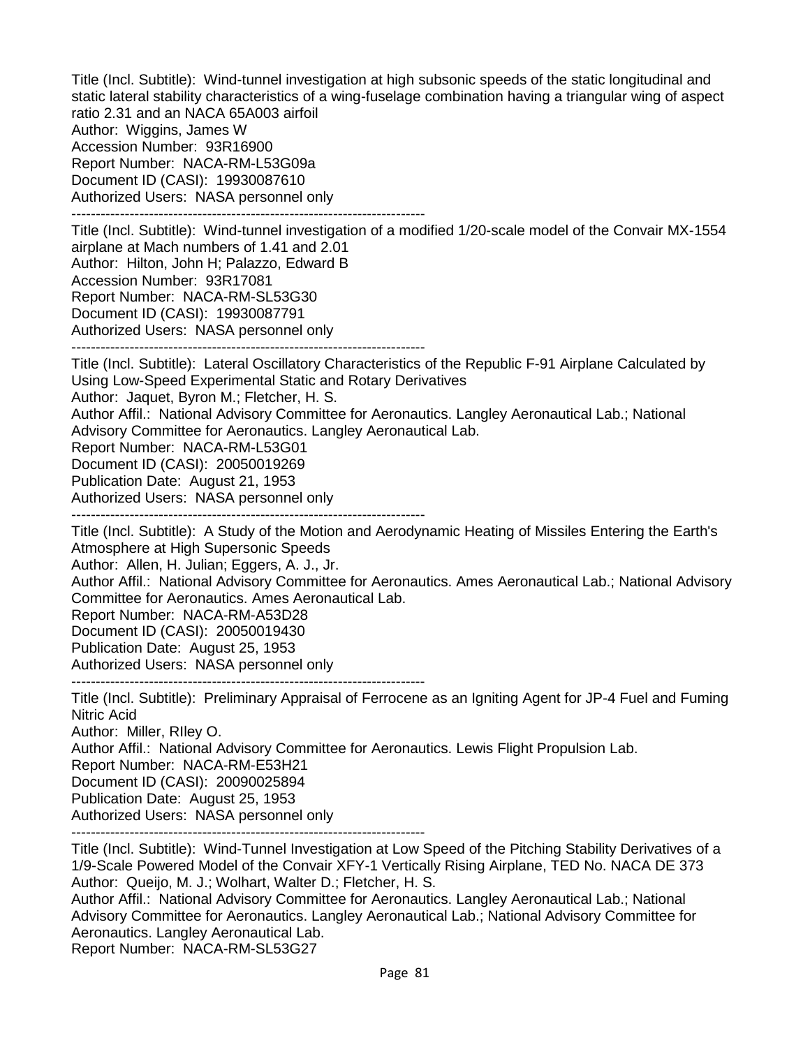Title (Incl. Subtitle): Wind-tunnel investigation at high subsonic speeds of the static longitudinal and static lateral stability characteristics of a wing-fuselage combination having a triangular wing of aspect ratio 2.31 and an NACA 65A003 airfoil
Author: Wiggins, James W
Accession Number: 93R16900
Report Number: NACA-RM-L53G09a
Document ID (CASI): 19930087610
Authorized Users: NASA personnel only

--------------------------------------------------------------------------

Title (Incl. Subtitle): Wind-tunnel investigation of a modified 1/20-scale model of the Convair MX-1554 airplane at Mach numbers of 1.41 and 2.01
Author: Hilton, John H; Palazzo, Edward B
Accession Number: 93R17081
Report Number: NACA-RM-SL53G30
Document ID (CASI): 19930087791
Authorized Users: NASA personnel only

--------------------------------------------------------------------------

Title (Incl. Subtitle): Lateral Oscillatory Characteristics of the Republic F-91 Airplane Calculated by Using Low-Speed Experimental Static and Rotary Derivatives
Author: Jaquet, Byron M.; Fletcher, H. S.
Author Affil.: National Advisory Committee for Aeronautics. Langley Aeronautical Lab.; National Advisory Committee for Aeronautics. Langley Aeronautical Lab.
Report Number: NACA-RM-L53G01
Document ID (CASI): 20050019269
Publication Date: August 21, 1953
Authorized Users: NASA personnel only

--------------------------------------------------------------------------

Title (Incl. Subtitle): A Study of the Motion and Aerodynamic Heating of Missiles Entering the Earth's Atmosphere at High Supersonic Speeds
Author: Allen, H. Julian; Eggers, A. J., Jr.
Author Affil.: National Advisory Committee for Aeronautics. Ames Aeronautical Lab.; National Advisory Committee for Aeronautics. Ames Aeronautical Lab.
Report Number: NACA-RM-A53D28
Document ID (CASI): 20050019430
Publication Date: August 25, 1953
Authorized Users: NASA personnel only

--------------------------------------------------------------------------

Title (Incl. Subtitle): Preliminary Appraisal of Ferrocene as an Igniting Agent for JP-4 Fuel and Fuming Nitric Acid
Author: Miller, RIley O.
Author Affil.: National Advisory Committee for Aeronautics. Lewis Flight Propulsion Lab.
Report Number: NACA-RM-E53H21
Document ID (CASI): 20090025894
Publication Date: August 25, 1953
Authorized Users: NASA personnel only

--------------------------------------------------------------------------

Title (Incl. Subtitle): Wind-Tunnel Investigation at Low Speed of the Pitching Stability Derivatives of a 1/9-Scale Powered Model of the Convair XFY-1 Vertically Rising Airplane, TED No. NACA DE 373
Author: Queijo, M. J.; Wolhart, Walter D.; Fletcher, H. S.
Author Affil.: National Advisory Committee for Aeronautics. Langley Aeronautical Lab.; National Advisory Committee for Aeronautics. Langley Aeronautical Lab.; National Advisory Committee for Aeronautics. Langley Aeronautical Lab.
Report Number: NACA-RM-SL53G27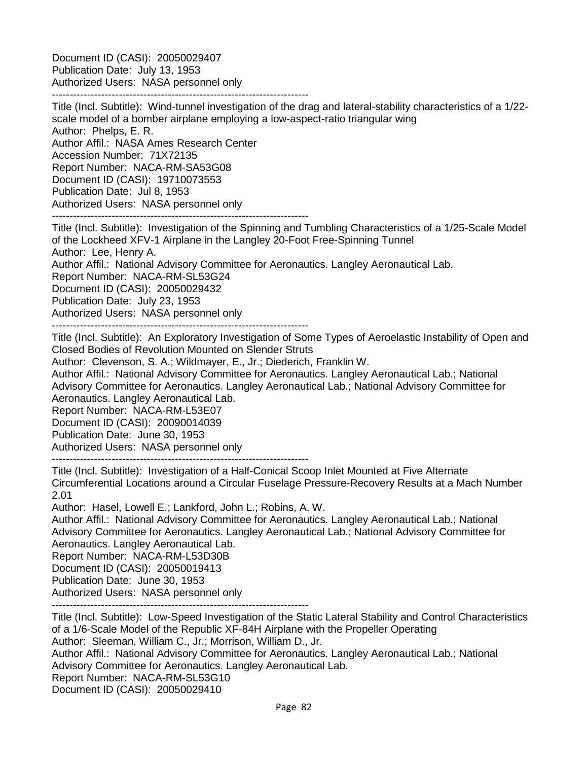Document ID (CASI): 20050029407
Publication Date: July 13, 1953
Authorized Users: NASA personnel only

-------------------------------------------------------------------------

Title (Incl. Subtitle): Wind-tunnel investigation of the drag and lateral-stability characteristics of a 1/22-scale model of a bomber airplane employing a low-aspect-ratio triangular wing
Author: Phelps, E. R.
Author Affil.: NASA Ames Research Center
Accession Number: 71X72135
Report Number: NACA-RM-SA53G08
Document ID (CASI): 19710073553
Publication Date: Jul 8, 1953
Authorized Users: NASA personnel only

-------------------------------------------------------------------------

Title (Incl. Subtitle): Investigation of the Spinning and Tumbling Characteristics of a 1/25-Scale Model of the Lockheed XFV-1 Airplane in the Langley 20-Foot Free-Spinning Tunnel
Author: Lee, Henry A.
Author Affil.: National Advisory Committee for Aeronautics. Langley Aeronautical Lab.
Report Number: NACA-RM-SL53G24
Document ID (CASI): 20050029432
Publication Date: July 23, 1953
Authorized Users: NASA personnel only

-------------------------------------------------------------------------

Title (Incl. Subtitle): An Exploratory Investigation of Some Types of Aeroelastic Instability of Open and Closed Bodies of Revolution Mounted on Slender Struts
Author: Clevenson, S. A.; Wildmayer, E., Jr.; Diederich, Franklin W.
Author Affil.: National Advisory Committee for Aeronautics. Langley Aeronautical Lab.; National Advisory Committee for Aeronautics. Langley Aeronautical Lab.; National Advisory Committee for Aeronautics. Langley Aeronautical Lab.
Report Number: NACA-RM-L53E07
Document ID (CASI): 20090014039
Publication Date: June 30, 1953
Authorized Users: NASA personnel only

-------------------------------------------------------------------------

Title (Incl. Subtitle): Investigation of a Half-Conical Scoop Inlet Mounted at Five Alternate Circumferential Locations around a Circular Fuselage Pressure-Recovery Results at a Mach Number 2.01
Author: Hasel, Lowell E.; Lankford, John L.; Robins, A. W.
Author Affil.: National Advisory Committee for Aeronautics. Langley Aeronautical Lab.; National Advisory Committee for Aeronautics. Langley Aeronautical Lab.; National Advisory Committee for Aeronautics. Langley Aeronautical Lab.
Report Number: NACA-RM-L53D30B
Document ID (CASI): 20050019413
Publication Date: June 30, 1953
Authorized Users: NASA personnel only

-------------------------------------------------------------------------

Title (Incl. Subtitle): Low-Speed Investigation of the Static Lateral Stability and Control Characteristics of a 1/6-Scale Model of the Republic XF-84H Airplane with the Propeller Operating
Author: Sleeman, William C., Jr.; Morrison, William D., Jr.
Author Affil.: National Advisory Committee for Aeronautics. Langley Aeronautical Lab.; National Advisory Committee for Aeronautics. Langley Aeronautical Lab.
Report Number: NACA-RM-SL53G10
Document ID (CASI): 20050029410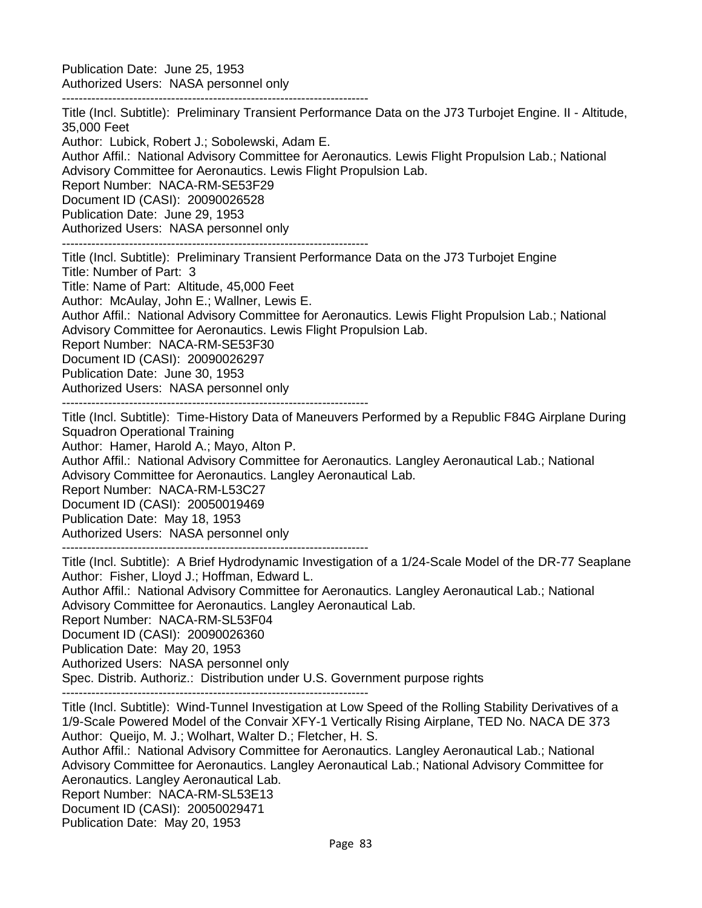Publication Date: June 25, 1953
Authorized Users: NASA personnel only

--------------------------------------------------------------------------

Title (Incl. Subtitle): Preliminary Transient Performance Data on the J73 Turbojet Engine. II - Altitude, 35,000 Feet
Author: Lubick, Robert J.; Sobolewski, Adam E.
Author Affil.: National Advisory Committee for Aeronautics. Lewis Flight Propulsion Lab.; National Advisory Committee for Aeronautics. Lewis Flight Propulsion Lab.
Report Number: NACA-RM-SE53F29
Document ID (CASI): 20090026528
Publication Date: June 29, 1953
Authorized Users: NASA personnel only

--------------------------------------------------------------------------

Title (Incl. Subtitle): Preliminary Transient Performance Data on the J73 Turbojet Engine
Title: Number of Part: 3
Title: Name of Part: Altitude, 45,000 Feet
Author: McAulay, John E.; Wallner, Lewis E.
Author Affil.: National Advisory Committee for Aeronautics. Lewis Flight Propulsion Lab.; National Advisory Committee for Aeronautics. Lewis Flight Propulsion Lab.
Report Number: NACA-RM-SE53F30
Document ID (CASI): 20090026297
Publication Date: June 30, 1953
Authorized Users: NASA personnel only

--------------------------------------------------------------------------

Title (Incl. Subtitle): Time-History Data of Maneuvers Performed by a Republic F84G Airplane During Squadron Operational Training
Author: Hamer, Harold A.; Mayo, Alton P.
Author Affil.: National Advisory Committee for Aeronautics. Langley Aeronautical Lab.; National Advisory Committee for Aeronautics. Langley Aeronautical Lab.
Report Number: NACA-RM-L53C27
Document ID (CASI): 20050019469
Publication Date: May 18, 1953
Authorized Users: NASA personnel only

--------------------------------------------------------------------------

Title (Incl. Subtitle): A Brief Hydrodynamic Investigation of a 1/24-Scale Model of the DR-77 Seaplane
Author: Fisher, Lloyd J.; Hoffman, Edward L.
Author Affil.: National Advisory Committee for Aeronautics. Langley Aeronautical Lab.; National Advisory Committee for Aeronautics. Langley Aeronautical Lab.
Report Number: NACA-RM-SL53F04
Document ID (CASI): 20090026360
Publication Date: May 20, 1953
Authorized Users: NASA personnel only
Spec. Distrib. Authoriz.: Distribution under U.S. Government purpose rights

--------------------------------------------------------------------------

Title (Incl. Subtitle): Wind-Tunnel Investigation at Low Speed of the Rolling Stability Derivatives of a 1/9-Scale Powered Model of the Convair XFY-1 Vertically Rising Airplane, TED No. NACA DE 373
Author: Queijo, M. J.; Wolhart, Walter D.; Fletcher, H. S.
Author Affil.: National Advisory Committee for Aeronautics. Langley Aeronautical Lab.; National Advisory Committee for Aeronautics. Langley Aeronautical Lab.; National Advisory Committee for Aeronautics. Langley Aeronautical Lab.
Report Number: NACA-RM-SL53E13
Document ID (CASI): 20050029471
Publication Date: May 20, 1953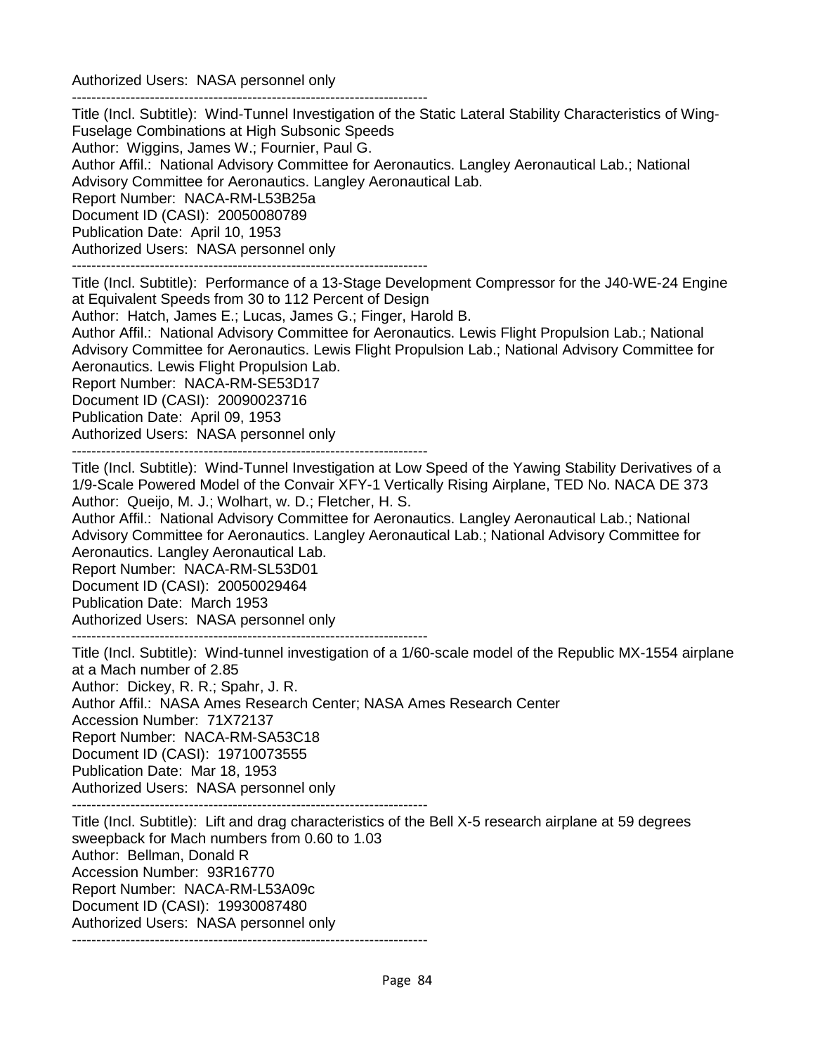Authorized Users: NASA personnel only

------------------------------------------------------------------------

Title (Incl. Subtitle): Wind-Tunnel Investigation of the Static Lateral Stability Characteristics of Wing-Fuselage Combinations at High Subsonic Speeds
Author: Wiggins, James W.; Fournier, Paul G.
Author Affil.: National Advisory Committee for Aeronautics. Langley Aeronautical Lab.; National Advisory Committee for Aeronautics. Langley Aeronautical Lab.
Report Number: NACA-RM-L53B25a
Document ID (CASI): 20050080789
Publication Date: April 10, 1953
Authorized Users: NASA personnel only

------------------------------------------------------------------------

Title (Incl. Subtitle): Performance of a 13-Stage Development Compressor for the J40-WE-24 Engine at Equivalent Speeds from 30 to 112 Percent of Design
Author: Hatch, James E.; Lucas, James G.; Finger, Harold B.
Author Affil.: National Advisory Committee for Aeronautics. Lewis Flight Propulsion Lab.; National Advisory Committee for Aeronautics. Lewis Flight Propulsion Lab.; National Advisory Committee for Aeronautics. Lewis Flight Propulsion Lab.
Report Number: NACA-RM-SE53D17
Document ID (CASI): 20090023716
Publication Date: April 09, 1953
Authorized Users: NASA personnel only

------------------------------------------------------------------------

Title (Incl. Subtitle): Wind-Tunnel Investigation at Low Speed of the Yawing Stability Derivatives of a 1/9-Scale Powered Model of the Convair XFY-1 Vertically Rising Airplane, TED No. NACA DE 373
Author: Queijo, M. J.; Wolhart, w. D.; Fletcher, H. S.
Author Affil.: National Advisory Committee for Aeronautics. Langley Aeronautical Lab.; National Advisory Committee for Aeronautics. Langley Aeronautical Lab.; National Advisory Committee for Aeronautics. Langley Aeronautical Lab.
Report Number: NACA-RM-SL53D01
Document ID (CASI): 20050029464
Publication Date: March 1953
Authorized Users: NASA personnel only

------------------------------------------------------------------------

Title (Incl. Subtitle): Wind-tunnel investigation of a 1/60-scale model of the Republic MX-1554 airplane at a Mach number of 2.85
Author: Dickey, R. R.; Spahr, J. R.
Author Affil.: NASA Ames Research Center; NASA Ames Research Center
Accession Number: 71X72137
Report Number: NACA-RM-SA53C18
Document ID (CASI): 19710073555
Publication Date: Mar 18, 1953
Authorized Users: NASA personnel only

------------------------------------------------------------------------

Title (Incl. Subtitle): Lift and drag characteristics of the Bell X-5 research airplane at 59 degrees sweepback for Mach numbers from 0.60 to 1.03
Author: Bellman, Donald R
Accession Number: 93R16770
Report Number: NACA-RM-L53A09c
Document ID (CASI): 19930087480
Authorized Users: NASA personnel only

------------------------------------------------------------------------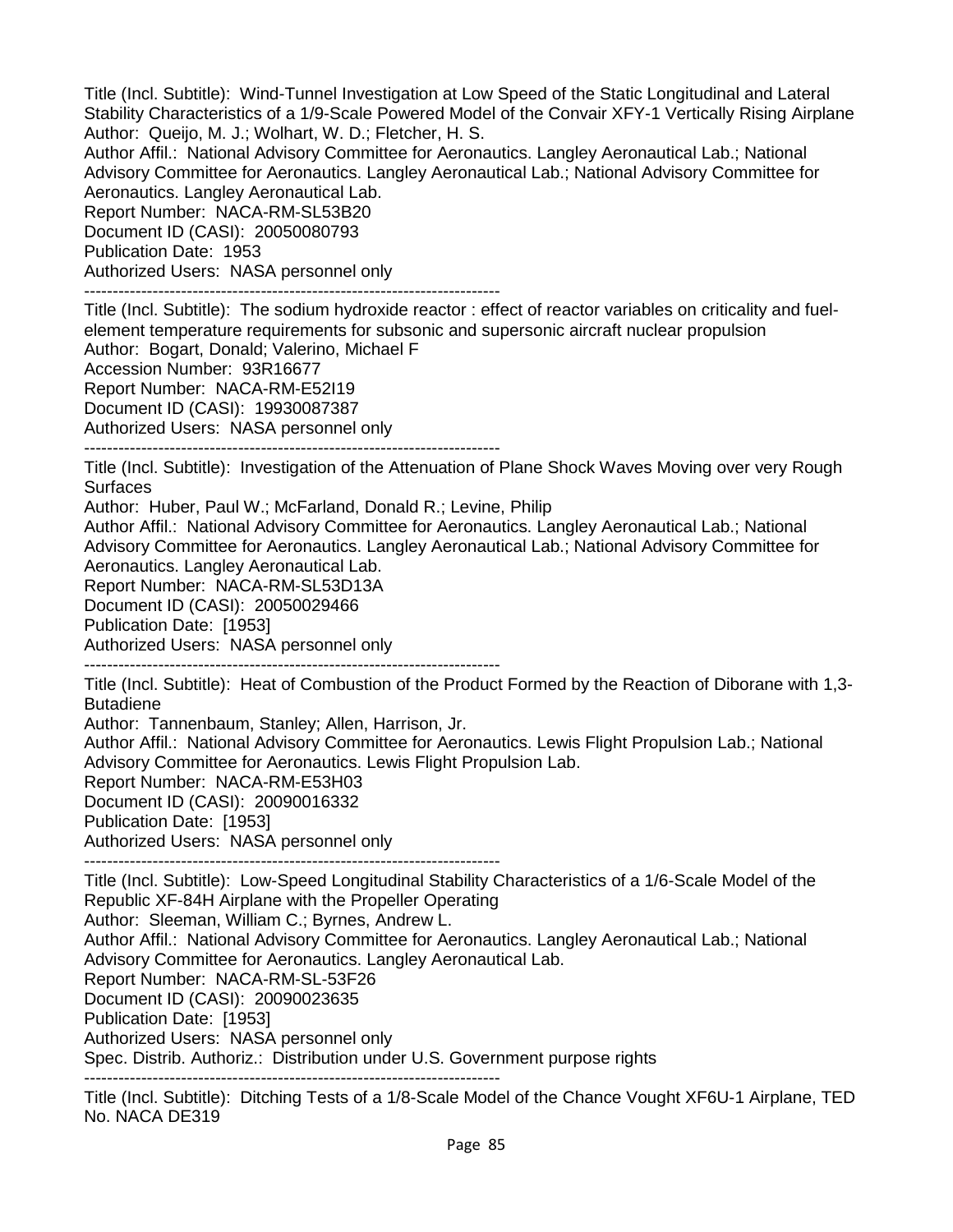Title (Incl. Subtitle): Wind-Tunnel Investigation at Low Speed of the Static Longitudinal and Lateral Stability Characteristics of a 1/9-Scale Powered Model of the Convair XFY-1 Vertically Rising Airplane
Author: Queijo, M. J.; Wolhart, W. D.; Fletcher, H. S.
Author Affil.: National Advisory Committee for Aeronautics. Langley Aeronautical Lab.; National Advisory Committee for Aeronautics. Langley Aeronautical Lab.; National Advisory Committee for Aeronautics. Langley Aeronautical Lab.
Report Number: NACA-RM-SL53B20
Document ID (CASI): 20050080793
Publication Date: 1953
Authorized Users: NASA personnel only

---

Title (Incl. Subtitle): The sodium hydroxide reactor : effect of reactor variables on criticality and fuel-element temperature requirements for subsonic and supersonic aircraft nuclear propulsion
Author: Bogart, Donald; Valerino, Michael F
Accession Number: 93R16677
Report Number: NACA-RM-E52I19
Document ID (CASI): 19930087387
Authorized Users: NASA personnel only

---

Title (Incl. Subtitle): Investigation of the Attenuation of Plane Shock Waves Moving over very Rough Surfaces
Author: Huber, Paul W.; McFarland, Donald R.; Levine, Philip
Author Affil.: National Advisory Committee for Aeronautics. Langley Aeronautical Lab.; National Advisory Committee for Aeronautics. Langley Aeronautical Lab.; National Advisory Committee for Aeronautics. Langley Aeronautical Lab.
Report Number: NACA-RM-SL53D13A
Document ID (CASI): 20050029466
Publication Date: [1953]
Authorized Users: NASA personnel only

---

Title (Incl. Subtitle): Heat of Combustion of the Product Formed by the Reaction of Diborane with 1,3-Butadiene
Author: Tannenbaum, Stanley; Allen, Harrison, Jr.
Author Affil.: National Advisory Committee for Aeronautics. Lewis Flight Propulsion Lab.; National Advisory Committee for Aeronautics. Lewis Flight Propulsion Lab.
Report Number: NACA-RM-E53H03
Document ID (CASI): 20090016332
Publication Date: [1953]
Authorized Users: NASA personnel only

---

Title (Incl. Subtitle): Low-Speed Longitudinal Stability Characteristics of a 1/6-Scale Model of the Republic XF-84H Airplane with the Propeller Operating
Author: Sleeman, William C.; Byrnes, Andrew L.
Author Affil.: National Advisory Committee for Aeronautics. Langley Aeronautical Lab.; National Advisory Committee for Aeronautics. Langley Aeronautical Lab.
Report Number: NACA-RM-SL-53F26
Document ID (CASI): 20090023635
Publication Date: [1953]
Authorized Users: NASA personnel only
Spec. Distrib. Authoriz.: Distribution under U.S. Government purpose rights

---

Title (Incl. Subtitle): Ditching Tests of a 1/8-Scale Model of the Chance Vought XF6U-1 Airplane, TED No. NACA DE319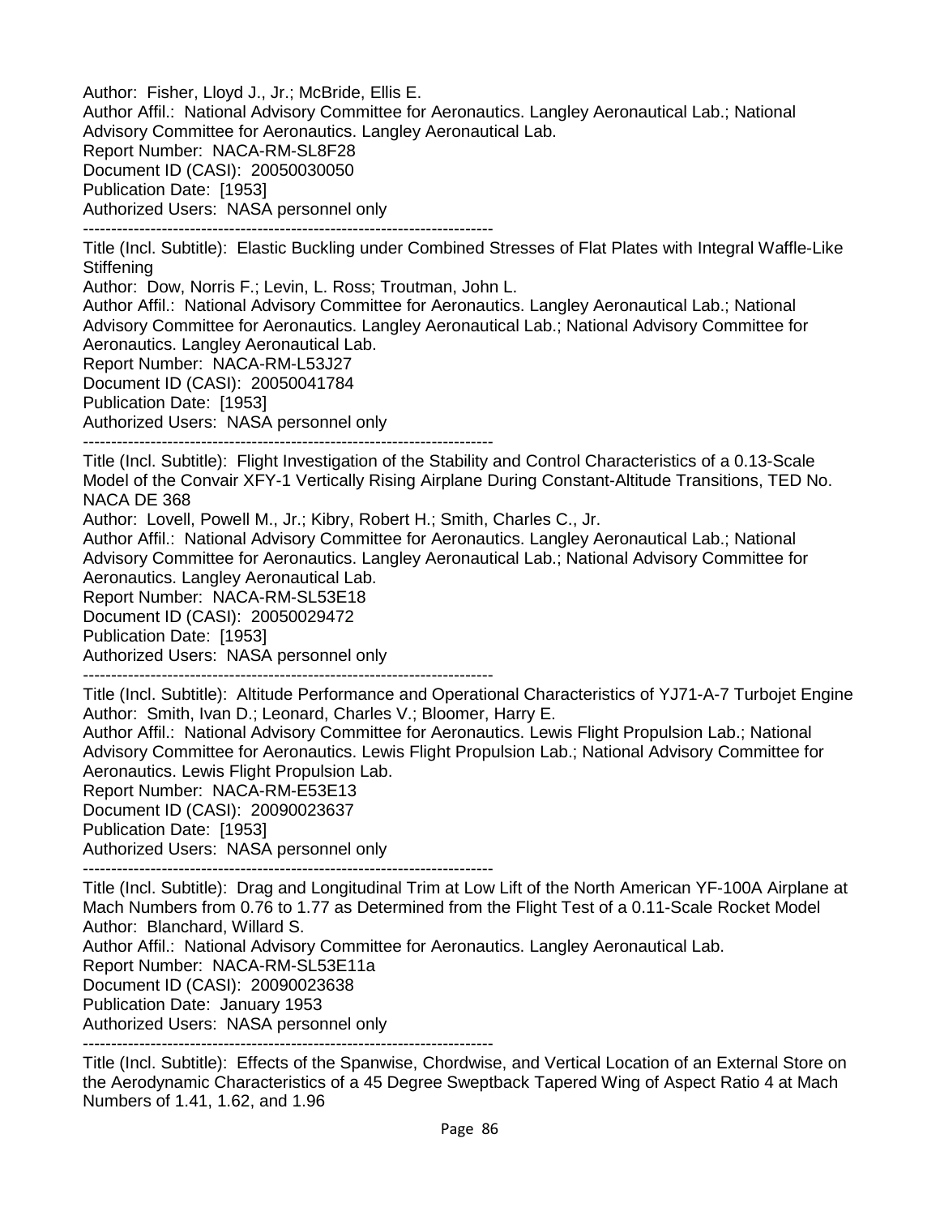Author: Fisher, Lloyd J., Jr.; McBride, Ellis E.
Author Affil.: National Advisory Committee for Aeronautics. Langley Aeronautical Lab.; National Advisory Committee for Aeronautics. Langley Aeronautical Lab.
Report Number: NACA-RM-SL8F28
Document ID (CASI): 20050030050
Publication Date: [1953]
Authorized Users: NASA personnel only

--------------------------------------------------------------------------

Title (Incl. Subtitle): Elastic Buckling under Combined Stresses of Flat Plates with Integral Waffle-Like Stiffening
Author: Dow, Norris F.; Levin, L. Ross; Troutman, John L.
Author Affil.: National Advisory Committee for Aeronautics. Langley Aeronautical Lab.; National Advisory Committee for Aeronautics. Langley Aeronautical Lab.; National Advisory Committee for Aeronautics. Langley Aeronautical Lab.
Report Number: NACA-RM-L53J27
Document ID (CASI): 20050041784
Publication Date: [1953]
Authorized Users: NASA personnel only

--------------------------------------------------------------------------

Title (Incl. Subtitle): Flight Investigation of the Stability and Control Characteristics of a 0.13-Scale Model of the Convair XFY-1 Vertically Rising Airplane During Constant-Altitude Transitions, TED No. NACA DE 368
Author: Lovell, Powell M., Jr.; Kibry, Robert H.; Smith, Charles C., Jr.
Author Affil.: National Advisory Committee for Aeronautics. Langley Aeronautical Lab.; National Advisory Committee for Aeronautics. Langley Aeronautical Lab.; National Advisory Committee for Aeronautics. Langley Aeronautical Lab.
Report Number: NACA-RM-SL53E18
Document ID (CASI): 20050029472
Publication Date: [1953]
Authorized Users: NASA personnel only

--------------------------------------------------------------------------

Title (Incl. Subtitle): Altitude Performance and Operational Characteristics of YJ71-A-7 Turbojet Engine
Author: Smith, Ivan D.; Leonard, Charles V.; Bloomer, Harry E.
Author Affil.: National Advisory Committee for Aeronautics. Lewis Flight Propulsion Lab.; National Advisory Committee for Aeronautics. Lewis Flight Propulsion Lab.; National Advisory Committee for Aeronautics. Lewis Flight Propulsion Lab.
Report Number: NACA-RM-E53E13
Document ID (CASI): 20090023637
Publication Date: [1953]
Authorized Users: NASA personnel only

--------------------------------------------------------------------------

Title (Incl. Subtitle): Drag and Longitudinal Trim at Low Lift of the North American YF-100A Airplane at Mach Numbers from 0.76 to 1.77 as Determined from the Flight Test of a 0.11-Scale Rocket Model
Author: Blanchard, Willard S.
Author Affil.: National Advisory Committee for Aeronautics. Langley Aeronautical Lab.
Report Number: NACA-RM-SL53E11a
Document ID (CASI): 20090023638
Publication Date: January 1953
Authorized Users: NASA personnel only

--------------------------------------------------------------------------

Title (Incl. Subtitle): Effects of the Spanwise, Chordwise, and Vertical Location of an External Store on the Aerodynamic Characteristics of a 45 Degree Sweptback Tapered Wing of Aspect Ratio 4 at Mach Numbers of 1.41, 1.62, and 1.96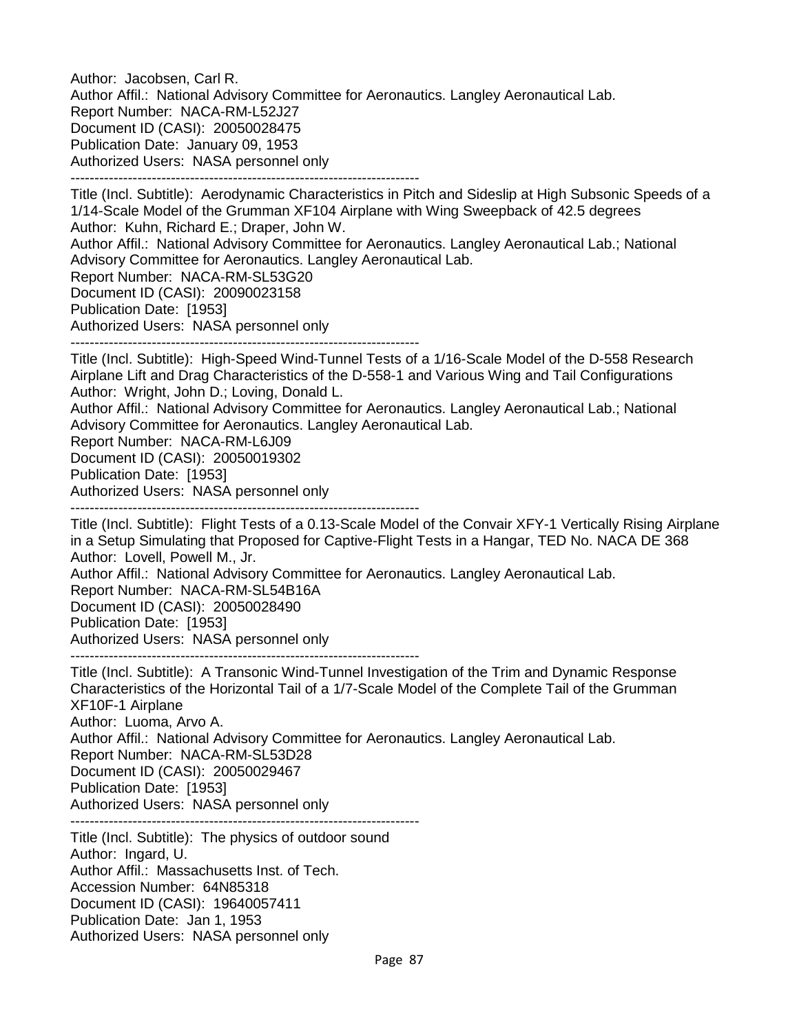Author: Jacobsen, Carl R.
Author Affil.: National Advisory Committee for Aeronautics. Langley Aeronautical Lab.
Report Number: NACA-RM-L52J27
Document ID (CASI): 20050028475
Publication Date: January 09, 1953
Authorized Users: NASA personnel only

--------------------------------------------------------------------------

Title (Incl. Subtitle): Aerodynamic Characteristics in Pitch and Sideslip at High Subsonic Speeds of a 1/14-Scale Model of the Grumman XF104 Airplane with Wing Sweepback of 42.5 degrees
Author: Kuhn, Richard E.; Draper, John W.
Author Affil.: National Advisory Committee for Aeronautics. Langley Aeronautical Lab.; National Advisory Committee for Aeronautics. Langley Aeronautical Lab.
Report Number: NACA-RM-SL53G20
Document ID (CASI): 20090023158
Publication Date: [1953]
Authorized Users: NASA personnel only

--------------------------------------------------------------------------

Title (Incl. Subtitle): High-Speed Wind-Tunnel Tests of a 1/16-Scale Model of the D-558 Research Airplane Lift and Drag Characteristics of the D-558-1 and Various Wing and Tail Configurations
Author: Wright, John D.; Loving, Donald L.
Author Affil.: National Advisory Committee for Aeronautics. Langley Aeronautical Lab.; National Advisory Committee for Aeronautics. Langley Aeronautical Lab.
Report Number: NACA-RM-L6J09
Document ID (CASI): 20050019302
Publication Date: [1953]
Authorized Users: NASA personnel only

--------------------------------------------------------------------------

Title (Incl. Subtitle): Flight Tests of a 0.13-Scale Model of the Convair XFY-1 Vertically Rising Airplane in a Setup Simulating that Proposed for Captive-Flight Tests in a Hangar, TED No. NACA DE 368
Author: Lovell, Powell M., Jr.
Author Affil.: National Advisory Committee for Aeronautics. Langley Aeronautical Lab.
Report Number: NACA-RM-SL54B16A
Document ID (CASI): 20050028490
Publication Date: [1953]
Authorized Users: NASA personnel only

--------------------------------------------------------------------------

Title (Incl. Subtitle): A Transonic Wind-Tunnel Investigation of the Trim and Dynamic Response Characteristics of the Horizontal Tail of a 1/7-Scale Model of the Complete Tail of the Grumman XF10F-1 Airplane
Author: Luoma, Arvo A.
Author Affil.: National Advisory Committee for Aeronautics. Langley Aeronautical Lab.
Report Number: NACA-RM-SL53D28
Document ID (CASI): 20050029467
Publication Date: [1953]
Authorized Users: NASA personnel only

--------------------------------------------------------------------------

Title (Incl. Subtitle): The physics of outdoor sound
Author: Ingard, U.
Author Affil.: Massachusetts Inst. of Tech.
Accession Number: 64N85318
Document ID (CASI): 19640057411
Publication Date: Jan 1, 1953
Authorized Users: NASA personnel only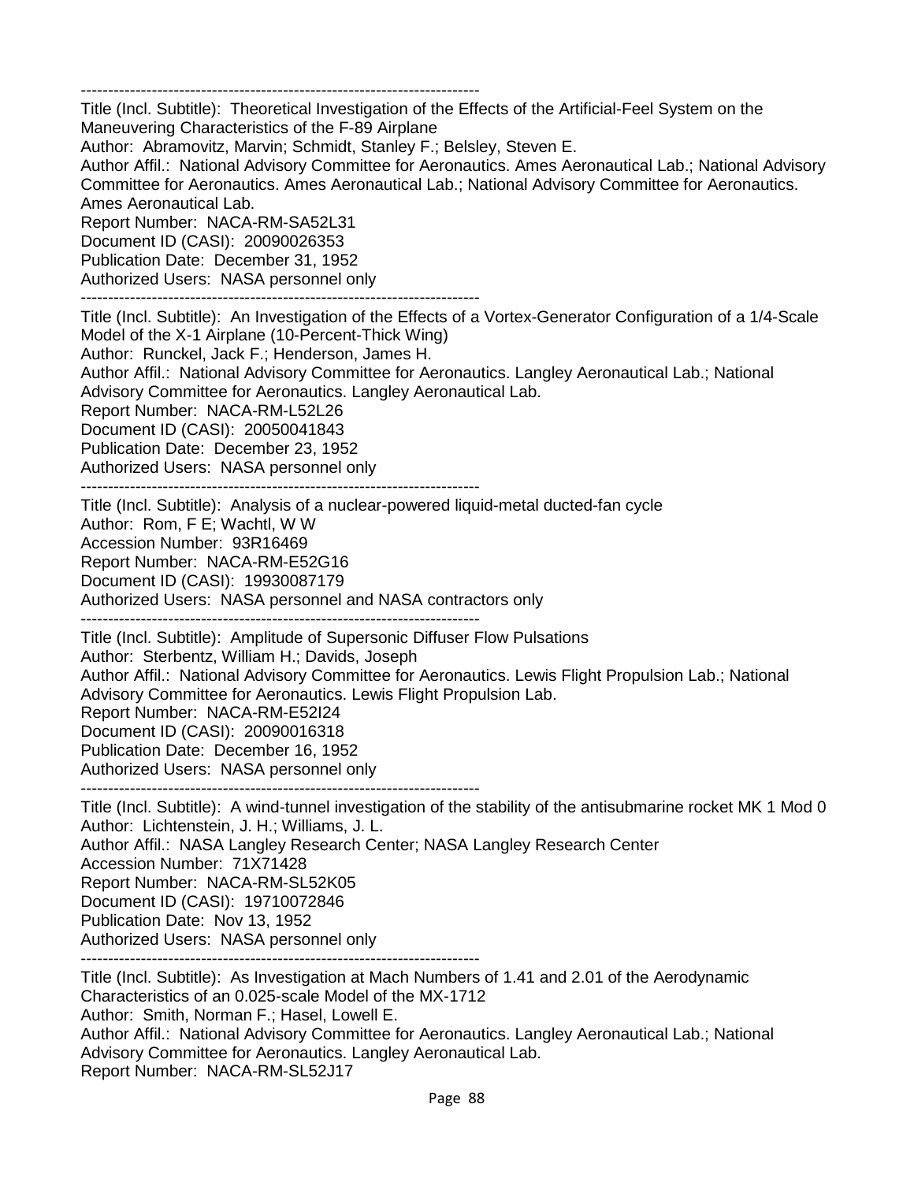------------------------------------------------------------------------
Title (Incl. Subtitle): Theoretical Investigation of the Effects of the Artificial-Feel System on the Maneuvering Characteristics of the F-89 Airplane
Author: Abramovitz, Marvin; Schmidt, Stanley F.; Belsley, Steven E.
Author Affil.: National Advisory Committee for Aeronautics. Ames Aeronautical Lab.; National Advisory Committee for Aeronautics. Ames Aeronautical Lab.; National Advisory Committee for Aeronautics. Ames Aeronautical Lab.
Report Number: NACA-RM-SA52L31
Document ID (CASI): 20090026353
Publication Date: December 31, 1952
Authorized Users: NASA personnel only
------------------------------------------------------------------------
Title (Incl. Subtitle): An Investigation of the Effects of a Vortex-Generator Configuration of a 1/4-Scale Model of the X-1 Airplane (10-Percent-Thick Wing)
Author: Runckel, Jack F.; Henderson, James H.
Author Affil.: National Advisory Committee for Aeronautics. Langley Aeronautical Lab.; National Advisory Committee for Aeronautics. Langley Aeronautical Lab.
Report Number: NACA-RM-L52L26
Document ID (CASI): 20050041843
Publication Date: December 23, 1952
Authorized Users: NASA personnel only
------------------------------------------------------------------------
Title (Incl. Subtitle): Analysis of a nuclear-powered liquid-metal ducted-fan cycle
Author: Rom, F E; Wachtl, W W
Accession Number: 93R16469
Report Number: NACA-RM-E52G16
Document ID (CASI): 19930087179
Authorized Users: NASA personnel and NASA contractors only
------------------------------------------------------------------------
Title (Incl. Subtitle): Amplitude of Supersonic Diffuser Flow Pulsations
Author: Sterbentz, William H.; Davids, Joseph
Author Affil.: National Advisory Committee for Aeronautics. Lewis Flight Propulsion Lab.; National Advisory Committee for Aeronautics. Lewis Flight Propulsion Lab.
Report Number: NACA-RM-E52I24
Document ID (CASI): 20090016318
Publication Date: December 16, 1952
Authorized Users: NASA personnel only
------------------------------------------------------------------------
Title (Incl. Subtitle): A wind-tunnel investigation of the stability of the antisubmarine rocket MK 1 Mod 0
Author: Lichtenstein, J. H.; Williams, J. L.
Author Affil.: NASA Langley Research Center; NASA Langley Research Center
Accession Number: 71X71428
Report Number: NACA-RM-SL52K05
Document ID (CASI): 19710072846
Publication Date: Nov 13, 1952
Authorized Users: NASA personnel only
------------------------------------------------------------------------
Title (Incl. Subtitle): As Investigation at Mach Numbers of 1.41 and 2.01 of the Aerodynamic Characteristics of an 0.025-scale Model of the MX-1712
Author: Smith, Norman F.; Hasel, Lowell E.
Author Affil.: National Advisory Committee for Aeronautics. Langley Aeronautical Lab.; National Advisory Committee for Aeronautics. Langley Aeronautical Lab.
Report Number: NACA-RM-SL52J17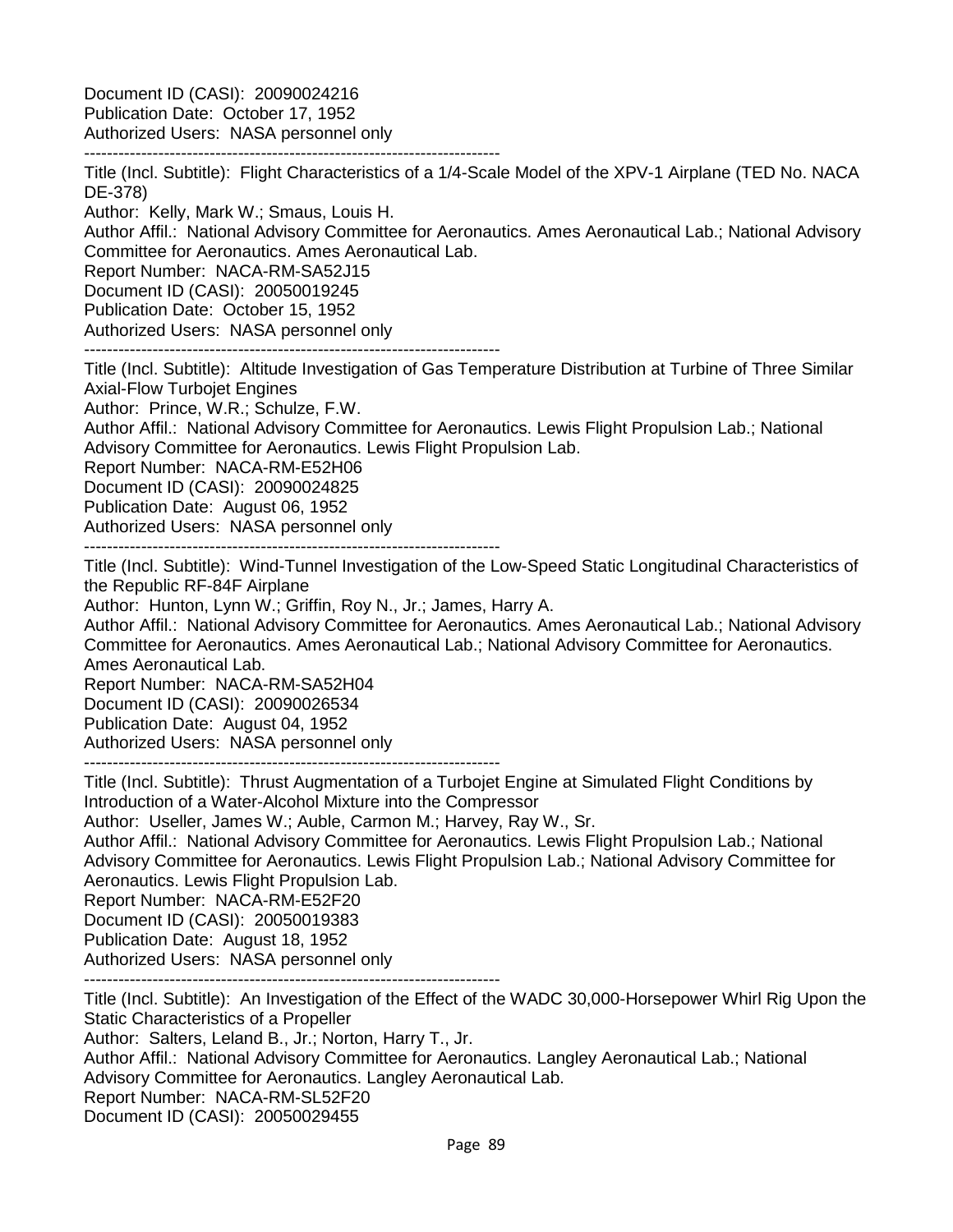Document ID (CASI): 20090024216
Publication Date: October 17, 1952
Authorized Users: NASA personnel only

------------------------------------------------------------------------

Title (Incl. Subtitle): Flight Characteristics of a 1/4-Scale Model of the XPV-1 Airplane (TED No. NACA DE-378)
Author: Kelly, Mark W.; Smaus, Louis H.
Author Affil.: National Advisory Committee for Aeronautics. Ames Aeronautical Lab.; National Advisory Committee for Aeronautics. Ames Aeronautical Lab.
Report Number: NACA-RM-SA52J15
Document ID (CASI): 20050019245
Publication Date: October 15, 1952
Authorized Users: NASA personnel only

------------------------------------------------------------------------

Title (Incl. Subtitle): Altitude Investigation of Gas Temperature Distribution at Turbine of Three Similar Axial-Flow Turbojet Engines
Author: Prince, W.R.; Schulze, F.W.
Author Affil.: National Advisory Committee for Aeronautics. Lewis Flight Propulsion Lab.; National Advisory Committee for Aeronautics. Lewis Flight Propulsion Lab.
Report Number: NACA-RM-E52H06
Document ID (CASI): 20090024825
Publication Date: August 06, 1952
Authorized Users: NASA personnel only

------------------------------------------------------------------------

Title (Incl. Subtitle): Wind-Tunnel Investigation of the Low-Speed Static Longitudinal Characteristics of the Republic RF-84F Airplane
Author: Hunton, Lynn W.; Griffin, Roy N., Jr.; James, Harry A.
Author Affil.: National Advisory Committee for Aeronautics. Ames Aeronautical Lab.; National Advisory Committee for Aeronautics. Ames Aeronautical Lab.; National Advisory Committee for Aeronautics. Ames Aeronautical Lab.
Report Number: NACA-RM-SA52H04
Document ID (CASI): 20090026534
Publication Date: August 04, 1952
Authorized Users: NASA personnel only

------------------------------------------------------------------------

Title (Incl. Subtitle): Thrust Augmentation of a Turbojet Engine at Simulated Flight Conditions by Introduction of a Water-Alcohol Mixture into the Compressor
Author: Useller, James W.; Auble, Carmon M.; Harvey, Ray W., Sr.
Author Affil.: National Advisory Committee for Aeronautics. Lewis Flight Propulsion Lab.; National Advisory Committee for Aeronautics. Lewis Flight Propulsion Lab.; National Advisory Committee for Aeronautics. Lewis Flight Propulsion Lab.
Report Number: NACA-RM-E52F20
Document ID (CASI): 20050019383
Publication Date: August 18, 1952
Authorized Users: NASA personnel only

------------------------------------------------------------------------

Title (Incl. Subtitle): An Investigation of the Effect of the WADC 30,000-Horsepower Whirl Rig Upon the Static Characteristics of a Propeller
Author: Salters, Leland B., Jr.; Norton, Harry T., Jr.
Author Affil.: National Advisory Committee for Aeronautics. Langley Aeronautical Lab.; National Advisory Committee for Aeronautics. Langley Aeronautical Lab.
Report Number: NACA-RM-SL52F20
Document ID (CASI): 20050029455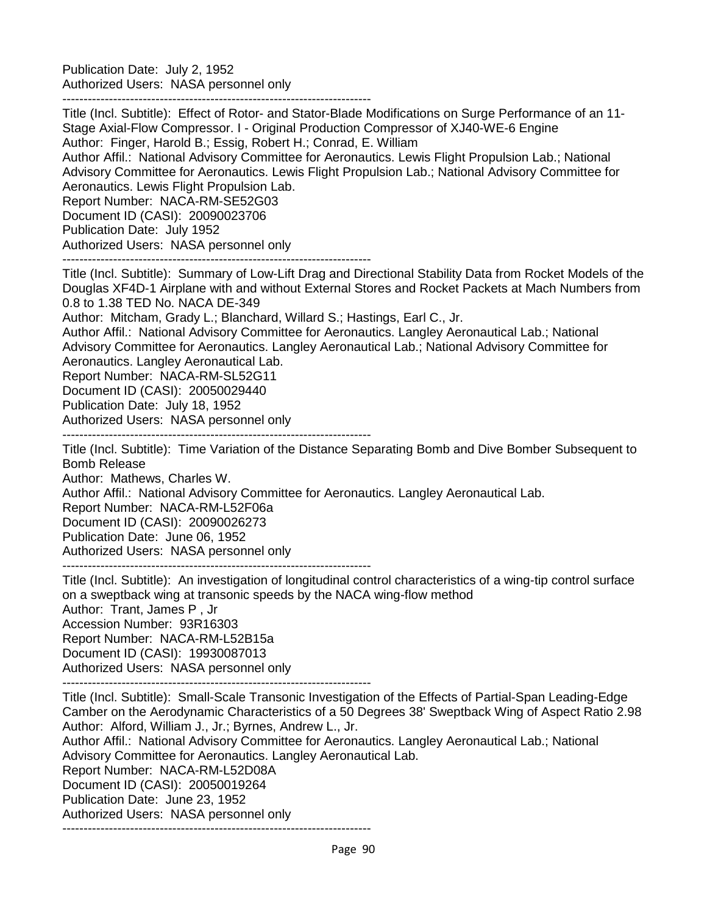Publication Date: July 2, 1952
Authorized Users: NASA personnel only

------------------------------------------------------------------------

Title (Incl. Subtitle): Effect of Rotor- and Stator-Blade Modifications on Surge Performance of an 11-Stage Axial-Flow Compressor. I - Original Production Compressor of XJ40-WE-6 Engine
Author: Finger, Harold B.; Essig, Robert H.; Conrad, E. William
Author Affil.: National Advisory Committee for Aeronautics. Lewis Flight Propulsion Lab.; National Advisory Committee for Aeronautics. Lewis Flight Propulsion Lab.; National Advisory Committee for Aeronautics. Lewis Flight Propulsion Lab.
Report Number: NACA-RM-SE52G03
Document ID (CASI): 20090023706
Publication Date: July 1952
Authorized Users: NASA personnel only

------------------------------------------------------------------------

Title (Incl. Subtitle): Summary of Low-Lift Drag and Directional Stability Data from Rocket Models of the Douglas XF4D-1 Airplane with and without External Stores and Rocket Packets at Mach Numbers from 0.8 to 1.38 TED No. NACA DE-349
Author: Mitcham, Grady L.; Blanchard, Willard S.; Hastings, Earl C., Jr.
Author Affil.: National Advisory Committee for Aeronautics. Langley Aeronautical Lab.; National Advisory Committee for Aeronautics. Langley Aeronautical Lab.; National Advisory Committee for Aeronautics. Langley Aeronautical Lab.
Report Number: NACA-RM-SL52G11
Document ID (CASI): 20050029440
Publication Date: July 18, 1952
Authorized Users: NASA personnel only

------------------------------------------------------------------------

Title (Incl. Subtitle): Time Variation of the Distance Separating Bomb and Dive Bomber Subsequent to Bomb Release
Author: Mathews, Charles W.
Author Affil.: National Advisory Committee for Aeronautics. Langley Aeronautical Lab.
Report Number: NACA-RM-L52F06a
Document ID (CASI): 20090026273
Publication Date: June 06, 1952
Authorized Users: NASA personnel only

------------------------------------------------------------------------

Title (Incl. Subtitle): An investigation of longitudinal control characteristics of a wing-tip control surface on a sweptback wing at transonic speeds by the NACA wing-flow method
Author: Trant, James P , Jr
Accession Number: 93R16303
Report Number: NACA-RM-L52B15a
Document ID (CASI): 19930087013
Authorized Users: NASA personnel only

------------------------------------------------------------------------

Title (Incl. Subtitle): Small-Scale Transonic Investigation of the Effects of Partial-Span Leading-Edge Camber on the Aerodynamic Characteristics of a 50 Degrees 38' Sweptback Wing of Aspect Ratio 2.98
Author: Alford, William J., Jr.; Byrnes, Andrew L., Jr.
Author Affil.: National Advisory Committee for Aeronautics. Langley Aeronautical Lab.; National Advisory Committee for Aeronautics. Langley Aeronautical Lab.
Report Number: NACA-RM-L52D08A
Document ID (CASI): 20050019264
Publication Date: June 23, 1952
Authorized Users: NASA personnel only

------------------------------------------------------------------------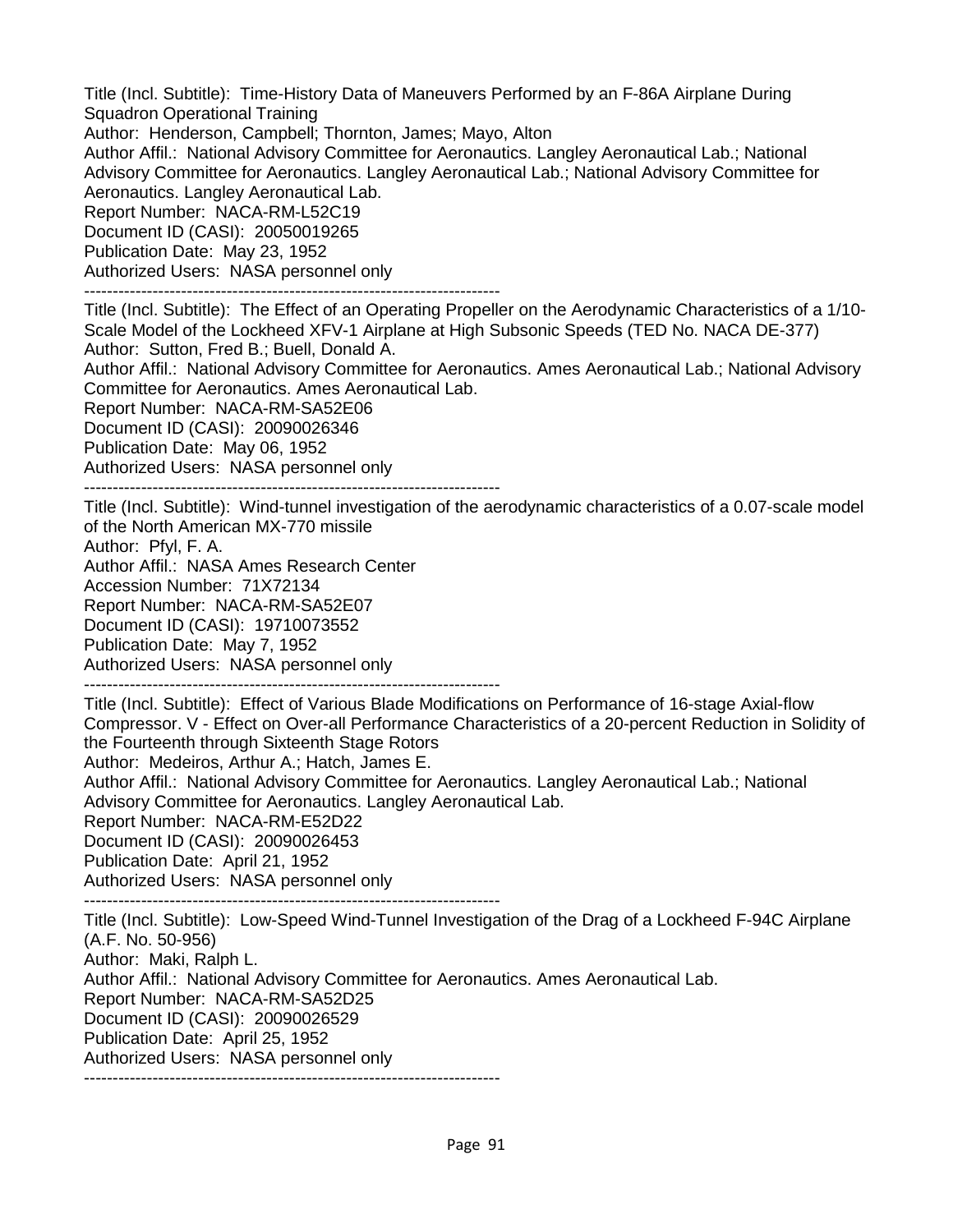Title (Incl. Subtitle): Time-History Data of Maneuvers Performed by an F-86A Airplane During Squadron Operational Training
Author: Henderson, Campbell; Thornton, James; Mayo, Alton
Author Affil.: National Advisory Committee for Aeronautics. Langley Aeronautical Lab.; National Advisory Committee for Aeronautics. Langley Aeronautical Lab.; National Advisory Committee for Aeronautics. Langley Aeronautical Lab.
Report Number: NACA-RM-L52C19
Document ID (CASI): 20050019265
Publication Date: May 23, 1952
Authorized Users: NASA personnel only

--------------------------------------------------------------------------

Title (Incl. Subtitle): The Effect of an Operating Propeller on the Aerodynamic Characteristics of a 1/10-Scale Model of the Lockheed XFV-1 Airplane at High Subsonic Speeds (TED No. NACA DE-377)
Author: Sutton, Fred B.; Buell, Donald A.
Author Affil.: National Advisory Committee for Aeronautics. Ames Aeronautical Lab.; National Advisory Committee for Aeronautics. Ames Aeronautical Lab.
Report Number: NACA-RM-SA52E06
Document ID (CASI): 20090026346
Publication Date: May 06, 1952
Authorized Users: NASA personnel only

--------------------------------------------------------------------------

Title (Incl. Subtitle): Wind-tunnel investigation of the aerodynamic characteristics of a 0.07-scale model of the North American MX-770 missile
Author: Pfyl, F. A.
Author Affil.: NASA Ames Research Center
Accession Number: 71X72134
Report Number: NACA-RM-SA52E07
Document ID (CASI): 19710073552
Publication Date: May 7, 1952
Authorized Users: NASA personnel only

--------------------------------------------------------------------------

Title (Incl. Subtitle): Effect of Various Blade Modifications on Performance of 16-stage Axial-flow Compressor. V - Effect on Over-all Performance Characteristics of a 20-percent Reduction in Solidity of the Fourteenth through Sixteenth Stage Rotors
Author: Medeiros, Arthur A.; Hatch, James E.
Author Affil.: National Advisory Committee for Aeronautics. Langley Aeronautical Lab.; National Advisory Committee for Aeronautics. Langley Aeronautical Lab.
Report Number: NACA-RM-E52D22
Document ID (CASI): 20090026453
Publication Date: April 21, 1952
Authorized Users: NASA personnel only

--------------------------------------------------------------------------

Title (Incl. Subtitle): Low-Speed Wind-Tunnel Investigation of the Drag of a Lockheed F-94C Airplane (A.F. No. 50-956)
Author: Maki, Ralph L.
Author Affil.: National Advisory Committee for Aeronautics. Ames Aeronautical Lab.
Report Number: NACA-RM-SA52D25
Document ID (CASI): 20090026529
Publication Date: April 25, 1952
Authorized Users: NASA personnel only

--------------------------------------------------------------------------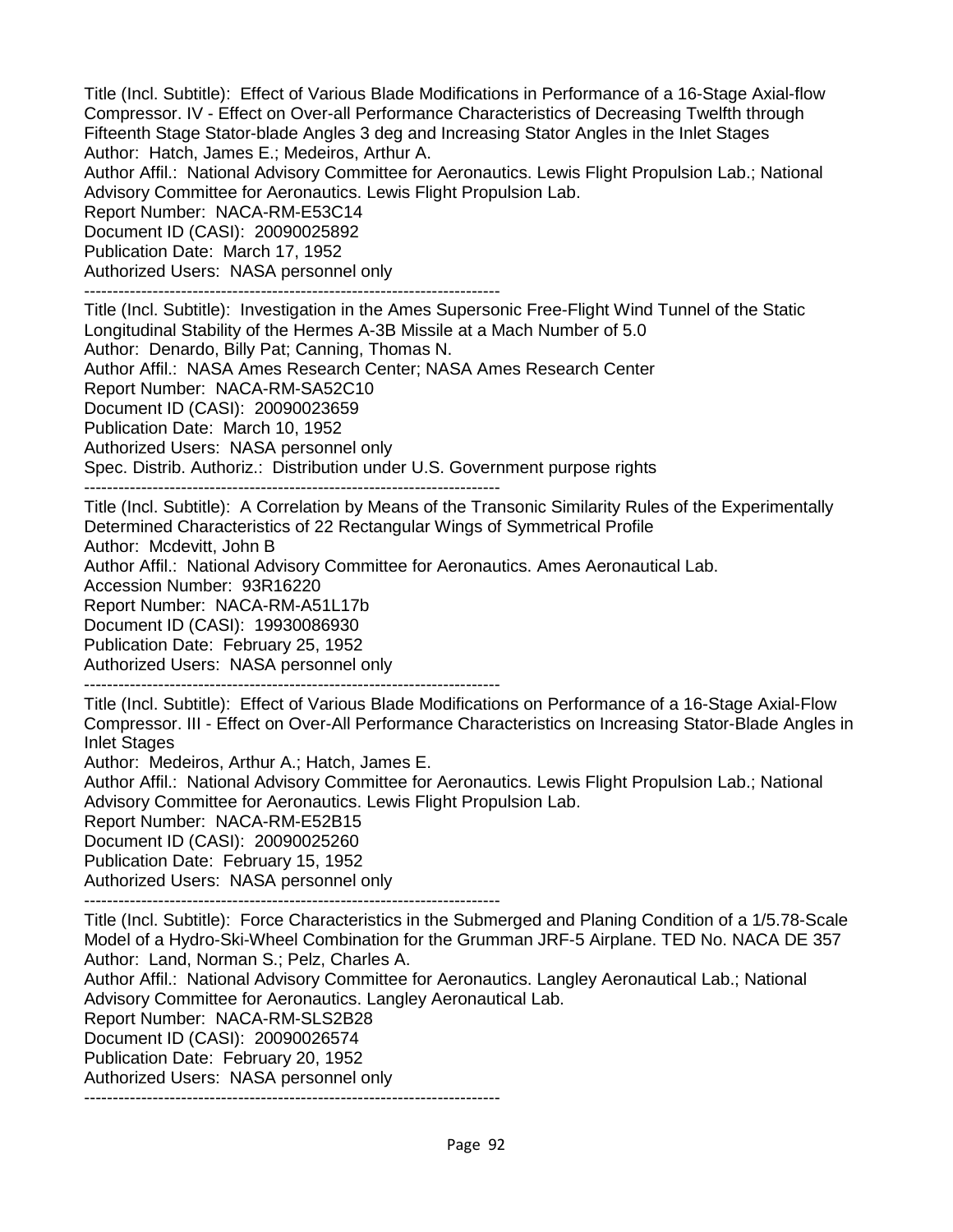Title (Incl. Subtitle): Effect of Various Blade Modifications in Performance of a 16-Stage Axial-flow Compressor. IV - Effect on Over-all Performance Characteristics of Decreasing Twelfth through Fifteenth Stage Stator-blade Angles 3 deg and Increasing Stator Angles in the Inlet Stages
Author: Hatch, James E.; Medeiros, Arthur A.
Author Affil.: National Advisory Committee for Aeronautics. Lewis Flight Propulsion Lab.; National Advisory Committee for Aeronautics. Lewis Flight Propulsion Lab.
Report Number: NACA-RM-E53C14
Document ID (CASI): 20090025892
Publication Date: March 17, 1952
Authorized Users: NASA personnel only

------------------------------------------------------------------------

Title (Incl. Subtitle): Investigation in the Ames Supersonic Free-Flight Wind Tunnel of the Static Longitudinal Stability of the Hermes A-3B Missile at a Mach Number of 5.0
Author: Denardo, Billy Pat; Canning, Thomas N.
Author Affil.: NASA Ames Research Center; NASA Ames Research Center
Report Number: NACA-RM-SA52C10
Document ID (CASI): 20090023659
Publication Date: March 10, 1952
Authorized Users: NASA personnel only
Spec. Distrib. Authoriz.: Distribution under U.S. Government purpose rights

------------------------------------------------------------------------

Title (Incl. Subtitle): A Correlation by Means of the Transonic Similarity Rules of the Experimentally Determined Characteristics of 22 Rectangular Wings of Symmetrical Profile
Author: Mcdevitt, John B
Author Affil.: National Advisory Committee for Aeronautics. Ames Aeronautical Lab.
Accession Number: 93R16220
Report Number: NACA-RM-A51L17b
Document ID (CASI): 19930086930
Publication Date: February 25, 1952
Authorized Users: NASA personnel only

------------------------------------------------------------------------

Title (Incl. Subtitle): Effect of Various Blade Modifications on Performance of a 16-Stage Axial-Flow Compressor. III - Effect on Over-All Performance Characteristics on Increasing Stator-Blade Angles in Inlet Stages
Author: Medeiros, Arthur A.; Hatch, James E.
Author Affil.: National Advisory Committee for Aeronautics. Lewis Flight Propulsion Lab.; National Advisory Committee for Aeronautics. Lewis Flight Propulsion Lab.
Report Number: NACA-RM-E52B15
Document ID (CASI): 20090025260
Publication Date: February 15, 1952
Authorized Users: NASA personnel only

------------------------------------------------------------------------

Title (Incl. Subtitle): Force Characteristics in the Submerged and Planing Condition of a 1/5.78-Scale Model of a Hydro-Ski-Wheel Combination for the Grumman JRF-5 Airplane. TED No. NACA DE 357
Author: Land, Norman S.; Pelz, Charles A.
Author Affil.: National Advisory Committee for Aeronautics. Langley Aeronautical Lab.; National Advisory Committee for Aeronautics. Langley Aeronautical Lab.
Report Number: NACA-RM-SLS2B28
Document ID (CASI): 20090026574
Publication Date: February 20, 1952
Authorized Users: NASA personnel only

------------------------------------------------------------------------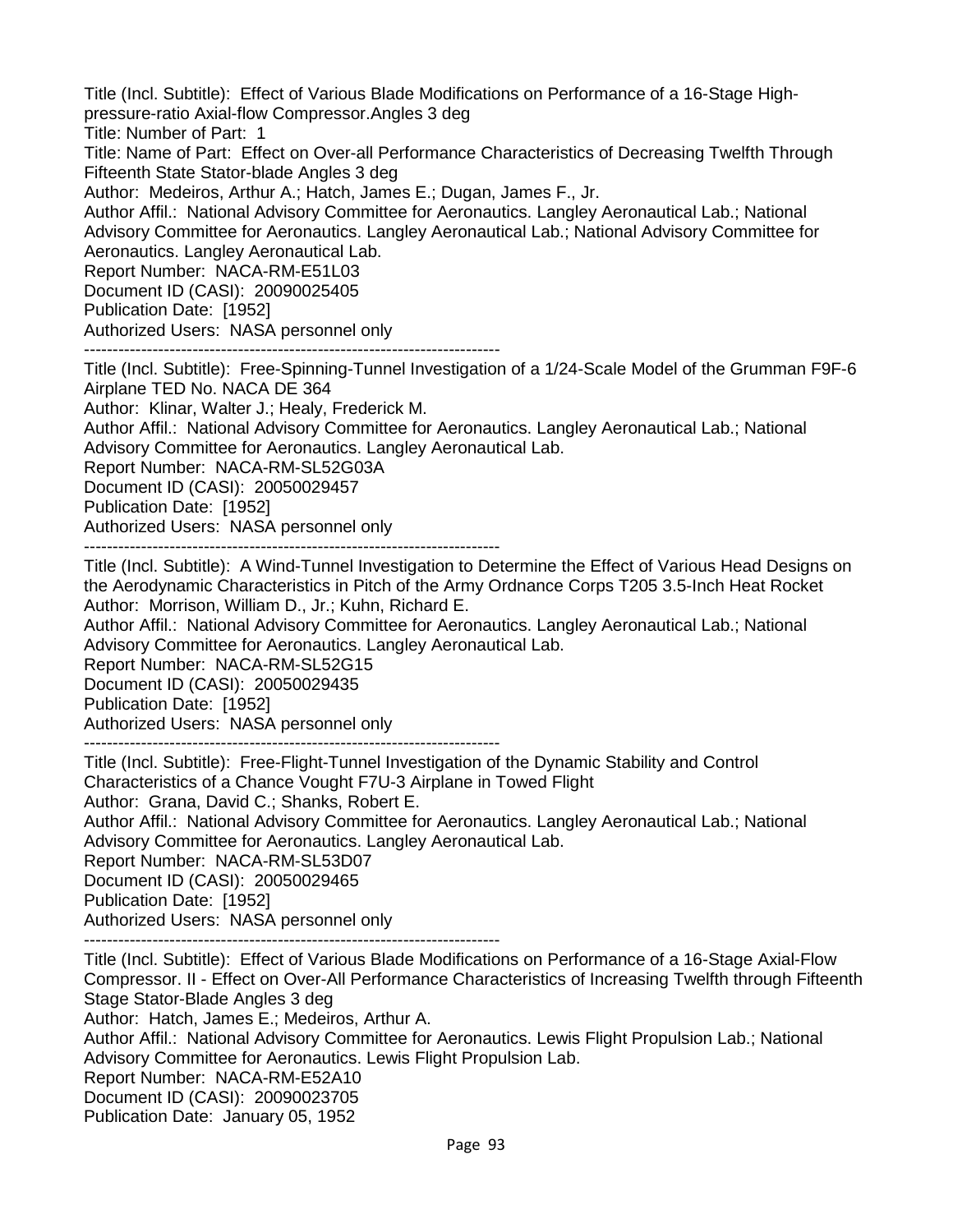Title (Incl. Subtitle): Effect of Various Blade Modifications on Performance of a 16-Stage High-pressure-ratio Axial-flow Compressor.Angles 3 deg
Title: Number of Part: 1
Title: Name of Part: Effect on Over-all Performance Characteristics of Decreasing Twelfth Through Fifteenth State Stator-blade Angles 3 deg
Author: Medeiros, Arthur A.; Hatch, James E.; Dugan, James F., Jr.
Author Affil.: National Advisory Committee for Aeronautics. Langley Aeronautical Lab.; National Advisory Committee for Aeronautics. Langley Aeronautical Lab.; National Advisory Committee for Aeronautics. Langley Aeronautical Lab.
Report Number: NACA-RM-E51L03
Document ID (CASI): 20090025405
Publication Date: [1952]
Authorized Users: NASA personnel only

--------------------------------------------------------------------------

Title (Incl. Subtitle): Free-Spinning-Tunnel Investigation of a 1/24-Scale Model of the Grumman F9F-6 Airplane TED No. NACA DE 364
Author: Klinar, Walter J.; Healy, Frederick M.
Author Affil.: National Advisory Committee for Aeronautics. Langley Aeronautical Lab.; National Advisory Committee for Aeronautics. Langley Aeronautical Lab.
Report Number: NACA-RM-SL52G03A
Document ID (CASI): 20050029457
Publication Date: [1952]
Authorized Users: NASA personnel only

--------------------------------------------------------------------------

Title (Incl. Subtitle): A Wind-Tunnel Investigation to Determine the Effect of Various Head Designs on the Aerodynamic Characteristics in Pitch of the Army Ordnance Corps T205 3.5-Inch Heat Rocket
Author: Morrison, William D., Jr.; Kuhn, Richard E.
Author Affil.: National Advisory Committee for Aeronautics. Langley Aeronautical Lab.; National Advisory Committee for Aeronautics. Langley Aeronautical Lab.
Report Number: NACA-RM-SL52G15
Document ID (CASI): 20050029435
Publication Date: [1952]
Authorized Users: NASA personnel only

--------------------------------------------------------------------------

Title (Incl. Subtitle): Free-Flight-Tunnel Investigation of the Dynamic Stability and Control Characteristics of a Chance Vought F7U-3 Airplane in Towed Flight
Author: Grana, David C.; Shanks, Robert E.
Author Affil.: National Advisory Committee for Aeronautics. Langley Aeronautical Lab.; National Advisory Committee for Aeronautics. Langley Aeronautical Lab.
Report Number: NACA-RM-SL53D07
Document ID (CASI): 20050029465
Publication Date: [1952]
Authorized Users: NASA personnel only

--------------------------------------------------------------------------

Title (Incl. Subtitle): Effect of Various Blade Modifications on Performance of a 16-Stage Axial-Flow Compressor. II - Effect on Over-All Performance Characteristics of Increasing Twelfth through Fifteenth Stage Stator-Blade Angles 3 deg
Author: Hatch, James E.; Medeiros, Arthur A.
Author Affil.: National Advisory Committee for Aeronautics. Lewis Flight Propulsion Lab.; National Advisory Committee for Aeronautics. Lewis Flight Propulsion Lab.
Report Number: NACA-RM-E52A10
Document ID (CASI): 20090023705
Publication Date: January 05, 1952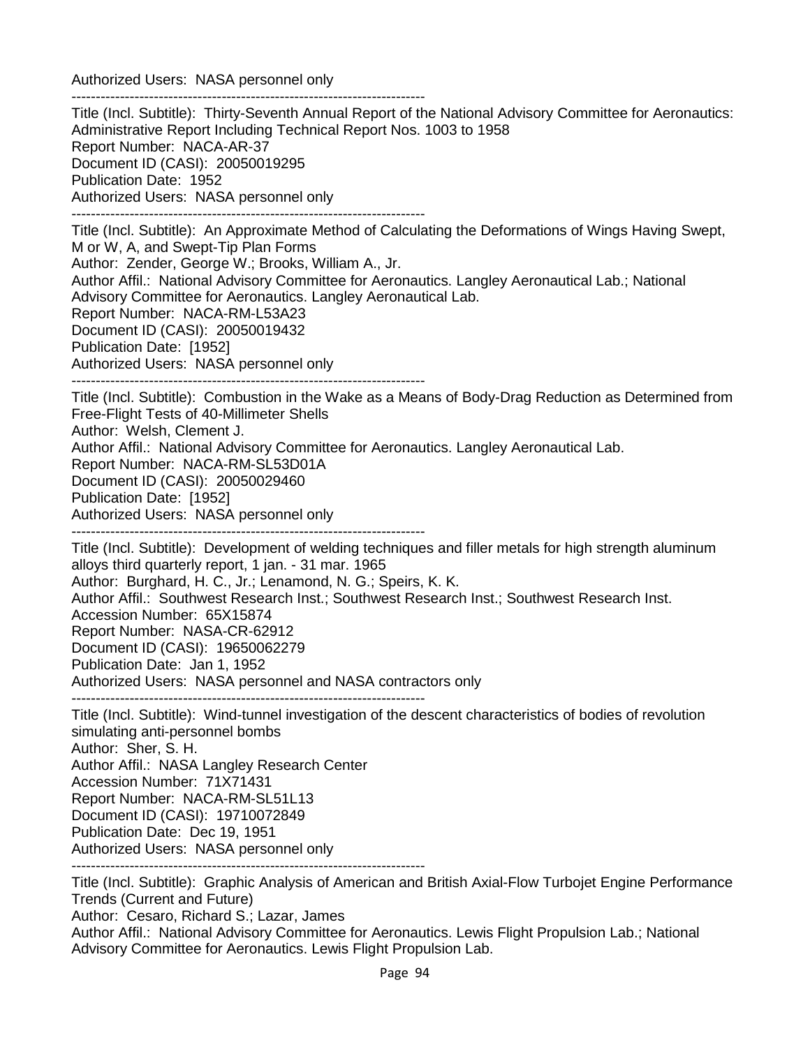Authorized Users: NASA personnel only

--------------------------------------------------------------------------

Title (Incl. Subtitle): Thirty-Seventh Annual Report of the National Advisory Committee for Aeronautics: Administrative Report Including Technical Report Nos. 1003 to 1958
Report Number: NACA-AR-37
Document ID (CASI): 20050019295
Publication Date: 1952
Authorized Users: NASA personnel only

--------------------------------------------------------------------------

Title (Incl. Subtitle): An Approximate Method of Calculating the Deformations of Wings Having Swept, M or W, A, and Swept-Tip Plan Forms
Author: Zender, George W.; Brooks, William A., Jr.
Author Affil.: National Advisory Committee for Aeronautics. Langley Aeronautical Lab.; National Advisory Committee for Aeronautics. Langley Aeronautical Lab.
Report Number: NACA-RM-L53A23
Document ID (CASI): 20050019432
Publication Date: [1952]
Authorized Users: NASA personnel only

--------------------------------------------------------------------------

Title (Incl. Subtitle): Combustion in the Wake as a Means of Body-Drag Reduction as Determined from Free-Flight Tests of 40-Millimeter Shells
Author: Welsh, Clement J.
Author Affil.: National Advisory Committee for Aeronautics. Langley Aeronautical Lab.
Report Number: NACA-RM-SL53D01A
Document ID (CASI): 20050029460
Publication Date: [1952]
Authorized Users: NASA personnel only

--------------------------------------------------------------------------

Title (Incl. Subtitle): Development of welding techniques and filler metals for high strength aluminum alloys third quarterly report, 1 jan. - 31 mar. 1965
Author: Burghard, H. C., Jr.; Lenamond, N. G.; Speirs, K. K.
Author Affil.: Southwest Research Inst.; Southwest Research Inst.; Southwest Research Inst.
Accession Number: 65X15874
Report Number: NASA-CR-62912
Document ID (CASI): 19650062279
Publication Date: Jan 1, 1952
Authorized Users: NASA personnel and NASA contractors only

--------------------------------------------------------------------------

Title (Incl. Subtitle): Wind-tunnel investigation of the descent characteristics of bodies of revolution simulating anti-personnel bombs
Author: Sher, S. H.
Author Affil.: NASA Langley Research Center
Accession Number: 71X71431
Report Number: NACA-RM-SL51L13
Document ID (CASI): 19710072849
Publication Date: Dec 19, 1951
Authorized Users: NASA personnel only

--------------------------------------------------------------------------

Title (Incl. Subtitle): Graphic Analysis of American and British Axial-Flow Turbojet Engine Performance Trends (Current and Future)
Author: Cesaro, Richard S.; Lazar, James
Author Affil.: National Advisory Committee for Aeronautics. Lewis Flight Propulsion Lab.; National Advisory Committee for Aeronautics. Lewis Flight Propulsion Lab.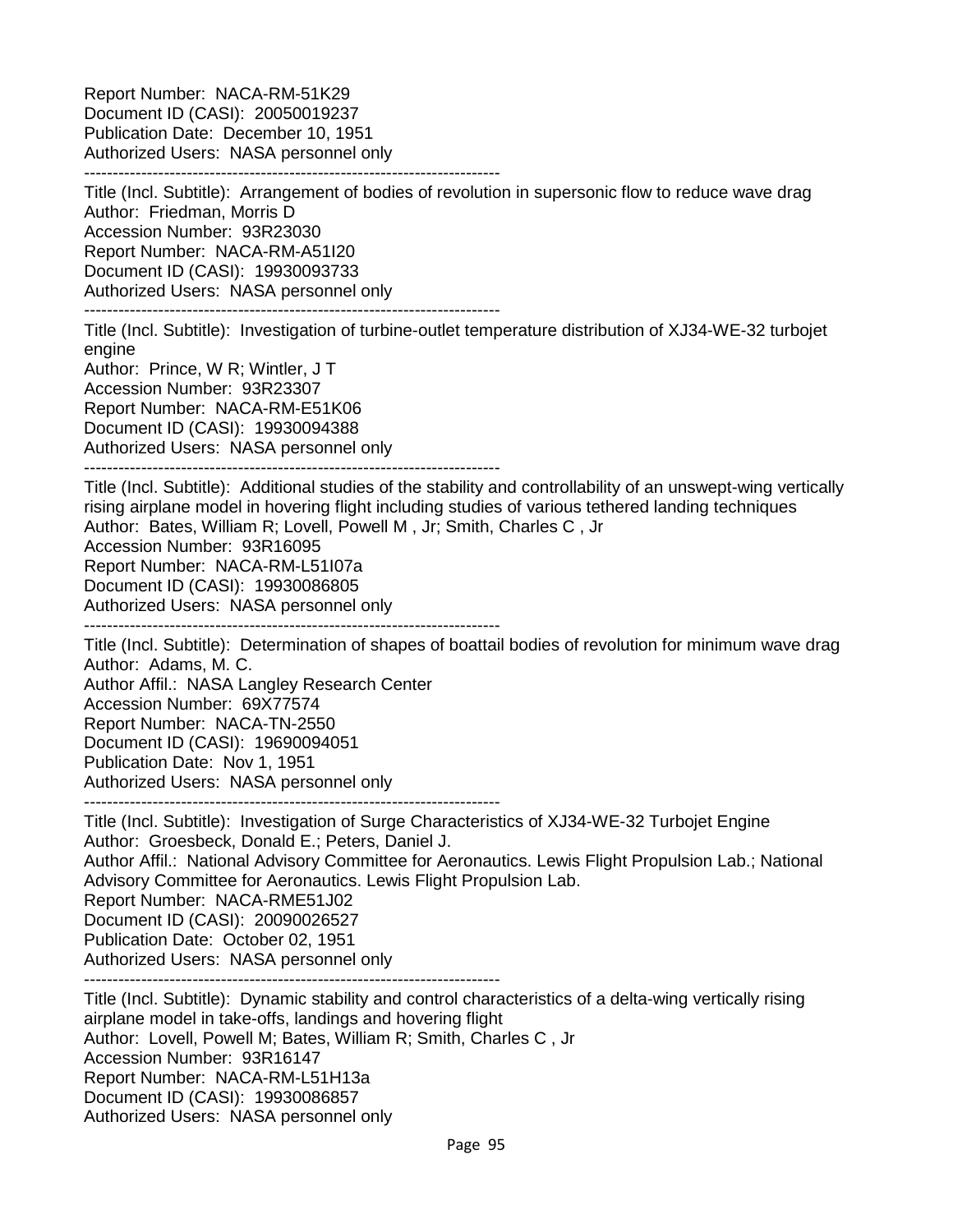Report Number: NACA-RM-51K29
Document ID (CASI): 20050019237
Publication Date: December 10, 1951
Authorized Users: NASA personnel only

------------------------------------------------------------------------

Title (Incl. Subtitle): Arrangement of bodies of revolution in supersonic flow to reduce wave drag
Author: Friedman, Morris D
Accession Number: 93R23030
Report Number: NACA-RM-A51I20
Document ID (CASI): 19930093733
Authorized Users: NASA personnel only

------------------------------------------------------------------------

Title (Incl. Subtitle): Investigation of turbine-outlet temperature distribution of XJ34-WE-32 turbojet engine
Author: Prince, W R; Wintler, J T
Accession Number: 93R23307
Report Number: NACA-RM-E51K06
Document ID (CASI): 19930094388
Authorized Users: NASA personnel only

------------------------------------------------------------------------

Title (Incl. Subtitle): Additional studies of the stability and controllability of an unswept-wing vertically rising airplane model in hovering flight including studies of various tethered landing techniques
Author: Bates, William R; Lovell, Powell M , Jr; Smith, Charles C , Jr
Accession Number: 93R16095
Report Number: NACA-RM-L51I07a
Document ID (CASI): 19930086805
Authorized Users: NASA personnel only

------------------------------------------------------------------------

Title (Incl. Subtitle): Determination of shapes of boattail bodies of revolution for minimum wave drag
Author: Adams, M. C.
Author Affil.: NASA Langley Research Center
Accession Number: 69X77574
Report Number: NACA-TN-2550
Document ID (CASI): 19690094051
Publication Date: Nov 1, 1951
Authorized Users: NASA personnel only

------------------------------------------------------------------------

Title (Incl. Subtitle): Investigation of Surge Characteristics of XJ34-WE-32 Turbojet Engine
Author: Groesbeck, Donald E.; Peters, Daniel J.
Author Affil.: National Advisory Committee for Aeronautics. Lewis Flight Propulsion Lab.; National Advisory Committee for Aeronautics. Lewis Flight Propulsion Lab.
Report Number: NACA-RME51J02
Document ID (CASI): 20090026527
Publication Date: October 02, 1951
Authorized Users: NASA personnel only

------------------------------------------------------------------------

Title (Incl. Subtitle): Dynamic stability and control characteristics of a delta-wing vertically rising airplane model in take-offs, landings and hovering flight
Author: Lovell, Powell M; Bates, William R; Smith, Charles C , Jr
Accession Number: 93R16147
Report Number: NACA-RM-L51H13a
Document ID (CASI): 19930086857
Authorized Users: NASA personnel only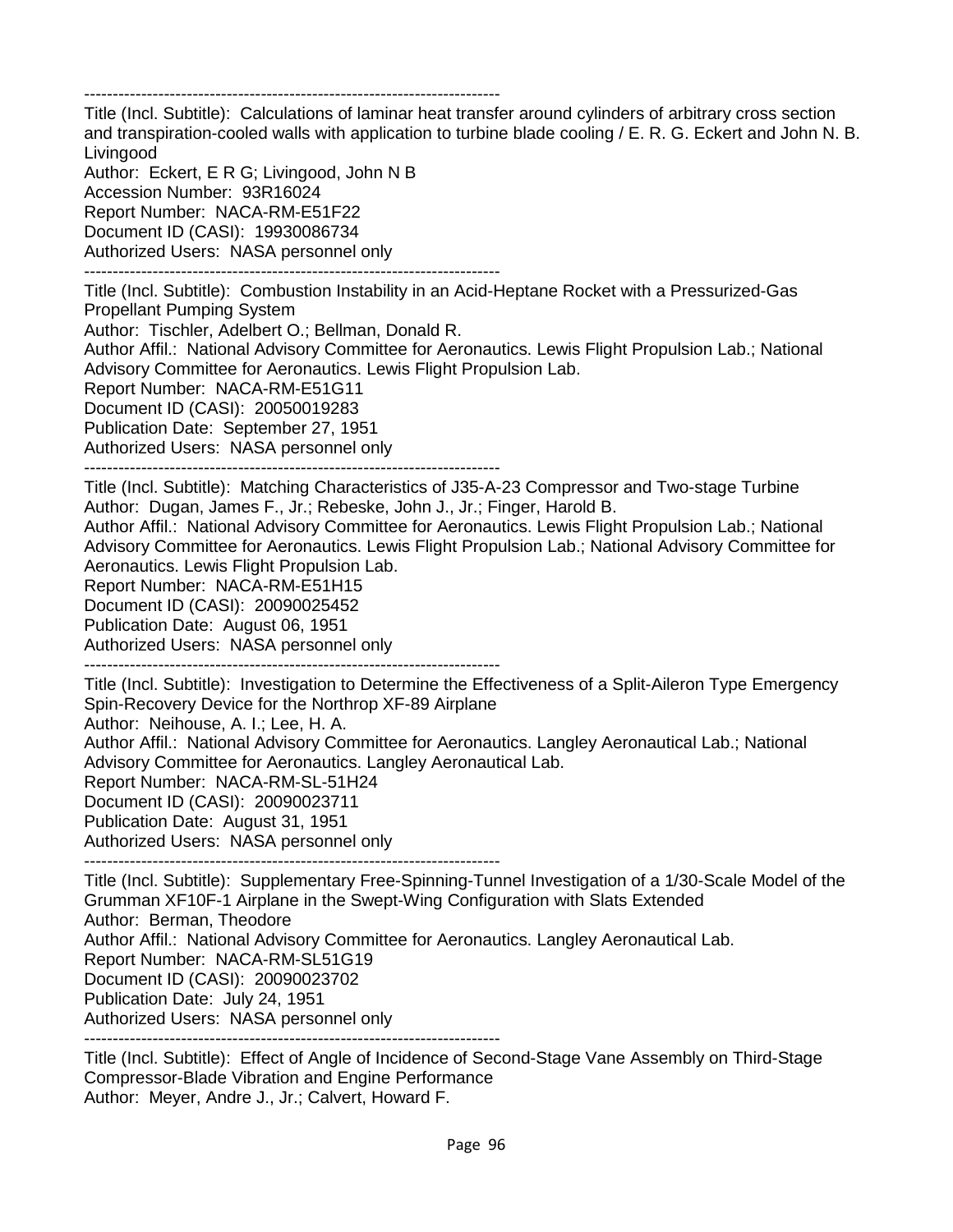--------------------------------------------------------------------------
Title (Incl. Subtitle): Calculations of laminar heat transfer around cylinders of arbitrary cross section and transpiration-cooled walls with application to turbine blade cooling / E. R. G. Eckert and John N. B. Livingood
Author: Eckert, E R G; Livingood, John N B
Accession Number: 93R16024
Report Number: NACA-RM-E51F22
Document ID (CASI): 19930086734
Authorized Users: NASA personnel only
--------------------------------------------------------------------------
Title (Incl. Subtitle): Combustion Instability in an Acid-Heptane Rocket with a Pressurized-Gas Propellant Pumping System
Author: Tischler, Adelbert O.; Bellman, Donald R.
Author Affil.: National Advisory Committee for Aeronautics. Lewis Flight Propulsion Lab.; National Advisory Committee for Aeronautics. Lewis Flight Propulsion Lab.
Report Number: NACA-RM-E51G11
Document ID (CASI): 20050019283
Publication Date: September 27, 1951
Authorized Users: NASA personnel only
--------------------------------------------------------------------------
Title (Incl. Subtitle): Matching Characteristics of J35-A-23 Compressor and Two-stage Turbine
Author: Dugan, James F., Jr.; Rebeske, John J., Jr.; Finger, Harold B.
Author Affil.: National Advisory Committee for Aeronautics. Lewis Flight Propulsion Lab.; National Advisory Committee for Aeronautics. Lewis Flight Propulsion Lab.; National Advisory Committee for Aeronautics. Lewis Flight Propulsion Lab.
Report Number: NACA-RM-E51H15
Document ID (CASI): 20090025452
Publication Date: August 06, 1951
Authorized Users: NASA personnel only
--------------------------------------------------------------------------
Title (Incl. Subtitle): Investigation to Determine the Effectiveness of a Split-Aileron Type Emergency Spin-Recovery Device for the Northrop XF-89 Airplane
Author: Neihouse, A. I.; Lee, H. A.
Author Affil.: National Advisory Committee for Aeronautics. Langley Aeronautical Lab.; National Advisory Committee for Aeronautics. Langley Aeronautical Lab.
Report Number: NACA-RM-SL-51H24
Document ID (CASI): 20090023711
Publication Date: August 31, 1951
Authorized Users: NASA personnel only
--------------------------------------------------------------------------
Title (Incl. Subtitle): Supplementary Free-Spinning-Tunnel Investigation of a 1/30-Scale Model of the Grumman XF10F-1 Airplane in the Swept-Wing Configuration with Slats Extended
Author: Berman, Theodore
Author Affil.: National Advisory Committee for Aeronautics. Langley Aeronautical Lab.
Report Number: NACA-RM-SL51G19
Document ID (CASI): 20090023702
Publication Date: July 24, 1951
Authorized Users: NASA personnel only
--------------------------------------------------------------------------
Title (Incl. Subtitle): Effect of Angle of Incidence of Second-Stage Vane Assembly on Third-Stage Compressor-Blade Vibration and Engine Performance
Author: Meyer, Andre J., Jr.; Calvert, Howard F.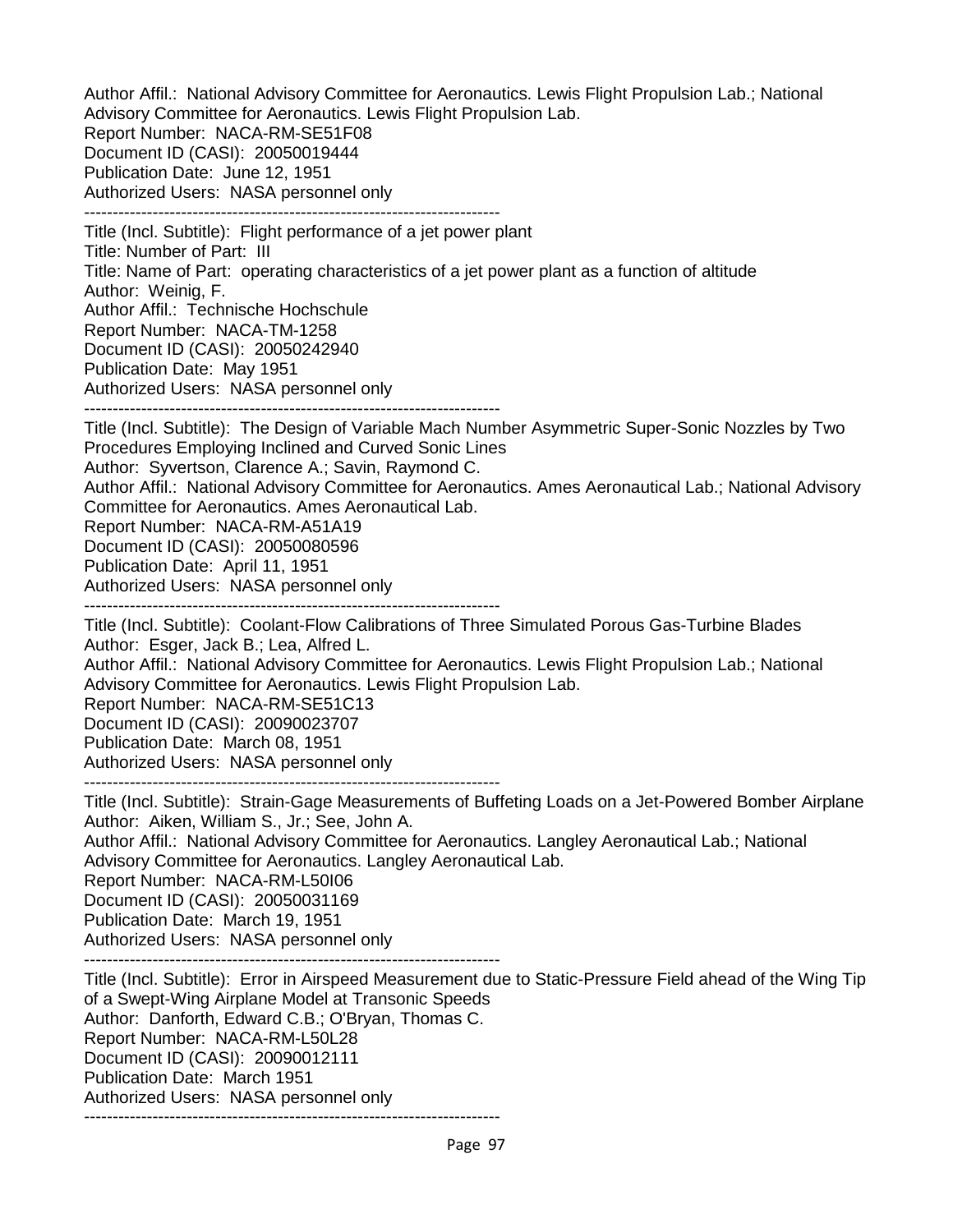Author Affil.: National Advisory Committee for Aeronautics. Lewis Flight Propulsion Lab.; National Advisory Committee for Aeronautics. Lewis Flight Propulsion Lab.
Report Number: NACA-RM-SE51F08
Document ID (CASI): 20050019444
Publication Date: June 12, 1951
Authorized Users: NASA personnel only

-------------------------------------------------------------------------

Title (Incl. Subtitle): Flight performance of a jet power plant
Title: Number of Part: III
Title: Name of Part: operating characteristics of a jet power plant as a function of altitude
Author: Weinig, F.
Author Affil.: Technische Hochschule
Report Number: NACA-TM-1258
Document ID (CASI): 20050242940
Publication Date: May 1951
Authorized Users: NASA personnel only

-------------------------------------------------------------------------

Title (Incl. Subtitle): The Design of Variable Mach Number Asymmetric Super-Sonic Nozzles by Two Procedures Employing Inclined and Curved Sonic Lines
Author: Syvertson, Clarence A.; Savin, Raymond C.
Author Affil.: National Advisory Committee for Aeronautics. Ames Aeronautical Lab.; National Advisory Committee for Aeronautics. Ames Aeronautical Lab.
Report Number: NACA-RM-A51A19
Document ID (CASI): 20050080596
Publication Date: April 11, 1951
Authorized Users: NASA personnel only

-------------------------------------------------------------------------

Title (Incl. Subtitle): Coolant-Flow Calibrations of Three Simulated Porous Gas-Turbine Blades
Author: Esger, Jack B.; Lea, Alfred L.
Author Affil.: National Advisory Committee for Aeronautics. Lewis Flight Propulsion Lab.; National Advisory Committee for Aeronautics. Lewis Flight Propulsion Lab.
Report Number: NACA-RM-SE51C13
Document ID (CASI): 20090023707
Publication Date: March 08, 1951
Authorized Users: NASA personnel only

-------------------------------------------------------------------------

Title (Incl. Subtitle): Strain-Gage Measurements of Buffeting Loads on a Jet-Powered Bomber Airplane
Author: Aiken, William S., Jr.; See, John A.
Author Affil.: National Advisory Committee for Aeronautics. Langley Aeronautical Lab.; National Advisory Committee for Aeronautics. Langley Aeronautical Lab.
Report Number: NACA-RM-L50I06
Document ID (CASI): 20050031169
Publication Date: March 19, 1951
Authorized Users: NASA personnel only

-------------------------------------------------------------------------

Title (Incl. Subtitle): Error in Airspeed Measurement due to Static-Pressure Field ahead of the Wing Tip of a Swept-Wing Airplane Model at Transonic Speeds
Author: Danforth, Edward C.B.; O'Bryan, Thomas C.
Report Number: NACA-RM-L50L28
Document ID (CASI): 20090012111
Publication Date: March 1951
Authorized Users: NASA personnel only

-------------------------------------------------------------------------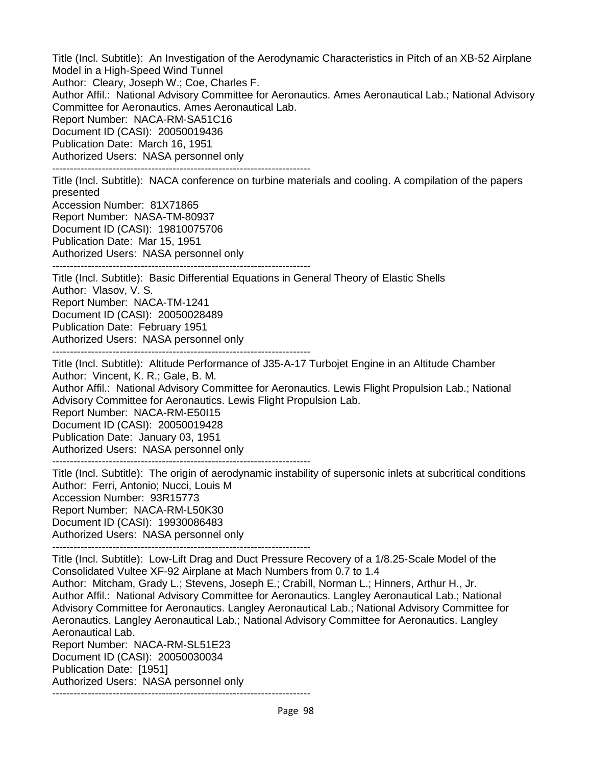Title (Incl. Subtitle): An Investigation of the Aerodynamic Characteristics in Pitch of an XB-52 Airplane Model in a High-Speed Wind Tunnel
Author: Cleary, Joseph W.; Coe, Charles F.
Author Affil.: National Advisory Committee for Aeronautics. Ames Aeronautical Lab.; National Advisory Committee for Aeronautics. Ames Aeronautical Lab.
Report Number: NACA-RM-SA51C16
Document ID (CASI): 20050019436
Publication Date: March 16, 1951
Authorized Users: NASA personnel only

------------------------------------------------------------------------

Title (Incl. Subtitle): NACA conference on turbine materials and cooling. A compilation of the papers presented
Accession Number: 81X71865
Report Number: NASA-TM-80937
Document ID (CASI): 19810075706
Publication Date: Mar 15, 1951
Authorized Users: NASA personnel only

------------------------------------------------------------------------

Title (Incl. Subtitle): Basic Differential Equations in General Theory of Elastic Shells
Author: Vlasov, V. S.
Report Number: NACA-TM-1241
Document ID (CASI): 20050028489
Publication Date: February 1951
Authorized Users: NASA personnel only

------------------------------------------------------------------------

Title (Incl. Subtitle): Altitude Performance of J35-A-17 Turbojet Engine in an Altitude Chamber
Author: Vincent, K. R.; Gale, B. M.
Author Affil.: National Advisory Committee for Aeronautics. Lewis Flight Propulsion Lab.; National Advisory Committee for Aeronautics. Lewis Flight Propulsion Lab.
Report Number: NACA-RM-E50I15
Document ID (CASI): 20050019428
Publication Date: January 03, 1951
Authorized Users: NASA personnel only

------------------------------------------------------------------------

Title (Incl. Subtitle): The origin of aerodynamic instability of supersonic inlets at subcritical conditions
Author: Ferri, Antonio; Nucci, Louis M
Accession Number: 93R15773
Report Number: NACA-RM-L50K30
Document ID (CASI): 19930086483
Authorized Users: NASA personnel only

------------------------------------------------------------------------

Title (Incl. Subtitle): Low-Lift Drag and Duct Pressure Recovery of a 1/8.25-Scale Model of the Consolidated Vultee XF-92 Airplane at Mach Numbers from 0.7 to 1.4
Author: Mitcham, Grady L.; Stevens, Joseph E.; Crabill, Norman L.; Hinners, Arthur H., Jr.
Author Affil.: National Advisory Committee for Aeronautics. Langley Aeronautical Lab.; National Advisory Committee for Aeronautics. Langley Aeronautical Lab.; National Advisory Committee for Aeronautics. Langley Aeronautical Lab.; National Advisory Committee for Aeronautics. Langley Aeronautical Lab.
Report Number: NACA-RM-SL51E23
Document ID (CASI): 20050030034
Publication Date: [1951]
Authorized Users: NASA personnel only

------------------------------------------------------------------------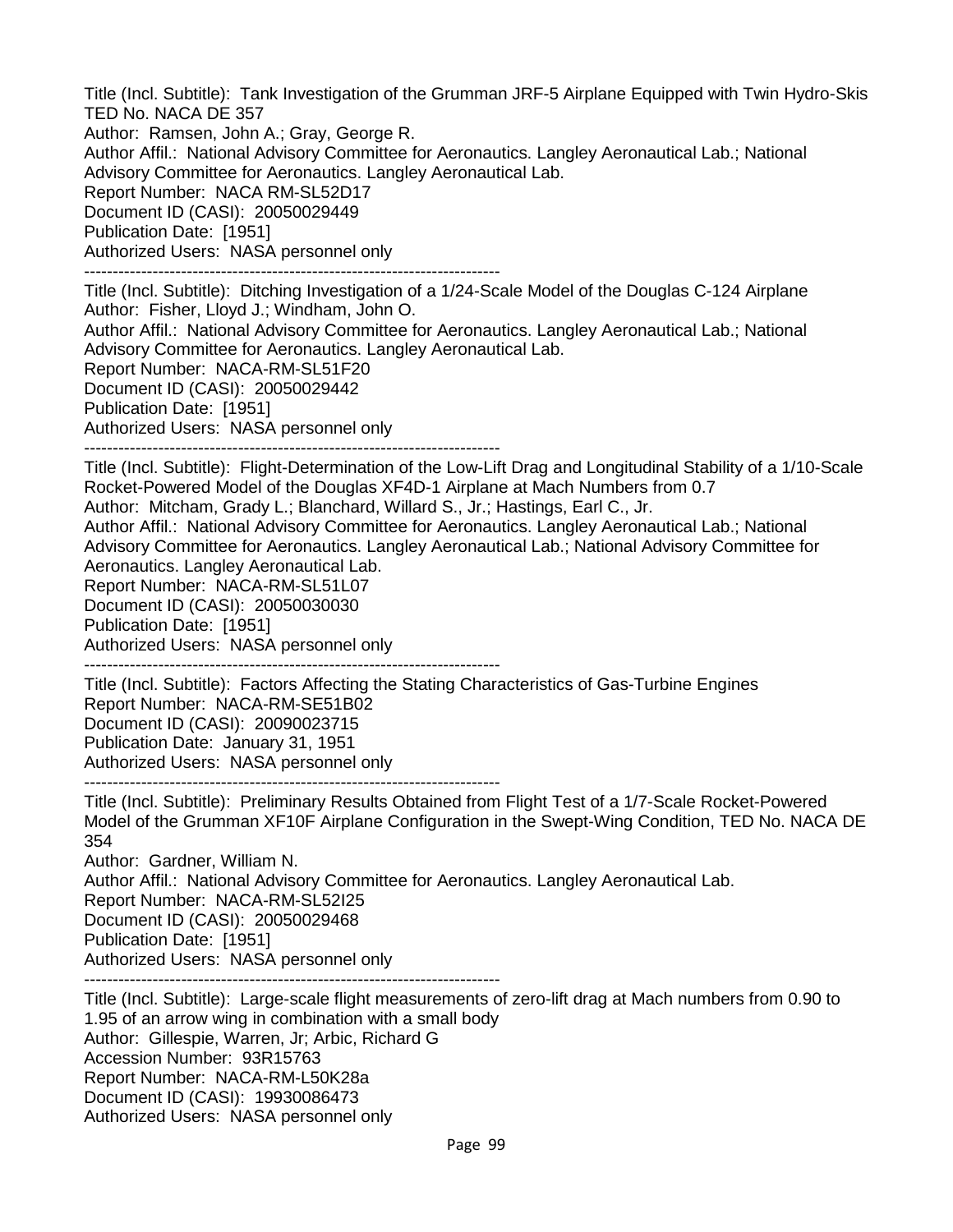Title (Incl. Subtitle): Tank Investigation of the Grumman JRF-5 Airplane Equipped with Twin Hydro-Skis TED No. NACA DE 357
Author: Ramsen, John A.; Gray, George R.
Author Affil.: National Advisory Committee for Aeronautics. Langley Aeronautical Lab.; National Advisory Committee for Aeronautics. Langley Aeronautical Lab.
Report Number: NACA RM-SL52D17
Document ID (CASI): 20050029449
Publication Date: [1951]
Authorized Users: NASA personnel only

---

Title (Incl. Subtitle): Ditching Investigation of a 1/24-Scale Model of the Douglas C-124 Airplane
Author: Fisher, Lloyd J.; Windham, John O.
Author Affil.: National Advisory Committee for Aeronautics. Langley Aeronautical Lab.; National Advisory Committee for Aeronautics. Langley Aeronautical Lab.
Report Number: NACA-RM-SL51F20
Document ID (CASI): 20050029442
Publication Date: [1951]
Authorized Users: NASA personnel only

---

Title (Incl. Subtitle): Flight-Determination of the Low-Lift Drag and Longitudinal Stability of a 1/10-Scale Rocket-Powered Model of the Douglas XF4D-1 Airplane at Mach Numbers from 0.7
Author: Mitcham, Grady L.; Blanchard, Willard S., Jr.; Hastings, Earl C., Jr.
Author Affil.: National Advisory Committee for Aeronautics. Langley Aeronautical Lab.; National Advisory Committee for Aeronautics. Langley Aeronautical Lab.; National Advisory Committee for Aeronautics. Langley Aeronautical Lab.
Report Number: NACA-RM-SL51L07
Document ID (CASI): 20050030030
Publication Date: [1951]
Authorized Users: NASA personnel only

---

Title (Incl. Subtitle): Factors Affecting the Stating Characteristics of Gas-Turbine Engines
Report Number: NACA-RM-SE51B02
Document ID (CASI): 20090023715
Publication Date: January 31, 1951
Authorized Users: NASA personnel only

---

Title (Incl. Subtitle): Preliminary Results Obtained from Flight Test of a 1/7-Scale Rocket-Powered Model of the Grumman XF10F Airplane Configuration in the Swept-Wing Condition, TED No. NACA DE 354
Author: Gardner, William N.
Author Affil.: National Advisory Committee for Aeronautics. Langley Aeronautical Lab.
Report Number: NACA-RM-SL52I25
Document ID (CASI): 20050029468
Publication Date: [1951]
Authorized Users: NASA personnel only

---

Title (Incl. Subtitle): Large-scale flight measurements of zero-lift drag at Mach numbers from 0.90 to 1.95 of an arrow wing in combination with a small body
Author: Gillespie, Warren, Jr; Arbic, Richard G
Accession Number: 93R15763
Report Number: NACA-RM-L50K28a
Document ID (CASI): 19930086473
Authorized Users: NASA personnel only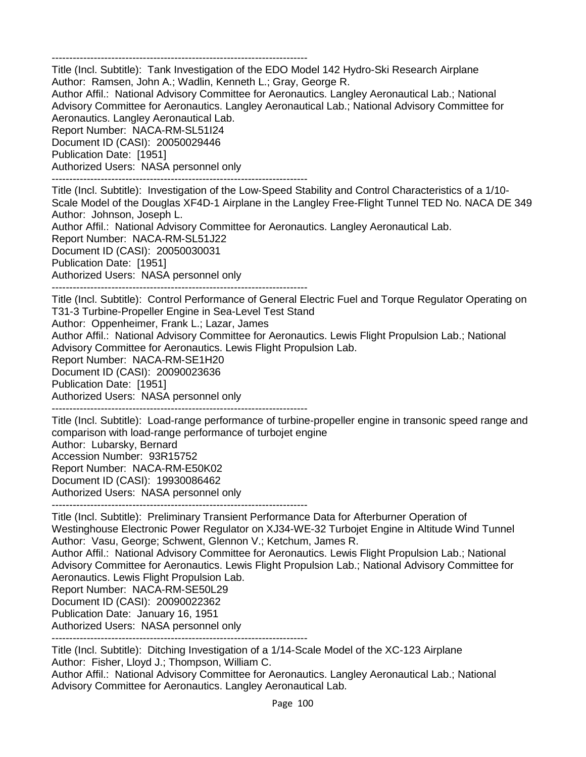------------------------------------------------------------------------
Title (Incl. Subtitle): Tank Investigation of the EDO Model 142 Hydro-Ski Research Airplane
Author: Ramsen, John A.; Wadlin, Kenneth L.; Gray, George R.
Author Affil.: National Advisory Committee for Aeronautics. Langley Aeronautical Lab.; National Advisory Committee for Aeronautics. Langley Aeronautical Lab.; National Advisory Committee for Aeronautics. Langley Aeronautical Lab.
Report Number: NACA-RM-SL51I24
Document ID (CASI): 20050029446
Publication Date: [1951]
Authorized Users: NASA personnel only
------------------------------------------------------------------------
Title (Incl. Subtitle): Investigation of the Low-Speed Stability and Control Characteristics of a 1/10-Scale Model of the Douglas XF4D-1 Airplane in the Langley Free-Flight Tunnel TED No. NACA DE 349
Author: Johnson, Joseph L.
Author Affil.: National Advisory Committee for Aeronautics. Langley Aeronautical Lab.
Report Number: NACA-RM-SL51J22
Document ID (CASI): 20050030031
Publication Date: [1951]
Authorized Users: NASA personnel only
------------------------------------------------------------------------
Title (Incl. Subtitle): Control Performance of General Electric Fuel and Torque Regulator Operating on T31-3 Turbine-Propeller Engine in Sea-Level Test Stand
Author: Oppenheimer, Frank L.; Lazar, James
Author Affil.: National Advisory Committee for Aeronautics. Lewis Flight Propulsion Lab.; National Advisory Committee for Aeronautics. Lewis Flight Propulsion Lab.
Report Number: NACA-RM-SE1H20
Document ID (CASI): 20090023636
Publication Date: [1951]
Authorized Users: NASA personnel only
------------------------------------------------------------------------
Title (Incl. Subtitle): Load-range performance of turbine-propeller engine in transonic speed range and comparison with load-range performance of turbojet engine
Author: Lubarsky, Bernard
Accession Number: 93R15752
Report Number: NACA-RM-E50K02
Document ID (CASI): 19930086462
Authorized Users: NASA personnel only
------------------------------------------------------------------------
Title (Incl. Subtitle): Preliminary Transient Performance Data for Afterburner Operation of Westinghouse Electronic Power Regulator on XJ34-WE-32 Turbojet Engine in Altitude Wind Tunnel
Author: Vasu, George; Schwent, Glennon V.; Ketchum, James R.
Author Affil.: National Advisory Committee for Aeronautics. Lewis Flight Propulsion Lab.; National Advisory Committee for Aeronautics. Lewis Flight Propulsion Lab.; National Advisory Committee for Aeronautics. Lewis Flight Propulsion Lab.
Report Number: NACA-RM-SE50L29
Document ID (CASI): 20090022362
Publication Date: January 16, 1951
Authorized Users: NASA personnel only
------------------------------------------------------------------------
Title (Incl. Subtitle): Ditching Investigation of a 1/14-Scale Model of the XC-123 Airplane
Author: Fisher, Lloyd J.; Thompson, William C.
Author Affil.: National Advisory Committee for Aeronautics. Langley Aeronautical Lab.; National Advisory Committee for Aeronautics. Langley Aeronautical Lab.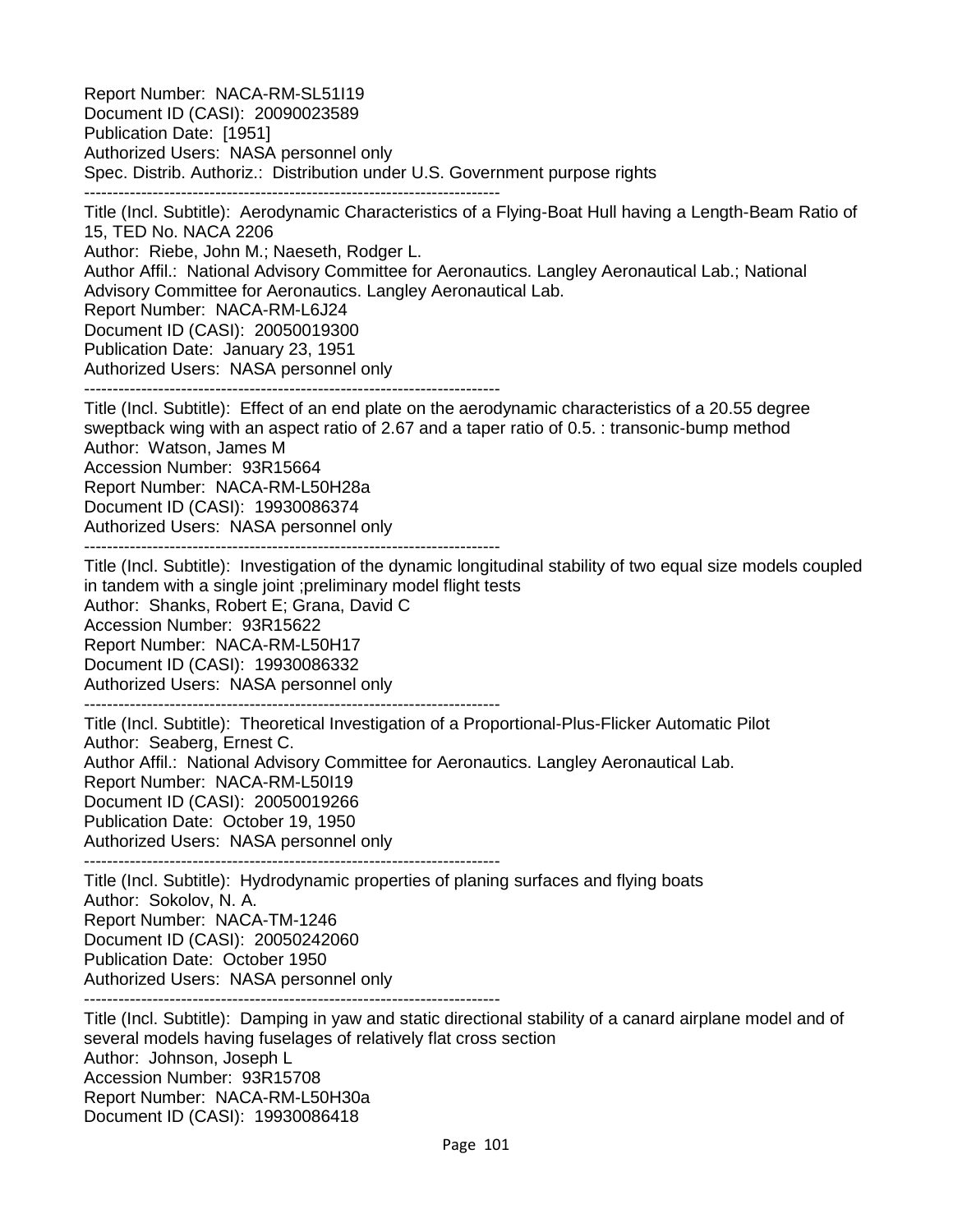Report Number: NACA-RM-SL51I19
Document ID (CASI): 20090023589
Publication Date: [1951]
Authorized Users: NASA personnel only
Spec. Distrib. Authoriz.: Distribution under U.S. Government purpose rights

---

Title (Incl. Subtitle): Aerodynamic Characteristics of a Flying-Boat Hull having a Length-Beam Ratio of 15, TED No. NACA 2206
Author: Riebe, John M.; Naeseth, Rodger L.
Author Affil.: National Advisory Committee for Aeronautics. Langley Aeronautical Lab.; National Advisory Committee for Aeronautics. Langley Aeronautical Lab.
Report Number: NACA-RM-L6J24
Document ID (CASI): 20050019300
Publication Date: January 23, 1951
Authorized Users: NASA personnel only

---

Title (Incl. Subtitle): Effect of an end plate on the aerodynamic characteristics of a 20.55 degree sweptback wing with an aspect ratio of 2.67 and a taper ratio of 0.5. : transonic-bump method
Author: Watson, James M
Accession Number: 93R15664
Report Number: NACA-RM-L50H28a
Document ID (CASI): 19930086374
Authorized Users: NASA personnel only

---

Title (Incl. Subtitle): Investigation of the dynamic longitudinal stability of two equal size models coupled in tandem with a single joint ;preliminary model flight tests
Author: Shanks, Robert E; Grana, David C
Accession Number: 93R15622
Report Number: NACA-RM-L50H17
Document ID (CASI): 19930086332
Authorized Users: NASA personnel only

---

Title (Incl. Subtitle): Theoretical Investigation of a Proportional-Plus-Flicker Automatic Pilot
Author: Seaberg, Ernest C.
Author Affil.: National Advisory Committee for Aeronautics. Langley Aeronautical Lab.
Report Number: NACA-RM-L50I19
Document ID (CASI): 20050019266
Publication Date: October 19, 1950
Authorized Users: NASA personnel only

---

Title (Incl. Subtitle): Hydrodynamic properties of planing surfaces and flying boats
Author: Sokolov, N. A.
Report Number: NACA-TM-1246
Document ID (CASI): 20050242060
Publication Date: October 1950
Authorized Users: NASA personnel only

---

Title (Incl. Subtitle): Damping in yaw and static directional stability of a canard airplane model and of several models having fuselages of relatively flat cross section
Author: Johnson, Joseph L
Accession Number: 93R15708
Report Number: NACA-RM-L50H30a
Document ID (CASI): 19930086418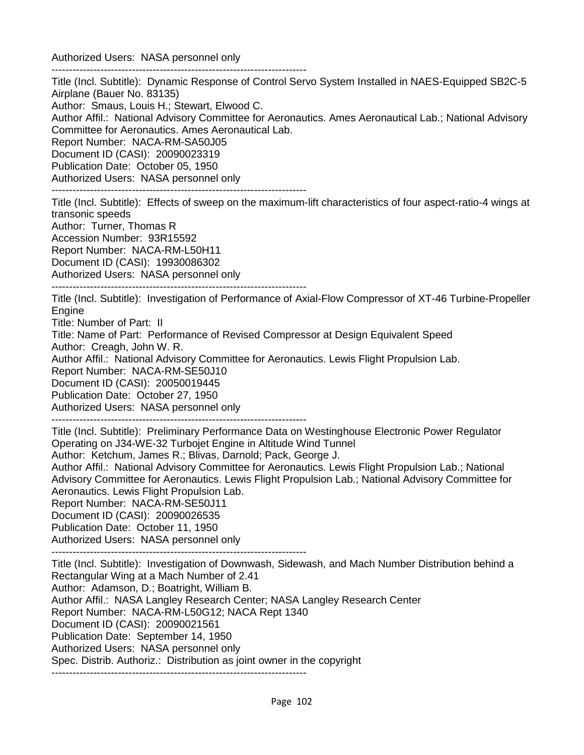Authorized Users:  NASA personnel only

--------------------------------------------------------------------------

Title (Incl. Subtitle):  Dynamic Response of Control Servo System Installed in NAES-Equipped SB2C-5 Airplane (Bauer No. 83135)
Author:  Smaus, Louis H.; Stewart, Elwood C.
Author Affil.:  National Advisory Committee for Aeronautics. Ames Aeronautical Lab.; National Advisory Committee for Aeronautics. Ames Aeronautical Lab.
Report Number:  NACA-RM-SA50J05
Document ID (CASI):  20090023319
Publication Date:  October 05, 1950
Authorized Users:  NASA personnel only

--------------------------------------------------------------------------

Title (Incl. Subtitle):  Effects of sweep on the maximum-lift characteristics of four aspect-ratio-4 wings at transonic speeds
Author:  Turner, Thomas R
Accession Number:  93R15592
Report Number:  NACA-RM-L50H11
Document ID (CASI):  19930086302
Authorized Users:  NASA personnel only

--------------------------------------------------------------------------

Title (Incl. Subtitle):  Investigation of Performance of Axial-Flow Compressor of XT-46 Turbine-Propeller Engine
Title: Number of Part:  II
Title: Name of Part:  Performance of Revised Compressor at Design Equivalent Speed
Author:  Creagh, John W. R.
Author Affil.:  National Advisory Committee for Aeronautics. Lewis Flight Propulsion Lab.
Report Number:  NACA-RM-SE50J10
Document ID (CASI):  20050019445
Publication Date:  October 27, 1950
Authorized Users:  NASA personnel only

--------------------------------------------------------------------------

Title (Incl. Subtitle):  Preliminary Performance Data on Westinghouse Electronic Power Regulator Operating on J34-WE-32 Turbojet Engine in Altitude Wind Tunnel
Author:  Ketchum, James R.; Blivas, Darnold; Pack, George J.
Author Affil.:  National Advisory Committee for Aeronautics. Lewis Flight Propulsion Lab.; National Advisory Committee for Aeronautics. Lewis Flight Propulsion Lab.; National Advisory Committee for Aeronautics. Lewis Flight Propulsion Lab.
Report Number:  NACA-RM-SE50J11
Document ID (CASI):  20090026535
Publication Date:  October 11, 1950
Authorized Users:  NASA personnel only

--------------------------------------------------------------------------

Title (Incl. Subtitle):  Investigation of Downwash, Sidewash, and Mach Number Distribution behind a Rectangular Wing at a Mach Number of 2.41
Author:  Adamson, D.; Boatright, William B.
Author Affil.:  NASA Langley Research Center; NASA Langley Research Center
Report Number:  NACA-RM-L50G12; NACA Rept 1340
Document ID (CASI):  20090021561
Publication Date:  September 14, 1950
Authorized Users:  NASA personnel only
Spec. Distrib. Authoriz.:  Distribution as joint owner in the copyright

--------------------------------------------------------------------------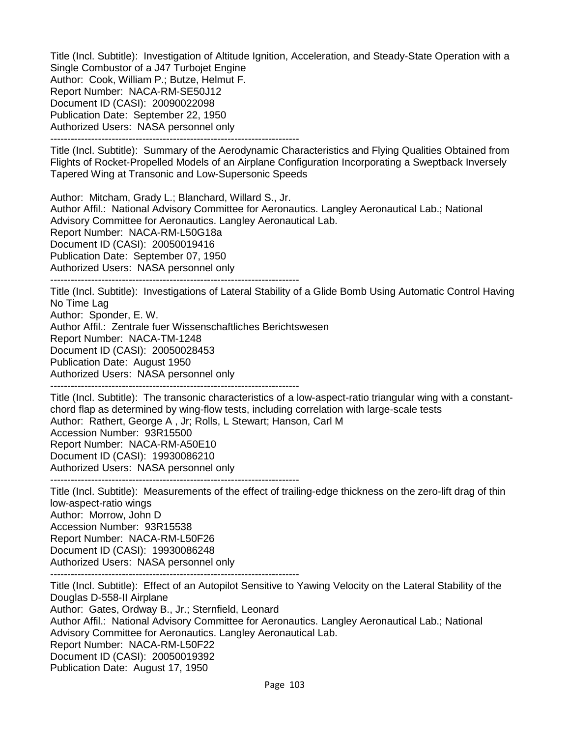Title (Incl. Subtitle): Investigation of Altitude Ignition, Acceleration, and Steady-State Operation with a Single Combustor of a J47 Turbojet Engine
Author: Cook, William P.; Butze, Helmut F.
Report Number: NACA-RM-SE50J12
Document ID (CASI): 20090022098
Publication Date: September 22, 1950
Authorized Users: NASA personnel only

--------------------------------------------------------------------------

Title (Incl. Subtitle): Summary of the Aerodynamic Characteristics and Flying Qualities Obtained from Flights of Rocket-Propelled Models of an Airplane Configuration Incorporating a Sweptback Inversely Tapered Wing at Transonic and Low-Supersonic Speeds

Author: Mitcham, Grady L.; Blanchard, Willard S., Jr.
Author Affil.: National Advisory Committee for Aeronautics. Langley Aeronautical Lab.; National Advisory Committee for Aeronautics. Langley Aeronautical Lab.
Report Number: NACA-RM-L50G18a
Document ID (CASI): 20050019416
Publication Date: September 07, 1950
Authorized Users: NASA personnel only

--------------------------------------------------------------------------

Title (Incl. Subtitle): Investigations of Lateral Stability of a Glide Bomb Using Automatic Control Having No Time Lag
Author: Sponder, E. W.
Author Affil.: Zentrale fuer Wissenschaftliches Berichtswesen
Report Number: NACA-TM-1248
Document ID (CASI): 20050028453
Publication Date: August 1950
Authorized Users: NASA personnel only

--------------------------------------------------------------------------

Title (Incl. Subtitle): The transonic characteristics of a low-aspect-ratio triangular wing with a constant-chord flap as determined by wing-flow tests, including correlation with large-scale tests
Author: Rathert, George A , Jr; Rolls, L Stewart; Hanson, Carl M
Accession Number: 93R15500
Report Number: NACA-RM-A50E10
Document ID (CASI): 19930086210
Authorized Users: NASA personnel only

--------------------------------------------------------------------------

Title (Incl. Subtitle): Measurements of the effect of trailing-edge thickness on the zero-lift drag of thin low-aspect-ratio wings
Author: Morrow, John D
Accession Number: 93R15538
Report Number: NACA-RM-L50F26
Document ID (CASI): 19930086248
Authorized Users: NASA personnel only

--------------------------------------------------------------------------

Title (Incl. Subtitle): Effect of an Autopilot Sensitive to Yawing Velocity on the Lateral Stability of the Douglas D-558-II Airplane
Author: Gates, Ordway B., Jr.; Sternfield, Leonard
Author Affil.: National Advisory Committee for Aeronautics. Langley Aeronautical Lab.; National Advisory Committee for Aeronautics. Langley Aeronautical Lab.
Report Number: NACA-RM-L50F22
Document ID (CASI): 20050019392
Publication Date: August 17, 1950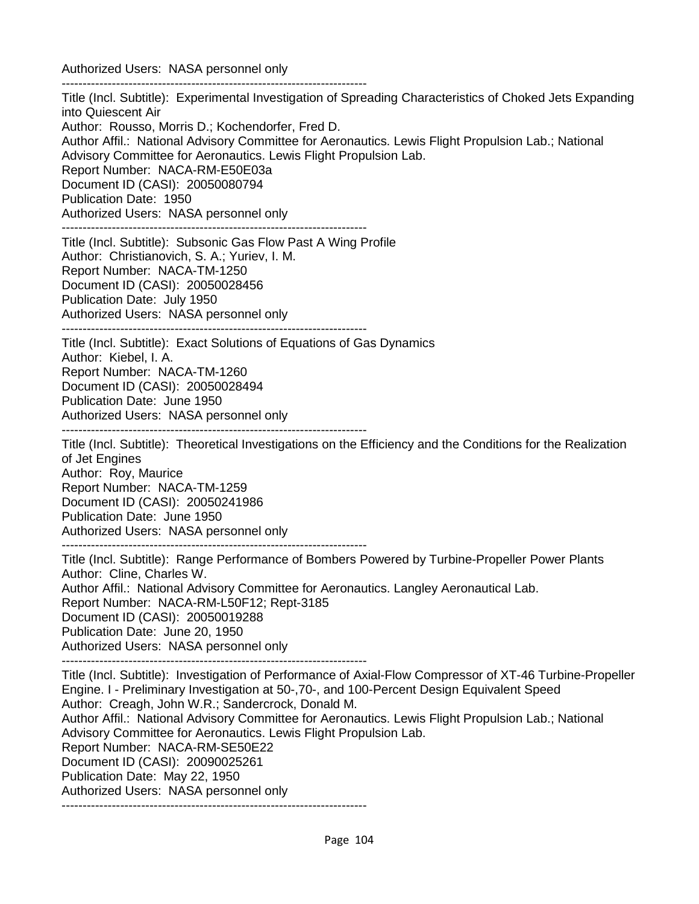Authorized Users: NASA personnel only

------------------------------------------------------------------------

Title (Incl. Subtitle): Experimental Investigation of Spreading Characteristics of Choked Jets Expanding into Quiescent Air
Author: Rousso, Morris D.; Kochendorfer, Fred D.
Author Affil.: National Advisory Committee for Aeronautics. Lewis Flight Propulsion Lab.; National Advisory Committee for Aeronautics. Lewis Flight Propulsion Lab.
Report Number: NACA-RM-E50E03a
Document ID (CASI): 20050080794
Publication Date: 1950
Authorized Users: NASA personnel only

------------------------------------------------------------------------

Title (Incl. Subtitle): Subsonic Gas Flow Past A Wing Profile
Author: Christianovich, S. A.; Yuriev, I. M.
Report Number: NACA-TM-1250
Document ID (CASI): 20050028456
Publication Date: July 1950
Authorized Users: NASA personnel only

------------------------------------------------------------------------

Title (Incl. Subtitle): Exact Solutions of Equations of Gas Dynamics
Author: Kiebel, I. A.
Report Number: NACA-TM-1260
Document ID (CASI): 20050028494
Publication Date: June 1950
Authorized Users: NASA personnel only

------------------------------------------------------------------------

Title (Incl. Subtitle): Theoretical Investigations on the Efficiency and the Conditions for the Realization of Jet Engines
Author: Roy, Maurice
Report Number: NACA-TM-1259
Document ID (CASI): 20050241986
Publication Date: June 1950
Authorized Users: NASA personnel only

------------------------------------------------------------------------

Title (Incl. Subtitle): Range Performance of Bombers Powered by Turbine-Propeller Power Plants
Author: Cline, Charles W.
Author Affil.: National Advisory Committee for Aeronautics. Langley Aeronautical Lab.
Report Number: NACA-RM-L50F12; Rept-3185
Document ID (CASI): 20050019288
Publication Date: June 20, 1950
Authorized Users: NASA personnel only

------------------------------------------------------------------------

Title (Incl. Subtitle): Investigation of Performance of Axial-Flow Compressor of XT-46 Turbine-Propeller Engine. I - Preliminary Investigation at 50-,70-, and 100-Percent Design Equivalent Speed
Author: Creagh, John W.R.; Sandercrock, Donald M.
Author Affil.: National Advisory Committee for Aeronautics. Lewis Flight Propulsion Lab.; National Advisory Committee for Aeronautics. Lewis Flight Propulsion Lab.
Report Number: NACA-RM-SE50E22
Document ID (CASI): 20090025261
Publication Date: May 22, 1950
Authorized Users: NASA personnel only

------------------------------------------------------------------------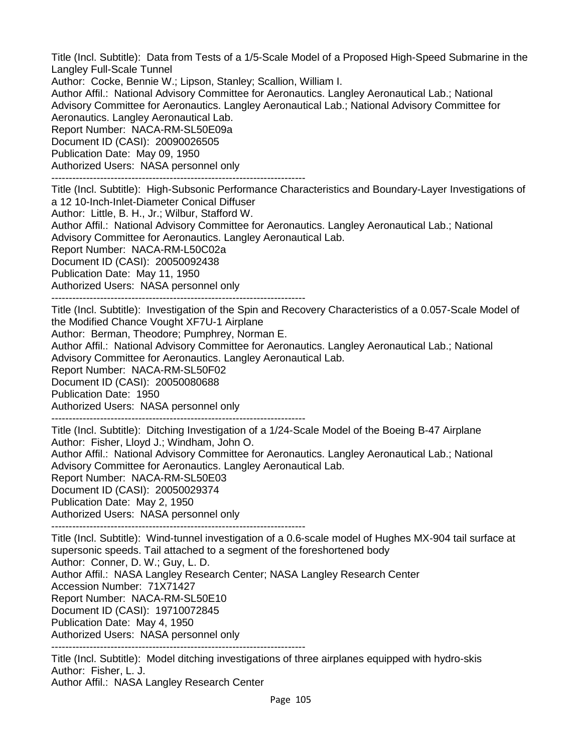Title (Incl. Subtitle): Data from Tests of a 1/5-Scale Model of a Proposed High-Speed Submarine in the Langley Full-Scale Tunnel
Author: Cocke, Bennie W.; Lipson, Stanley; Scallion, William I.
Author Affil.: National Advisory Committee for Aeronautics. Langley Aeronautical Lab.; National Advisory Committee for Aeronautics. Langley Aeronautical Lab.; National Advisory Committee for Aeronautics. Langley Aeronautical Lab.
Report Number: NACA-RM-SL50E09a
Document ID (CASI): 20090026505
Publication Date: May 09, 1950
Authorized Users: NASA personnel only

-------------------------------------------------------------------------

Title (Incl. Subtitle): High-Subsonic Performance Characteristics and Boundary-Layer Investigations of a 12 10-Inch-Inlet-Diameter Conical Diffuser
Author: Little, B. H., Jr.; Wilbur, Stafford W.
Author Affil.: National Advisory Committee for Aeronautics. Langley Aeronautical Lab.; National Advisory Committee for Aeronautics. Langley Aeronautical Lab.
Report Number: NACA-RM-L50C02a
Document ID (CASI): 20050092438
Publication Date: May 11, 1950
Authorized Users: NASA personnel only

-------------------------------------------------------------------------

Title (Incl. Subtitle): Investigation of the Spin and Recovery Characteristics of a 0.057-Scale Model of the Modified Chance Vought XF7U-1 Airplane
Author: Berman, Theodore; Pumphrey, Norman E.
Author Affil.: National Advisory Committee for Aeronautics. Langley Aeronautical Lab.; National Advisory Committee for Aeronautics. Langley Aeronautical Lab.
Report Number: NACA-RM-SL50F02
Document ID (CASI): 20050080688
Publication Date: 1950
Authorized Users: NASA personnel only

-------------------------------------------------------------------------

Title (Incl. Subtitle): Ditching Investigation of a 1/24-Scale Model of the Boeing B-47 Airplane
Author: Fisher, Lloyd J.; Windham, John O.
Author Affil.: National Advisory Committee for Aeronautics. Langley Aeronautical Lab.; National Advisory Committee for Aeronautics. Langley Aeronautical Lab.
Report Number: NACA-RM-SL50E03
Document ID (CASI): 20050029374
Publication Date: May 2, 1950
Authorized Users: NASA personnel only

-------------------------------------------------------------------------

Title (Incl. Subtitle): Wind-tunnel investigation of a 0.6-scale model of Hughes MX-904 tail surface at supersonic speeds. Tail attached to a segment of the foreshortened body
Author: Conner, D. W.; Guy, L. D.
Author Affil.: NASA Langley Research Center; NASA Langley Research Center
Accession Number: 71X71427
Report Number: NACA-RM-SL50E10
Document ID (CASI): 19710072845
Publication Date: May 4, 1950
Authorized Users: NASA personnel only

-------------------------------------------------------------------------

Title (Incl. Subtitle): Model ditching investigations of three airplanes equipped with hydro-skis
Author: Fisher, L. J.
Author Affil.: NASA Langley Research Center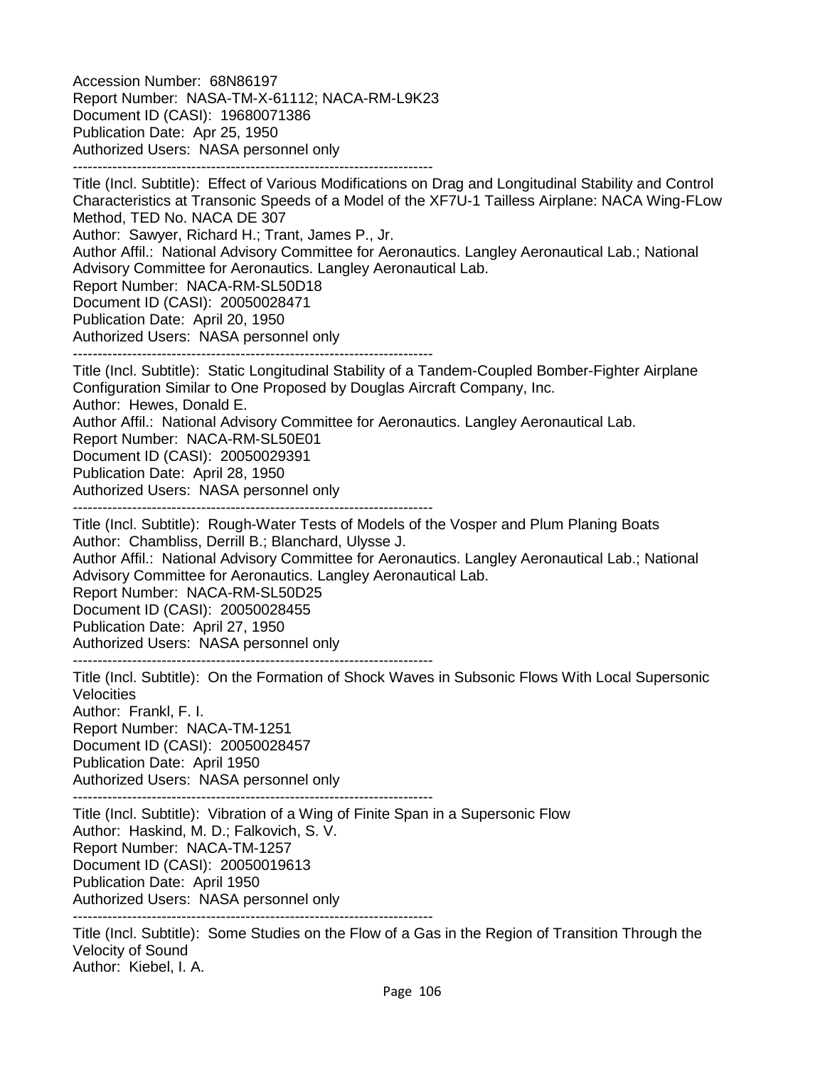Accession Number: 68N86197
Report Number: NASA-TM-X-61112; NACA-RM-L9K23
Document ID (CASI): 19680071386
Publication Date: Apr 25, 1950
Authorized Users: NASA personnel only

--------------------------------------------------------------------------

Title (Incl. Subtitle): Effect of Various Modifications on Drag and Longitudinal Stability and Control Characteristics at Transonic Speeds of a Model of the XF7U-1 Tailless Airplane: NACA Wing-FLow Method, TED No. NACA DE 307
Author: Sawyer, Richard H.; Trant, James P., Jr.
Author Affil.: National Advisory Committee for Aeronautics. Langley Aeronautical Lab.; National Advisory Committee for Aeronautics. Langley Aeronautical Lab.
Report Number: NACA-RM-SL50D18
Document ID (CASI): 20050028471
Publication Date: April 20, 1950
Authorized Users: NASA personnel only

--------------------------------------------------------------------------

Title (Incl. Subtitle): Static Longitudinal Stability of a Tandem-Coupled Bomber-Fighter Airplane Configuration Similar to One Proposed by Douglas Aircraft Company, Inc.
Author: Hewes, Donald E.
Author Affil.: National Advisory Committee for Aeronautics. Langley Aeronautical Lab.
Report Number: NACA-RM-SL50E01
Document ID (CASI): 20050029391
Publication Date: April 28, 1950
Authorized Users: NASA personnel only

--------------------------------------------------------------------------

Title (Incl. Subtitle): Rough-Water Tests of Models of the Vosper and Plum Planing Boats
Author: Chambliss, Derrill B.; Blanchard, Ulysse J.
Author Affil.: National Advisory Committee for Aeronautics. Langley Aeronautical Lab.; National Advisory Committee for Aeronautics. Langley Aeronautical Lab.
Report Number: NACA-RM-SL50D25
Document ID (CASI): 20050028455
Publication Date: April 27, 1950
Authorized Users: NASA personnel only

--------------------------------------------------------------------------

Title (Incl. Subtitle): On the Formation of Shock Waves in Subsonic Flows With Local Supersonic Velocities
Author: Frankl, F. I.
Report Number: NACA-TM-1251
Document ID (CASI): 20050028457
Publication Date: April 1950
Authorized Users: NASA personnel only

--------------------------------------------------------------------------

Title (Incl. Subtitle): Vibration of a Wing of Finite Span in a Supersonic Flow
Author: Haskind, M. D.; Falkovich, S. V.
Report Number: NACA-TM-1257
Document ID (CASI): 20050019613
Publication Date: April 1950
Authorized Users: NASA personnel only

--------------------------------------------------------------------------

Title (Incl. Subtitle): Some Studies on the Flow of a Gas in the Region of Transition Through the Velocity of Sound
Author: Kiebel, I. A.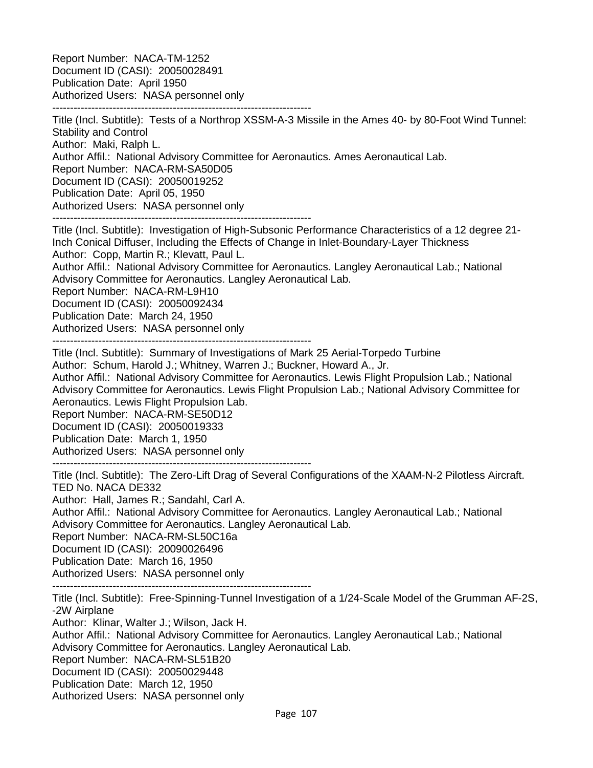Report Number: NACA-TM-1252
Document ID (CASI): 20050028491
Publication Date: April 1950
Authorized Users: NASA personnel only

---

Title (Incl. Subtitle): Tests of a Northrop XSSM-A-3 Missile in the Ames 40- by 80-Foot Wind Tunnel: Stability and Control
Author: Maki, Ralph L.
Author Affil.: National Advisory Committee for Aeronautics. Ames Aeronautical Lab.
Report Number: NACA-RM-SA50D05
Document ID (CASI): 20050019252
Publication Date: April 05, 1950
Authorized Users: NASA personnel only

---

Title (Incl. Subtitle): Investigation of High-Subsonic Performance Characteristics of a 12 degree 21-Inch Conical Diffuser, Including the Effects of Change in Inlet-Boundary-Layer Thickness
Author: Copp, Martin R.; Klevatt, Paul L.
Author Affil.: National Advisory Committee for Aeronautics. Langley Aeronautical Lab.; National Advisory Committee for Aeronautics. Langley Aeronautical Lab.
Report Number: NACA-RM-L9H10
Document ID (CASI): 20050092434
Publication Date: March 24, 1950
Authorized Users: NASA personnel only

---

Title (Incl. Subtitle): Summary of Investigations of Mark 25 Aerial-Torpedo Turbine
Author: Schum, Harold J.; Whitney, Warren J.; Buckner, Howard A., Jr.
Author Affil.: National Advisory Committee for Aeronautics. Lewis Flight Propulsion Lab.; National Advisory Committee for Aeronautics. Lewis Flight Propulsion Lab.; National Advisory Committee for Aeronautics. Lewis Flight Propulsion Lab.
Report Number: NACA-RM-SE50D12
Document ID (CASI): 20050019333
Publication Date: March 1, 1950
Authorized Users: NASA personnel only

---

Title (Incl. Subtitle): The Zero-Lift Drag of Several Configurations of the XAAM-N-2 Pilotless Aircraft. TED No. NACA DE332
Author: Hall, James R.; Sandahl, Carl A.
Author Affil.: National Advisory Committee for Aeronautics. Langley Aeronautical Lab.; National Advisory Committee for Aeronautics. Langley Aeronautical Lab.
Report Number: NACA-RM-SL50C16a
Document ID (CASI): 20090026496
Publication Date: March 16, 1950
Authorized Users: NASA personnel only

---

Title (Incl. Subtitle): Free-Spinning-Tunnel Investigation of a 1/24-Scale Model of the Grumman AF-2S, -2W Airplane
Author: Klinar, Walter J.; Wilson, Jack H.
Author Affil.: National Advisory Committee for Aeronautics. Langley Aeronautical Lab.; National Advisory Committee for Aeronautics. Langley Aeronautical Lab.
Report Number: NACA-RM-SL51B20
Document ID (CASI): 20050029448
Publication Date: March 12, 1950
Authorized Users: NASA personnel only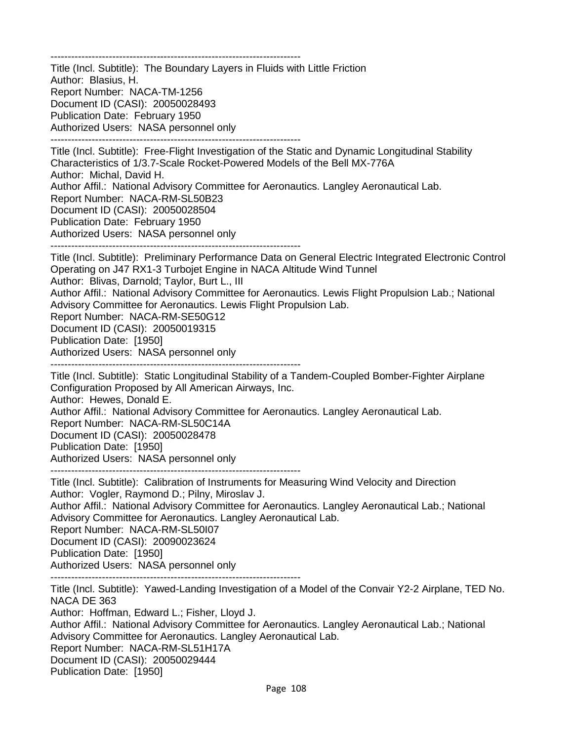------------------------------------------------------------------------
Title (Incl. Subtitle): The Boundary Layers in Fluids with Little Friction
Author: Blasius, H.
Report Number: NACA-TM-1256
Document ID (CASI): 20050028493
Publication Date: February 1950
Authorized Users: NASA personnel only
------------------------------------------------------------------------
Title (Incl. Subtitle): Free-Flight Investigation of the Static and Dynamic Longitudinal Stability Characteristics of 1/3.7-Scale Rocket-Powered Models of the Bell MX-776A
Author: Michal, David H.
Author Affil.: National Advisory Committee for Aeronautics. Langley Aeronautical Lab.
Report Number: NACA-RM-SL50B23
Document ID (CASI): 20050028504
Publication Date: February 1950
Authorized Users: NASA personnel only
------------------------------------------------------------------------
Title (Incl. Subtitle): Preliminary Performance Data on General Electric Integrated Electronic Control Operating on J47 RX1-3 Turbojet Engine in NACA Altitude Wind Tunnel
Author: Blivas, Darnold; Taylor, Burt L., III
Author Affil.: National Advisory Committee for Aeronautics. Lewis Flight Propulsion Lab.; National Advisory Committee for Aeronautics. Lewis Flight Propulsion Lab.
Report Number: NACA-RM-SE50G12
Document ID (CASI): 20050019315
Publication Date: [1950]
Authorized Users: NASA personnel only
------------------------------------------------------------------------
Title (Incl. Subtitle): Static Longitudinal Stability of a Tandem-Coupled Bomber-Fighter Airplane Configuration Proposed by All American Airways, Inc.
Author: Hewes, Donald E.
Author Affil.: National Advisory Committee for Aeronautics. Langley Aeronautical Lab.
Report Number: NACA-RM-SL50C14A
Document ID (CASI): 20050028478
Publication Date: [1950]
Authorized Users: NASA personnel only
------------------------------------------------------------------------
Title (Incl. Subtitle): Calibration of Instruments for Measuring Wind Velocity and Direction
Author: Vogler, Raymond D.; Pilny, Miroslav J.
Author Affil.: National Advisory Committee for Aeronautics. Langley Aeronautical Lab.; National Advisory Committee for Aeronautics. Langley Aeronautical Lab.
Report Number: NACA-RM-SL50I07
Document ID (CASI): 20090023624
Publication Date: [1950]
Authorized Users: NASA personnel only
------------------------------------------------------------------------
Title (Incl. Subtitle): Yawed-Landing Investigation of a Model of the Convair Y2-2 Airplane, TED No. NACA DE 363
Author: Hoffman, Edward L.; Fisher, Lloyd J.
Author Affil.: National Advisory Committee for Aeronautics. Langley Aeronautical Lab.; National Advisory Committee for Aeronautics. Langley Aeronautical Lab.
Report Number: NACA-RM-SL51H17A
Document ID (CASI): 20050029444
Publication Date: [1950]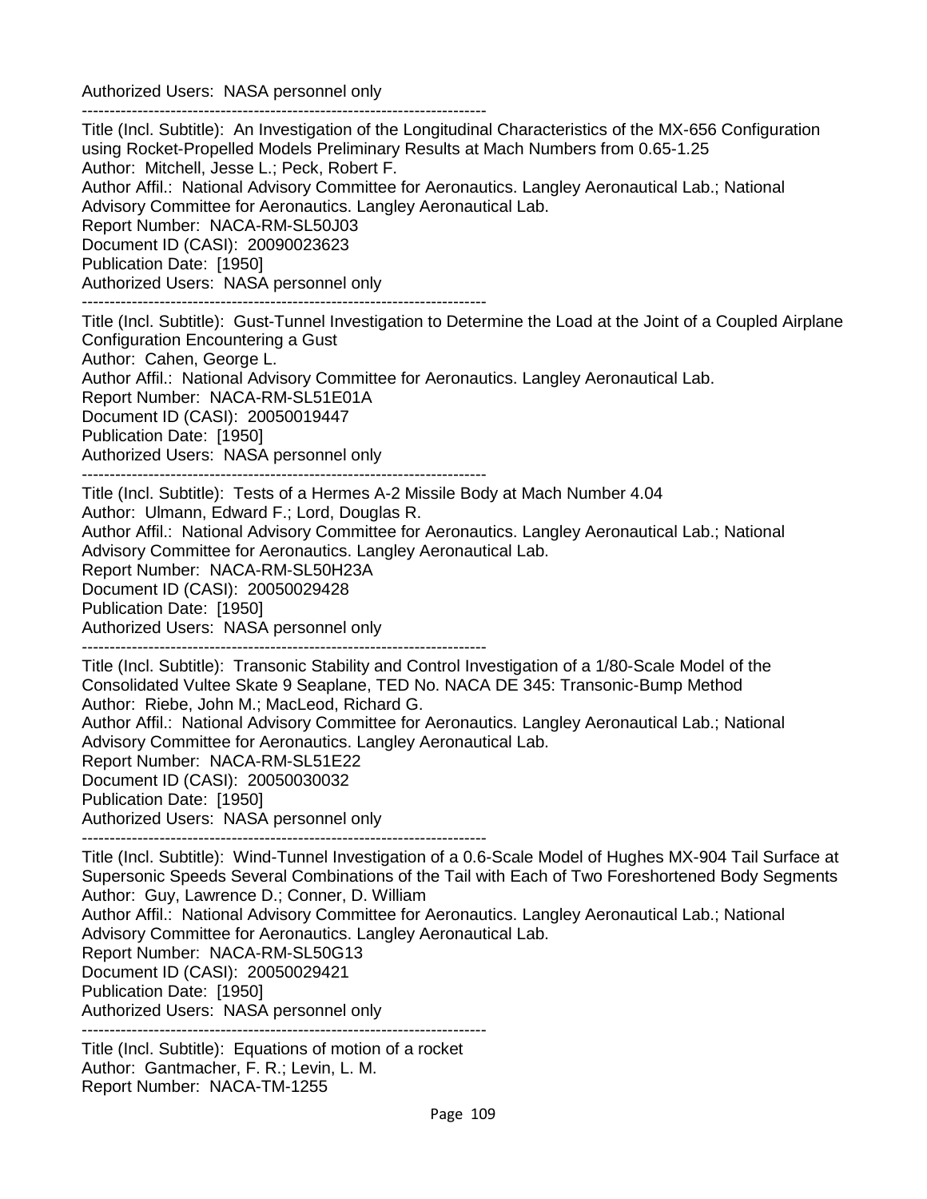Authorized Users: NASA personnel only

--------------------------------------------------------------------------

Title (Incl. Subtitle): An Investigation of the Longitudinal Characteristics of the MX-656 Configuration using Rocket-Propelled Models Preliminary Results at Mach Numbers from 0.65-1.25
Author: Mitchell, Jesse L.; Peck, Robert F.
Author Affil.: National Advisory Committee for Aeronautics. Langley Aeronautical Lab.; National Advisory Committee for Aeronautics. Langley Aeronautical Lab.
Report Number: NACA-RM-SL50J03
Document ID (CASI): 20090023623
Publication Date: [1950]
Authorized Users: NASA personnel only

--------------------------------------------------------------------------

Title (Incl. Subtitle): Gust-Tunnel Investigation to Determine the Load at the Joint of a Coupled Airplane Configuration Encountering a Gust
Author: Cahen, George L.
Author Affil.: National Advisory Committee for Aeronautics. Langley Aeronautical Lab.
Report Number: NACA-RM-SL51E01A
Document ID (CASI): 20050019447
Publication Date: [1950]
Authorized Users: NASA personnel only

--------------------------------------------------------------------------

Title (Incl. Subtitle): Tests of a Hermes A-2 Missile Body at Mach Number 4.04
Author: Ulmann, Edward F.; Lord, Douglas R.
Author Affil.: National Advisory Committee for Aeronautics. Langley Aeronautical Lab.; National Advisory Committee for Aeronautics. Langley Aeronautical Lab.
Report Number: NACA-RM-SL50H23A
Document ID (CASI): 20050029428
Publication Date: [1950]
Authorized Users: NASA personnel only

--------------------------------------------------------------------------

Title (Incl. Subtitle): Transonic Stability and Control Investigation of a 1/80-Scale Model of the Consolidated Vultee Skate 9 Seaplane, TED No. NACA DE 345: Transonic-Bump Method
Author: Riebe, John M.; MacLeod, Richard G.
Author Affil.: National Advisory Committee for Aeronautics. Langley Aeronautical Lab.; National Advisory Committee for Aeronautics. Langley Aeronautical Lab.
Report Number: NACA-RM-SL51E22
Document ID (CASI): 20050030032
Publication Date: [1950]
Authorized Users: NASA personnel only

--------------------------------------------------------------------------

Title (Incl. Subtitle): Wind-Tunnel Investigation of a 0.6-Scale Model of Hughes MX-904 Tail Surface at Supersonic Speeds Several Combinations of the Tail with Each of Two Foreshortened Body Segments
Author: Guy, Lawrence D.; Conner, D. William
Author Affil.: National Advisory Committee for Aeronautics. Langley Aeronautical Lab.; National Advisory Committee for Aeronautics. Langley Aeronautical Lab.
Report Number: NACA-RM-SL50G13
Document ID (CASI): 20050029421
Publication Date: [1950]
Authorized Users: NASA personnel only

--------------------------------------------------------------------------

Title (Incl. Subtitle): Equations of motion of a rocket
Author: Gantmacher, F. R.; Levin, L. M.
Report Number: NACA-TM-1255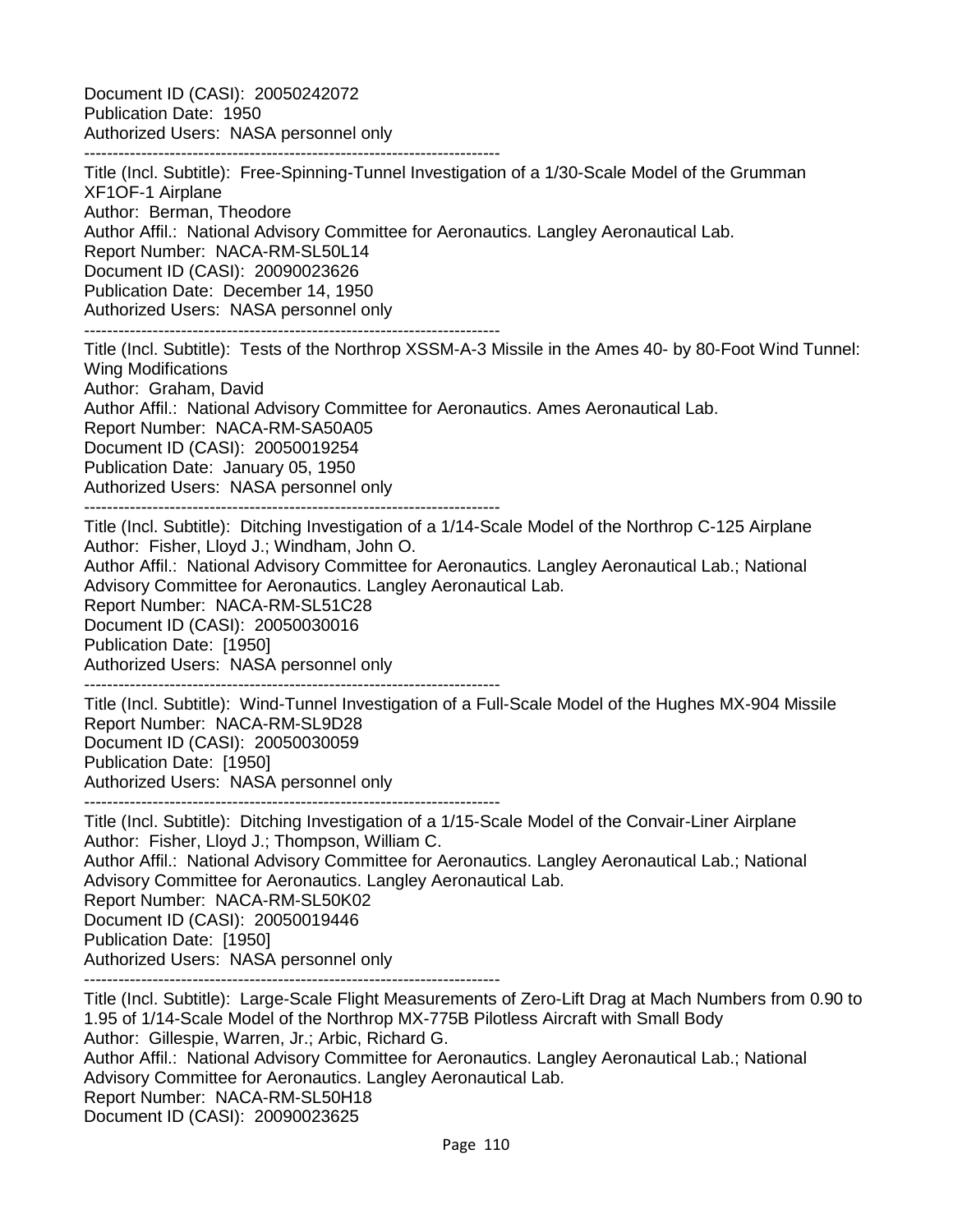Document ID (CASI): 20050242072
Publication Date: 1950
Authorized Users: NASA personnel only

------------------------------------------------------------------------

Title (Incl. Subtitle): Free-Spinning-Tunnel Investigation of a 1/30-Scale Model of the Grumman XF1OF-1 Airplane
Author: Berman, Theodore
Author Affil.: National Advisory Committee for Aeronautics. Langley Aeronautical Lab.
Report Number: NACA-RM-SL50L14
Document ID (CASI): 20090023626
Publication Date: December 14, 1950
Authorized Users: NASA personnel only

------------------------------------------------------------------------

Title (Incl. Subtitle): Tests of the Northrop XSSM-A-3 Missile in the Ames 40- by 80-Foot Wind Tunnel: Wing Modifications
Author: Graham, David
Author Affil.: National Advisory Committee for Aeronautics. Ames Aeronautical Lab.
Report Number: NACA-RM-SA50A05
Document ID (CASI): 20050019254
Publication Date: January 05, 1950
Authorized Users: NASA personnel only

------------------------------------------------------------------------

Title (Incl. Subtitle): Ditching Investigation of a 1/14-Scale Model of the Northrop C-125 Airplane
Author: Fisher, Lloyd J.; Windham, John O.
Author Affil.: National Advisory Committee for Aeronautics. Langley Aeronautical Lab.; National Advisory Committee for Aeronautics. Langley Aeronautical Lab.
Report Number: NACA-RM-SL51C28
Document ID (CASI): 20050030016
Publication Date: [1950]
Authorized Users: NASA personnel only

------------------------------------------------------------------------

Title (Incl. Subtitle): Wind-Tunnel Investigation of a Full-Scale Model of the Hughes MX-904 Missile
Report Number: NACA-RM-SL9D28
Document ID (CASI): 20050030059
Publication Date: [1950]
Authorized Users: NASA personnel only

------------------------------------------------------------------------

Title (Incl. Subtitle): Ditching Investigation of a 1/15-Scale Model of the Convair-Liner Airplane
Author: Fisher, Lloyd J.; Thompson, William C.
Author Affil.: National Advisory Committee for Aeronautics. Langley Aeronautical Lab.; National Advisory Committee for Aeronautics. Langley Aeronautical Lab.
Report Number: NACA-RM-SL50K02
Document ID (CASI): 20050019446
Publication Date: [1950]
Authorized Users: NASA personnel only

------------------------------------------------------------------------

Title (Incl. Subtitle): Large-Scale Flight Measurements of Zero-Lift Drag at Mach Numbers from 0.90 to 1.95 of 1/14-Scale Model of the Northrop MX-775B Pilotless Aircraft with Small Body
Author: Gillespie, Warren, Jr.; Arbic, Richard G.
Author Affil.: National Advisory Committee for Aeronautics. Langley Aeronautical Lab.; National Advisory Committee for Aeronautics. Langley Aeronautical Lab.
Report Number: NACA-RM-SL50H18
Document ID (CASI): 20090023625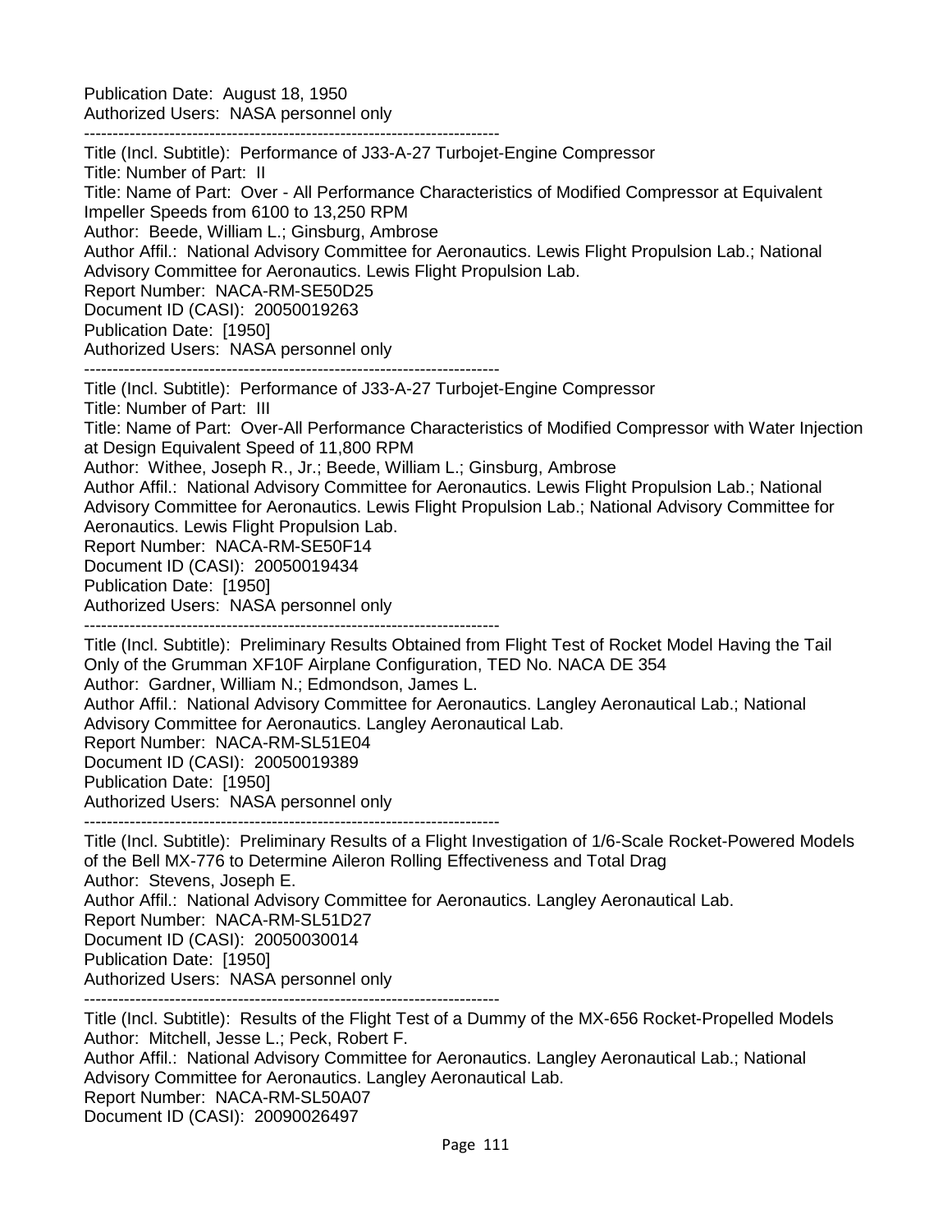Publication Date: August 18, 1950
Authorized Users: NASA personnel only

---

Title (Incl. Subtitle): Performance of J33-A-27 Turbojet-Engine Compressor
Title: Number of Part: II
Title: Name of Part: Over - All Performance Characteristics of Modified Compressor at Equivalent Impeller Speeds from 6100 to 13,250 RPM
Author: Beede, William L.; Ginsburg, Ambrose
Author Affil.: National Advisory Committee for Aeronautics. Lewis Flight Propulsion Lab.; National Advisory Committee for Aeronautics. Lewis Flight Propulsion Lab.
Report Number: NACA-RM-SE50D25
Document ID (CASI): 20050019263
Publication Date: [1950]
Authorized Users: NASA personnel only

---

Title (Incl. Subtitle): Performance of J33-A-27 Turbojet-Engine Compressor
Title: Number of Part: III
Title: Name of Part: Over-All Performance Characteristics of Modified Compressor with Water Injection at Design Equivalent Speed of 11,800 RPM
Author: Withee, Joseph R., Jr.; Beede, William L.; Ginsburg, Ambrose
Author Affil.: National Advisory Committee for Aeronautics. Lewis Flight Propulsion Lab.; National Advisory Committee for Aeronautics. Lewis Flight Propulsion Lab.; National Advisory Committee for Aeronautics. Lewis Flight Propulsion Lab.
Report Number: NACA-RM-SE50F14
Document ID (CASI): 20050019434
Publication Date: [1950]
Authorized Users: NASA personnel only

---

Title (Incl. Subtitle): Preliminary Results Obtained from Flight Test of Rocket Model Having the Tail Only of the Grumman XF10F Airplane Configuration, TED No. NACA DE 354
Author: Gardner, William N.; Edmondson, James L.
Author Affil.: National Advisory Committee for Aeronautics. Langley Aeronautical Lab.; National Advisory Committee for Aeronautics. Langley Aeronautical Lab.
Report Number: NACA-RM-SL51E04
Document ID (CASI): 20050019389
Publication Date: [1950]
Authorized Users: NASA personnel only

---

Title (Incl. Subtitle): Preliminary Results of a Flight Investigation of 1/6-Scale Rocket-Powered Models of the Bell MX-776 to Determine Aileron Rolling Effectiveness and Total Drag
Author: Stevens, Joseph E.
Author Affil.: National Advisory Committee for Aeronautics. Langley Aeronautical Lab.
Report Number: NACA-RM-SL51D27
Document ID (CASI): 20050030014
Publication Date: [1950]
Authorized Users: NASA personnel only

---

Title (Incl. Subtitle): Results of the Flight Test of a Dummy of the MX-656 Rocket-Propelled Models
Author: Mitchell, Jesse L.; Peck, Robert F.
Author Affil.: National Advisory Committee for Aeronautics. Langley Aeronautical Lab.; National Advisory Committee for Aeronautics. Langley Aeronautical Lab.
Report Number: NACA-RM-SL50A07
Document ID (CASI): 20090026497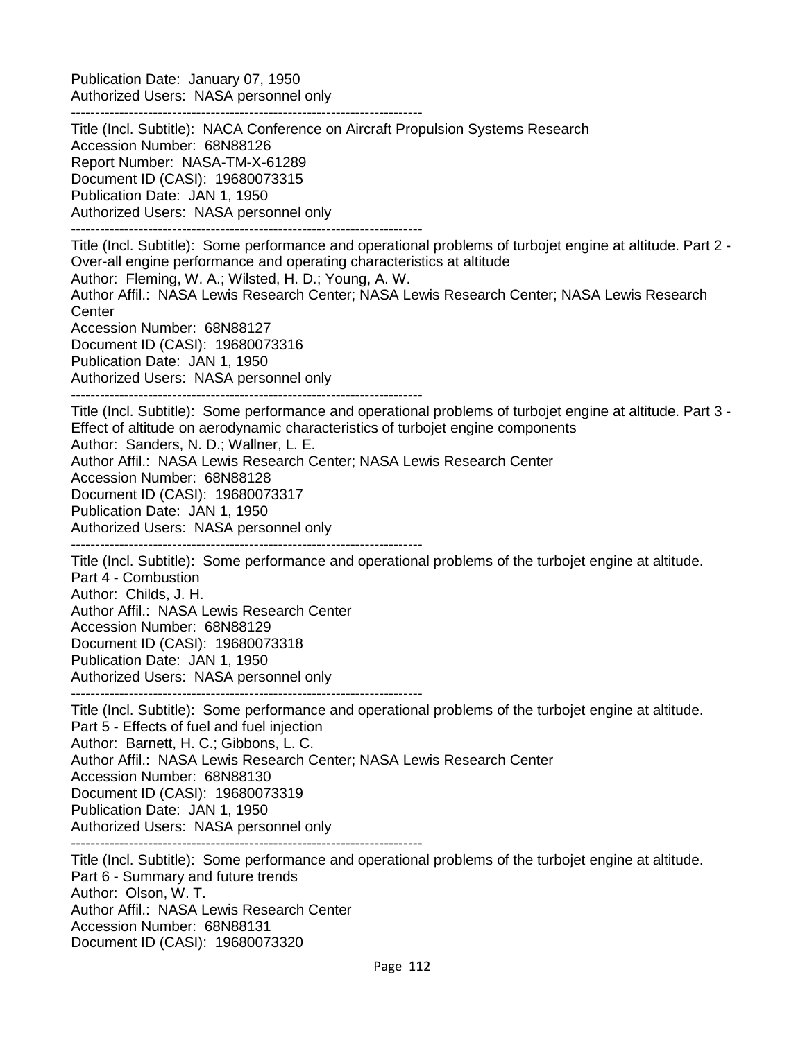Publication Date: January 07, 1950
Authorized Users: NASA personnel only

--------------------------------------------------------------------------

Title (Incl. Subtitle): NACA Conference on Aircraft Propulsion Systems Research
Accession Number: 68N88126
Report Number: NASA-TM-X-61289
Document ID (CASI): 19680073315
Publication Date: JAN 1, 1950
Authorized Users: NASA personnel only

--------------------------------------------------------------------------

Title (Incl. Subtitle): Some performance and operational problems of turbojet engine at altitude. Part 2 - Over-all engine performance and operating characteristics at altitude
Author: Fleming, W. A.; Wilsted, H. D.; Young, A. W.
Author Affil.: NASA Lewis Research Center; NASA Lewis Research Center; NASA Lewis Research Center
Accession Number: 68N88127
Document ID (CASI): 19680073316
Publication Date: JAN 1, 1950
Authorized Users: NASA personnel only

--------------------------------------------------------------------------

Title (Incl. Subtitle): Some performance and operational problems of turbojet engine at altitude. Part 3 - Effect of altitude on aerodynamic characteristics of turbojet engine components
Author: Sanders, N. D.; Wallner, L. E.
Author Affil.: NASA Lewis Research Center; NASA Lewis Research Center
Accession Number: 68N88128
Document ID (CASI): 19680073317
Publication Date: JAN 1, 1950
Authorized Users: NASA personnel only

--------------------------------------------------------------------------

Title (Incl. Subtitle): Some performance and operational problems of the turbojet engine at altitude. Part 4 - Combustion
Author: Childs, J. H.
Author Affil.: NASA Lewis Research Center
Accession Number: 68N88129
Document ID (CASI): 19680073318
Publication Date: JAN 1, 1950
Authorized Users: NASA personnel only

--------------------------------------------------------------------------

Title (Incl. Subtitle): Some performance and operational problems of the turbojet engine at altitude. Part 5 - Effects of fuel and fuel injection
Author: Barnett, H. C.; Gibbons, L. C.
Author Affil.: NASA Lewis Research Center; NASA Lewis Research Center
Accession Number: 68N88130
Document ID (CASI): 19680073319
Publication Date: JAN 1, 1950
Authorized Users: NASA personnel only

--------------------------------------------------------------------------

Title (Incl. Subtitle): Some performance and operational problems of the turbojet engine at altitude. Part 6 - Summary and future trends
Author: Olson, W. T.
Author Affil.: NASA Lewis Research Center
Accession Number: 68N88131
Document ID (CASI): 19680073320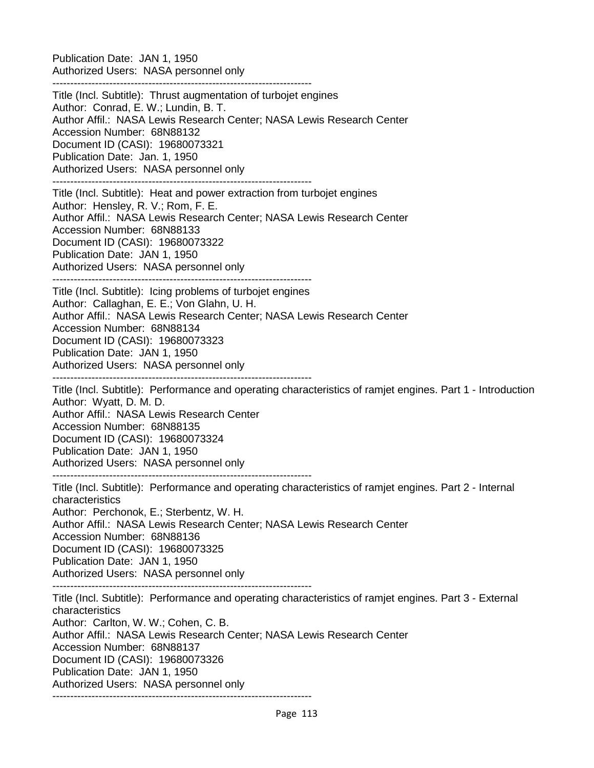Publication Date: JAN 1, 1950
Authorized Users: NASA personnel only

------------------------------------------------------------------------

Title (Incl. Subtitle): Thrust augmentation of turbojet engines
Author: Conrad, E. W.; Lundin, B. T.
Author Affil.: NASA Lewis Research Center; NASA Lewis Research Center
Accession Number: 68N88132
Document ID (CASI): 19680073321
Publication Date: Jan. 1, 1950
Authorized Users: NASA personnel only

------------------------------------------------------------------------

Title (Incl. Subtitle): Heat and power extraction from turbojet engines
Author: Hensley, R. V.; Rom, F. E.
Author Affil.: NASA Lewis Research Center; NASA Lewis Research Center
Accession Number: 68N88133
Document ID (CASI): 19680073322
Publication Date: JAN 1, 1950
Authorized Users: NASA personnel only

------------------------------------------------------------------------

Title (Incl. Subtitle): Icing problems of turbojet engines
Author: Callaghan, E. E.; Von Glahn, U. H.
Author Affil.: NASA Lewis Research Center; NASA Lewis Research Center
Accession Number: 68N88134
Document ID (CASI): 19680073323
Publication Date: JAN 1, 1950
Authorized Users: NASA personnel only

------------------------------------------------------------------------

Title (Incl. Subtitle): Performance and operating characteristics of ramjet engines. Part 1 - Introduction
Author: Wyatt, D. M. D.
Author Affil.: NASA Lewis Research Center
Accession Number: 68N88135
Document ID (CASI): 19680073324
Publication Date: JAN 1, 1950
Authorized Users: NASA personnel only

------------------------------------------------------------------------

Title (Incl. Subtitle): Performance and operating characteristics of ramjet engines. Part 2 - Internal characteristics
Author: Perchonok, E.; Sterbentz, W. H.
Author Affil.: NASA Lewis Research Center; NASA Lewis Research Center
Accession Number: 68N88136
Document ID (CASI): 19680073325
Publication Date: JAN 1, 1950
Authorized Users: NASA personnel only

------------------------------------------------------------------------

Title (Incl. Subtitle): Performance and operating characteristics of ramjet engines. Part 3 - External characteristics
Author: Carlton, W. W.; Cohen, C. B.
Author Affil.: NASA Lewis Research Center; NASA Lewis Research Center
Accession Number: 68N88137
Document ID (CASI): 19680073326
Publication Date: JAN 1, 1950
Authorized Users: NASA personnel only

------------------------------------------------------------------------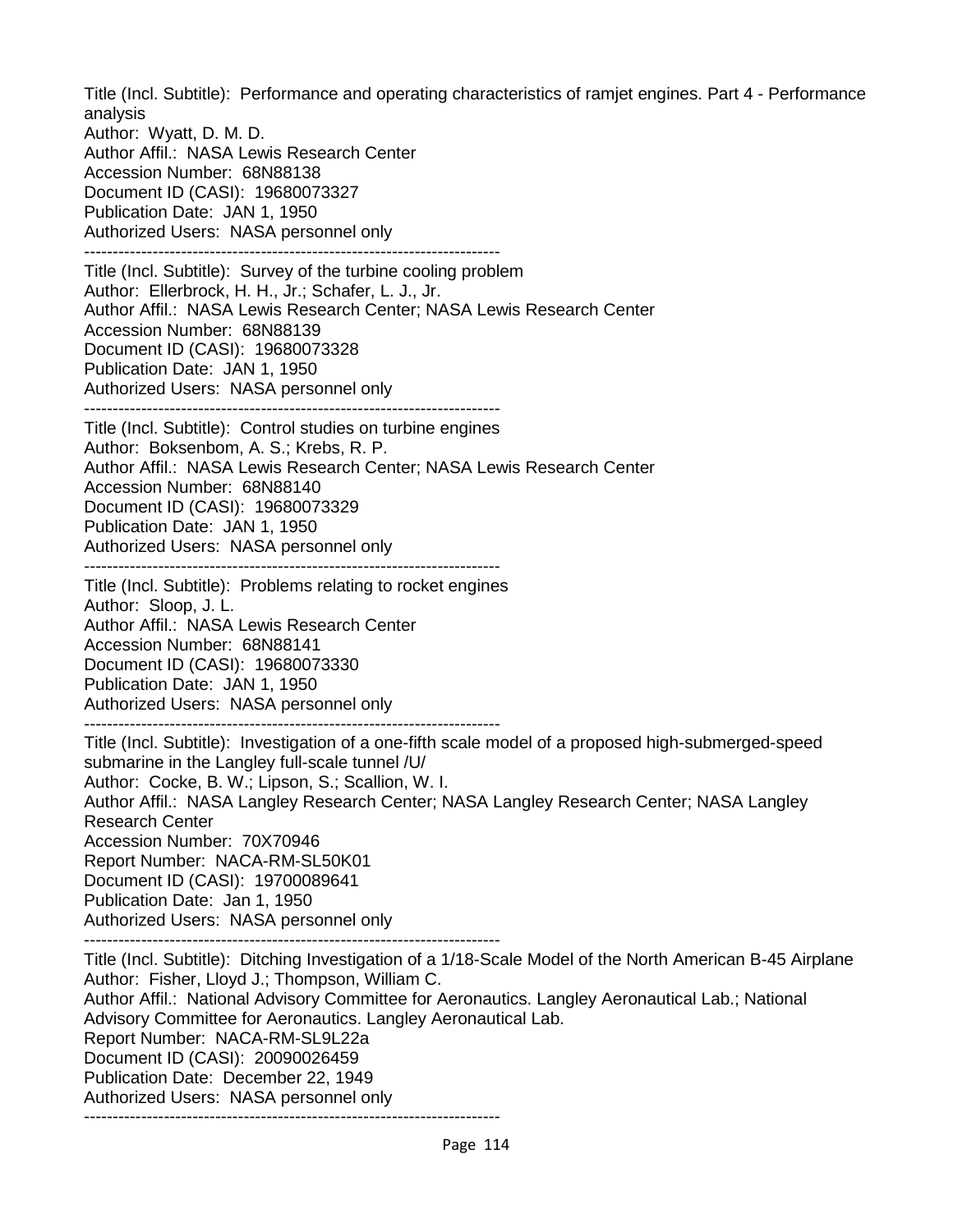Title (Incl. Subtitle): Performance and operating characteristics of ramjet engines. Part 4 - Performance analysis
Author: Wyatt, D. M. D.
Author Affil.: NASA Lewis Research Center
Accession Number: 68N88138
Document ID (CASI): 19680073327
Publication Date: JAN 1, 1950
Authorized Users: NASA personnel only

---

Title (Incl. Subtitle): Survey of the turbine cooling problem
Author: Ellerbrock, H. H., Jr.; Schafer, L. J., Jr.
Author Affil.: NASA Lewis Research Center; NASA Lewis Research Center
Accession Number: 68N88139
Document ID (CASI): 19680073328
Publication Date: JAN 1, 1950
Authorized Users: NASA personnel only

---

Title (Incl. Subtitle): Control studies on turbine engines
Author: Boksenbom, A. S.; Krebs, R. P.
Author Affil.: NASA Lewis Research Center; NASA Lewis Research Center
Accession Number: 68N88140
Document ID (CASI): 19680073329
Publication Date: JAN 1, 1950
Authorized Users: NASA personnel only

---

Title (Incl. Subtitle): Problems relating to rocket engines
Author: Sloop, J. L.
Author Affil.: NASA Lewis Research Center
Accession Number: 68N88141
Document ID (CASI): 19680073330
Publication Date: JAN 1, 1950
Authorized Users: NASA personnel only

---

Title (Incl. Subtitle): Investigation of a one-fifth scale model of a proposed high-submerged-speed submarine in the Langley full-scale tunnel /U/
Author: Cocke, B. W.; Lipson, S.; Scallion, W. I.
Author Affil.: NASA Langley Research Center; NASA Langley Research Center; NASA Langley Research Center
Accession Number: 70X70946
Report Number: NACA-RM-SL50K01
Document ID (CASI): 19700089641
Publication Date: Jan 1, 1950
Authorized Users: NASA personnel only

---

Title (Incl. Subtitle): Ditching Investigation of a 1/18-Scale Model of the North American B-45 Airplane
Author: Fisher, Lloyd J.; Thompson, William C.
Author Affil.: National Advisory Committee for Aeronautics. Langley Aeronautical Lab.; National Advisory Committee for Aeronautics. Langley Aeronautical Lab.
Report Number: NACA-RM-SL9L22a
Document ID (CASI): 20090026459
Publication Date: December 22, 1949
Authorized Users: NASA personnel only

---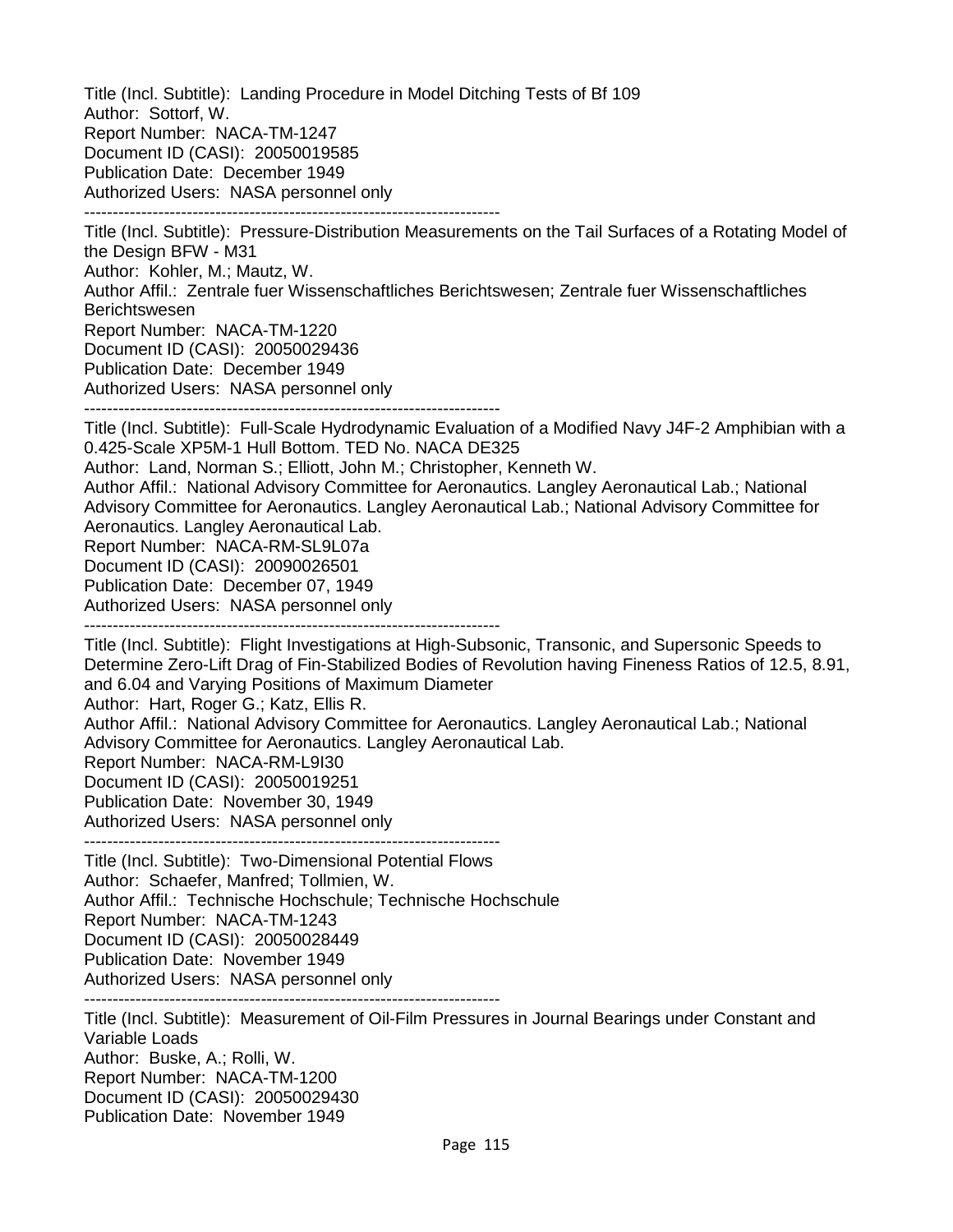Title (Incl. Subtitle): Landing Procedure in Model Ditching Tests of Bf 109
Author: Sottorf, W.
Report Number: NACA-TM-1247
Document ID (CASI): 20050019585
Publication Date: December 1949
Authorized Users: NASA personnel only

-------------------------------------------------------------------------

Title (Incl. Subtitle): Pressure-Distribution Measurements on the Tail Surfaces of a Rotating Model of the Design BFW - M31
Author: Kohler, M.; Mautz, W.
Author Affil.: Zentrale fuer Wissenschaftliches Berichtswesen; Zentrale fuer Wissenschaftliches Berichtswesen
Report Number: NACA-TM-1220
Document ID (CASI): 20050029436
Publication Date: December 1949
Authorized Users: NASA personnel only

-------------------------------------------------------------------------

Title (Incl. Subtitle): Full-Scale Hydrodynamic Evaluation of a Modified Navy J4F-2 Amphibian with a 0.425-Scale XP5M-1 Hull Bottom. TED No. NACA DE325
Author: Land, Norman S.; Elliott, John M.; Christopher, Kenneth W.
Author Affil.: National Advisory Committee for Aeronautics. Langley Aeronautical Lab.; National Advisory Committee for Aeronautics. Langley Aeronautical Lab.; National Advisory Committee for Aeronautics. Langley Aeronautical Lab.
Report Number: NACA-RM-SL9L07a
Document ID (CASI): 20090026501
Publication Date: December 07, 1949
Authorized Users: NASA personnel only

-------------------------------------------------------------------------

Title (Incl. Subtitle): Flight Investigations at High-Subsonic, Transonic, and Supersonic Speeds to Determine Zero-Lift Drag of Fin-Stabilized Bodies of Revolution having Fineness Ratios of 12.5, 8.91, and 6.04 and Varying Positions of Maximum Diameter
Author: Hart, Roger G.; Katz, Ellis R.
Author Affil.: National Advisory Committee for Aeronautics. Langley Aeronautical Lab.; National Advisory Committee for Aeronautics. Langley Aeronautical Lab.
Report Number: NACA-RM-L9I30
Document ID (CASI): 20050019251
Publication Date: November 30, 1949
Authorized Users: NASA personnel only

-------------------------------------------------------------------------

Title (Incl. Subtitle): Two-Dimensional Potential Flows
Author: Schaefer, Manfred; Tollmien, W.
Author Affil.: Technische Hochschule; Technische Hochschule
Report Number: NACA-TM-1243
Document ID (CASI): 20050028449
Publication Date: November 1949
Authorized Users: NASA personnel only

-------------------------------------------------------------------------

Title (Incl. Subtitle): Measurement of Oil-Film Pressures in Journal Bearings under Constant and Variable Loads
Author: Buske, A.; Rolli, W.
Report Number: NACA-TM-1200
Document ID (CASI): 20050029430
Publication Date: November 1949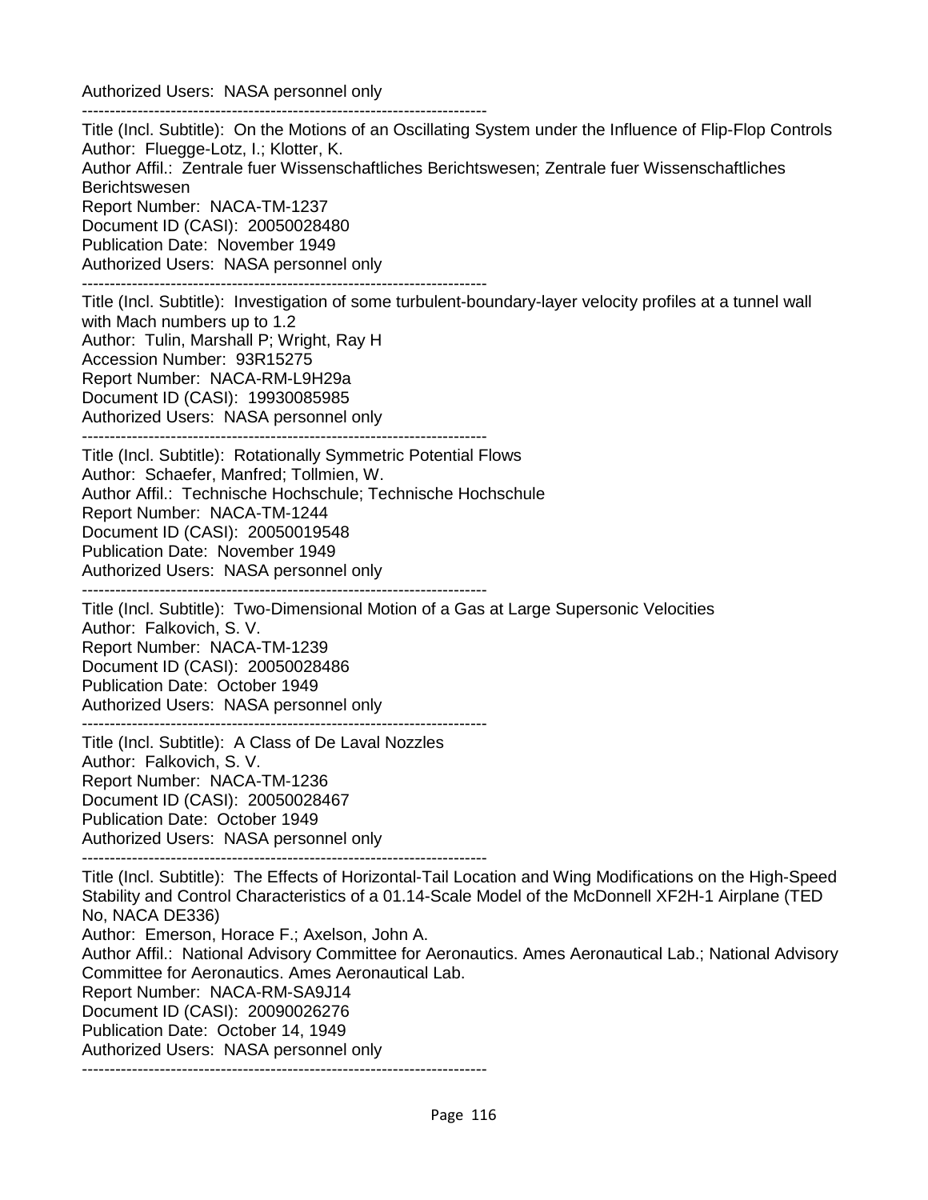Authorized Users: NASA personnel only

------------------------------------------------------------------------

Title (Incl. Subtitle): On the Motions of an Oscillating System under the Influence of Flip-Flop Controls
Author: Fluegge-Lotz, I.; Klotter, K.
Author Affil.: Zentrale fuer Wissenschaftliches Berichtswesen; Zentrale fuer Wissenschaftliches Berichtswesen
Report Number: NACA-TM-1237
Document ID (CASI): 20050028480
Publication Date: November 1949
Authorized Users: NASA personnel only

------------------------------------------------------------------------

Title (Incl. Subtitle): Investigation of some turbulent-boundary-layer velocity profiles at a tunnel wall with Mach numbers up to 1.2
Author: Tulin, Marshall P; Wright, Ray H
Accession Number: 93R15275
Report Number: NACA-RM-L9H29a
Document ID (CASI): 19930085985
Authorized Users: NASA personnel only

------------------------------------------------------------------------

Title (Incl. Subtitle): Rotationally Symmetric Potential Flows
Author: Schaefer, Manfred; Tollmien, W.
Author Affil.: Technische Hochschule; Technische Hochschule
Report Number: NACA-TM-1244
Document ID (CASI): 20050019548
Publication Date: November 1949
Authorized Users: NASA personnel only

------------------------------------------------------------------------

Title (Incl. Subtitle): Two-Dimensional Motion of a Gas at Large Supersonic Velocities
Author: Falkovich, S. V.
Report Number: NACA-TM-1239
Document ID (CASI): 20050028486
Publication Date: October 1949
Authorized Users: NASA personnel only

------------------------------------------------------------------------

Title (Incl. Subtitle): A Class of De Laval Nozzles
Author: Falkovich, S. V.
Report Number: NACA-TM-1236
Document ID (CASI): 20050028467
Publication Date: October 1949
Authorized Users: NASA personnel only

------------------------------------------------------------------------

Title (Incl. Subtitle): The Effects of Horizontal-Tail Location and Wing Modifications on the High-Speed Stability and Control Characteristics of a 01.14-Scale Model of the McDonnell XF2H-1 Airplane (TED No, NACA DE336)
Author: Emerson, Horace F.; Axelson, John A.
Author Affil.: National Advisory Committee for Aeronautics. Ames Aeronautical Lab.; National Advisory Committee for Aeronautics. Ames Aeronautical Lab.
Report Number: NACA-RM-SA9J14
Document ID (CASI): 20090026276
Publication Date: October 14, 1949
Authorized Users: NASA personnel only

------------------------------------------------------------------------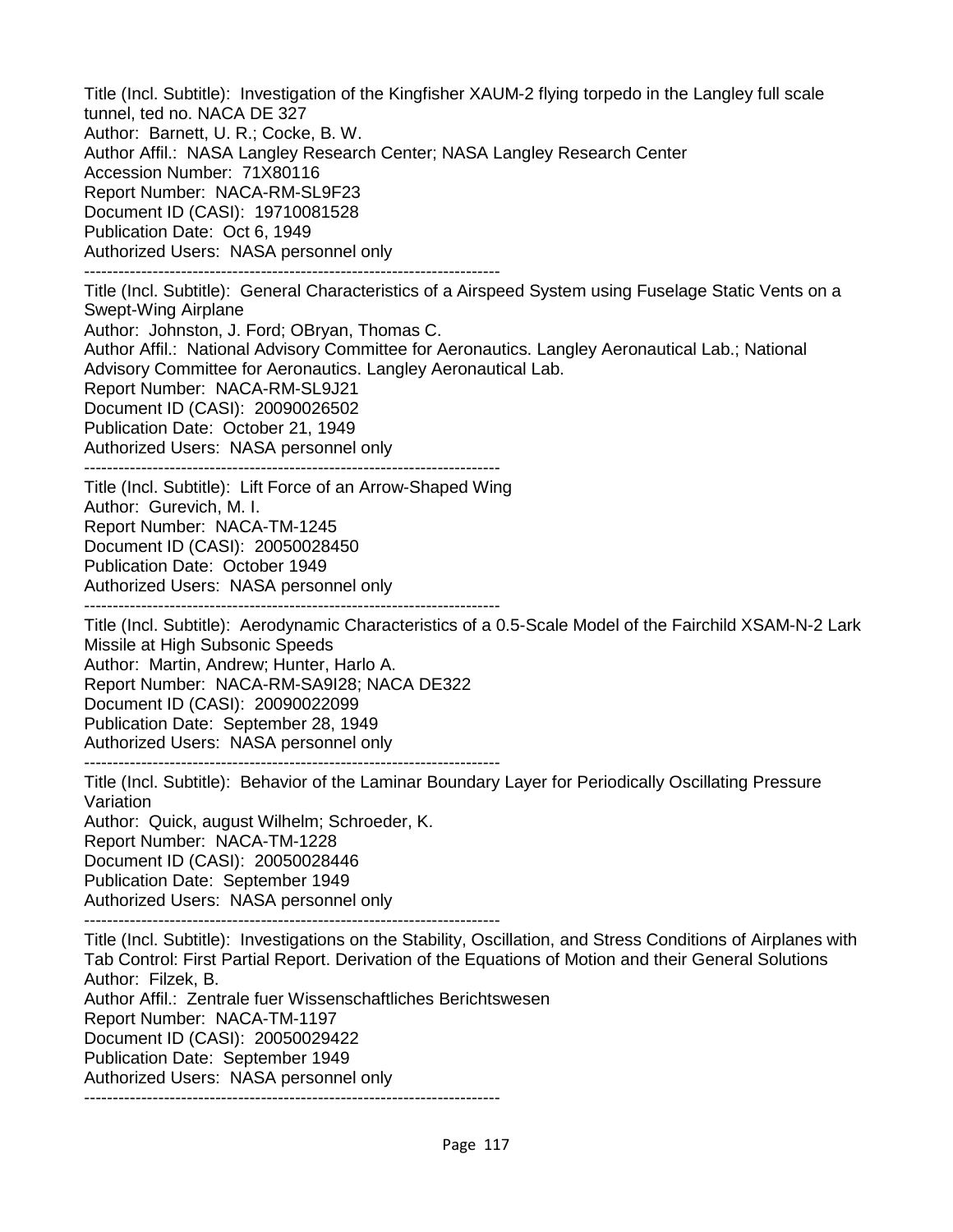Title (Incl. Subtitle): Investigation of the Kingfisher XAUM-2 flying torpedo in the Langley full scale tunnel, ted no. NACA DE 327
Author: Barnett, U. R.; Cocke, B. W.
Author Affil.: NASA Langley Research Center; NASA Langley Research Center
Accession Number: 71X80116
Report Number: NACA-RM-SL9F23
Document ID (CASI): 19710081528
Publication Date: Oct 6, 1949
Authorized Users: NASA personnel only

--------------------------------------------------------------------------

Title (Incl. Subtitle): General Characteristics of a Airspeed System using Fuselage Static Vents on a Swept-Wing Airplane
Author: Johnston, J. Ford; OBryan, Thomas C.
Author Affil.: National Advisory Committee for Aeronautics. Langley Aeronautical Lab.; National Advisory Committee for Aeronautics. Langley Aeronautical Lab.
Report Number: NACA-RM-SL9J21
Document ID (CASI): 20090026502
Publication Date: October 21, 1949
Authorized Users: NASA personnel only

--------------------------------------------------------------------------

Title (Incl. Subtitle): Lift Force of an Arrow-Shaped Wing
Author: Gurevich, M. I.
Report Number: NACA-TM-1245
Document ID (CASI): 20050028450
Publication Date: October 1949
Authorized Users: NASA personnel only

--------------------------------------------------------------------------

Title (Incl. Subtitle): Aerodynamic Characteristics of a 0.5-Scale Model of the Fairchild XSAM-N-2 Lark Missile at High Subsonic Speeds
Author: Martin, Andrew; Hunter, Harlo A.
Report Number: NACA-RM-SA9I28; NACA DE322
Document ID (CASI): 20090022099
Publication Date: September 28, 1949
Authorized Users: NASA personnel only

--------------------------------------------------------------------------

Title (Incl. Subtitle): Behavior of the Laminar Boundary Layer for Periodically Oscillating Pressure Variation
Author: Quick, august Wilhelm; Schroeder, K.
Report Number: NACA-TM-1228
Document ID (CASI): 20050028446
Publication Date: September 1949
Authorized Users: NASA personnel only

--------------------------------------------------------------------------

Title (Incl. Subtitle): Investigations on the Stability, Oscillation, and Stress Conditions of Airplanes with Tab Control: First Partial Report. Derivation of the Equations of Motion and their General Solutions
Author: Filzek, B.
Author Affil.: Zentrale fuer Wissenschaftliches Berichtswesen
Report Number: NACA-TM-1197
Document ID (CASI): 20050029422
Publication Date: September 1949
Authorized Users: NASA personnel only

--------------------------------------------------------------------------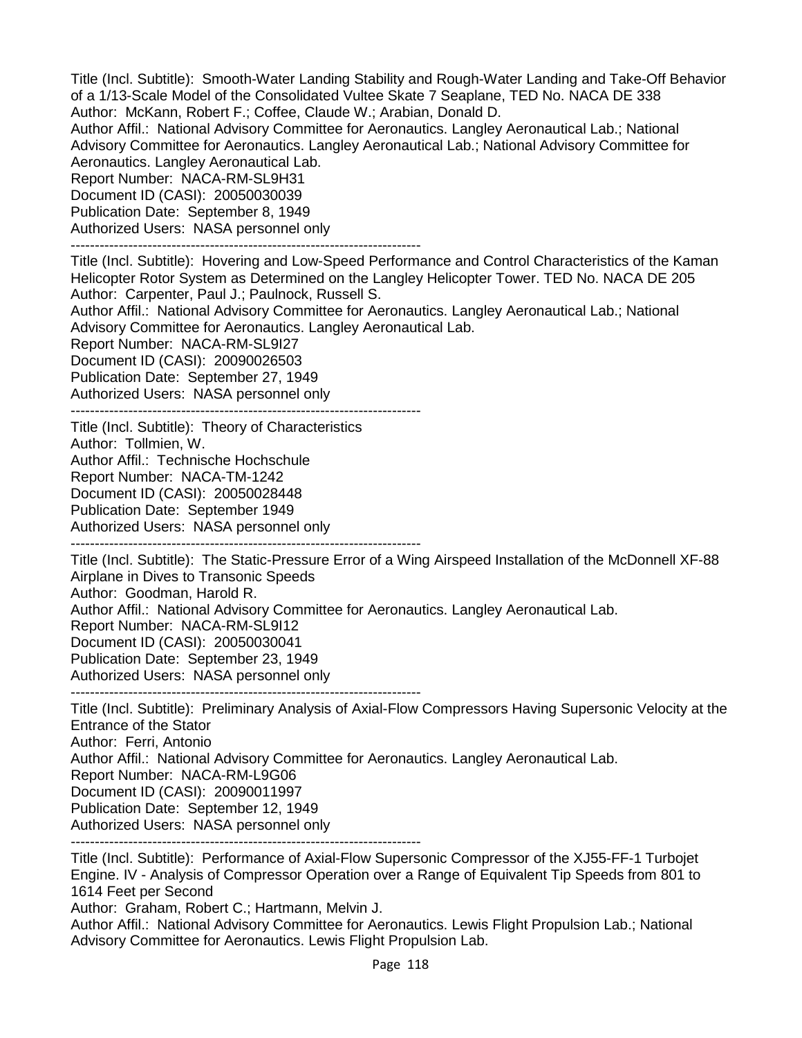Title (Incl. Subtitle): Smooth-Water Landing Stability and Rough-Water Landing and Take-Off Behavior of a 1/13-Scale Model of the Consolidated Vultee Skate 7 Seaplane, TED No. NACA DE 338
Author: McKann, Robert F.; Coffee, Claude W.; Arabian, Donald D.
Author Affil.: National Advisory Committee for Aeronautics. Langley Aeronautical Lab.; National Advisory Committee for Aeronautics. Langley Aeronautical Lab.; National Advisory Committee for Aeronautics. Langley Aeronautical Lab.
Report Number: NACA-RM-SL9H31
Document ID (CASI): 20050030039
Publication Date: September 8, 1949
Authorized Users: NASA personnel only

---

Title (Incl. Subtitle): Hovering and Low-Speed Performance and Control Characteristics of the Kaman Helicopter Rotor System as Determined on the Langley Helicopter Tower. TED No. NACA DE 205
Author: Carpenter, Paul J.; Paulnock, Russell S.
Author Affil.: National Advisory Committee for Aeronautics. Langley Aeronautical Lab.; National Advisory Committee for Aeronautics. Langley Aeronautical Lab.
Report Number: NACA-RM-SL9I27
Document ID (CASI): 20090026503
Publication Date: September 27, 1949
Authorized Users: NASA personnel only

---

Title (Incl. Subtitle): Theory of Characteristics
Author: Tollmien, W.
Author Affil.: Technische Hochschule
Report Number: NACA-TM-1242
Document ID (CASI): 20050028448
Publication Date: September 1949
Authorized Users: NASA personnel only

---

Title (Incl. Subtitle): The Static-Pressure Error of a Wing Airspeed Installation of the McDonnell XF-88 Airplane in Dives to Transonic Speeds
Author: Goodman, Harold R.
Author Affil.: National Advisory Committee for Aeronautics. Langley Aeronautical Lab.
Report Number: NACA-RM-SL9I12
Document ID (CASI): 20050030041
Publication Date: September 23, 1949
Authorized Users: NASA personnel only

---

Title (Incl. Subtitle): Preliminary Analysis of Axial-Flow Compressors Having Supersonic Velocity at the Entrance of the Stator
Author: Ferri, Antonio
Author Affil.: National Advisory Committee for Aeronautics. Langley Aeronautical Lab.
Report Number: NACA-RM-L9G06
Document ID (CASI): 20090011997
Publication Date: September 12, 1949
Authorized Users: NASA personnel only

---

Title (Incl. Subtitle): Performance of Axial-Flow Supersonic Compressor of the XJ55-FF-1 Turbojet Engine. IV - Analysis of Compressor Operation over a Range of Equivalent Tip Speeds from 801 to 1614 Feet per Second
Author: Graham, Robert C.; Hartmann, Melvin J.
Author Affil.: National Advisory Committee for Aeronautics. Lewis Flight Propulsion Lab.; National Advisory Committee for Aeronautics. Lewis Flight Propulsion Lab.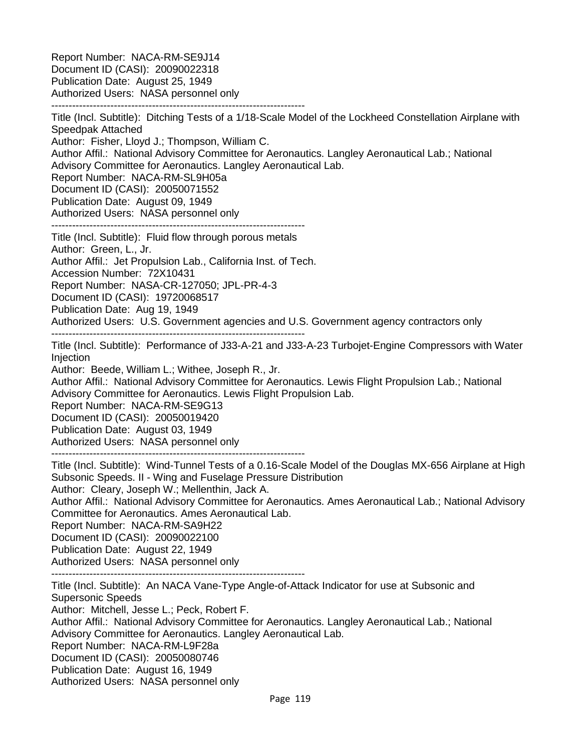Report Number: NACA-RM-SE9J14
Document ID (CASI): 20090022318
Publication Date: August 25, 1949
Authorized Users: NASA personnel only

--------------------------------------------------------------------------

Title (Incl. Subtitle): Ditching Tests of a 1/18-Scale Model of the Lockheed Constellation Airplane with Speedpak Attached
Author: Fisher, Lloyd J.; Thompson, William C.
Author Affil.: National Advisory Committee for Aeronautics. Langley Aeronautical Lab.; National Advisory Committee for Aeronautics. Langley Aeronautical Lab.
Report Number: NACA-RM-SL9H05a
Document ID (CASI): 20050071552
Publication Date: August 09, 1949
Authorized Users: NASA personnel only

--------------------------------------------------------------------------

Title (Incl. Subtitle): Fluid flow through porous metals
Author: Green, L., Jr.
Author Affil.: Jet Propulsion Lab., California Inst. of Tech.
Accession Number: 72X10431
Report Number: NASA-CR-127050; JPL-PR-4-3
Document ID (CASI): 19720068517
Publication Date: Aug 19, 1949
Authorized Users: U.S. Government agencies and U.S. Government agency contractors only

--------------------------------------------------------------------------

Title (Incl. Subtitle): Performance of J33-A-21 and J33-A-23 Turbojet-Engine Compressors with Water Injection
Author: Beede, William L.; Withee, Joseph R., Jr.
Author Affil.: National Advisory Committee for Aeronautics. Lewis Flight Propulsion Lab.; National Advisory Committee for Aeronautics. Lewis Flight Propulsion Lab.
Report Number: NACA-RM-SE9G13
Document ID (CASI): 20050019420
Publication Date: August 03, 1949
Authorized Users: NASA personnel only

--------------------------------------------------------------------------

Title (Incl. Subtitle): Wind-Tunnel Tests of a 0.16-Scale Model of the Douglas MX-656 Airplane at High Subsonic Speeds. II - Wing and Fuselage Pressure Distribution
Author: Cleary, Joseph W.; Mellenthin, Jack A.
Author Affil.: National Advisory Committee for Aeronautics. Ames Aeronautical Lab.; National Advisory Committee for Aeronautics. Ames Aeronautical Lab.
Report Number: NACA-RM-SA9H22
Document ID (CASI): 20090022100
Publication Date: August 22, 1949
Authorized Users: NASA personnel only

--------------------------------------------------------------------------

Title (Incl. Subtitle): An NACA Vane-Type Angle-of-Attack Indicator for use at Subsonic and Supersonic Speeds
Author: Mitchell, Jesse L.; Peck, Robert F.
Author Affil.: National Advisory Committee for Aeronautics. Langley Aeronautical Lab.; National Advisory Committee for Aeronautics. Langley Aeronautical Lab.
Report Number: NACA-RM-L9F28a
Document ID (CASI): 20050080746
Publication Date: August 16, 1949
Authorized Users: NASA personnel only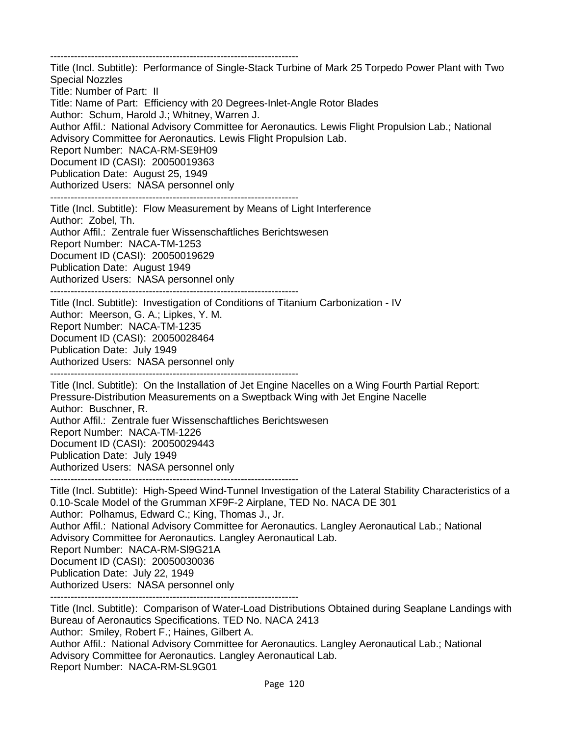------------------------------------------------------------------------
Title (Incl. Subtitle): Performance of Single-Stack Turbine of Mark 25 Torpedo Power Plant with Two Special Nozzles
Title: Number of Part: II
Title: Name of Part: Efficiency with 20 Degrees-Inlet-Angle Rotor Blades
Author: Schum, Harold J.; Whitney, Warren J.
Author Affil.: National Advisory Committee for Aeronautics. Lewis Flight Propulsion Lab.; National Advisory Committee for Aeronautics. Lewis Flight Propulsion Lab.
Report Number: NACA-RM-SE9H09
Document ID (CASI): 20050019363
Publication Date: August 25, 1949
Authorized Users: NASA personnel only
------------------------------------------------------------------------
Title (Incl. Subtitle): Flow Measurement by Means of Light Interference
Author: Zobel, Th.
Author Affil.: Zentrale fuer Wissenschaftliches Berichtswesen
Report Number: NACA-TM-1253
Document ID (CASI): 20050019629
Publication Date: August 1949
Authorized Users: NASA personnel only
------------------------------------------------------------------------
Title (Incl. Subtitle): Investigation of Conditions of Titanium Carbonization - IV
Author: Meerson, G. A.; Lipkes, Y. M.
Report Number: NACA-TM-1235
Document ID (CASI): 20050028464
Publication Date: July 1949
Authorized Users: NASA personnel only
------------------------------------------------------------------------
Title (Incl. Subtitle): On the Installation of Jet Engine Nacelles on a Wing Fourth Partial Report: Pressure-Distribution Measurements on a Sweptback Wing with Jet Engine Nacelle
Author: Buschner, R.
Author Affil.: Zentrale fuer Wissenschaftliches Berichtswesen
Report Number: NACA-TM-1226
Document ID (CASI): 20050029443
Publication Date: July 1949
Authorized Users: NASA personnel only
------------------------------------------------------------------------
Title (Incl. Subtitle): High-Speed Wind-Tunnel Investigation of the Lateral Stability Characteristics of a 0.10-Scale Model of the Grumman XF9F-2 Airplane, TED No. NACA DE 301
Author: Polhamus, Edward C.; King, Thomas J., Jr.
Author Affil.: National Advisory Committee for Aeronautics. Langley Aeronautical Lab.; National Advisory Committee for Aeronautics. Langley Aeronautical Lab.
Report Number: NACA-RM-Sl9G21A
Document ID (CASI): 20050030036
Publication Date: July 22, 1949
Authorized Users: NASA personnel only
------------------------------------------------------------------------
Title (Incl. Subtitle): Comparison of Water-Load Distributions Obtained during Seaplane Landings with Bureau of Aeronautics Specifications. TED No. NACA 2413
Author: Smiley, Robert F.; Haines, Gilbert A.
Author Affil.: National Advisory Committee for Aeronautics. Langley Aeronautical Lab.; National Advisory Committee for Aeronautics. Langley Aeronautical Lab.
Report Number: NACA-RM-SL9G01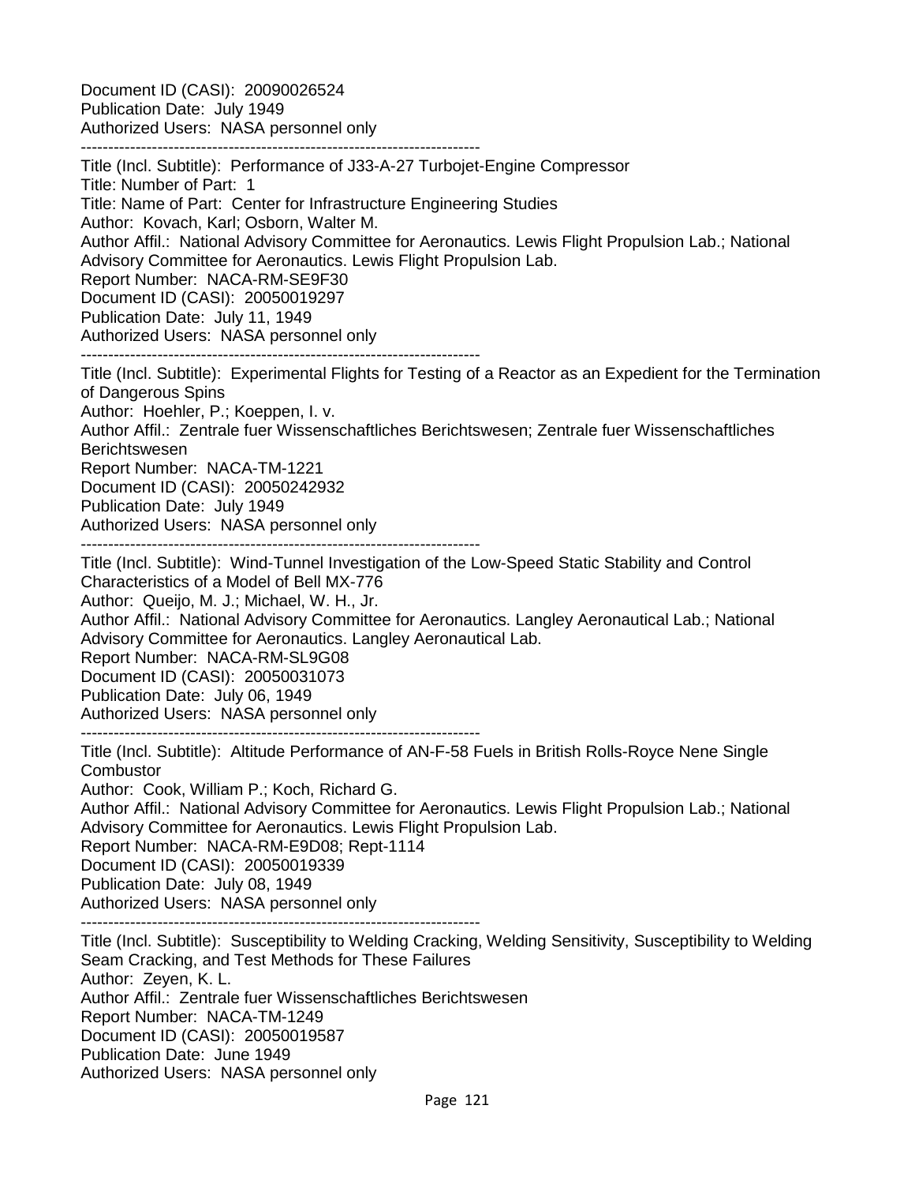Document ID (CASI): 20090026524
Publication Date: July 1949
Authorized Users: NASA personnel only

------------------------------------------------------------------------

Title (Incl. Subtitle): Performance of J33-A-27 Turbojet-Engine Compressor
Title: Number of Part: 1
Title: Name of Part: Center for Infrastructure Engineering Studies
Author: Kovach, Karl; Osborn, Walter M.
Author Affil.: National Advisory Committee for Aeronautics. Lewis Flight Propulsion Lab.; National Advisory Committee for Aeronautics. Lewis Flight Propulsion Lab.
Report Number: NACA-RM-SE9F30
Document ID (CASI): 20050019297
Publication Date: July 11, 1949
Authorized Users: NASA personnel only

------------------------------------------------------------------------

Title (Incl. Subtitle): Experimental Flights for Testing of a Reactor as an Expedient for the Termination of Dangerous Spins
Author: Hoehler, P.; Koeppen, I. v.
Author Affil.: Zentrale fuer Wissenschaftliches Berichtswesen; Zentrale fuer Wissenschaftliches Berichtswesen
Report Number: NACA-TM-1221
Document ID (CASI): 20050242932
Publication Date: July 1949
Authorized Users: NASA personnel only

------------------------------------------------------------------------

Title (Incl. Subtitle): Wind-Tunnel Investigation of the Low-Speed Static Stability and Control Characteristics of a Model of Bell MX-776
Author: Queijo, M. J.; Michael, W. H., Jr.
Author Affil.: National Advisory Committee for Aeronautics. Langley Aeronautical Lab.; National Advisory Committee for Aeronautics. Langley Aeronautical Lab.
Report Number: NACA-RM-SL9G08
Document ID (CASI): 20050031073
Publication Date: July 06, 1949
Authorized Users: NASA personnel only

------------------------------------------------------------------------

Title (Incl. Subtitle): Altitude Performance of AN-F-58 Fuels in British Rolls-Royce Nene Single Combustor
Author: Cook, William P.; Koch, Richard G.
Author Affil.: National Advisory Committee for Aeronautics. Lewis Flight Propulsion Lab.; National Advisory Committee for Aeronautics. Lewis Flight Propulsion Lab.
Report Number: NACA-RM-E9D08; Rept-1114
Document ID (CASI): 20050019339
Publication Date: July 08, 1949
Authorized Users: NASA personnel only

------------------------------------------------------------------------

Title (Incl. Subtitle): Susceptibility to Welding Cracking, Welding Sensitivity, Susceptibility to Welding Seam Cracking, and Test Methods for These Failures
Author: Zeyen, K. L.
Author Affil.: Zentrale fuer Wissenschaftliches Berichtswesen
Report Number: NACA-TM-1249
Document ID (CASI): 20050019587
Publication Date: June 1949
Authorized Users: NASA personnel only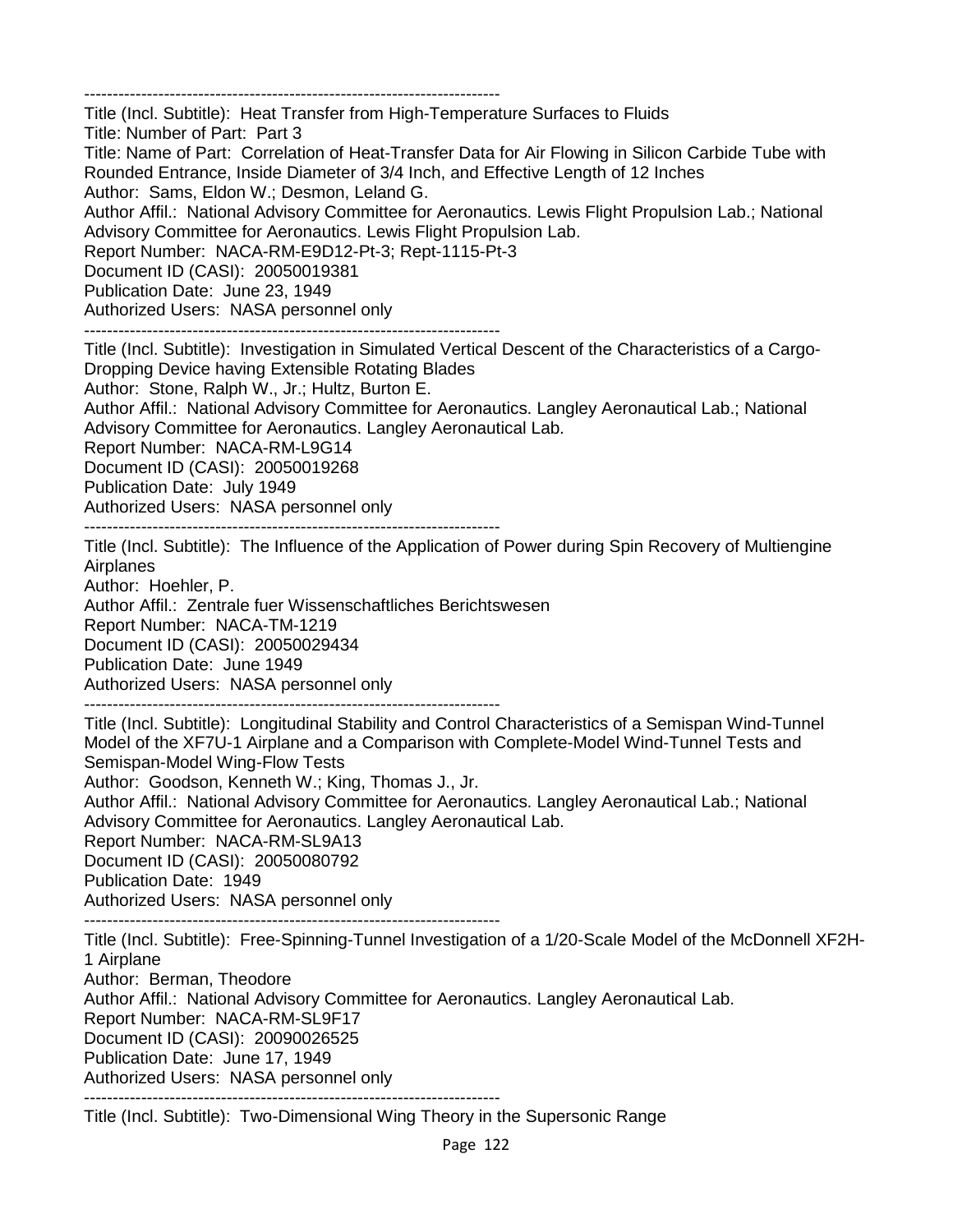------------------------------------------------------------------------
Title (Incl. Subtitle): Heat Transfer from High-Temperature Surfaces to Fluids
Title: Number of Part: Part 3
Title: Name of Part: Correlation of Heat-Transfer Data for Air Flowing in Silicon Carbide Tube with Rounded Entrance, Inside Diameter of 3/4 Inch, and Effective Length of 12 Inches
Author: Sams, Eldon W.; Desmon, Leland G.
Author Affil.: National Advisory Committee for Aeronautics. Lewis Flight Propulsion Lab.; National Advisory Committee for Aeronautics. Lewis Flight Propulsion Lab.
Report Number: NACA-RM-E9D12-Pt-3; Rept-1115-Pt-3
Document ID (CASI): 20050019381
Publication Date: June 23, 1949
Authorized Users: NASA personnel only
------------------------------------------------------------------------
Title (Incl. Subtitle): Investigation in Simulated Vertical Descent of the Characteristics of a Cargo-Dropping Device having Extensible Rotating Blades
Author: Stone, Ralph W., Jr.; Hultz, Burton E.
Author Affil.: National Advisory Committee for Aeronautics. Langley Aeronautical Lab.; National Advisory Committee for Aeronautics. Langley Aeronautical Lab.
Report Number: NACA-RM-L9G14
Document ID (CASI): 20050019268
Publication Date: July 1949
Authorized Users: NASA personnel only
------------------------------------------------------------------------
Title (Incl. Subtitle): The Influence of the Application of Power during Spin Recovery of Multiengine Airplanes
Author: Hoehler, P.
Author Affil.: Zentrale fuer Wissenschaftliches Berichtswesen
Report Number: NACA-TM-1219
Document ID (CASI): 20050029434
Publication Date: June 1949
Authorized Users: NASA personnel only
------------------------------------------------------------------------
Title (Incl. Subtitle): Longitudinal Stability and Control Characteristics of a Semispan Wind-Tunnel Model of the XF7U-1 Airplane and a Comparison with Complete-Model Wind-Tunnel Tests and Semispan-Model Wing-Flow Tests
Author: Goodson, Kenneth W.; King, Thomas J., Jr.
Author Affil.: National Advisory Committee for Aeronautics. Langley Aeronautical Lab.; National Advisory Committee for Aeronautics. Langley Aeronautical Lab.
Report Number: NACA-RM-SL9A13
Document ID (CASI): 20050080792
Publication Date: 1949
Authorized Users: NASA personnel only
------------------------------------------------------------------------
Title (Incl. Subtitle): Free-Spinning-Tunnel Investigation of a 1/20-Scale Model of the McDonnell XF2H-1 Airplane
Author: Berman, Theodore
Author Affil.: National Advisory Committee for Aeronautics. Langley Aeronautical Lab.
Report Number: NACA-RM-SL9F17
Document ID (CASI): 20090026525
Publication Date: June 17, 1949
Authorized Users: NASA personnel only
------------------------------------------------------------------------
Title (Incl. Subtitle): Two-Dimensional Wing Theory in the Supersonic Range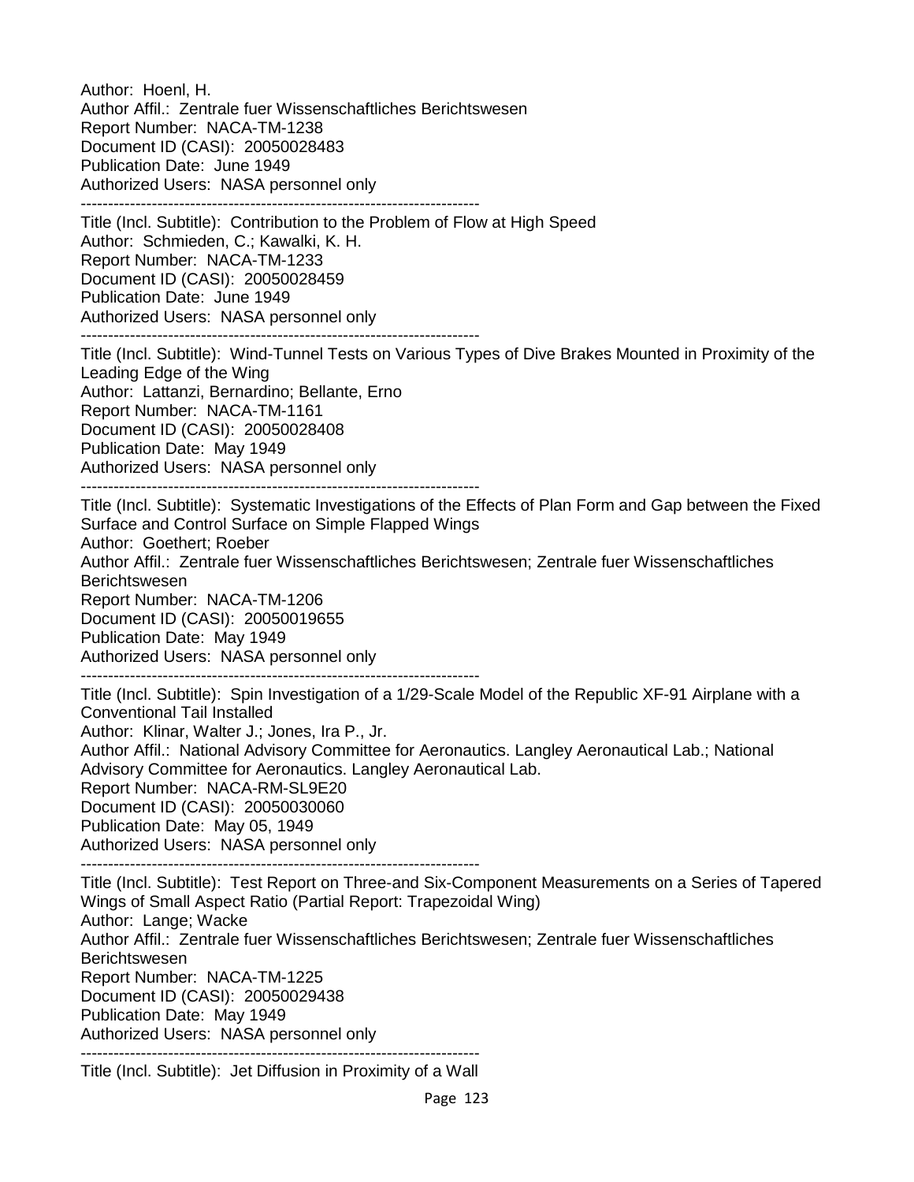Author: Hoenl, H.
Author Affil.: Zentrale fuer Wissenschaftliches Berichtswesen
Report Number: NACA-TM-1238
Document ID (CASI): 20050028483
Publication Date: June 1949
Authorized Users: NASA personnel only

-------------------------------------------------------------------------

Title (Incl. Subtitle): Contribution to the Problem of Flow at High Speed
Author: Schmieden, C.; Kawalki, K. H.
Report Number: NACA-TM-1233
Document ID (CASI): 20050028459
Publication Date: June 1949
Authorized Users: NASA personnel only

-------------------------------------------------------------------------

Title (Incl. Subtitle): Wind-Tunnel Tests on Various Types of Dive Brakes Mounted in Proximity of the Leading Edge of the Wing
Author: Lattanzi, Bernardino; Bellante, Erno
Report Number: NACA-TM-1161
Document ID (CASI): 20050028408
Publication Date: May 1949
Authorized Users: NASA personnel only

-------------------------------------------------------------------------

Title (Incl. Subtitle): Systematic Investigations of the Effects of Plan Form and Gap between the Fixed Surface and Control Surface on Simple Flapped Wings
Author: Goethert; Roeber
Author Affil.: Zentrale fuer Wissenschaftliches Berichtswesen; Zentrale fuer Wissenschaftliches Berichtswesen
Report Number: NACA-TM-1206
Document ID (CASI): 20050019655
Publication Date: May 1949
Authorized Users: NASA personnel only

-------------------------------------------------------------------------

Title (Incl. Subtitle): Spin Investigation of a 1/29-Scale Model of the Republic XF-91 Airplane with a Conventional Tail Installed
Author: Klinar, Walter J.; Jones, Ira P., Jr.
Author Affil.: National Advisory Committee for Aeronautics. Langley Aeronautical Lab.; National Advisory Committee for Aeronautics. Langley Aeronautical Lab.
Report Number: NACA-RM-SL9E20
Document ID (CASI): 20050030060
Publication Date: May 05, 1949
Authorized Users: NASA personnel only

-------------------------------------------------------------------------

Title (Incl. Subtitle): Test Report on Three-and Six-Component Measurements on a Series of Tapered Wings of Small Aspect Ratio (Partial Report: Trapezoidal Wing)
Author: Lange; Wacke
Author Affil.: Zentrale fuer Wissenschaftliches Berichtswesen; Zentrale fuer Wissenschaftliches Berichtswesen
Report Number: NACA-TM-1225
Document ID (CASI): 20050029438
Publication Date: May 1949
Authorized Users: NASA personnel only

-------------------------------------------------------------------------

Title (Incl. Subtitle): Jet Diffusion in Proximity of a Wall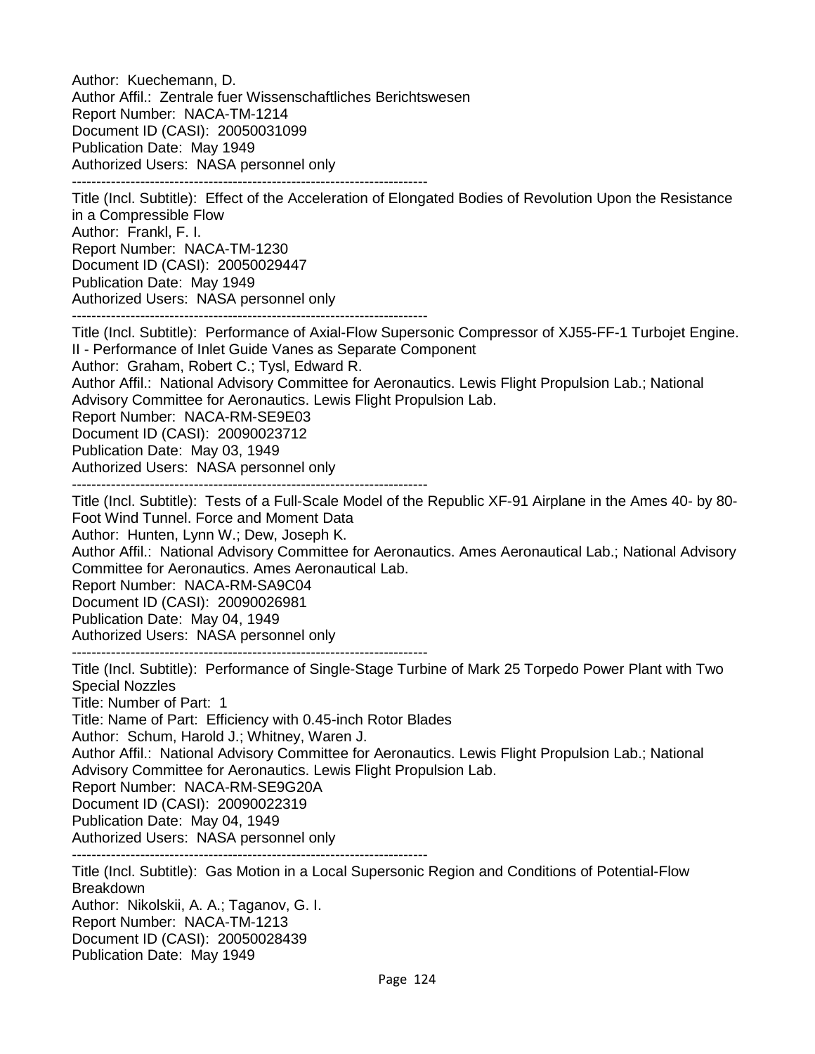Author:  Kuechemann, D.
Author Affil.:  Zentrale fuer Wissenschaftliches Berichtswesen
Report Number:  NACA-TM-1214
Document ID (CASI):  20050031099
Publication Date:  May 1949
Authorized Users:  NASA personnel only

---

Title (Incl. Subtitle):  Effect of the Acceleration of Elongated Bodies of Revolution Upon the Resistance in a Compressible Flow
Author:  Frankl, F. I.
Report Number:  NACA-TM-1230
Document ID (CASI):  20050029447
Publication Date:  May 1949
Authorized Users:  NASA personnel only

---

Title (Incl. Subtitle):  Performance of Axial-Flow Supersonic Compressor of XJ55-FF-1 Turbojet Engine. II - Performance of Inlet Guide Vanes as Separate Component
Author:  Graham, Robert C.; Tysl, Edward R.
Author Affil.:  National Advisory Committee for Aeronautics. Lewis Flight Propulsion Lab.; National Advisory Committee for Aeronautics. Lewis Flight Propulsion Lab.
Report Number:  NACA-RM-SE9E03
Document ID (CASI):  20090023712
Publication Date:  May 03, 1949
Authorized Users:  NASA personnel only

---

Title (Incl. Subtitle):  Tests of a Full-Scale Model of the Republic XF-91 Airplane in the Ames 40- by 80-Foot Wind Tunnel. Force and Moment Data
Author:  Hunten, Lynn W.; Dew, Joseph K.
Author Affil.:  National Advisory Committee for Aeronautics. Ames Aeronautical Lab.; National Advisory Committee for Aeronautics. Ames Aeronautical Lab.
Report Number:  NACA-RM-SA9C04
Document ID (CASI):  20090026981
Publication Date:  May 04, 1949
Authorized Users:  NASA personnel only

---

Title (Incl. Subtitle):  Performance of Single-Stage Turbine of Mark 25 Torpedo Power Plant with Two Special Nozzles
Title: Number of Part:  1
Title: Name of Part:  Efficiency with 0.45-inch Rotor Blades
Author:  Schum, Harold J.; Whitney, Waren J.
Author Affil.:  National Advisory Committee for Aeronautics. Lewis Flight Propulsion Lab.; National Advisory Committee for Aeronautics. Lewis Flight Propulsion Lab.
Report Number:  NACA-RM-SE9G20A
Document ID (CASI):  20090022319
Publication Date:  May 04, 1949
Authorized Users:  NASA personnel only

---

Title (Incl. Subtitle):  Gas Motion in a Local Supersonic Region and Conditions of Potential-Flow Breakdown
Author:  Nikolskii, A. A.; Taganov, G. I.
Report Number:  NACA-TM-1213
Document ID (CASI):  20050028439
Publication Date:  May 1949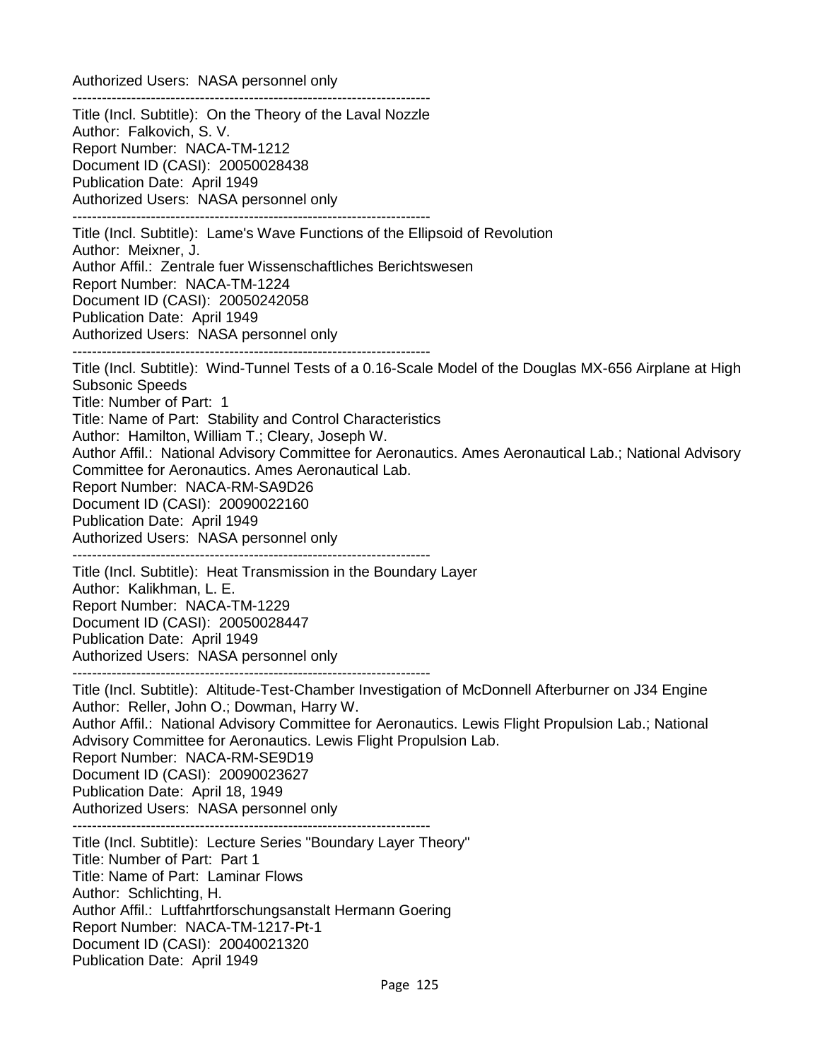Authorized Users:  NASA personnel only

------------------------------------------------------------------------

Title (Incl. Subtitle):  On the Theory of the Laval Nozzle
Author:  Falkovich, S. V.
Report Number:  NACA-TM-1212
Document ID (CASI):  20050028438
Publication Date:  April 1949
Authorized Users:  NASA personnel only

------------------------------------------------------------------------

Title (Incl. Subtitle):  Lame's Wave Functions of the Ellipsoid of Revolution
Author:  Meixner, J.
Author Affil.:  Zentrale fuer Wissenschaftliches Berichtswesen
Report Number:  NACA-TM-1224
Document ID (CASI):  20050242058
Publication Date:  April 1949
Authorized Users:  NASA personnel only

------------------------------------------------------------------------

Title (Incl. Subtitle):  Wind-Tunnel Tests of a 0.16-Scale Model of the Douglas MX-656 Airplane at High Subsonic Speeds
Title: Number of Part:  1
Title: Name of Part:  Stability and Control Characteristics
Author:  Hamilton, William T.; Cleary, Joseph W.
Author Affil.:  National Advisory Committee for Aeronautics. Ames Aeronautical Lab.; National Advisory Committee for Aeronautics. Ames Aeronautical Lab.
Report Number:  NACA-RM-SA9D26
Document ID (CASI):  20090022160
Publication Date:  April 1949
Authorized Users:  NASA personnel only

------------------------------------------------------------------------

Title (Incl. Subtitle):  Heat Transmission in the Boundary Layer
Author:  Kalikhman, L. E.
Report Number:  NACA-TM-1229
Document ID (CASI):  20050028447
Publication Date:  April 1949
Authorized Users:  NASA personnel only

------------------------------------------------------------------------

Title (Incl. Subtitle):  Altitude-Test-Chamber Investigation of McDonnell Afterburner on J34 Engine
Author:  Reller, John O.; Dowman, Harry W.
Author Affil.:  National Advisory Committee for Aeronautics. Lewis Flight Propulsion Lab.; National Advisory Committee for Aeronautics. Lewis Flight Propulsion Lab.
Report Number:  NACA-RM-SE9D19
Document ID (CASI):  20090023627
Publication Date:  April 18, 1949
Authorized Users:  NASA personnel only

------------------------------------------------------------------------

Title (Incl. Subtitle):  Lecture Series "Boundary Layer Theory"
Title: Number of Part:  Part 1
Title: Name of Part:  Laminar Flows
Author:  Schlichting, H.
Author Affil.:  Luftfahrtforschungsanstalt Hermann Goering
Report Number:  NACA-TM-1217-Pt-1
Document ID (CASI):  20040021320
Publication Date:  April 1949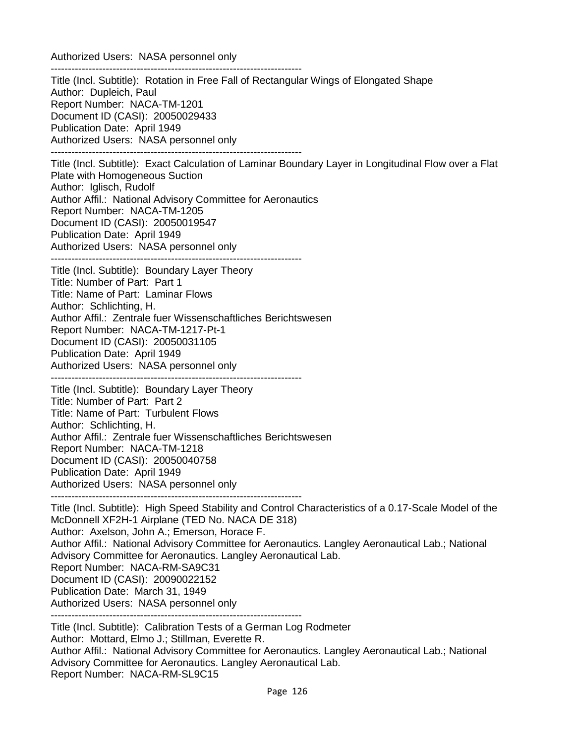Authorized Users:  NASA personnel only

------------------------------------------------------------------------

Title (Incl. Subtitle):  Rotation in Free Fall of Rectangular Wings of Elongated Shape
Author:  Dupleich, Paul
Report Number:  NACA-TM-1201
Document ID (CASI):  20050029433
Publication Date:  April 1949
Authorized Users:  NASA personnel only

------------------------------------------------------------------------

Title (Incl. Subtitle):  Exact Calculation of Laminar Boundary Layer in Longitudinal Flow over a Flat Plate with Homogeneous Suction
Author:  Iglisch, Rudolf
Author Affil.:  National Advisory Committee for Aeronautics
Report Number:  NACA-TM-1205
Document ID (CASI):  20050019547
Publication Date:  April 1949
Authorized Users:  NASA personnel only

------------------------------------------------------------------------

Title (Incl. Subtitle):  Boundary Layer Theory
Title: Number of Part:  Part 1
Title: Name of Part:  Laminar Flows
Author:  Schlichting, H.
Author Affil.:  Zentrale fuer Wissenschaftliches Berichtswesen
Report Number:  NACA-TM-1217-Pt-1
Document ID (CASI):  20050031105
Publication Date:  April 1949
Authorized Users:  NASA personnel only

------------------------------------------------------------------------

Title (Incl. Subtitle):  Boundary Layer Theory
Title: Number of Part:  Part 2
Title: Name of Part:  Turbulent Flows
Author:  Schlichting, H.
Author Affil.:  Zentrale fuer Wissenschaftliches Berichtswesen
Report Number:  NACA-TM-1218
Document ID (CASI):  20050040758
Publication Date:  April 1949
Authorized Users:  NASA personnel only

------------------------------------------------------------------------

Title (Incl. Subtitle):  High Speed Stability and Control Characteristics of a 0.17-Scale Model of the McDonnell XF2H-1 Airplane (TED No. NACA DE 318)
Author:  Axelson, John A.; Emerson, Horace F.
Author Affil.:  National Advisory Committee for Aeronautics. Langley Aeronautical Lab.; National Advisory Committee for Aeronautics. Langley Aeronautical Lab.
Report Number:  NACA-RM-SA9C31
Document ID (CASI):  20090022152
Publication Date:  March 31, 1949
Authorized Users:  NASA personnel only

------------------------------------------------------------------------

Title (Incl. Subtitle):  Calibration Tests of a German Log Rodmeter
Author:  Mottard, Elmo J.; Stillman, Everette R.
Author Affil.:  National Advisory Committee for Aeronautics. Langley Aeronautical Lab.; National Advisory Committee for Aeronautics. Langley Aeronautical Lab.
Report Number:  NACA-RM-SL9C15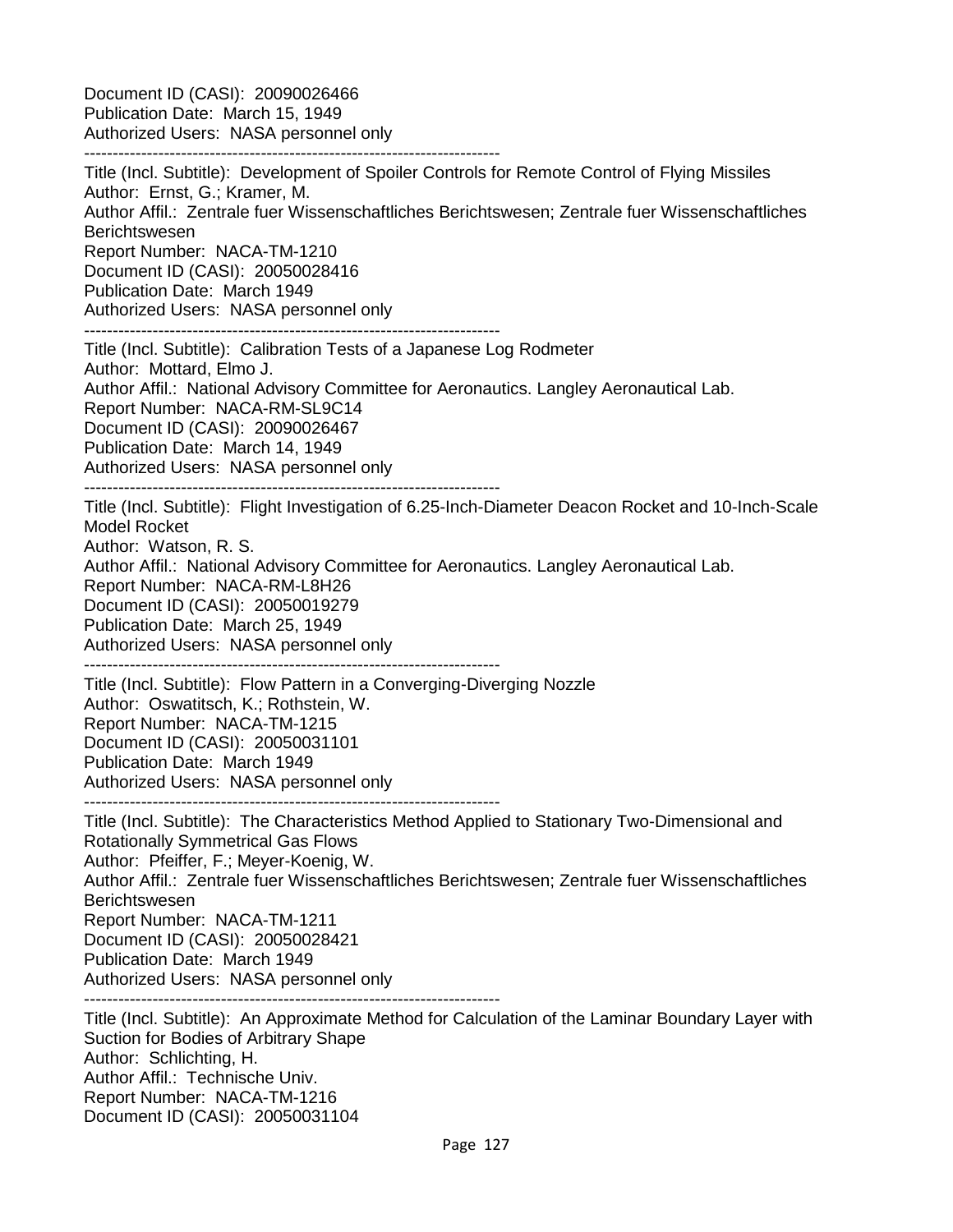Document ID (CASI): 20090026466
Publication Date: March 15, 1949
Authorized Users: NASA personnel only

-------------------------------------------------------------------------

Title (Incl. Subtitle): Development of Spoiler Controls for Remote Control of Flying Missiles
Author: Ernst, G.; Kramer, M.
Author Affil.: Zentrale fuer Wissenschaftliches Berichtswesen; Zentrale fuer Wissenschaftliches Berichtswesen
Report Number: NACA-TM-1210
Document ID (CASI): 20050028416
Publication Date: March 1949
Authorized Users: NASA personnel only

-------------------------------------------------------------------------

Title (Incl. Subtitle): Calibration Tests of a Japanese Log Rodmeter
Author: Mottard, Elmo J.
Author Affil.: National Advisory Committee for Aeronautics. Langley Aeronautical Lab.
Report Number: NACA-RM-SL9C14
Document ID (CASI): 20090026467
Publication Date: March 14, 1949
Authorized Users: NASA personnel only

-------------------------------------------------------------------------

Title (Incl. Subtitle): Flight Investigation of 6.25-Inch-Diameter Deacon Rocket and 10-Inch-Scale Model Rocket
Author: Watson, R. S.
Author Affil.: National Advisory Committee for Aeronautics. Langley Aeronautical Lab.
Report Number: NACA-RM-L8H26
Document ID (CASI): 20050019279
Publication Date: March 25, 1949
Authorized Users: NASA personnel only

-------------------------------------------------------------------------

Title (Incl. Subtitle): Flow Pattern in a Converging-Diverging Nozzle
Author: Oswatitsch, K.; Rothstein, W.
Report Number: NACA-TM-1215
Document ID (CASI): 20050031101
Publication Date: March 1949
Authorized Users: NASA personnel only

-------------------------------------------------------------------------

Title (Incl. Subtitle): The Characteristics Method Applied to Stationary Two-Dimensional and Rotationally Symmetrical Gas Flows
Author: Pfeiffer, F.; Meyer-Koenig, W.
Author Affil.: Zentrale fuer Wissenschaftliches Berichtswesen; Zentrale fuer Wissenschaftliches Berichtswesen
Report Number: NACA-TM-1211
Document ID (CASI): 20050028421
Publication Date: March 1949
Authorized Users: NASA personnel only

-------------------------------------------------------------------------

Title (Incl. Subtitle): An Approximate Method for Calculation of the Laminar Boundary Layer with Suction for Bodies of Arbitrary Shape
Author: Schlichting, H.
Author Affil.: Technische Univ.
Report Number: NACA-TM-1216
Document ID (CASI): 20050031104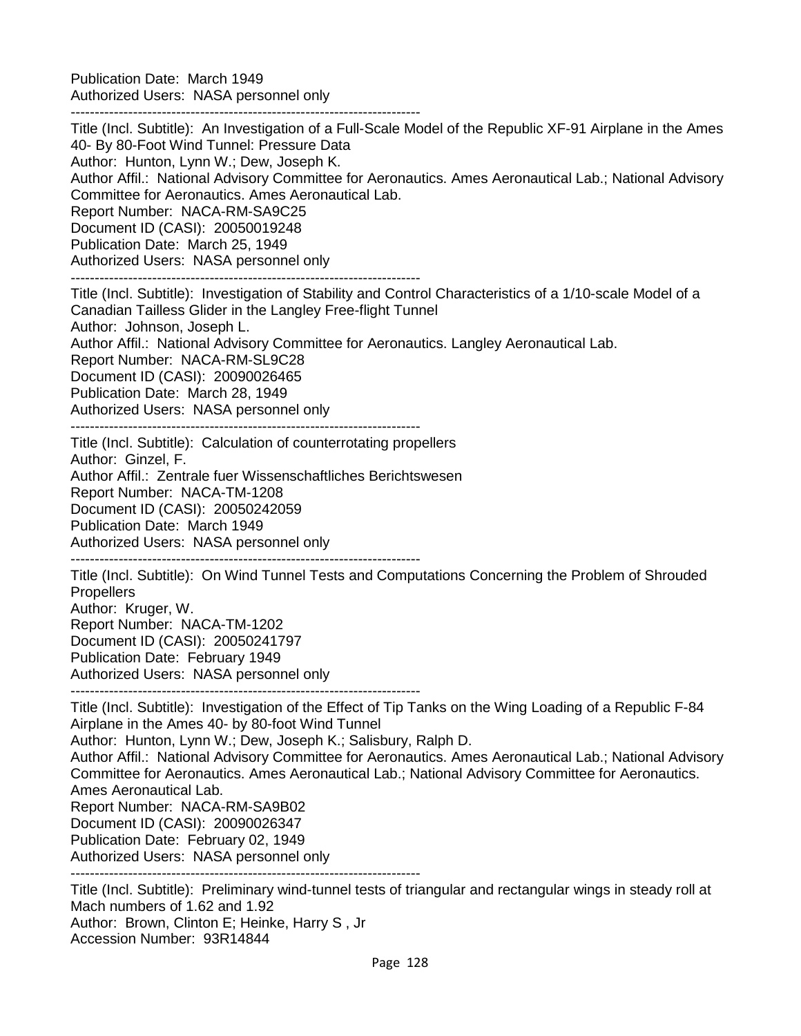Publication Date: March 1949
Authorized Users: NASA personnel only

--------------------------------------------------------------------------

Title (Incl. Subtitle): An Investigation of a Full-Scale Model of the Republic XF-91 Airplane in the Ames 40- By 80-Foot Wind Tunnel: Pressure Data
Author: Hunton, Lynn W.; Dew, Joseph K.
Author Affil.: National Advisory Committee for Aeronautics. Ames Aeronautical Lab.; National Advisory Committee for Aeronautics. Ames Aeronautical Lab.
Report Number: NACA-RM-SA9C25
Document ID (CASI): 20050019248
Publication Date: March 25, 1949
Authorized Users: NASA personnel only

--------------------------------------------------------------------------

Title (Incl. Subtitle): Investigation of Stability and Control Characteristics of a 1/10-scale Model of a Canadian Tailless Glider in the Langley Free-flight Tunnel
Author: Johnson, Joseph L.
Author Affil.: National Advisory Committee for Aeronautics. Langley Aeronautical Lab.
Report Number: NACA-RM-SL9C28
Document ID (CASI): 20090026465
Publication Date: March 28, 1949
Authorized Users: NASA personnel only

--------------------------------------------------------------------------

Title (Incl. Subtitle): Calculation of counterrotating propellers
Author: Ginzel, F.
Author Affil.: Zentrale fuer Wissenschaftliches Berichtswesen
Report Number: NACA-TM-1208
Document ID (CASI): 20050242059
Publication Date: March 1949
Authorized Users: NASA personnel only

--------------------------------------------------------------------------

Title (Incl. Subtitle): On Wind Tunnel Tests and Computations Concerning the Problem of Shrouded Propellers
Author: Kruger, W.
Report Number: NACA-TM-1202
Document ID (CASI): 20050241797
Publication Date: February 1949
Authorized Users: NASA personnel only

--------------------------------------------------------------------------

Title (Incl. Subtitle): Investigation of the Effect of Tip Tanks on the Wing Loading of a Republic F-84 Airplane in the Ames 40- by 80-foot Wind Tunnel
Author: Hunton, Lynn W.; Dew, Joseph K.; Salisbury, Ralph D.
Author Affil.: National Advisory Committee for Aeronautics. Ames Aeronautical Lab.; National Advisory Committee for Aeronautics. Ames Aeronautical Lab.; National Advisory Committee for Aeronautics. Ames Aeronautical Lab.
Report Number: NACA-RM-SA9B02
Document ID (CASI): 20090026347
Publication Date: February 02, 1949
Authorized Users: NASA personnel only

--------------------------------------------------------------------------

Title (Incl. Subtitle): Preliminary wind-tunnel tests of triangular and rectangular wings in steady roll at Mach numbers of 1.62 and 1.92
Author: Brown, Clinton E; Heinke, Harry S , Jr
Accession Number: 93R14844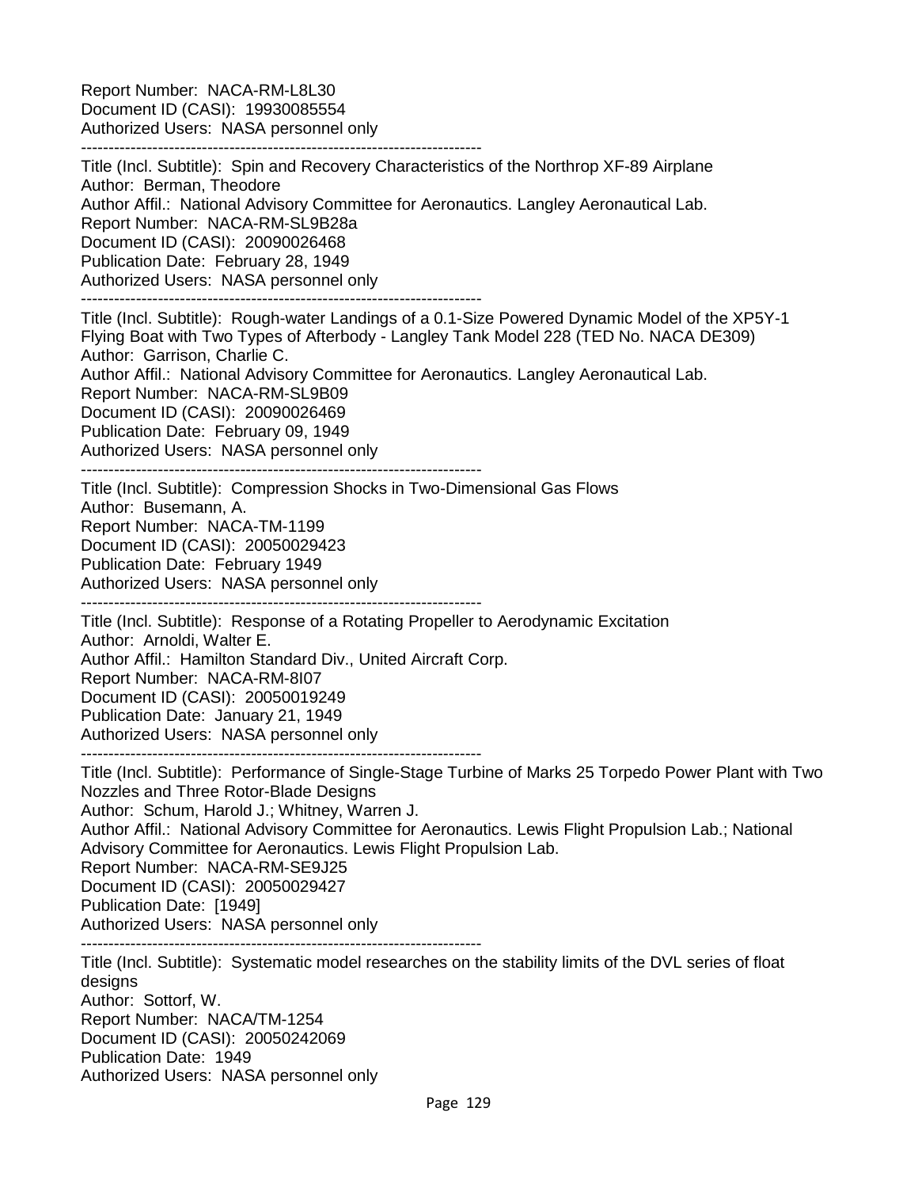Report Number: NACA-RM-L8L30
Document ID (CASI): 19930085554
Authorized Users: NASA personnel only

------------------------------------------------------------------------

Title (Incl. Subtitle): Spin and Recovery Characteristics of the Northrop XF-89 Airplane
Author: Berman, Theodore
Author Affil.: National Advisory Committee for Aeronautics. Langley Aeronautical Lab.
Report Number: NACA-RM-SL9B28a
Document ID (CASI): 20090026468
Publication Date: February 28, 1949
Authorized Users: NASA personnel only

------------------------------------------------------------------------

Title (Incl. Subtitle): Rough-water Landings of a 0.1-Size Powered Dynamic Model of the XP5Y-1 Flying Boat with Two Types of Afterbody - Langley Tank Model 228 (TED No. NACA DE309)
Author: Garrison, Charlie C.
Author Affil.: National Advisory Committee for Aeronautics. Langley Aeronautical Lab.
Report Number: NACA-RM-SL9B09
Document ID (CASI): 20090026469
Publication Date: February 09, 1949
Authorized Users: NASA personnel only

------------------------------------------------------------------------

Title (Incl. Subtitle): Compression Shocks in Two-Dimensional Gas Flows
Author: Busemann, A.
Report Number: NACA-TM-1199
Document ID (CASI): 20050029423
Publication Date: February 1949
Authorized Users: NASA personnel only

------------------------------------------------------------------------

Title (Incl. Subtitle): Response of a Rotating Propeller to Aerodynamic Excitation
Author: Arnoldi, Walter E.
Author Affil.: Hamilton Standard Div., United Aircraft Corp.
Report Number: NACA-RM-8I07
Document ID (CASI): 20050019249
Publication Date: January 21, 1949
Authorized Users: NASA personnel only

------------------------------------------------------------------------

Title (Incl. Subtitle): Performance of Single-Stage Turbine of Marks 25 Torpedo Power Plant with Two Nozzles and Three Rotor-Blade Designs
Author: Schum, Harold J.; Whitney, Warren J.
Author Affil.: National Advisory Committee for Aeronautics. Lewis Flight Propulsion Lab.; National Advisory Committee for Aeronautics. Lewis Flight Propulsion Lab.
Report Number: NACA-RM-SE9J25
Document ID (CASI): 20050029427
Publication Date: [1949]
Authorized Users: NASA personnel only

------------------------------------------------------------------------

Title (Incl. Subtitle): Systematic model researches on the stability limits of the DVL series of float designs
Author: Sottorf, W.
Report Number: NACA/TM-1254
Document ID (CASI): 20050242069
Publication Date: 1949
Authorized Users: NASA personnel only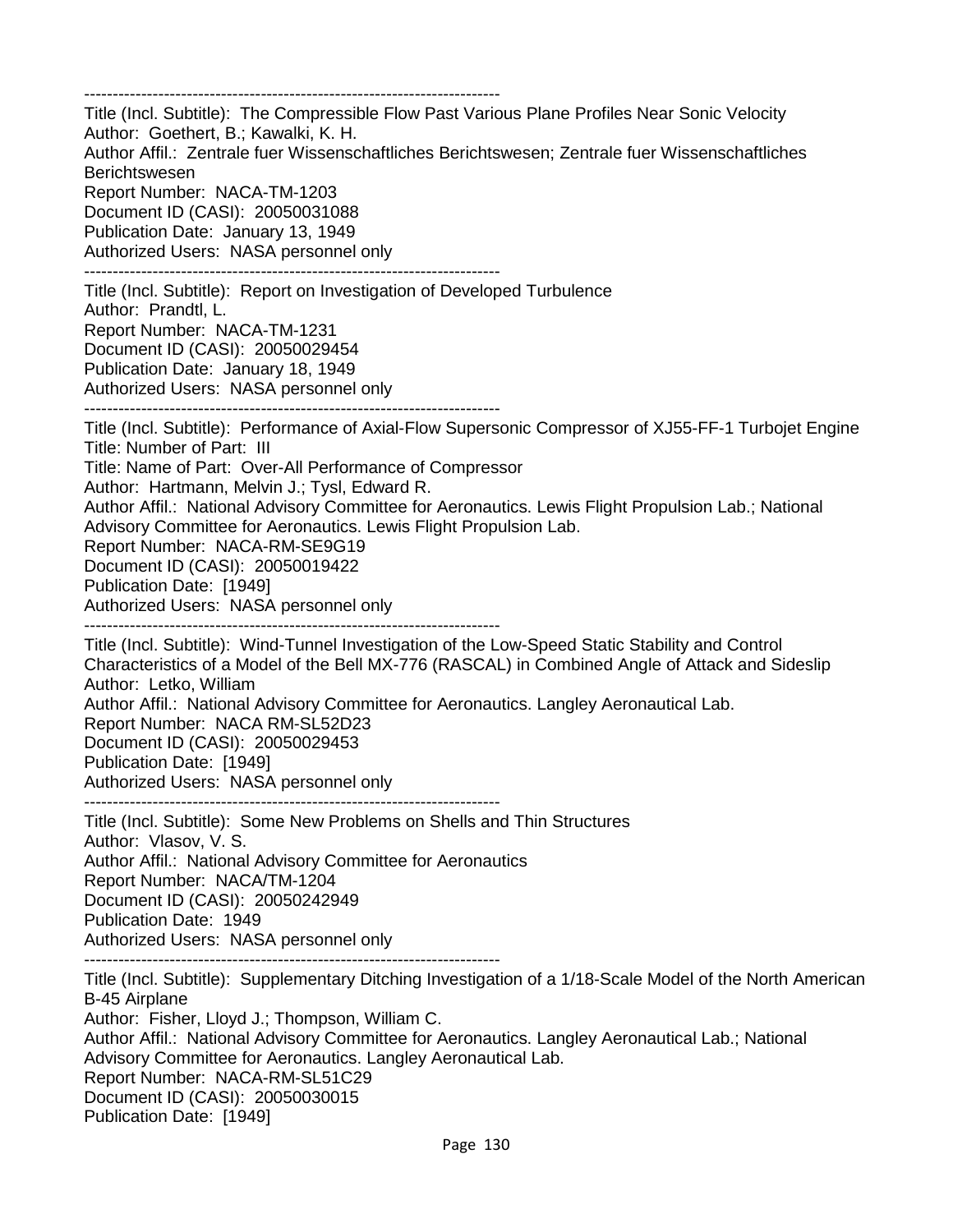------------------------------------------------------------------------
Title (Incl. Subtitle): The Compressible Flow Past Various Plane Profiles Near Sonic Velocity
Author: Goethert, B.; Kawalki, K. H.
Author Affil.: Zentrale fuer Wissenschaftliches Berichtswesen; Zentrale fuer Wissenschaftliches Berichtswesen
Report Number: NACA-TM-1203
Document ID (CASI): 20050031088
Publication Date: January 13, 1949
Authorized Users: NASA personnel only
------------------------------------------------------------------------
Title (Incl. Subtitle): Report on Investigation of Developed Turbulence
Author: Prandtl, L.
Report Number: NACA-TM-1231
Document ID (CASI): 20050029454
Publication Date: January 18, 1949
Authorized Users: NASA personnel only
------------------------------------------------------------------------
Title (Incl. Subtitle): Performance of Axial-Flow Supersonic Compressor of XJ55-FF-1 Turbojet Engine
Title: Number of Part: III
Title: Name of Part: Over-All Performance of Compressor
Author: Hartmann, Melvin J.; Tysl, Edward R.
Author Affil.: National Advisory Committee for Aeronautics. Lewis Flight Propulsion Lab.; National Advisory Committee for Aeronautics. Lewis Flight Propulsion Lab.
Report Number: NACA-RM-SE9G19
Document ID (CASI): 20050019422
Publication Date: [1949]
Authorized Users: NASA personnel only
------------------------------------------------------------------------
Title (Incl. Subtitle): Wind-Tunnel Investigation of the Low-Speed Static Stability and Control Characteristics of a Model of the Bell MX-776 (RASCAL) in Combined Angle of Attack and Sideslip
Author: Letko, William
Author Affil.: National Advisory Committee for Aeronautics. Langley Aeronautical Lab.
Report Number: NACA RM-SL52D23
Document ID (CASI): 20050029453
Publication Date: [1949]
Authorized Users: NASA personnel only
------------------------------------------------------------------------
Title (Incl. Subtitle): Some New Problems on Shells and Thin Structures
Author: Vlasov, V. S.
Author Affil.: National Advisory Committee for Aeronautics
Report Number: NACA/TM-1204
Document ID (CASI): 20050242949
Publication Date: 1949
Authorized Users: NASA personnel only
------------------------------------------------------------------------
Title (Incl. Subtitle): Supplementary Ditching Investigation of a 1/18-Scale Model of the North American B-45 Airplane
Author: Fisher, Lloyd J.; Thompson, William C.
Author Affil.: National Advisory Committee for Aeronautics. Langley Aeronautical Lab.; National Advisory Committee for Aeronautics. Langley Aeronautical Lab.
Report Number: NACA-RM-SL51C29
Document ID (CASI): 20050030015
Publication Date: [1949]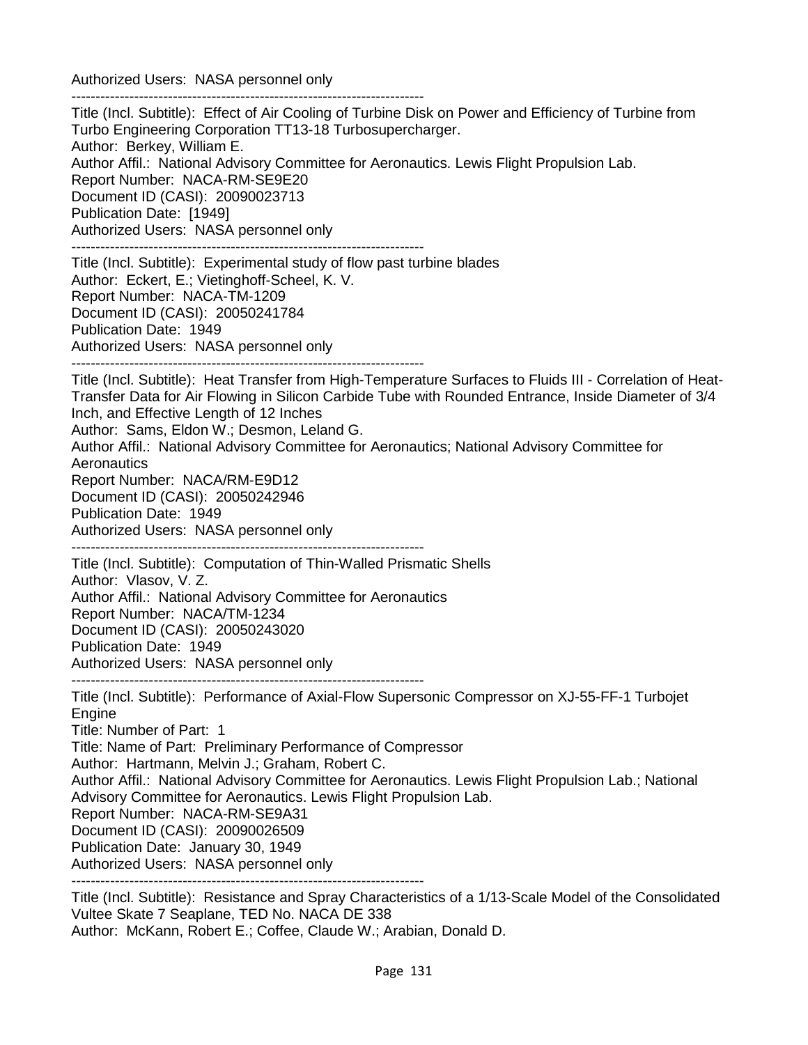Authorized Users: NASA personnel only

------------------------------------------------------------------------

Title (Incl. Subtitle): Effect of Air Cooling of Turbine Disk on Power and Efficiency of Turbine from Turbo Engineering Corporation TT13-18 Turbosupercharger.
Author: Berkey, William E.
Author Affil.: National Advisory Committee for Aeronautics. Lewis Flight Propulsion Lab.
Report Number: NACA-RM-SE9E20
Document ID (CASI): 20090023713
Publication Date: [1949]
Authorized Users: NASA personnel only

------------------------------------------------------------------------

Title (Incl. Subtitle): Experimental study of flow past turbine blades
Author: Eckert, E.; Vietinghoff-Scheel, K. V.
Report Number: NACA-TM-1209
Document ID (CASI): 20050241784
Publication Date: 1949
Authorized Users: NASA personnel only

------------------------------------------------------------------------

Title (Incl. Subtitle): Heat Transfer from High-Temperature Surfaces to Fluids III - Correlation of Heat-Transfer Data for Air Flowing in Silicon Carbide Tube with Rounded Entrance, Inside Diameter of 3/4 Inch, and Effective Length of 12 Inches
Author: Sams, Eldon W.; Desmon, Leland G.
Author Affil.: National Advisory Committee for Aeronautics; National Advisory Committee for Aeronautics
Report Number: NACA/RM-E9D12
Document ID (CASI): 20050242946
Publication Date: 1949
Authorized Users: NASA personnel only

------------------------------------------------------------------------

Title (Incl. Subtitle): Computation of Thin-Walled Prismatic Shells
Author: Vlasov, V. Z.
Author Affil.: National Advisory Committee for Aeronautics
Report Number: NACA/TM-1234
Document ID (CASI): 20050243020
Publication Date: 1949
Authorized Users: NASA personnel only

------------------------------------------------------------------------

Title (Incl. Subtitle): Performance of Axial-Flow Supersonic Compressor on XJ-55-FF-1 Turbojet Engine
Title: Number of Part: 1
Title: Name of Part: Preliminary Performance of Compressor
Author: Hartmann, Melvin J.; Graham, Robert C.
Author Affil.: National Advisory Committee for Aeronautics. Lewis Flight Propulsion Lab.; National Advisory Committee for Aeronautics. Lewis Flight Propulsion Lab.
Report Number: NACA-RM-SE9A31
Document ID (CASI): 20090026509
Publication Date: January 30, 1949
Authorized Users: NASA personnel only

------------------------------------------------------------------------

Title (Incl. Subtitle): Resistance and Spray Characteristics of a 1/13-Scale Model of the Consolidated Vultee Skate 7 Seaplane, TED No. NACA DE 338
Author: McKann, Robert E.; Coffee, Claude W.; Arabian, Donald D.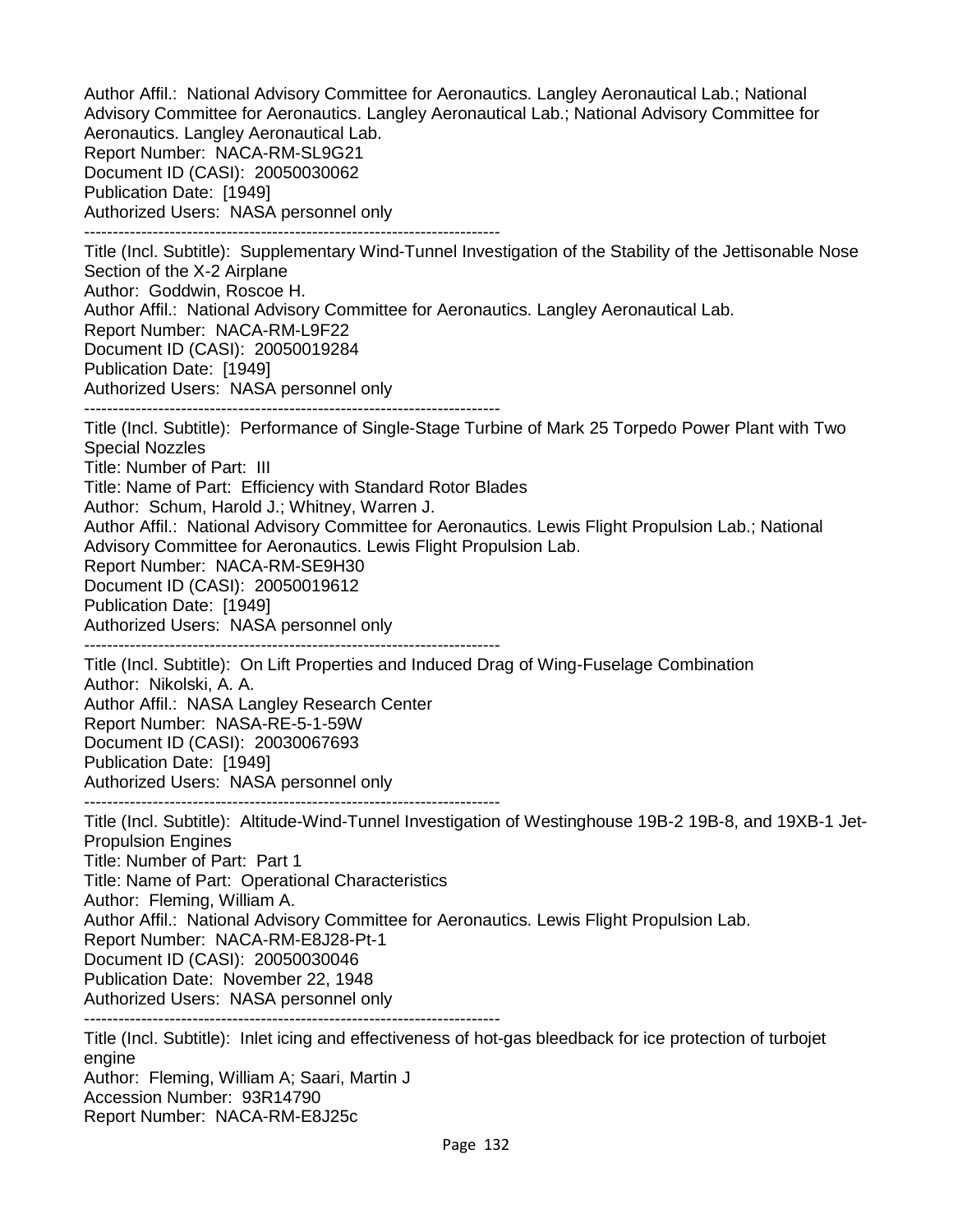Author Affil.: National Advisory Committee for Aeronautics. Langley Aeronautical Lab.; National Advisory Committee for Aeronautics. Langley Aeronautical Lab.; National Advisory Committee for Aeronautics. Langley Aeronautical Lab.
Report Number: NACA-RM-SL9G21
Document ID (CASI): 20050030062
Publication Date: [1949]
Authorized Users: NASA personnel only

--------------------------------------------------------------------------

Title (Incl. Subtitle): Supplementary Wind-Tunnel Investigation of the Stability of the Jettisonable Nose Section of the X-2 Airplane
Author: Goddwin, Roscoe H.
Author Affil.: National Advisory Committee for Aeronautics. Langley Aeronautical Lab.
Report Number: NACA-RM-L9F22
Document ID (CASI): 20050019284
Publication Date: [1949]
Authorized Users: NASA personnel only

--------------------------------------------------------------------------

Title (Incl. Subtitle): Performance of Single-Stage Turbine of Mark 25 Torpedo Power Plant with Two Special Nozzles
Title: Number of Part: III
Title: Name of Part: Efficiency with Standard Rotor Blades
Author: Schum, Harold J.; Whitney, Warren J.
Author Affil.: National Advisory Committee for Aeronautics. Lewis Flight Propulsion Lab.; National Advisory Committee for Aeronautics. Lewis Flight Propulsion Lab.
Report Number: NACA-RM-SE9H30
Document ID (CASI): 20050019612
Publication Date: [1949]
Authorized Users: NASA personnel only

--------------------------------------------------------------------------

Title (Incl. Subtitle): On Lift Properties and Induced Drag of Wing-Fuselage Combination
Author: Nikolski, A. A.
Author Affil.: NASA Langley Research Center
Report Number: NASA-RE-5-1-59W
Document ID (CASI): 20030067693
Publication Date: [1949]
Authorized Users: NASA personnel only

--------------------------------------------------------------------------

Title (Incl. Subtitle): Altitude-Wind-Tunnel Investigation of Westinghouse 19B-2 19B-8, and 19XB-1 Jet-Propulsion Engines
Title: Number of Part: Part 1
Title: Name of Part: Operational Characteristics
Author: Fleming, William A.
Author Affil.: National Advisory Committee for Aeronautics. Lewis Flight Propulsion Lab.
Report Number: NACA-RM-E8J28-Pt-1
Document ID (CASI): 20050030046
Publication Date: November 22, 1948
Authorized Users: NASA personnel only

--------------------------------------------------------------------------

Title (Incl. Subtitle): Inlet icing and effectiveness of hot-gas bleedback for ice protection of turbojet engine
Author: Fleming, William A; Saari, Martin J
Accession Number: 93R14790
Report Number: NACA-RM-E8J25c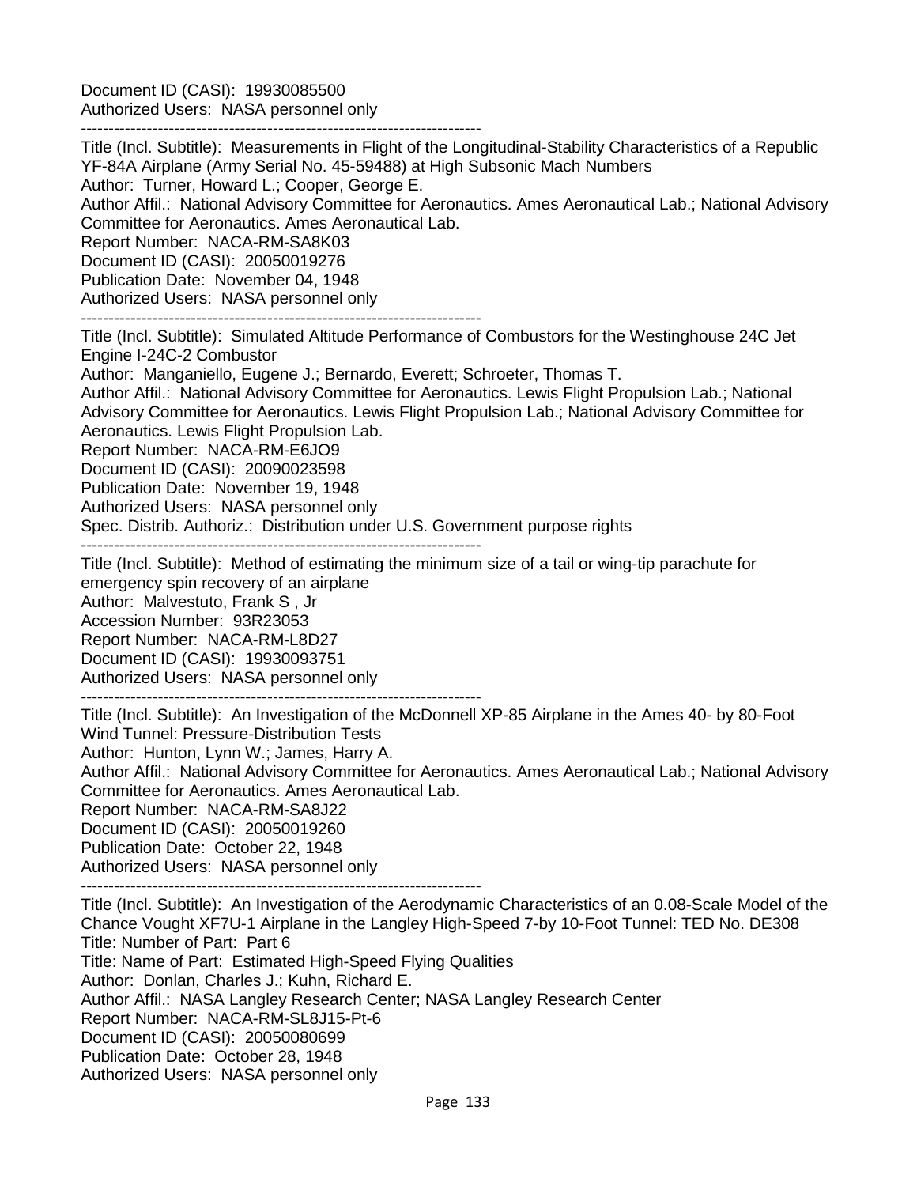Document ID (CASI): 19930085500
Authorized Users: NASA personnel only

--------------------------------------------------------------------------

Title (Incl. Subtitle): Measurements in Flight of the Longitudinal-Stability Characteristics of a Republic YF-84A Airplane (Army Serial No. 45-59488) at High Subsonic Mach Numbers
Author: Turner, Howard L.; Cooper, George E.
Author Affil.: National Advisory Committee for Aeronautics. Ames Aeronautical Lab.; National Advisory Committee for Aeronautics. Ames Aeronautical Lab.
Report Number: NACA-RM-SA8K03
Document ID (CASI): 20050019276
Publication Date: November 04, 1948
Authorized Users: NASA personnel only

--------------------------------------------------------------------------

Title (Incl. Subtitle): Simulated Altitude Performance of Combustors for the Westinghouse 24C Jet Engine I-24C-2 Combustor
Author: Manganiello, Eugene J.; Bernardo, Everett; Schroeter, Thomas T.
Author Affil.: National Advisory Committee for Aeronautics. Lewis Flight Propulsion Lab.; National Advisory Committee for Aeronautics. Lewis Flight Propulsion Lab.; National Advisory Committee for Aeronautics. Lewis Flight Propulsion Lab.
Report Number: NACA-RM-E6JO9
Document ID (CASI): 20090023598
Publication Date: November 19, 1948
Authorized Users: NASA personnel only
Spec. Distrib. Authoriz.: Distribution under U.S. Government purpose rights

--------------------------------------------------------------------------

Title (Incl. Subtitle): Method of estimating the minimum size of a tail or wing-tip parachute for emergency spin recovery of an airplane
Author: Malvestuto, Frank S , Jr
Accession Number: 93R23053
Report Number: NACA-RM-L8D27
Document ID (CASI): 19930093751
Authorized Users: NASA personnel only

--------------------------------------------------------------------------

Title (Incl. Subtitle): An Investigation of the McDonnell XP-85 Airplane in the Ames 40- by 80-Foot Wind Tunnel: Pressure-Distribution Tests
Author: Hunton, Lynn W.; James, Harry A.
Author Affil.: National Advisory Committee for Aeronautics. Ames Aeronautical Lab.; National Advisory Committee for Aeronautics. Ames Aeronautical Lab.
Report Number: NACA-RM-SA8J22
Document ID (CASI): 20050019260
Publication Date: October 22, 1948
Authorized Users: NASA personnel only

--------------------------------------------------------------------------

Title (Incl. Subtitle): An Investigation of the Aerodynamic Characteristics of an 0.08-Scale Model of the Chance Vought XF7U-1 Airplane in the Langley High-Speed 7-by 10-Foot Tunnel: TED No. DE308
Title: Number of Part: Part 6
Title: Name of Part: Estimated High-Speed Flying Qualities
Author: Donlan, Charles J.; Kuhn, Richard E.
Author Affil.: NASA Langley Research Center; NASA Langley Research Center
Report Number: NACA-RM-SL8J15-Pt-6
Document ID (CASI): 20050080699
Publication Date: October 28, 1948
Authorized Users: NASA personnel only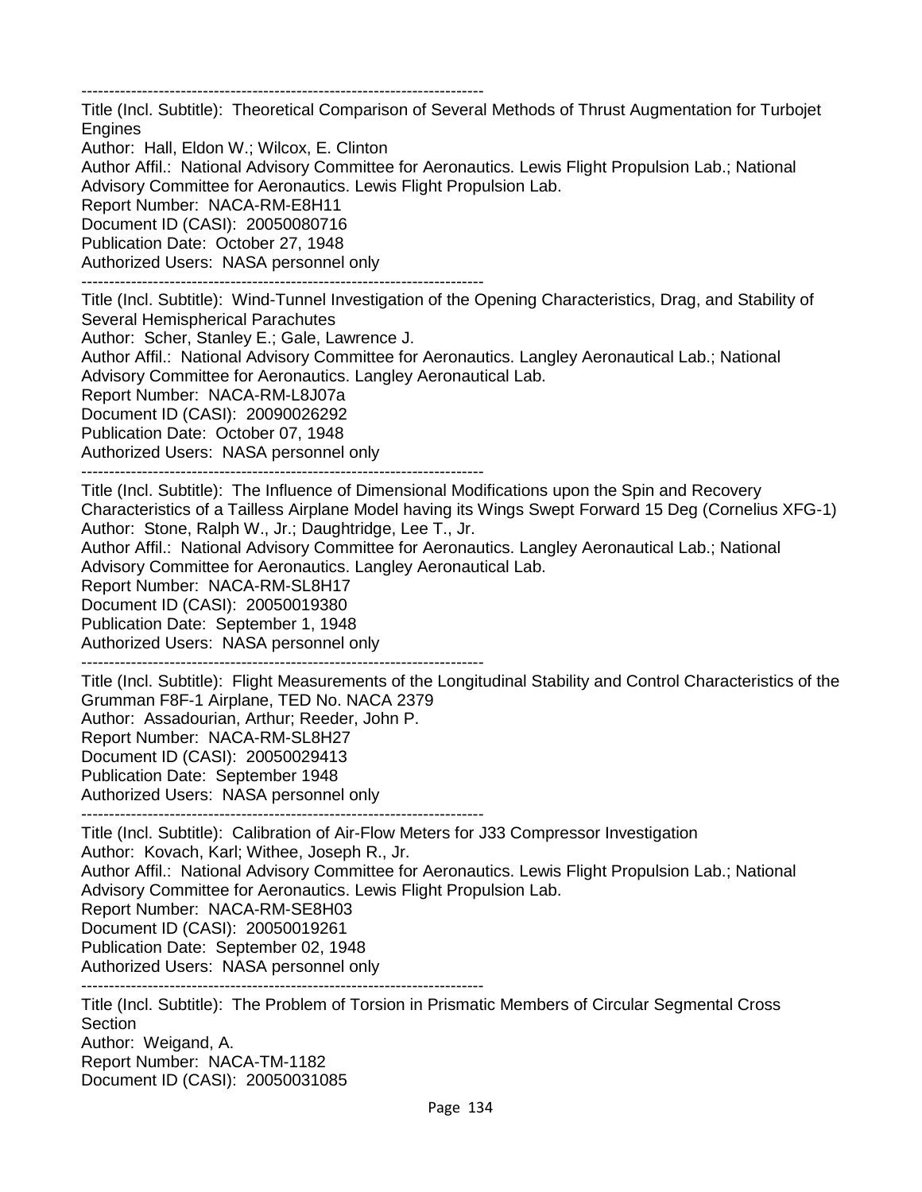------------------------------------------------------------------------

Title (Incl. Subtitle): Theoretical Comparison of Several Methods of Thrust Augmentation for Turbojet Engines
Author: Hall, Eldon W.; Wilcox, E. Clinton
Author Affil.: National Advisory Committee for Aeronautics. Lewis Flight Propulsion Lab.; National Advisory Committee for Aeronautics. Lewis Flight Propulsion Lab.
Report Number: NACA-RM-E8H11
Document ID (CASI): 20050080716
Publication Date: October 27, 1948
Authorized Users: NASA personnel only

------------------------------------------------------------------------

Title (Incl. Subtitle): Wind-Tunnel Investigation of the Opening Characteristics, Drag, and Stability of Several Hemispherical Parachutes
Author: Scher, Stanley E.; Gale, Lawrence J.
Author Affil.: National Advisory Committee for Aeronautics. Langley Aeronautical Lab.; National Advisory Committee for Aeronautics. Langley Aeronautical Lab.
Report Number: NACA-RM-L8J07a
Document ID (CASI): 20090026292
Publication Date: October 07, 1948
Authorized Users: NASA personnel only

------------------------------------------------------------------------

Title (Incl. Subtitle): The Influence of Dimensional Modifications upon the Spin and Recovery Characteristics of a Tailless Airplane Model having its Wings Swept Forward 15 Deg (Cornelius XFG-1)
Author: Stone, Ralph W., Jr.; Daughtridge, Lee T., Jr.
Author Affil.: National Advisory Committee for Aeronautics. Langley Aeronautical Lab.; National Advisory Committee for Aeronautics. Langley Aeronautical Lab.
Report Number: NACA-RM-SL8H17
Document ID (CASI): 20050019380
Publication Date: September 1, 1948
Authorized Users: NASA personnel only

------------------------------------------------------------------------

Title (Incl. Subtitle): Flight Measurements of the Longitudinal Stability and Control Characteristics of the Grumman F8F-1 Airplane, TED No. NACA 2379
Author: Assadourian, Arthur; Reeder, John P.
Report Number: NACA-RM-SL8H27
Document ID (CASI): 20050029413
Publication Date: September 1948
Authorized Users: NASA personnel only

------------------------------------------------------------------------

Title (Incl. Subtitle): Calibration of Air-Flow Meters for J33 Compressor Investigation
Author: Kovach, Karl; Withee, Joseph R., Jr.
Author Affil.: National Advisory Committee for Aeronautics. Lewis Flight Propulsion Lab.; National Advisory Committee for Aeronautics. Lewis Flight Propulsion Lab.
Report Number: NACA-RM-SE8H03
Document ID (CASI): 20050019261
Publication Date: September 02, 1948
Authorized Users: NASA personnel only

------------------------------------------------------------------------

Title (Incl. Subtitle): The Problem of Torsion in Prismatic Members of Circular Segmental Cross Section
Author: Weigand, A.
Report Number: NACA-TM-1182
Document ID (CASI): 20050031085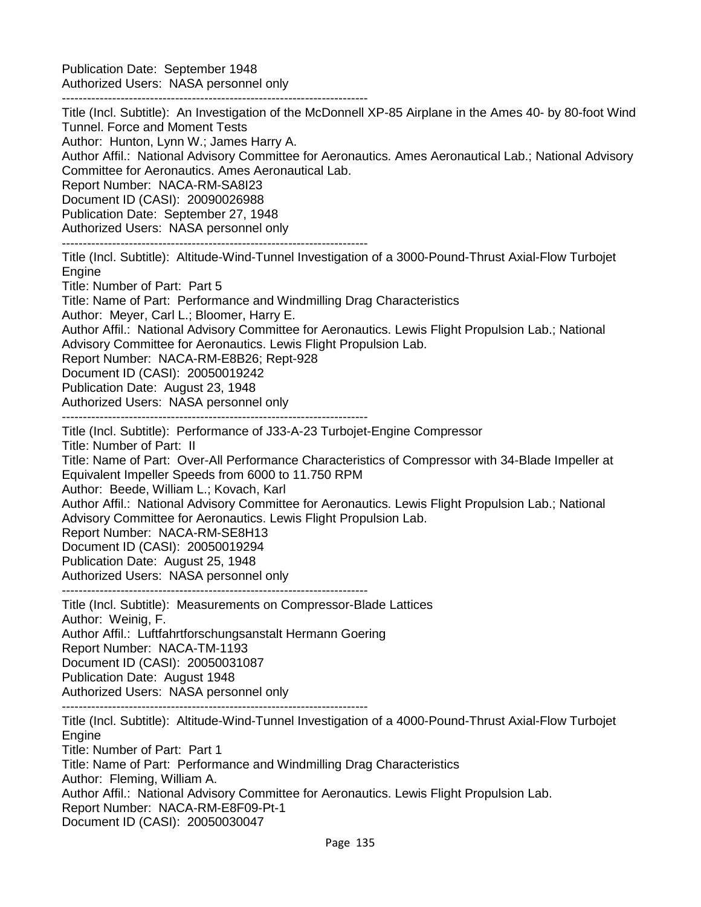Publication Date: September 1948
Authorized Users: NASA personnel only

------------------------------------------------------------------------

Title (Incl. Subtitle): An Investigation of the McDonnell XP-85 Airplane in the Ames 40- by 80-foot Wind Tunnel. Force and Moment Tests
Author: Hunton, Lynn W.; James Harry A.
Author Affil.: National Advisory Committee for Aeronautics. Ames Aeronautical Lab.; National Advisory Committee for Aeronautics. Ames Aeronautical Lab.
Report Number: NACA-RM-SA8I23
Document ID (CASI): 20090026988
Publication Date: September 27, 1948
Authorized Users: NASA personnel only

------------------------------------------------------------------------

Title (Incl. Subtitle): Altitude-Wind-Tunnel Investigation of a 3000-Pound-Thrust Axial-Flow Turbojet Engine
Title: Number of Part: Part 5
Title: Name of Part: Performance and Windmilling Drag Characteristics
Author: Meyer, Carl L.; Bloomer, Harry E.
Author Affil.: National Advisory Committee for Aeronautics. Lewis Flight Propulsion Lab.; National Advisory Committee for Aeronautics. Lewis Flight Propulsion Lab.
Report Number: NACA-RM-E8B26; Rept-928
Document ID (CASI): 20050019242
Publication Date: August 23, 1948
Authorized Users: NASA personnel only

------------------------------------------------------------------------

Title (Incl. Subtitle): Performance of J33-A-23 Turbojet-Engine Compressor
Title: Number of Part: II
Title: Name of Part: Over-All Performance Characteristics of Compressor with 34-Blade Impeller at Equivalent Impeller Speeds from 6000 to 11.750 RPM
Author: Beede, William L.; Kovach, Karl
Author Affil.: National Advisory Committee for Aeronautics. Lewis Flight Propulsion Lab.; National Advisory Committee for Aeronautics. Lewis Flight Propulsion Lab.
Report Number: NACA-RM-SE8H13
Document ID (CASI): 20050019294
Publication Date: August 25, 1948
Authorized Users: NASA personnel only

------------------------------------------------------------------------

Title (Incl. Subtitle): Measurements on Compressor-Blade Lattices
Author: Weinig, F.
Author Affil.: Luftfahrtforschungsanstalt Hermann Goering
Report Number: NACA-TM-1193
Document ID (CASI): 20050031087
Publication Date: August 1948
Authorized Users: NASA personnel only

------------------------------------------------------------------------

Title (Incl. Subtitle): Altitude-Wind-Tunnel Investigation of a 4000-Pound-Thrust Axial-Flow Turbojet Engine
Title: Number of Part: Part 1
Title: Name of Part: Performance and Windmilling Drag Characteristics
Author: Fleming, William A.
Author Affil.: National Advisory Committee for Aeronautics. Lewis Flight Propulsion Lab.
Report Number: NACA-RM-E8F09-Pt-1
Document ID (CASI): 20050030047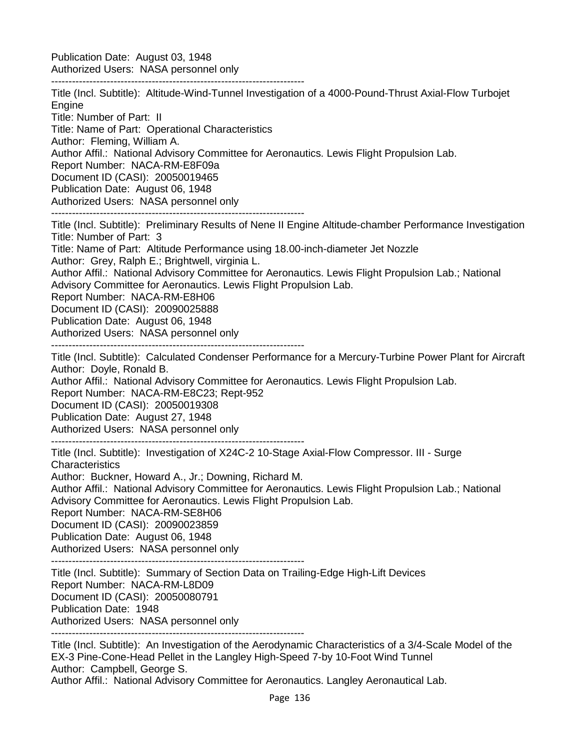Publication Date: August 03, 1948
Authorized Users: NASA personnel only

------------------------------------------------------------------------

Title (Incl. Subtitle): Altitude-Wind-Tunnel Investigation of a 4000-Pound-Thrust Axial-Flow Turbojet Engine
Title: Number of Part: II
Title: Name of Part: Operational Characteristics
Author: Fleming, William A.
Author Affil.: National Advisory Committee for Aeronautics. Lewis Flight Propulsion Lab.
Report Number: NACA-RM-E8F09a
Document ID (CASI): 20050019465
Publication Date: August 06, 1948
Authorized Users: NASA personnel only

------------------------------------------------------------------------

Title (Incl. Subtitle): Preliminary Results of Nene II Engine Altitude-chamber Performance Investigation
Title: Number of Part: 3
Title: Name of Part: Altitude Performance using 18.00-inch-diameter Jet Nozzle
Author: Grey, Ralph E.; Brightwell, virginia L.
Author Affil.: National Advisory Committee for Aeronautics. Lewis Flight Propulsion Lab.; National Advisory Committee for Aeronautics. Lewis Flight Propulsion Lab.
Report Number: NACA-RM-E8H06
Document ID (CASI): 20090025888
Publication Date: August 06, 1948
Authorized Users: NASA personnel only

------------------------------------------------------------------------

Title (Incl. Subtitle): Calculated Condenser Performance for a Mercury-Turbine Power Plant for Aircraft
Author: Doyle, Ronald B.
Author Affil.: National Advisory Committee for Aeronautics. Lewis Flight Propulsion Lab.
Report Number: NACA-RM-E8C23; Rept-952
Document ID (CASI): 20050019308
Publication Date: August 27, 1948
Authorized Users: NASA personnel only

------------------------------------------------------------------------

Title (Incl. Subtitle): Investigation of X24C-2 10-Stage Axial-Flow Compressor. III - Surge Characteristics
Author: Buckner, Howard A., Jr.; Downing, Richard M.
Author Affil.: National Advisory Committee for Aeronautics. Lewis Flight Propulsion Lab.; National Advisory Committee for Aeronautics. Lewis Flight Propulsion Lab.
Report Number: NACA-RM-SE8H06
Document ID (CASI): 20090023859
Publication Date: August 06, 1948
Authorized Users: NASA personnel only

------------------------------------------------------------------------

Title (Incl. Subtitle): Summary of Section Data on Trailing-Edge High-Lift Devices
Report Number: NACA-RM-L8D09
Document ID (CASI): 20050080791
Publication Date: 1948
Authorized Users: NASA personnel only

------------------------------------------------------------------------

Title (Incl. Subtitle): An Investigation of the Aerodynamic Characteristics of a 3/4-Scale Model of the EX-3 Pine-Cone-Head Pellet in the Langley High-Speed 7-by 10-Foot Wind Tunnel
Author: Campbell, George S.
Author Affil.: National Advisory Committee for Aeronautics. Langley Aeronautical Lab.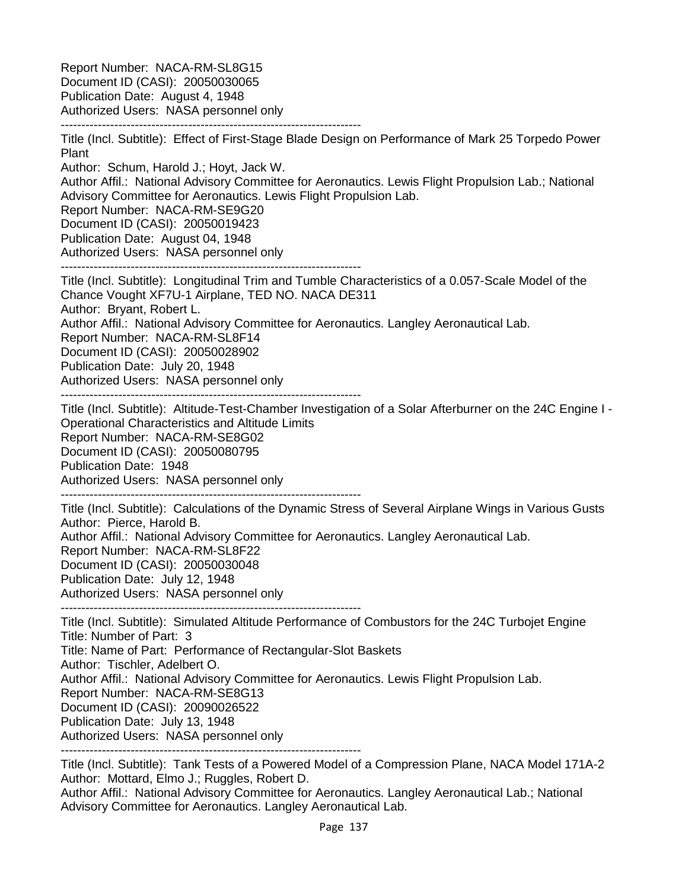Report Number: NACA-RM-SL8G15
Document ID (CASI): 20050030065
Publication Date: August 4, 1948
Authorized Users: NASA personnel only

------------------------------------------------------------------------

Title (Incl. Subtitle): Effect of First-Stage Blade Design on Performance of Mark 25 Torpedo Power Plant
Author: Schum, Harold J.; Hoyt, Jack W.
Author Affil.: National Advisory Committee for Aeronautics. Lewis Flight Propulsion Lab.; National Advisory Committee for Aeronautics. Lewis Flight Propulsion Lab.
Report Number: NACA-RM-SE9G20
Document ID (CASI): 20050019423
Publication Date: August 04, 1948
Authorized Users: NASA personnel only

------------------------------------------------------------------------

Title (Incl. Subtitle): Longitudinal Trim and Tumble Characteristics of a 0.057-Scale Model of the Chance Vought XF7U-1 Airplane, TED NO. NACA DE311
Author: Bryant, Robert L.
Author Affil.: National Advisory Committee for Aeronautics. Langley Aeronautical Lab.
Report Number: NACA-RM-SL8F14
Document ID (CASI): 20050028902
Publication Date: July 20, 1948
Authorized Users: NASA personnel only

------------------------------------------------------------------------

Title (Incl. Subtitle): Altitude-Test-Chamber Investigation of a Solar Afterburner on the 24C Engine I - Operational Characteristics and Altitude Limits
Report Number: NACA-RM-SE8G02
Document ID (CASI): 20050080795
Publication Date: 1948
Authorized Users: NASA personnel only

------------------------------------------------------------------------

Title (Incl. Subtitle): Calculations of the Dynamic Stress of Several Airplane Wings in Various Gusts
Author: Pierce, Harold B.
Author Affil.: National Advisory Committee for Aeronautics. Langley Aeronautical Lab.
Report Number: NACA-RM-SL8F22
Document ID (CASI): 20050030048
Publication Date: July 12, 1948
Authorized Users: NASA personnel only

------------------------------------------------------------------------

Title (Incl. Subtitle): Simulated Altitude Performance of Combustors for the 24C Turbojet Engine
Title: Number of Part: 3
Title: Name of Part: Performance of Rectangular-Slot Baskets
Author: Tischler, Adelbert O.
Author Affil.: National Advisory Committee for Aeronautics. Lewis Flight Propulsion Lab.
Report Number: NACA-RM-SE8G13
Document ID (CASI): 20090026522
Publication Date: July 13, 1948
Authorized Users: NASA personnel only

------------------------------------------------------------------------

Title (Incl. Subtitle): Tank Tests of a Powered Model of a Compression Plane, NACA Model 171A-2
Author: Mottard, Elmo J.; Ruggles, Robert D.
Author Affil.: National Advisory Committee for Aeronautics. Langley Aeronautical Lab.; National Advisory Committee for Aeronautics. Langley Aeronautical Lab.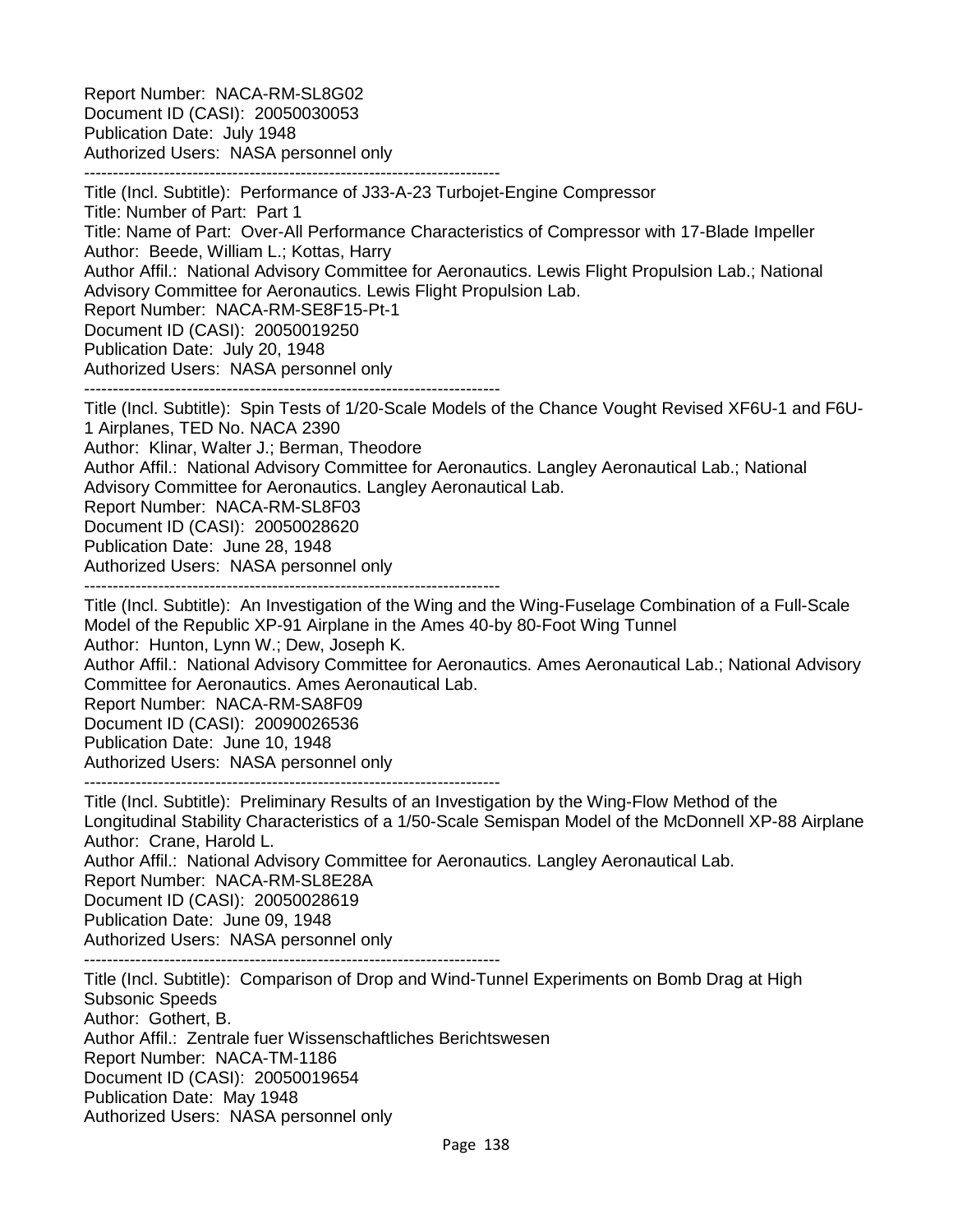Report Number: NACA-RM-SL8G02
Document ID (CASI): 20050030053
Publication Date: July 1948
Authorized Users: NASA personnel only

---

Title (Incl. Subtitle): Performance of J33-A-23 Turbojet-Engine Compressor
Title: Number of Part: Part 1
Title: Name of Part: Over-All Performance Characteristics of Compressor with 17-Blade Impeller
Author: Beede, William L.; Kottas, Harry
Author Affil.: National Advisory Committee for Aeronautics. Lewis Flight Propulsion Lab.; National Advisory Committee for Aeronautics. Lewis Flight Propulsion Lab.
Report Number: NACA-RM-SE8F15-Pt-1
Document ID (CASI): 20050019250
Publication Date: July 20, 1948
Authorized Users: NASA personnel only

---

Title (Incl. Subtitle): Spin Tests of 1/20-Scale Models of the Chance Vought Revised XF6U-1 and F6U-1 Airplanes, TED No. NACA 2390
Author: Klinar, Walter J.; Berman, Theodore
Author Affil.: National Advisory Committee for Aeronautics. Langley Aeronautical Lab.; National Advisory Committee for Aeronautics. Langley Aeronautical Lab.
Report Number: NACA-RM-SL8F03
Document ID (CASI): 20050028620
Publication Date: June 28, 1948
Authorized Users: NASA personnel only

---

Title (Incl. Subtitle): An Investigation of the Wing and the Wing-Fuselage Combination of a Full-Scale Model of the Republic XP-91 Airplane in the Ames 40-by 80-Foot Wing Tunnel
Author: Hunton, Lynn W.; Dew, Joseph K.
Author Affil.: National Advisory Committee for Aeronautics. Ames Aeronautical Lab.; National Advisory Committee for Aeronautics. Ames Aeronautical Lab.
Report Number: NACA-RM-SA8F09
Document ID (CASI): 20090026536
Publication Date: June 10, 1948
Authorized Users: NASA personnel only

---

Title (Incl. Subtitle): Preliminary Results of an Investigation by the Wing-Flow Method of the Longitudinal Stability Characteristics of a 1/50-Scale Semispan Model of the McDonnell XP-88 Airplane
Author: Crane, Harold L.
Author Affil.: National Advisory Committee for Aeronautics. Langley Aeronautical Lab.
Report Number: NACA-RM-SL8E28A
Document ID (CASI): 20050028619
Publication Date: June 09, 1948
Authorized Users: NASA personnel only

---

Title (Incl. Subtitle): Comparison of Drop and Wind-Tunnel Experiments on Bomb Drag at High Subsonic Speeds
Author: Gothert, B.
Author Affil.: Zentrale fuer Wissenschaftliches Berichtswesen
Report Number: NACA-TM-1186
Document ID (CASI): 20050019654
Publication Date: May 1948
Authorized Users: NASA personnel only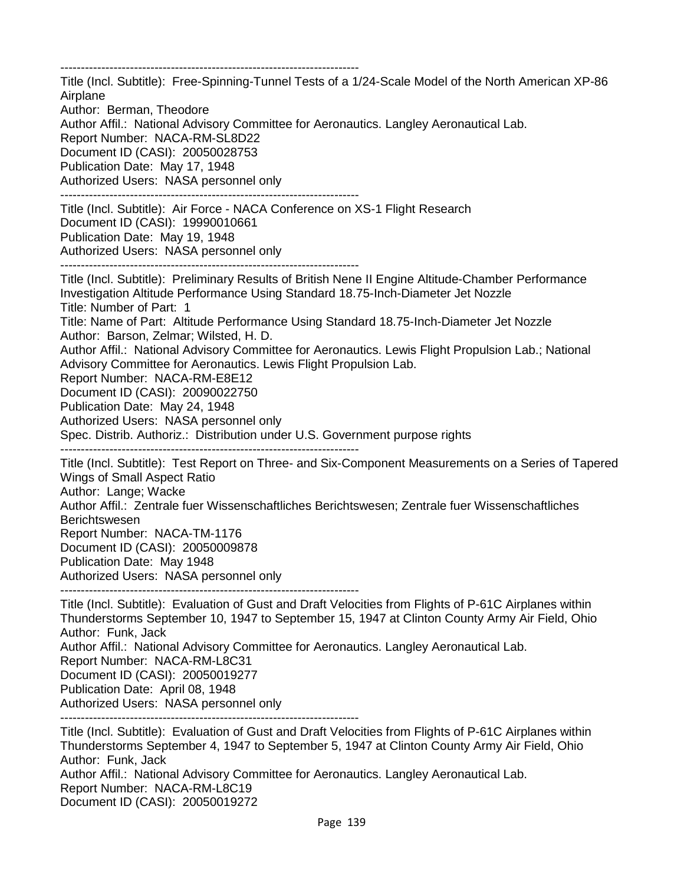------------------------------------------------------------------------

Title (Incl. Subtitle): Free-Spinning-Tunnel Tests of a 1/24-Scale Model of the North American XP-86 Airplane
Author: Berman, Theodore
Author Affil.: National Advisory Committee for Aeronautics. Langley Aeronautical Lab.
Report Number: NACA-RM-SL8D22
Document ID (CASI): 20050028753
Publication Date: May 17, 1948
Authorized Users: NASA personnel only

------------------------------------------------------------------------

Title (Incl. Subtitle): Air Force - NACA Conference on XS-1 Flight Research
Document ID (CASI): 19990010661
Publication Date: May 19, 1948
Authorized Users: NASA personnel only

------------------------------------------------------------------------

Title (Incl. Subtitle): Preliminary Results of British Nene II Engine Altitude-Chamber Performance Investigation Altitude Performance Using Standard 18.75-Inch-Diameter Jet Nozzle
Title: Number of Part: 1
Title: Name of Part: Altitude Performance Using Standard 18.75-Inch-Diameter Jet Nozzle
Author: Barson, Zelmar; Wilsted, H. D.
Author Affil.: National Advisory Committee for Aeronautics. Lewis Flight Propulsion Lab.; National Advisory Committee for Aeronautics. Lewis Flight Propulsion Lab.
Report Number: NACA-RM-E8E12
Document ID (CASI): 20090022750
Publication Date: May 24, 1948
Authorized Users: NASA personnel only
Spec. Distrib. Authoriz.: Distribution under U.S. Government purpose rights

------------------------------------------------------------------------

Title (Incl. Subtitle): Test Report on Three- and Six-Component Measurements on a Series of Tapered Wings of Small Aspect Ratio
Author: Lange; Wacke
Author Affil.: Zentrale fuer Wissenschaftliches Berichtswesen; Zentrale fuer Wissenschaftliches Berichtswesen
Report Number: NACA-TM-1176
Document ID (CASI): 20050009878
Publication Date: May 1948
Authorized Users: NASA personnel only

------------------------------------------------------------------------

Title (Incl. Subtitle): Evaluation of Gust and Draft Velocities from Flights of P-61C Airplanes within Thunderstorms September 10, 1947 to September 15, 1947 at Clinton County Army Air Field, Ohio
Author: Funk, Jack
Author Affil.: National Advisory Committee for Aeronautics. Langley Aeronautical Lab.
Report Number: NACA-RM-L8C31
Document ID (CASI): 20050019277
Publication Date: April 08, 1948
Authorized Users: NASA personnel only

------------------------------------------------------------------------

Title (Incl. Subtitle): Evaluation of Gust and Draft Velocities from Flights of P-61C Airplanes within Thunderstorms September 4, 1947 to September 5, 1947 at Clinton County Army Air Field, Ohio
Author: Funk, Jack
Author Affil.: National Advisory Committee for Aeronautics. Langley Aeronautical Lab.
Report Number: NACA-RM-L8C19
Document ID (CASI): 20050019272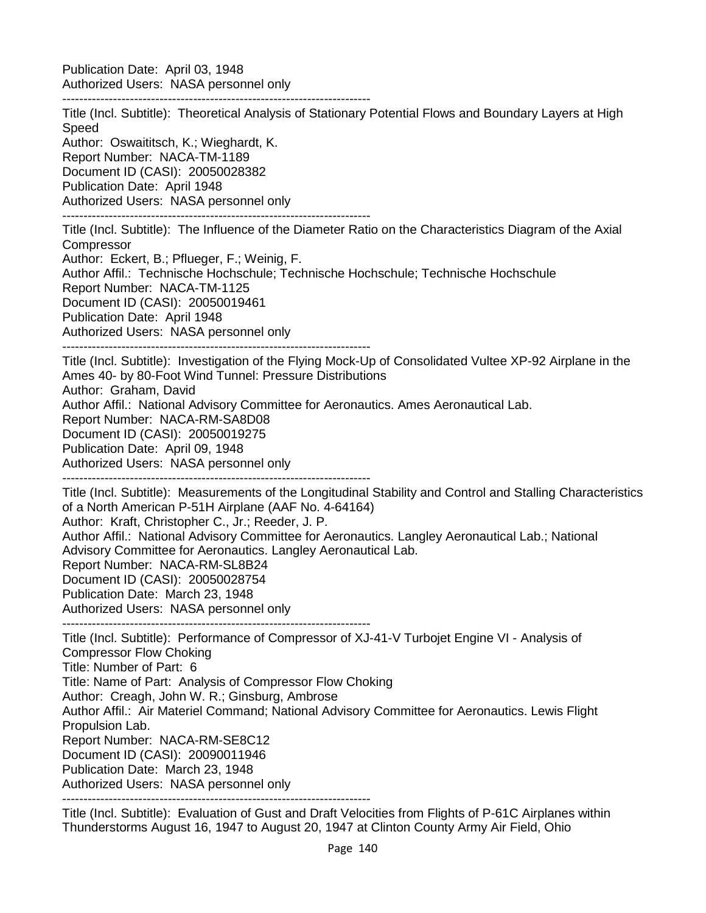Publication Date: April 03, 1948
Authorized Users: NASA personnel only

------------------------------------------------------------------------

Title (Incl. Subtitle): Theoretical Analysis of Stationary Potential Flows and Boundary Layers at High Speed
Author: Oswatitsch, K.; Wieghardt, K.
Report Number: NACA-TM-1189
Document ID (CASI): 20050028382
Publication Date: April 1948
Authorized Users: NASA personnel only

------------------------------------------------------------------------

Title (Incl. Subtitle): The Influence of the Diameter Ratio on the Characteristics Diagram of the Axial Compressor
Author: Eckert, B.; Pflueger, F.; Weinig, F.
Author Affil.: Technische Hochschule; Technische Hochschule; Technische Hochschule
Report Number: NACA-TM-1125
Document ID (CASI): 20050019461
Publication Date: April 1948
Authorized Users: NASA personnel only

------------------------------------------------------------------------

Title (Incl. Subtitle): Investigation of the Flying Mock-Up of Consolidated Vultee XP-92 Airplane in the Ames 40- by 80-Foot Wind Tunnel: Pressure Distributions
Author: Graham, David
Author Affil.: National Advisory Committee for Aeronautics. Ames Aeronautical Lab.
Report Number: NACA-RM-SA8D08
Document ID (CASI): 20050019275
Publication Date: April 09, 1948
Authorized Users: NASA personnel only

------------------------------------------------------------------------

Title (Incl. Subtitle): Measurements of the Longitudinal Stability and Control and Stalling Characteristics of a North American P-51H Airplane (AAF No. 4-64164)
Author: Kraft, Christopher C., Jr.; Reeder, J. P.
Author Affil.: National Advisory Committee for Aeronautics. Langley Aeronautical Lab.; National Advisory Committee for Aeronautics. Langley Aeronautical Lab.
Report Number: NACA-RM-SL8B24
Document ID (CASI): 20050028754
Publication Date: March 23, 1948
Authorized Users: NASA personnel only

------------------------------------------------------------------------

Title (Incl. Subtitle): Performance of Compressor of XJ-41-V Turbojet Engine VI - Analysis of Compressor Flow Choking
Title: Number of Part: 6
Title: Name of Part: Analysis of Compressor Flow Choking
Author: Creagh, John W. R.; Ginsburg, Ambrose
Author Affil.: Air Materiel Command; National Advisory Committee for Aeronautics. Lewis Flight Propulsion Lab.
Report Number: NACA-RM-SE8C12
Document ID (CASI): 20090011946
Publication Date: March 23, 1948
Authorized Users: NASA personnel only

------------------------------------------------------------------------

Title (Incl. Subtitle): Evaluation of Gust and Draft Velocities from Flights of P-61C Airplanes within Thunderstorms August 16, 1947 to August 20, 1947 at Clinton County Army Air Field, Ohio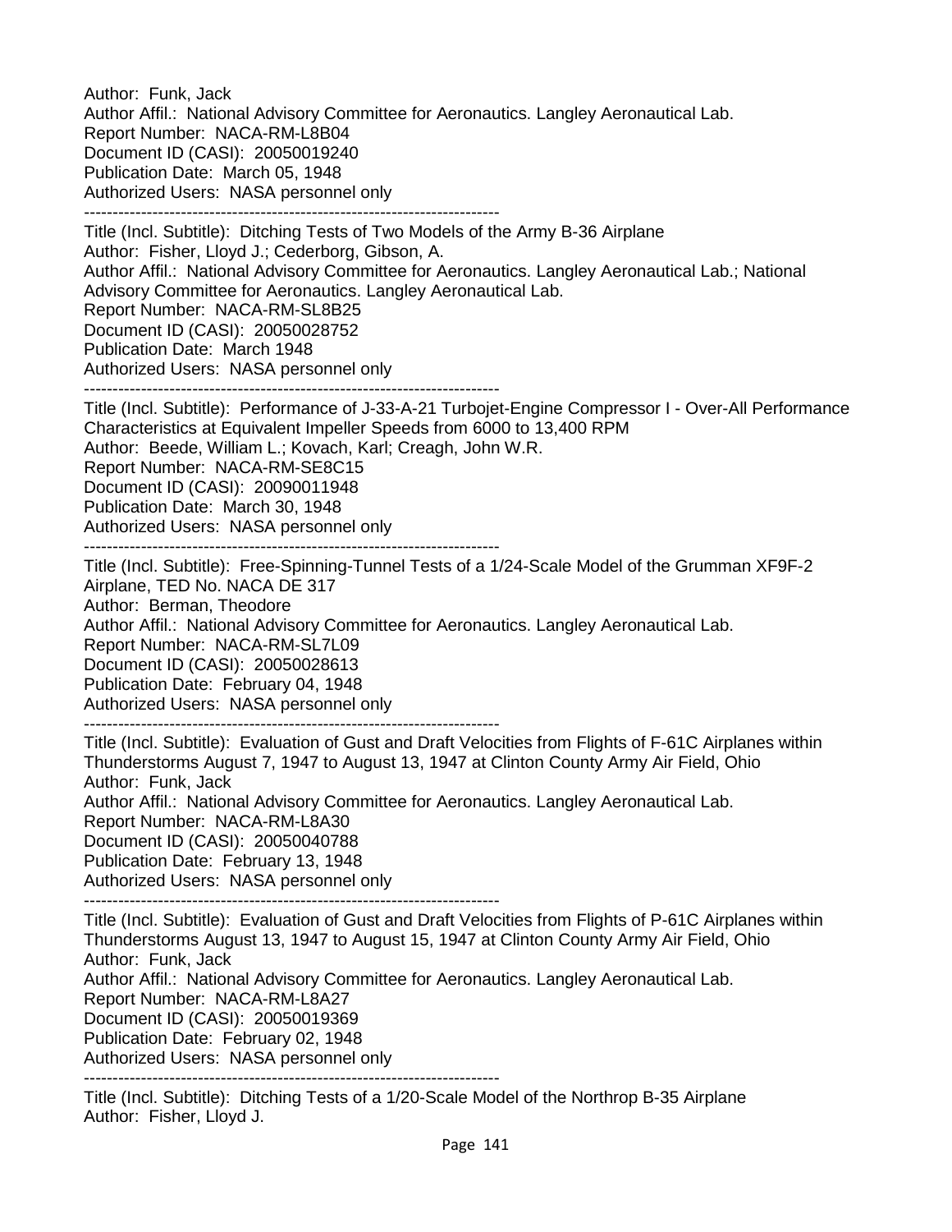Author: Funk, Jack
Author Affil.: National Advisory Committee for Aeronautics. Langley Aeronautical Lab.
Report Number: NACA-RM-L8B04
Document ID (CASI): 20050019240
Publication Date: March 05, 1948
Authorized Users: NASA personnel only

--------------------------------------------------------------------------

Title (Incl. Subtitle): Ditching Tests of Two Models of the Army B-36 Airplane
Author: Fisher, Lloyd J.; Cederborg, Gibson, A.
Author Affil.: National Advisory Committee for Aeronautics. Langley Aeronautical Lab.; National Advisory Committee for Aeronautics. Langley Aeronautical Lab.
Report Number: NACA-RM-SL8B25
Document ID (CASI): 20050028752
Publication Date: March 1948
Authorized Users: NASA personnel only

--------------------------------------------------------------------------

Title (Incl. Subtitle): Performance of J-33-A-21 Turbojet-Engine Compressor I - Over-All Performance Characteristics at Equivalent Impeller Speeds from 6000 to 13,400 RPM
Author: Beede, William L.; Kovach, Karl; Creagh, John W.R.
Report Number: NACA-RM-SE8C15
Document ID (CASI): 20090011948
Publication Date: March 30, 1948
Authorized Users: NASA personnel only

--------------------------------------------------------------------------

Title (Incl. Subtitle): Free-Spinning-Tunnel Tests of a 1/24-Scale Model of the Grumman XF9F-2 Airplane, TED No. NACA DE 317
Author: Berman, Theodore
Author Affil.: National Advisory Committee for Aeronautics. Langley Aeronautical Lab.
Report Number: NACA-RM-SL7L09
Document ID (CASI): 20050028613
Publication Date: February 04, 1948
Authorized Users: NASA personnel only

--------------------------------------------------------------------------

Title (Incl. Subtitle): Evaluation of Gust and Draft Velocities from Flights of F-61C Airplanes within Thunderstorms August 7, 1947 to August 13, 1947 at Clinton County Army Air Field, Ohio
Author: Funk, Jack
Author Affil.: National Advisory Committee for Aeronautics. Langley Aeronautical Lab.
Report Number: NACA-RM-L8A30
Document ID (CASI): 20050040788
Publication Date: February 13, 1948
Authorized Users: NASA personnel only

--------------------------------------------------------------------------

Title (Incl. Subtitle): Evaluation of Gust and Draft Velocities from Flights of P-61C Airplanes within Thunderstorms August 13, 1947 to August 15, 1947 at Clinton County Army Air Field, Ohio
Author: Funk, Jack
Author Affil.: National Advisory Committee for Aeronautics. Langley Aeronautical Lab.
Report Number: NACA-RM-L8A27
Document ID (CASI): 20050019369
Publication Date: February 02, 1948
Authorized Users: NASA personnel only

--------------------------------------------------------------------------

Title (Incl. Subtitle): Ditching Tests of a 1/20-Scale Model of the Northrop B-35 Airplane
Author: Fisher, Lloyd J.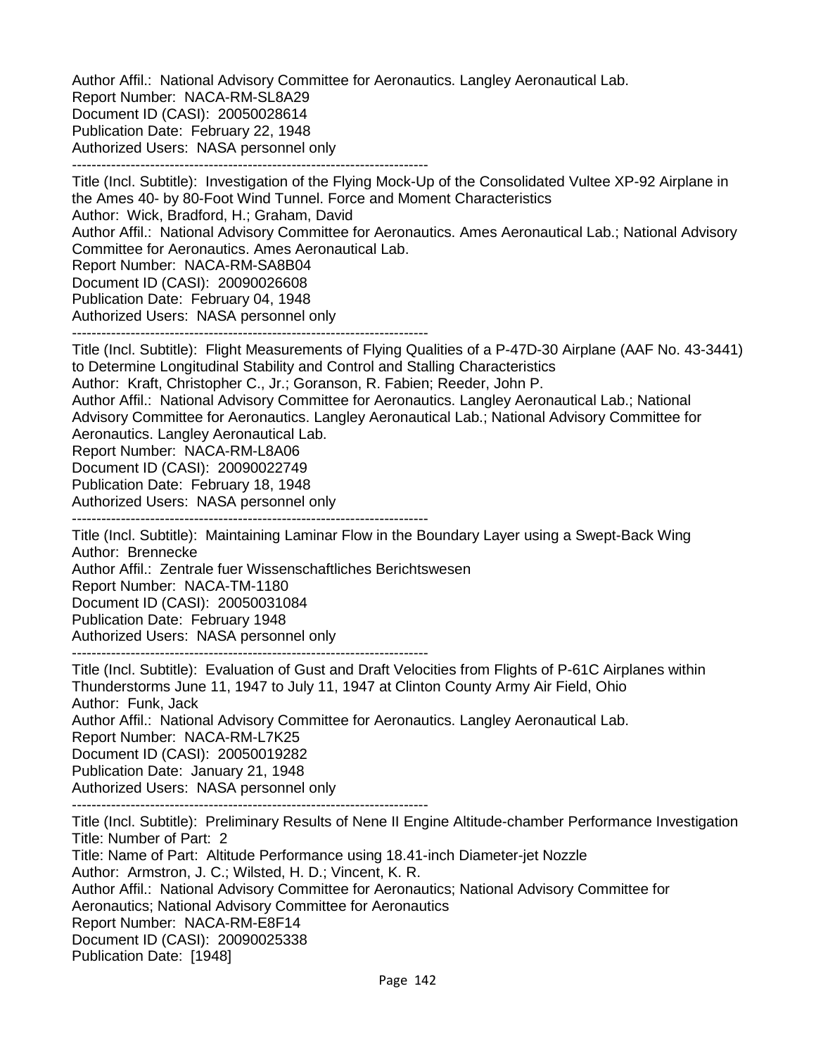Author Affil.: National Advisory Committee for Aeronautics. Langley Aeronautical Lab.
Report Number: NACA-RM-SL8A29
Document ID (CASI): 20050028614
Publication Date: February 22, 1948
Authorized Users: NASA personnel only

---

Title (Incl. Subtitle): Investigation of the Flying Mock-Up of the Consolidated Vultee XP-92 Airplane in the Ames 40- by 80-Foot Wind Tunnel. Force and Moment Characteristics
Author: Wick, Bradford, H.; Graham, David
Author Affil.: National Advisory Committee for Aeronautics. Ames Aeronautical Lab.; National Advisory Committee for Aeronautics. Ames Aeronautical Lab.
Report Number: NACA-RM-SA8B04
Document ID (CASI): 20090026608
Publication Date: February 04, 1948
Authorized Users: NASA personnel only

---

Title (Incl. Subtitle): Flight Measurements of Flying Qualities of a P-47D-30 Airplane (AAF No. 43-3441) to Determine Longitudinal Stability and Control and Stalling Characteristics
Author: Kraft, Christopher C., Jr.; Goranson, R. Fabien; Reeder, John P.
Author Affil.: National Advisory Committee for Aeronautics. Langley Aeronautical Lab.; National Advisory Committee for Aeronautics. Langley Aeronautical Lab.; National Advisory Committee for Aeronautics. Langley Aeronautical Lab.
Report Number: NACA-RM-L8A06
Document ID (CASI): 20090022749
Publication Date: February 18, 1948
Authorized Users: NASA personnel only

---

Title (Incl. Subtitle): Maintaining Laminar Flow in the Boundary Layer using a Swept-Back Wing
Author: Brennecke
Author Affil.: Zentrale fuer Wissenschaftliches Berichtswesen
Report Number: NACA-TM-1180
Document ID (CASI): 20050031084
Publication Date: February 1948
Authorized Users: NASA personnel only

---

Title (Incl. Subtitle): Evaluation of Gust and Draft Velocities from Flights of P-61C Airplanes within Thunderstorms June 11, 1947 to July 11, 1947 at Clinton County Army Air Field, Ohio
Author: Funk, Jack
Author Affil.: National Advisory Committee for Aeronautics. Langley Aeronautical Lab.
Report Number: NACA-RM-L7K25
Document ID (CASI): 20050019282
Publication Date: January 21, 1948
Authorized Users: NASA personnel only

---

Title (Incl. Subtitle): Preliminary Results of Nene II Engine Altitude-chamber Performance Investigation
Title: Number of Part: 2
Title: Name of Part: Altitude Performance using 18.41-inch Diameter-jet Nozzle
Author: Armstron, J. C.; Wilsted, H. D.; Vincent, K. R.
Author Affil.: National Advisory Committee for Aeronautics; National Advisory Committee for Aeronautics; National Advisory Committee for Aeronautics
Report Number: NACA-RM-E8F14
Document ID (CASI): 20090025338
Publication Date: [1948]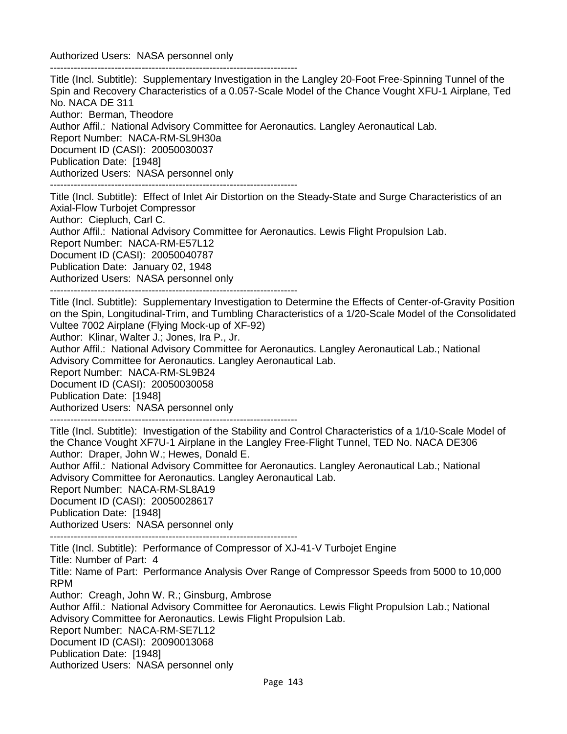Authorized Users: NASA personnel only

------------------------------------------------------------------------

Title (Incl. Subtitle): Supplementary Investigation in the Langley 20-Foot Free-Spinning Tunnel of the Spin and Recovery Characteristics of a 0.057-Scale Model of the Chance Vought XFU-1 Airplane, Ted No. NACA DE 311
Author: Berman, Theodore
Author Affil.: National Advisory Committee for Aeronautics. Langley Aeronautical Lab.
Report Number: NACA-RM-SL9H30a
Document ID (CASI): 20050030037
Publication Date: [1948]
Authorized Users: NASA personnel only

------------------------------------------------------------------------

Title (Incl. Subtitle): Effect of Inlet Air Distortion on the Steady-State and Surge Characteristics of an Axial-Flow Turbojet Compressor
Author: Ciepluch, Carl C.
Author Affil.: National Advisory Committee for Aeronautics. Lewis Flight Propulsion Lab.
Report Number: NACA-RM-E57L12
Document ID (CASI): 20050040787
Publication Date: January 02, 1948
Authorized Users: NASA personnel only

------------------------------------------------------------------------

Title (Incl. Subtitle): Supplementary Investigation to Determine the Effects of Center-of-Gravity Position on the Spin, Longitudinal-Trim, and Tumbling Characteristics of a 1/20-Scale Model of the Consolidated Vultee 7002 Airplane (Flying Mock-up of XF-92)
Author: Klinar, Walter J.; Jones, Ira P., Jr.
Author Affil.: National Advisory Committee for Aeronautics. Langley Aeronautical Lab.; National Advisory Committee for Aeronautics. Langley Aeronautical Lab.
Report Number: NACA-RM-SL9B24
Document ID (CASI): 20050030058
Publication Date: [1948]
Authorized Users: NASA personnel only

------------------------------------------------------------------------

Title (Incl. Subtitle): Investigation of the Stability and Control Characteristics of a 1/10-Scale Model of the Chance Vought XF7U-1 Airplane in the Langley Free-Flight Tunnel, TED No. NACA DE306
Author: Draper, John W.; Hewes, Donald E.
Author Affil.: National Advisory Committee for Aeronautics. Langley Aeronautical Lab.; National Advisory Committee for Aeronautics. Langley Aeronautical Lab.
Report Number: NACA-RM-SL8A19
Document ID (CASI): 20050028617
Publication Date: [1948]
Authorized Users: NASA personnel only

------------------------------------------------------------------------

Title (Incl. Subtitle): Performance of Compressor of XJ-41-V Turbojet Engine
Title: Number of Part: 4
Title: Name of Part: Performance Analysis Over Range of Compressor Speeds from 5000 to 10,000 RPM
Author: Creagh, John W. R.; Ginsburg, Ambrose
Author Affil.: National Advisory Committee for Aeronautics. Lewis Flight Propulsion Lab.; National Advisory Committee for Aeronautics. Lewis Flight Propulsion Lab.
Report Number: NACA-RM-SE7L12
Document ID (CASI): 20090013068
Publication Date: [1948]
Authorized Users: NASA personnel only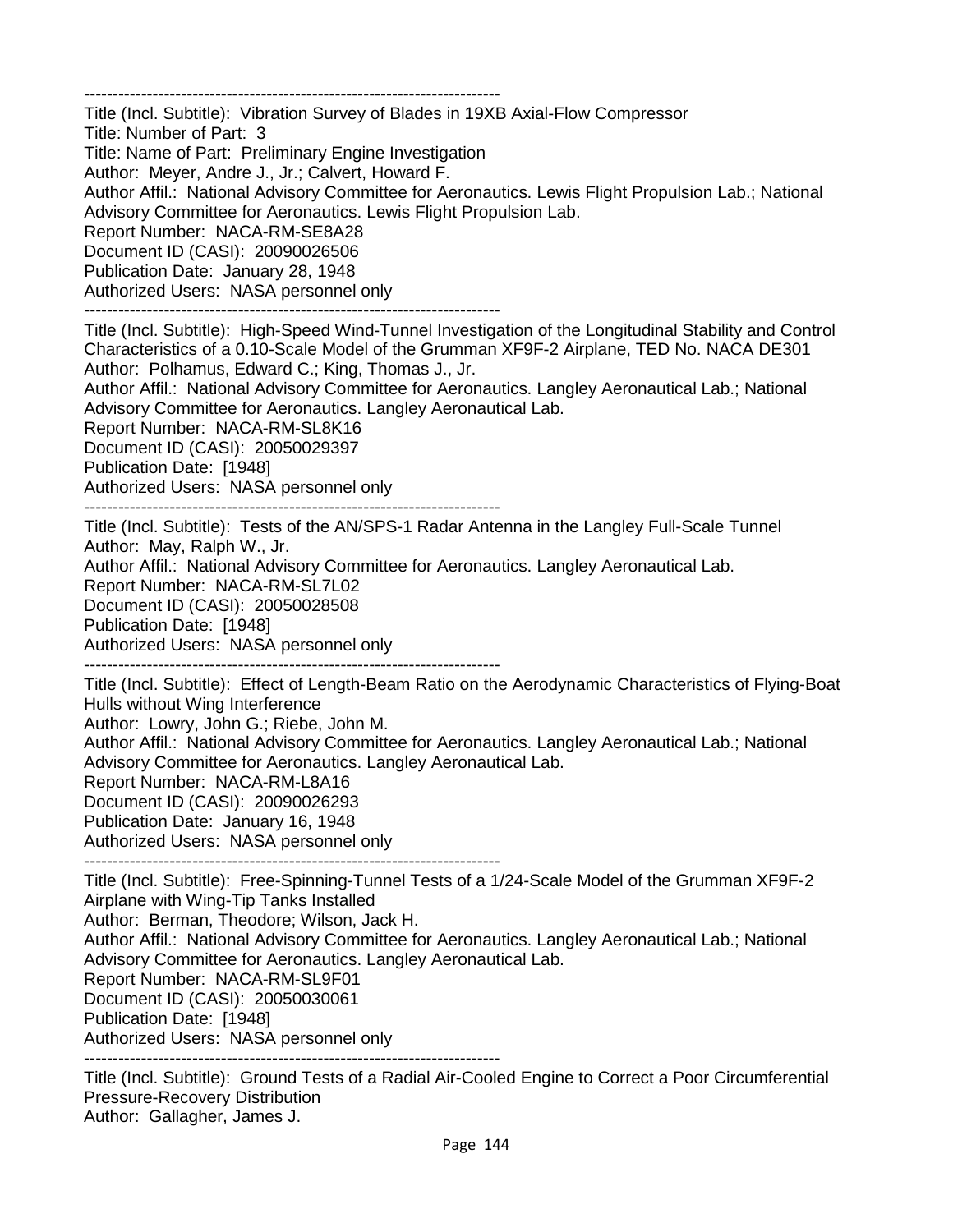------------------------------------------------------------------------
Title (Incl. Subtitle): Vibration Survey of Blades in 19XB Axial-Flow Compressor
Title: Number of Part: 3
Title: Name of Part: Preliminary Engine Investigation
Author: Meyer, Andre J., Jr.; Calvert, Howard F.
Author Affil.: National Advisory Committee for Aeronautics. Lewis Flight Propulsion Lab.; National Advisory Committee for Aeronautics. Lewis Flight Propulsion Lab.
Report Number: NACA-RM-SE8A28
Document ID (CASI): 20090026506
Publication Date: January 28, 1948
Authorized Users: NASA personnel only
------------------------------------------------------------------------
Title (Incl. Subtitle): High-Speed Wind-Tunnel Investigation of the Longitudinal Stability and Control Characteristics of a 0.10-Scale Model of the Grumman XF9F-2 Airplane, TED No. NACA DE301
Author: Polhamus, Edward C.; King, Thomas J., Jr.
Author Affil.: National Advisory Committee for Aeronautics. Langley Aeronautical Lab.; National Advisory Committee for Aeronautics. Langley Aeronautical Lab.
Report Number: NACA-RM-SL8K16
Document ID (CASI): 20050029397
Publication Date: [1948]
Authorized Users: NASA personnel only
------------------------------------------------------------------------
Title (Incl. Subtitle): Tests of the AN/SPS-1 Radar Antenna in the Langley Full-Scale Tunnel
Author: May, Ralph W., Jr.
Author Affil.: National Advisory Committee for Aeronautics. Langley Aeronautical Lab.
Report Number: NACA-RM-SL7L02
Document ID (CASI): 20050028508
Publication Date: [1948]
Authorized Users: NASA personnel only
------------------------------------------------------------------------
Title (Incl. Subtitle): Effect of Length-Beam Ratio on the Aerodynamic Characteristics of Flying-Boat Hulls without Wing Interference
Author: Lowry, John G.; Riebe, John M.
Author Affil.: National Advisory Committee for Aeronautics. Langley Aeronautical Lab.; National Advisory Committee for Aeronautics. Langley Aeronautical Lab.
Report Number: NACA-RM-L8A16
Document ID (CASI): 20090026293
Publication Date: January 16, 1948
Authorized Users: NASA personnel only
------------------------------------------------------------------------
Title (Incl. Subtitle): Free-Spinning-Tunnel Tests of a 1/24-Scale Model of the Grumman XF9F-2 Airplane with Wing-Tip Tanks Installed
Author: Berman, Theodore; Wilson, Jack H.
Author Affil.: National Advisory Committee for Aeronautics. Langley Aeronautical Lab.; National Advisory Committee for Aeronautics. Langley Aeronautical Lab.
Report Number: NACA-RM-SL9F01
Document ID (CASI): 20050030061
Publication Date: [1948]
Authorized Users: NASA personnel only
------------------------------------------------------------------------
Title (Incl. Subtitle): Ground Tests of a Radial Air-Cooled Engine to Correct a Poor Circumferential Pressure-Recovery Distribution
Author: Gallagher, James J.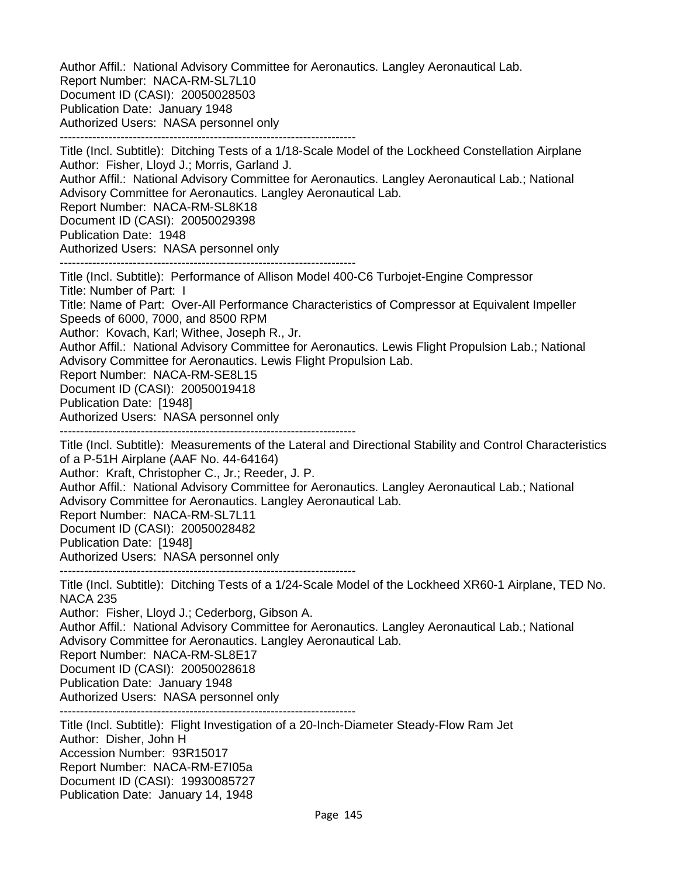Author Affil.:  National Advisory Committee for Aeronautics. Langley Aeronautical Lab.
Report Number:  NACA-RM-SL7L10
Document ID (CASI):  20050028503
Publication Date:  January 1948
Authorized Users:  NASA personnel only

---

Title (Incl. Subtitle):  Ditching Tests of a 1/18-Scale Model of the Lockheed Constellation Airplane
Author:  Fisher, Lloyd J.; Morris, Garland J.
Author Affil.:  National Advisory Committee for Aeronautics. Langley Aeronautical Lab.; National Advisory Committee for Aeronautics. Langley Aeronautical Lab.
Report Number:  NACA-RM-SL8K18
Document ID (CASI):  20050029398
Publication Date:  1948
Authorized Users:  NASA personnel only

---

Title (Incl. Subtitle):  Performance of Allison Model 400-C6 Turbojet-Engine Compressor
Title: Number of Part:  I
Title: Name of Part:  Over-All Performance Characteristics of Compressor at Equivalent Impeller Speeds of 6000, 7000, and 8500 RPM
Author:  Kovach, Karl; Withee, Joseph R., Jr.
Author Affil.:  National Advisory Committee for Aeronautics. Lewis Flight Propulsion Lab.; National Advisory Committee for Aeronautics. Lewis Flight Propulsion Lab.
Report Number:  NACA-RM-SE8L15
Document ID (CASI):  20050019418
Publication Date:  [1948]
Authorized Users:  NASA personnel only

---

Title (Incl. Subtitle):  Measurements of the Lateral and Directional Stability and Control Characteristics of a P-51H Airplane (AAF No. 44-64164)
Author:  Kraft, Christopher C., Jr.; Reeder, J. P.
Author Affil.:  National Advisory Committee for Aeronautics. Langley Aeronautical Lab.; National Advisory Committee for Aeronautics. Langley Aeronautical Lab.
Report Number:  NACA-RM-SL7L11
Document ID (CASI):  20050028482
Publication Date:  [1948]
Authorized Users:  NASA personnel only

---

Title (Incl. Subtitle):  Ditching Tests of a 1/24-Scale Model of the Lockheed XR60-1 Airplane, TED No. NACA 235
Author:  Fisher, Lloyd J.; Cederborg, Gibson A.
Author Affil.:  National Advisory Committee for Aeronautics. Langley Aeronautical Lab.; National Advisory Committee for Aeronautics. Langley Aeronautical Lab.
Report Number:  NACA-RM-SL8E17
Document ID (CASI):  20050028618
Publication Date:  January 1948
Authorized Users:  NASA personnel only

---

Title (Incl. Subtitle):  Flight Investigation of a 20-Inch-Diameter Steady-Flow Ram Jet
Author:  Disher, John H
Accession Number:  93R15017
Report Number:  NACA-RM-E7I05a
Document ID (CASI):  19930085727
Publication Date:  January 14, 1948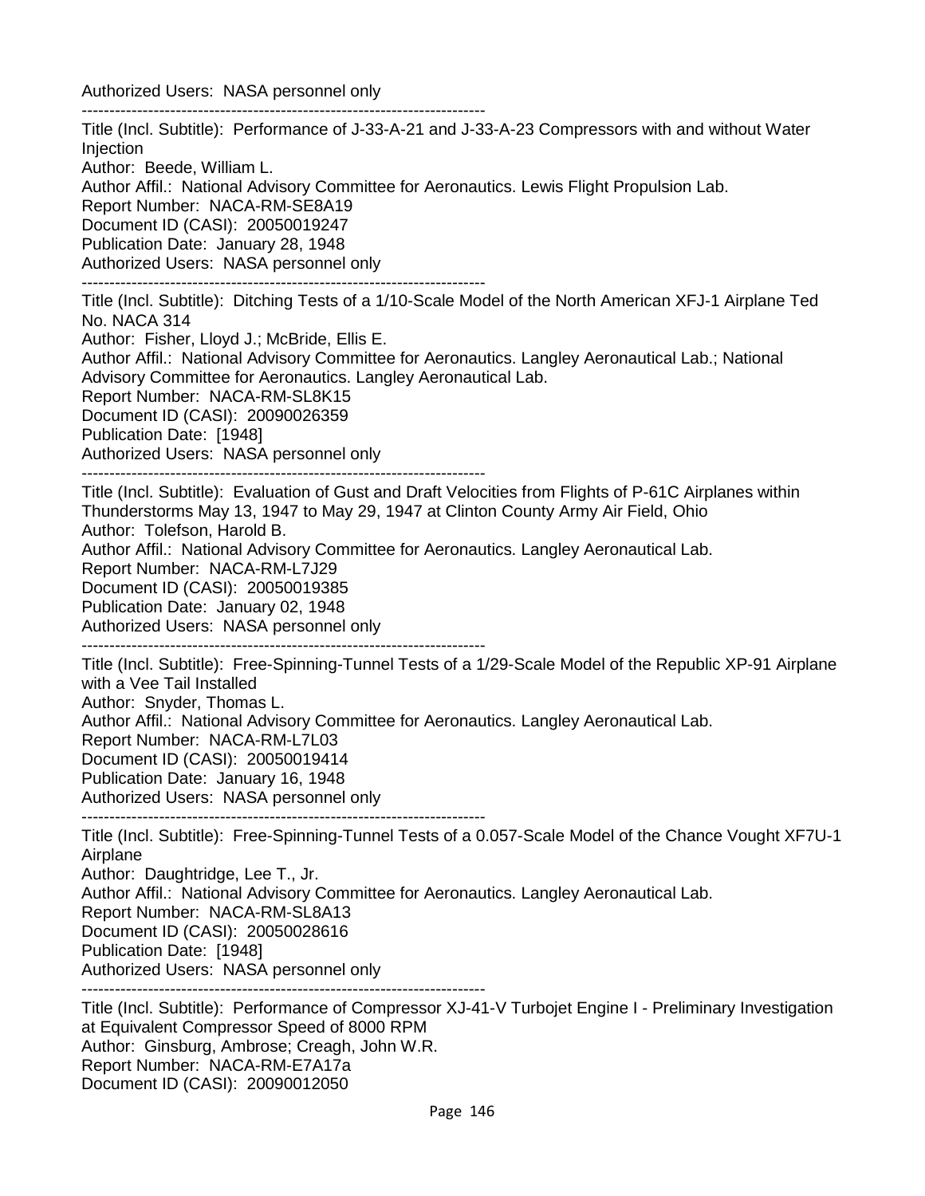Authorized Users: NASA personnel only

--------------------------------------------------------------------------

Title (Incl. Subtitle): Performance of J-33-A-21 and J-33-A-23 Compressors with and without Water Injection
Author: Beede, William L.
Author Affil.: National Advisory Committee for Aeronautics. Lewis Flight Propulsion Lab.
Report Number: NACA-RM-SE8A19
Document ID (CASI): 20050019247
Publication Date: January 28, 1948
Authorized Users: NASA personnel only

--------------------------------------------------------------------------

Title (Incl. Subtitle): Ditching Tests of a 1/10-Scale Model of the North American XFJ-1 Airplane Ted No. NACA 314
Author: Fisher, Lloyd J.; McBride, Ellis E.
Author Affil.: National Advisory Committee for Aeronautics. Langley Aeronautical Lab.; National Advisory Committee for Aeronautics. Langley Aeronautical Lab.
Report Number: NACA-RM-SL8K15
Document ID (CASI): 20090026359
Publication Date: [1948]
Authorized Users: NASA personnel only

--------------------------------------------------------------------------

Title (Incl. Subtitle): Evaluation of Gust and Draft Velocities from Flights of P-61C Airplanes within Thunderstorms May 13, 1947 to May 29, 1947 at Clinton County Army Air Field, Ohio
Author: Tolefson, Harold B.
Author Affil.: National Advisory Committee for Aeronautics. Langley Aeronautical Lab.
Report Number: NACA-RM-L7J29
Document ID (CASI): 20050019385
Publication Date: January 02, 1948
Authorized Users: NASA personnel only

--------------------------------------------------------------------------

Title (Incl. Subtitle): Free-Spinning-Tunnel Tests of a 1/29-Scale Model of the Republic XP-91 Airplane with a Vee Tail Installed
Author: Snyder, Thomas L.
Author Affil.: National Advisory Committee for Aeronautics. Langley Aeronautical Lab.
Report Number: NACA-RM-L7L03
Document ID (CASI): 20050019414
Publication Date: January 16, 1948
Authorized Users: NASA personnel only

--------------------------------------------------------------------------

Title (Incl. Subtitle): Free-Spinning-Tunnel Tests of a 0.057-Scale Model of the Chance Vought XF7U-1 Airplane
Author: Daughtridge, Lee T., Jr.
Author Affil.: National Advisory Committee for Aeronautics. Langley Aeronautical Lab.
Report Number: NACA-RM-SL8A13
Document ID (CASI): 20050028616
Publication Date: [1948]
Authorized Users: NASA personnel only

--------------------------------------------------------------------------

Title (Incl. Subtitle): Performance of Compressor XJ-41-V Turbojet Engine I - Preliminary Investigation at Equivalent Compressor Speed of 8000 RPM
Author: Ginsburg, Ambrose; Creagh, John W.R.
Report Number: NACA-RM-E7A17a
Document ID (CASI): 20090012050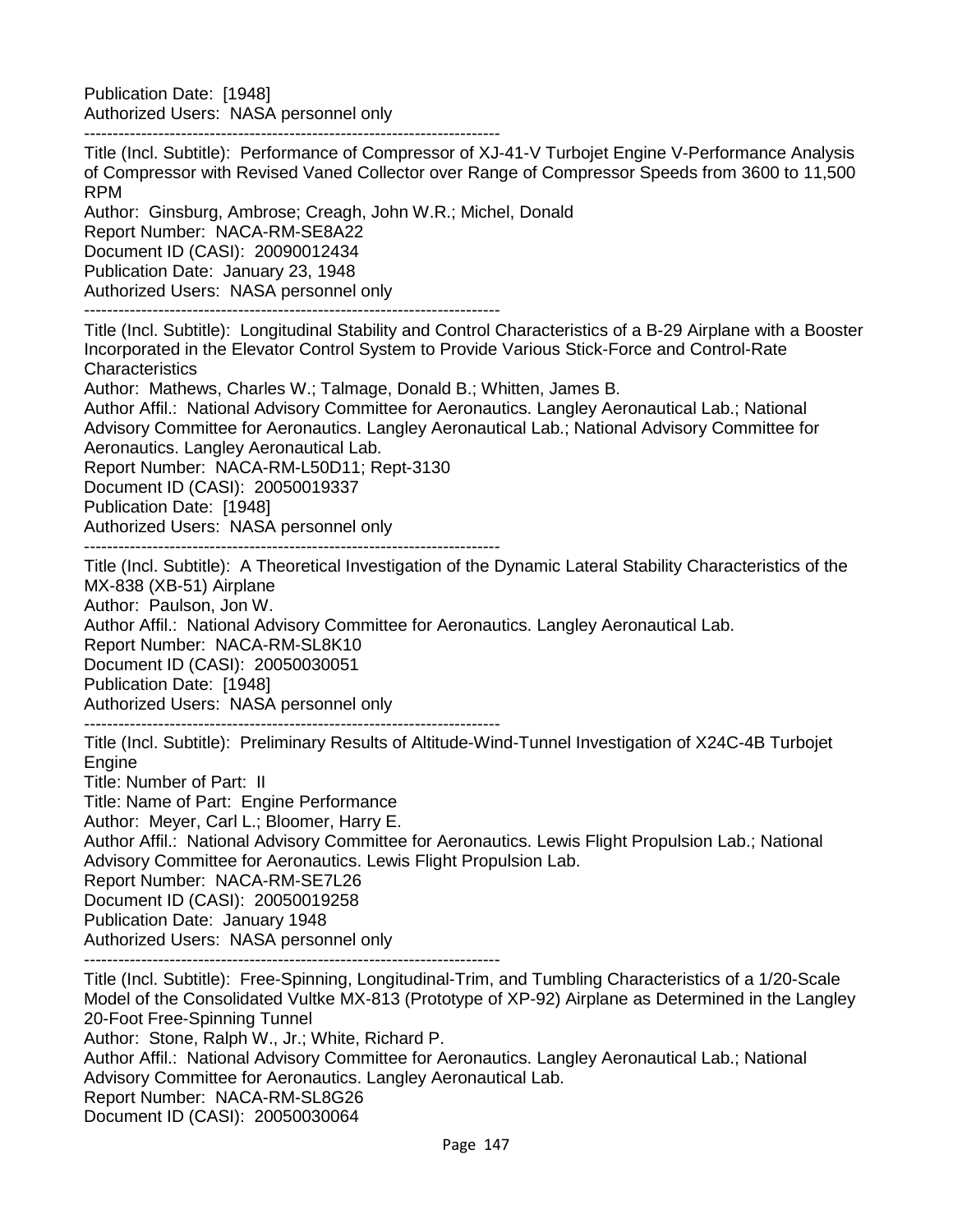Publication Date: [1948]
Authorized Users: NASA personnel only

---

Title (Incl. Subtitle): Performance of Compressor of XJ-41-V Turbojet Engine V-Performance Analysis of Compressor with Revised Vaned Collector over Range of Compressor Speeds from 3600 to 11,500 RPM
Author: Ginsburg, Ambrose; Creagh, John W.R.; Michel, Donald
Report Number: NACA-RM-SE8A22
Document ID (CASI): 20090012434
Publication Date: January 23, 1948
Authorized Users: NASA personnel only

---

Title (Incl. Subtitle): Longitudinal Stability and Control Characteristics of a B-29 Airplane with a Booster Incorporated in the Elevator Control System to Provide Various Stick-Force and Control-Rate Characteristics
Author: Mathews, Charles W.; Talmage, Donald B.; Whitten, James B.
Author Affil.: National Advisory Committee for Aeronautics. Langley Aeronautical Lab.; National Advisory Committee for Aeronautics. Langley Aeronautical Lab.; National Advisory Committee for Aeronautics. Langley Aeronautical Lab.
Report Number: NACA-RM-L50D11; Rept-3130
Document ID (CASI): 20050019337
Publication Date: [1948]
Authorized Users: NASA personnel only

---

Title (Incl. Subtitle): A Theoretical Investigation of the Dynamic Lateral Stability Characteristics of the MX-838 (XB-51) Airplane
Author: Paulson, Jon W.
Author Affil.: National Advisory Committee for Aeronautics. Langley Aeronautical Lab.
Report Number: NACA-RM-SL8K10
Document ID (CASI): 20050030051
Publication Date: [1948]
Authorized Users: NASA personnel only

---

Title (Incl. Subtitle): Preliminary Results of Altitude-Wind-Tunnel Investigation of X24C-4B Turbojet Engine
Title: Number of Part: II
Title: Name of Part: Engine Performance
Author: Meyer, Carl L.; Bloomer, Harry E.
Author Affil.: National Advisory Committee for Aeronautics. Lewis Flight Propulsion Lab.; National Advisory Committee for Aeronautics. Lewis Flight Propulsion Lab.
Report Number: NACA-RM-SE7L26
Document ID (CASI): 20050019258
Publication Date: January 1948
Authorized Users: NASA personnel only

---

Title (Incl. Subtitle): Free-Spinning, Longitudinal-Trim, and Tumbling Characteristics of a 1/20-Scale Model of the Consolidated Vultke MX-813 (Prototype of XP-92) Airplane as Determined in the Langley 20-Foot Free-Spinning Tunnel
Author: Stone, Ralph W., Jr.; White, Richard P.
Author Affil.: National Advisory Committee for Aeronautics. Langley Aeronautical Lab.; National Advisory Committee for Aeronautics. Langley Aeronautical Lab.
Report Number: NACA-RM-SL8G26
Document ID (CASI): 20050030064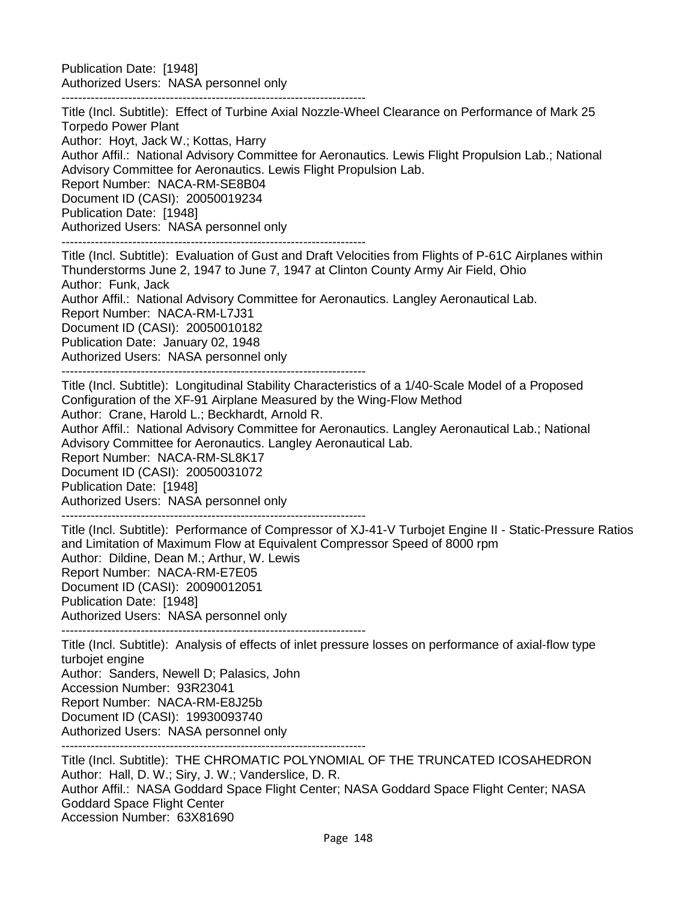Publication Date: [1948]
Authorized Users: NASA personnel only

--------------------------------------------------------------------------

Title (Incl. Subtitle): Effect of Turbine Axial Nozzle-Wheel Clearance on Performance of Mark 25 Torpedo Power Plant
Author: Hoyt, Jack W.; Kottas, Harry
Author Affil.: National Advisory Committee for Aeronautics. Lewis Flight Propulsion Lab.; National Advisory Committee for Aeronautics. Lewis Flight Propulsion Lab.
Report Number: NACA-RM-SE8B04
Document ID (CASI): 20050019234
Publication Date: [1948]
Authorized Users: NASA personnel only

--------------------------------------------------------------------------

Title (Incl. Subtitle): Evaluation of Gust and Draft Velocities from Flights of P-61C Airplanes within Thunderstorms June 2, 1947 to June 7, 1947 at Clinton County Army Air Field, Ohio
Author: Funk, Jack
Author Affil.: National Advisory Committee for Aeronautics. Langley Aeronautical Lab.
Report Number: NACA-RM-L7J31
Document ID (CASI): 20050010182
Publication Date: January 02, 1948
Authorized Users: NASA personnel only

--------------------------------------------------------------------------

Title (Incl. Subtitle): Longitudinal Stability Characteristics of a 1/40-Scale Model of a Proposed Configuration of the XF-91 Airplane Measured by the Wing-Flow Method
Author: Crane, Harold L.; Beckhardt, Arnold R.
Author Affil.: National Advisory Committee for Aeronautics. Langley Aeronautical Lab.; National Advisory Committee for Aeronautics. Langley Aeronautical Lab.
Report Number: NACA-RM-SL8K17
Document ID (CASI): 20050031072
Publication Date: [1948]
Authorized Users: NASA personnel only

--------------------------------------------------------------------------

Title (Incl. Subtitle): Performance of Compressor of XJ-41-V Turbojet Engine II - Static-Pressure Ratios and Limitation of Maximum Flow at Equivalent Compressor Speed of 8000 rpm
Author: Dildine, Dean M.; Arthur, W. Lewis
Report Number: NACA-RM-E7E05
Document ID (CASI): 20090012051
Publication Date: [1948]
Authorized Users: NASA personnel only

--------------------------------------------------------------------------

Title (Incl. Subtitle): Analysis of effects of inlet pressure losses on performance of axial-flow type turbojet engine
Author: Sanders, Newell D; Palasics, John
Accession Number: 93R23041
Report Number: NACA-RM-E8J25b
Document ID (CASI): 19930093740
Authorized Users: NASA personnel only

--------------------------------------------------------------------------

Title (Incl. Subtitle): THE CHROMATIC POLYNOMIAL OF THE TRUNCATED ICOSAHEDRON
Author: Hall, D. W.; Siry, J. W.; Vanderslice, D. R.
Author Affil.: NASA Goddard Space Flight Center; NASA Goddard Space Flight Center; NASA Goddard Space Flight Center
Accession Number: 63X81690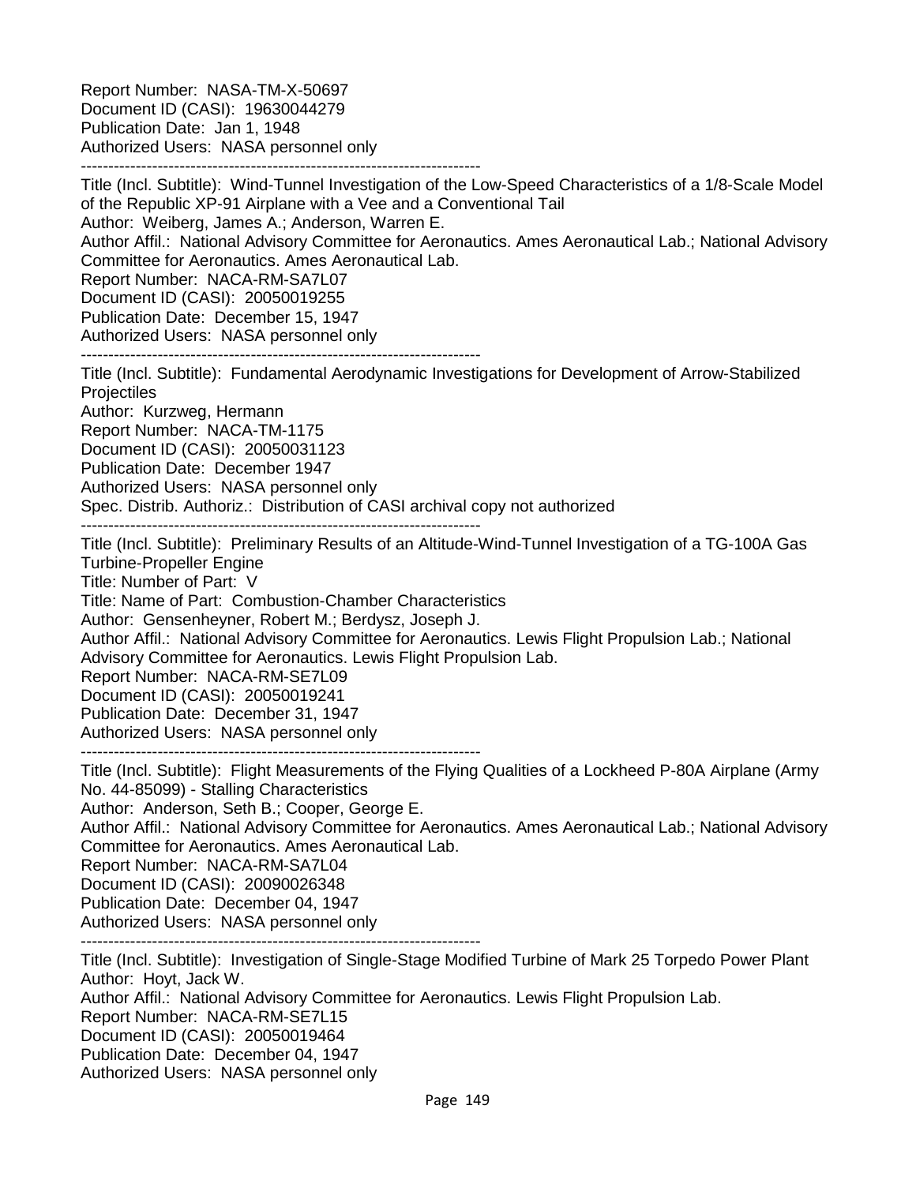Report Number:  NASA-TM-X-50697
Document ID (CASI):  19630044279
Publication Date:  Jan 1, 1948
Authorized Users:  NASA personnel only

------------------------------------------------------------------------

Title (Incl. Subtitle):  Wind-Tunnel Investigation of the Low-Speed Characteristics of a 1/8-Scale Model of the Republic XP-91 Airplane with a Vee and a Conventional Tail
Author:  Weiberg, James A.; Anderson, Warren E.
Author Affil.:  National Advisory Committee for Aeronautics. Ames Aeronautical Lab.; National Advisory Committee for Aeronautics. Ames Aeronautical Lab.
Report Number:  NACA-RM-SA7L07
Document ID (CASI):  20050019255
Publication Date:  December 15, 1947
Authorized Users:  NASA personnel only

------------------------------------------------------------------------

Title (Incl. Subtitle):  Fundamental Aerodynamic Investigations for Development of Arrow-Stabilized Projectiles
Author:  Kurzweg, Hermann
Report Number:  NACA-TM-1175
Document ID (CASI):  20050031123
Publication Date:  December 1947
Authorized Users:  NASA personnel only
Spec. Distrib. Authoriz.:  Distribution of CASI archival copy not authorized

------------------------------------------------------------------------

Title (Incl. Subtitle):  Preliminary Results of an Altitude-Wind-Tunnel Investigation of a TG-100A Gas Turbine-Propeller Engine
Title: Number of Part:  V
Title: Name of Part:  Combustion-Chamber Characteristics
Author:  Gensenheyner, Robert M.; Berdysz, Joseph J.
Author Affil.:  National Advisory Committee for Aeronautics. Lewis Flight Propulsion Lab.; National Advisory Committee for Aeronautics. Lewis Flight Propulsion Lab.
Report Number:  NACA-RM-SE7L09
Document ID (CASI):  20050019241
Publication Date:  December 31, 1947
Authorized Users:  NASA personnel only

------------------------------------------------------------------------

Title (Incl. Subtitle):  Flight Measurements of the Flying Qualities of a Lockheed P-80A Airplane (Army No. 44-85099) - Stalling Characteristics
Author:  Anderson, Seth B.; Cooper, George E.
Author Affil.:  National Advisory Committee for Aeronautics. Ames Aeronautical Lab.; National Advisory Committee for Aeronautics. Ames Aeronautical Lab.
Report Number:  NACA-RM-SA7L04
Document ID (CASI):  20090026348
Publication Date:  December 04, 1947
Authorized Users:  NASA personnel only

------------------------------------------------------------------------

Title (Incl. Subtitle):  Investigation of Single-Stage Modified Turbine of Mark 25 Torpedo Power Plant
Author:  Hoyt, Jack W.
Author Affil.:  National Advisory Committee for Aeronautics. Lewis Flight Propulsion Lab.
Report Number:  NACA-RM-SE7L15
Document ID (CASI):  20050019464
Publication Date:  December 04, 1947
Authorized Users:  NASA personnel only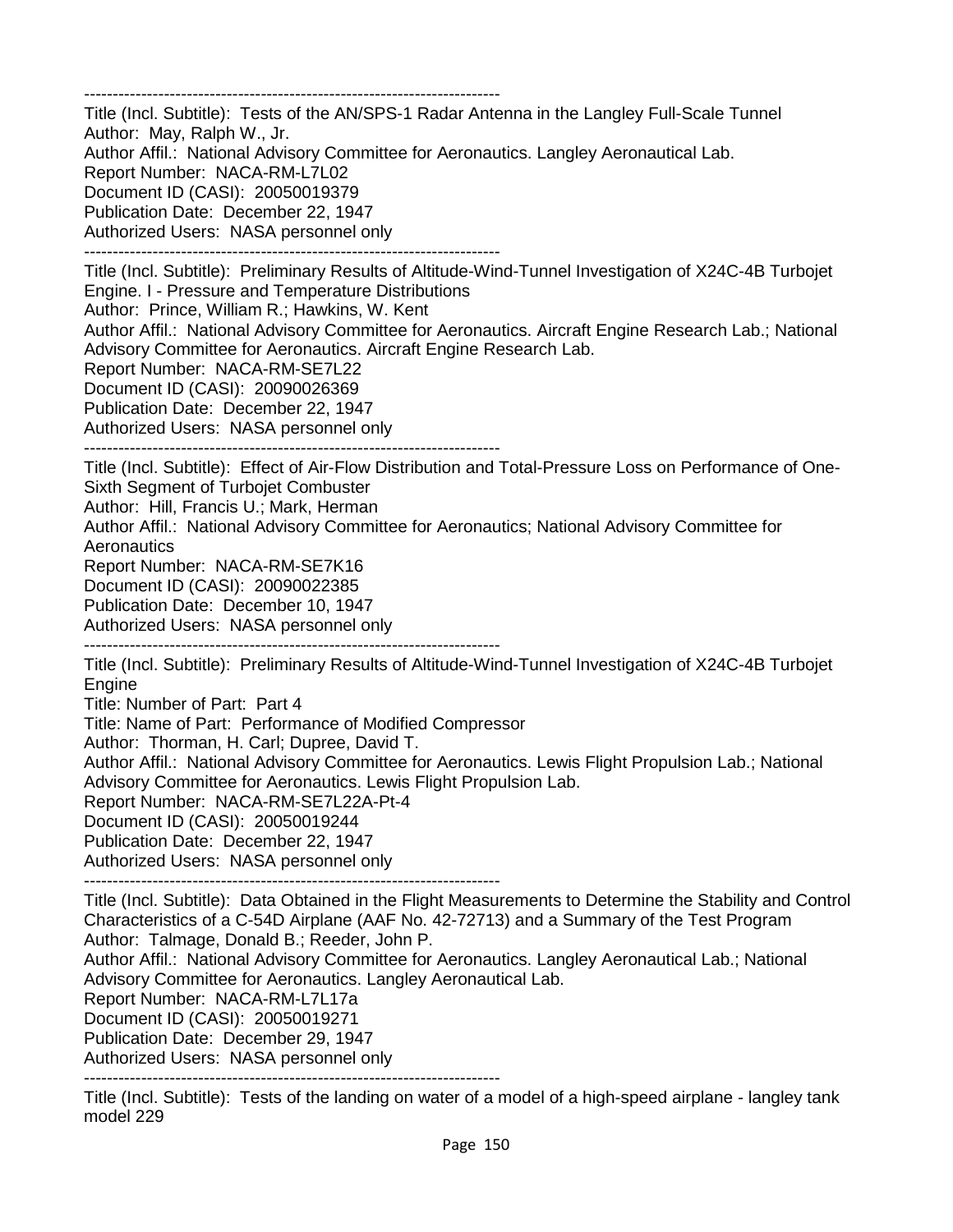------------------------------------------------------------------------
Title (Incl. Subtitle): Tests of the AN/SPS-1 Radar Antenna in the Langley Full-Scale Tunnel
Author: May, Ralph W., Jr.
Author Affil.: National Advisory Committee for Aeronautics. Langley Aeronautical Lab.
Report Number: NACA-RM-L7L02
Document ID (CASI): 20050019379
Publication Date: December 22, 1947
Authorized Users: NASA personnel only
------------------------------------------------------------------------
Title (Incl. Subtitle): Preliminary Results of Altitude-Wind-Tunnel Investigation of X24C-4B Turbojet Engine. I - Pressure and Temperature Distributions
Author: Prince, William R.; Hawkins, W. Kent
Author Affil.: National Advisory Committee for Aeronautics. Aircraft Engine Research Lab.; National Advisory Committee for Aeronautics. Aircraft Engine Research Lab.
Report Number: NACA-RM-SE7L22
Document ID (CASI): 20090026369
Publication Date: December 22, 1947
Authorized Users: NASA personnel only
------------------------------------------------------------------------
Title (Incl. Subtitle): Effect of Air-Flow Distribution and Total-Pressure Loss on Performance of One-Sixth Segment of Turbojet Combuster
Author: Hill, Francis U.; Mark, Herman
Author Affil.: National Advisory Committee for Aeronautics; National Advisory Committee for Aeronautics
Report Number: NACA-RM-SE7K16
Document ID (CASI): 20090022385
Publication Date: December 10, 1947
Authorized Users: NASA personnel only
------------------------------------------------------------------------
Title (Incl. Subtitle): Preliminary Results of Altitude-Wind-Tunnel Investigation of X24C-4B Turbojet Engine
Title: Number of Part: Part 4
Title: Name of Part: Performance of Modified Compressor
Author: Thorman, H. Carl; Dupree, David T.
Author Affil.: National Advisory Committee for Aeronautics. Lewis Flight Propulsion Lab.; National Advisory Committee for Aeronautics. Lewis Flight Propulsion Lab.
Report Number: NACA-RM-SE7L22A-Pt-4
Document ID (CASI): 20050019244
Publication Date: December 22, 1947
Authorized Users: NASA personnel only
------------------------------------------------------------------------
Title (Incl. Subtitle): Data Obtained in the Flight Measurements to Determine the Stability and Control Characteristics of a C-54D Airplane (AAF No. 42-72713) and a Summary of the Test Program
Author: Talmage, Donald B.; Reeder, John P.
Author Affil.: National Advisory Committee for Aeronautics. Langley Aeronautical Lab.; National Advisory Committee for Aeronautics. Langley Aeronautical Lab.
Report Number: NACA-RM-L7L17a
Document ID (CASI): 20050019271
Publication Date: December 29, 1947
Authorized Users: NASA personnel only
------------------------------------------------------------------------
Title (Incl. Subtitle): Tests of the landing on water of a model of a high-speed airplane - langley tank model 229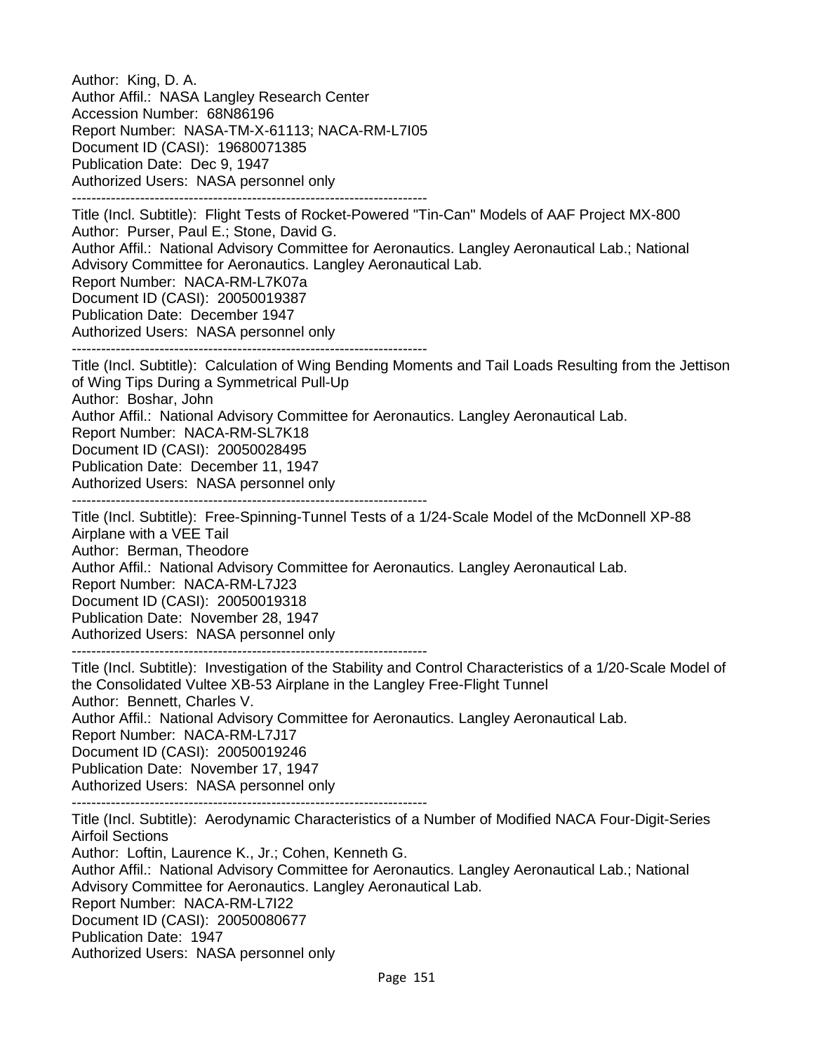Author: King, D. A.
Author Affil.: NASA Langley Research Center
Accession Number: 68N86196
Report Number: NASA-TM-X-61113; NACA-RM-L7I05
Document ID (CASI): 19680071385
Publication Date: Dec 9, 1947
Authorized Users: NASA personnel only

-------------------------------------------------------------------------

Title (Incl. Subtitle): Flight Tests of Rocket-Powered "Tin-Can" Models of AAF Project MX-800
Author: Purser, Paul E.; Stone, David G.
Author Affil.: National Advisory Committee for Aeronautics. Langley Aeronautical Lab.; National Advisory Committee for Aeronautics. Langley Aeronautical Lab.
Report Number: NACA-RM-L7K07a
Document ID (CASI): 20050019387
Publication Date: December 1947
Authorized Users: NASA personnel only

-------------------------------------------------------------------------

Title (Incl. Subtitle): Calculation of Wing Bending Moments and Tail Loads Resulting from the Jettison of Wing Tips During a Symmetrical Pull-Up
Author: Boshar, John
Author Affil.: National Advisory Committee for Aeronautics. Langley Aeronautical Lab.
Report Number: NACA-RM-SL7K18
Document ID (CASI): 20050028495
Publication Date: December 11, 1947
Authorized Users: NASA personnel only

-------------------------------------------------------------------------

Title (Incl. Subtitle): Free-Spinning-Tunnel Tests of a 1/24-Scale Model of the McDonnell XP-88 Airplane with a VEE Tail
Author: Berman, Theodore
Author Affil.: National Advisory Committee for Aeronautics. Langley Aeronautical Lab.
Report Number: NACA-RM-L7J23
Document ID (CASI): 20050019318
Publication Date: November 28, 1947
Authorized Users: NASA personnel only

-------------------------------------------------------------------------

Title (Incl. Subtitle): Investigation of the Stability and Control Characteristics of a 1/20-Scale Model of the Consolidated Vultee XB-53 Airplane in the Langley Free-Flight Tunnel
Author: Bennett, Charles V.
Author Affil.: National Advisory Committee for Aeronautics. Langley Aeronautical Lab.
Report Number: NACA-RM-L7J17
Document ID (CASI): 20050019246
Publication Date: November 17, 1947
Authorized Users: NASA personnel only

-------------------------------------------------------------------------

Title (Incl. Subtitle): Aerodynamic Characteristics of a Number of Modified NACA Four-Digit-Series Airfoil Sections
Author: Loftin, Laurence K., Jr.; Cohen, Kenneth G.
Author Affil.: National Advisory Committee for Aeronautics. Langley Aeronautical Lab.; National Advisory Committee for Aeronautics. Langley Aeronautical Lab.
Report Number: NACA-RM-L7I22
Document ID (CASI): 20050080677
Publication Date: 1947
Authorized Users: NASA personnel only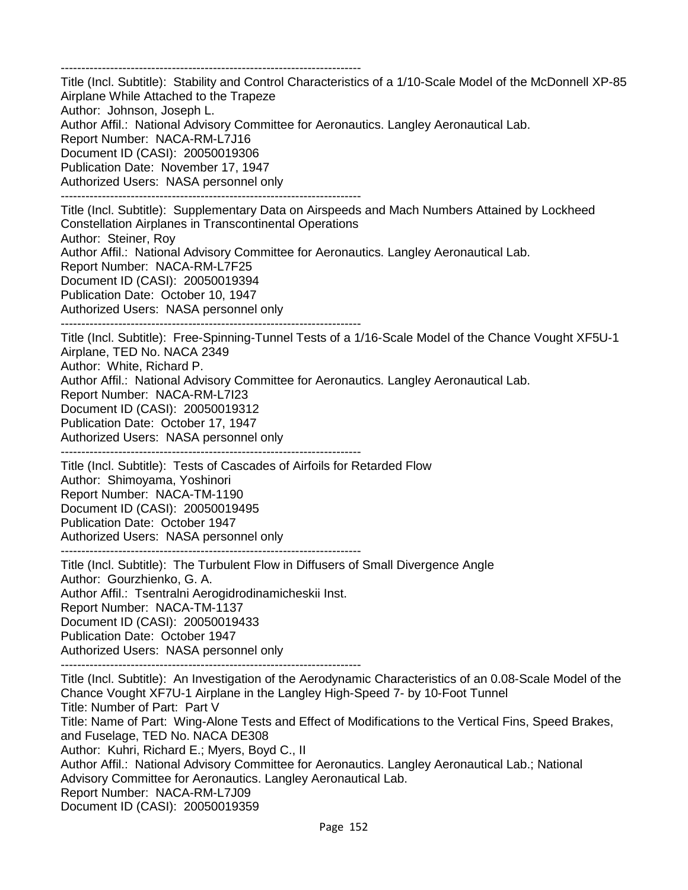------------------------------------------------------------------------
Title (Incl. Subtitle): Stability and Control Characteristics of a 1/10-Scale Model of the McDonnell XP-85 Airplane While Attached to the Trapeze
Author: Johnson, Joseph L.
Author Affil.: National Advisory Committee for Aeronautics. Langley Aeronautical Lab.
Report Number: NACA-RM-L7J16
Document ID (CASI): 20050019306
Publication Date: November 17, 1947
Authorized Users: NASA personnel only
------------------------------------------------------------------------
Title (Incl. Subtitle): Supplementary Data on Airspeeds and Mach Numbers Attained by Lockheed Constellation Airplanes in Transcontinental Operations
Author: Steiner, Roy
Author Affil.: National Advisory Committee for Aeronautics. Langley Aeronautical Lab.
Report Number: NACA-RM-L7F25
Document ID (CASI): 20050019394
Publication Date: October 10, 1947
Authorized Users: NASA personnel only
------------------------------------------------------------------------
Title (Incl. Subtitle): Free-Spinning-Tunnel Tests of a 1/16-Scale Model of the Chance Vought XF5U-1 Airplane, TED No. NACA 2349
Author: White, Richard P.
Author Affil.: National Advisory Committee for Aeronautics. Langley Aeronautical Lab.
Report Number: NACA-RM-L7I23
Document ID (CASI): 20050019312
Publication Date: October 17, 1947
Authorized Users: NASA personnel only
------------------------------------------------------------------------
Title (Incl. Subtitle): Tests of Cascades of Airfoils for Retarded Flow
Author: Shimoyama, Yoshinori
Report Number: NACA-TM-1190
Document ID (CASI): 20050019495
Publication Date: October 1947
Authorized Users: NASA personnel only
------------------------------------------------------------------------
Title (Incl. Subtitle): The Turbulent Flow in Diffusers of Small Divergence Angle
Author: Gourzhienko, G. A.
Author Affil.: Tsentralni Aerogidrodinamicheskii Inst.
Report Number: NACA-TM-1137
Document ID (CASI): 20050019433
Publication Date: October 1947
Authorized Users: NASA personnel only
------------------------------------------------------------------------
Title (Incl. Subtitle): An Investigation of the Aerodynamic Characteristics of an 0.08-Scale Model of the Chance Vought XF7U-1 Airplane in the Langley High-Speed 7- by 10-Foot Tunnel
Title: Number of Part: Part V
Title: Name of Part: Wing-Alone Tests and Effect of Modifications to the Vertical Fins, Speed Brakes, and Fuselage, TED No. NACA DE308
Author: Kuhri, Richard E.; Myers, Boyd C., II
Author Affil.: National Advisory Committee for Aeronautics. Langley Aeronautical Lab.; National Advisory Committee for Aeronautics. Langley Aeronautical Lab.
Report Number: NACA-RM-L7J09
Document ID (CASI): 20050019359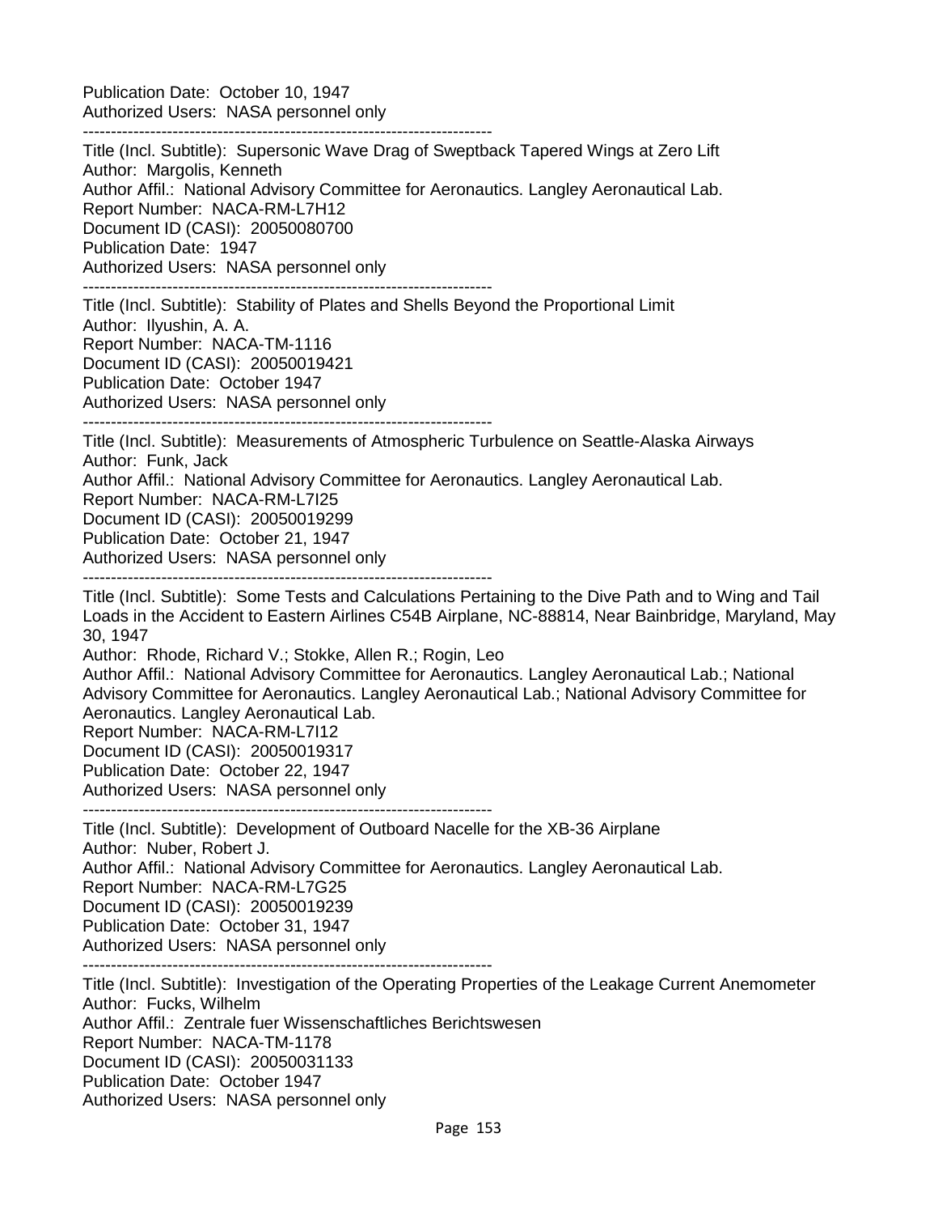Publication Date: October 10, 1947
Authorized Users: NASA personnel only

------------------------------------------------------------------------

Title (Incl. Subtitle): Supersonic Wave Drag of Sweptback Tapered Wings at Zero Lift
Author: Margolis, Kenneth
Author Affil.: National Advisory Committee for Aeronautics. Langley Aeronautical Lab.
Report Number: NACA-RM-L7H12
Document ID (CASI): 20050080700
Publication Date: 1947
Authorized Users: NASA personnel only

------------------------------------------------------------------------

Title (Incl. Subtitle): Stability of Plates and Shells Beyond the Proportional Limit
Author: Ilyushin, A. A.
Report Number: NACA-TM-1116
Document ID (CASI): 20050019421
Publication Date: October 1947
Authorized Users: NASA personnel only

------------------------------------------------------------------------

Title (Incl. Subtitle): Measurements of Atmospheric Turbulence on Seattle-Alaska Airways
Author: Funk, Jack
Author Affil.: National Advisory Committee for Aeronautics. Langley Aeronautical Lab.
Report Number: NACA-RM-L7I25
Document ID (CASI): 20050019299
Publication Date: October 21, 1947
Authorized Users: NASA personnel only

------------------------------------------------------------------------

Title (Incl. Subtitle): Some Tests and Calculations Pertaining to the Dive Path and to Wing and Tail Loads in the Accident to Eastern Airlines C54B Airplane, NC-88814, Near Bainbridge, Maryland, May 30, 1947
Author: Rhode, Richard V.; Stokke, Allen R.; Rogin, Leo
Author Affil.: National Advisory Committee for Aeronautics. Langley Aeronautical Lab.; National Advisory Committee for Aeronautics. Langley Aeronautical Lab.; National Advisory Committee for Aeronautics. Langley Aeronautical Lab.
Report Number: NACA-RM-L7I12
Document ID (CASI): 20050019317
Publication Date: October 22, 1947
Authorized Users: NASA personnel only

------------------------------------------------------------------------

Title (Incl. Subtitle): Development of Outboard Nacelle for the XB-36 Airplane
Author: Nuber, Robert J.
Author Affil.: National Advisory Committee for Aeronautics. Langley Aeronautical Lab.
Report Number: NACA-RM-L7G25
Document ID (CASI): 20050019239
Publication Date: October 31, 1947
Authorized Users: NASA personnel only

------------------------------------------------------------------------

Title (Incl. Subtitle): Investigation of the Operating Properties of the Leakage Current Anemometer
Author: Fucks, Wilhelm
Author Affil.: Zentrale fuer Wissenschaftliches Berichtswesen
Report Number: NACA-TM-1178
Document ID (CASI): 20050031133
Publication Date: October 1947
Authorized Users: NASA personnel only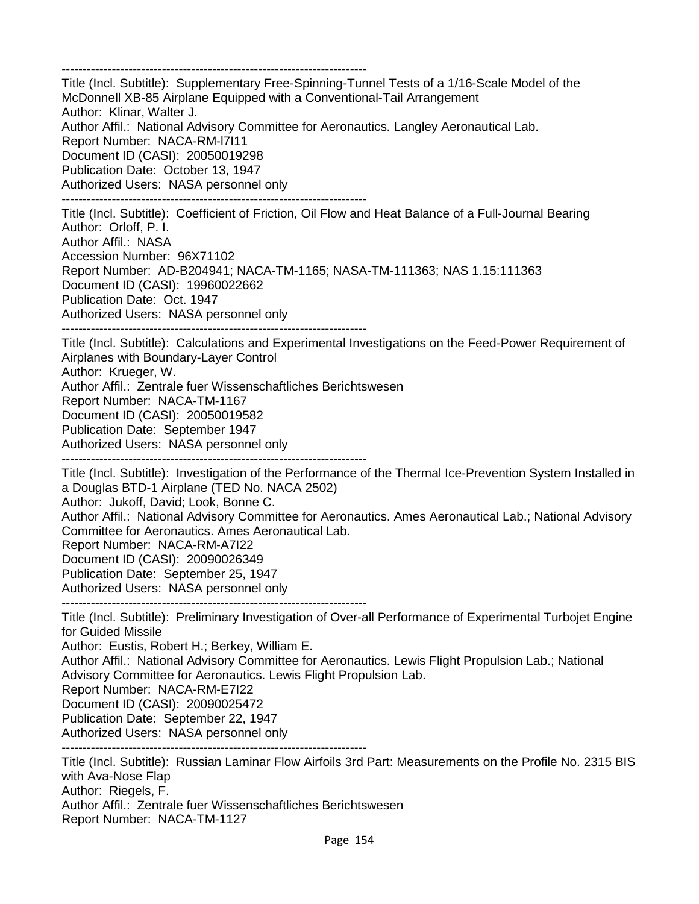------------------------------------------------------------------------
Title (Incl. Subtitle): Supplementary Free-Spinning-Tunnel Tests of a 1/16-Scale Model of the McDonnell XB-85 Airplane Equipped with a Conventional-Tail Arrangement
Author: Klinar, Walter J.
Author Affil.: National Advisory Committee for Aeronautics. Langley Aeronautical Lab.
Report Number: NACA-RM-l7I11
Document ID (CASI): 20050019298
Publication Date: October 13, 1947
Authorized Users: NASA personnel only
------------------------------------------------------------------------
Title (Incl. Subtitle): Coefficient of Friction, Oil Flow and Heat Balance of a Full-Journal Bearing
Author: Orloff, P. I.
Author Affil.: NASA
Accession Number: 96X71102
Report Number: AD-B204941; NACA-TM-1165; NASA-TM-111363; NAS 1.15:111363
Document ID (CASI): 19960022662
Publication Date: Oct. 1947
Authorized Users: NASA personnel only
------------------------------------------------------------------------
Title (Incl. Subtitle): Calculations and Experimental Investigations on the Feed-Power Requirement of Airplanes with Boundary-Layer Control
Author: Krueger, W.
Author Affil.: Zentrale fuer Wissenschaftliches Berichtswesen
Report Number: NACA-TM-1167
Document ID (CASI): 20050019582
Publication Date: September 1947
Authorized Users: NASA personnel only
------------------------------------------------------------------------
Title (Incl. Subtitle): Investigation of the Performance of the Thermal Ice-Prevention System Installed in a Douglas BTD-1 Airplane (TED No. NACA 2502)
Author: Jukoff, David; Look, Bonne C.
Author Affil.: National Advisory Committee for Aeronautics. Ames Aeronautical Lab.; National Advisory Committee for Aeronautics. Ames Aeronautical Lab.
Report Number: NACA-RM-A7I22
Document ID (CASI): 20090026349
Publication Date: September 25, 1947
Authorized Users: NASA personnel only
------------------------------------------------------------------------
Title (Incl. Subtitle): Preliminary Investigation of Over-all Performance of Experimental Turbojet Engine for Guided Missile
Author: Eustis, Robert H.; Berkey, William E.
Author Affil.: National Advisory Committee for Aeronautics. Lewis Flight Propulsion Lab.; National Advisory Committee for Aeronautics. Lewis Flight Propulsion Lab.
Report Number: NACA-RM-E7I22
Document ID (CASI): 20090025472
Publication Date: September 22, 1947
Authorized Users: NASA personnel only
------------------------------------------------------------------------
Title (Incl. Subtitle): Russian Laminar Flow Airfoils 3rd Part: Measurements on the Profile No. 2315 BIS with Ava-Nose Flap
Author: Riegels, F.
Author Affil.: Zentrale fuer Wissenschaftliches Berichtswesen
Report Number: NACA-TM-1127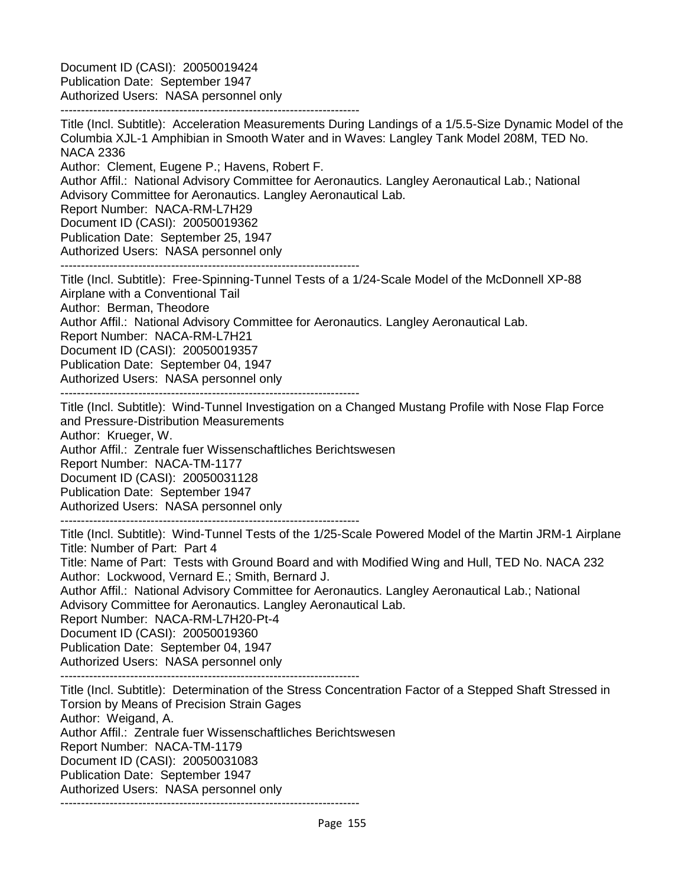Document ID (CASI): 20050019424
Publication Date: September 1947
Authorized Users: NASA personnel only

------------------------------------------------------------------------

Title (Incl. Subtitle): Acceleration Measurements During Landings of a 1/5.5-Size Dynamic Model of the Columbia XJL-1 Amphibian in Smooth Water and in Waves: Langley Tank Model 208M, TED No. NACA 2336
Author: Clement, Eugene P.; Havens, Robert F.
Author Affil.: National Advisory Committee for Aeronautics. Langley Aeronautical Lab.; National Advisory Committee for Aeronautics. Langley Aeronautical Lab.
Report Number: NACA-RM-L7H29
Document ID (CASI): 20050019362
Publication Date: September 25, 1947
Authorized Users: NASA personnel only

------------------------------------------------------------------------

Title (Incl. Subtitle): Free-Spinning-Tunnel Tests of a 1/24-Scale Model of the McDonnell XP-88 Airplane with a Conventional Tail
Author: Berman, Theodore
Author Affil.: National Advisory Committee for Aeronautics. Langley Aeronautical Lab.
Report Number: NACA-RM-L7H21
Document ID (CASI): 20050019357
Publication Date: September 04, 1947
Authorized Users: NASA personnel only

------------------------------------------------------------------------

Title (Incl. Subtitle): Wind-Tunnel Investigation on a Changed Mustang Profile with Nose Flap Force and Pressure-Distribution Measurements
Author: Krueger, W.
Author Affil.: Zentrale fuer Wissenschaftliches Berichtswesen
Report Number: NACA-TM-1177
Document ID (CASI): 20050031128
Publication Date: September 1947
Authorized Users: NASA personnel only

------------------------------------------------------------------------

Title (Incl. Subtitle): Wind-Tunnel Tests of the 1/25-Scale Powered Model of the Martin JRM-1 Airplane
Title: Number of Part: Part 4
Title: Name of Part: Tests with Ground Board and with Modified Wing and Hull, TED No. NACA 232
Author: Lockwood, Vernard E.; Smith, Bernard J.
Author Affil.: National Advisory Committee for Aeronautics. Langley Aeronautical Lab.; National Advisory Committee for Aeronautics. Langley Aeronautical Lab.
Report Number: NACA-RM-L7H20-Pt-4
Document ID (CASI): 20050019360
Publication Date: September 04, 1947
Authorized Users: NASA personnel only

------------------------------------------------------------------------

Title (Incl. Subtitle): Determination of the Stress Concentration Factor of a Stepped Shaft Stressed in Torsion by Means of Precision Strain Gages
Author: Weigand, A.
Author Affil.: Zentrale fuer Wissenschaftliches Berichtswesen
Report Number: NACA-TM-1179
Document ID (CASI): 20050031083
Publication Date: September 1947
Authorized Users: NASA personnel only

------------------------------------------------------------------------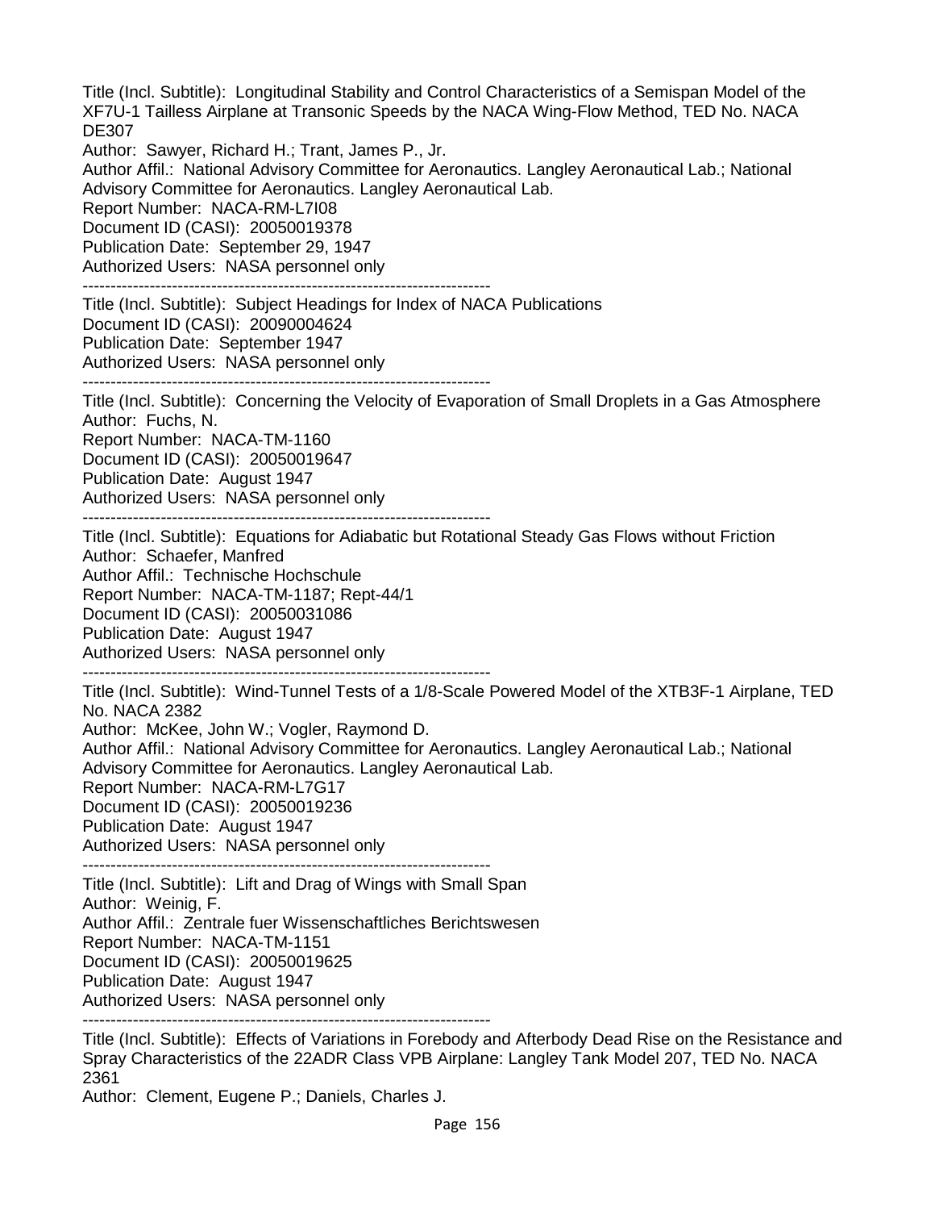Title (Incl. Subtitle): Longitudinal Stability and Control Characteristics of a Semispan Model of the XF7U-1 Tailless Airplane at Transonic Speeds by the NACA Wing-Flow Method, TED No. NACA DE307
Author: Sawyer, Richard H.; Trant, James P., Jr.
Author Affil.: National Advisory Committee for Aeronautics. Langley Aeronautical Lab.; National Advisory Committee for Aeronautics. Langley Aeronautical Lab.
Report Number: NACA-RM-L7I08
Document ID (CASI): 20050019378
Publication Date: September 29, 1947
Authorized Users: NASA personnel only

---

Title (Incl. Subtitle): Subject Headings for Index of NACA Publications
Document ID (CASI): 20090004624
Publication Date: September 1947
Authorized Users: NASA personnel only

---

Title (Incl. Subtitle): Concerning the Velocity of Evaporation of Small Droplets in a Gas Atmosphere
Author: Fuchs, N.
Report Number: NACA-TM-1160
Document ID (CASI): 20050019647
Publication Date: August 1947
Authorized Users: NASA personnel only

---

Title (Incl. Subtitle): Equations for Adiabatic but Rotational Steady Gas Flows without Friction
Author: Schaefer, Manfred
Author Affil.: Technische Hochschule
Report Number: NACA-TM-1187; Rept-44/1
Document ID (CASI): 20050031086
Publication Date: August 1947
Authorized Users: NASA personnel only

---

Title (Incl. Subtitle): Wind-Tunnel Tests of a 1/8-Scale Powered Model of the XTB3F-1 Airplane, TED No. NACA 2382
Author: McKee, John W.; Vogler, Raymond D.
Author Affil.: National Advisory Committee for Aeronautics. Langley Aeronautical Lab.; National Advisory Committee for Aeronautics. Langley Aeronautical Lab.
Report Number: NACA-RM-L7G17
Document ID (CASI): 20050019236
Publication Date: August 1947
Authorized Users: NASA personnel only

---

Title (Incl. Subtitle): Lift and Drag of Wings with Small Span
Author: Weinig, F.
Author Affil.: Zentrale fuer Wissenschaftliches Berichtswesen
Report Number: NACA-TM-1151
Document ID (CASI): 20050019625
Publication Date: August 1947
Authorized Users: NASA personnel only

---

Title (Incl. Subtitle): Effects of Variations in Forebody and Afterbody Dead Rise on the Resistance and Spray Characteristics of the 22ADR Class VPB Airplane: Langley Tank Model 207, TED No. NACA 2361
Author: Clement, Eugene P.; Daniels, Charles J.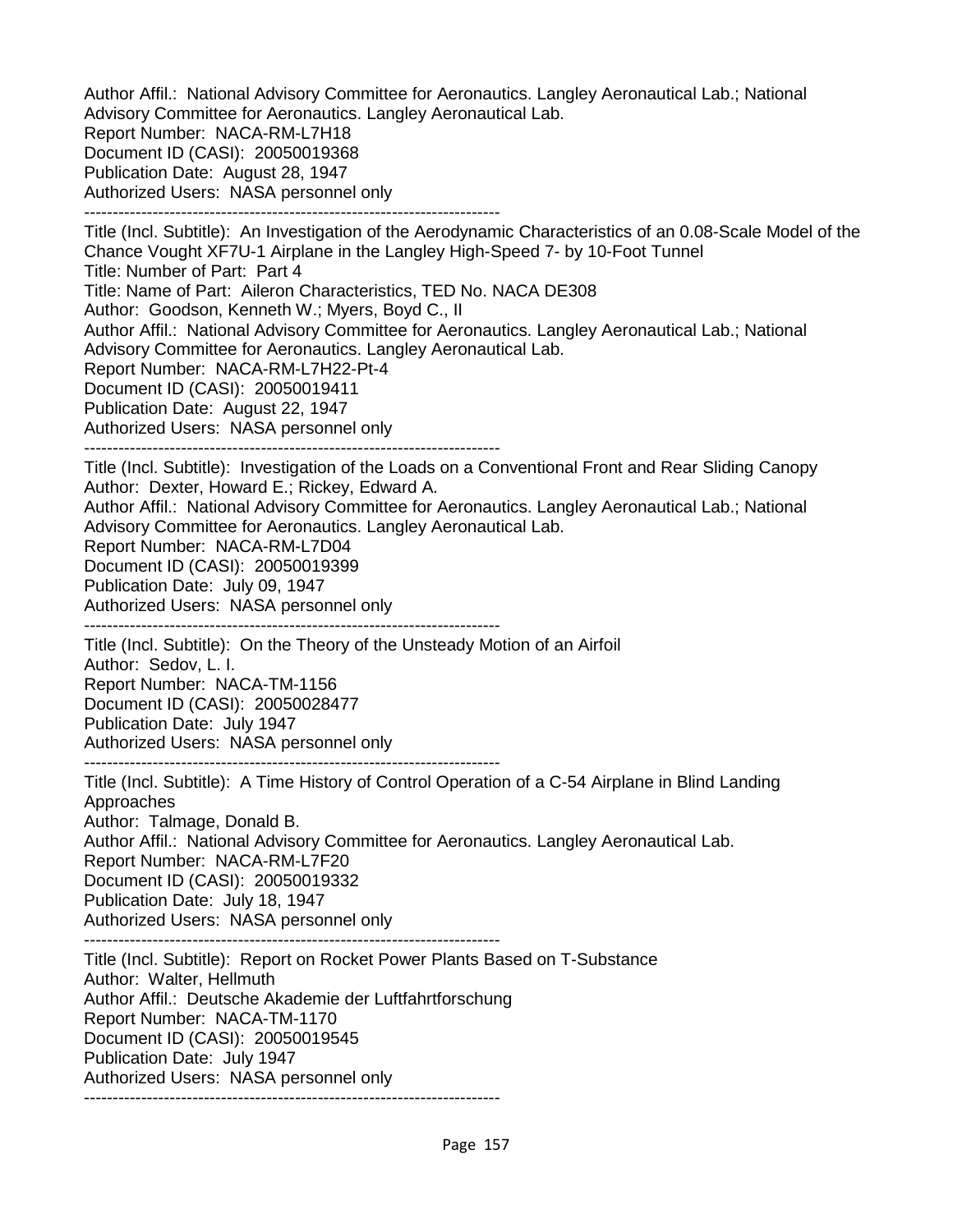Author Affil.: National Advisory Committee for Aeronautics. Langley Aeronautical Lab.; National Advisory Committee for Aeronautics. Langley Aeronautical Lab.
Report Number: NACA-RM-L7H18
Document ID (CASI): 20050019368
Publication Date: August 28, 1947
Authorized Users: NASA personnel only

-------------------------------------------------------------------------

Title (Incl. Subtitle): An Investigation of the Aerodynamic Characteristics of an 0.08-Scale Model of the Chance Vought XF7U-1 Airplane in the Langley High-Speed 7- by 10-Foot Tunnel
Title: Number of Part: Part 4
Title: Name of Part: Aileron Characteristics, TED No. NACA DE308
Author: Goodson, Kenneth W.; Myers, Boyd C., II
Author Affil.: National Advisory Committee for Aeronautics. Langley Aeronautical Lab.; National Advisory Committee for Aeronautics. Langley Aeronautical Lab.
Report Number: NACA-RM-L7H22-Pt-4
Document ID (CASI): 20050019411
Publication Date: August 22, 1947
Authorized Users: NASA personnel only

-------------------------------------------------------------------------

Title (Incl. Subtitle): Investigation of the Loads on a Conventional Front and Rear Sliding Canopy
Author: Dexter, Howard E.; Rickey, Edward A.
Author Affil.: National Advisory Committee for Aeronautics. Langley Aeronautical Lab.; National Advisory Committee for Aeronautics. Langley Aeronautical Lab.
Report Number: NACA-RM-L7D04
Document ID (CASI): 20050019399
Publication Date: July 09, 1947
Authorized Users: NASA personnel only

-------------------------------------------------------------------------

Title (Incl. Subtitle): On the Theory of the Unsteady Motion of an Airfoil
Author: Sedov, L. I.
Report Number: NACA-TM-1156
Document ID (CASI): 20050028477
Publication Date: July 1947
Authorized Users: NASA personnel only

-------------------------------------------------------------------------

Title (Incl. Subtitle): A Time History of Control Operation of a C-54 Airplane in Blind Landing Approaches
Author: Talmage, Donald B.
Author Affil.: National Advisory Committee for Aeronautics. Langley Aeronautical Lab.
Report Number: NACA-RM-L7F20
Document ID (CASI): 20050019332
Publication Date: July 18, 1947
Authorized Users: NASA personnel only

-------------------------------------------------------------------------

Title (Incl. Subtitle): Report on Rocket Power Plants Based on T-Substance
Author: Walter, Hellmuth
Author Affil.: Deutsche Akademie der Luftfahrtforschung
Report Number: NACA-TM-1170
Document ID (CASI): 20050019545
Publication Date: July 1947
Authorized Users: NASA personnel only

-------------------------------------------------------------------------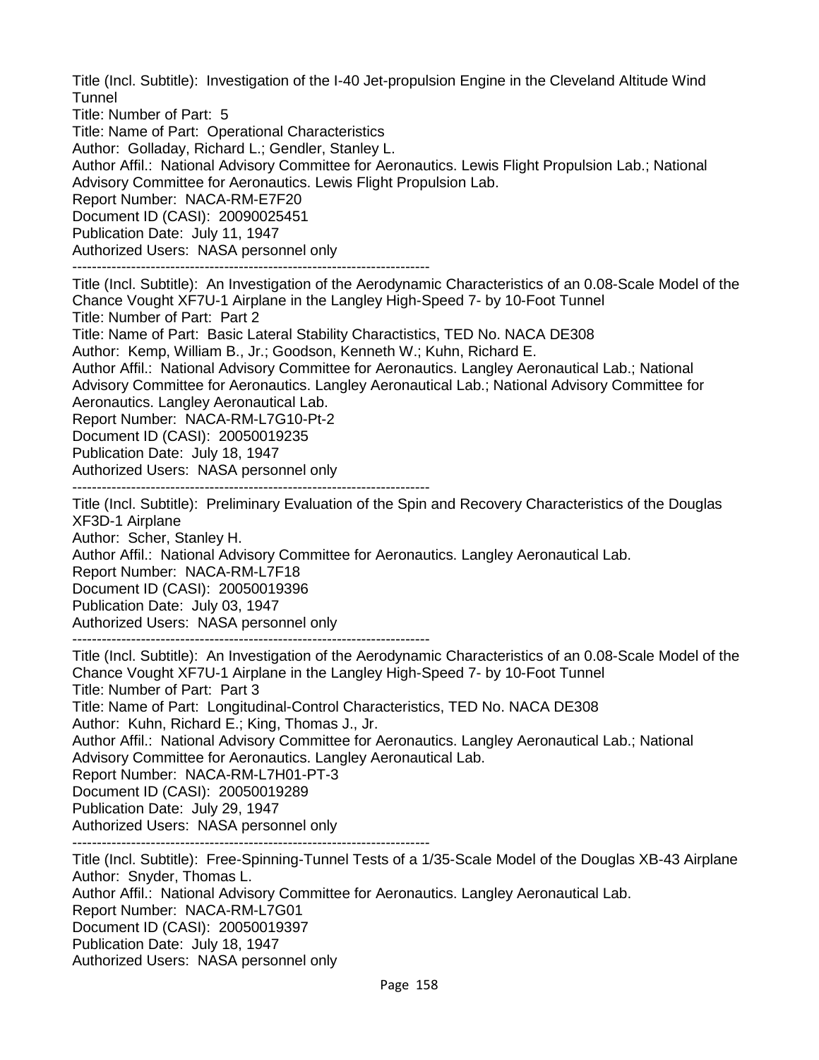Title (Incl. Subtitle): Investigation of the I-40 Jet-propulsion Engine in the Cleveland Altitude Wind Tunnel
Title: Number of Part: 5
Title: Name of Part: Operational Characteristics
Author: Golladay, Richard L.; Gendler, Stanley L.
Author Affil.: National Advisory Committee for Aeronautics. Lewis Flight Propulsion Lab.; National Advisory Committee for Aeronautics. Lewis Flight Propulsion Lab.
Report Number: NACA-RM-E7F20
Document ID (CASI): 20090025451
Publication Date: July 11, 1947
Authorized Users: NASA personnel only

------------------------------------------------------------------------

Title (Incl. Subtitle): An Investigation of the Aerodynamic Characteristics of an 0.08-Scale Model of the Chance Vought XF7U-1 Airplane in the Langley High-Speed 7- by 10-Foot Tunnel
Title: Number of Part: Part 2
Title: Name of Part: Basic Lateral Stability Charactistics, TED No. NACA DE308
Author: Kemp, William B., Jr.; Goodson, Kenneth W.; Kuhn, Richard E.
Author Affil.: National Advisory Committee for Aeronautics. Langley Aeronautical Lab.; National Advisory Committee for Aeronautics. Langley Aeronautical Lab.; National Advisory Committee for Aeronautics. Langley Aeronautical Lab.
Report Number: NACA-RM-L7G10-Pt-2
Document ID (CASI): 20050019235
Publication Date: July 18, 1947
Authorized Users: NASA personnel only

------------------------------------------------------------------------

Title (Incl. Subtitle): Preliminary Evaluation of the Spin and Recovery Characteristics of the Douglas XF3D-1 Airplane
Author: Scher, Stanley H.
Author Affil.: National Advisory Committee for Aeronautics. Langley Aeronautical Lab.
Report Number: NACA-RM-L7F18
Document ID (CASI): 20050019396
Publication Date: July 03, 1947
Authorized Users: NASA personnel only

------------------------------------------------------------------------

Title (Incl. Subtitle): An Investigation of the Aerodynamic Characteristics of an 0.08-Scale Model of the Chance Vought XF7U-1 Airplane in the Langley High-Speed 7- by 10-Foot Tunnel
Title: Number of Part: Part 3
Title: Name of Part: Longitudinal-Control Characteristics, TED No. NACA DE308
Author: Kuhn, Richard E.; King, Thomas J., Jr.
Author Affil.: National Advisory Committee for Aeronautics. Langley Aeronautical Lab.; National Advisory Committee for Aeronautics. Langley Aeronautical Lab.
Report Number: NACA-RM-L7H01-PT-3
Document ID (CASI): 20050019289
Publication Date: July 29, 1947
Authorized Users: NASA personnel only

------------------------------------------------------------------------

Title (Incl. Subtitle): Free-Spinning-Tunnel Tests of a 1/35-Scale Model of the Douglas XB-43 Airplane
Author: Snyder, Thomas L.
Author Affil.: National Advisory Committee for Aeronautics. Langley Aeronautical Lab.
Report Number: NACA-RM-L7G01
Document ID (CASI): 20050019397
Publication Date: July 18, 1947
Authorized Users: NASA personnel only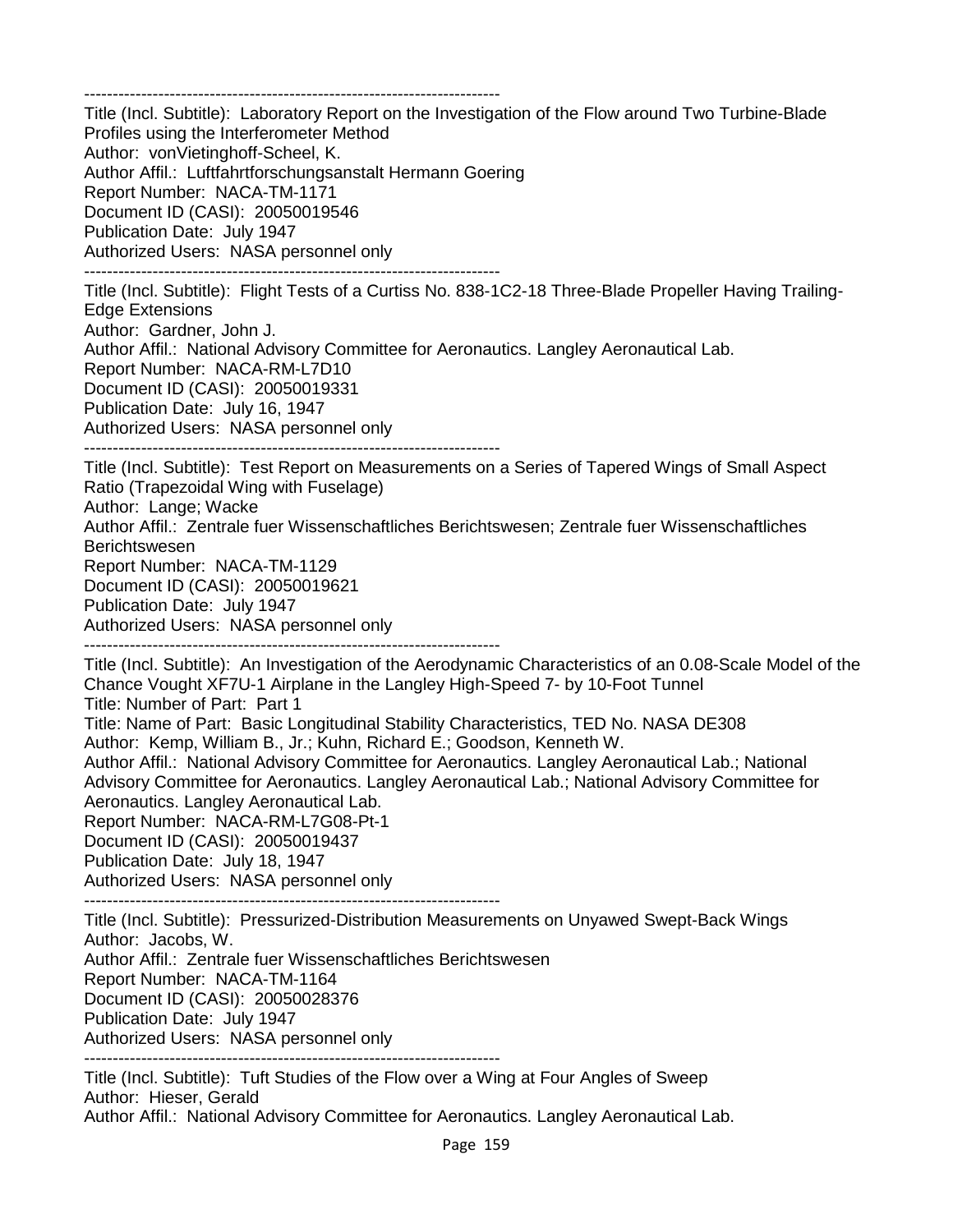------------------------------------------------------------------------
Title (Incl. Subtitle): Laboratory Report on the Investigation of the Flow around Two Turbine-Blade Profiles using the Interferometer Method
Author: vonVietinghoff-Scheel, K.
Author Affil.: Luftfahrtforschungsanstalt Hermann Goering
Report Number: NACA-TM-1171
Document ID (CASI): 20050019546
Publication Date: July 1947
Authorized Users: NASA personnel only
------------------------------------------------------------------------
Title (Incl. Subtitle): Flight Tests of a Curtiss No. 838-1C2-18 Three-Blade Propeller Having Trailing-Edge Extensions
Author: Gardner, John J.
Author Affil.: National Advisory Committee for Aeronautics. Langley Aeronautical Lab.
Report Number: NACA-RM-L7D10
Document ID (CASI): 20050019331
Publication Date: July 16, 1947
Authorized Users: NASA personnel only
------------------------------------------------------------------------
Title (Incl. Subtitle): Test Report on Measurements on a Series of Tapered Wings of Small Aspect Ratio (Trapezoidal Wing with Fuselage)
Author: Lange; Wacke
Author Affil.: Zentrale fuer Wissenschaftliches Berichtswesen; Zentrale fuer Wissenschaftliches Berichtswesen
Report Number: NACA-TM-1129
Document ID (CASI): 20050019621
Publication Date: July 1947
Authorized Users: NASA personnel only
------------------------------------------------------------------------
Title (Incl. Subtitle): An Investigation of the Aerodynamic Characteristics of an 0.08-Scale Model of the Chance Vought XF7U-1 Airplane in the Langley High-Speed 7- by 10-Foot Tunnel
Title: Number of Part: Part 1
Title: Name of Part: Basic Longitudinal Stability Characteristics, TED No. NASA DE308
Author: Kemp, William B., Jr.; Kuhn, Richard E.; Goodson, Kenneth W.
Author Affil.: National Advisory Committee for Aeronautics. Langley Aeronautical Lab.; National Advisory Committee for Aeronautics. Langley Aeronautical Lab.; National Advisory Committee for Aeronautics. Langley Aeronautical Lab.
Report Number: NACA-RM-L7G08-Pt-1
Document ID (CASI): 20050019437
Publication Date: July 18, 1947
Authorized Users: NASA personnel only
------------------------------------------------------------------------
Title (Incl. Subtitle): Pressurized-Distribution Measurements on Unyawed Swept-Back Wings
Author: Jacobs, W.
Author Affil.: Zentrale fuer Wissenschaftliches Berichtswesen
Report Number: NACA-TM-1164
Document ID (CASI): 20050028376
Publication Date: July 1947
Authorized Users: NASA personnel only
------------------------------------------------------------------------
Title (Incl. Subtitle): Tuft Studies of the Flow over a Wing at Four Angles of Sweep
Author: Hieser, Gerald
Author Affil.: National Advisory Committee for Aeronautics. Langley Aeronautical Lab.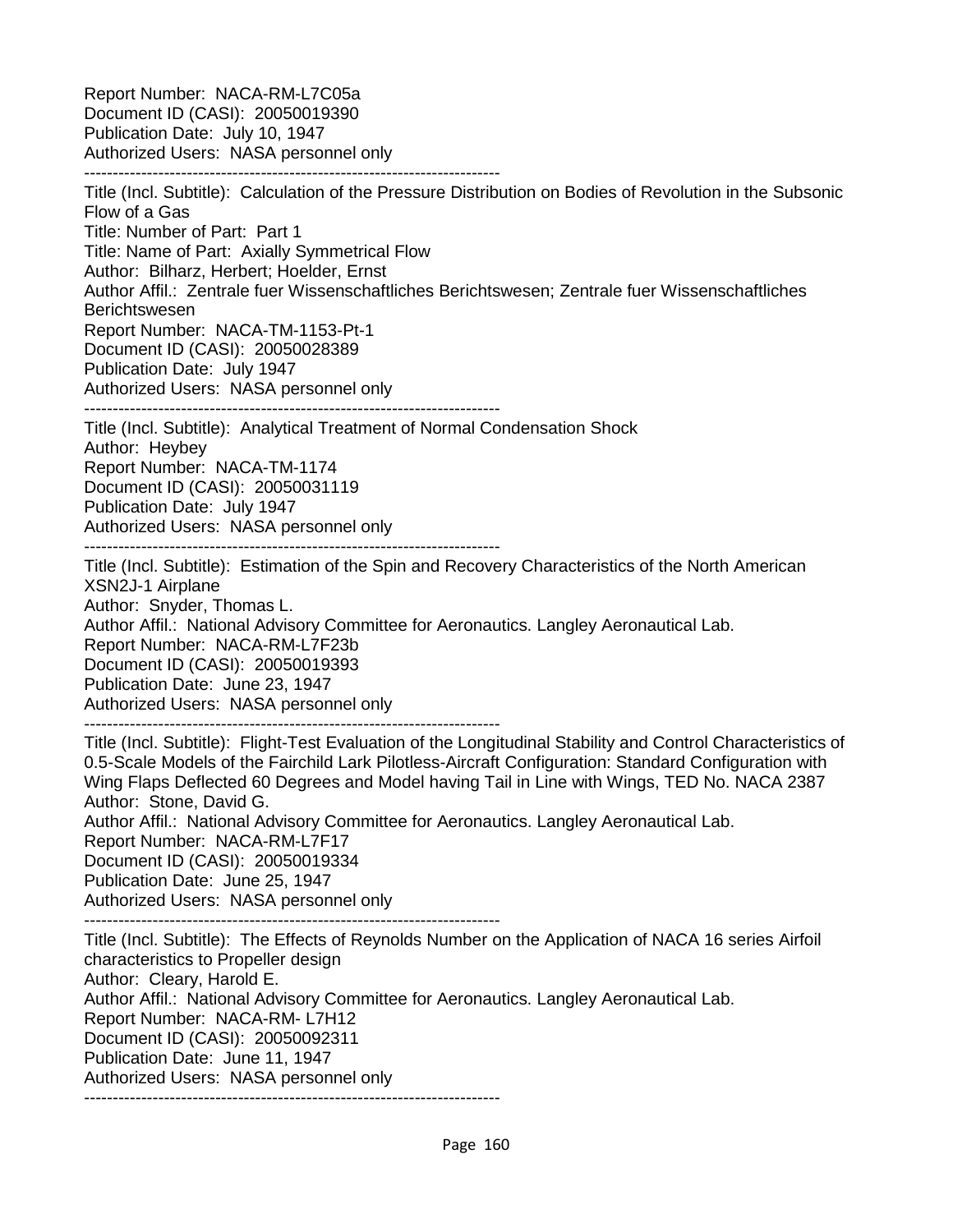Report Number: NACA-RM-L7C05a
Document ID (CASI): 20050019390
Publication Date: July 10, 1947
Authorized Users: NASA personnel only

--------------------------------------------------------------------------

Title (Incl. Subtitle): Calculation of the Pressure Distribution on Bodies of Revolution in the Subsonic Flow of a Gas
Title: Number of Part: Part 1
Title: Name of Part: Axially Symmetrical Flow
Author: Bilharz, Herbert; Hoelder, Ernst
Author Affil.: Zentrale fuer Wissenschaftliches Berichtswesen; Zentrale fuer Wissenschaftliches Berichtswesen
Report Number: NACA-TM-1153-Pt-1
Document ID (CASI): 20050028389
Publication Date: July 1947
Authorized Users: NASA personnel only

--------------------------------------------------------------------------

Title (Incl. Subtitle): Analytical Treatment of Normal Condensation Shock
Author: Heybey
Report Number: NACA-TM-1174
Document ID (CASI): 20050031119
Publication Date: July 1947
Authorized Users: NASA personnel only

--------------------------------------------------------------------------

Title (Incl. Subtitle): Estimation of the Spin and Recovery Characteristics of the North American XSN2J-1 Airplane
Author: Snyder, Thomas L.
Author Affil.: National Advisory Committee for Aeronautics. Langley Aeronautical Lab.
Report Number: NACA-RM-L7F23b
Document ID (CASI): 20050019393
Publication Date: June 23, 1947
Authorized Users: NASA personnel only

--------------------------------------------------------------------------

Title (Incl. Subtitle): Flight-Test Evaluation of the Longitudinal Stability and Control Characteristics of 0.5-Scale Models of the Fairchild Lark Pilotless-Aircraft Configuration: Standard Configuration with Wing Flaps Deflected 60 Degrees and Model having Tail in Line with Wings, TED No. NACA 2387
Author: Stone, David G.
Author Affil.: National Advisory Committee for Aeronautics. Langley Aeronautical Lab.
Report Number: NACA-RM-L7F17
Document ID (CASI): 20050019334
Publication Date: June 25, 1947
Authorized Users: NASA personnel only

--------------------------------------------------------------------------

Title (Incl. Subtitle): The Effects of Reynolds Number on the Application of NACA 16 series Airfoil characteristics to Propeller design
Author: Cleary, Harold E.
Author Affil.: National Advisory Committee for Aeronautics. Langley Aeronautical Lab.
Report Number: NACA-RM- L7H12
Document ID (CASI): 20050092311
Publication Date: June 11, 1947
Authorized Users: NASA personnel only

--------------------------------------------------------------------------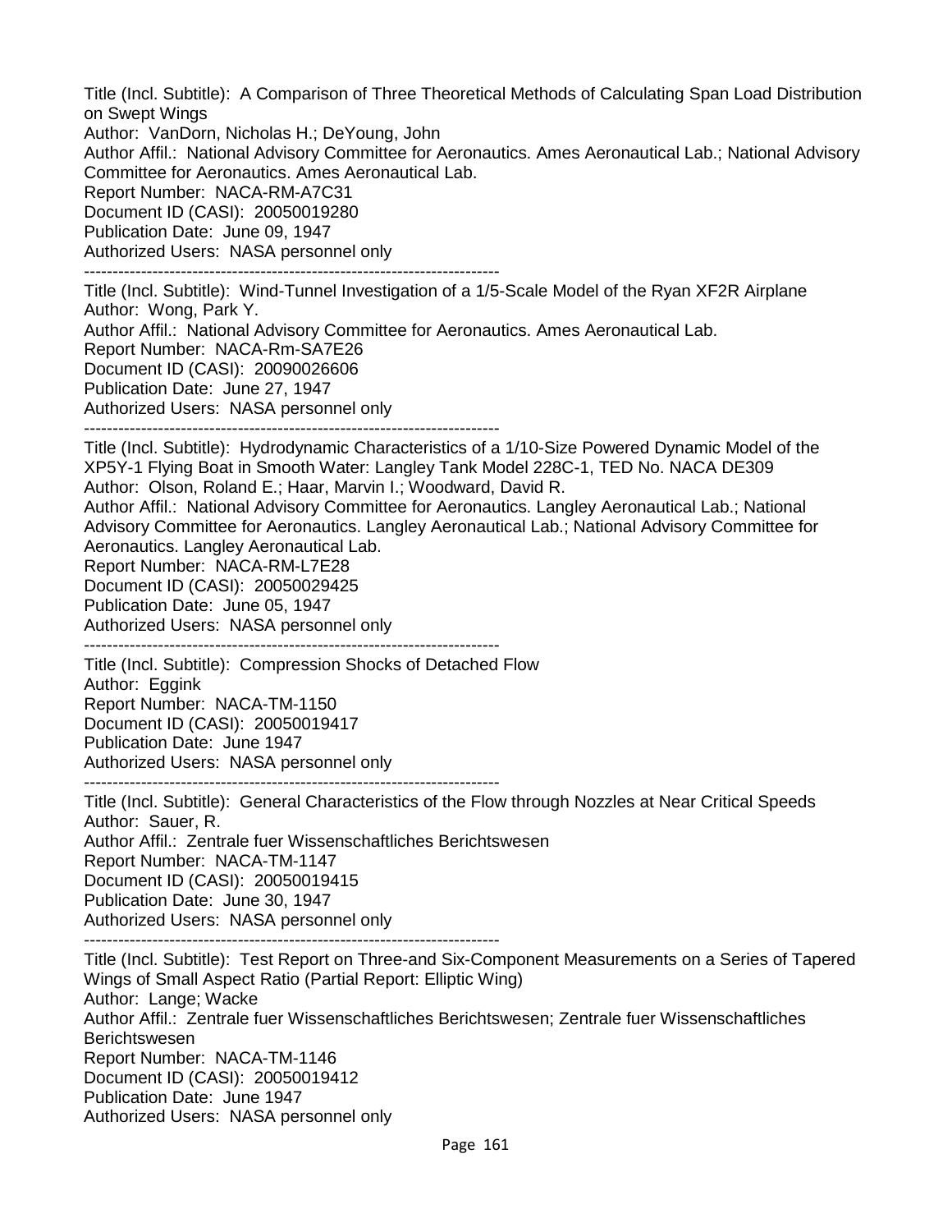Title (Incl. Subtitle): A Comparison of Three Theoretical Methods of Calculating Span Load Distribution on Swept Wings
Author: VanDorn, Nicholas H.; DeYoung, John
Author Affil.: National Advisory Committee for Aeronautics. Ames Aeronautical Lab.; National Advisory Committee for Aeronautics. Ames Aeronautical Lab.
Report Number: NACA-RM-A7C31
Document ID (CASI): 20050019280
Publication Date: June 09, 1947
Authorized Users: NASA personnel only

------------------------------------------------------------------------

Title (Incl. Subtitle): Wind-Tunnel Investigation of a 1/5-Scale Model of the Ryan XF2R Airplane
Author: Wong, Park Y.
Author Affil.: National Advisory Committee for Aeronautics. Ames Aeronautical Lab.
Report Number: NACA-Rm-SA7E26
Document ID (CASI): 20090026606
Publication Date: June 27, 1947
Authorized Users: NASA personnel only

------------------------------------------------------------------------

Title (Incl. Subtitle): Hydrodynamic Characteristics of a 1/10-Size Powered Dynamic Model of the XP5Y-1 Flying Boat in Smooth Water: Langley Tank Model 228C-1, TED No. NACA DE309
Author: Olson, Roland E.; Haar, Marvin I.; Woodward, David R.
Author Affil.: National Advisory Committee for Aeronautics. Langley Aeronautical Lab.; National Advisory Committee for Aeronautics. Langley Aeronautical Lab.; National Advisory Committee for Aeronautics. Langley Aeronautical Lab.
Report Number: NACA-RM-L7E28
Document ID (CASI): 20050029425
Publication Date: June 05, 1947
Authorized Users: NASA personnel only

------------------------------------------------------------------------

Title (Incl. Subtitle): Compression Shocks of Detached Flow
Author: Eggink
Report Number: NACA-TM-1150
Document ID (CASI): 20050019417
Publication Date: June 1947
Authorized Users: NASA personnel only

------------------------------------------------------------------------

Title (Incl. Subtitle): General Characteristics of the Flow through Nozzles at Near Critical Speeds
Author: Sauer, R.
Author Affil.: Zentrale fuer Wissenschaftliches Berichtswesen
Report Number: NACA-TM-1147
Document ID (CASI): 20050019415
Publication Date: June 30, 1947
Authorized Users: NASA personnel only

------------------------------------------------------------------------

Title (Incl. Subtitle): Test Report on Three-and Six-Component Measurements on a Series of Tapered Wings of Small Aspect Ratio (Partial Report: Elliptic Wing)
Author: Lange; Wacke
Author Affil.: Zentrale fuer Wissenschaftliches Berichtswesen; Zentrale fuer Wissenschaftliches Berichtswesen
Report Number: NACA-TM-1146
Document ID (CASI): 20050019412
Publication Date: June 1947
Authorized Users: NASA personnel only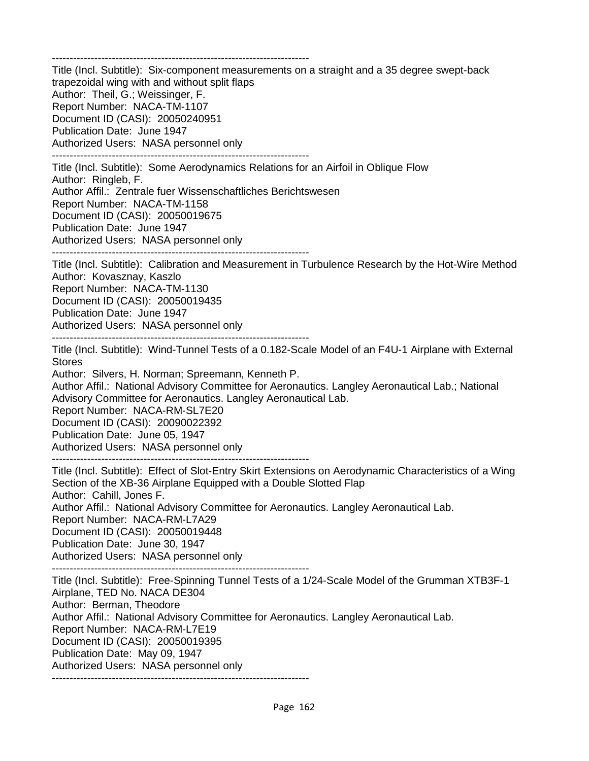------------------------------------------------------------------------
Title (Incl. Subtitle): Six-component measurements on a straight and a 35 degree swept-back trapezoidal wing with and without split flaps
Author: Theil, G.; Weissinger, F.
Report Number: NACA-TM-1107
Document ID (CASI): 20050240951
Publication Date: June 1947
Authorized Users: NASA personnel only
------------------------------------------------------------------------
Title (Incl. Subtitle): Some Aerodynamics Relations for an Airfoil in Oblique Flow
Author: Ringleb, F.
Author Affil.: Zentrale fuer Wissenschaftliches Berichtswesen
Report Number: NACA-TM-1158
Document ID (CASI): 20050019675
Publication Date: June 1947
Authorized Users: NASA personnel only
------------------------------------------------------------------------
Title (Incl. Subtitle): Calibration and Measurement in Turbulence Research by the Hot-Wire Method
Author: Kovasznay, Kaszlo
Report Number: NACA-TM-1130
Document ID (CASI): 20050019435
Publication Date: June 1947
Authorized Users: NASA personnel only
------------------------------------------------------------------------
Title (Incl. Subtitle): Wind-Tunnel Tests of a 0.182-Scale Model of an F4U-1 Airplane with External Stores
Author: Silvers, H. Norman; Spreemann, Kenneth P.
Author Affil.: National Advisory Committee for Aeronautics. Langley Aeronautical Lab.; National Advisory Committee for Aeronautics. Langley Aeronautical Lab.
Report Number: NACA-RM-SL7E20
Document ID (CASI): 20090022392
Publication Date: June 05, 1947
Authorized Users: NASA personnel only
------------------------------------------------------------------------
Title (Incl. Subtitle): Effect of Slot-Entry Skirt Extensions on Aerodynamic Characteristics of a Wing Section of the XB-36 Airplane Equipped with a Double Slotted Flap
Author: Cahill, Jones F.
Author Affil.: National Advisory Committee for Aeronautics. Langley Aeronautical Lab.
Report Number: NACA-RM-L7A29
Document ID (CASI): 20050019448
Publication Date: June 30, 1947
Authorized Users: NASA personnel only
------------------------------------------------------------------------
Title (Incl. Subtitle): Free-Spinning Tunnel Tests of a 1/24-Scale Model of the Grumman XTB3F-1 Airplane, TED No. NACA DE304
Author: Berman, Theodore
Author Affil.: National Advisory Committee for Aeronautics. Langley Aeronautical Lab.
Report Number: NACA-RM-L7E19
Document ID (CASI): 20050019395
Publication Date: May 09, 1947
Authorized Users: NASA personnel only
------------------------------------------------------------------------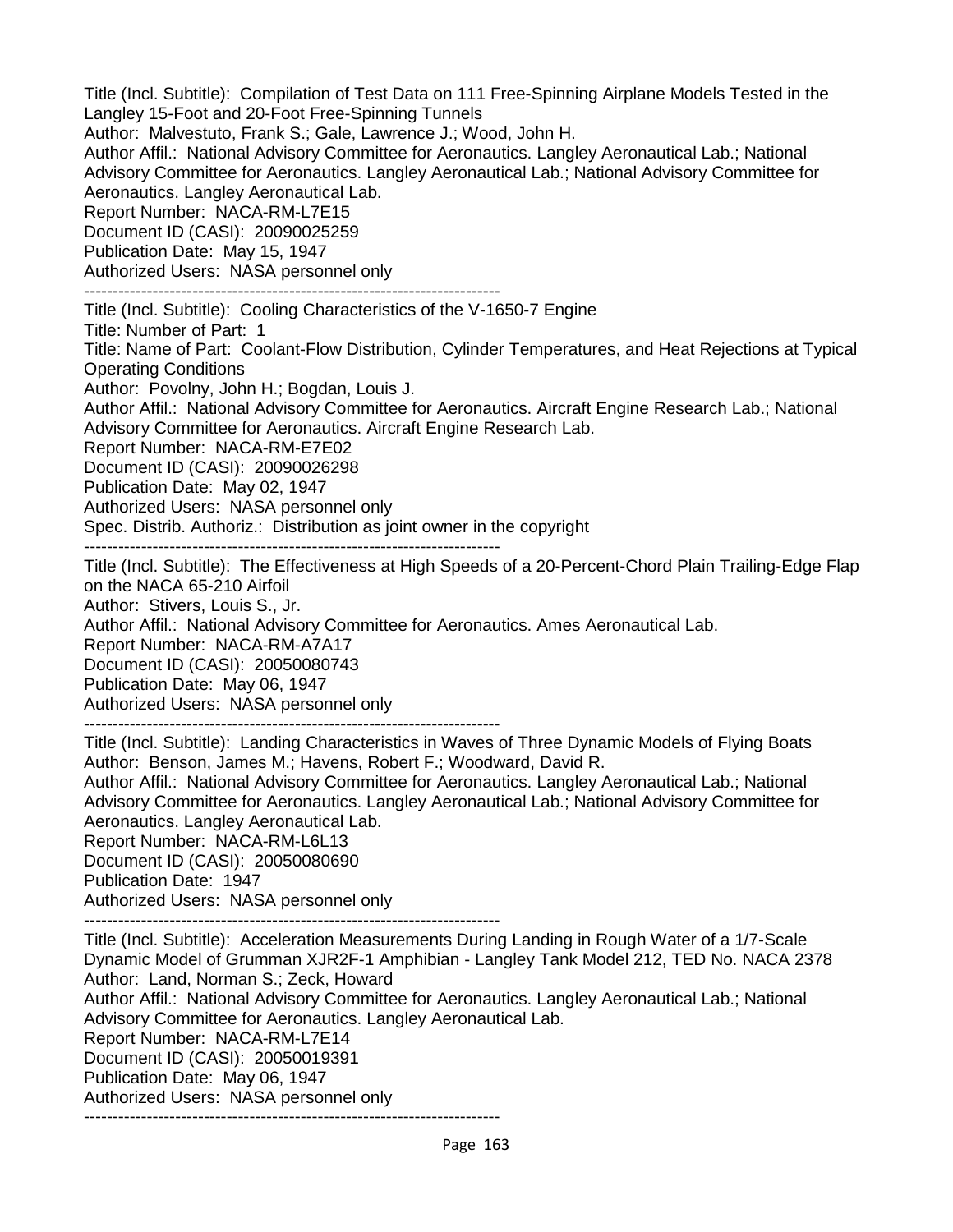Title (Incl. Subtitle): Compilation of Test Data on 111 Free-Spinning Airplane Models Tested in the Langley 15-Foot and 20-Foot Free-Spinning Tunnels
Author: Malvestuto, Frank S.; Gale, Lawrence J.; Wood, John H.
Author Affil.: National Advisory Committee for Aeronautics. Langley Aeronautical Lab.; National Advisory Committee for Aeronautics. Langley Aeronautical Lab.; National Advisory Committee for Aeronautics. Langley Aeronautical Lab.
Report Number: NACA-RM-L7E15
Document ID (CASI): 20090025259
Publication Date: May 15, 1947
Authorized Users: NASA personnel only

-------------------------------------------------------------------------

Title (Incl. Subtitle): Cooling Characteristics of the V-1650-7 Engine
Title: Number of Part: 1
Title: Name of Part: Coolant-Flow Distribution, Cylinder Temperatures, and Heat Rejections at Typical Operating Conditions
Author: Povolny, John H.; Bogdan, Louis J.
Author Affil.: National Advisory Committee for Aeronautics. Aircraft Engine Research Lab.; National Advisory Committee for Aeronautics. Aircraft Engine Research Lab.
Report Number: NACA-RM-E7E02
Document ID (CASI): 20090026298
Publication Date: May 02, 1947
Authorized Users: NASA personnel only
Spec. Distrib. Authoriz.: Distribution as joint owner in the copyright

-------------------------------------------------------------------------

Title (Incl. Subtitle): The Effectiveness at High Speeds of a 20-Percent-Chord Plain Trailing-Edge Flap on the NACA 65-210 Airfoil
Author: Stivers, Louis S., Jr.
Author Affil.: National Advisory Committee for Aeronautics. Ames Aeronautical Lab.
Report Number: NACA-RM-A7A17
Document ID (CASI): 20050080743
Publication Date: May 06, 1947
Authorized Users: NASA personnel only

-------------------------------------------------------------------------

Title (Incl. Subtitle): Landing Characteristics in Waves of Three Dynamic Models of Flying Boats
Author: Benson, James M.; Havens, Robert F.; Woodward, David R.
Author Affil.: National Advisory Committee for Aeronautics. Langley Aeronautical Lab.; National Advisory Committee for Aeronautics. Langley Aeronautical Lab.; National Advisory Committee for Aeronautics. Langley Aeronautical Lab.
Report Number: NACA-RM-L6L13
Document ID (CASI): 20050080690
Publication Date: 1947
Authorized Users: NASA personnel only

-------------------------------------------------------------------------

Title (Incl. Subtitle): Acceleration Measurements During Landing in Rough Water of a 1/7-Scale Dynamic Model of Grumman XJR2F-1 Amphibian - Langley Tank Model 212, TED No. NACA 2378
Author: Land, Norman S.; Zeck, Howard
Author Affil.: National Advisory Committee for Aeronautics. Langley Aeronautical Lab.; National Advisory Committee for Aeronautics. Langley Aeronautical Lab.
Report Number: NACA-RM-L7E14
Document ID (CASI): 20050019391
Publication Date: May 06, 1947
Authorized Users: NASA personnel only

-------------------------------------------------------------------------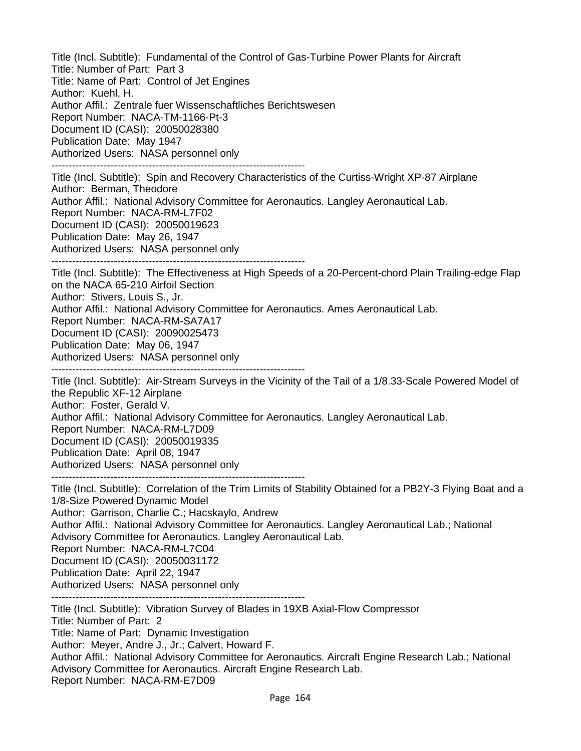Title (Incl. Subtitle): Fundamental of the Control of Gas-Turbine Power Plants for Aircraft
Title: Number of Part: Part 3
Title: Name of Part: Control of Jet Engines
Author: Kuehl, H.
Author Affil.: Zentrale fuer Wissenschaftliches Berichtswesen
Report Number: NACA-TM-1166-Pt-3
Document ID (CASI): 20050028380
Publication Date: May 1947
Authorized Users: NASA personnel only

-------------------------------------------------------------------------

Title (Incl. Subtitle): Spin and Recovery Characteristics of the Curtiss-Wright XP-87 Airplane
Author: Berman, Theodore
Author Affil.: National Advisory Committee for Aeronautics. Langley Aeronautical Lab.
Report Number: NACA-RM-L7F02
Document ID (CASI): 20050019623
Publication Date: May 26, 1947
Authorized Users: NASA personnel only

-------------------------------------------------------------------------

Title (Incl. Subtitle): The Effectiveness at High Speeds of a 20-Percent-chord Plain Trailing-edge Flap on the NACA 65-210 Airfoil Section
Author: Stivers, Louis S., Jr.
Author Affil.: National Advisory Committee for Aeronautics. Ames Aeronautical Lab.
Report Number: NACA-RM-SA7A17
Document ID (CASI): 20090025473
Publication Date: May 06, 1947
Authorized Users: NASA personnel only

-------------------------------------------------------------------------

Title (Incl. Subtitle): Air-Stream Surveys in the Vicinity of the Tail of a 1/8.33-Scale Powered Model of the Republic XF-12 Airplane
Author: Foster, Gerald V.
Author Affil.: National Advisory Committee for Aeronautics. Langley Aeronautical Lab.
Report Number: NACA-RM-L7D09
Document ID (CASI): 20050019335
Publication Date: April 08, 1947
Authorized Users: NASA personnel only

-------------------------------------------------------------------------

Title (Incl. Subtitle): Correlation of the Trim Limits of Stability Obtained for a PB2Y-3 Flying Boat and a 1/8-Size Powered Dynamic Model
Author: Garrison, Charlie C.; Hacskaylo, Andrew
Author Affil.: National Advisory Committee for Aeronautics. Langley Aeronautical Lab.; National Advisory Committee for Aeronautics. Langley Aeronautical Lab.
Report Number: NACA-RM-L7C04
Document ID (CASI): 20050031172
Publication Date: April 22, 1947
Authorized Users: NASA personnel only

-------------------------------------------------------------------------

Title (Incl. Subtitle): Vibration Survey of Blades in 19XB Axial-Flow Compressor
Title: Number of Part: 2
Title: Name of Part: Dynamic Investigation
Author: Meyer, Andre J., Jr.; Calvert, Howard F.
Author Affil.: National Advisory Committee for Aeronautics. Aircraft Engine Research Lab.; National Advisory Committee for Aeronautics. Aircraft Engine Research Lab.
Report Number: NACA-RM-E7D09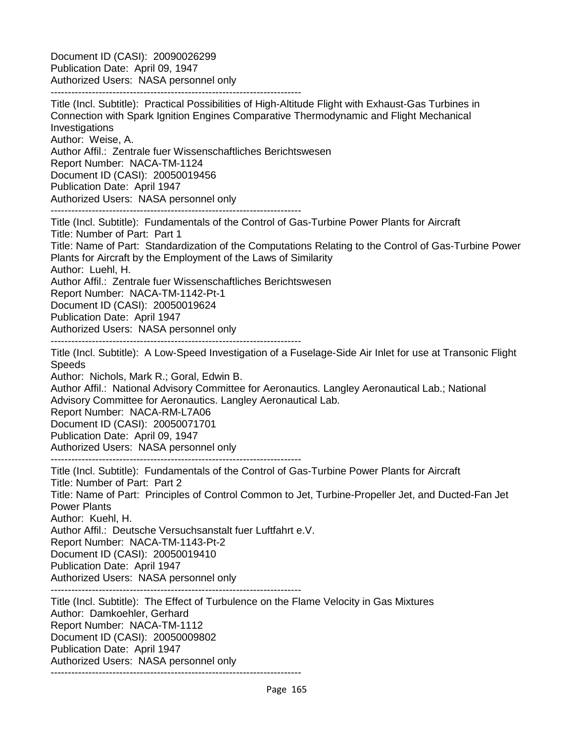Document ID (CASI): 20090026299
Publication Date: April 09, 1947
Authorized Users: NASA personnel only

------------------------------------------------------------------------

Title (Incl. Subtitle): Practical Possibilities of High-Altitude Flight with Exhaust-Gas Turbines in Connection with Spark Ignition Engines Comparative Thermodynamic and Flight Mechanical Investigations
Author: Weise, A.
Author Affil.: Zentrale fuer Wissenschaftliches Berichtswesen
Report Number: NACA-TM-1124
Document ID (CASI): 20050019456
Publication Date: April 1947
Authorized Users: NASA personnel only

------------------------------------------------------------------------

Title (Incl. Subtitle): Fundamentals of the Control of Gas-Turbine Power Plants for Aircraft
Title: Number of Part: Part 1
Title: Name of Part: Standardization of the Computations Relating to the Control of Gas-Turbine Power Plants for Aircraft by the Employment of the Laws of Similarity
Author: Luehl, H.
Author Affil.: Zentrale fuer Wissenschaftliches Berichtswesen
Report Number: NACA-TM-1142-Pt-1
Document ID (CASI): 20050019624
Publication Date: April 1947
Authorized Users: NASA personnel only

------------------------------------------------------------------------

Title (Incl. Subtitle): A Low-Speed Investigation of a Fuselage-Side Air Inlet for use at Transonic Flight Speeds
Author: Nichols, Mark R.; Goral, Edwin B.
Author Affil.: National Advisory Committee for Aeronautics. Langley Aeronautical Lab.; National Advisory Committee for Aeronautics. Langley Aeronautical Lab.
Report Number: NACA-RM-L7A06
Document ID (CASI): 20050071701
Publication Date: April 09, 1947
Authorized Users: NASA personnel only

------------------------------------------------------------------------

Title (Incl. Subtitle): Fundamentals of the Control of Gas-Turbine Power Plants for Aircraft
Title: Number of Part: Part 2
Title: Name of Part: Principles of Control Common to Jet, Turbine-Propeller Jet, and Ducted-Fan Jet Power Plants
Author: Kuehl, H.
Author Affil.: Deutsche Versuchsanstalt fuer Luftfahrt e.V.
Report Number: NACA-TM-1143-Pt-2
Document ID (CASI): 20050019410
Publication Date: April 1947
Authorized Users: NASA personnel only

------------------------------------------------------------------------

Title (Incl. Subtitle): The Effect of Turbulence on the Flame Velocity in Gas Mixtures
Author: Damkoehler, Gerhard
Report Number: NACA-TM-1112
Document ID (CASI): 20050009802
Publication Date: April 1947
Authorized Users: NASA personnel only

------------------------------------------------------------------------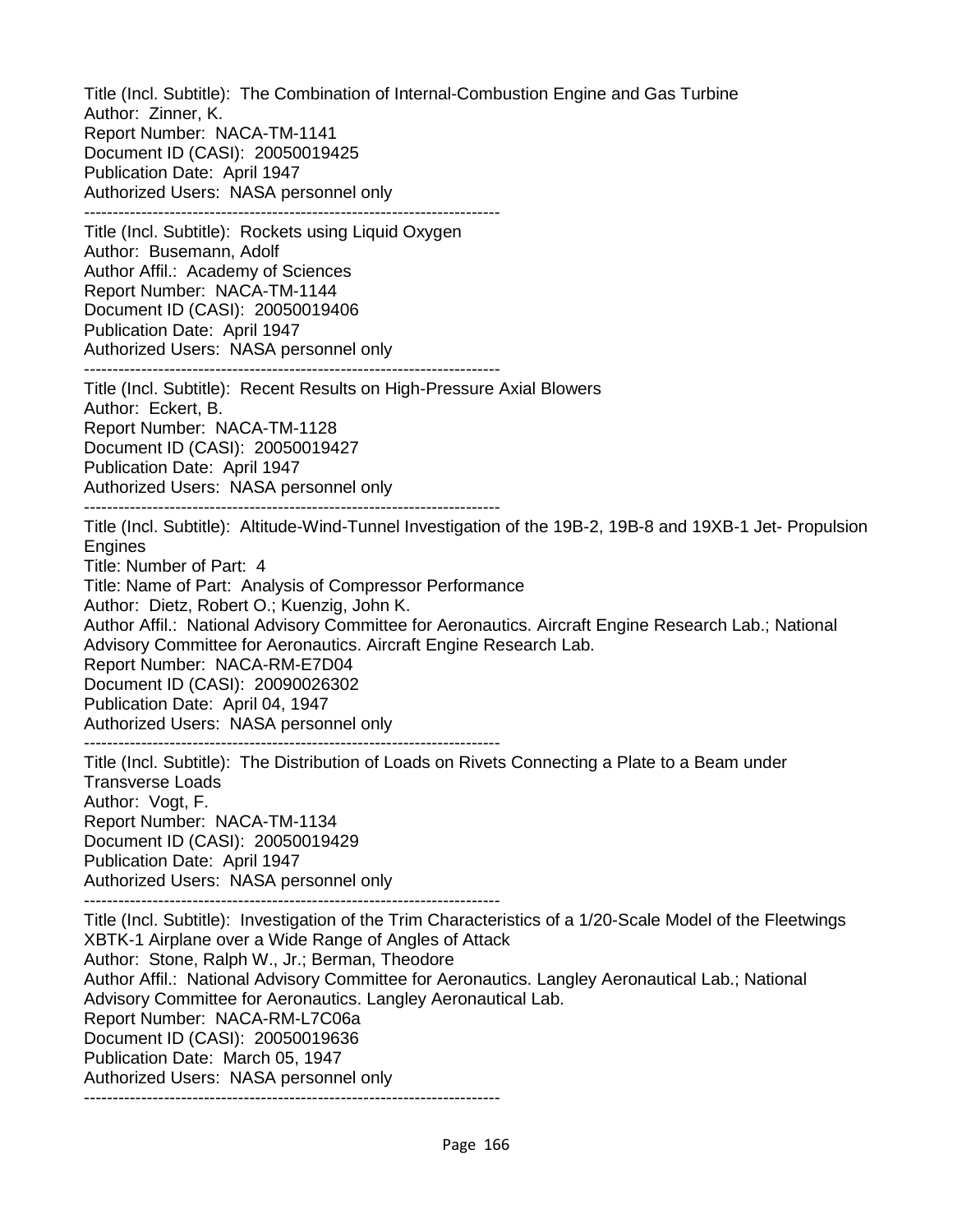Title (Incl. Subtitle): The Combination of Internal-Combustion Engine and Gas Turbine
Author: Zinner, K.
Report Number: NACA-TM-1141
Document ID (CASI): 20050019425
Publication Date: April 1947
Authorized Users: NASA personnel only

---

Title (Incl. Subtitle): Rockets using Liquid Oxygen
Author: Busemann, Adolf
Author Affil.: Academy of Sciences
Report Number: NACA-TM-1144
Document ID (CASI): 20050019406
Publication Date: April 1947
Authorized Users: NASA personnel only

---

Title (Incl. Subtitle): Recent Results on High-Pressure Axial Blowers
Author: Eckert, B.
Report Number: NACA-TM-1128
Document ID (CASI): 20050019427
Publication Date: April 1947
Authorized Users: NASA personnel only

---

Title (Incl. Subtitle): Altitude-Wind-Tunnel Investigation of the 19B-2, 19B-8 and 19XB-1 Jet- Propulsion Engines
Title: Number of Part: 4
Title: Name of Part: Analysis of Compressor Performance
Author: Dietz, Robert O.; Kuenzig, John K.
Author Affil.: National Advisory Committee for Aeronautics. Aircraft Engine Research Lab.; National Advisory Committee for Aeronautics. Aircraft Engine Research Lab.
Report Number: NACA-RM-E7D04
Document ID (CASI): 20090026302
Publication Date: April 04, 1947
Authorized Users: NASA personnel only

---

Title (Incl. Subtitle): The Distribution of Loads on Rivets Connecting a Plate to a Beam under Transverse Loads
Author: Vogt, F.
Report Number: NACA-TM-1134
Document ID (CASI): 20050019429
Publication Date: April 1947
Authorized Users: NASA personnel only

---

Title (Incl. Subtitle): Investigation of the Trim Characteristics of a 1/20-Scale Model of the Fleetwings XBTK-1 Airplane over a Wide Range of Angles of Attack
Author: Stone, Ralph W., Jr.; Berman, Theodore
Author Affil.: National Advisory Committee for Aeronautics. Langley Aeronautical Lab.; National Advisory Committee for Aeronautics. Langley Aeronautical Lab.
Report Number: NACA-RM-L7C06a
Document ID (CASI): 20050019636
Publication Date: March 05, 1947
Authorized Users: NASA personnel only

---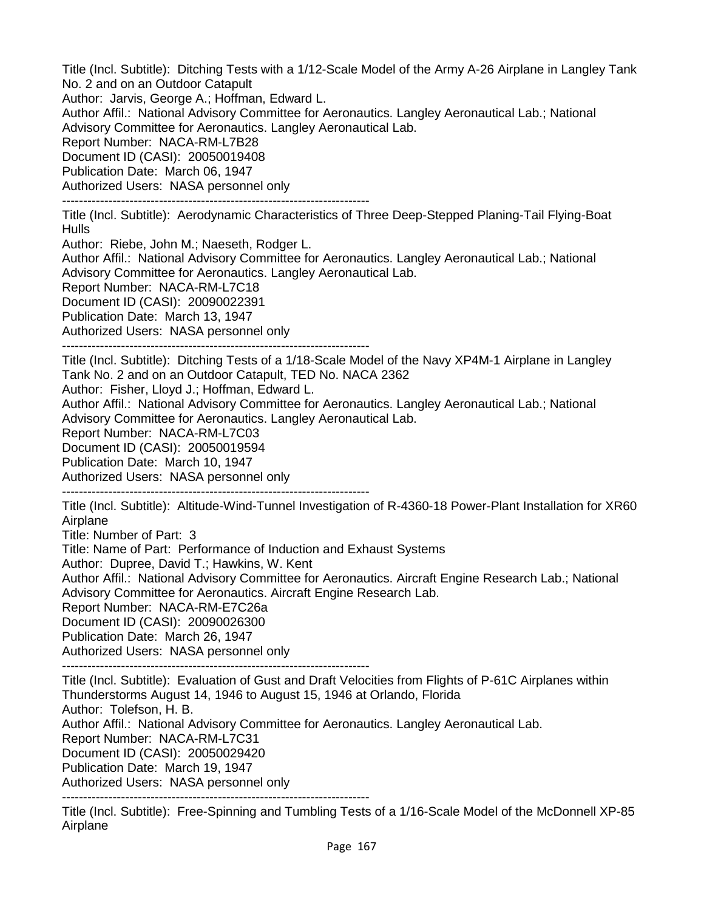Title (Incl. Subtitle): Ditching Tests with a 1/12-Scale Model of the Army A-26 Airplane in Langley Tank No. 2 and on an Outdoor Catapult
Author: Jarvis, George A.; Hoffman, Edward L.
Author Affil.: National Advisory Committee for Aeronautics. Langley Aeronautical Lab.; National Advisory Committee for Aeronautics. Langley Aeronautical Lab.
Report Number: NACA-RM-L7B28
Document ID (CASI): 20050019408
Publication Date: March 06, 1947
Authorized Users: NASA personnel only

---

Title (Incl. Subtitle): Aerodynamic Characteristics of Three Deep-Stepped Planing-Tail Flying-Boat Hulls
Author: Riebe, John M.; Naeseth, Rodger L.
Author Affil.: National Advisory Committee for Aeronautics. Langley Aeronautical Lab.; National Advisory Committee for Aeronautics. Langley Aeronautical Lab.
Report Number: NACA-RM-L7C18
Document ID (CASI): 20090022391
Publication Date: March 13, 1947
Authorized Users: NASA personnel only

---

Title (Incl. Subtitle): Ditching Tests of a 1/18-Scale Model of the Navy XP4M-1 Airplane in Langley Tank No. 2 and on an Outdoor Catapult, TED No. NACA 2362
Author: Fisher, Lloyd J.; Hoffman, Edward L.
Author Affil.: National Advisory Committee for Aeronautics. Langley Aeronautical Lab.; National Advisory Committee for Aeronautics. Langley Aeronautical Lab.
Report Number: NACA-RM-L7C03
Document ID (CASI): 20050019594
Publication Date: March 10, 1947
Authorized Users: NASA personnel only

---

Title (Incl. Subtitle): Altitude-Wind-Tunnel Investigation of R-4360-18 Power-Plant Installation for XR60 Airplane
Title: Number of Part: 3
Title: Name of Part: Performance of Induction and Exhaust Systems
Author: Dupree, David T.; Hawkins, W. Kent
Author Affil.: National Advisory Committee for Aeronautics. Aircraft Engine Research Lab.; National Advisory Committee for Aeronautics. Aircraft Engine Research Lab.
Report Number: NACA-RM-E7C26a
Document ID (CASI): 20090026300
Publication Date: March 26, 1947
Authorized Users: NASA personnel only

---

Title (Incl. Subtitle): Evaluation of Gust and Draft Velocities from Flights of P-61C Airplanes within Thunderstorms August 14, 1946 to August 15, 1946 at Orlando, Florida
Author: Tolefson, H. B.
Author Affil.: National Advisory Committee for Aeronautics. Langley Aeronautical Lab.
Report Number: NACA-RM-L7C31
Document ID (CASI): 20050029420
Publication Date: March 19, 1947
Authorized Users: NASA personnel only

---

Title (Incl. Subtitle): Free-Spinning and Tumbling Tests of a 1/16-Scale Model of the McDonnell XP-85 Airplane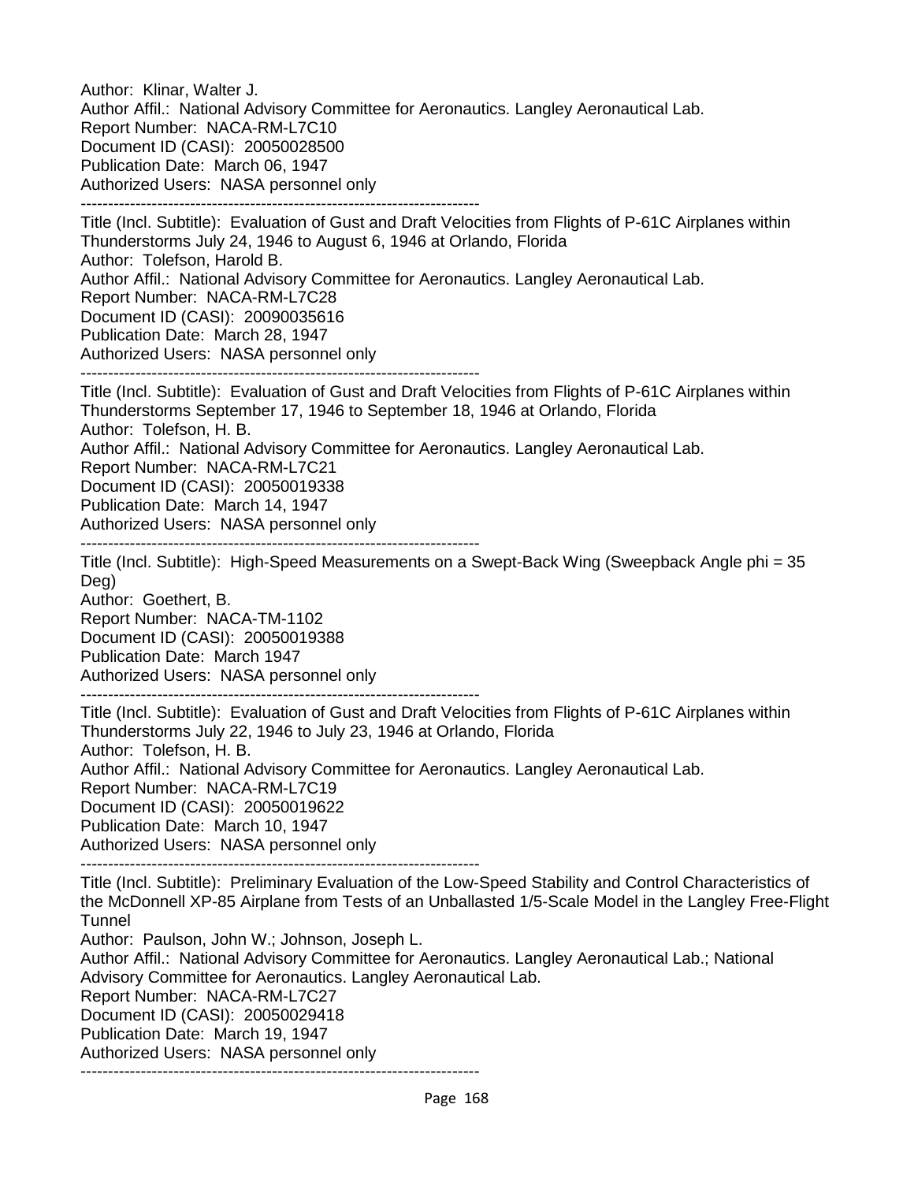Author: Klinar, Walter J.
Author Affil.: National Advisory Committee for Aeronautics. Langley Aeronautical Lab.
Report Number: NACA-RM-L7C10
Document ID (CASI): 20050028500
Publication Date: March 06, 1947
Authorized Users: NASA personnel only

-------------------------------------------------------------------------

Title (Incl. Subtitle): Evaluation of Gust and Draft Velocities from Flights of P-61C Airplanes within Thunderstorms July 24, 1946 to August 6, 1946 at Orlando, Florida
Author: Tolefson, Harold B.
Author Affil.: National Advisory Committee for Aeronautics. Langley Aeronautical Lab.
Report Number: NACA-RM-L7C28
Document ID (CASI): 20090035616
Publication Date: March 28, 1947
Authorized Users: NASA personnel only

-------------------------------------------------------------------------

Title (Incl. Subtitle): Evaluation of Gust and Draft Velocities from Flights of P-61C Airplanes within Thunderstorms September 17, 1946 to September 18, 1946 at Orlando, Florida
Author: Tolefson, H. B.
Author Affil.: National Advisory Committee for Aeronautics. Langley Aeronautical Lab.
Report Number: NACA-RM-L7C21
Document ID (CASI): 20050019338
Publication Date: March 14, 1947
Authorized Users: NASA personnel only

-------------------------------------------------------------------------

Title (Incl. Subtitle): High-Speed Measurements on a Swept-Back Wing (Sweepback Angle phi = 35 Deg)
Author: Goethert, B.
Report Number: NACA-TM-1102
Document ID (CASI): 20050019388
Publication Date: March 1947
Authorized Users: NASA personnel only

-------------------------------------------------------------------------

Title (Incl. Subtitle): Evaluation of Gust and Draft Velocities from Flights of P-61C Airplanes within Thunderstorms July 22, 1946 to July 23, 1946 at Orlando, Florida
Author: Tolefson, H. B.
Author Affil.: National Advisory Committee for Aeronautics. Langley Aeronautical Lab.
Report Number: NACA-RM-L7C19
Document ID (CASI): 20050019622
Publication Date: March 10, 1947
Authorized Users: NASA personnel only

-------------------------------------------------------------------------

Title (Incl. Subtitle): Preliminary Evaluation of the Low-Speed Stability and Control Characteristics of the McDonnell XP-85 Airplane from Tests of an Unballasted 1/5-Scale Model in the Langley Free-Flight Tunnel
Author: Paulson, John W.; Johnson, Joseph L.
Author Affil.: National Advisory Committee for Aeronautics. Langley Aeronautical Lab.; National Advisory Committee for Aeronautics. Langley Aeronautical Lab.
Report Number: NACA-RM-L7C27
Document ID (CASI): 20050029418
Publication Date: March 19, 1947
Authorized Users: NASA personnel only

-------------------------------------------------------------------------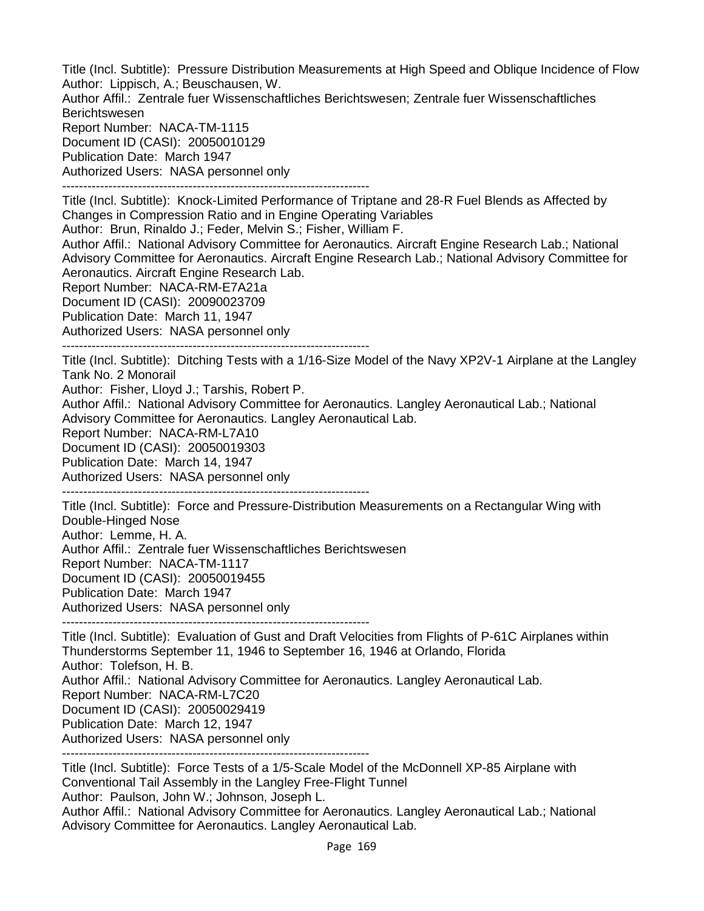Title (Incl. Subtitle): Pressure Distribution Measurements at High Speed and Oblique Incidence of Flow
Author: Lippisch, A.; Beuschausen, W.
Author Affil.: Zentrale fuer Wissenschaftliches Berichtswesen; Zentrale fuer Wissenschaftliches Berichtswesen
Report Number: NACA-TM-1115
Document ID (CASI): 20050010129
Publication Date: March 1947
Authorized Users: NASA personnel only

---

Title (Incl. Subtitle): Knock-Limited Performance of Triptane and 28-R Fuel Blends as Affected by Changes in Compression Ratio and in Engine Operating Variables
Author: Brun, Rinaldo J.; Feder, Melvin S.; Fisher, William F.
Author Affil.: National Advisory Committee for Aeronautics. Aircraft Engine Research Lab.; National Advisory Committee for Aeronautics. Aircraft Engine Research Lab.; National Advisory Committee for Aeronautics. Aircraft Engine Research Lab.
Report Number: NACA-RM-E7A21a
Document ID (CASI): 20090023709
Publication Date: March 11, 1947
Authorized Users: NASA personnel only

---

Title (Incl. Subtitle): Ditching Tests with a 1/16-Size Model of the Navy XP2V-1 Airplane at the Langley Tank No. 2 Monorail
Author: Fisher, Lloyd J.; Tarshis, Robert P.
Author Affil.: National Advisory Committee for Aeronautics. Langley Aeronautical Lab.; National Advisory Committee for Aeronautics. Langley Aeronautical Lab.
Report Number: NACA-RM-L7A10
Document ID (CASI): 20050019303
Publication Date: March 14, 1947
Authorized Users: NASA personnel only

---

Title (Incl. Subtitle): Force and Pressure-Distribution Measurements on a Rectangular Wing with Double-Hinged Nose
Author: Lemme, H. A.
Author Affil.: Zentrale fuer Wissenschaftliches Berichtswesen
Report Number: NACA-TM-1117
Document ID (CASI): 20050019455
Publication Date: March 1947
Authorized Users: NASA personnel only

---

Title (Incl. Subtitle): Evaluation of Gust and Draft Velocities from Flights of P-61C Airplanes within Thunderstorms September 11, 1946 to September 16, 1946 at Orlando, Florida
Author: Tolefson, H. B.
Author Affil.: National Advisory Committee for Aeronautics. Langley Aeronautical Lab.
Report Number: NACA-RM-L7C20
Document ID (CASI): 20050029419
Publication Date: March 12, 1947
Authorized Users: NASA personnel only

---

Title (Incl. Subtitle): Force Tests of a 1/5-Scale Model of the McDonnell XP-85 Airplane with Conventional Tail Assembly in the Langley Free-Flight Tunnel
Author: Paulson, John W.; Johnson, Joseph L.
Author Affil.: National Advisory Committee for Aeronautics. Langley Aeronautical Lab.; National Advisory Committee for Aeronautics. Langley Aeronautical Lab.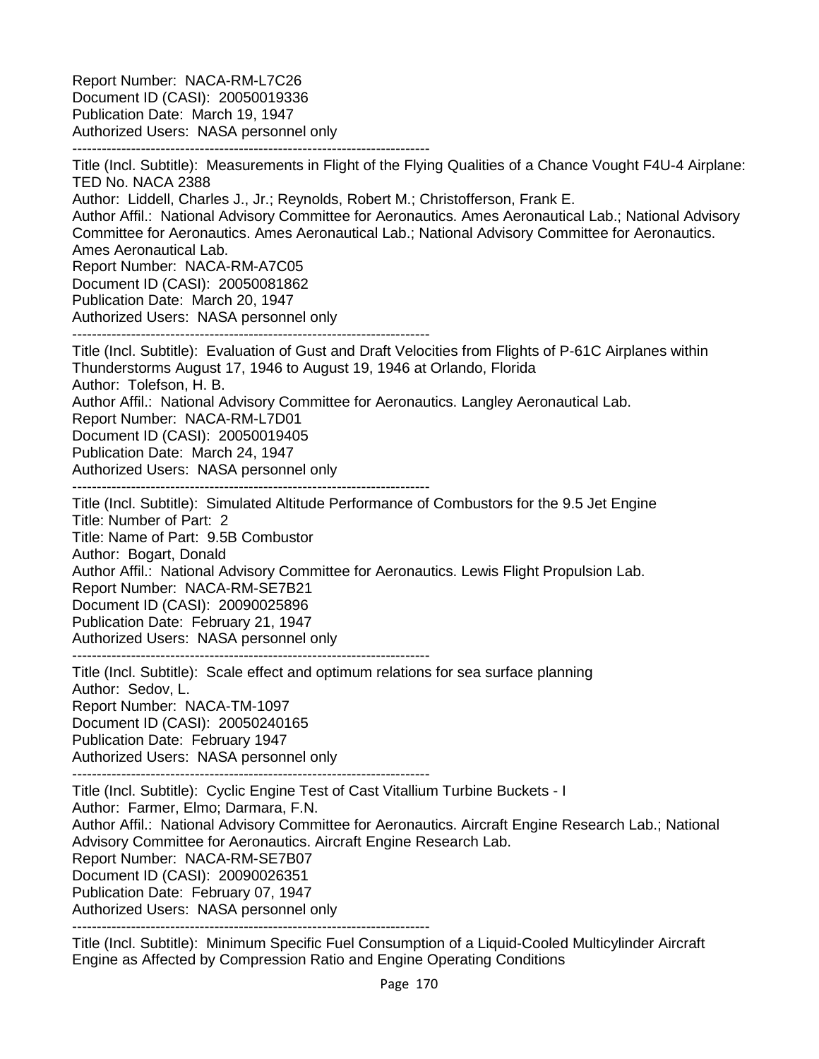Report Number: NACA-RM-L7C26
Document ID (CASI): 20050019336
Publication Date: March 19, 1947
Authorized Users: NASA personnel only

------------------------------------------------------------------------

Title (Incl. Subtitle): Measurements in Flight of the Flying Qualities of a Chance Vought F4U-4 Airplane: TED No. NACA 2388
Author: Liddell, Charles J., Jr.; Reynolds, Robert M.; Christofferson, Frank E.
Author Affil.: National Advisory Committee for Aeronautics. Ames Aeronautical Lab.; National Advisory Committee for Aeronautics. Ames Aeronautical Lab.; National Advisory Committee for Aeronautics. Ames Aeronautical Lab.
Report Number: NACA-RM-A7C05
Document ID (CASI): 20050081862
Publication Date: March 20, 1947
Authorized Users: NASA personnel only

------------------------------------------------------------------------

Title (Incl. Subtitle): Evaluation of Gust and Draft Velocities from Flights of P-61C Airplanes within Thunderstorms August 17, 1946 to August 19, 1946 at Orlando, Florida
Author: Tolefson, H. B.
Author Affil.: National Advisory Committee for Aeronautics. Langley Aeronautical Lab.
Report Number: NACA-RM-L7D01
Document ID (CASI): 20050019405
Publication Date: March 24, 1947
Authorized Users: NASA personnel only

------------------------------------------------------------------------

Title (Incl. Subtitle): Simulated Altitude Performance of Combustors for the 9.5 Jet Engine
Title: Number of Part: 2
Title: Name of Part: 9.5B Combustor
Author: Bogart, Donald
Author Affil.: National Advisory Committee for Aeronautics. Lewis Flight Propulsion Lab.
Report Number: NACA-RM-SE7B21
Document ID (CASI): 20090025896
Publication Date: February 21, 1947
Authorized Users: NASA personnel only

------------------------------------------------------------------------

Title (Incl. Subtitle): Scale effect and optimum relations for sea surface planning
Author: Sedov, L.
Report Number: NACA-TM-1097
Document ID (CASI): 20050240165
Publication Date: February 1947
Authorized Users: NASA personnel only

------------------------------------------------------------------------

Title (Incl. Subtitle): Cyclic Engine Test of Cast Vitallium Turbine Buckets - I
Author: Farmer, Elmo; Darmara, F.N.
Author Affil.: National Advisory Committee for Aeronautics. Aircraft Engine Research Lab.; National Advisory Committee for Aeronautics. Aircraft Engine Research Lab.
Report Number: NACA-RM-SE7B07
Document ID (CASI): 20090026351
Publication Date: February 07, 1947
Authorized Users: NASA personnel only

------------------------------------------------------------------------

Title (Incl. Subtitle): Minimum Specific Fuel Consumption of a Liquid-Cooled Multicylinder Aircraft Engine as Affected by Compression Ratio and Engine Operating Conditions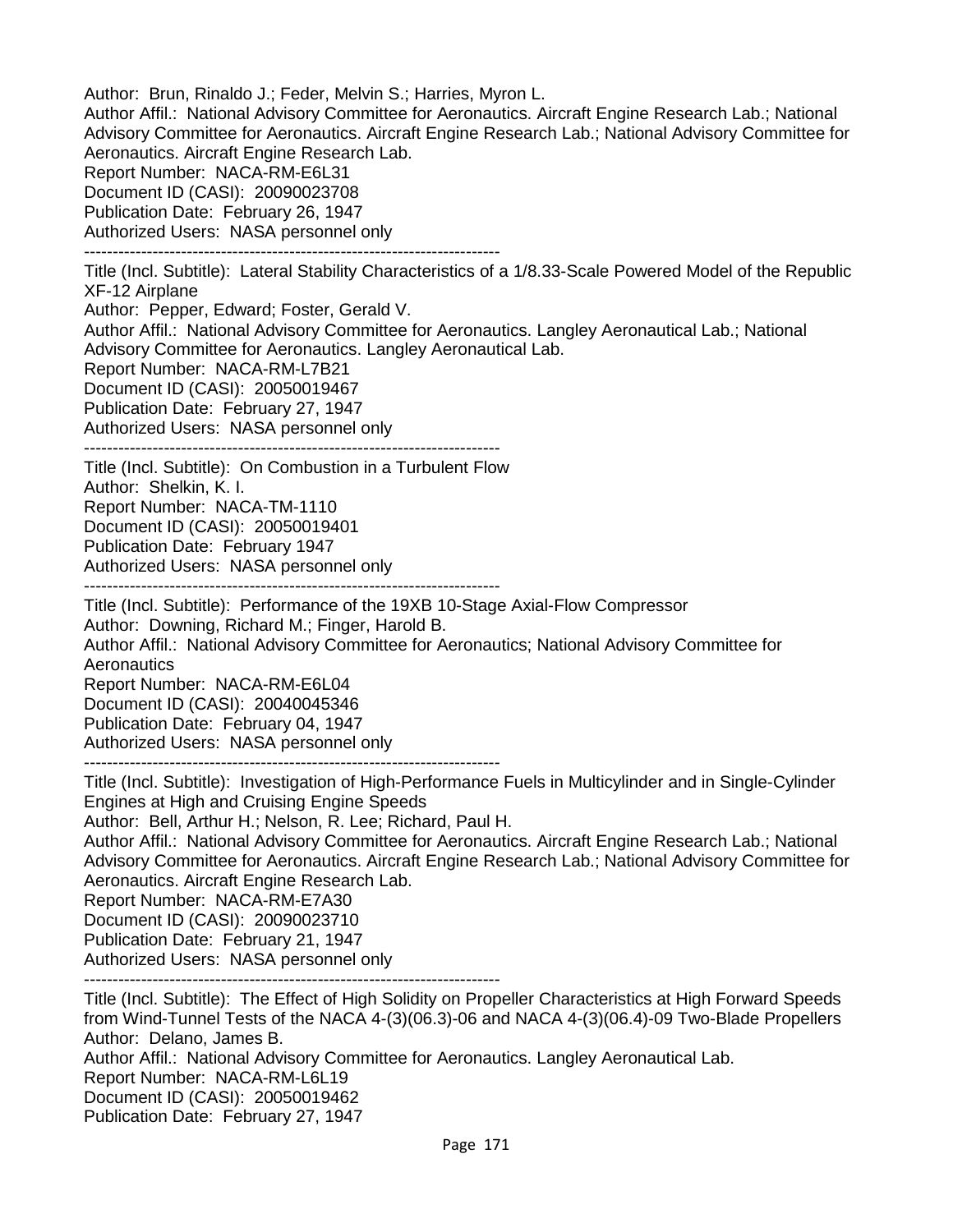Author: Brun, Rinaldo J.; Feder, Melvin S.; Harries, Myron L.
Author Affil.: National Advisory Committee for Aeronautics. Aircraft Engine Research Lab.; National Advisory Committee for Aeronautics. Aircraft Engine Research Lab.; National Advisory Committee for Aeronautics. Aircraft Engine Research Lab.
Report Number: NACA-RM-E6L31
Document ID (CASI): 20090023708
Publication Date: February 26, 1947
Authorized Users: NASA personnel only

------------------------------------------------------------------------

Title (Incl. Subtitle): Lateral Stability Characteristics of a 1/8.33-Scale Powered Model of the Republic XF-12 Airplane
Author: Pepper, Edward; Foster, Gerald V.
Author Affil.: National Advisory Committee for Aeronautics. Langley Aeronautical Lab.; National Advisory Committee for Aeronautics. Langley Aeronautical Lab.
Report Number: NACA-RM-L7B21
Document ID (CASI): 20050019467
Publication Date: February 27, 1947
Authorized Users: NASA personnel only

------------------------------------------------------------------------

Title (Incl. Subtitle): On Combustion in a Turbulent Flow
Author: Shelkin, K. I.
Report Number: NACA-TM-1110
Document ID (CASI): 20050019401
Publication Date: February 1947
Authorized Users: NASA personnel only

------------------------------------------------------------------------

Title (Incl. Subtitle): Performance of the 19XB 10-Stage Axial-Flow Compressor
Author: Downing, Richard M.; Finger, Harold B.
Author Affil.: National Advisory Committee for Aeronautics; National Advisory Committee for Aeronautics
Report Number: NACA-RM-E6L04
Document ID (CASI): 20040045346
Publication Date: February 04, 1947
Authorized Users: NASA personnel only

------------------------------------------------------------------------

Title (Incl. Subtitle): Investigation of High-Performance Fuels in Multicylinder and in Single-Cylinder Engines at High and Cruising Engine Speeds
Author: Bell, Arthur H.; Nelson, R. Lee; Richard, Paul H.
Author Affil.: National Advisory Committee for Aeronautics. Aircraft Engine Research Lab.; National Advisory Committee for Aeronautics. Aircraft Engine Research Lab.; National Advisory Committee for Aeronautics. Aircraft Engine Research Lab.
Report Number: NACA-RM-E7A30
Document ID (CASI): 20090023710
Publication Date: February 21, 1947
Authorized Users: NASA personnel only

------------------------------------------------------------------------

Title (Incl. Subtitle): The Effect of High Solidity on Propeller Characteristics at High Forward Speeds from Wind-Tunnel Tests of the NACA 4-(3)(06.3)-06 and NACA 4-(3)(06.4)-09 Two-Blade Propellers
Author: Delano, James B.
Author Affil.: National Advisory Committee for Aeronautics. Langley Aeronautical Lab.
Report Number: NACA-RM-L6L19
Document ID (CASI): 20050019462
Publication Date: February 27, 1947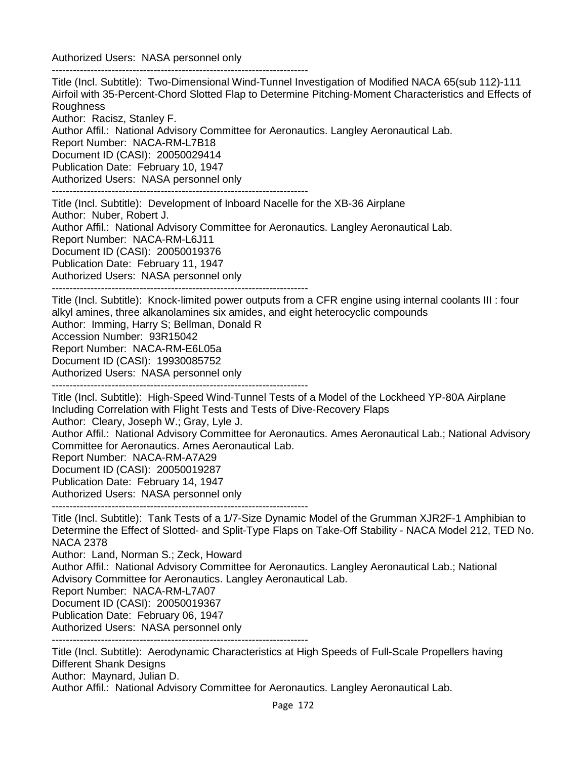Authorized Users: NASA personnel only

------------------------------------------------------------------------

Title (Incl. Subtitle): Two-Dimensional Wind-Tunnel Investigation of Modified NACA 65(sub 112)-111 Airfoil with 35-Percent-Chord Slotted Flap to Determine Pitching-Moment Characteristics and Effects of Roughness
Author: Racisz, Stanley F.
Author Affil.: National Advisory Committee for Aeronautics. Langley Aeronautical Lab.
Report Number: NACA-RM-L7B18
Document ID (CASI): 20050029414
Publication Date: February 10, 1947
Authorized Users: NASA personnel only

------------------------------------------------------------------------

Title (Incl. Subtitle): Development of Inboard Nacelle for the XB-36 Airplane
Author: Nuber, Robert J.
Author Affil.: National Advisory Committee for Aeronautics. Langley Aeronautical Lab.
Report Number: NACA-RM-L6J11
Document ID (CASI): 20050019376
Publication Date: February 11, 1947
Authorized Users: NASA personnel only

------------------------------------------------------------------------

Title (Incl. Subtitle): Knock-limited power outputs from a CFR engine using internal coolants III : four alkyl amines, three alkanolamines six amides, and eight heterocyclic compounds
Author: Imming, Harry S; Bellman, Donald R
Accession Number: 93R15042
Report Number: NACA-RM-E6L05a
Document ID (CASI): 19930085752
Authorized Users: NASA personnel only

------------------------------------------------------------------------

Title (Incl. Subtitle): High-Speed Wind-Tunnel Tests of a Model of the Lockheed YP-80A Airplane Including Correlation with Flight Tests and Tests of Dive-Recovery Flaps
Author: Cleary, Joseph W.; Gray, Lyle J.
Author Affil.: National Advisory Committee for Aeronautics. Ames Aeronautical Lab.; National Advisory Committee for Aeronautics. Ames Aeronautical Lab.
Report Number: NACA-RM-A7A29
Document ID (CASI): 20050019287
Publication Date: February 14, 1947
Authorized Users: NASA personnel only

------------------------------------------------------------------------

Title (Incl. Subtitle): Tank Tests of a 1/7-Size Dynamic Model of the Grumman XJR2F-1 Amphibian to Determine the Effect of Slotted- and Split-Type Flaps on Take-Off Stability - NACA Model 212, TED No. NACA 2378
Author: Land, Norman S.; Zeck, Howard
Author Affil.: National Advisory Committee for Aeronautics. Langley Aeronautical Lab.; National Advisory Committee for Aeronautics. Langley Aeronautical Lab.
Report Number: NACA-RM-L7A07
Document ID (CASI): 20050019367
Publication Date: February 06, 1947
Authorized Users: NASA personnel only

------------------------------------------------------------------------

Title (Incl. Subtitle): Aerodynamic Characteristics at High Speeds of Full-Scale Propellers having Different Shank Designs
Author: Maynard, Julian D.
Author Affil.: National Advisory Committee for Aeronautics. Langley Aeronautical Lab.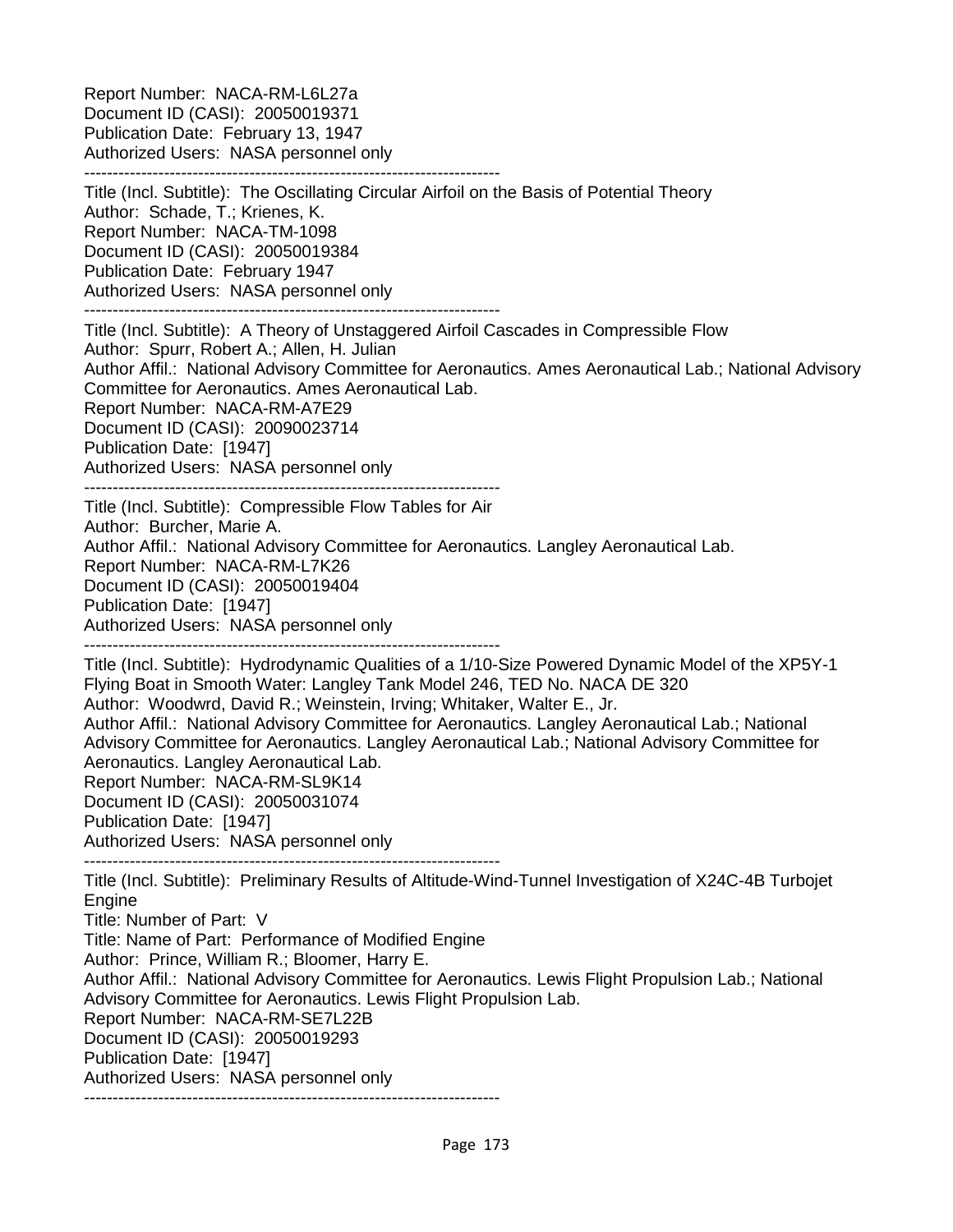Report Number: NACA-RM-L6L27a
Document ID (CASI): 20050019371
Publication Date: February 13, 1947
Authorized Users: NASA personnel only

--------------------------------------------------------------------------

Title (Incl. Subtitle): The Oscillating Circular Airfoil on the Basis of Potential Theory
Author: Schade, T.; Krienes, K.
Report Number: NACA-TM-1098
Document ID (CASI): 20050019384
Publication Date: February 1947
Authorized Users: NASA personnel only

--------------------------------------------------------------------------

Title (Incl. Subtitle): A Theory of Unstaggered Airfoil Cascades in Compressible Flow
Author: Spurr, Robert A.; Allen, H. Julian
Author Affil.: National Advisory Committee for Aeronautics. Ames Aeronautical Lab.; National Advisory Committee for Aeronautics. Ames Aeronautical Lab.
Report Number: NACA-RM-A7E29
Document ID (CASI): 20090023714
Publication Date: [1947]
Authorized Users: NASA personnel only

--------------------------------------------------------------------------

Title (Incl. Subtitle): Compressible Flow Tables for Air
Author: Burcher, Marie A.
Author Affil.: National Advisory Committee for Aeronautics. Langley Aeronautical Lab.
Report Number: NACA-RM-L7K26
Document ID (CASI): 20050019404
Publication Date: [1947]
Authorized Users: NASA personnel only

--------------------------------------------------------------------------

Title (Incl. Subtitle): Hydrodynamic Qualities of a 1/10-Size Powered Dynamic Model of the XP5Y-1 Flying Boat in Smooth Water: Langley Tank Model 246, TED No. NACA DE 320
Author: Woodwrd, David R.; Weinstein, Irving; Whitaker, Walter E., Jr.
Author Affil.: National Advisory Committee for Aeronautics. Langley Aeronautical Lab.; National Advisory Committee for Aeronautics. Langley Aeronautical Lab.; National Advisory Committee for Aeronautics. Langley Aeronautical Lab.
Report Number: NACA-RM-SL9K14
Document ID (CASI): 20050031074
Publication Date: [1947]
Authorized Users: NASA personnel only

--------------------------------------------------------------------------

Title (Incl. Subtitle): Preliminary Results of Altitude-Wind-Tunnel Investigation of X24C-4B Turbojet Engine
Title: Number of Part: V
Title: Name of Part: Performance of Modified Engine
Author: Prince, William R.; Bloomer, Harry E.
Author Affil.: National Advisory Committee for Aeronautics. Lewis Flight Propulsion Lab.; National Advisory Committee for Aeronautics. Lewis Flight Propulsion Lab.
Report Number: NACA-RM-SE7L22B
Document ID (CASI): 20050019293
Publication Date: [1947]
Authorized Users: NASA personnel only

--------------------------------------------------------------------------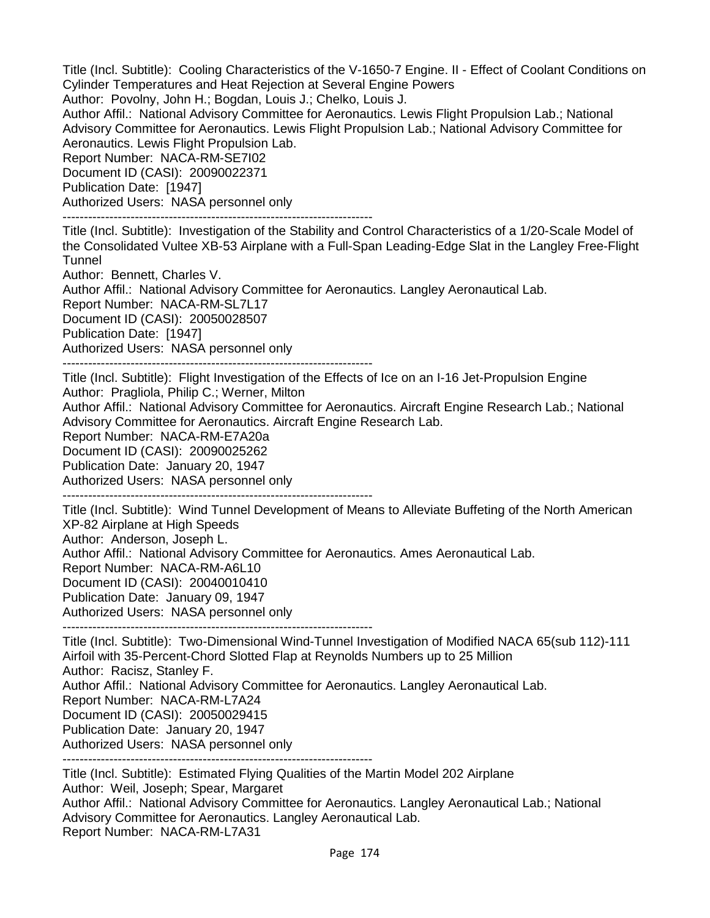Title (Incl. Subtitle): Cooling Characteristics of the V-1650-7 Engine. II - Effect of Coolant Conditions on Cylinder Temperatures and Heat Rejection at Several Engine Powers
Author: Povolny, John H.; Bogdan, Louis J.; Chelko, Louis J.
Author Affil.: National Advisory Committee for Aeronautics. Lewis Flight Propulsion Lab.; National Advisory Committee for Aeronautics. Lewis Flight Propulsion Lab.; National Advisory Committee for Aeronautics. Lewis Flight Propulsion Lab.
Report Number: NACA-RM-SE7I02
Document ID (CASI): 20090022371
Publication Date: [1947]
Authorized Users: NASA personnel only

---

Title (Incl. Subtitle): Investigation of the Stability and Control Characteristics of a 1/20-Scale Model of the Consolidated Vultee XB-53 Airplane with a Full-Span Leading-Edge Slat in the Langley Free-Flight Tunnel
Author: Bennett, Charles V.
Author Affil.: National Advisory Committee for Aeronautics. Langley Aeronautical Lab.
Report Number: NACA-RM-SL7L17
Document ID (CASI): 20050028507
Publication Date: [1947]
Authorized Users: NASA personnel only

---

Title (Incl. Subtitle): Flight Investigation of the Effects of Ice on an I-16 Jet-Propulsion Engine
Author: Pragliola, Philip C.; Werner, Milton
Author Affil.: National Advisory Committee for Aeronautics. Aircraft Engine Research Lab.; National Advisory Committee for Aeronautics. Aircraft Engine Research Lab.
Report Number: NACA-RM-E7A20a
Document ID (CASI): 20090025262
Publication Date: January 20, 1947
Authorized Users: NASA personnel only

---

Title (Incl. Subtitle): Wind Tunnel Development of Means to Alleviate Buffeting of the North American XP-82 Airplane at High Speeds
Author: Anderson, Joseph L.
Author Affil.: National Advisory Committee for Aeronautics. Ames Aeronautical Lab.
Report Number: NACA-RM-A6L10
Document ID (CASI): 20040010410
Publication Date: January 09, 1947
Authorized Users: NASA personnel only

---

Title (Incl. Subtitle): Two-Dimensional Wind-Tunnel Investigation of Modified NACA 65(sub 112)-111 Airfoil with 35-Percent-Chord Slotted Flap at Reynolds Numbers up to 25 Million
Author: Racisz, Stanley F.
Author Affil.: National Advisory Committee for Aeronautics. Langley Aeronautical Lab.
Report Number: NACA-RM-L7A24
Document ID (CASI): 20050029415
Publication Date: January 20, 1947
Authorized Users: NASA personnel only

---

Title (Incl. Subtitle): Estimated Flying Qualities of the Martin Model 202 Airplane
Author: Weil, Joseph; Spear, Margaret
Author Affil.: National Advisory Committee for Aeronautics. Langley Aeronautical Lab.; National Advisory Committee for Aeronautics. Langley Aeronautical Lab.
Report Number: NACA-RM-L7A31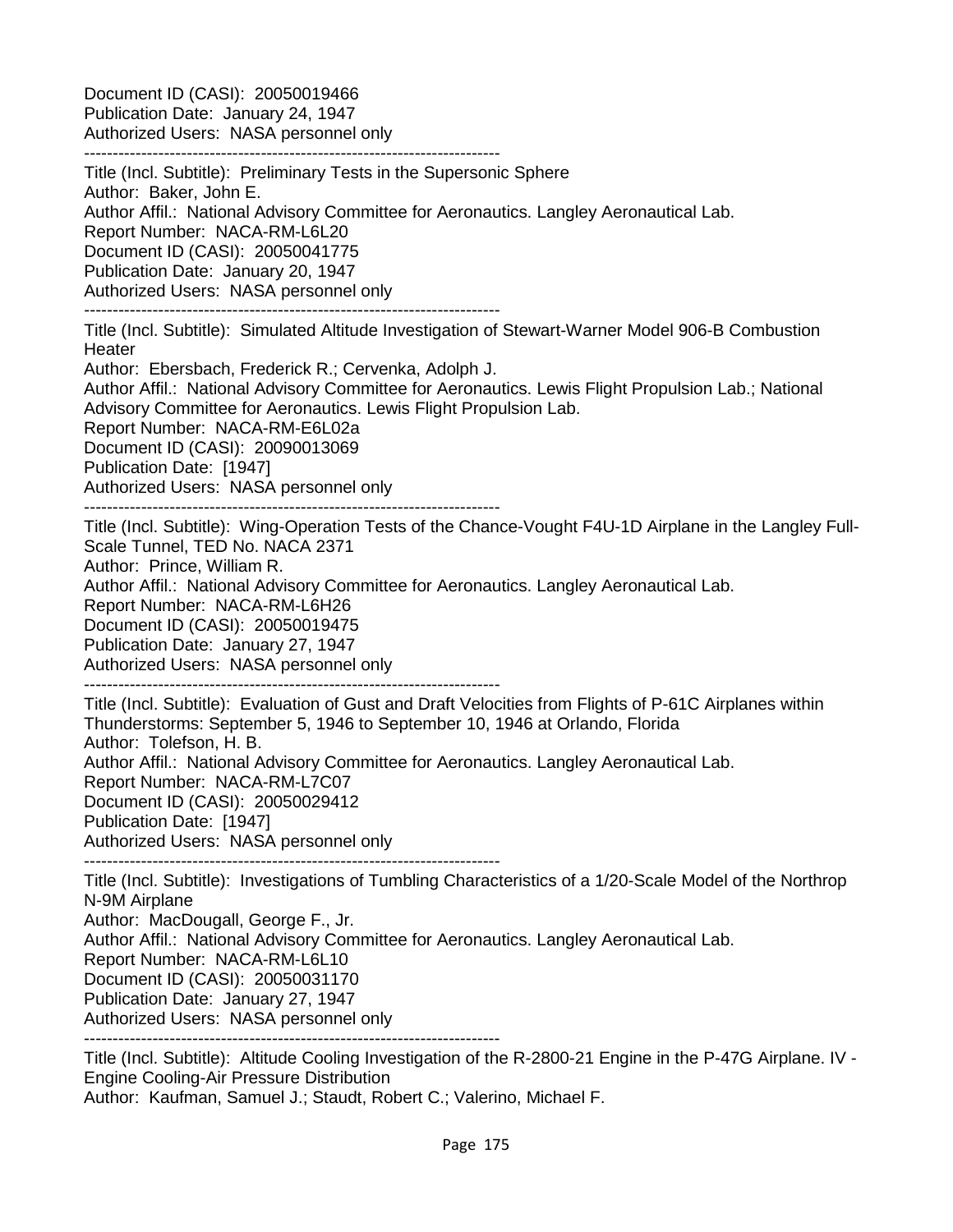Document ID (CASI): 20050019466
Publication Date: January 24, 1947
Authorized Users: NASA personnel only

------------------------------------------------------------------------

Title (Incl. Subtitle): Preliminary Tests in the Supersonic Sphere
Author: Baker, John E.
Author Affil.: National Advisory Committee for Aeronautics. Langley Aeronautical Lab.
Report Number: NACA-RM-L6L20
Document ID (CASI): 20050041775
Publication Date: January 20, 1947
Authorized Users: NASA personnel only

------------------------------------------------------------------------

Title (Incl. Subtitle): Simulated Altitude Investigation of Stewart-Warner Model 906-B Combustion Heater
Author: Ebersbach, Frederick R.; Cervenka, Adolph J.
Author Affil.: National Advisory Committee for Aeronautics. Lewis Flight Propulsion Lab.; National Advisory Committee for Aeronautics. Lewis Flight Propulsion Lab.
Report Number: NACA-RM-E6L02a
Document ID (CASI): 20090013069
Publication Date: [1947]
Authorized Users: NASA personnel only

------------------------------------------------------------------------

Title (Incl. Subtitle): Wing-Operation Tests of the Chance-Vought F4U-1D Airplane in the Langley Full-Scale Tunnel, TED No. NACA 2371
Author: Prince, William R.
Author Affil.: National Advisory Committee for Aeronautics. Langley Aeronautical Lab.
Report Number: NACA-RM-L6H26
Document ID (CASI): 20050019475
Publication Date: January 27, 1947
Authorized Users: NASA personnel only

------------------------------------------------------------------------

Title (Incl. Subtitle): Evaluation of Gust and Draft Velocities from Flights of P-61C Airplanes within Thunderstorms: September 5, 1946 to September 10, 1946 at Orlando, Florida
Author: Tolefson, H. B.
Author Affil.: National Advisory Committee for Aeronautics. Langley Aeronautical Lab.
Report Number: NACA-RM-L7C07
Document ID (CASI): 20050029412
Publication Date: [1947]
Authorized Users: NASA personnel only

------------------------------------------------------------------------

Title (Incl. Subtitle): Investigations of Tumbling Characteristics of a 1/20-Scale Model of the Northrop N-9M Airplane
Author: MacDougall, George F., Jr.
Author Affil.: National Advisory Committee for Aeronautics. Langley Aeronautical Lab.
Report Number: NACA-RM-L6L10
Document ID (CASI): 20050031170
Publication Date: January 27, 1947
Authorized Users: NASA personnel only

------------------------------------------------------------------------

Title (Incl. Subtitle): Altitude Cooling Investigation of the R-2800-21 Engine in the P-47G Airplane. IV - Engine Cooling-Air Pressure Distribution
Author: Kaufman, Samuel J.; Staudt, Robert C.; Valerino, Michael F.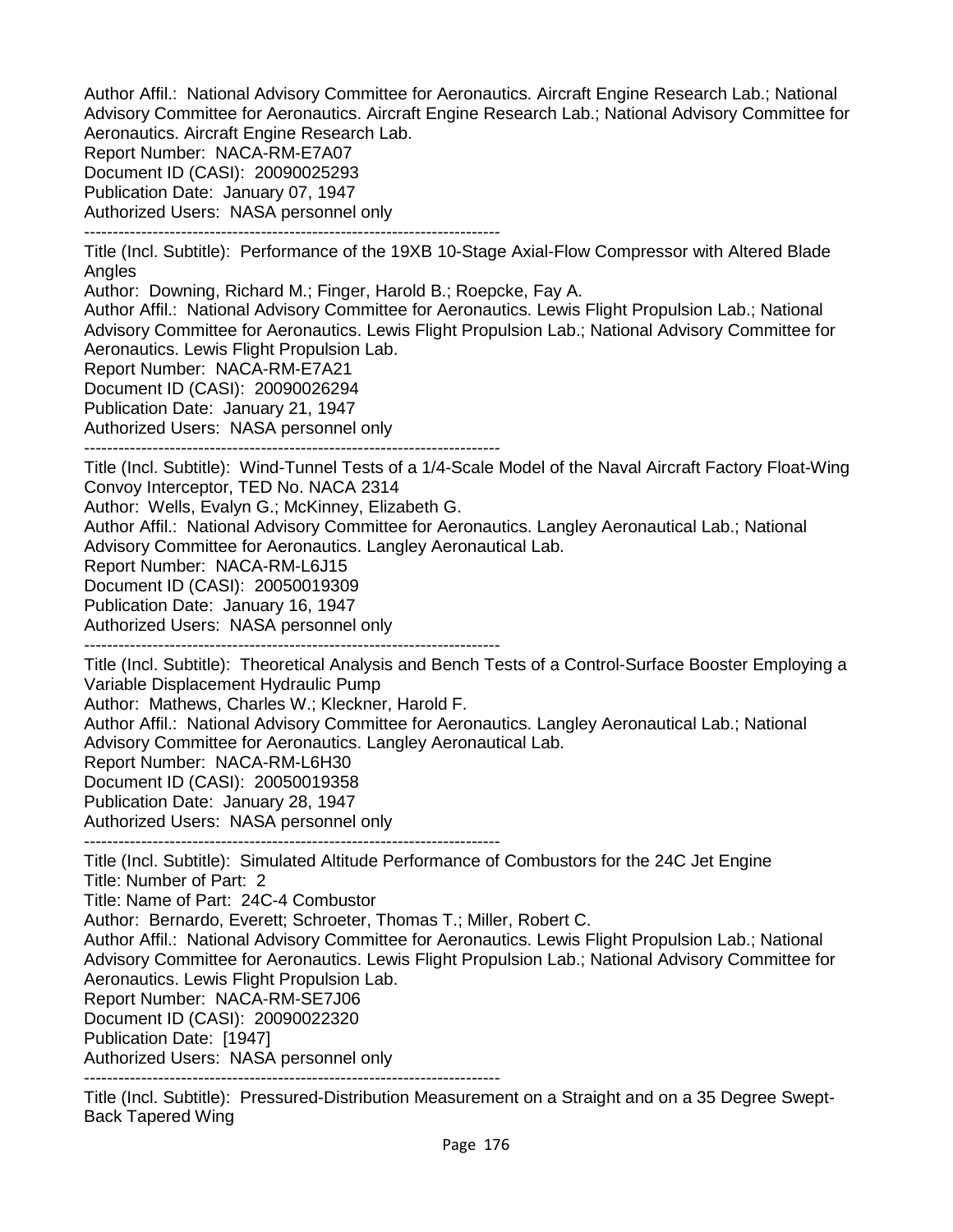Author Affil.: National Advisory Committee for Aeronautics. Aircraft Engine Research Lab.; National Advisory Committee for Aeronautics. Aircraft Engine Research Lab.; National Advisory Committee for Aeronautics. Aircraft Engine Research Lab.
Report Number: NACA-RM-E7A07
Document ID (CASI): 20090025293
Publication Date: January 07, 1947
Authorized Users: NASA personnel only

-------------------------------------------------------------------------

Title (Incl. Subtitle): Performance of the 19XB 10-Stage Axial-Flow Compressor with Altered Blade Angles
Author: Downing, Richard M.; Finger, Harold B.; Roepcke, Fay A.
Author Affil.: National Advisory Committee for Aeronautics. Lewis Flight Propulsion Lab.; National Advisory Committee for Aeronautics. Lewis Flight Propulsion Lab.; National Advisory Committee for Aeronautics. Lewis Flight Propulsion Lab.
Report Number: NACA-RM-E7A21
Document ID (CASI): 20090026294
Publication Date: January 21, 1947
Authorized Users: NASA personnel only

-------------------------------------------------------------------------

Title (Incl. Subtitle): Wind-Tunnel Tests of a 1/4-Scale Model of the Naval Aircraft Factory Float-Wing Convoy Interceptor, TED No. NACA 2314
Author: Wells, Evalyn G.; McKinney, Elizabeth G.
Author Affil.: National Advisory Committee for Aeronautics. Langley Aeronautical Lab.; National Advisory Committee for Aeronautics. Langley Aeronautical Lab.
Report Number: NACA-RM-L6J15
Document ID (CASI): 20050019309
Publication Date: January 16, 1947
Authorized Users: NASA personnel only

-------------------------------------------------------------------------

Title (Incl. Subtitle): Theoretical Analysis and Bench Tests of a Control-Surface Booster Employing a Variable Displacement Hydraulic Pump
Author: Mathews, Charles W.; Kleckner, Harold F.
Author Affil.: National Advisory Committee for Aeronautics. Langley Aeronautical Lab.; National Advisory Committee for Aeronautics. Langley Aeronautical Lab.
Report Number: NACA-RM-L6H30
Document ID (CASI): 20050019358
Publication Date: January 28, 1947
Authorized Users: NASA personnel only

-------------------------------------------------------------------------

Title (Incl. Subtitle): Simulated Altitude Performance of Combustors for the 24C Jet Engine
Title: Number of Part: 2
Title: Name of Part: 24C-4 Combustor
Author: Bernardo, Everett; Schroeter, Thomas T.; Miller, Robert C.
Author Affil.: National Advisory Committee for Aeronautics. Lewis Flight Propulsion Lab.; National Advisory Committee for Aeronautics. Lewis Flight Propulsion Lab.; National Advisory Committee for Aeronautics. Lewis Flight Propulsion Lab.
Report Number: NACA-RM-SE7J06
Document ID (CASI): 20090022320
Publication Date: [1947]
Authorized Users: NASA personnel only

-------------------------------------------------------------------------

Title (Incl. Subtitle): Pressured-Distribution Measurement on a Straight and on a 35 Degree Swept-Back Tapered Wing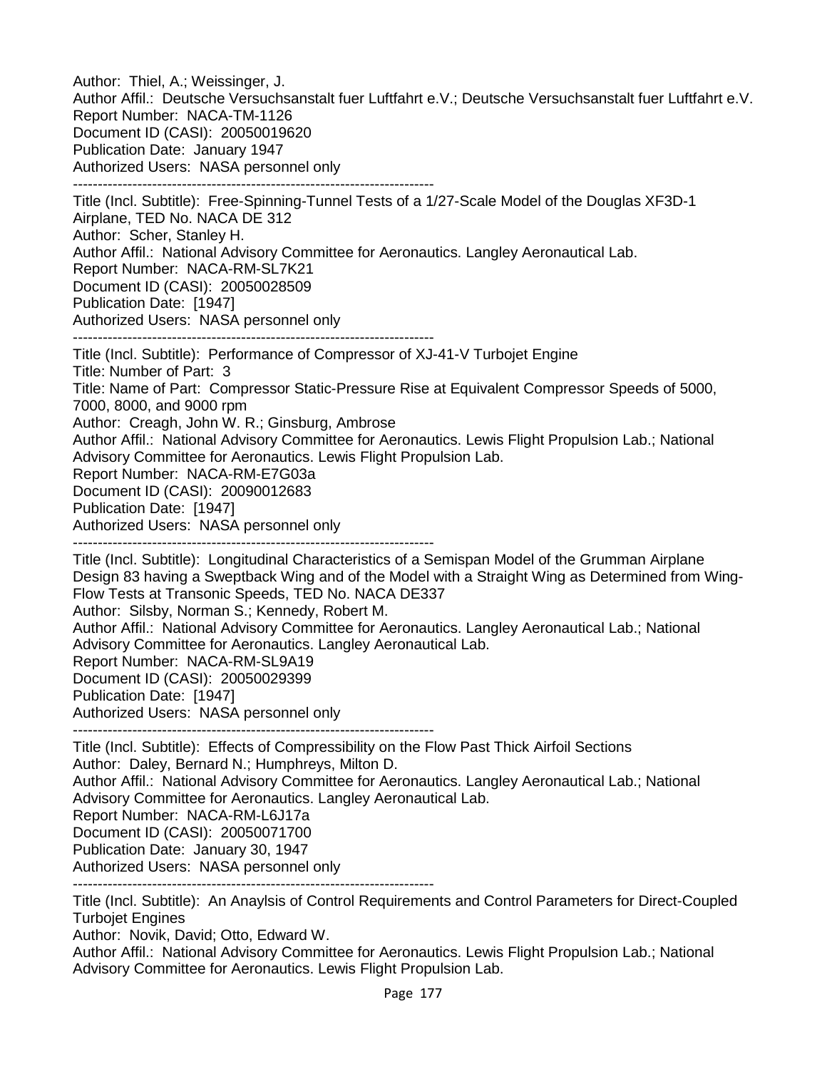Author: Thiel, A.; Weissinger, J.
Author Affil.: Deutsche Versuchsanstalt fuer Luftfahrt e.V.; Deutsche Versuchsanstalt fuer Luftfahrt e.V.
Report Number: NACA-TM-1126
Document ID (CASI): 20050019620
Publication Date: January 1947
Authorized Users: NASA personnel only

--------------------------------------------------------------------------

Title (Incl. Subtitle): Free-Spinning-Tunnel Tests of a 1/27-Scale Model of the Douglas XF3D-1 Airplane, TED No. NACA DE 312
Author: Scher, Stanley H.
Author Affil.: National Advisory Committee for Aeronautics. Langley Aeronautical Lab.
Report Number: NACA-RM-SL7K21
Document ID (CASI): 20050028509
Publication Date: [1947]
Authorized Users: NASA personnel only

--------------------------------------------------------------------------

Title (Incl. Subtitle): Performance of Compressor of XJ-41-V Turbojet Engine
Title: Number of Part: 3
Title: Name of Part: Compressor Static-Pressure Rise at Equivalent Compressor Speeds of 5000, 7000, 8000, and 9000 rpm
Author: Creagh, John W. R.; Ginsburg, Ambrose
Author Affil.: National Advisory Committee for Aeronautics. Lewis Flight Propulsion Lab.; National Advisory Committee for Aeronautics. Lewis Flight Propulsion Lab.
Report Number: NACA-RM-E7G03a
Document ID (CASI): 20090012683
Publication Date: [1947]
Authorized Users: NASA personnel only

--------------------------------------------------------------------------

Title (Incl. Subtitle): Longitudinal Characteristics of a Semispan Model of the Grumman Airplane Design 83 having a Sweptback Wing and of the Model with a Straight Wing as Determined from Wing-Flow Tests at Transonic Speeds, TED No. NACA DE337
Author: Silsby, Norman S.; Kennedy, Robert M.
Author Affil.: National Advisory Committee for Aeronautics. Langley Aeronautical Lab.; National Advisory Committee for Aeronautics. Langley Aeronautical Lab.
Report Number: NACA-RM-SL9A19
Document ID (CASI): 20050029399
Publication Date: [1947]
Authorized Users: NASA personnel only

--------------------------------------------------------------------------

Title (Incl. Subtitle): Effects of Compressibility on the Flow Past Thick Airfoil Sections
Author: Daley, Bernard N.; Humphreys, Milton D.
Author Affil.: National Advisory Committee for Aeronautics. Langley Aeronautical Lab.; National Advisory Committee for Aeronautics. Langley Aeronautical Lab.
Report Number: NACA-RM-L6J17a
Document ID (CASI): 20050071700
Publication Date: January 30, 1947
Authorized Users: NASA personnel only

--------------------------------------------------------------------------

Title (Incl. Subtitle): An Anaylsis of Control Requirements and Control Parameters for Direct-Coupled Turbojet Engines
Author: Novik, David; Otto, Edward W.
Author Affil.: National Advisory Committee for Aeronautics. Lewis Flight Propulsion Lab.; National Advisory Committee for Aeronautics. Lewis Flight Propulsion Lab.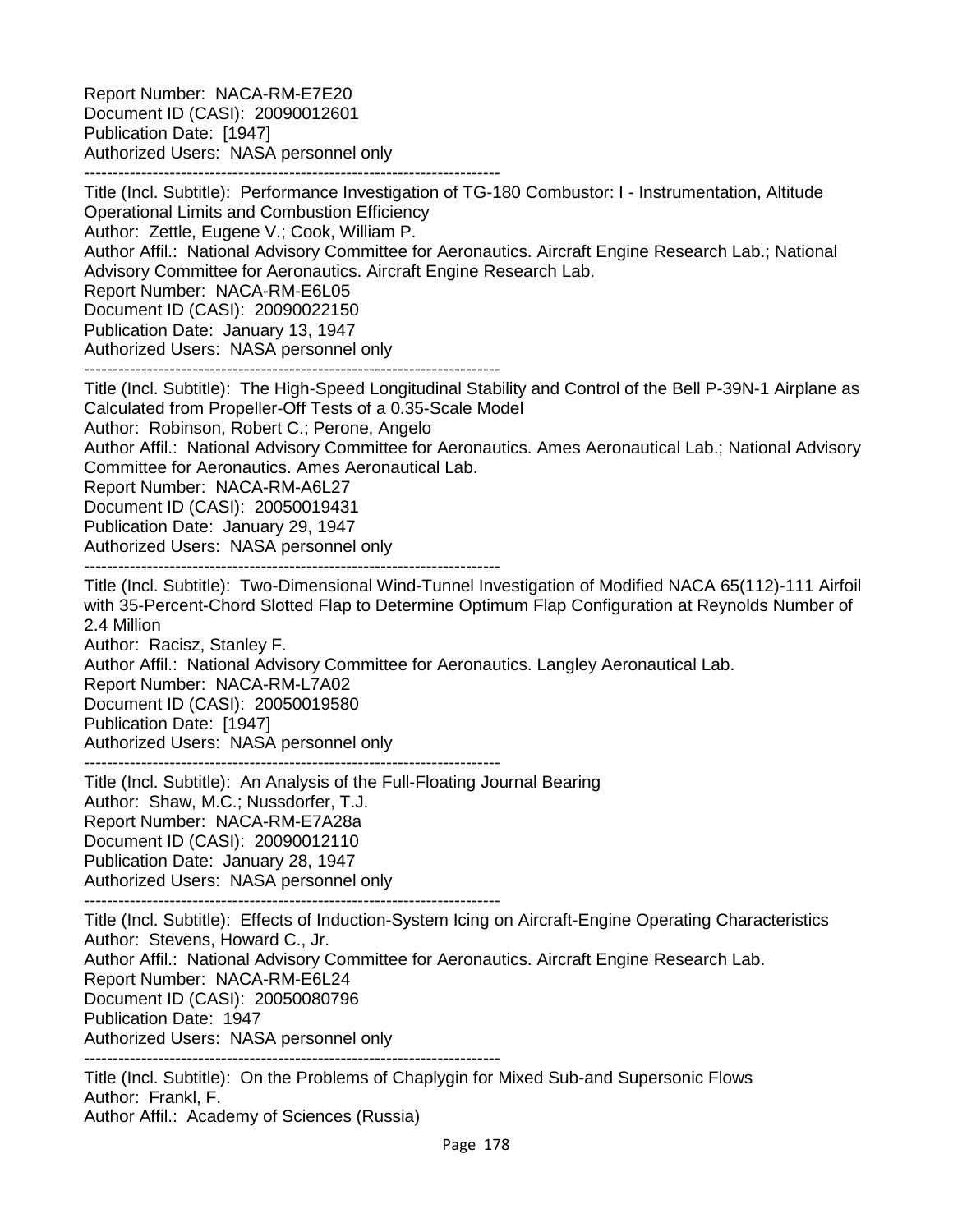Report Number: NACA-RM-E7E20
Document ID (CASI): 20090012601
Publication Date: [1947]
Authorized Users: NASA personnel only

------------------------------------------------------------------------

Title (Incl. Subtitle): Performance Investigation of TG-180 Combustor: I - Instrumentation, Altitude Operational Limits and Combustion Efficiency
Author: Zettle, Eugene V.; Cook, William P.
Author Affil.: National Advisory Committee for Aeronautics. Aircraft Engine Research Lab.; National Advisory Committee for Aeronautics. Aircraft Engine Research Lab.
Report Number: NACA-RM-E6L05
Document ID (CASI): 20090022150
Publication Date: January 13, 1947
Authorized Users: NASA personnel only

------------------------------------------------------------------------

Title (Incl. Subtitle): The High-Speed Longitudinal Stability and Control of the Bell P-39N-1 Airplane as Calculated from Propeller-Off Tests of a 0.35-Scale Model
Author: Robinson, Robert C.; Perone, Angelo
Author Affil.: National Advisory Committee for Aeronautics. Ames Aeronautical Lab.; National Advisory Committee for Aeronautics. Ames Aeronautical Lab.
Report Number: NACA-RM-A6L27
Document ID (CASI): 20050019431
Publication Date: January 29, 1947
Authorized Users: NASA personnel only

------------------------------------------------------------------------

Title (Incl. Subtitle): Two-Dimensional Wind-Tunnel Investigation of Modified NACA 65(112)-111 Airfoil with 35-Percent-Chord Slotted Flap to Determine Optimum Flap Configuration at Reynolds Number of 2.4 Million
Author: Racisz, Stanley F.
Author Affil.: National Advisory Committee for Aeronautics. Langley Aeronautical Lab.
Report Number: NACA-RM-L7A02
Document ID (CASI): 20050019580
Publication Date: [1947]
Authorized Users: NASA personnel only

------------------------------------------------------------------------

Title (Incl. Subtitle): An Analysis of the Full-Floating Journal Bearing
Author: Shaw, M.C.; Nussdorfer, T.J.
Report Number: NACA-RM-E7A28a
Document ID (CASI): 20090012110
Publication Date: January 28, 1947
Authorized Users: NASA personnel only

------------------------------------------------------------------------

Title (Incl. Subtitle): Effects of Induction-System Icing on Aircraft-Engine Operating Characteristics
Author: Stevens, Howard C., Jr.
Author Affil.: National Advisory Committee for Aeronautics. Aircraft Engine Research Lab.
Report Number: NACA-RM-E6L24
Document ID (CASI): 20050080796
Publication Date: 1947
Authorized Users: NASA personnel only

------------------------------------------------------------------------

Title (Incl. Subtitle): On the Problems of Chaplygin for Mixed Sub-and Supersonic Flows
Author: Frankl, F.
Author Affil.: Academy of Sciences (Russia)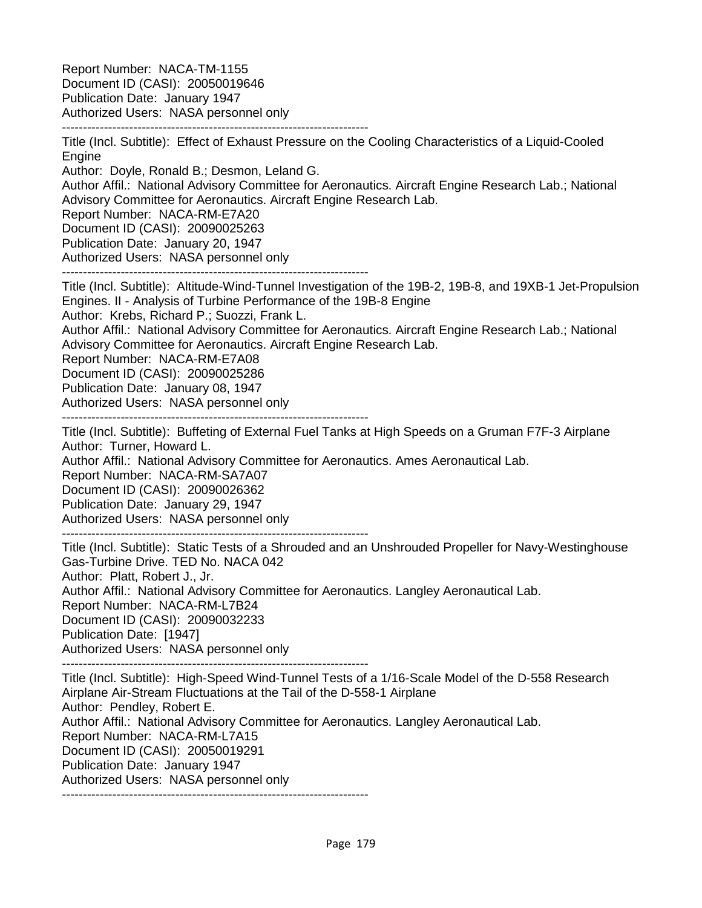Report Number: NACA-TM-1155
Document ID (CASI): 20050019646
Publication Date: January 1947
Authorized Users: NASA personnel only

------------------------------------------------------------------------

Title (Incl. Subtitle): Effect of Exhaust Pressure on the Cooling Characteristics of a Liquid-Cooled Engine
Author: Doyle, Ronald B.; Desmon, Leland G.
Author Affil.: National Advisory Committee for Aeronautics. Aircraft Engine Research Lab.; National Advisory Committee for Aeronautics. Aircraft Engine Research Lab.
Report Number: NACA-RM-E7A20
Document ID (CASI): 20090025263
Publication Date: January 20, 1947
Authorized Users: NASA personnel only

------------------------------------------------------------------------

Title (Incl. Subtitle): Altitude-Wind-Tunnel Investigation of the 19B-2, 19B-8, and 19XB-1 Jet-Propulsion Engines. II - Analysis of Turbine Performance of the 19B-8 Engine
Author: Krebs, Richard P.; Suozzi, Frank L.
Author Affil.: National Advisory Committee for Aeronautics. Aircraft Engine Research Lab.; National Advisory Committee for Aeronautics. Aircraft Engine Research Lab.
Report Number: NACA-RM-E7A08
Document ID (CASI): 20090025286
Publication Date: January 08, 1947
Authorized Users: NASA personnel only

------------------------------------------------------------------------

Title (Incl. Subtitle): Buffeting of External Fuel Tanks at High Speeds on a Gruman F7F-3 Airplane
Author: Turner, Howard L.
Author Affil.: National Advisory Committee for Aeronautics. Ames Aeronautical Lab.
Report Number: NACA-RM-SA7A07
Document ID (CASI): 20090026362
Publication Date: January 29, 1947
Authorized Users: NASA personnel only

------------------------------------------------------------------------

Title (Incl. Subtitle): Static Tests of a Shrouded and an Unshrouded Propeller for Navy-Westinghouse Gas-Turbine Drive. TED No. NACA 042
Author: Platt, Robert J., Jr.
Author Affil.: National Advisory Committee for Aeronautics. Langley Aeronautical Lab.
Report Number: NACA-RM-L7B24
Document ID (CASI): 20090032233
Publication Date: [1947]
Authorized Users: NASA personnel only

------------------------------------------------------------------------

Title (Incl. Subtitle): High-Speed Wind-Tunnel Tests of a 1/16-Scale Model of the D-558 Research Airplane Air-Stream Fluctuations at the Tail of the D-558-1 Airplane
Author: Pendley, Robert E.
Author Affil.: National Advisory Committee for Aeronautics. Langley Aeronautical Lab.
Report Number: NACA-RM-L7A15
Document ID (CASI): 20050019291
Publication Date: January 1947
Authorized Users: NASA personnel only

------------------------------------------------------------------------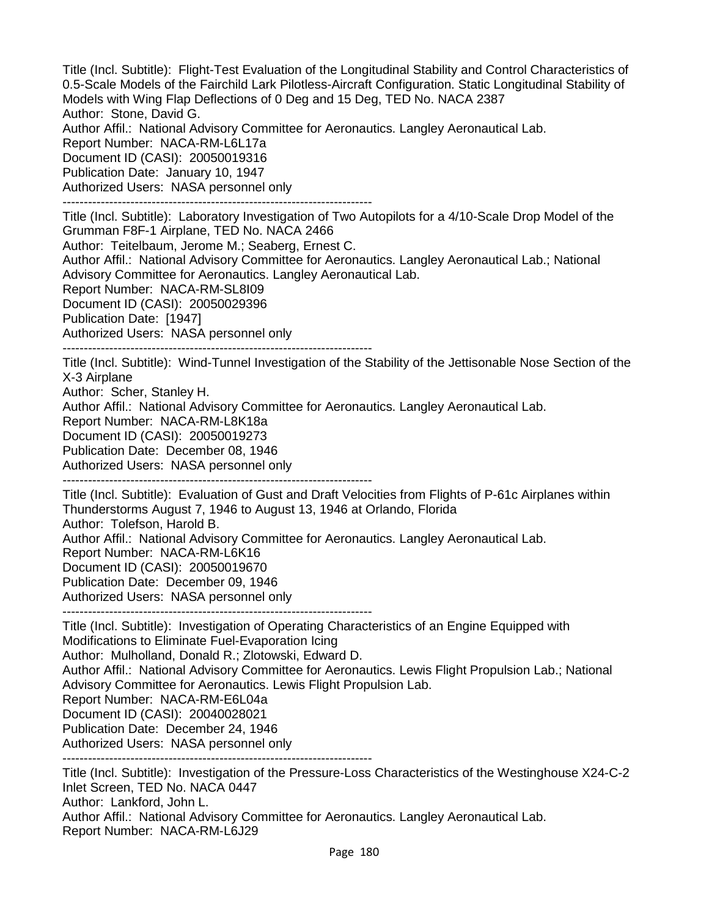Title (Incl. Subtitle): Flight-Test Evaluation of the Longitudinal Stability and Control Characteristics of 0.5-Scale Models of the Fairchild Lark Pilotless-Aircraft Configuration. Static Longitudinal Stability of Models with Wing Flap Deflections of 0 Deg and 15 Deg, TED No. NACA 2387
Author: Stone, David G.
Author Affil.: National Advisory Committee for Aeronautics. Langley Aeronautical Lab.
Report Number: NACA-RM-L6L17a
Document ID (CASI): 20050019316
Publication Date: January 10, 1947
Authorized Users: NASA personnel only

-------------------------------------------------------------------------

Title (Incl. Subtitle): Laboratory Investigation of Two Autopilots for a 4/10-Scale Drop Model of the Grumman F8F-1 Airplane, TED No. NACA 2466
Author: Teitelbaum, Jerome M.; Seaberg, Ernest C.
Author Affil.: National Advisory Committee for Aeronautics. Langley Aeronautical Lab.; National Advisory Committee for Aeronautics. Langley Aeronautical Lab.
Report Number: NACA-RM-SL8I09
Document ID (CASI): 20050029396
Publication Date: [1947]
Authorized Users: NASA personnel only

-------------------------------------------------------------------------

Title (Incl. Subtitle): Wind-Tunnel Investigation of the Stability of the Jettisonable Nose Section of the X-3 Airplane
Author: Scher, Stanley H.
Author Affil.: National Advisory Committee for Aeronautics. Langley Aeronautical Lab.
Report Number: NACA-RM-L8K18a
Document ID (CASI): 20050019273
Publication Date: December 08, 1946
Authorized Users: NASA personnel only

-------------------------------------------------------------------------

Title (Incl. Subtitle): Evaluation of Gust and Draft Velocities from Flights of P-61c Airplanes within Thunderstorms August 7, 1946 to August 13, 1946 at Orlando, Florida
Author: Tolefson, Harold B.
Author Affil.: National Advisory Committee for Aeronautics. Langley Aeronautical Lab.
Report Number: NACA-RM-L6K16
Document ID (CASI): 20050019670
Publication Date: December 09, 1946
Authorized Users: NASA personnel only

-------------------------------------------------------------------------

Title (Incl. Subtitle): Investigation of Operating Characteristics of an Engine Equipped with Modifications to Eliminate Fuel-Evaporation Icing
Author: Mulholland, Donald R.; Zlotowski, Edward D.
Author Affil.: National Advisory Committee for Aeronautics. Lewis Flight Propulsion Lab.; National Advisory Committee for Aeronautics. Lewis Flight Propulsion Lab.
Report Number: NACA-RM-E6L04a
Document ID (CASI): 20040028021
Publication Date: December 24, 1946
Authorized Users: NASA personnel only

-------------------------------------------------------------------------

Title (Incl. Subtitle): Investigation of the Pressure-Loss Characteristics of the Westinghouse X24-C-2 Inlet Screen, TED No. NACA 0447
Author: Lankford, John L.
Author Affil.: National Advisory Committee for Aeronautics. Langley Aeronautical Lab.
Report Number: NACA-RM-L6J29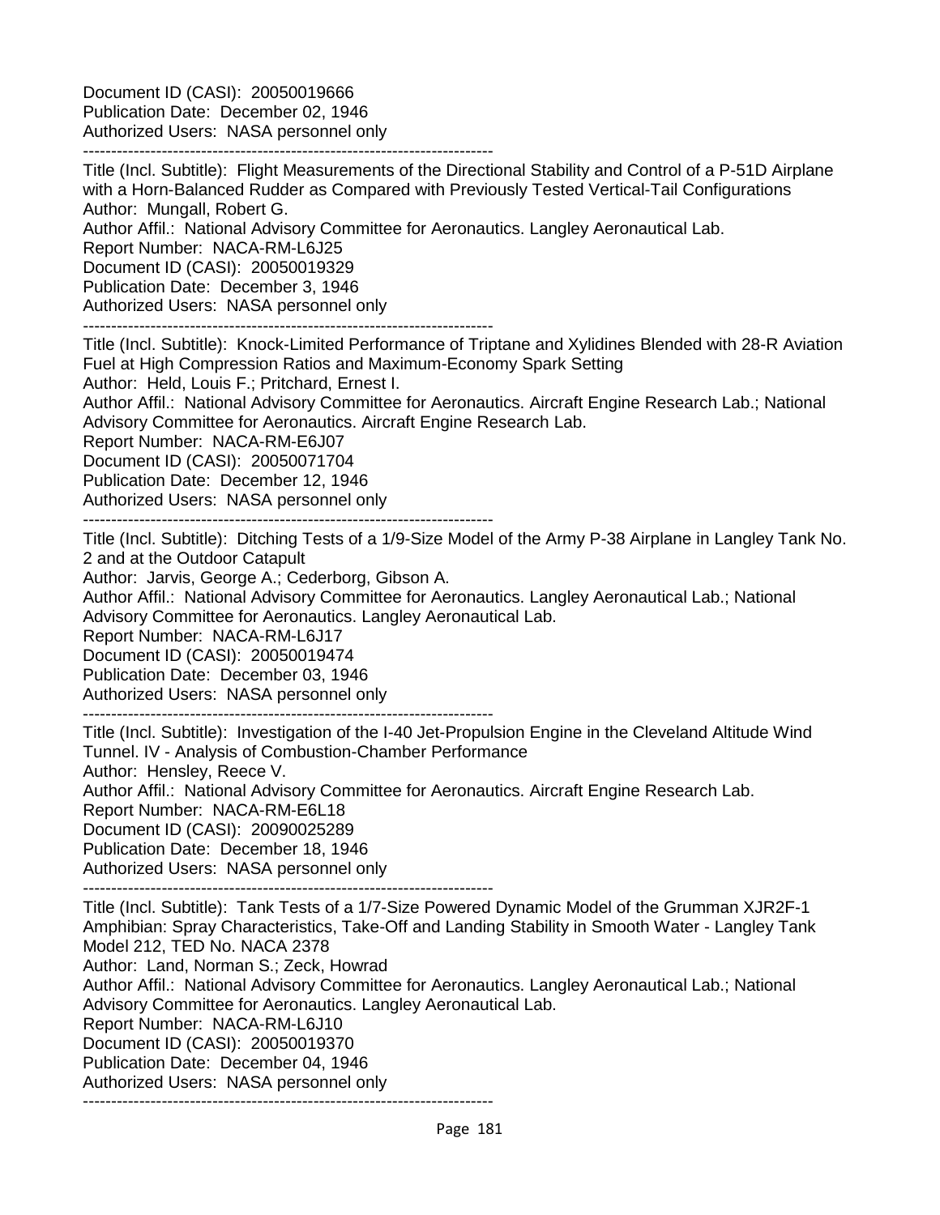Document ID (CASI): 20050019666
Publication Date: December 02, 1946
Authorized Users: NASA personnel only

------------------------------------------------------------------------

Title (Incl. Subtitle): Flight Measurements of the Directional Stability and Control of a P-51D Airplane with a Horn-Balanced Rudder as Compared with Previously Tested Vertical-Tail Configurations
Author: Mungall, Robert G.
Author Affil.: National Advisory Committee for Aeronautics. Langley Aeronautical Lab.
Report Number: NACA-RM-L6J25
Document ID (CASI): 20050019329
Publication Date: December 3, 1946
Authorized Users: NASA personnel only

------------------------------------------------------------------------

Title (Incl. Subtitle): Knock-Limited Performance of Triptane and Xylidines Blended with 28-R Aviation Fuel at High Compression Ratios and Maximum-Economy Spark Setting
Author: Held, Louis F.; Pritchard, Ernest I.
Author Affil.: National Advisory Committee for Aeronautics. Aircraft Engine Research Lab.; National Advisory Committee for Aeronautics. Aircraft Engine Research Lab.
Report Number: NACA-RM-E6J07
Document ID (CASI): 20050071704
Publication Date: December 12, 1946
Authorized Users: NASA personnel only

------------------------------------------------------------------------

Title (Incl. Subtitle): Ditching Tests of a 1/9-Size Model of the Army P-38 Airplane in Langley Tank No. 2 and at the Outdoor Catapult
Author: Jarvis, George A.; Cederborg, Gibson A.
Author Affil.: National Advisory Committee for Aeronautics. Langley Aeronautical Lab.; National Advisory Committee for Aeronautics. Langley Aeronautical Lab.
Report Number: NACA-RM-L6J17
Document ID (CASI): 20050019474
Publication Date: December 03, 1946
Authorized Users: NASA personnel only

------------------------------------------------------------------------

Title (Incl. Subtitle): Investigation of the I-40 Jet-Propulsion Engine in the Cleveland Altitude Wind Tunnel. IV - Analysis of Combustion-Chamber Performance
Author: Hensley, Reece V.
Author Affil.: National Advisory Committee for Aeronautics. Aircraft Engine Research Lab.
Report Number: NACA-RM-E6L18
Document ID (CASI): 20090025289
Publication Date: December 18, 1946
Authorized Users: NASA personnel only

------------------------------------------------------------------------

Title (Incl. Subtitle): Tank Tests of a 1/7-Size Powered Dynamic Model of the Grumman XJR2F-1 Amphibian: Spray Characteristics, Take-Off and Landing Stability in Smooth Water - Langley Tank Model 212, TED No. NACA 2378
Author: Land, Norman S.; Zeck, Howrad
Author Affil.: National Advisory Committee for Aeronautics. Langley Aeronautical Lab.; National Advisory Committee for Aeronautics. Langley Aeronautical Lab.
Report Number: NACA-RM-L6J10
Document ID (CASI): 20050019370
Publication Date: December 04, 1946
Authorized Users: NASA personnel only

------------------------------------------------------------------------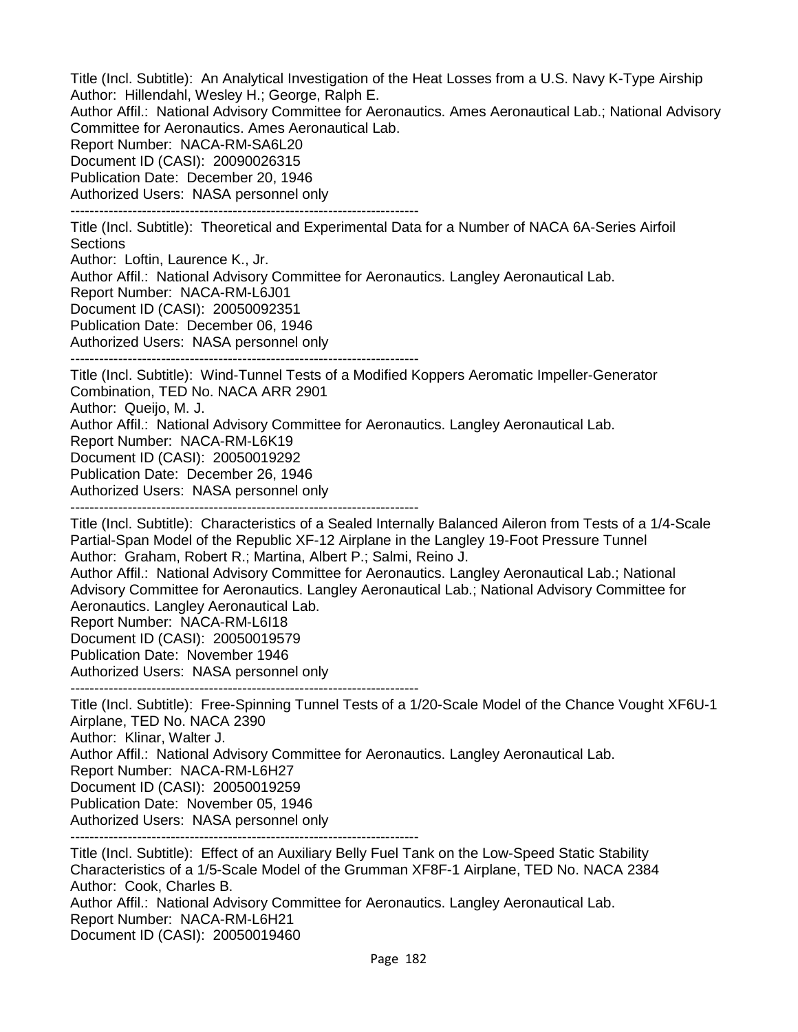Title (Incl. Subtitle): An Analytical Investigation of the Heat Losses from a U.S. Navy K-Type Airship
Author: Hillendahl, Wesley H.; George, Ralph E.
Author Affil.: National Advisory Committee for Aeronautics. Ames Aeronautical Lab.; National Advisory Committee for Aeronautics. Ames Aeronautical Lab.
Report Number: NACA-RM-SA6L20
Document ID (CASI): 20090026315
Publication Date: December 20, 1946
Authorized Users: NASA personnel only

------------------------------------------------------------------------

Title (Incl. Subtitle): Theoretical and Experimental Data for a Number of NACA 6A-Series Airfoil Sections
Author: Loftin, Laurence K., Jr.
Author Affil.: National Advisory Committee for Aeronautics. Langley Aeronautical Lab.
Report Number: NACA-RM-L6J01
Document ID (CASI): 20050092351
Publication Date: December 06, 1946
Authorized Users: NASA personnel only

------------------------------------------------------------------------

Title (Incl. Subtitle): Wind-Tunnel Tests of a Modified Koppers Aeromatic Impeller-Generator Combination, TED No. NACA ARR 2901
Author: Queijo, M. J.
Author Affil.: National Advisory Committee for Aeronautics. Langley Aeronautical Lab.
Report Number: NACA-RM-L6K19
Document ID (CASI): 20050019292
Publication Date: December 26, 1946
Authorized Users: NASA personnel only

------------------------------------------------------------------------

Title (Incl. Subtitle): Characteristics of a Sealed Internally Balanced Aileron from Tests of a 1/4-Scale Partial-Span Model of the Republic XF-12 Airplane in the Langley 19-Foot Pressure Tunnel
Author: Graham, Robert R.; Martina, Albert P.; Salmi, Reino J.
Author Affil.: National Advisory Committee for Aeronautics. Langley Aeronautical Lab.; National Advisory Committee for Aeronautics. Langley Aeronautical Lab.; National Advisory Committee for Aeronautics. Langley Aeronautical Lab.
Report Number: NACA-RM-L6I18
Document ID (CASI): 20050019579
Publication Date: November 1946
Authorized Users: NASA personnel only

------------------------------------------------------------------------

Title (Incl. Subtitle): Free-Spinning Tunnel Tests of a 1/20-Scale Model of the Chance Vought XF6U-1 Airplane, TED No. NACA 2390
Author: Klinar, Walter J.
Author Affil.: National Advisory Committee for Aeronautics. Langley Aeronautical Lab.
Report Number: NACA-RM-L6H27
Document ID (CASI): 20050019259
Publication Date: November 05, 1946
Authorized Users: NASA personnel only

------------------------------------------------------------------------

Title (Incl. Subtitle): Effect of an Auxiliary Belly Fuel Tank on the Low-Speed Static Stability Characteristics of a 1/5-Scale Model of the Grumman XF8F-1 Airplane, TED No. NACA 2384
Author: Cook, Charles B.
Author Affil.: National Advisory Committee for Aeronautics. Langley Aeronautical Lab.
Report Number: NACA-RM-L6H21
Document ID (CASI): 20050019460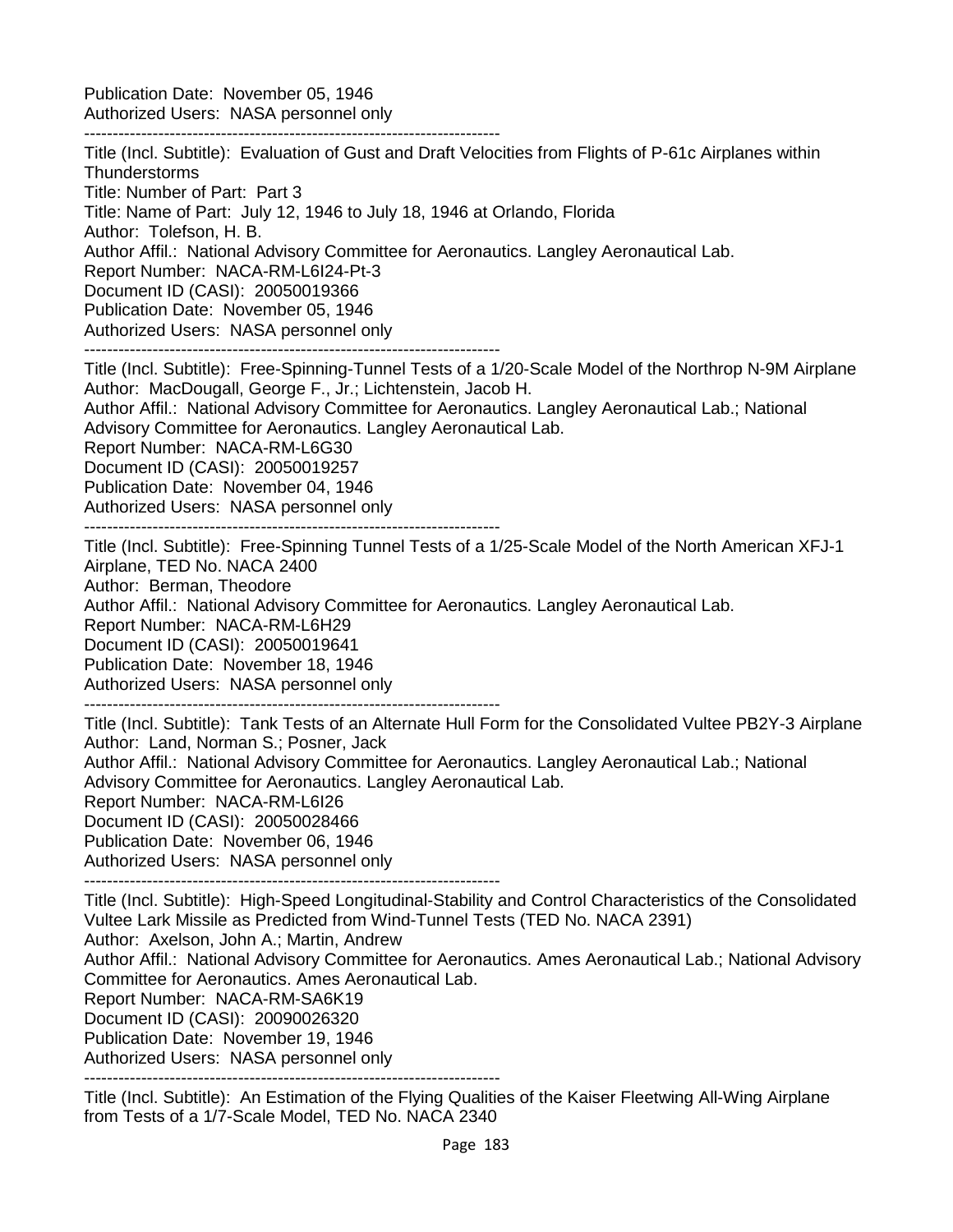Publication Date: November 05, 1946
Authorized Users: NASA personnel only

--------------------------------------------------------------------------

Title (Incl. Subtitle): Evaluation of Gust and Draft Velocities from Flights of P-61c Airplanes within Thunderstorms
Title: Number of Part: Part 3
Title: Name of Part: July 12, 1946 to July 18, 1946 at Orlando, Florida
Author: Tolefson, H. B.
Author Affil.: National Advisory Committee for Aeronautics. Langley Aeronautical Lab.
Report Number: NACA-RM-L6I24-Pt-3
Document ID (CASI): 20050019366
Publication Date: November 05, 1946
Authorized Users: NASA personnel only

--------------------------------------------------------------------------

Title (Incl. Subtitle): Free-Spinning-Tunnel Tests of a 1/20-Scale Model of the Northrop N-9M Airplane
Author: MacDougall, George F., Jr.; Lichtenstein, Jacob H.
Author Affil.: National Advisory Committee for Aeronautics. Langley Aeronautical Lab.; National Advisory Committee for Aeronautics. Langley Aeronautical Lab.
Report Number: NACA-RM-L6G30
Document ID (CASI): 20050019257
Publication Date: November 04, 1946
Authorized Users: NASA personnel only

--------------------------------------------------------------------------

Title (Incl. Subtitle): Free-Spinning Tunnel Tests of a 1/25-Scale Model of the North American XFJ-1 Airplane, TED No. NACA 2400
Author: Berman, Theodore
Author Affil.: National Advisory Committee for Aeronautics. Langley Aeronautical Lab.
Report Number: NACA-RM-L6H29
Document ID (CASI): 20050019641
Publication Date: November 18, 1946
Authorized Users: NASA personnel only

--------------------------------------------------------------------------

Title (Incl. Subtitle): Tank Tests of an Alternate Hull Form for the Consolidated Vultee PB2Y-3 Airplane
Author: Land, Norman S.; Posner, Jack
Author Affil.: National Advisory Committee for Aeronautics. Langley Aeronautical Lab.; National Advisory Committee for Aeronautics. Langley Aeronautical Lab.
Report Number: NACA-RM-L6I26
Document ID (CASI): 20050028466
Publication Date: November 06, 1946
Authorized Users: NASA personnel only

--------------------------------------------------------------------------

Title (Incl. Subtitle): High-Speed Longitudinal-Stability and Control Characteristics of the Consolidated Vultee Lark Missile as Predicted from Wind-Tunnel Tests (TED No. NACA 2391)
Author: Axelson, John A.; Martin, Andrew
Author Affil.: National Advisory Committee for Aeronautics. Ames Aeronautical Lab.; National Advisory Committee for Aeronautics. Ames Aeronautical Lab.
Report Number: NACA-RM-SA6K19
Document ID (CASI): 20090026320
Publication Date: November 19, 1946
Authorized Users: NASA personnel only

--------------------------------------------------------------------------

Title (Incl. Subtitle): An Estimation of the Flying Qualities of the Kaiser Fleetwing All-Wing Airplane from Tests of a 1/7-Scale Model, TED No. NACA 2340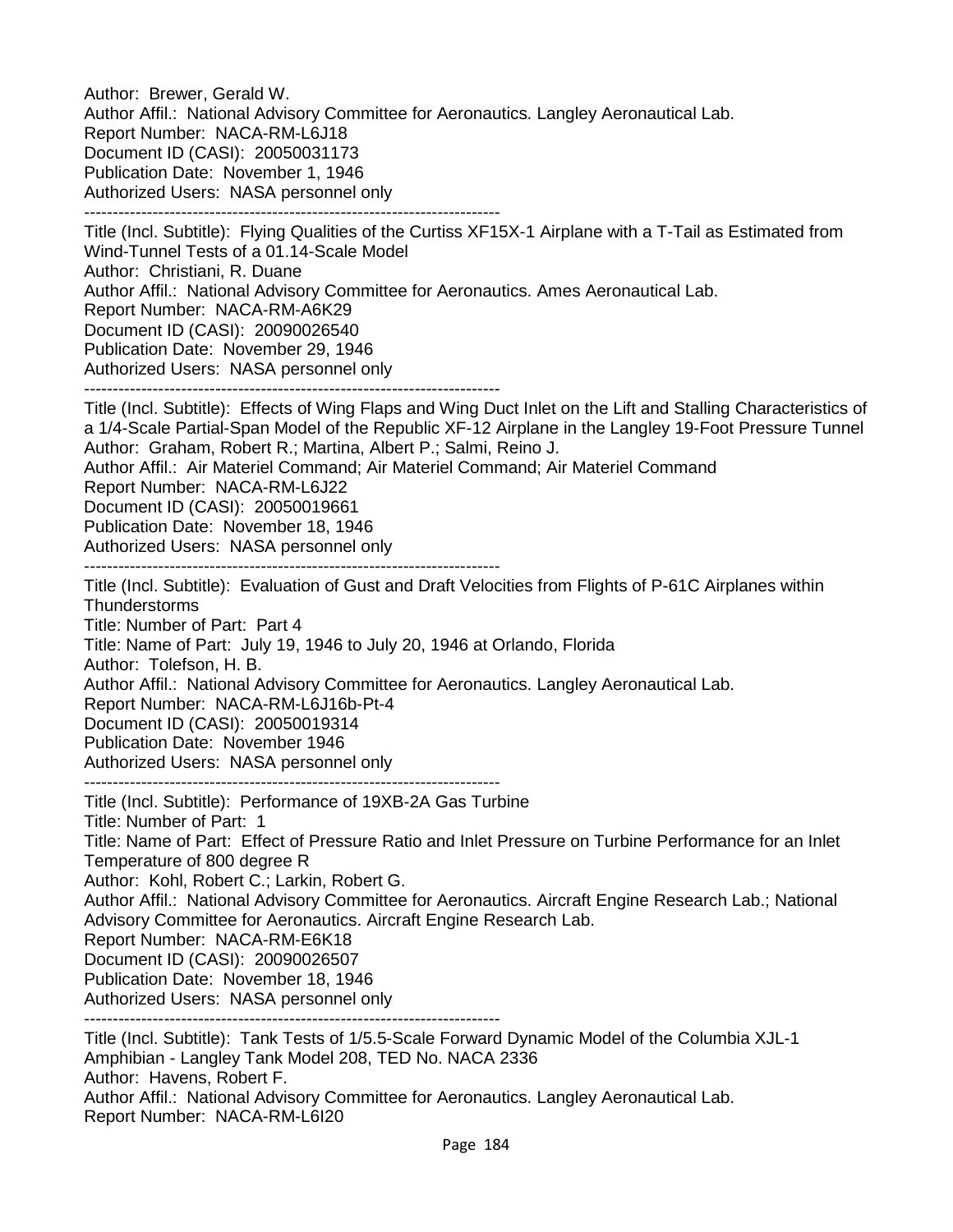Author:  Brewer, Gerald W.
Author Affil.:  National Advisory Committee for Aeronautics. Langley Aeronautical Lab.
Report Number:  NACA-RM-L6J18
Document ID (CASI):  20050031173
Publication Date:  November 1, 1946
Authorized Users:  NASA personnel only

---

Title (Incl. Subtitle):  Flying Qualities of the Curtiss XF15X-1 Airplane with a T-Tail as Estimated from Wind-Tunnel Tests of a 01.14-Scale Model
Author:  Christiani, R. Duane
Author Affil.:  National Advisory Committee for Aeronautics. Ames Aeronautical Lab.
Report Number:  NACA-RM-A6K29
Document ID (CASI):  20090026540
Publication Date:  November 29, 1946
Authorized Users:  NASA personnel only

---

Title (Incl. Subtitle):  Effects of Wing Flaps and Wing Duct Inlet on the Lift and Stalling Characteristics of a 1/4-Scale Partial-Span Model of the Republic XF-12 Airplane in the Langley 19-Foot Pressure Tunnel
Author:  Graham, Robert R.; Martina, Albert P.; Salmi, Reino J.
Author Affil.:  Air Materiel Command; Air Materiel Command; Air Materiel Command
Report Number:  NACA-RM-L6J22
Document ID (CASI):  20050019661
Publication Date:  November 18, 1946
Authorized Users:  NASA personnel only

---

Title (Incl. Subtitle):  Evaluation of Gust and Draft Velocities from Flights of P-61C Airplanes within Thunderstorms
Title: Number of Part:  Part 4
Title: Name of Part:  July 19, 1946 to July 20, 1946 at Orlando, Florida
Author:  Tolefson, H. B.
Author Affil.:  National Advisory Committee for Aeronautics. Langley Aeronautical Lab.
Report Number:  NACA-RM-L6J16b-Pt-4
Document ID (CASI):  20050019314
Publication Date:  November 1946
Authorized Users:  NASA personnel only

---

Title (Incl. Subtitle):  Performance of 19XB-2A Gas Turbine
Title: Number of Part:  1
Title: Name of Part:  Effect of Pressure Ratio and Inlet Pressure on Turbine Performance for an Inlet Temperature of 800 degree R
Author:  Kohl, Robert C.; Larkin, Robert G.
Author Affil.:  National Advisory Committee for Aeronautics. Aircraft Engine Research Lab.; National Advisory Committee for Aeronautics. Aircraft Engine Research Lab.
Report Number:  NACA-RM-E6K18
Document ID (CASI):  20090026507
Publication Date:  November 18, 1946
Authorized Users:  NASA personnel only

---

Title (Incl. Subtitle):  Tank Tests of 1/5.5-Scale Forward Dynamic Model of the Columbia XJL-1 Amphibian - Langley Tank Model 208, TED No. NACA 2336
Author:  Havens, Robert F.
Author Affil.:  National Advisory Committee for Aeronautics. Langley Aeronautical Lab.
Report Number:  NACA-RM-L6I20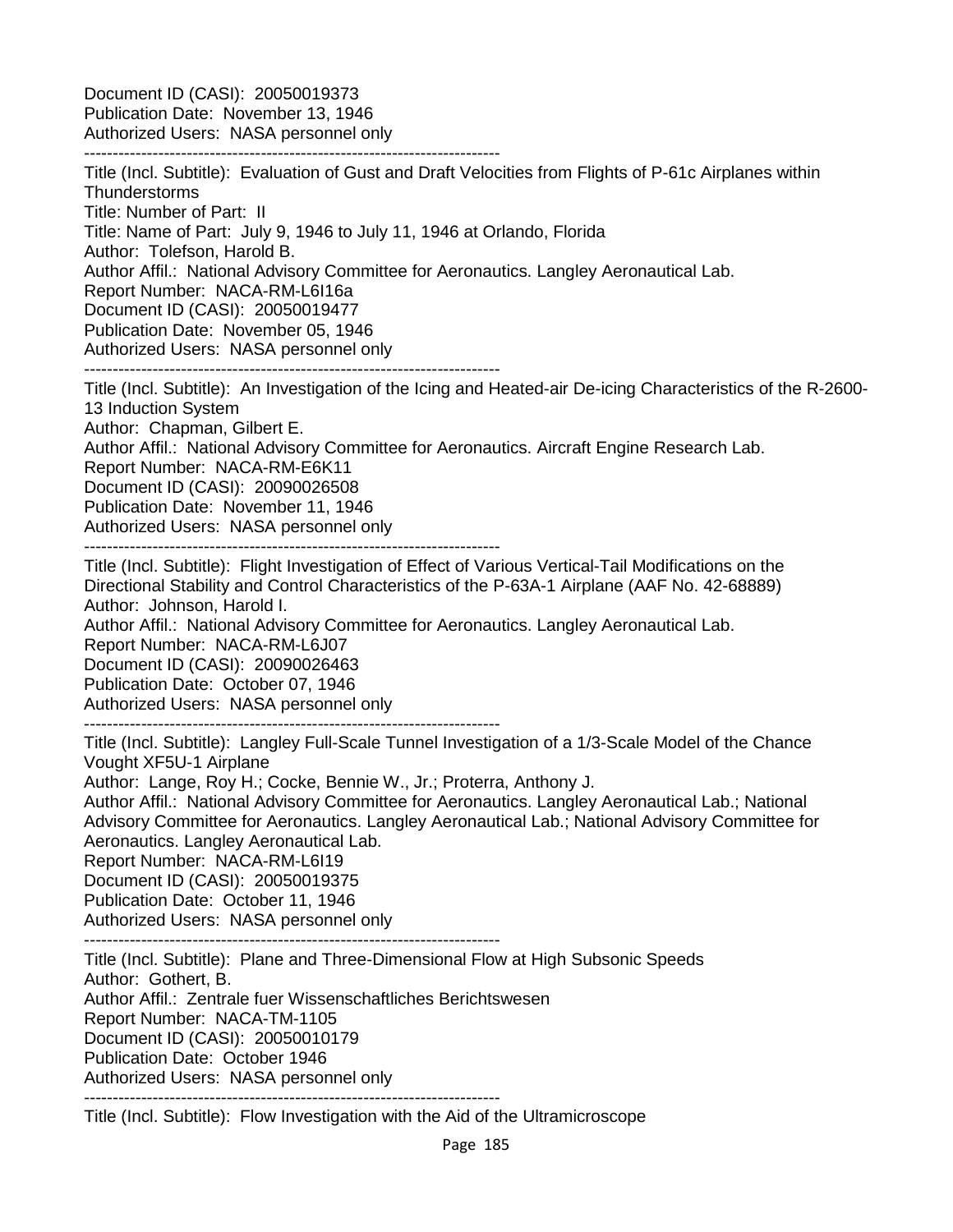Document ID (CASI): 20050019373
Publication Date: November 13, 1946
Authorized Users: NASA personnel only

--------------------------------------------------------------------------

Title (Incl. Subtitle): Evaluation of Gust and Draft Velocities from Flights of P-61c Airplanes within Thunderstorms
Title: Number of Part: II
Title: Name of Part: July 9, 1946 to July 11, 1946 at Orlando, Florida
Author: Tolefson, Harold B.
Author Affil.: National Advisory Committee for Aeronautics. Langley Aeronautical Lab.
Report Number: NACA-RM-L6I16a
Document ID (CASI): 20050019477
Publication Date: November 05, 1946
Authorized Users: NASA personnel only

--------------------------------------------------------------------------

Title (Incl. Subtitle): An Investigation of the Icing and Heated-air De-icing Characteristics of the R-2600-13 Induction System
Author: Chapman, Gilbert E.
Author Affil.: National Advisory Committee for Aeronautics. Aircraft Engine Research Lab.
Report Number: NACA-RM-E6K11
Document ID (CASI): 20090026508
Publication Date: November 11, 1946
Authorized Users: NASA personnel only

--------------------------------------------------------------------------

Title (Incl. Subtitle): Flight Investigation of Effect of Various Vertical-Tail Modifications on the Directional Stability and Control Characteristics of the P-63A-1 Airplane (AAF No. 42-68889)
Author: Johnson, Harold I.
Author Affil.: National Advisory Committee for Aeronautics. Langley Aeronautical Lab.
Report Number: NACA-RM-L6J07
Document ID (CASI): 20090026463
Publication Date: October 07, 1946
Authorized Users: NASA personnel only

--------------------------------------------------------------------------

Title (Incl. Subtitle): Langley Full-Scale Tunnel Investigation of a 1/3-Scale Model of the Chance Vought XF5U-1 Airplane
Author: Lange, Roy H.; Cocke, Bennie W., Jr.; Proterra, Anthony J.
Author Affil.: National Advisory Committee for Aeronautics. Langley Aeronautical Lab.; National Advisory Committee for Aeronautics. Langley Aeronautical Lab.; National Advisory Committee for Aeronautics. Langley Aeronautical Lab.
Report Number: NACA-RM-L6I19
Document ID (CASI): 20050019375
Publication Date: October 11, 1946
Authorized Users: NASA personnel only

--------------------------------------------------------------------------

Title (Incl. Subtitle): Plane and Three-Dimensional Flow at High Subsonic Speeds
Author: Gothert, B.
Author Affil.: Zentrale fuer Wissenschaftliches Berichtswesen
Report Number: NACA-TM-1105
Document ID (CASI): 20050010179
Publication Date: October 1946
Authorized Users: NASA personnel only

--------------------------------------------------------------------------

Title (Incl. Subtitle): Flow Investigation with the Aid of the Ultramicroscope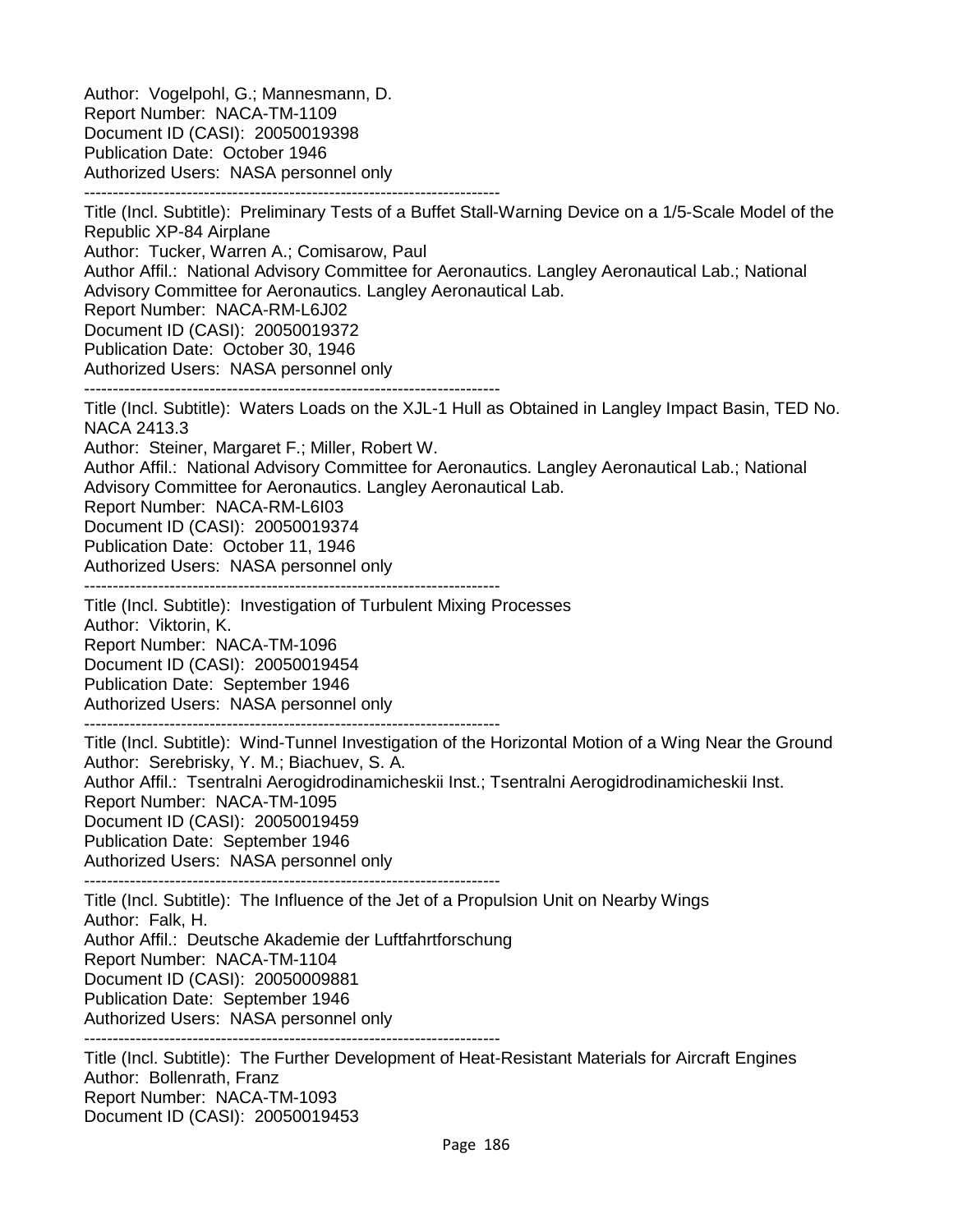Author: Vogelpohl, G.; Mannesmann, D.
Report Number: NACA-TM-1109
Document ID (CASI): 20050019398
Publication Date: October 1946
Authorized Users: NASA personnel only

--------------------------------------------------------------------------

Title (Incl. Subtitle): Preliminary Tests of a Buffet Stall-Warning Device on a 1/5-Scale Model of the Republic XP-84 Airplane
Author: Tucker, Warren A.; Comisarow, Paul
Author Affil.: National Advisory Committee for Aeronautics. Langley Aeronautical Lab.; National Advisory Committee for Aeronautics. Langley Aeronautical Lab.
Report Number: NACA-RM-L6J02
Document ID (CASI): 20050019372
Publication Date: October 30, 1946
Authorized Users: NASA personnel only

--------------------------------------------------------------------------

Title (Incl. Subtitle): Waters Loads on the XJL-1 Hull as Obtained in Langley Impact Basin, TED No. NACA 2413.3
Author: Steiner, Margaret F.; Miller, Robert W.
Author Affil.: National Advisory Committee for Aeronautics. Langley Aeronautical Lab.; National Advisory Committee for Aeronautics. Langley Aeronautical Lab.
Report Number: NACA-RM-L6I03
Document ID (CASI): 20050019374
Publication Date: October 11, 1946
Authorized Users: NASA personnel only

--------------------------------------------------------------------------

Title (Incl. Subtitle): Investigation of Turbulent Mixing Processes
Author: Viktorin, K.
Report Number: NACA-TM-1096
Document ID (CASI): 20050019454
Publication Date: September 1946
Authorized Users: NASA personnel only

--------------------------------------------------------------------------

Title (Incl. Subtitle): Wind-Tunnel Investigation of the Horizontal Motion of a Wing Near the Ground
Author: Serebrisky, Y. M.; Biachuev, S. A.
Author Affil.: Tsentralni Aerogidrodinamicheskii Inst.; Tsentralni Aerogidrodinamicheskii Inst.
Report Number: NACA-TM-1095
Document ID (CASI): 20050019459
Publication Date: September 1946
Authorized Users: NASA personnel only

--------------------------------------------------------------------------

Title (Incl. Subtitle): The Influence of the Jet of a Propulsion Unit on Nearby Wings
Author: Falk, H.
Author Affil.: Deutsche Akademie der Luftfahrtforschung
Report Number: NACA-TM-1104
Document ID (CASI): 20050009881
Publication Date: September 1946
Authorized Users: NASA personnel only

--------------------------------------------------------------------------

Title (Incl. Subtitle): The Further Development of Heat-Resistant Materials for Aircraft Engines
Author: Bollenrath, Franz
Report Number: NACA-TM-1093
Document ID (CASI): 20050019453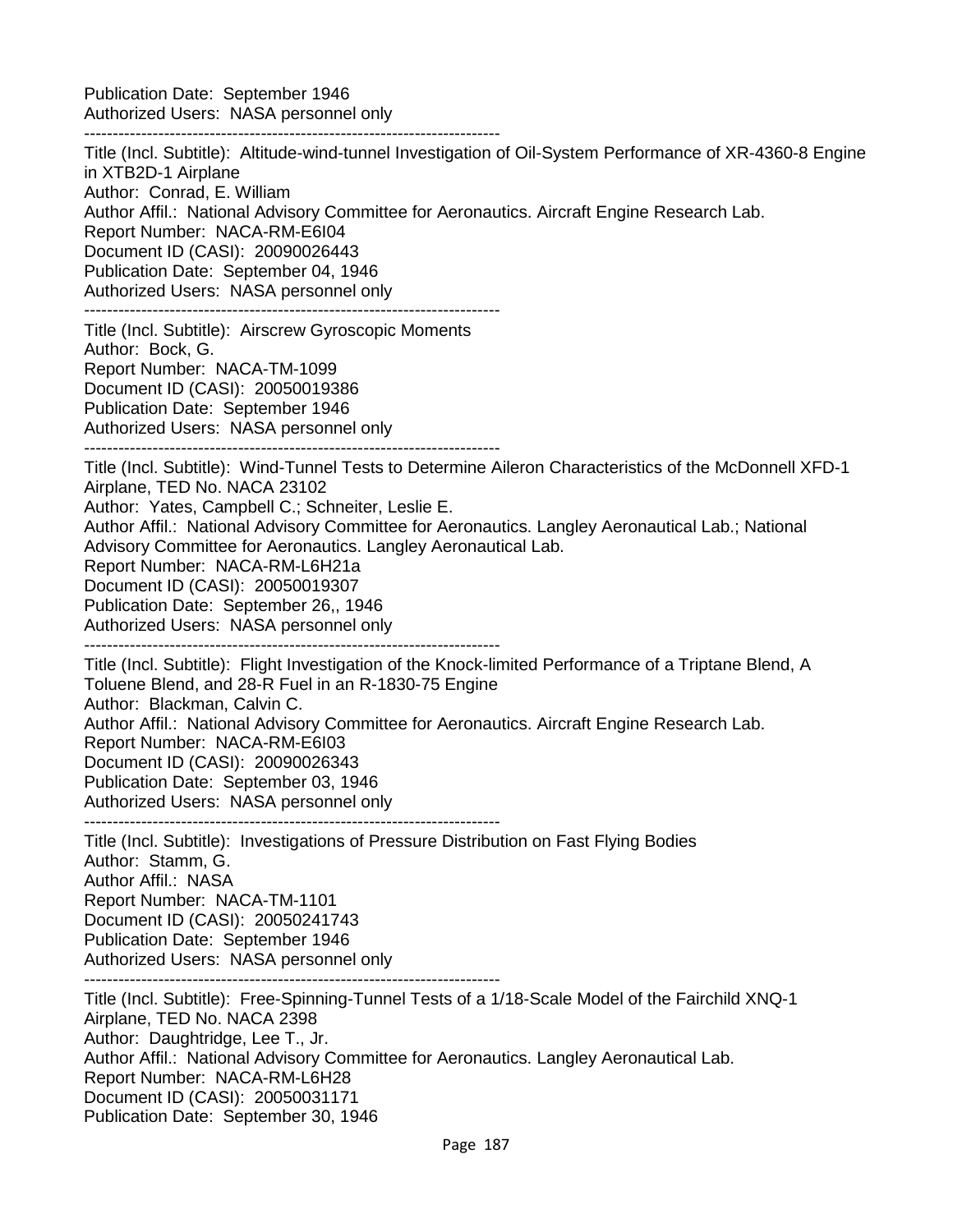Publication Date:  September 1946
Authorized Users:  NASA personnel only

------------------------------------------------------------------------

Title (Incl. Subtitle):  Altitude-wind-tunnel Investigation of Oil-System Performance of XR-4360-8 Engine in XTB2D-1 Airplane
Author:  Conrad, E. William
Author Affil.:  National Advisory Committee for Aeronautics. Aircraft Engine Research Lab.
Report Number:  NACA-RM-E6I04
Document ID (CASI):  20090026443
Publication Date:  September 04, 1946
Authorized Users:  NASA personnel only

------------------------------------------------------------------------

Title (Incl. Subtitle):  Airscrew Gyroscopic Moments
Author:  Bock, G.
Report Number:  NACA-TM-1099
Document ID (CASI):  20050019386
Publication Date:  September 1946
Authorized Users:  NASA personnel only

------------------------------------------------------------------------

Title (Incl. Subtitle):  Wind-Tunnel Tests to Determine Aileron Characteristics of the McDonnell XFD-1 Airplane, TED No. NACA 23102
Author:  Yates, Campbell C.; Schneiter, Leslie E.
Author Affil.:  National Advisory Committee for Aeronautics. Langley Aeronautical Lab.; National Advisory Committee for Aeronautics. Langley Aeronautical Lab.
Report Number:  NACA-RM-L6H21a
Document ID (CASI):  20050019307
Publication Date:  September 26,, 1946
Authorized Users:  NASA personnel only

------------------------------------------------------------------------

Title (Incl. Subtitle):  Flight Investigation of the Knock-limited Performance of a Triptane Blend, A Toluene Blend, and 28-R Fuel in an R-1830-75 Engine
Author:  Blackman, Calvin C.
Author Affil.:  National Advisory Committee for Aeronautics. Aircraft Engine Research Lab.
Report Number:  NACA-RM-E6I03
Document ID (CASI):  20090026343
Publication Date:  September 03, 1946
Authorized Users:  NASA personnel only

------------------------------------------------------------------------

Title (Incl. Subtitle):  Investigations of Pressure Distribution on Fast Flying Bodies
Author:  Stamm, G.
Author Affil.:  NASA
Report Number:  NACA-TM-1101
Document ID (CASI):  20050241743
Publication Date:  September 1946
Authorized Users:  NASA personnel only

------------------------------------------------------------------------

Title (Incl. Subtitle):  Free-Spinning-Tunnel Tests of a 1/18-Scale Model of the Fairchild XNQ-1 Airplane, TED No. NACA 2398
Author:  Daughtridge, Lee T., Jr.
Author Affil.:  National Advisory Committee for Aeronautics. Langley Aeronautical Lab.
Report Number:  NACA-RM-L6H28
Document ID (CASI):  20050031171
Publication Date:  September 30, 1946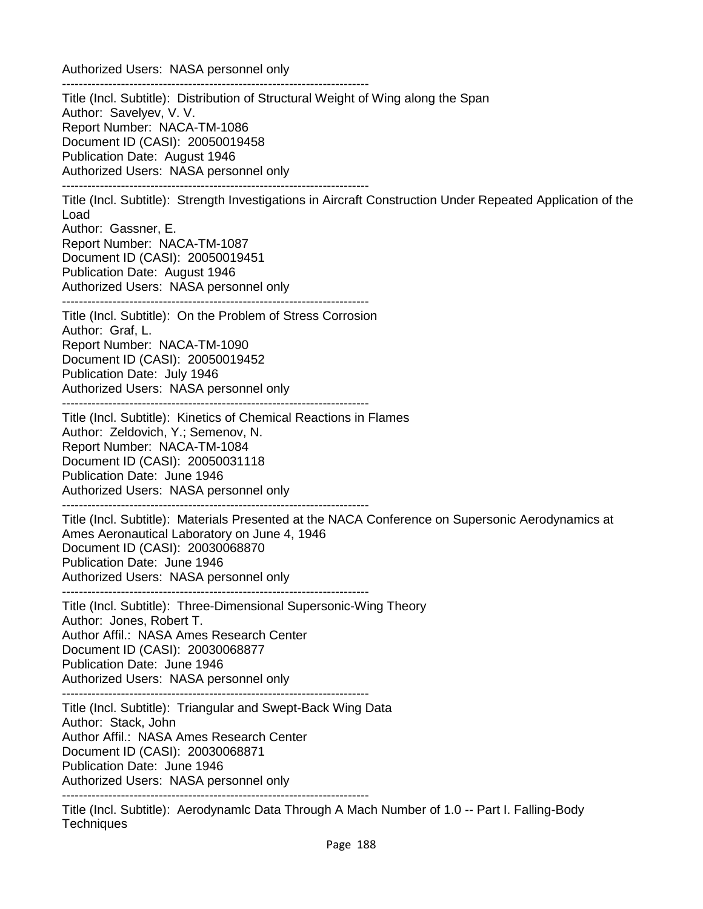Authorized Users: NASA personnel only

------------------------------------------------------------------------

Title (Incl. Subtitle): Distribution of Structural Weight of Wing along the Span
Author: Savelyev, V. V.
Report Number: NACA-TM-1086
Document ID (CASI): 20050019458
Publication Date: August 1946
Authorized Users: NASA personnel only

------------------------------------------------------------------------

Title (Incl. Subtitle): Strength Investigations in Aircraft Construction Under Repeated Application of the Load
Author: Gassner, E.
Report Number: NACA-TM-1087
Document ID (CASI): 20050019451
Publication Date: August 1946
Authorized Users: NASA personnel only

------------------------------------------------------------------------

Title (Incl. Subtitle): On the Problem of Stress Corrosion
Author: Graf, L.
Report Number: NACA-TM-1090
Document ID (CASI): 20050019452
Publication Date: July 1946
Authorized Users: NASA personnel only

------------------------------------------------------------------------

Title (Incl. Subtitle): Kinetics of Chemical Reactions in Flames
Author: Zeldovich, Y.; Semenov, N.
Report Number: NACA-TM-1084
Document ID (CASI): 20050031118
Publication Date: June 1946
Authorized Users: NASA personnel only

------------------------------------------------------------------------

Title (Incl. Subtitle): Materials Presented at the NACA Conference on Supersonic Aerodynamics at Ames Aeronautical Laboratory on June 4, 1946
Document ID (CASI): 20030068870
Publication Date: June 1946
Authorized Users: NASA personnel only

------------------------------------------------------------------------

Title (Incl. Subtitle): Three-Dimensional Supersonic-Wing Theory
Author: Jones, Robert T.
Author Affil.: NASA Ames Research Center
Document ID (CASI): 20030068877
Publication Date: June 1946
Authorized Users: NASA personnel only

------------------------------------------------------------------------

Title (Incl. Subtitle): Triangular and Swept-Back Wing Data
Author: Stack, John
Author Affil.: NASA Ames Research Center
Document ID (CASI): 20030068871
Publication Date: June 1946
Authorized Users: NASA personnel only

------------------------------------------------------------------------

Title (Incl. Subtitle): Aerodynamlc Data Through A Mach Number of 1.0 -- Part I. Falling-Body Techniques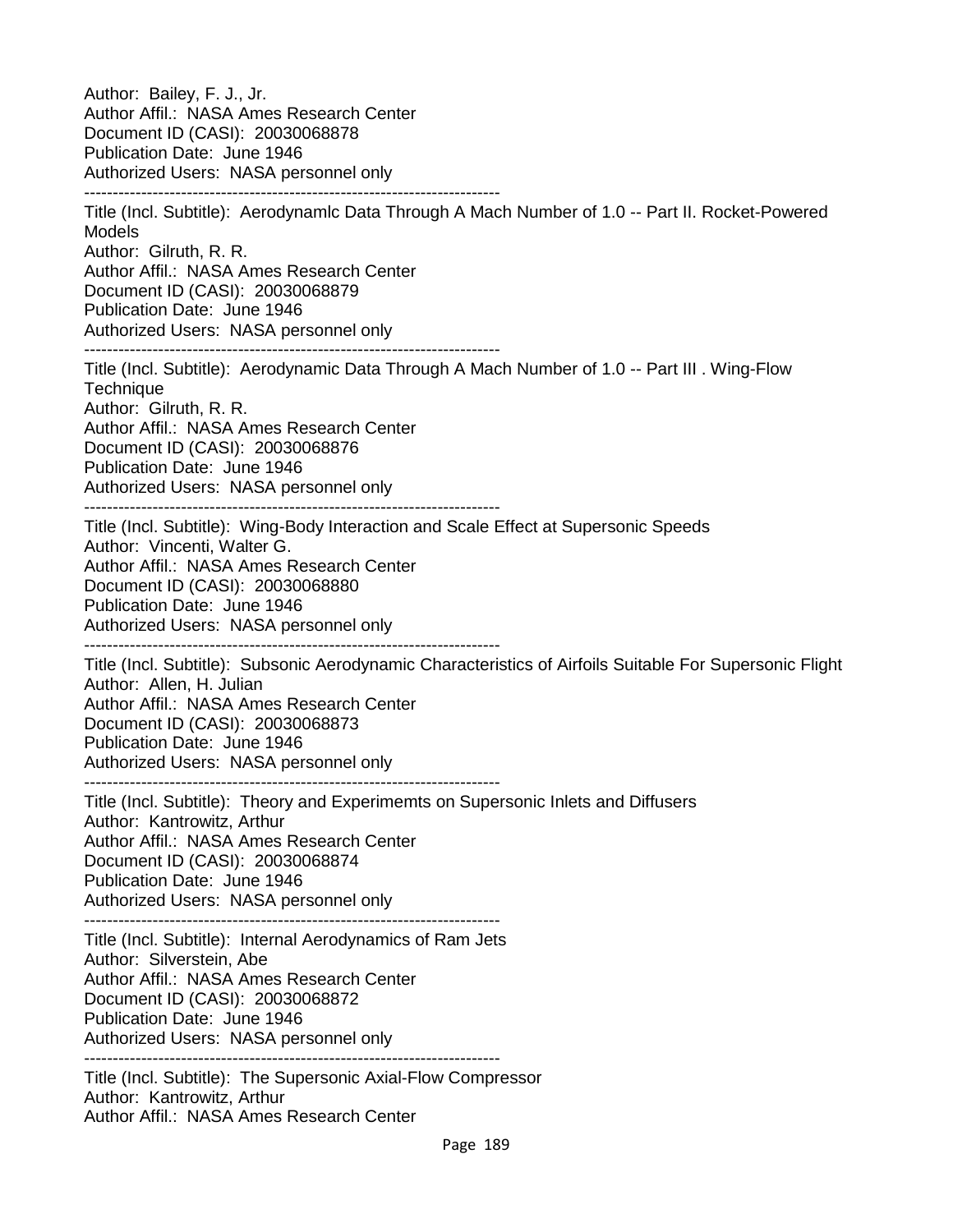Author: Bailey, F. J., Jr.
Author Affil.: NASA Ames Research Center
Document ID (CASI): 20030068878
Publication Date: June 1946
Authorized Users: NASA personnel only

--------------------------------------------------------------------------

Title (Incl. Subtitle): Aerodynamlc Data Through A Mach Number of 1.0 -- Part II. Rocket-Powered Models
Author: Gilruth, R. R.
Author Affil.: NASA Ames Research Center
Document ID (CASI): 20030068879
Publication Date: June 1946
Authorized Users: NASA personnel only

--------------------------------------------------------------------------

Title (Incl. Subtitle): Aerodynamic Data Through A Mach Number of 1.0 -- Part III . Wing-Flow Technique
Author: Gilruth, R. R.
Author Affil.: NASA Ames Research Center
Document ID (CASI): 20030068876
Publication Date: June 1946
Authorized Users: NASA personnel only

--------------------------------------------------------------------------

Title (Incl. Subtitle): Wing-Body Interaction and Scale Effect at Supersonic Speeds
Author: Vincenti, Walter G.
Author Affil.: NASA Ames Research Center
Document ID (CASI): 20030068880
Publication Date: June 1946
Authorized Users: NASA personnel only

--------------------------------------------------------------------------

Title (Incl. Subtitle): Subsonic Aerodynamic Characteristics of Airfoils Suitable For Supersonic Flight
Author: Allen, H. Julian
Author Affil.: NASA Ames Research Center
Document ID (CASI): 20030068873
Publication Date: June 1946
Authorized Users: NASA personnel only

--------------------------------------------------------------------------

Title (Incl. Subtitle): Theory and Experimemts on Supersonic Inlets and Diffusers
Author: Kantrowitz, Arthur
Author Affil.: NASA Ames Research Center
Document ID (CASI): 20030068874
Publication Date: June 1946
Authorized Users: NASA personnel only

--------------------------------------------------------------------------

Title (Incl. Subtitle): Internal Aerodynamics of Ram Jets
Author: Silverstein, Abe
Author Affil.: NASA Ames Research Center
Document ID (CASI): 20030068872
Publication Date: June 1946
Authorized Users: NASA personnel only

--------------------------------------------------------------------------

Title (Incl. Subtitle): The Supersonic Axial-Flow Compressor
Author: Kantrowitz, Arthur
Author Affil.: NASA Ames Research Center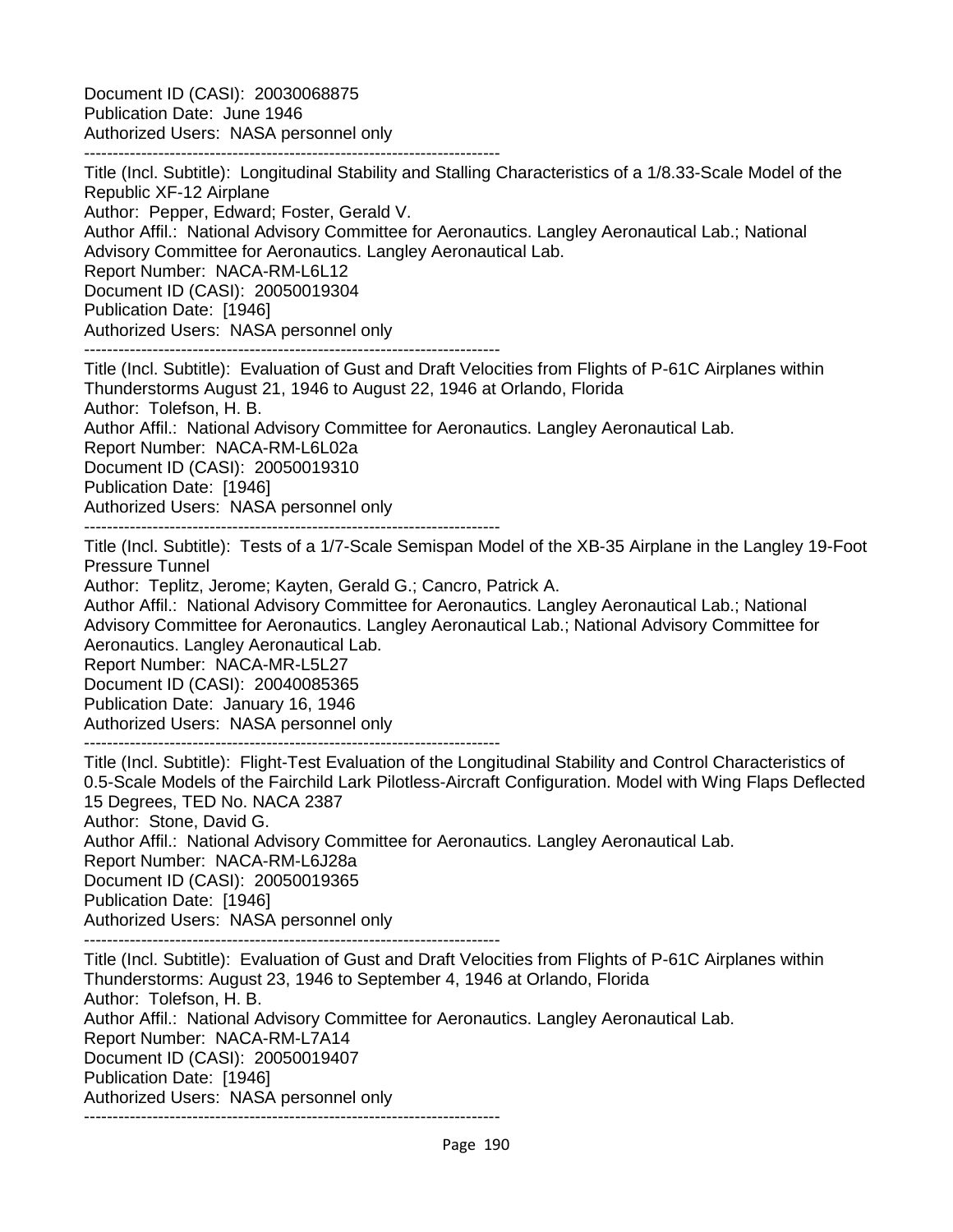Document ID (CASI): 20030068875
Publication Date: June 1946
Authorized Users: NASA personnel only

-----------------------------------------------------------------------

Title (Incl. Subtitle): Longitudinal Stability and Stalling Characteristics of a 1/8.33-Scale Model of the Republic XF-12 Airplane
Author: Pepper, Edward; Foster, Gerald V.
Author Affil.: National Advisory Committee for Aeronautics. Langley Aeronautical Lab.; National Advisory Committee for Aeronautics. Langley Aeronautical Lab.
Report Number: NACA-RM-L6L12
Document ID (CASI): 20050019304
Publication Date: [1946]
Authorized Users: NASA personnel only

-----------------------------------------------------------------------

Title (Incl. Subtitle): Evaluation of Gust and Draft Velocities from Flights of P-61C Airplanes within Thunderstorms August 21, 1946 to August 22, 1946 at Orlando, Florida
Author: Tolefson, H. B.
Author Affil.: National Advisory Committee for Aeronautics. Langley Aeronautical Lab.
Report Number: NACA-RM-L6L02a
Document ID (CASI): 20050019310
Publication Date: [1946]
Authorized Users: NASA personnel only

-----------------------------------------------------------------------

Title (Incl. Subtitle): Tests of a 1/7-Scale Semispan Model of the XB-35 Airplane in the Langley 19-Foot Pressure Tunnel
Author: Teplitz, Jerome; Kayten, Gerald G.; Cancro, Patrick A.
Author Affil.: National Advisory Committee for Aeronautics. Langley Aeronautical Lab.; National Advisory Committee for Aeronautics. Langley Aeronautical Lab.; National Advisory Committee for Aeronautics. Langley Aeronautical Lab.
Report Number: NACA-MR-L5L27
Document ID (CASI): 20040085365
Publication Date: January 16, 1946
Authorized Users: NASA personnel only

-----------------------------------------------------------------------

Title (Incl. Subtitle): Flight-Test Evaluation of the Longitudinal Stability and Control Characteristics of 0.5-Scale Models of the Fairchild Lark Pilotless-Aircraft Configuration. Model with Wing Flaps Deflected 15 Degrees, TED No. NACA 2387
Author: Stone, David G.
Author Affil.: National Advisory Committee for Aeronautics. Langley Aeronautical Lab.
Report Number: NACA-RM-L6J28a
Document ID (CASI): 20050019365
Publication Date: [1946]
Authorized Users: NASA personnel only

-----------------------------------------------------------------------

Title (Incl. Subtitle): Evaluation of Gust and Draft Velocities from Flights of P-61C Airplanes within Thunderstorms: August 23, 1946 to September 4, 1946 at Orlando, Florida
Author: Tolefson, H. B.
Author Affil.: National Advisory Committee for Aeronautics. Langley Aeronautical Lab.
Report Number: NACA-RM-L7A14
Document ID (CASI): 20050019407
Publication Date: [1946]
Authorized Users: NASA personnel only

-----------------------------------------------------------------------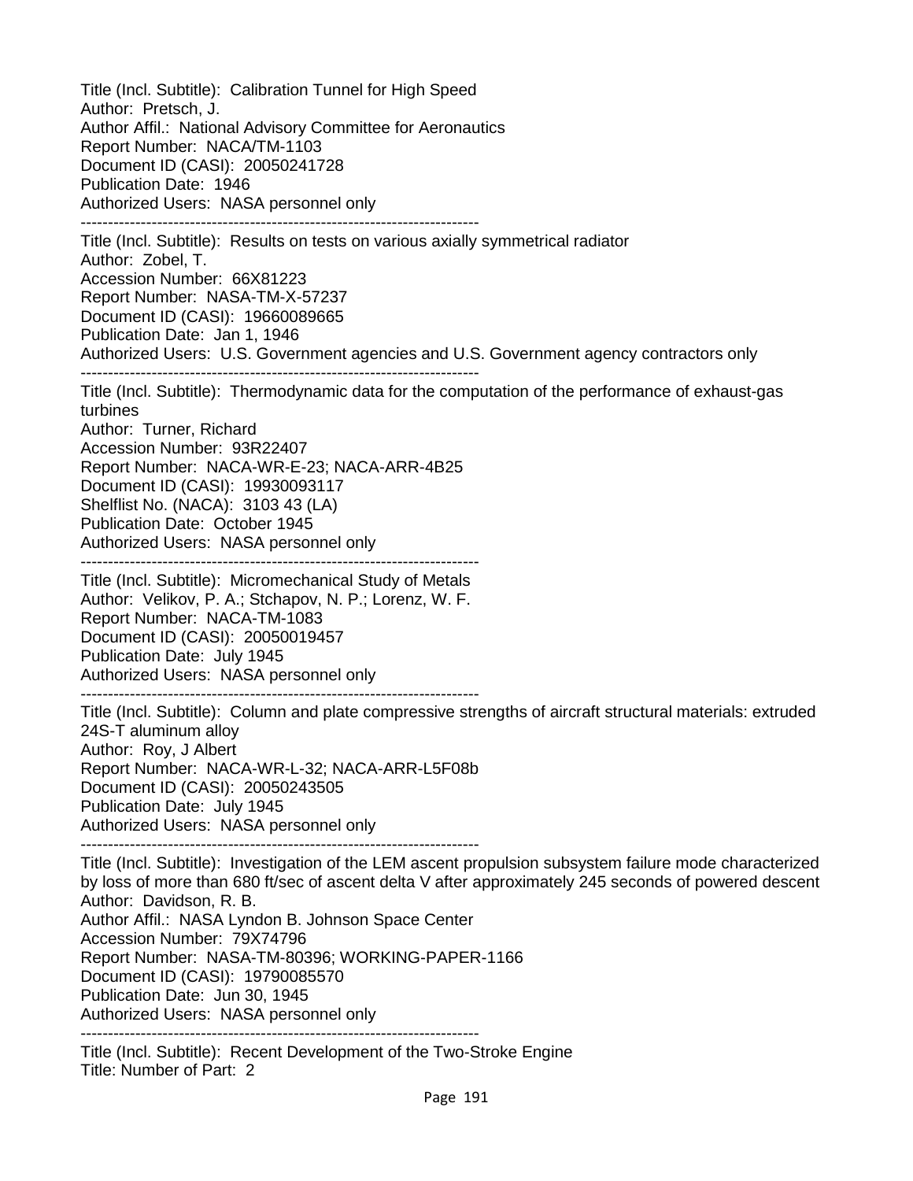Title (Incl. Subtitle): Calibration Tunnel for High Speed
Author: Pretsch, J.
Author Affil.: National Advisory Committee for Aeronautics
Report Number: NACA/TM-1103
Document ID (CASI): 20050241728
Publication Date: 1946
Authorized Users: NASA personnel only

---

Title (Incl. Subtitle): Results on tests on various axially symmetrical radiator
Author: Zobel, T.
Accession Number: 66X81223
Report Number: NASA-TM-X-57237
Document ID (CASI): 19660089665
Publication Date: Jan 1, 1946
Authorized Users: U.S. Government agencies and U.S. Government agency contractors only

---

Title (Incl. Subtitle): Thermodynamic data for the computation of the performance of exhaust-gas turbines
Author: Turner, Richard
Accession Number: 93R22407
Report Number: NACA-WR-E-23; NACA-ARR-4B25
Document ID (CASI): 19930093117
Shelflist No. (NACA): 3103 43 (LA)
Publication Date: October 1945
Authorized Users: NASA personnel only

---

Title (Incl. Subtitle): Micromechanical Study of Metals
Author: Velikov, P. A.; Stchapov, N. P.; Lorenz, W. F.
Report Number: NACA-TM-1083
Document ID (CASI): 20050019457
Publication Date: July 1945
Authorized Users: NASA personnel only

---

Title (Incl. Subtitle): Column and plate compressive strengths of aircraft structural materials: extruded 24S-T aluminum alloy
Author: Roy, J Albert
Report Number: NACA-WR-L-32; NACA-ARR-L5F08b
Document ID (CASI): 20050243505
Publication Date: July 1945
Authorized Users: NASA personnel only

---

Title (Incl. Subtitle): Investigation of the LEM ascent propulsion subsystem failure mode characterized by loss of more than 680 ft/sec of ascent delta V after approximately 245 seconds of powered descent
Author: Davidson, R. B.
Author Affil.: NASA Lyndon B. Johnson Space Center
Accession Number: 79X74796
Report Number: NASA-TM-80396; WORKING-PAPER-1166
Document ID (CASI): 19790085570
Publication Date: Jun 30, 1945
Authorized Users: NASA personnel only

---

Title (Incl. Subtitle): Recent Development of the Two-Stroke Engine
Title: Number of Part: 2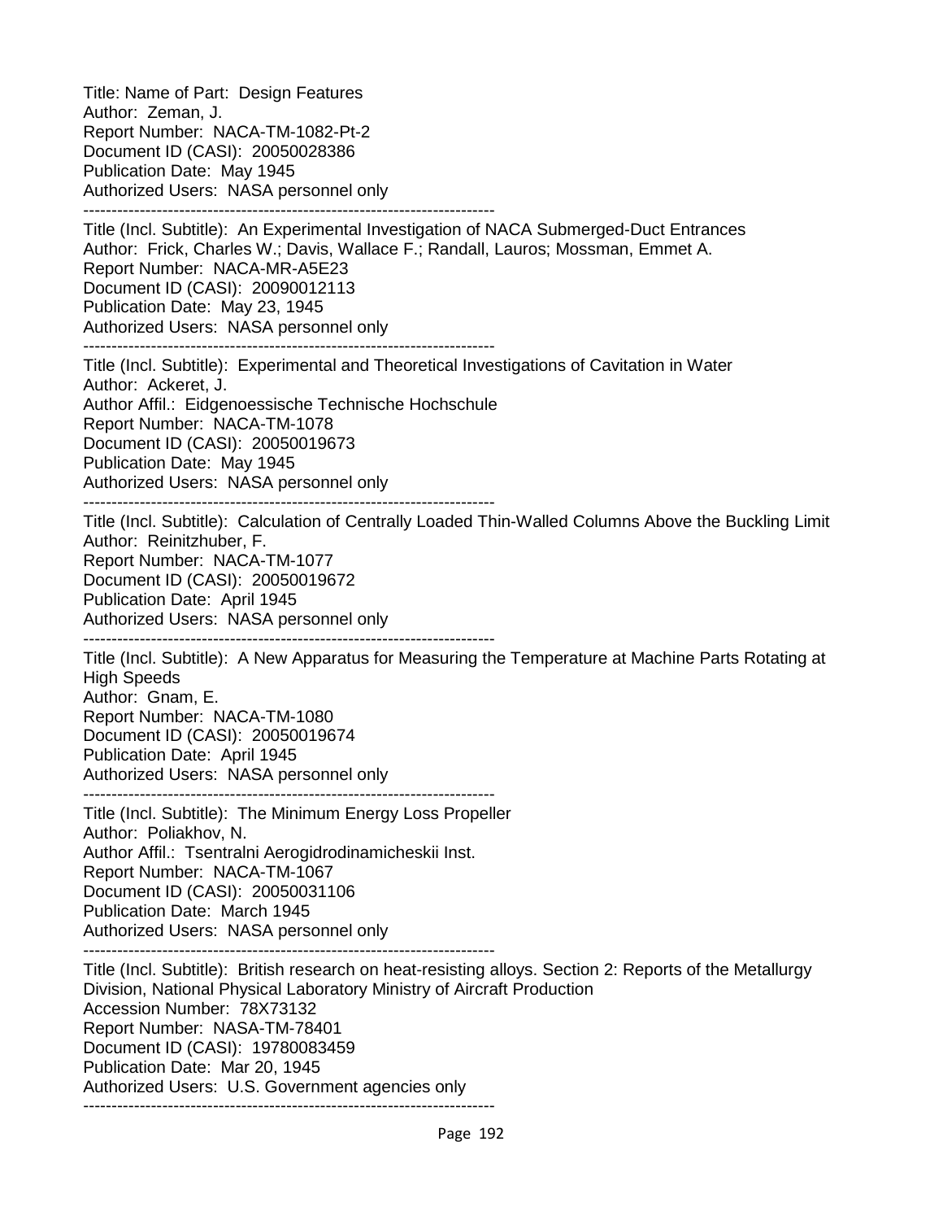Title: Name of Part: Design Features
Author: Zeman, J.
Report Number: NACA-TM-1082-Pt-2
Document ID (CASI): 20050028386
Publication Date: May 1945
Authorized Users: NASA personnel only
--------------------------------------------------------------------------
Title (Incl. Subtitle): An Experimental Investigation of NACA Submerged-Duct Entrances
Author: Frick, Charles W.; Davis, Wallace F.; Randall, Lauros; Mossman, Emmet A.
Report Number: NACA-MR-A5E23
Document ID (CASI): 20090012113
Publication Date: May 23, 1945
Authorized Users: NASA personnel only
--------------------------------------------------------------------------
Title (Incl. Subtitle): Experimental and Theoretical Investigations of Cavitation in Water
Author: Ackeret, J.
Author Affil.: Eidgenoessische Technische Hochschule
Report Number: NACA-TM-1078
Document ID (CASI): 20050019673
Publication Date: May 1945
Authorized Users: NASA personnel only
--------------------------------------------------------------------------
Title (Incl. Subtitle): Calculation of Centrally Loaded Thin-Walled Columns Above the Buckling Limit
Author: Reinitzhuber, F.
Report Number: NACA-TM-1077
Document ID (CASI): 20050019672
Publication Date: April 1945
Authorized Users: NASA personnel only
--------------------------------------------------------------------------
Title (Incl. Subtitle): A New Apparatus for Measuring the Temperature at Machine Parts Rotating at High Speeds
Author: Gnam, E.
Report Number: NACA-TM-1080
Document ID (CASI): 20050019674
Publication Date: April 1945
Authorized Users: NASA personnel only
--------------------------------------------------------------------------
Title (Incl. Subtitle): The Minimum Energy Loss Propeller
Author: Poliakhov, N.
Author Affil.: Tsentralni Aerogidrodinamicheskii Inst.
Report Number: NACA-TM-1067
Document ID (CASI): 20050031106
Publication Date: March 1945
Authorized Users: NASA personnel only
--------------------------------------------------------------------------
Title (Incl. Subtitle): British research on heat-resisting alloys. Section 2: Reports of the Metallurgy Division, National Physical Laboratory Ministry of Aircraft Production
Accession Number: 78X73132
Report Number: NASA-TM-78401
Document ID (CASI): 19780083459
Publication Date: Mar 20, 1945
Authorized Users: U.S. Government agencies only
--------------------------------------------------------------------------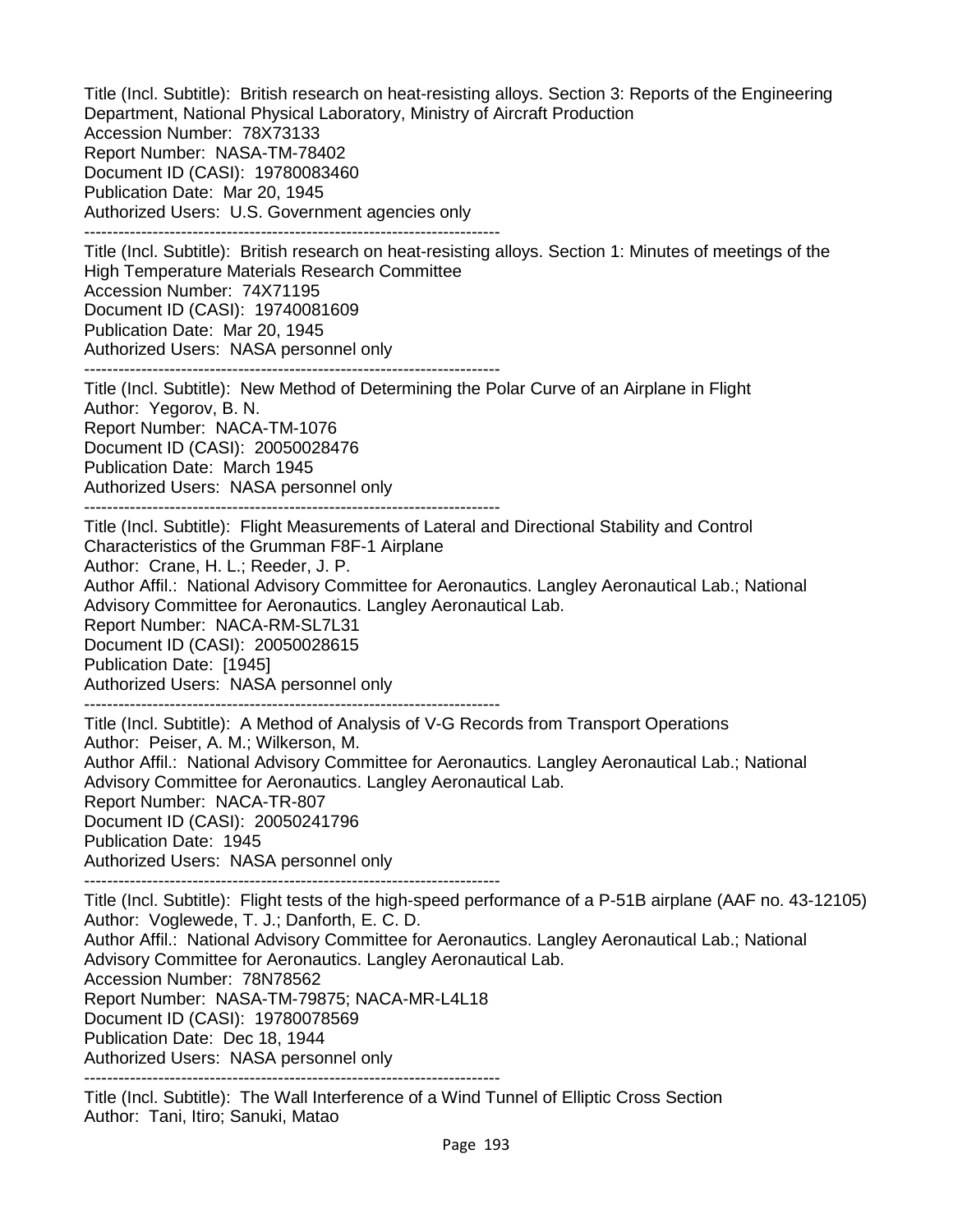Title (Incl. Subtitle): British research on heat-resisting alloys. Section 3: Reports of the Engineering Department, National Physical Laboratory, Ministry of Aircraft Production
Accession Number: 78X73133
Report Number: NASA-TM-78402
Document ID (CASI): 19780083460
Publication Date: Mar 20, 1945
Authorized Users: U.S. Government agencies only

--------------------------------------------------------------------------

Title (Incl. Subtitle): British research on heat-resisting alloys. Section 1: Minutes of meetings of the High Temperature Materials Research Committee
Accession Number: 74X71195
Document ID (CASI): 19740081609
Publication Date: Mar 20, 1945
Authorized Users: NASA personnel only

--------------------------------------------------------------------------

Title (Incl. Subtitle): New Method of Determining the Polar Curve of an Airplane in Flight
Author: Yegorov, B. N.
Report Number: NACA-TM-1076
Document ID (CASI): 20050028476
Publication Date: March 1945
Authorized Users: NASA personnel only

--------------------------------------------------------------------------

Title (Incl. Subtitle): Flight Measurements of Lateral and Directional Stability and Control Characteristics of the Grumman F8F-1 Airplane
Author: Crane, H. L.; Reeder, J. P.
Author Affil.: National Advisory Committee for Aeronautics. Langley Aeronautical Lab.; National Advisory Committee for Aeronautics. Langley Aeronautical Lab.
Report Number: NACA-RM-SL7L31
Document ID (CASI): 20050028615
Publication Date: [1945]
Authorized Users: NASA personnel only

--------------------------------------------------------------------------

Title (Incl. Subtitle): A Method of Analysis of V-G Records from Transport Operations
Author: Peiser, A. M.; Wilkerson, M.
Author Affil.: National Advisory Committee for Aeronautics. Langley Aeronautical Lab.; National Advisory Committee for Aeronautics. Langley Aeronautical Lab.
Report Number: NACA-TR-807
Document ID (CASI): 20050241796
Publication Date: 1945
Authorized Users: NASA personnel only

--------------------------------------------------------------------------

Title (Incl. Subtitle): Flight tests of the high-speed performance of a P-51B airplane (AAF no. 43-12105)
Author: Voglewede, T. J.; Danforth, E. C. D.
Author Affil.: National Advisory Committee for Aeronautics. Langley Aeronautical Lab.; National Advisory Committee for Aeronautics. Langley Aeronautical Lab.
Accession Number: 78N78562
Report Number: NASA-TM-79875; NACA-MR-L4L18
Document ID (CASI): 19780078569
Publication Date: Dec 18, 1944
Authorized Users: NASA personnel only

--------------------------------------------------------------------------

Title (Incl. Subtitle): The Wall Interference of a Wind Tunnel of Elliptic Cross Section
Author: Tani, Itiro; Sanuki, Matao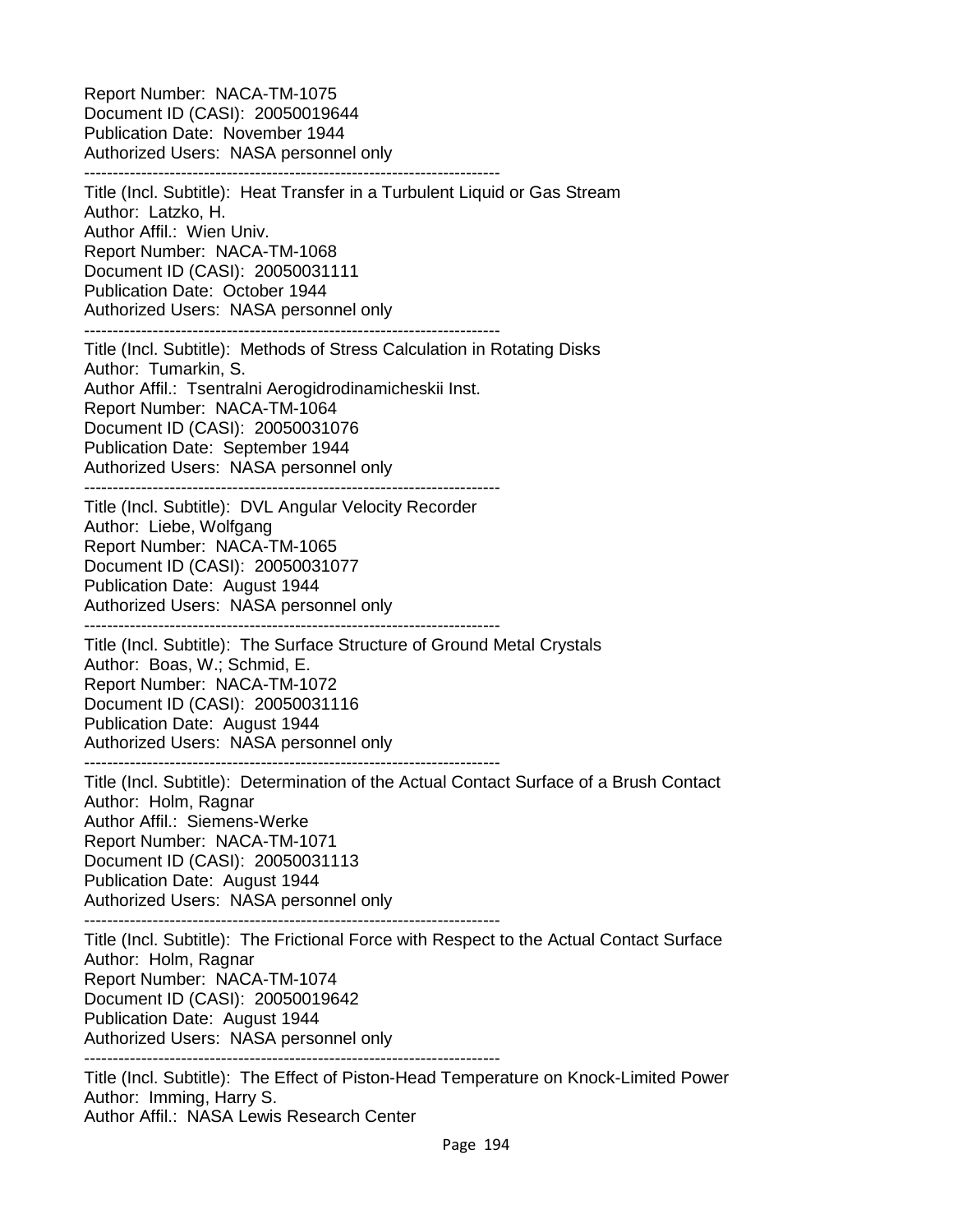Report Number: NACA-TM-1075
Document ID (CASI): 20050019644
Publication Date: November 1944
Authorized Users: NASA personnel only

-------------------------------------------------------------------------

Title (Incl. Subtitle): Heat Transfer in a Turbulent Liquid or Gas Stream
Author: Latzko, H.
Author Affil.: Wien Univ.
Report Number: NACA-TM-1068
Document ID (CASI): 20050031111
Publication Date: October 1944
Authorized Users: NASA personnel only

-------------------------------------------------------------------------

Title (Incl. Subtitle): Methods of Stress Calculation in Rotating Disks
Author: Tumarkin, S.
Author Affil.: Tsentralni Aerogidrodinamicheskii Inst.
Report Number: NACA-TM-1064
Document ID (CASI): 20050031076
Publication Date: September 1944
Authorized Users: NASA personnel only

-------------------------------------------------------------------------

Title (Incl. Subtitle): DVL Angular Velocity Recorder
Author: Liebe, Wolfgang
Report Number: NACA-TM-1065
Document ID (CASI): 20050031077
Publication Date: August 1944
Authorized Users: NASA personnel only

-------------------------------------------------------------------------

Title (Incl. Subtitle): The Surface Structure of Ground Metal Crystals
Author: Boas, W.; Schmid, E.
Report Number: NACA-TM-1072
Document ID (CASI): 20050031116
Publication Date: August 1944
Authorized Users: NASA personnel only

-------------------------------------------------------------------------

Title (Incl. Subtitle): Determination of the Actual Contact Surface of a Brush Contact
Author: Holm, Ragnar
Author Affil.: Siemens-Werke
Report Number: NACA-TM-1071
Document ID (CASI): 20050031113
Publication Date: August 1944
Authorized Users: NASA personnel only

-------------------------------------------------------------------------

Title (Incl. Subtitle): The Frictional Force with Respect to the Actual Contact Surface
Author: Holm, Ragnar
Report Number: NACA-TM-1074
Document ID (CASI): 20050019642
Publication Date: August 1944
Authorized Users: NASA personnel only

-------------------------------------------------------------------------

Title (Incl. Subtitle): The Effect of Piston-Head Temperature on Knock-Limited Power
Author: Imming, Harry S.
Author Affil.: NASA Lewis Research Center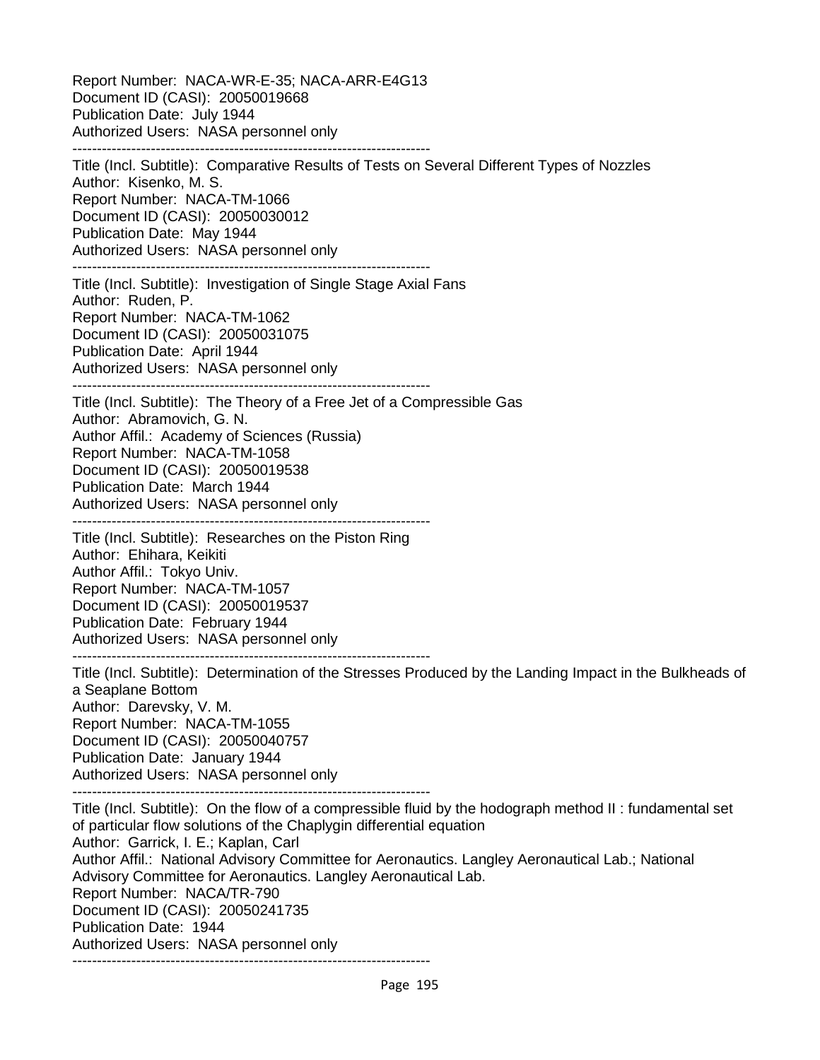Report Number: NACA-WR-E-35; NACA-ARR-E4G13
Document ID (CASI): 20050019668
Publication Date: July 1944
Authorized Users: NASA personnel only

------------------------------------------------------------------------

Title (Incl. Subtitle): Comparative Results of Tests on Several Different Types of Nozzles
Author: Kisenko, M. S.
Report Number: NACA-TM-1066
Document ID (CASI): 20050030012
Publication Date: May 1944
Authorized Users: NASA personnel only

------------------------------------------------------------------------

Title (Incl. Subtitle): Investigation of Single Stage Axial Fans
Author: Ruden, P.
Report Number: NACA-TM-1062
Document ID (CASI): 20050031075
Publication Date: April 1944
Authorized Users: NASA personnel only

------------------------------------------------------------------------

Title (Incl. Subtitle): The Theory of a Free Jet of a Compressible Gas
Author: Abramovich, G. N.
Author Affil.: Academy of Sciences (Russia)
Report Number: NACA-TM-1058
Document ID (CASI): 20050019538
Publication Date: March 1944
Authorized Users: NASA personnel only

------------------------------------------------------------------------

Title (Incl. Subtitle): Researches on the Piston Ring
Author: Ehihara, Keikiti
Author Affil.: Tokyo Univ.
Report Number: NACA-TM-1057
Document ID (CASI): 20050019537
Publication Date: February 1944
Authorized Users: NASA personnel only

------------------------------------------------------------------------

Title (Incl. Subtitle): Determination of the Stresses Produced by the Landing Impact in the Bulkheads of a Seaplane Bottom
Author: Darevsky, V. M.
Report Number: NACA-TM-1055
Document ID (CASI): 20050040757
Publication Date: January 1944
Authorized Users: NASA personnel only

------------------------------------------------------------------------

Title (Incl. Subtitle): On the flow of a compressible fluid by the hodograph method II : fundamental set of particular flow solutions of the Chaplygin differential equation
Author: Garrick, I. E.; Kaplan, Carl
Author Affil.: National Advisory Committee for Aeronautics. Langley Aeronautical Lab.; National Advisory Committee for Aeronautics. Langley Aeronautical Lab.
Report Number: NACA/TR-790
Document ID (CASI): 20050241735
Publication Date: 1944
Authorized Users: NASA personnel only

------------------------------------------------------------------------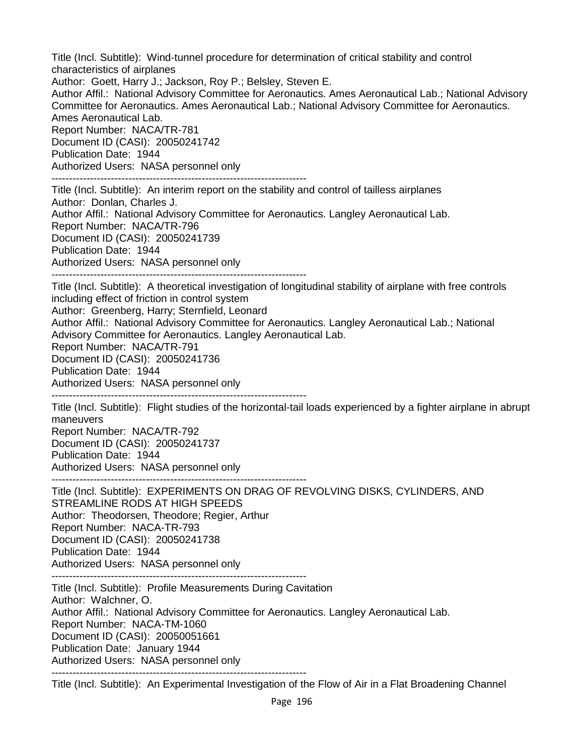Title (Incl. Subtitle): Wind-tunnel procedure for determination of critical stability and control characteristics of airplanes
Author: Goett, Harry J.; Jackson, Roy P.; Belsley, Steven E.
Author Affil.: National Advisory Committee for Aeronautics. Ames Aeronautical Lab.; National Advisory Committee for Aeronautics. Ames Aeronautical Lab.; National Advisory Committee for Aeronautics. Ames Aeronautical Lab.
Report Number: NACA/TR-781
Document ID (CASI): 20050241742
Publication Date: 1944
Authorized Users: NASA personnel only

---

Title (Incl. Subtitle): An interim report on the stability and control of tailless airplanes
Author: Donlan, Charles J.
Author Affil.: National Advisory Committee for Aeronautics. Langley Aeronautical Lab.
Report Number: NACA/TR-796
Document ID (CASI): 20050241739
Publication Date: 1944
Authorized Users: NASA personnel only

---

Title (Incl. Subtitle): A theoretical investigation of longitudinal stability of airplane with free controls including effect of friction in control system
Author: Greenberg, Harry; Sternfield, Leonard
Author Affil.: National Advisory Committee for Aeronautics. Langley Aeronautical Lab.; National Advisory Committee for Aeronautics. Langley Aeronautical Lab.
Report Number: NACA/TR-791
Document ID (CASI): 20050241736
Publication Date: 1944
Authorized Users: NASA personnel only

---

Title (Incl. Subtitle): Flight studies of the horizontal-tail loads experienced by a fighter airplane in abrupt maneuvers
Report Number: NACA/TR-792
Document ID (CASI): 20050241737
Publication Date: 1944
Authorized Users: NASA personnel only

---

Title (Incl. Subtitle): EXPERIMENTS ON DRAG OF REVOLVING DISKS, CYLINDERS, AND STREAMLINE RODS AT HIGH SPEEDS
Author: Theodorsen, Theodore; Regier, Arthur
Report Number: NACA-TR-793
Document ID (CASI): 20050241738
Publication Date: 1944
Authorized Users: NASA personnel only

---

Title (Incl. Subtitle): Profile Measurements During Cavitation
Author: Walchner, O.
Author Affil.: National Advisory Committee for Aeronautics. Langley Aeronautical Lab.
Report Number: NACA-TM-1060
Document ID (CASI): 20050051661
Publication Date: January 1944
Authorized Users: NASA personnel only

---

Title (Incl. Subtitle): An Experimental Investigation of the Flow of Air in a Flat Broadening Channel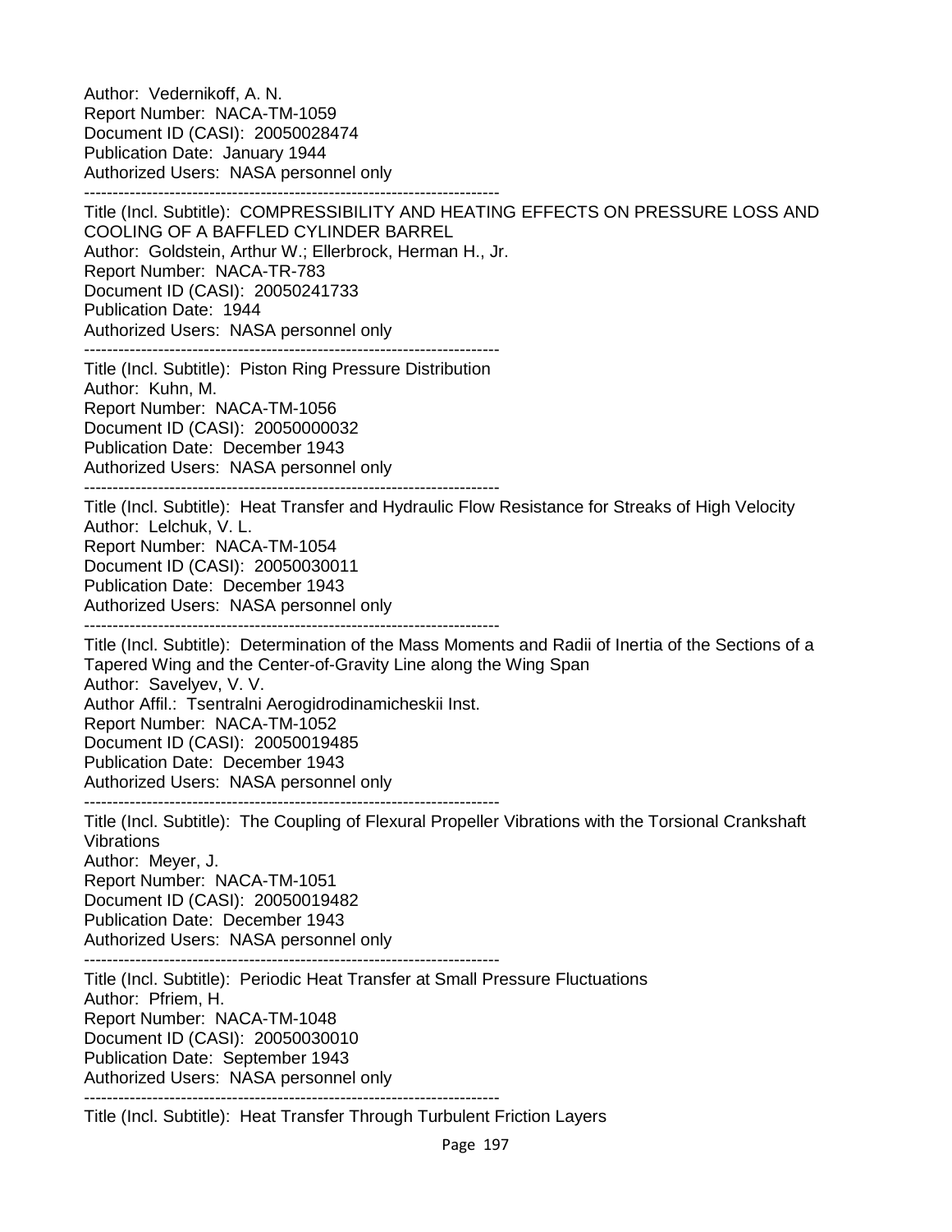Author: Vedernikoff, A. N.
Report Number: NACA-TM-1059
Document ID (CASI): 20050028474
Publication Date: January 1944
Authorized Users: NASA personnel only

--------------------------------------------------------------------------

Title (Incl. Subtitle): COMPRESSIBILITY AND HEATING EFFECTS ON PRESSURE LOSS AND COOLING OF A BAFFLED CYLINDER BARREL
Author: Goldstein, Arthur W.; Ellerbrock, Herman H., Jr.
Report Number: NACA-TR-783
Document ID (CASI): 20050241733
Publication Date: 1944
Authorized Users: NASA personnel only

--------------------------------------------------------------------------

Title (Incl. Subtitle): Piston Ring Pressure Distribution
Author: Kuhn, M.
Report Number: NACA-TM-1056
Document ID (CASI): 20050000032
Publication Date: December 1943
Authorized Users: NASA personnel only

--------------------------------------------------------------------------

Title (Incl. Subtitle): Heat Transfer and Hydraulic Flow Resistance for Streaks of High Velocity
Author: Lelchuk, V. L.
Report Number: NACA-TM-1054
Document ID (CASI): 20050030011
Publication Date: December 1943
Authorized Users: NASA personnel only

--------------------------------------------------------------------------

Title (Incl. Subtitle): Determination of the Mass Moments and Radii of Inertia of the Sections of a Tapered Wing and the Center-of-Gravity Line along the Wing Span
Author: Savelyev, V. V.
Author Affil.: Tsentralni Aerogidrodinamicheskii Inst.
Report Number: NACA-TM-1052
Document ID (CASI): 20050019485
Publication Date: December 1943
Authorized Users: NASA personnel only

--------------------------------------------------------------------------

Title (Incl. Subtitle): The Coupling of Flexural Propeller Vibrations with the Torsional Crankshaft Vibrations
Author: Meyer, J.
Report Number: NACA-TM-1051
Document ID (CASI): 20050019482
Publication Date: December 1943
Authorized Users: NASA personnel only

--------------------------------------------------------------------------

Title (Incl. Subtitle): Periodic Heat Transfer at Small Pressure Fluctuations
Author: Pfriem, H.
Report Number: NACA-TM-1048
Document ID (CASI): 20050030010
Publication Date: September 1943
Authorized Users: NASA personnel only

--------------------------------------------------------------------------

Title (Incl. Subtitle): Heat Transfer Through Turbulent Friction Layers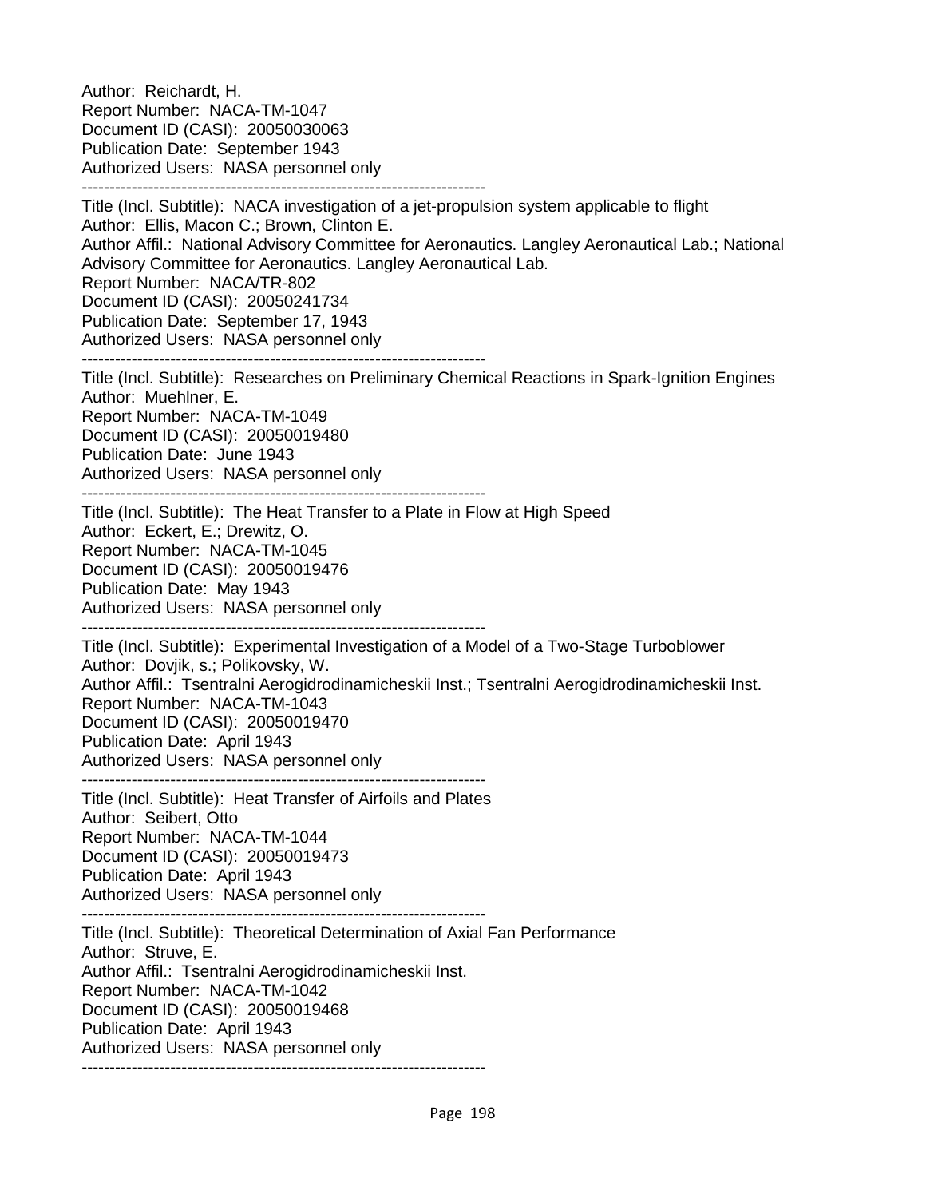Author: Reichardt, H.
Report Number: NACA-TM-1047
Document ID (CASI): 20050030063
Publication Date: September 1943
Authorized Users: NASA personnel only

-------------------------------------------------------------------------

Title (Incl. Subtitle): NACA investigation of a jet-propulsion system applicable to flight
Author: Ellis, Macon C.; Brown, Clinton E.
Author Affil.: National Advisory Committee for Aeronautics. Langley Aeronautical Lab.; National Advisory Committee for Aeronautics. Langley Aeronautical Lab.
Report Number: NACA/TR-802
Document ID (CASI): 20050241734
Publication Date: September 17, 1943
Authorized Users: NASA personnel only

-------------------------------------------------------------------------

Title (Incl. Subtitle): Researches on Preliminary Chemical Reactions in Spark-Ignition Engines
Author: Muehlner, E.
Report Number: NACA-TM-1049
Document ID (CASI): 20050019480
Publication Date: June 1943
Authorized Users: NASA personnel only

-------------------------------------------------------------------------

Title (Incl. Subtitle): The Heat Transfer to a Plate in Flow at High Speed
Author: Eckert, E.; Drewitz, O.
Report Number: NACA-TM-1045
Document ID (CASI): 20050019476
Publication Date: May 1943
Authorized Users: NASA personnel only

-------------------------------------------------------------------------

Title (Incl. Subtitle): Experimental Investigation of a Model of a Two-Stage Turboblower
Author: Dovjik, s.; Polikovsky, W.
Author Affil.: Tsentralni Aerogidrodinamicheskii Inst.; Tsentralni Aerogidrodinamicheskii Inst.
Report Number: NACA-TM-1043
Document ID (CASI): 20050019470
Publication Date: April 1943
Authorized Users: NASA personnel only

-------------------------------------------------------------------------

Title (Incl. Subtitle): Heat Transfer of Airfoils and Plates
Author: Seibert, Otto
Report Number: NACA-TM-1044
Document ID (CASI): 20050019473
Publication Date: April 1943
Authorized Users: NASA personnel only

-------------------------------------------------------------------------

Title (Incl. Subtitle): Theoretical Determination of Axial Fan Performance
Author: Struve, E.
Author Affil.: Tsentralni Aerogidrodinamicheskii Inst.
Report Number: NACA-TM-1042
Document ID (CASI): 20050019468
Publication Date: April 1943
Authorized Users: NASA personnel only

-------------------------------------------------------------------------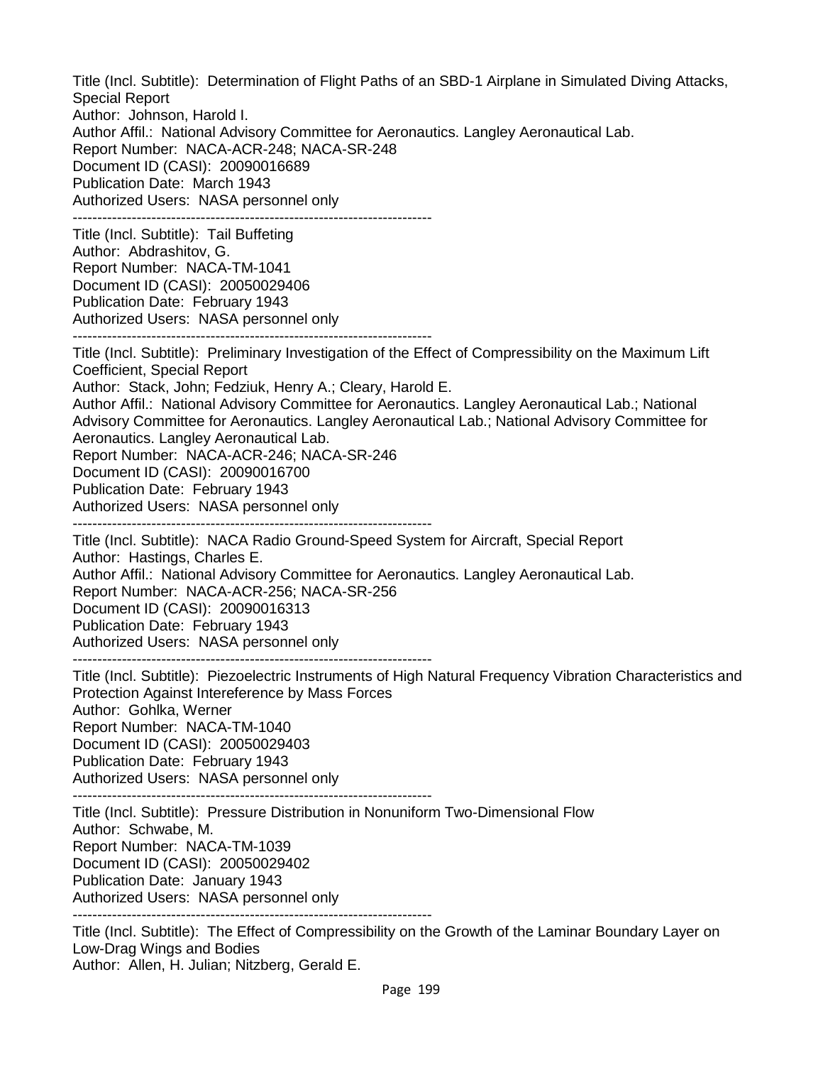Title (Incl. Subtitle): Determination of Flight Paths of an SBD-1 Airplane in Simulated Diving Attacks, Special Report
Author: Johnson, Harold I.
Author Affil.: National Advisory Committee for Aeronautics. Langley Aeronautical Lab.
Report Number: NACA-ACR-248; NACA-SR-248
Document ID (CASI): 20090016689
Publication Date: March 1943
Authorized Users: NASA personnel only

-------------------------------------------------------------------------

Title (Incl. Subtitle): Tail Buffeting
Author: Abdrashitov, G.
Report Number: NACA-TM-1041
Document ID (CASI): 20050029406
Publication Date: February 1943
Authorized Users: NASA personnel only

-------------------------------------------------------------------------

Title (Incl. Subtitle): Preliminary Investigation of the Effect of Compressibility on the Maximum Lift Coefficient, Special Report
Author: Stack, John; Fedziuk, Henry A.; Cleary, Harold E.
Author Affil.: National Advisory Committee for Aeronautics. Langley Aeronautical Lab.; National Advisory Committee for Aeronautics. Langley Aeronautical Lab.; National Advisory Committee for Aeronautics. Langley Aeronautical Lab.
Report Number: NACA-ACR-246; NACA-SR-246
Document ID (CASI): 20090016700
Publication Date: February 1943
Authorized Users: NASA personnel only

-------------------------------------------------------------------------

Title (Incl. Subtitle): NACA Radio Ground-Speed System for Aircraft, Special Report
Author: Hastings, Charles E.
Author Affil.: National Advisory Committee for Aeronautics. Langley Aeronautical Lab.
Report Number: NACA-ACR-256; NACA-SR-256
Document ID (CASI): 20090016313
Publication Date: February 1943
Authorized Users: NASA personnel only

-------------------------------------------------------------------------

Title (Incl. Subtitle): Piezoelectric Instruments of High Natural Frequency Vibration Characteristics and Protection Against Intereference by Mass Forces
Author: Gohlka, Werner
Report Number: NACA-TM-1040
Document ID (CASI): 20050029403
Publication Date: February 1943
Authorized Users: NASA personnel only

-------------------------------------------------------------------------

Title (Incl. Subtitle): Pressure Distribution in Nonuniform Two-Dimensional Flow
Author: Schwabe, M.
Report Number: NACA-TM-1039
Document ID (CASI): 20050029402
Publication Date: January 1943
Authorized Users: NASA personnel only

-------------------------------------------------------------------------

Title (Incl. Subtitle): The Effect of Compressibility on the Growth of the Laminar Boundary Layer on Low-Drag Wings and Bodies
Author: Allen, H. Julian; Nitzberg, Gerald E.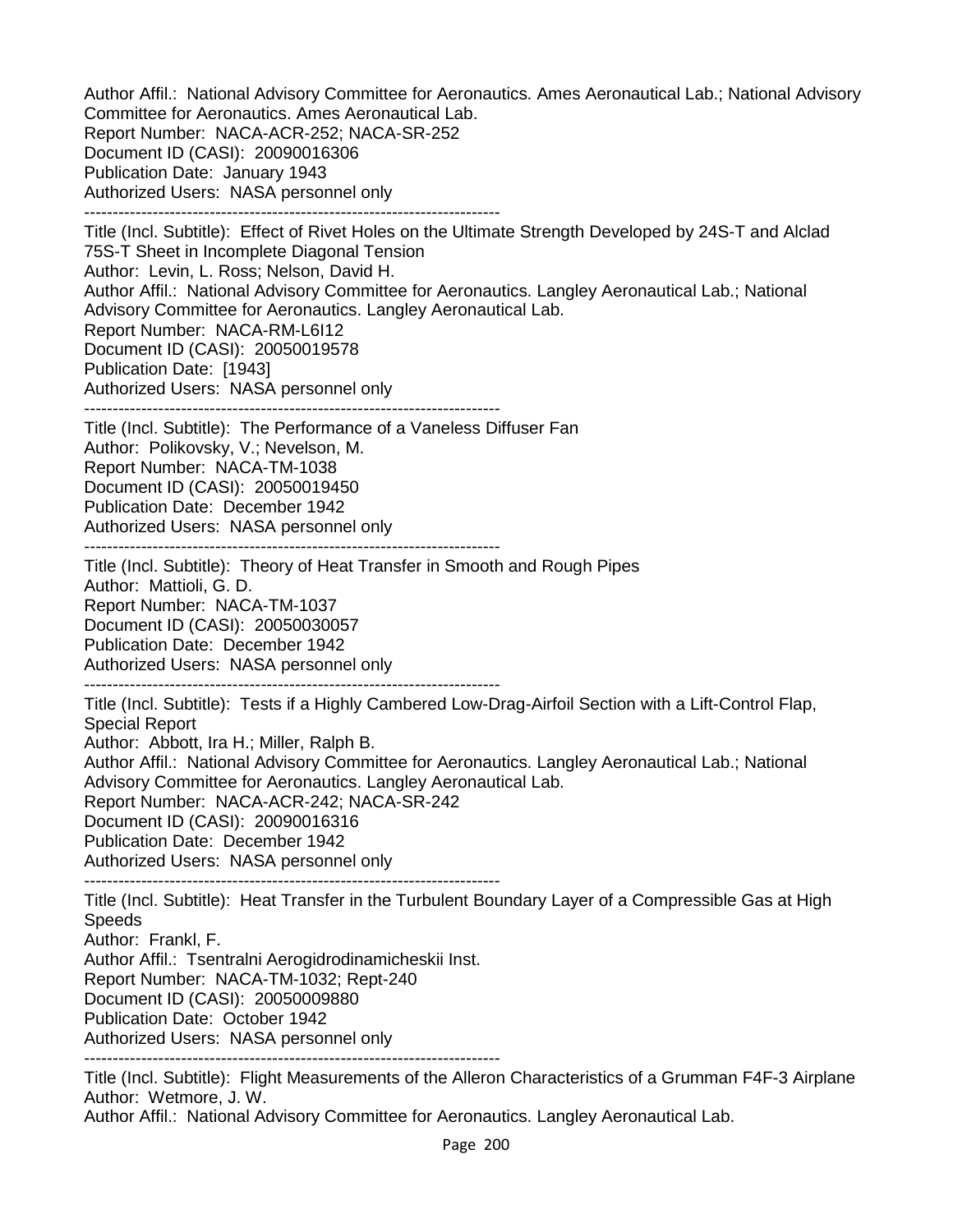Author Affil.: National Advisory Committee for Aeronautics. Ames Aeronautical Lab.; National Advisory Committee for Aeronautics. Ames Aeronautical Lab.
Report Number: NACA-ACR-252; NACA-SR-252
Document ID (CASI): 20090016306
Publication Date: January 1943
Authorized Users: NASA personnel only

---

Title (Incl. Subtitle): Effect of Rivet Holes on the Ultimate Strength Developed by 24S-T and Alclad 75S-T Sheet in Incomplete Diagonal Tension
Author: Levin, L. Ross; Nelson, David H.
Author Affil.: National Advisory Committee for Aeronautics. Langley Aeronautical Lab.; National Advisory Committee for Aeronautics. Langley Aeronautical Lab.
Report Number: NACA-RM-L6I12
Document ID (CASI): 20050019578
Publication Date: [1943]
Authorized Users: NASA personnel only

---

Title (Incl. Subtitle): The Performance of a Vaneless Diffuser Fan
Author: Polikovsky, V.; Nevelson, M.
Report Number: NACA-TM-1038
Document ID (CASI): 20050019450
Publication Date: December 1942
Authorized Users: NASA personnel only

---

Title (Incl. Subtitle): Theory of Heat Transfer in Smooth and Rough Pipes
Author: Mattioli, G. D.
Report Number: NACA-TM-1037
Document ID (CASI): 20050030057
Publication Date: December 1942
Authorized Users: NASA personnel only

---

Title (Incl. Subtitle): Tests if a Highly Cambered Low-Drag-Airfoil Section with a Lift-Control Flap, Special Report
Author: Abbott, Ira H.; Miller, Ralph B.
Author Affil.: National Advisory Committee for Aeronautics. Langley Aeronautical Lab.; National Advisory Committee for Aeronautics. Langley Aeronautical Lab.
Report Number: NACA-ACR-242; NACA-SR-242
Document ID (CASI): 20090016316
Publication Date: December 1942
Authorized Users: NASA personnel only

---

Title (Incl. Subtitle): Heat Transfer in the Turbulent Boundary Layer of a Compressible Gas at High Speeds
Author: Frankl, F.
Author Affil.: Tsentralni Aerogidrodinamicheskii Inst.
Report Number: NACA-TM-1032; Rept-240
Document ID (CASI): 20050009880
Publication Date: October 1942
Authorized Users: NASA personnel only

---

Title (Incl. Subtitle): Flight Measurements of the Alleron Characteristics of a Grumman F4F-3 Airplane
Author: Wetmore, J. W.
Author Affil.: National Advisory Committee for Aeronautics. Langley Aeronautical Lab.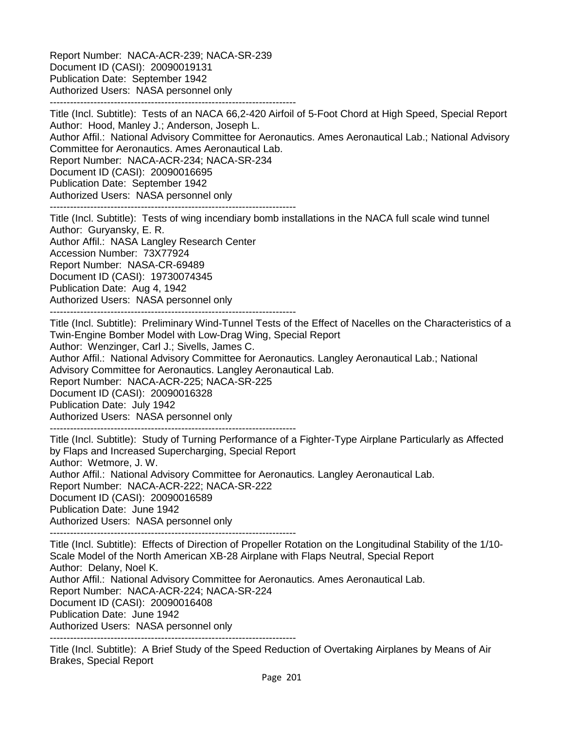Report Number: NACA-ACR-239; NACA-SR-239
Document ID (CASI): 20090019131
Publication Date: September 1942
Authorized Users: NASA personnel only

------------------------------------------------------------------------

Title (Incl. Subtitle): Tests of an NACA 66,2-420 Airfoil of 5-Foot Chord at High Speed, Special Report
Author: Hood, Manley J.; Anderson, Joseph L.
Author Affil.: National Advisory Committee for Aeronautics. Ames Aeronautical Lab.; National Advisory Committee for Aeronautics. Ames Aeronautical Lab.
Report Number: NACA-ACR-234; NACA-SR-234
Document ID (CASI): 20090016695
Publication Date: September 1942
Authorized Users: NASA personnel only

------------------------------------------------------------------------

Title (Incl. Subtitle): Tests of wing incendiary bomb installations in the NACA full scale wind tunnel
Author: Guryansky, E. R.
Author Affil.: NASA Langley Research Center
Accession Number: 73X77924
Report Number: NASA-CR-69489
Document ID (CASI): 19730074345
Publication Date: Aug 4, 1942
Authorized Users: NASA personnel only

------------------------------------------------------------------------

Title (Incl. Subtitle): Preliminary Wind-Tunnel Tests of the Effect of Nacelles on the Characteristics of a Twin-Engine Bomber Model with Low-Drag Wing, Special Report
Author: Wenzinger, Carl J.; Sivells, James C.
Author Affil.: National Advisory Committee for Aeronautics. Langley Aeronautical Lab.; National Advisory Committee for Aeronautics. Langley Aeronautical Lab.
Report Number: NACA-ACR-225; NACA-SR-225
Document ID (CASI): 20090016328
Publication Date: July 1942
Authorized Users: NASA personnel only

------------------------------------------------------------------------

Title (Incl. Subtitle): Study of Turning Performance of a Fighter-Type Airplane Particularly as Affected by Flaps and Increased Supercharging, Special Report
Author: Wetmore, J. W.
Author Affil.: National Advisory Committee for Aeronautics. Langley Aeronautical Lab.
Report Number: NACA-ACR-222; NACA-SR-222
Document ID (CASI): 20090016589
Publication Date: June 1942
Authorized Users: NASA personnel only

------------------------------------------------------------------------

Title (Incl. Subtitle): Effects of Direction of Propeller Rotation on the Longitudinal Stability of the 1/10-Scale Model of the North American XB-28 Airplane with Flaps Neutral, Special Report
Author: Delany, Noel K.
Author Affil.: National Advisory Committee for Aeronautics. Ames Aeronautical Lab.
Report Number: NACA-ACR-224; NACA-SR-224
Document ID (CASI): 20090016408
Publication Date: June 1942
Authorized Users: NASA personnel only

------------------------------------------------------------------------

Title (Incl. Subtitle): A Brief Study of the Speed Reduction of Overtaking Airplanes by Means of Air Brakes, Special Report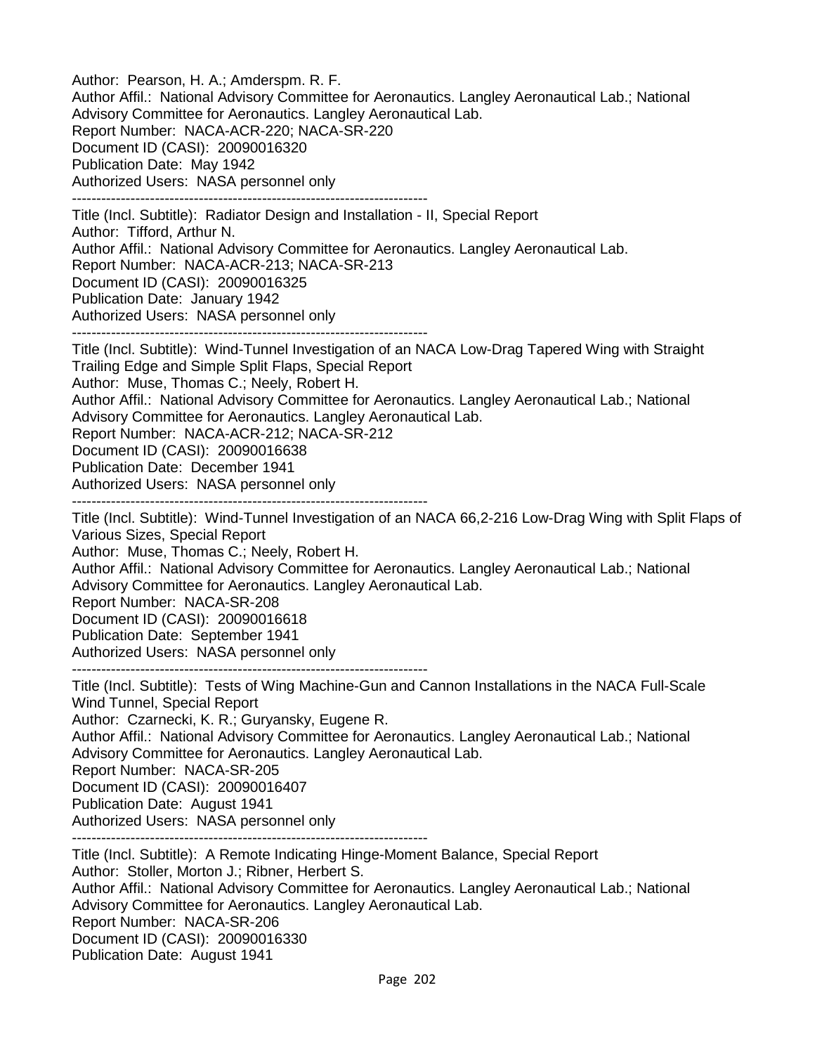Author: Pearson, H. A.; Amderspm. R. F.
Author Affil.: National Advisory Committee for Aeronautics. Langley Aeronautical Lab.; National Advisory Committee for Aeronautics. Langley Aeronautical Lab.
Report Number: NACA-ACR-220; NACA-SR-220
Document ID (CASI): 20090016320
Publication Date: May 1942
Authorized Users: NASA personnel only

-------------------------------------------------------------------------

Title (Incl. Subtitle): Radiator Design and Installation - II, Special Report
Author: Tifford, Arthur N.
Author Affil.: National Advisory Committee for Aeronautics. Langley Aeronautical Lab.
Report Number: NACA-ACR-213; NACA-SR-213
Document ID (CASI): 20090016325
Publication Date: January 1942
Authorized Users: NASA personnel only

-------------------------------------------------------------------------

Title (Incl. Subtitle): Wind-Tunnel Investigation of an NACA Low-Drag Tapered Wing with Straight Trailing Edge and Simple Split Flaps, Special Report
Author: Muse, Thomas C.; Neely, Robert H.
Author Affil.: National Advisory Committee for Aeronautics. Langley Aeronautical Lab.; National Advisory Committee for Aeronautics. Langley Aeronautical Lab.
Report Number: NACA-ACR-212; NACA-SR-212
Document ID (CASI): 20090016638
Publication Date: December 1941
Authorized Users: NASA personnel only

-------------------------------------------------------------------------

Title (Incl. Subtitle): Wind-Tunnel Investigation of an NACA 66,2-216 Low-Drag Wing with Split Flaps of Various Sizes, Special Report
Author: Muse, Thomas C.; Neely, Robert H.
Author Affil.: National Advisory Committee for Aeronautics. Langley Aeronautical Lab.; National Advisory Committee for Aeronautics. Langley Aeronautical Lab.
Report Number: NACA-SR-208
Document ID (CASI): 20090016618
Publication Date: September 1941
Authorized Users: NASA personnel only

-------------------------------------------------------------------------

Title (Incl. Subtitle): Tests of Wing Machine-Gun and Cannon Installations in the NACA Full-Scale Wind Tunnel, Special Report
Author: Czarnecki, K. R.; Guryansky, Eugene R.
Author Affil.: National Advisory Committee for Aeronautics. Langley Aeronautical Lab.; National Advisory Committee for Aeronautics. Langley Aeronautical Lab.
Report Number: NACA-SR-205
Document ID (CASI): 20090016407
Publication Date: August 1941
Authorized Users: NASA personnel only

-------------------------------------------------------------------------

Title (Incl. Subtitle): A Remote Indicating Hinge-Moment Balance, Special Report
Author: Stoller, Morton J.; Ribner, Herbert S.
Author Affil.: National Advisory Committee for Aeronautics. Langley Aeronautical Lab.; National Advisory Committee for Aeronautics. Langley Aeronautical Lab.
Report Number: NACA-SR-206
Document ID (CASI): 20090016330
Publication Date: August 1941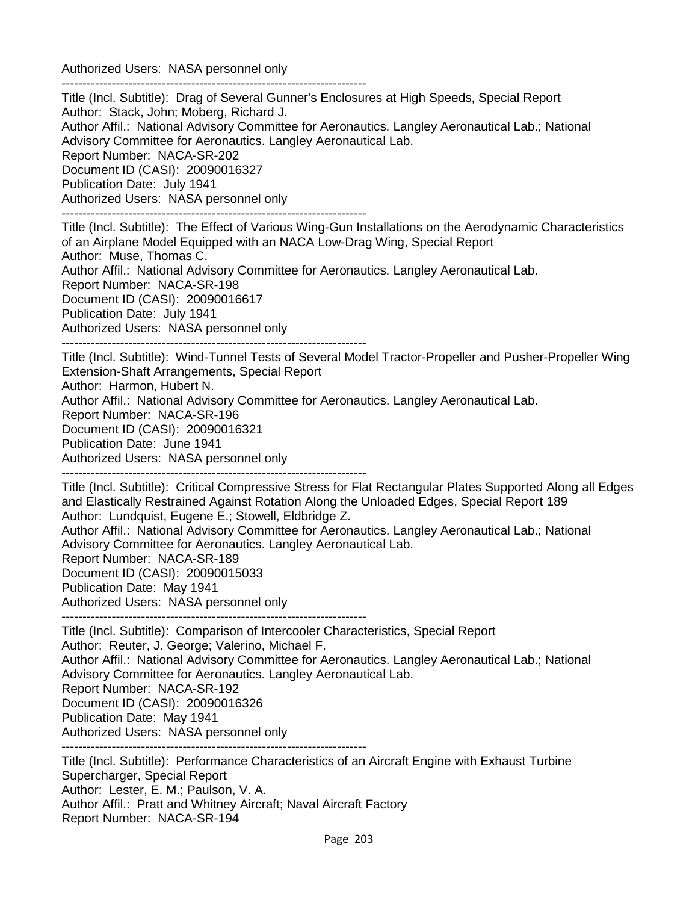Authorized Users: NASA personnel only

------------------------------------------------------------------------

Title (Incl. Subtitle): Drag of Several Gunner's Enclosures at High Speeds, Special Report
Author: Stack, John; Moberg, Richard J.
Author Affil.: National Advisory Committee for Aeronautics. Langley Aeronautical Lab.; National Advisory Committee for Aeronautics. Langley Aeronautical Lab.
Report Number: NACA-SR-202
Document ID (CASI): 20090016327
Publication Date: July 1941
Authorized Users: NASA personnel only

------------------------------------------------------------------------

Title (Incl. Subtitle): The Effect of Various Wing-Gun Installations on the Aerodynamic Characteristics of an Airplane Model Equipped with an NACA Low-Drag Wing, Special Report
Author: Muse, Thomas C.
Author Affil.: National Advisory Committee for Aeronautics. Langley Aeronautical Lab.
Report Number: NACA-SR-198
Document ID (CASI): 20090016617
Publication Date: July 1941
Authorized Users: NASA personnel only

------------------------------------------------------------------------

Title (Incl. Subtitle): Wind-Tunnel Tests of Several Model Tractor-Propeller and Pusher-Propeller Wing Extension-Shaft Arrangements, Special Report
Author: Harmon, Hubert N.
Author Affil.: National Advisory Committee for Aeronautics. Langley Aeronautical Lab.
Report Number: NACA-SR-196
Document ID (CASI): 20090016321
Publication Date: June 1941
Authorized Users: NASA personnel only

------------------------------------------------------------------------

Title (Incl. Subtitle): Critical Compressive Stress for Flat Rectangular Plates Supported Along all Edges and Elastically Restrained Against Rotation Along the Unloaded Edges, Special Report 189
Author: Lundquist, Eugene E.; Stowell, Eldbridge Z.
Author Affil.: National Advisory Committee for Aeronautics. Langley Aeronautical Lab.; National Advisory Committee for Aeronautics. Langley Aeronautical Lab.
Report Number: NACA-SR-189
Document ID (CASI): 20090015033
Publication Date: May 1941
Authorized Users: NASA personnel only

------------------------------------------------------------------------

Title (Incl. Subtitle): Comparison of Intercooler Characteristics, Special Report
Author: Reuter, J. George; Valerino, Michael F.
Author Affil.: National Advisory Committee for Aeronautics. Langley Aeronautical Lab.; National Advisory Committee for Aeronautics. Langley Aeronautical Lab.
Report Number: NACA-SR-192
Document ID (CASI): 20090016326
Publication Date: May 1941
Authorized Users: NASA personnel only

------------------------------------------------------------------------

Title (Incl. Subtitle): Performance Characteristics of an Aircraft Engine with Exhaust Turbine Supercharger, Special Report
Author: Lester, E. M.; Paulson, V. A.
Author Affil.: Pratt and Whitney Aircraft; Naval Aircraft Factory
Report Number: NACA-SR-194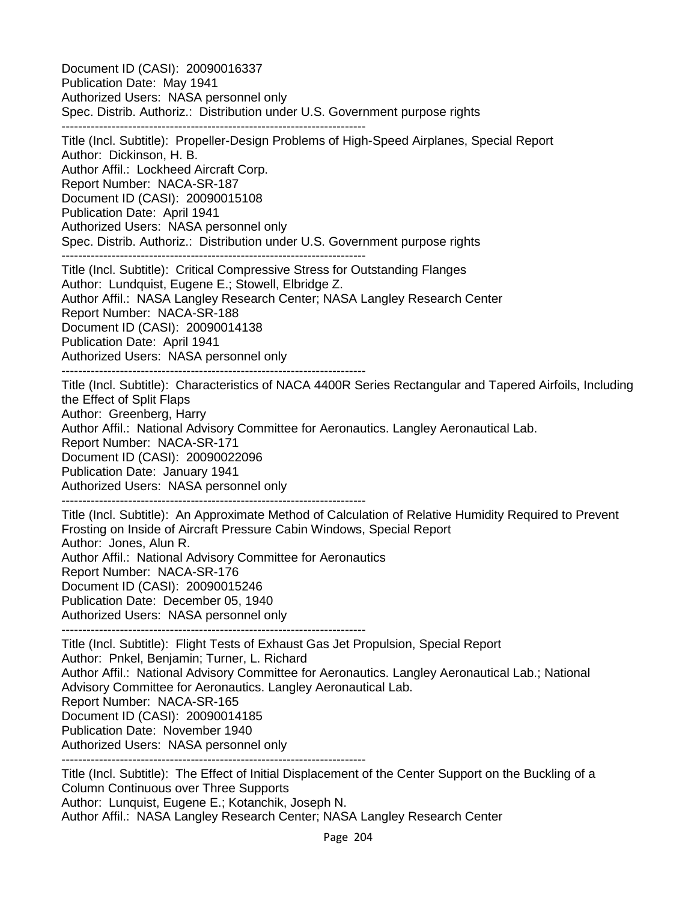Document ID (CASI): 20090016337
Publication Date: May 1941
Authorized Users: NASA personnel only
Spec. Distrib. Authoriz.: Distribution under U.S. Government purpose rights

------------------------------------------------------------------------

Title (Incl. Subtitle): Propeller-Design Problems of High-Speed Airplanes, Special Report
Author: Dickinson, H. B.
Author Affil.: Lockheed Aircraft Corp.
Report Number: NACA-SR-187
Document ID (CASI): 20090015108
Publication Date: April 1941
Authorized Users: NASA personnel only
Spec. Distrib. Authoriz.: Distribution under U.S. Government purpose rights

------------------------------------------------------------------------

Title (Incl. Subtitle): Critical Compressive Stress for Outstanding Flanges
Author: Lundquist, Eugene E.; Stowell, Elbridge Z.
Author Affil.: NASA Langley Research Center; NASA Langley Research Center
Report Number: NACA-SR-188
Document ID (CASI): 20090014138
Publication Date: April 1941
Authorized Users: NASA personnel only

------------------------------------------------------------------------

Title (Incl. Subtitle): Characteristics of NACA 4400R Series Rectangular and Tapered Airfoils, Including the Effect of Split Flaps
Author: Greenberg, Harry
Author Affil.: National Advisory Committee for Aeronautics. Langley Aeronautical Lab.
Report Number: NACA-SR-171
Document ID (CASI): 20090022096
Publication Date: January 1941
Authorized Users: NASA personnel only

------------------------------------------------------------------------

Title (Incl. Subtitle): An Approximate Method of Calculation of Relative Humidity Required to Prevent Frosting on Inside of Aircraft Pressure Cabin Windows, Special Report
Author: Jones, Alun R.
Author Affil.: National Advisory Committee for Aeronautics
Report Number: NACA-SR-176
Document ID (CASI): 20090015246
Publication Date: December 05, 1940
Authorized Users: NASA personnel only

------------------------------------------------------------------------

Title (Incl. Subtitle): Flight Tests of Exhaust Gas Jet Propulsion, Special Report
Author: Pnkel, Benjamin; Turner, L. Richard
Author Affil.: National Advisory Committee for Aeronautics. Langley Aeronautical Lab.; National Advisory Committee for Aeronautics. Langley Aeronautical Lab.
Report Number: NACA-SR-165
Document ID (CASI): 20090014185
Publication Date: November 1940
Authorized Users: NASA personnel only

------------------------------------------------------------------------

Title (Incl. Subtitle): The Effect of Initial Displacement of the Center Support on the Buckling of a Column Continuous over Three Supports
Author: Lunquist, Eugene E.; Kotanchik, Joseph N.
Author Affil.: NASA Langley Research Center; NASA Langley Research Center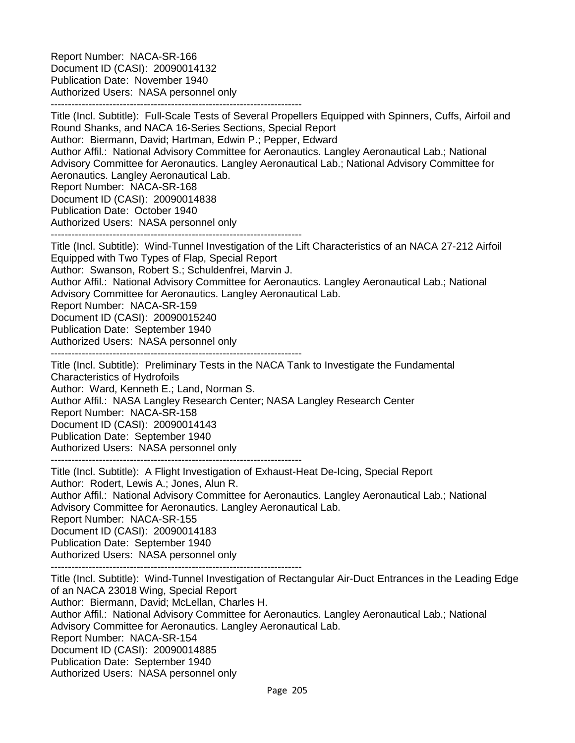Report Number: NACA-SR-166
Document ID (CASI): 20090014132
Publication Date: November 1940
Authorized Users: NASA personnel only

--------------------------------------------------------------------------

Title (Incl. Subtitle): Full-Scale Tests of Several Propellers Equipped with Spinners, Cuffs, Airfoil and Round Shanks, and NACA 16-Series Sections, Special Report
Author: Biermann, David; Hartman, Edwin P.; Pepper, Edward
Author Affil.: National Advisory Committee for Aeronautics. Langley Aeronautical Lab.; National Advisory Committee for Aeronautics. Langley Aeronautical Lab.; National Advisory Committee for Aeronautics. Langley Aeronautical Lab.
Report Number: NACA-SR-168
Document ID (CASI): 20090014838
Publication Date: October 1940
Authorized Users: NASA personnel only

--------------------------------------------------------------------------

Title (Incl. Subtitle): Wind-Tunnel Investigation of the Lift Characteristics of an NACA 27-212 Airfoil Equipped with Two Types of Flap, Special Report
Author: Swanson, Robert S.; Schuldenfrei, Marvin J.
Author Affil.: National Advisory Committee for Aeronautics. Langley Aeronautical Lab.; National Advisory Committee for Aeronautics. Langley Aeronautical Lab.
Report Number: NACA-SR-159
Document ID (CASI): 20090015240
Publication Date: September 1940
Authorized Users: NASA personnel only

--------------------------------------------------------------------------

Title (Incl. Subtitle): Preliminary Tests in the NACA Tank to Investigate the Fundamental Characteristics of Hydrofoils
Author: Ward, Kenneth E.; Land, Norman S.
Author Affil.: NASA Langley Research Center; NASA Langley Research Center
Report Number: NACA-SR-158
Document ID (CASI): 20090014143
Publication Date: September 1940
Authorized Users: NASA personnel only

--------------------------------------------------------------------------

Title (Incl. Subtitle): A Flight Investigation of Exhaust-Heat De-Icing, Special Report
Author: Rodert, Lewis A.; Jones, Alun R.
Author Affil.: National Advisory Committee for Aeronautics. Langley Aeronautical Lab.; National Advisory Committee for Aeronautics. Langley Aeronautical Lab.
Report Number: NACA-SR-155
Document ID (CASI): 20090014183
Publication Date: September 1940
Authorized Users: NASA personnel only

--------------------------------------------------------------------------

Title (Incl. Subtitle): Wind-Tunnel Investigation of Rectangular Air-Duct Entrances in the Leading Edge of an NACA 23018 Wing, Special Report
Author: Biermann, David; McLellan, Charles H.
Author Affil.: National Advisory Committee for Aeronautics. Langley Aeronautical Lab.; National Advisory Committee for Aeronautics. Langley Aeronautical Lab.
Report Number: NACA-SR-154
Document ID (CASI): 20090014885
Publication Date: September 1940
Authorized Users: NASA personnel only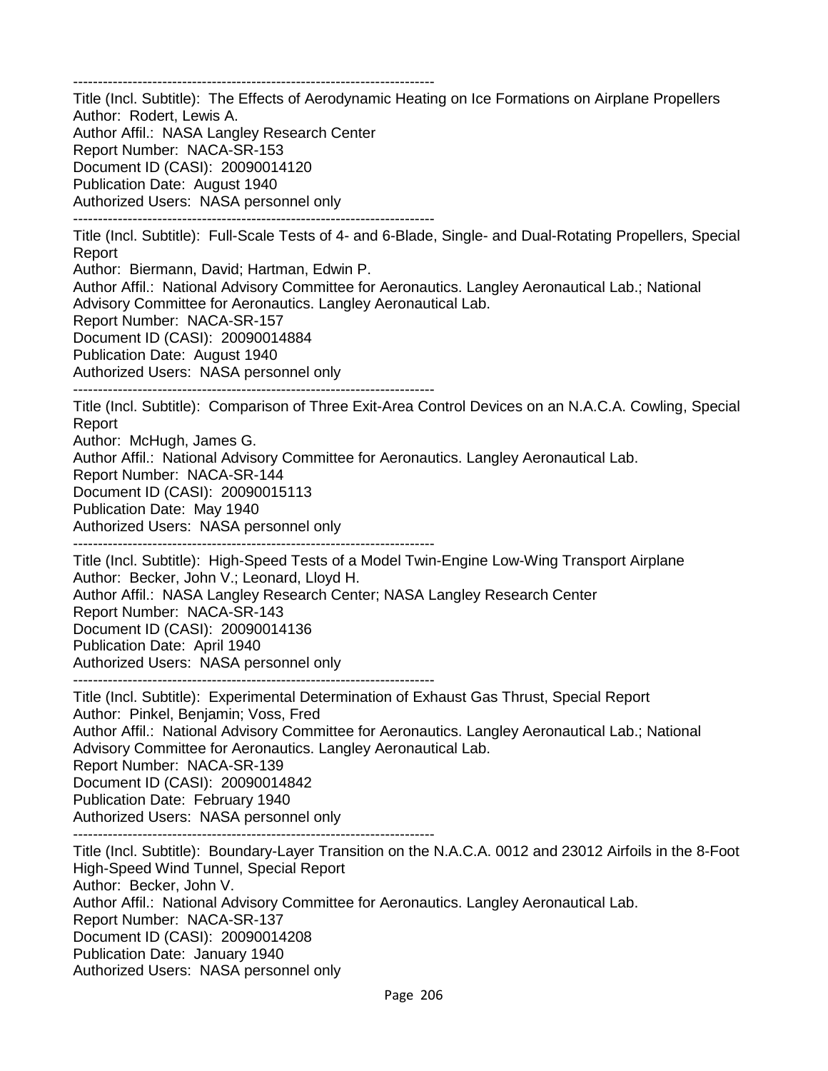------------------------------------------------------------------------
Title (Incl. Subtitle): The Effects of Aerodynamic Heating on Ice Formations on Airplane Propellers
Author: Rodert, Lewis A.
Author Affil.: NASA Langley Research Center
Report Number: NACA-SR-153
Document ID (CASI): 20090014120
Publication Date: August 1940
Authorized Users: NASA personnel only
------------------------------------------------------------------------
Title (Incl. Subtitle): Full-Scale Tests of 4- and 6-Blade, Single- and Dual-Rotating Propellers, Special Report
Author: Biermann, David; Hartman, Edwin P.
Author Affil.: National Advisory Committee for Aeronautics. Langley Aeronautical Lab.; National Advisory Committee for Aeronautics. Langley Aeronautical Lab.
Report Number: NACA-SR-157
Document ID (CASI): 20090014884
Publication Date: August 1940
Authorized Users: NASA personnel only
------------------------------------------------------------------------
Title (Incl. Subtitle): Comparison of Three Exit-Area Control Devices on an N.A.C.A. Cowling, Special Report
Author: McHugh, James G.
Author Affil.: National Advisory Committee for Aeronautics. Langley Aeronautical Lab.
Report Number: NACA-SR-144
Document ID (CASI): 20090015113
Publication Date: May 1940
Authorized Users: NASA personnel only
------------------------------------------------------------------------
Title (Incl. Subtitle): High-Speed Tests of a Model Twin-Engine Low-Wing Transport Airplane
Author: Becker, John V.; Leonard, Lloyd H.
Author Affil.: NASA Langley Research Center; NASA Langley Research Center
Report Number: NACA-SR-143
Document ID (CASI): 20090014136
Publication Date: April 1940
Authorized Users: NASA personnel only
------------------------------------------------------------------------
Title (Incl. Subtitle): Experimental Determination of Exhaust Gas Thrust, Special Report
Author: Pinkel, Benjamin; Voss, Fred
Author Affil.: National Advisory Committee for Aeronautics. Langley Aeronautical Lab.; National Advisory Committee for Aeronautics. Langley Aeronautical Lab.
Report Number: NACA-SR-139
Document ID (CASI): 20090014842
Publication Date: February 1940
Authorized Users: NASA personnel only
------------------------------------------------------------------------
Title (Incl. Subtitle): Boundary-Layer Transition on the N.A.C.A. 0012 and 23012 Airfoils in the 8-Foot High-Speed Wind Tunnel, Special Report
Author: Becker, John V.
Author Affil.: National Advisory Committee for Aeronautics. Langley Aeronautical Lab.
Report Number: NACA-SR-137
Document ID (CASI): 20090014208
Publication Date: January 1940
Authorized Users: NASA personnel only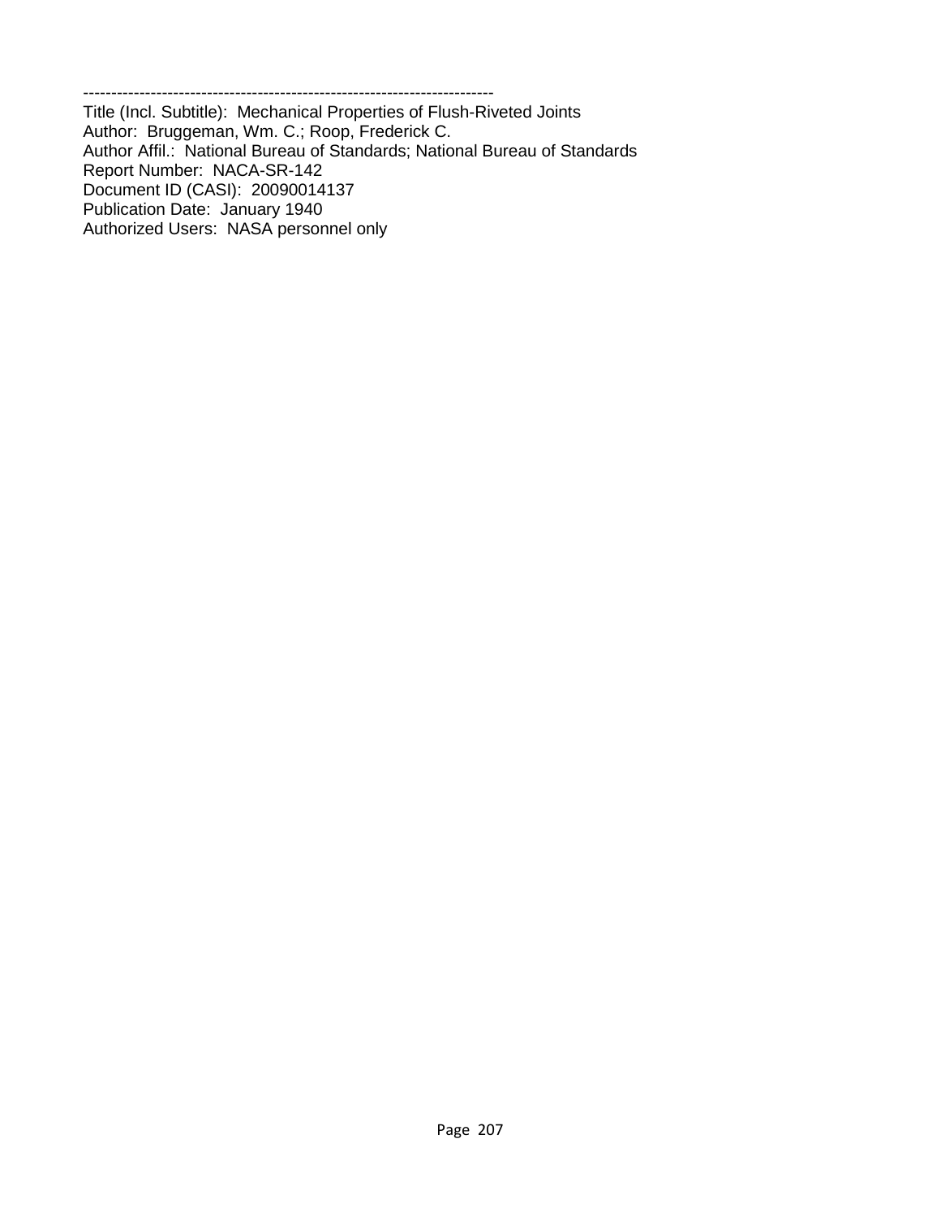--------------------------------------------------------------------------
Title (Incl. Subtitle): Mechanical Properties of Flush-Riveted Joints
Author: Bruggeman, Wm. C.; Roop, Frederick C.
Author Affil.: National Bureau of Standards; National Bureau of Standards
Report Number: NACA-SR-142
Document ID (CASI): 20090014137
Publication Date: January 1940
Authorized Users: NASA personnel only